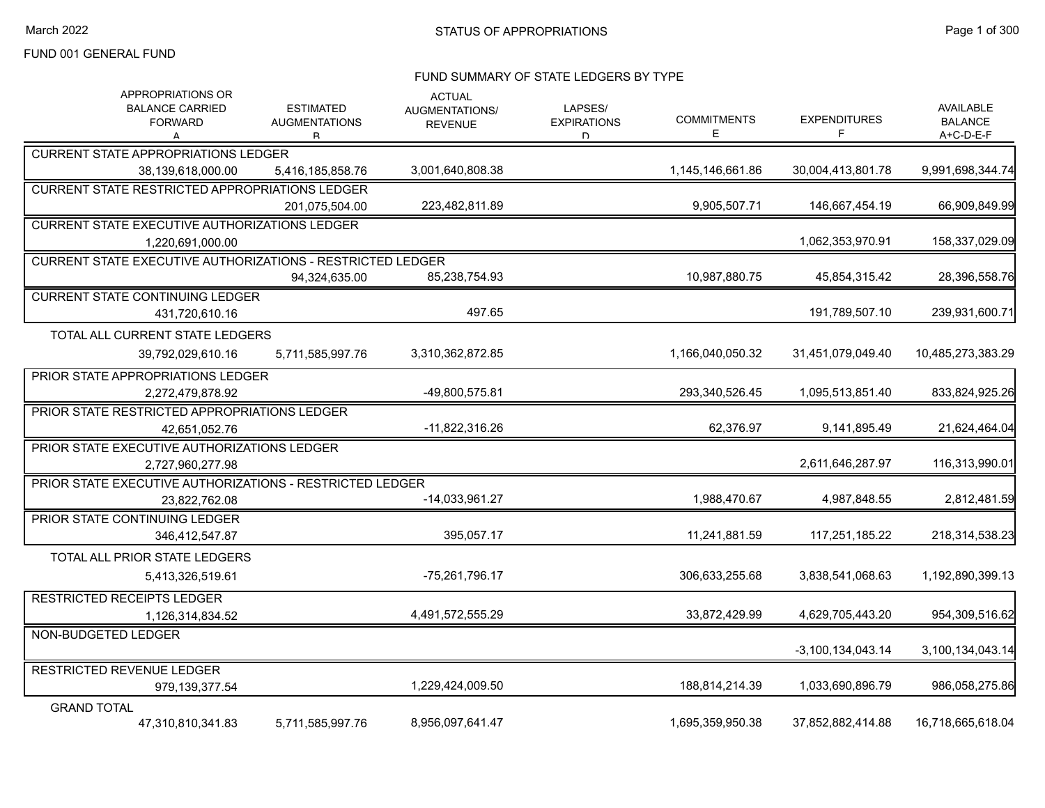# STATUS OF APPROPRIATIONS

FUND 001 GENERAL FUND

## FUND SUMMARY OF STATE LEDGERS BY TYPE

| | APPROPRIATIONS OR BALANCE CARRIED FORWARD A | ESTIMATED AUGMENTATIONS B | ACTUAL AUGMENTATIONS/ REVENUE | LAPSES/ EXPIRATIONS D | COMMITMENTS E | EXPENDITURES F | AVAILABLE BALANCE A+C-D-E-F |
|---|---|---|---|---|---|---|---|
| CURRENT STATE APPROPRIATIONS LEDGER | 38,139,618,000.00 | 5,416,185,858.76 | 3,001,640,808.38 | | 1,145,146,661.86 | 30,004,413,801.78 | 9,991,698,344.74 |
| CURRENT STATE RESTRICTED APPROPRIATIONS LEDGER | | 201,075,504.00 | 223,482,811.89 | | 9,905,507.71 | 146,667,454.19 | 66,909,849.99 |
| CURRENT STATE EXECUTIVE AUTHORIZATIONS LEDGER | 1,220,691,000.00 | | | | | 1,062,353,970.91 | 158,337,029.09 |
| CURRENT STATE EXECUTIVE AUTHORIZATIONS - RESTRICTED LEDGER | | 94,324,635.00 | 85,238,754.93 | | 10,987,880.75 | 45,854,315.42 | 28,396,558.76 |
| CURRENT STATE CONTINUING LEDGER | 431,720,610.16 | | 497.65 | | | 191,789,507.10 | 239,931,600.71 |
| TOTAL ALL CURRENT STATE LEDGERS | 39,792,029,610.16 | 5,711,585,997.76 | 3,310,362,872.85 | | 1,166,040,050.32 | 31,451,079,049.40 | 10,485,273,383.29 |
| PRIOR STATE APPROPRIATIONS LEDGER | 2,272,479,878.92 | | -49,800,575.81 | | 293,340,526.45 | 1,095,513,851.40 | 833,824,925.26 |
| PRIOR STATE RESTRICTED APPROPRIATIONS LEDGER | 42,651,052.76 | | -11,822,316.26 | | 62,376.97 | 9,141,895.49 | 21,624,464.04 |
| PRIOR STATE EXECUTIVE AUTHORIZATIONS LEDGER | 2,727,960,277.98 | | | | | 2,611,646,287.97 | 116,313,990.01 |
| PRIOR STATE EXECUTIVE AUTHORIZATIONS - RESTRICTED LEDGER | 23,822,762.08 | | -14,033,961.27 | | 1,988,470.67 | 4,987,848.55 | 2,812,481.59 |
| PRIOR STATE CONTINUING LEDGER | 346,412,547.87 | | 395,057.17 | | 11,241,881.59 | 117,251,185.22 | 218,314,538.23 |
| TOTAL ALL PRIOR STATE LEDGERS | 5,413,326,519.61 | | -75,261,796.17 | | 306,633,255.68 | 3,838,541,068.63 | 1,192,890,399.13 |
| RESTRICTED RECEIPTS LEDGER | 1,126,314,834.52 | | 4,491,572,555.29 | | 33,872,429.99 | 4,629,705,443.20 | 954,309,516.62 |
| NON-BUDGETED LEDGER | | | | | | -3,100,134,043.14 | 3,100,134,043.14 |
| RESTRICTED REVENUE LEDGER | 979,139,377.54 | | 1,229,424,009.50 | | 188,814,214.39 | 1,033,690,896.79 | 986,058,275.86 |
| GRAND TOTAL | 47,310,810,341.83 | 5,711,585,997.76 | 8,956,097,641.47 | | 1,695,359,950.38 | 37,852,882,414.88 | 16,718,665,618.04 |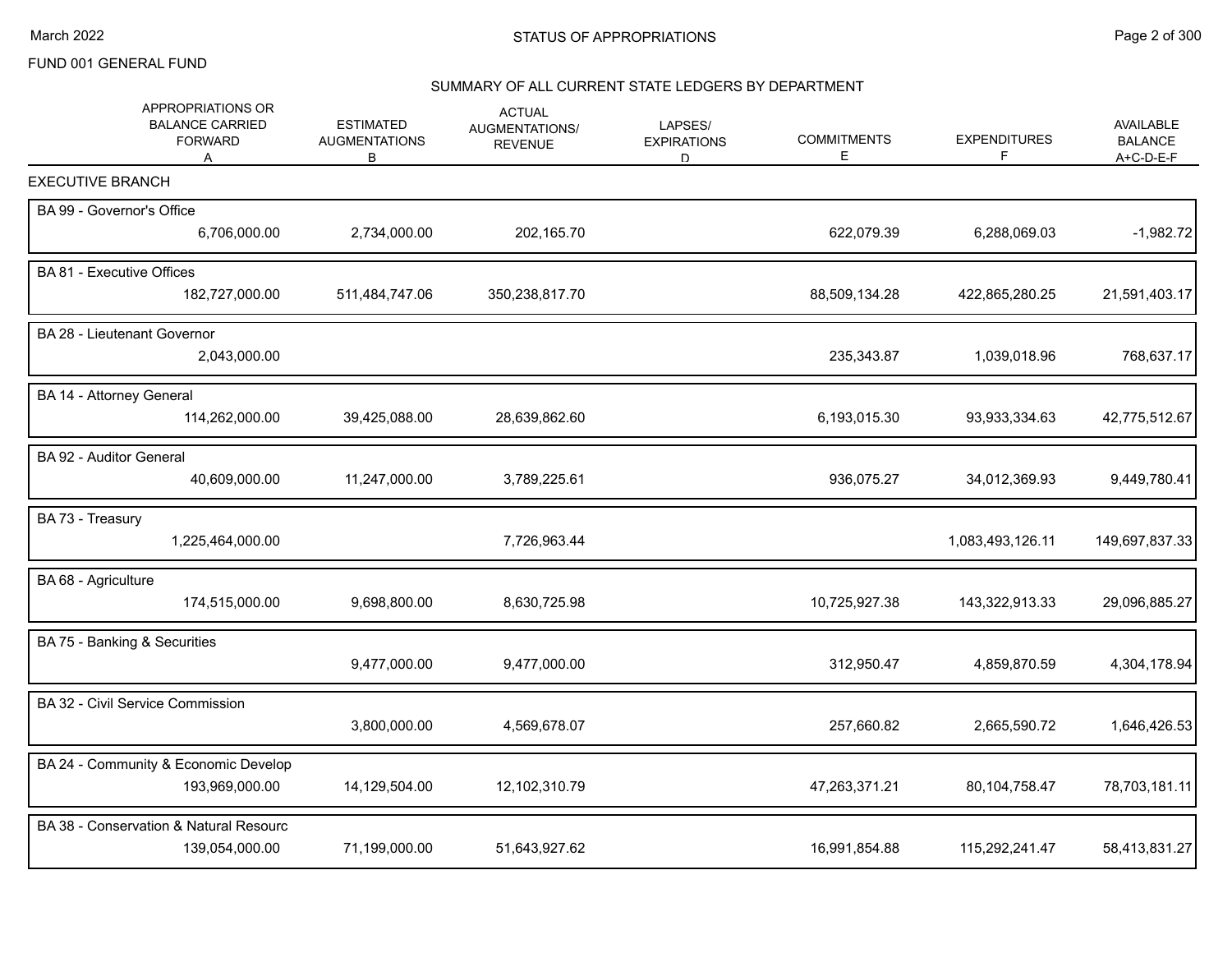FUND 001 GENERAL FUND

## STATUS OF APPROPRIATIONS

### SUMMARY OF ALL CURRENT STATE LEDGERS BY DEPARTMENT

| | APPROPRIATIONS OR BALANCE CARRIED FORWARD A | ESTIMATED AUGMENTATIONS B | ACTUAL AUGMENTATIONS/ REVENUE | LAPSES/ EXPIRATIONS D | COMMITMENTS E | EXPENDITURES F | AVAILABLE BALANCE A+C-D-E-F |
|---|---|---|---|---|---|---|---|
| **EXECUTIVE BRANCH** | | | | | | | |
| BA 99 - Governor's Office | 6,706,000.00 | 2,734,000.00 | 202,165.70 | | 622,079.39 | 6,288,069.03 | -1,982.72 |
| BA 81 - Executive Offices | 182,727,000.00 | 511,484,747.06 | 350,238,817.70 | | 88,509,134.28 | 422,865,280.25 | 21,591,403.17 |
| BA 28 - Lieutenant Governor | 2,043,000.00 | | | | 235,343.87 | 1,039,018.96 | 768,637.17 |
| BA 14 - Attorney General | 114,262,000.00 | 39,425,088.00 | 28,639,862.60 | | 6,193,015.30 | 93,933,334.63 | 42,775,512.67 |
| BA 92 - Auditor General | 40,609,000.00 | 11,247,000.00 | 3,789,225.61 | | 936,075.27 | 34,012,369.93 | 9,449,780.41 |
| BA 73 - Treasury | 1,225,464,000.00 | | 7,726,963.44 | | | 1,083,493,126.11 | 149,697,837.33 |
| BA 68 - Agriculture | 174,515,000.00 | 9,698,800.00 | 8,630,725.98 | | 10,725,927.38 | 143,322,913.33 | 29,096,885.27 |
| BA 75 - Banking & Securities | | 9,477,000.00 | 9,477,000.00 | | 312,950.47 | 4,859,870.59 | 4,304,178.94 |
| BA 32 - Civil Service Commission | | 3,800,000.00 | 4,569,678.07 | | 257,660.82 | 2,665,590.72 | 1,646,426.53 |
| BA 24 - Community & Economic Develop | 193,969,000.00 | 14,129,504.00 | 12,102,310.79 | | 47,263,371.21 | 80,104,758.47 | 78,703,181.11 |
| BA 38 - Conservation & Natural Resourc | 139,054,000.00 | 71,199,000.00 | 51,643,927.62 | | 16,991,854.88 | 115,292,241.47 | 58,413,831.27 |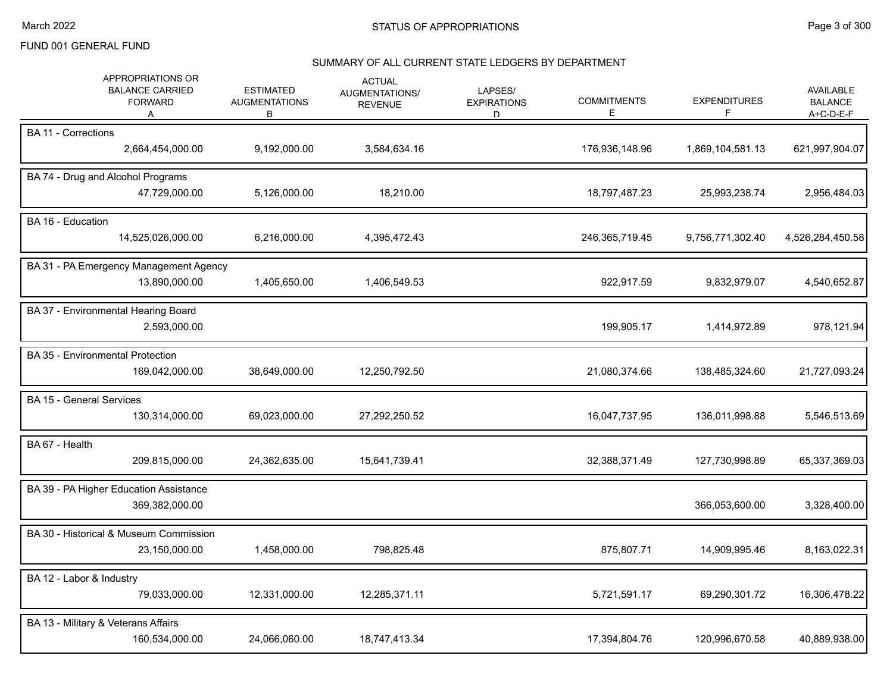FUND 001 GENERAL FUND

# STATUS OF APPROPRIATIONS

## SUMMARY OF ALL CURRENT STATE LEDGERS BY DEPARTMENT

| | APPROPRIATIONS OR BALANCE CARRIED FORWARD A | ESTIMATED AUGMENTATIONS B | ACTUAL AUGMENTATIONS/ REVENUE | LAPSES/ EXPIRATIONS D | COMMITMENTS E | EXPENDITURES F | AVAILABLE BALANCE A+C-D-E-F |
|---|---|---|---|---|---|---|---|
| BA 11 - Corrections | 2,664,454,000.00 | 9,192,000.00 | 3,584,634.16 | | 176,936,148.96 | 1,869,104,581.13 | 621,997,904.07 |
| BA 74 - Drug and Alcohol Programs | 47,729,000.00 | 5,126,000.00 | 18,210.00 | | 18,797,487.23 | 25,993,238.74 | 2,956,484.03 |
| BA 16 - Education | 14,525,026,000.00 | 6,216,000.00 | 4,395,472.43 | | 246,365,719.45 | 9,756,771,302.40 | 4,526,284,450.58 |
| BA 31 - PA Emergency Management Agency | 13,890,000.00 | 1,405,650.00 | 1,406,549.53 | | 922,917.59 | 9,832,979.07 | 4,540,652.87 |
| BA 37 - Environmental Hearing Board | 2,593,000.00 | | | | 199,905.17 | 1,414,972.89 | 978,121.94 |
| BA 35 - Environmental Protection | 169,042,000.00 | 38,649,000.00 | 12,250,792.50 | | 21,080,374.66 | 138,485,324.60 | 21,727,093.24 |
| BA 15 - General Services | 130,314,000.00 | 69,023,000.00 | 27,292,250.52 | | 16,047,737.95 | 136,011,998.88 | 5,546,513.69 |
| BA 67 - Health | 209,815,000.00 | 24,362,635.00 | 15,641,739.41 | | 32,388,371.49 | 127,730,998.89 | 65,337,369.03 |
| BA 39 - PA Higher Education Assistance | 369,382,000.00 | | | | | 366,053,600.00 | 3,328,400.00 |
| BA 30 - Historical & Museum Commission | 23,150,000.00 | 1,458,000.00 | 798,825.48 | | 875,807.71 | 14,909,995.46 | 8,163,022.31 |
| BA 12 - Labor & Industry | 79,033,000.00 | 12,331,000.00 | 12,285,371.11 | | 5,721,591.17 | 69,290,301.72 | 16,306,478.22 |
| BA 13 - Military & Veterans Affairs | 160,534,000.00 | 24,066,060.00 | 18,747,413.34 | | 17,394,804.76 | 120,996,670.58 | 40,889,938.00 |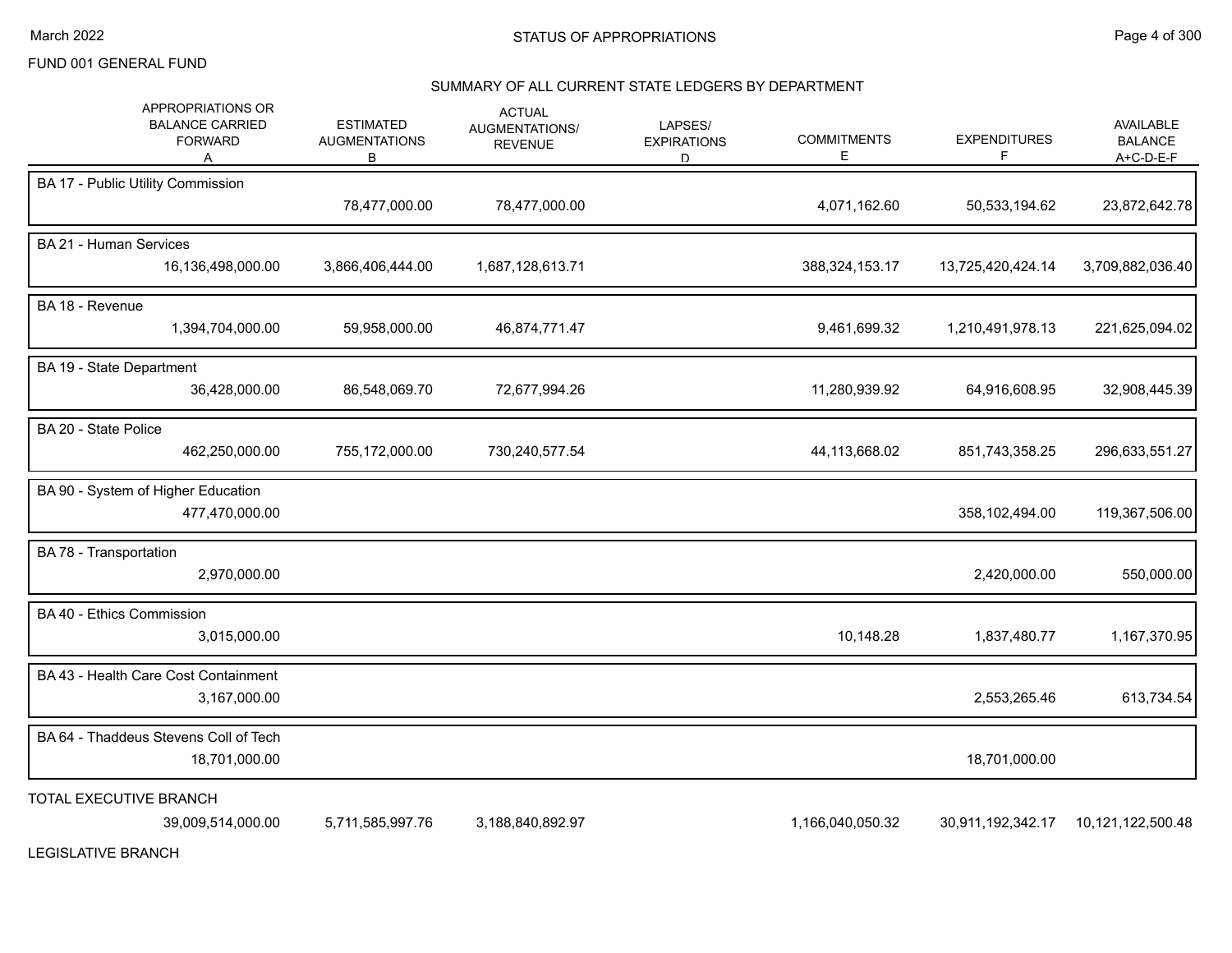FUND 001 GENERAL FUND

## SUMMARY OF ALL CURRENT STATE LEDGERS BY DEPARTMENT

| | APPROPRIATIONS OR BALANCE CARRIED FORWARD A | ESTIMATED AUGMENTATIONS B | ACTUAL AUGMENTATIONS/ REVENUE | LAPSES/ EXPIRATIONS D | COMMITMENTS E | EXPENDITURES F | AVAILABLE BALANCE A+C-D-E-F |
|---|---|---|---|---|---|---|---|
| BA 17 - Public Utility Commission | | 78,477,000.00 | 78,477,000.00 | | 4,071,162.60 | 50,533,194.62 | 23,872,642.78 |
| BA 21 - Human Services | 16,136,498,000.00 | 3,866,406,444.00 | 1,687,128,613.71 | | 388,324,153.17 | 13,725,420,424.14 | 3,709,882,036.40 |
| BA 18 - Revenue | 1,394,704,000.00 | 59,958,000.00 | 46,874,771.47 | | 9,461,699.32 | 1,210,491,978.13 | 221,625,094.02 |
| BA 19 - State Department | 36,428,000.00 | 86,548,069.70 | 72,677,994.26 | | 11,280,939.92 | 64,916,608.95 | 32,908,445.39 |
| BA 20 - State Police | 462,250,000.00 | 755,172,000.00 | 730,240,577.54 | | 44,113,668.02 | 851,743,358.25 | 296,633,551.27 |
| BA 90 - System of Higher Education | 477,470,000.00 | | | | | 358,102,494.00 | 119,367,506.00 |
| BA 78 - Transportation | 2,970,000.00 | | | | | 2,420,000.00 | 550,000.00 |
| BA 40 - Ethics Commission | 3,015,000.00 | | | | 10,148.28 | 1,837,480.77 | 1,167,370.95 |
| BA 43 - Health Care Cost Containment | 3,167,000.00 | | | | | 2,553,265.46 | 613,734.54 |
| BA 64 - Thaddeus Stevens Coll of Tech | 18,701,000.00 | | | | | 18,701,000.00 | |
| TOTAL EXECUTIVE BRANCH | 39,009,514,000.00 | 5,711,585,997.76 | 3,188,840,892.97 | | 1,166,040,050.32 | 30,911,192,342.17 | 10,121,122,500.48 |

LEGISLATIVE BRANCH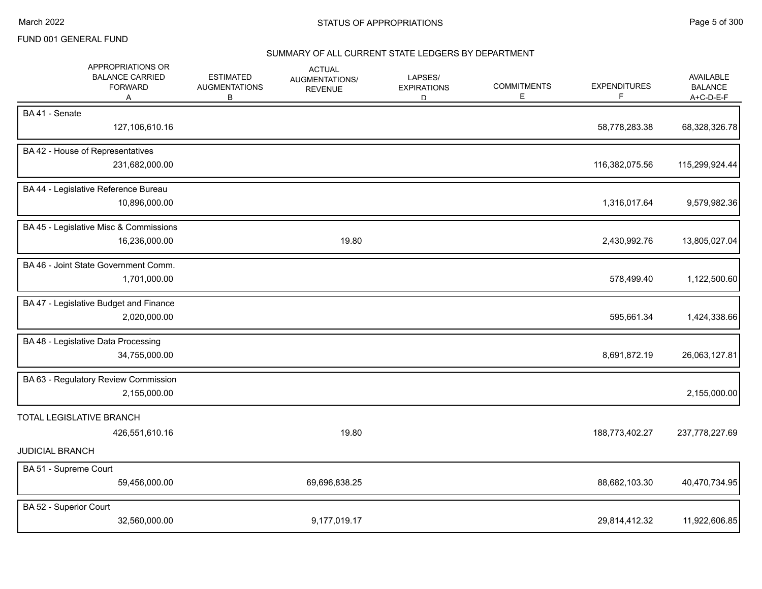FUND 001 GENERAL FUND

STATUS OF APPROPRIATIONS

SUMMARY OF ALL CURRENT STATE LEDGERS BY DEPARTMENT

| | APPROPRIATIONS OR BALANCE CARRIED FORWARD A | ESTIMATED AUGMENTATIONS B | ACTUAL AUGMENTATIONS/ REVENUE | LAPSES/ EXPIRATIONS D | COMMITMENTS E | EXPENDITURES F | AVAILABLE BALANCE A+C-D-E-F |
|---|---|---|---|---|---|---|---|
| BA 41 - Senate | 127,106,610.16 | | | | | 58,778,283.38 | 68,328,326.78 |
| BA 42 - House of Representatives | 231,682,000.00 | | | | | 116,382,075.56 | 115,299,924.44 |
| BA 44 - Legislative Reference Bureau | 10,896,000.00 | | | | | 1,316,017.64 | 9,579,982.36 |
| BA 45 - Legislative Misc & Commissions | 16,236,000.00 | | 19.80 | | | 2,430,992.76 | 13,805,027.04 |
| BA 46 - Joint State Government Comm. | 1,701,000.00 | | | | | 578,499.40 | 1,122,500.60 |
| BA 47 - Legislative Budget and Finance | 2,020,000.00 | | | | | 595,661.34 | 1,424,338.66 |
| BA 48 - Legislative Data Processing | 34,755,000.00 | | | | | 8,691,872.19 | 26,063,127.81 |
| BA 63 - Regulatory Review Commission | 2,155,000.00 | | | | | | 2,155,000.00 |
| TOTAL LEGISLATIVE BRANCH | 426,551,610.16 | | 19.80 | | | 188,773,402.27 | 237,778,227.69 |
| **JUDICIAL BRANCH** | | | | | | | |
| BA 51 - Supreme Court | 59,456,000.00 | | 69,696,838.25 | | | 88,682,103.30 | 40,470,734.95 |
| BA 52 - Superior Court | 32,560,000.00 | | 9,177,019.17 | | | 29,814,412.32 | 11,922,606.85 |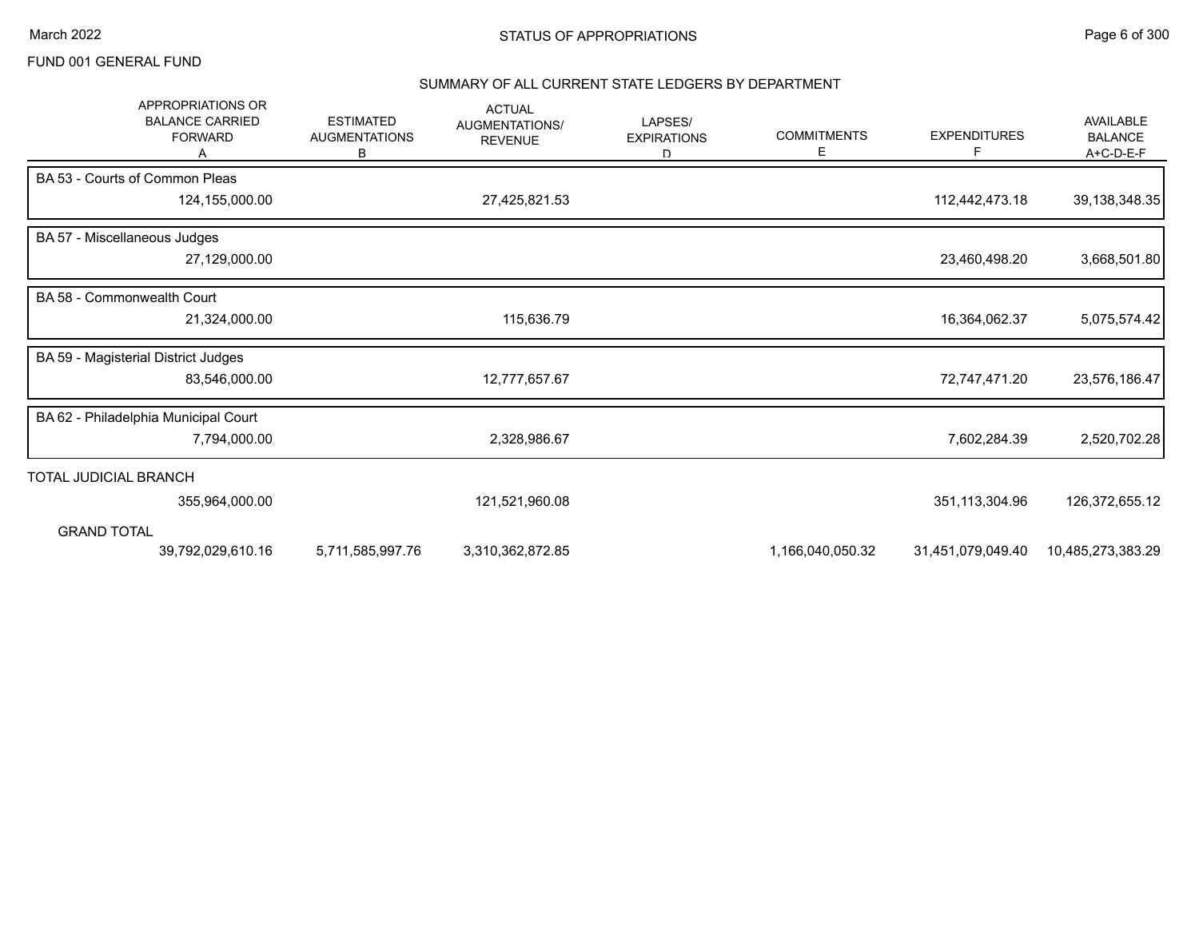FUND 001 GENERAL FUND

## SUMMARY OF ALL CURRENT STATE LEDGERS BY DEPARTMENT

| | APPROPRIATIONS OR BALANCE CARRIED FORWARD A | ESTIMATED AUGMENTATIONS B | ACTUAL AUGMENTATIONS/ REVENUE | LAPSES/ EXPIRATIONS D | COMMITMENTS E | EXPENDITURES F | AVAILABLE BALANCE A+C-D-E-F |
|---|---|---|---|---|---|---|---|
| BA 53 - Courts of Common Pleas | | | | | | | |
| | 124,155,000.00 | | 27,425,821.53 | | | 112,442,473.18 | 39,138,348.35 |
| BA 57 - Miscellaneous Judges | | | | | | | |
| | 27,129,000.00 | | | | | 23,460,498.20 | 3,668,501.80 |
| BA 58 - Commonwealth Court | | | | | | | |
| | 21,324,000.00 | | 115,636.79 | | | 16,364,062.37 | 5,075,574.42 |
| BA 59 - Magisterial District Judges | | | | | | | |
| | 83,546,000.00 | | 12,777,657.67 | | | 72,747,471.20 | 23,576,186.47 |
| BA 62 - Philadelphia Municipal Court | | | | | | | |
| | 7,794,000.00 | | 2,328,986.67 | | | 7,602,284.39 | 2,520,702.28 |
| TOTAL JUDICIAL BRANCH | | | | | | | |
| | 355,964,000.00 | | 121,521,960.08 | | | 351,113,304.96 | 126,372,655.12 |
| GRAND TOTAL | | | | | | | |
| | 39,792,029,610.16 | 5,711,585,997.76 | 3,310,362,872.85 | | 1,166,040,050.32 | 31,451,079,049.40 | 10,485,273,383.29 |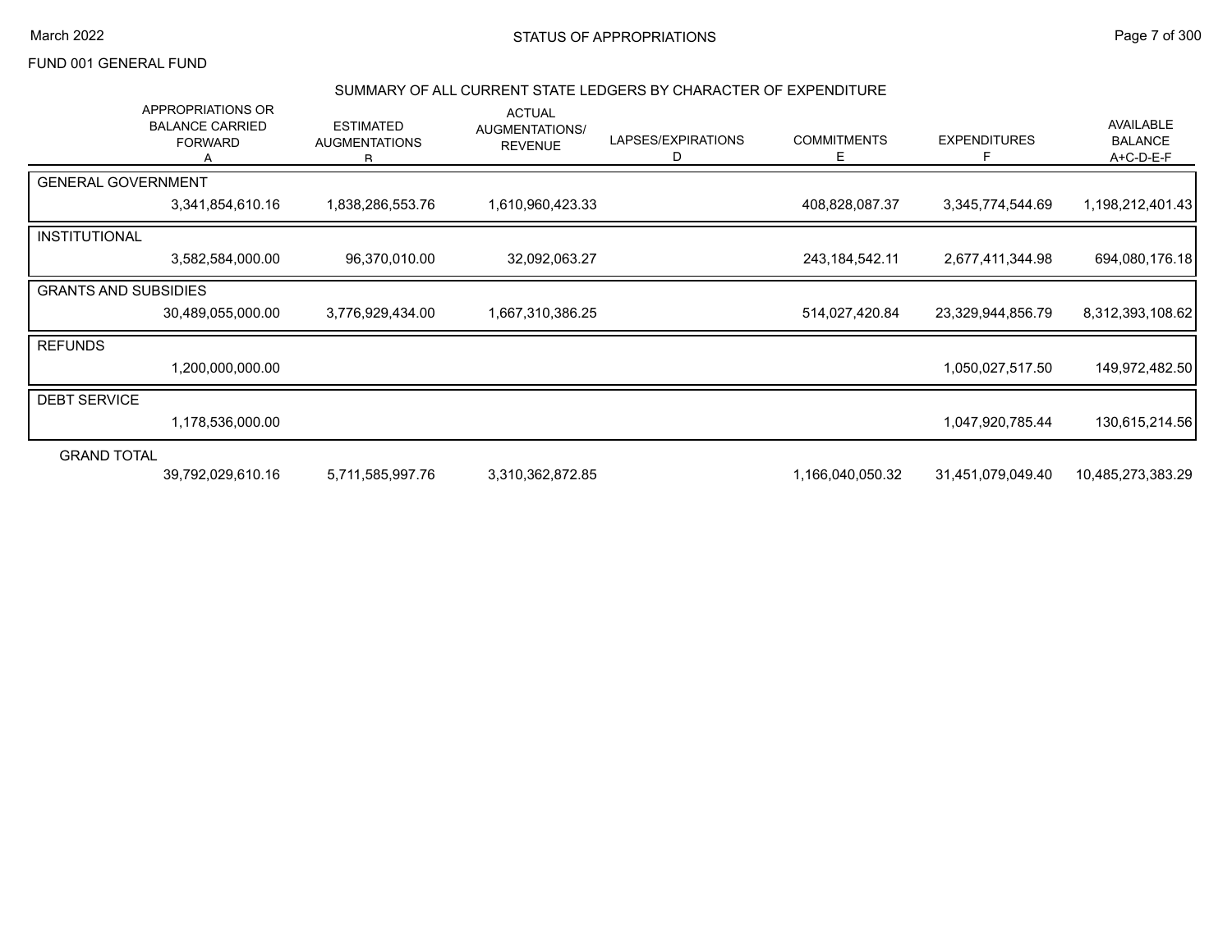STATUS OF APPROPRIATIONS

March 2022

FUND 001 GENERAL FUND

## SUMMARY OF ALL CURRENT STATE LEDGERS BY CHARACTER OF EXPENDITURE

| | APPROPRIATIONS OR BALANCE CARRIED FORWARD A | ESTIMATED AUGMENTATIONS B | ACTUAL AUGMENTATIONS/ REVENUE | LAPSES/EXPIRATIONS D | COMMITMENTS E | EXPENDITURES F | AVAILABLE BALANCE A+C-D-E-F |
|---|---|---|---|---|---|---|---|
| GENERAL GOVERNMENT | 3,341,854,610.16 | 1,838,286,553.76 | 1,610,960,423.33 | | 408,828,087.37 | 3,345,774,544.69 | 1,198,212,401.43 |
| INSTITUTIONAL | 3,582,584,000.00 | 96,370,010.00 | 32,092,063.27 | | 243,184,542.11 | 2,677,411,344.98 | 694,080,176.18 |
| GRANTS AND SUBSIDIES | 30,489,055,000.00 | 3,776,929,434.00 | 1,667,310,386.25 | | 514,027,420.84 | 23,329,944,856.79 | 8,312,393,108.62 |
| REFUNDS | 1,200,000,000.00 | | | | | 1,050,027,517.50 | 149,972,482.50 |
| DEBT SERVICE | 1,178,536,000.00 | | | | | 1,047,920,785.44 | 130,615,214.56 |
| GRAND TOTAL | 39,792,029,610.16 | 5,711,585,997.76 | 3,310,362,872.85 | | 1,166,040,050.32 | 31,451,079,049.40 | 10,485,273,383.29 |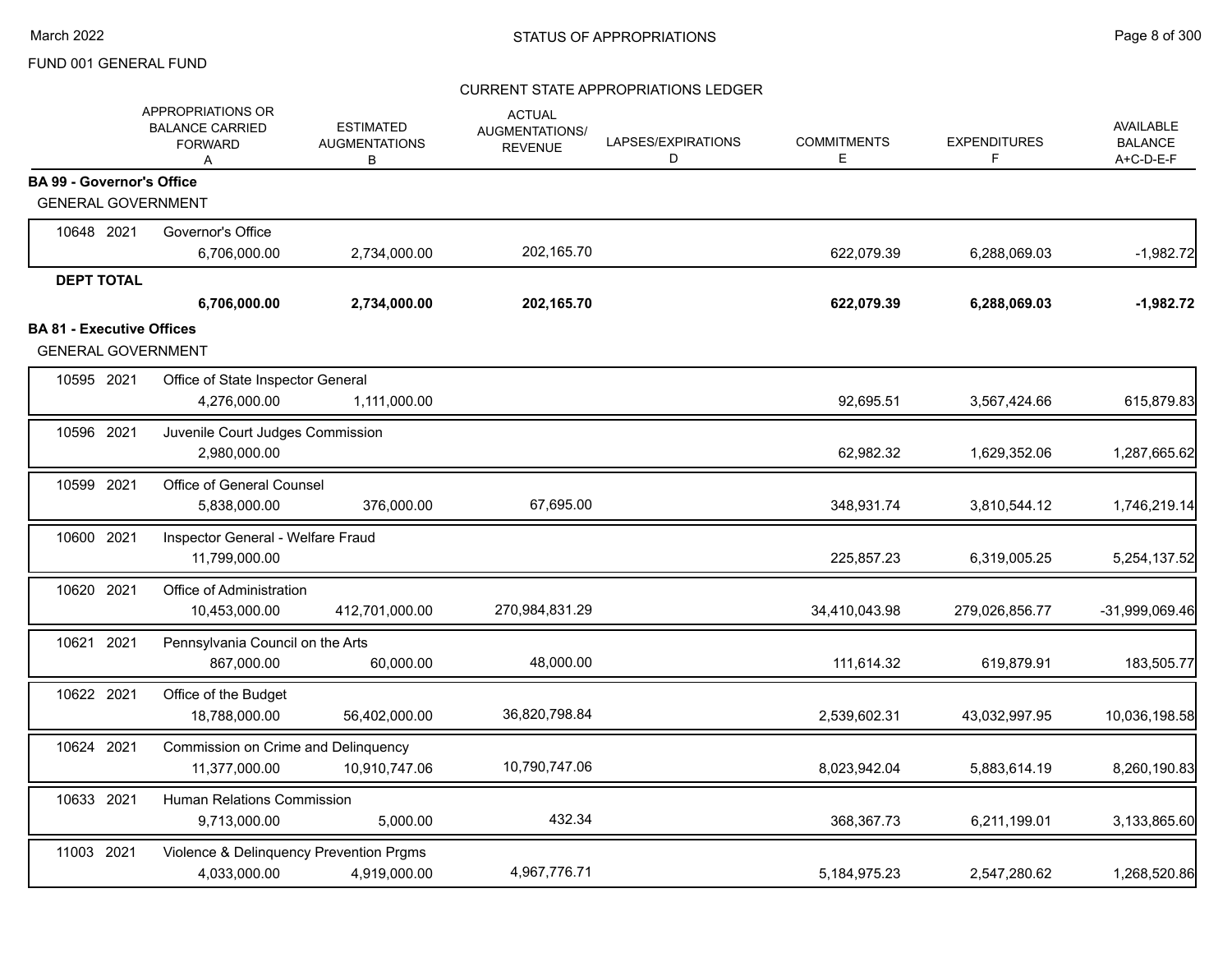FUND 001 GENERAL FUND

## STATUS OF APPROPRIATIONS

### CURRENT STATE APPROPRIATIONS LEDGER

| | APPROPRIATIONS OR BALANCE CARRIED FORWARD A | ESTIMATED AUGMENTATIONS B | ACTUAL AUGMENTATIONS/ REVENUE | LAPSES/EXPIRATIONS D | COMMITMENTS E | EXPENDITURES F | AVAILABLE BALANCE A+C-D-E-F |
|---|---|---|---|---|---|---|---|
| **BA 99 - Governor's Office** | | | | | | | |
| GENERAL GOVERNMENT | | | | | | | |
| 10648 2021 Governor's Office | 6,706,000.00 | 2,734,000.00 | 202,165.70 | | 622,079.39 | 6,288,069.03 | -1,982.72 |
| **DEPT TOTAL** | **6,706,000.00** | **2,734,000.00** | **202,165.70** | | **622,079.39** | **6,288,069.03** | **-1,982.72** |
| **BA 81 - Executive Offices** | | | | | | | |
| GENERAL GOVERNMENT | | | | | | | |
| 10595 2021 Office of State Inspector General | 4,276,000.00 | 1,111,000.00 | | | 92,695.51 | 3,567,424.66 | 615,879.83 |
| 10596 2021 Juvenile Court Judges Commission | 2,980,000.00 | | | | 62,982.32 | 1,629,352.06 | 1,287,665.62 |
| 10599 2021 Office of General Counsel | 5,838,000.00 | 376,000.00 | 67,695.00 | | 348,931.74 | 3,810,544.12 | 1,746,219.14 |
| 10600 2021 Inspector General - Welfare Fraud | 11,799,000.00 | | | | 225,857.23 | 6,319,005.25 | 5,254,137.52 |
| 10620 2021 Office of Administration | 10,453,000.00 | 412,701,000.00 | 270,984,831.29 | | 34,410,043.98 | 279,026,856.77 | -31,999,069.46 |
| 10621 2021 Pennsylvania Council on the Arts | 867,000.00 | 60,000.00 | 48,000.00 | | 111,614.32 | 619,879.91 | 183,505.77 |
| 10622 2021 Office of the Budget | 18,788,000.00 | 56,402,000.00 | 36,820,798.84 | | 2,539,602.31 | 43,032,997.95 | 10,036,198.58 |
| 10624 2021 Commission on Crime and Delinquency | 11,377,000.00 | 10,910,747.06 | 10,790,747.06 | | 8,023,942.04 | 5,883,614.19 | 8,260,190.83 |
| 10633 2021 Human Relations Commission | 9,713,000.00 | 5,000.00 | 432.34 | | 368,367.73 | 6,211,199.01 | 3,133,865.60 |
| 11003 2021 Violence & Delinquency Prevention Prgms | 4,033,000.00 | 4,919,000.00 | 4,967,776.71 | | 5,184,975.23 | 2,547,280.62 | 1,268,520.86 |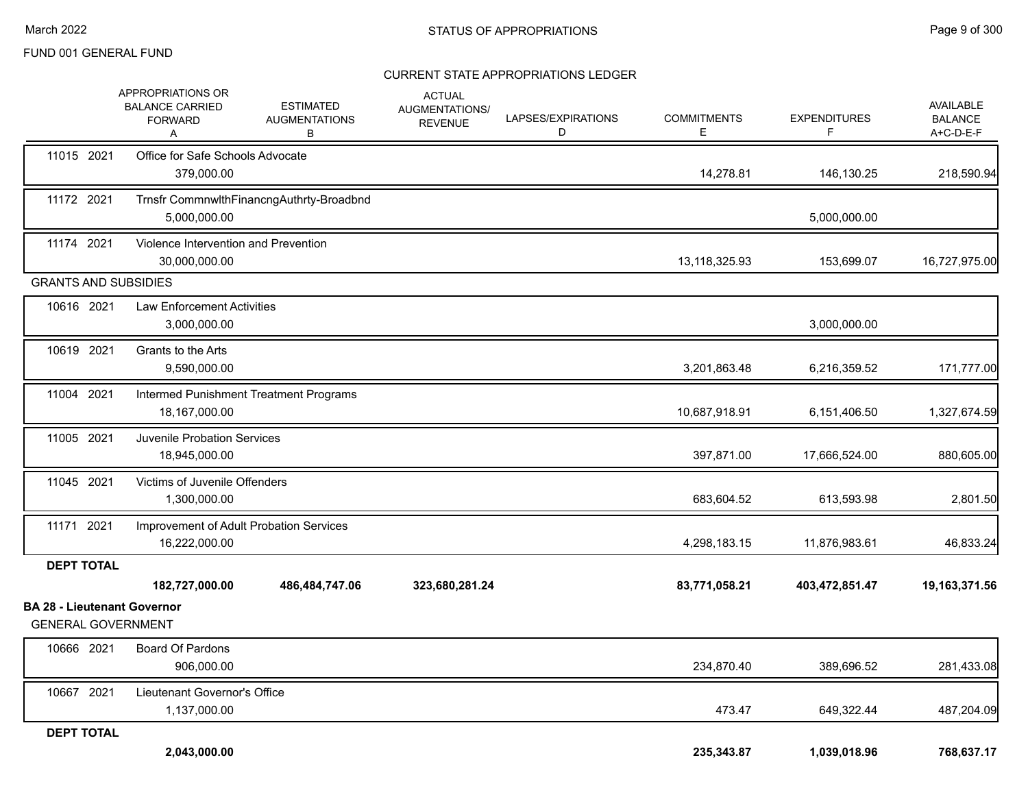FUND 001 GENERAL FUND

CURRENT STATE APPROPRIATIONS LEDGER

| | APPROPRIATIONS OR BALANCE CARRIED FORWARD A | ESTIMATED AUGMENTATIONS B | ACTUAL AUGMENTATIONS/ REVENUE | LAPSES/EXPIRATIONS D | COMMITMENTS E | EXPENDITURES F | AVAILABLE BALANCE A+C-D-E-F |
|---|---|---|---|---|---|---|---|
| 11015 2021 Office for Safe Schools Advocate | 379,000.00 | | | | 14,278.81 | 146,130.25 | 218,590.94 |
| 11172 2021 Trnsfr CommnwlthFinancngAuthrty-Broadbnd | 5,000,000.00 | | | | | 5,000,000.00 | |
| 11174 2021 Violence Intervention and Prevention | 30,000,000.00 | | | | 13,118,325.93 | 153,699.07 | 16,727,975.00 |
| **GRANTS AND SUBSIDIES** | | | | | | | |
| 10616 2021 Law Enforcement Activities | 3,000,000.00 | | | | | 3,000,000.00 | |
| 10619 2021 Grants to the Arts | 9,590,000.00 | | | | 3,201,863.48 | 6,216,359.52 | 171,777.00 |
| 11004 2021 Intermed Punishment Treatment Programs | 18,167,000.00 | | | | 10,687,918.91 | 6,151,406.50 | 1,327,674.59 |
| 11005 2021 Juvenile Probation Services | 18,945,000.00 | | | | 397,871.00 | 17,666,524.00 | 880,605.00 |
| 11045 2021 Victims of Juvenile Offenders | 1,300,000.00 | | | | 683,604.52 | 613,593.98 | 2,801.50 |
| 11171 2021 Improvement of Adult Probation Services | 16,222,000.00 | | | | 4,298,183.15 | 11,876,983.61 | 46,833.24 |
| **DEPT TOTAL** | **182,727,000.00** | **486,484,747.06** | **323,680,281.24** | | **83,771,058.21** | **403,472,851.47** | **19,163,371.56** |

**BA 28 - Lieutenant Governor**

GENERAL GOVERNMENT

| | APPROPRIATIONS OR BALANCE CARRIED FORWARD A | ESTIMATED AUGMENTATIONS B | ACTUAL AUGMENTATIONS/ REVENUE | LAPSES/EXPIRATIONS D | COMMITMENTS E | EXPENDITURES F | AVAILABLE BALANCE A+C-D-E-F |
|---|---|---|---|---|---|---|---|
| 10666 2021 Board Of Pardons | 906,000.00 | | | | 234,870.40 | 389,696.52 | 281,433.08 |
| 10667 2021 Lieutenant Governor's Office | 1,137,000.00 | | | | 473.47 | 649,322.44 | 487,204.09 |
| **DEPT TOTAL** | **2,043,000.00** | | | | **235,343.87** | **1,039,018.96** | **768,637.17** |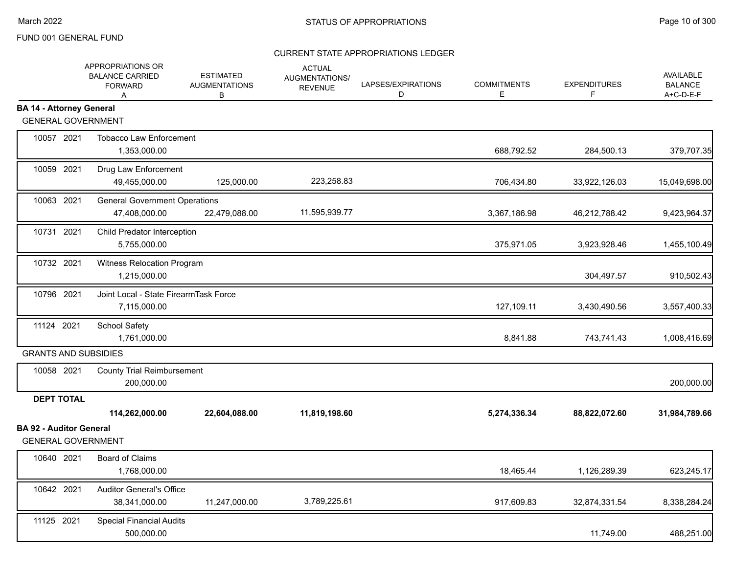FUND 001 GENERAL FUND

STATUS OF APPROPRIATIONS

March 2022

CURRENT STATE APPROPRIATIONS LEDGER

| | | APPROPRIATIONS OR BALANCE CARRIED FORWARD A | ESTIMATED AUGMENTATIONS B | ACTUAL AUGMENTATIONS/ REVENUE | LAPSES/EXPIRATIONS D | COMMITMENTS E | EXPENDITURES F | AVAILABLE BALANCE A+C-D-E-F |
|---|---|---|---|---|---|---|---|---|
| **BA 14 - Attorney General** | | | | | | | | |
| GENERAL GOVERNMENT | | | | | | | | |
| 10057 2021 | Tobacco Law Enforcement | 1,353,000.00 | | | | 688,792.52 | 284,500.13 | 379,707.35 |
| 10059 2021 | Drug Law Enforcement | 49,455,000.00 | 125,000.00 | 223,258.83 | | 706,434.80 | 33,922,126.03 | 15,049,698.00 |
| 10063 2021 | General Government Operations | 47,408,000.00 | 22,479,088.00 | 11,595,939.77 | | 3,367,186.98 | 46,212,788.42 | 9,423,964.37 |
| 10731 2021 | Child Predator Interception | 5,755,000.00 | | | | 375,971.05 | 3,923,928.46 | 1,455,100.49 |
| 10732 2021 | Witness Relocation Program | 1,215,000.00 | | | | | 304,497.57 | 910,502.43 |
| 10796 2021 | Joint Local - State FirearmTask Force | 7,115,000.00 | | | | 127,109.11 | 3,430,490.56 | 3,557,400.33 |
| 11124 2021 | School Safety | 1,761,000.00 | | | | 8,841.88 | 743,741.43 | 1,008,416.69 |
| GRANTS AND SUBSIDIES | | | | | | | | |
| 10058 2021 | County Trial Reimbursement | 200,000.00 | | | | | | 200,000.00 |
| **DEPT TOTAL** | | **114,262,000.00** | **22,604,088.00** | **11,819,198.60** | | **5,274,336.34** | **88,822,072.60** | **31,984,789.66** |
| **BA 92 - Auditor General** | | | | | | | | |
| GENERAL GOVERNMENT | | | | | | | | |
| 10640 2021 | Board of Claims | 1,768,000.00 | | | | 18,465.44 | 1,126,289.39 | 623,245.17 |
| 10642 2021 | Auditor General's Office | 38,341,000.00 | 11,247,000.00 | 3,789,225.61 | | 917,609.83 | 32,874,331.54 | 8,338,284.24 |
| 11125 2021 | Special Financial Audits | 500,000.00 | | | | | 11,749.00 | 488,251.00 |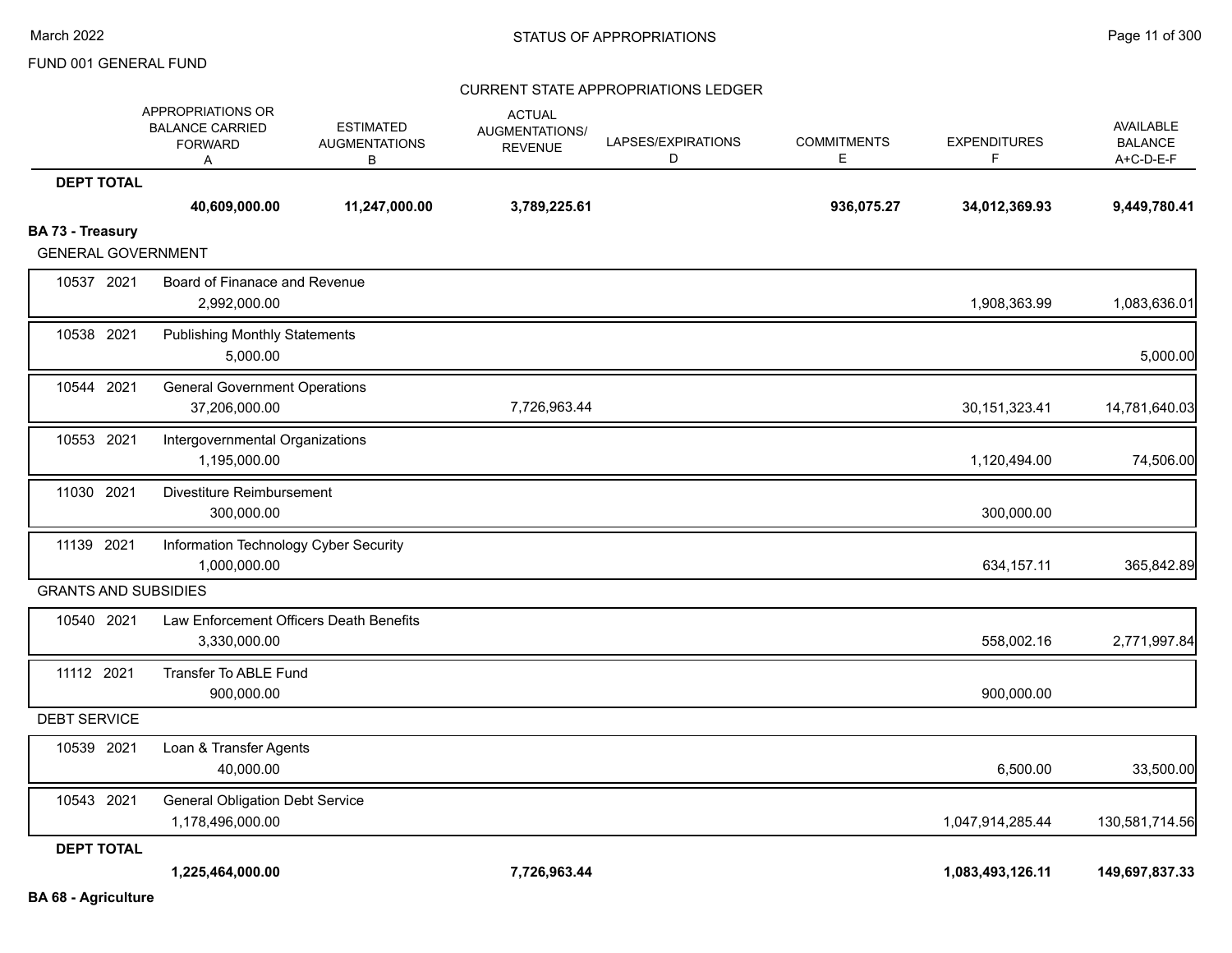FUND 001 GENERAL FUND

CURRENT STATE APPROPRIATIONS LEDGER

| | | APPROPRIATIONS OR BALANCE CARRIED FORWARD A | ESTIMATED AUGMENTATIONS B | ACTUAL AUGMENTATIONS/ REVENUE | LAPSES/EXPIRATIONS D | COMMITMENTS E | EXPENDITURES F | AVAILABLE BALANCE A+C-D-E-F |
|---|---|---|---|---|---|---|---|---|
| **DEPT TOTAL** | | **40,609,000.00** | **11,247,000.00** | **3,789,225.61** | | **936,075.27** | **34,012,369.93** | **9,449,780.41** |
| **BA 73 - Treasury** | | | | | | | | |
| GENERAL GOVERNMENT | | | | | | | | |
| 10537 2021 | Board of Finanace and Revenue | 2,992,000.00 | | | | | 1,908,363.99 | 1,083,636.01 |
| 10538 2021 | Publishing Monthly Statements | 5,000.00 | | | | | | 5,000.00 |
| 10544 2021 | General Government Operations | 37,206,000.00 | | 7,726,963.44 | | | 30,151,323.41 | 14,781,640.03 |
| 10553 2021 | Intergovernmental Organizations | 1,195,000.00 | | | | | 1,120,494.00 | 74,506.00 |
| 11030 2021 | Divestiture Reimbursement | 300,000.00 | | | | | 300,000.00 | |
| 11139 2021 | Information Technology Cyber Security | 1,000,000.00 | | | | | 634,157.11 | 365,842.89 |
| GRANTS AND SUBSIDIES | | | | | | | | |
| 10540 2021 | Law Enforcement Officers Death Benefits | 3,330,000.00 | | | | | 558,002.16 | 2,771,997.84 |
| 11112 2021 | Transfer To ABLE Fund | 900,000.00 | | | | | 900,000.00 | |
| DEBT SERVICE | | | | | | | | |
| 10539 2021 | Loan & Transfer Agents | 40,000.00 | | | | | 6,500.00 | 33,500.00 |
| 10543 2021 | General Obligation Debt Service | 1,178,496,000.00 | | | | | 1,047,914,285.44 | 130,581,714.56 |
| **DEPT TOTAL** | | **1,225,464,000.00** | | **7,726,963.44** | | | **1,083,493,126.11** | **149,697,837.33** |
| **BA 68 - Agriculture** | | | | | | | | |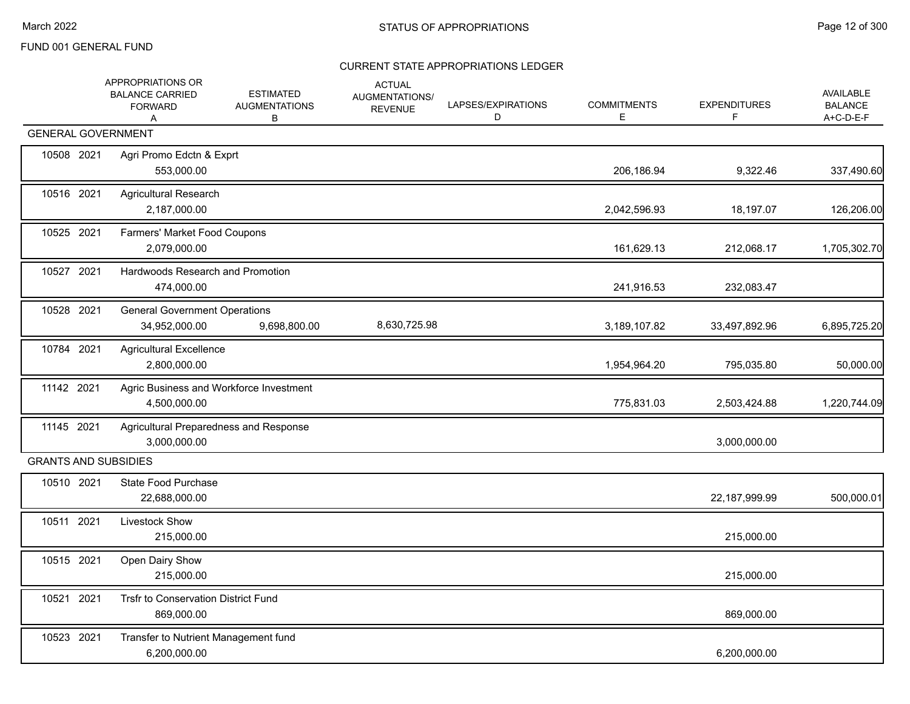FUND 001 GENERAL FUND

STATUS OF APPROPRIATIONS

CURRENT STATE APPROPRIATIONS LEDGER

| | | APPROPRIATIONS OR BALANCE CARRIED FORWARD A | ESTIMATED AUGMENTATIONS B | ACTUAL AUGMENTATIONS/ REVENUE | LAPSES/EXPIRATIONS D | COMMITMENTS E | EXPENDITURES F | AVAILABLE BALANCE A+C-D-E-F |
|---|---|---|---|---|---|---|---|---|
| **GENERAL GOVERNMENT** | | | | | | | | |
| 10508 | 2021 | Agri Promo Edctn & Exprt | | | | | | |
| | | 553,000.00 | | | | 206,186.94 | 9,322.46 | 337,490.60 |
| 10516 | 2021 | Agricultural Research | | | | | | |
| | | 2,187,000.00 | | | | 2,042,596.93 | 18,197.07 | 126,206.00 |
| 10525 | 2021 | Farmers' Market Food Coupons | | | | | | |
| | | 2,079,000.00 | | | | 161,629.13 | 212,068.17 | 1,705,302.70 |
| 10527 | 2021 | Hardwoods Research and Promotion | | | | | | |
| | | 474,000.00 | | | | 241,916.53 | 232,083.47 | |
| 10528 | 2021 | General Government Operations | | | | | | |
| | | 34,952,000.00 | 9,698,800.00 | 8,630,725.98 | | 3,189,107.82 | 33,497,892.96 | 6,895,725.20 |
| 10784 | 2021 | Agricultural Excellence | | | | | | |
| | | 2,800,000.00 | | | | 1,954,964.20 | 795,035.80 | 50,000.00 |
| 11142 | 2021 | Agric Business and Workforce Investment | | | | | | |
| | | 4,500,000.00 | | | | 775,831.03 | 2,503,424.88 | 1,220,744.09 |
| 11145 | 2021 | Agricultural Preparedness and Response | | | | | | |
| | | 3,000,000.00 | | | | | 3,000,000.00 | |
| **GRANTS AND SUBSIDIES** | | | | | | | | |
| 10510 | 2021 | State Food Purchase | | | | | | |
| | | 22,688,000.00 | | | | | 22,187,999.99 | 500,000.01 |
| 10511 | 2021 | Livestock Show | | | | | | |
| | | 215,000.00 | | | | | 215,000.00 | |
| 10515 | 2021 | Open Dairy Show | | | | | | |
| | | 215,000.00 | | | | | 215,000.00 | |
| 10521 | 2021 | Trsfr to Conservation District Fund | | | | | | |
| | | 869,000.00 | | | | | 869,000.00 | |
| 10523 | 2021 | Transfer to Nutrient Management fund | | | | | | |
| | | 6,200,000.00 | | | | | 6,200,000.00 | |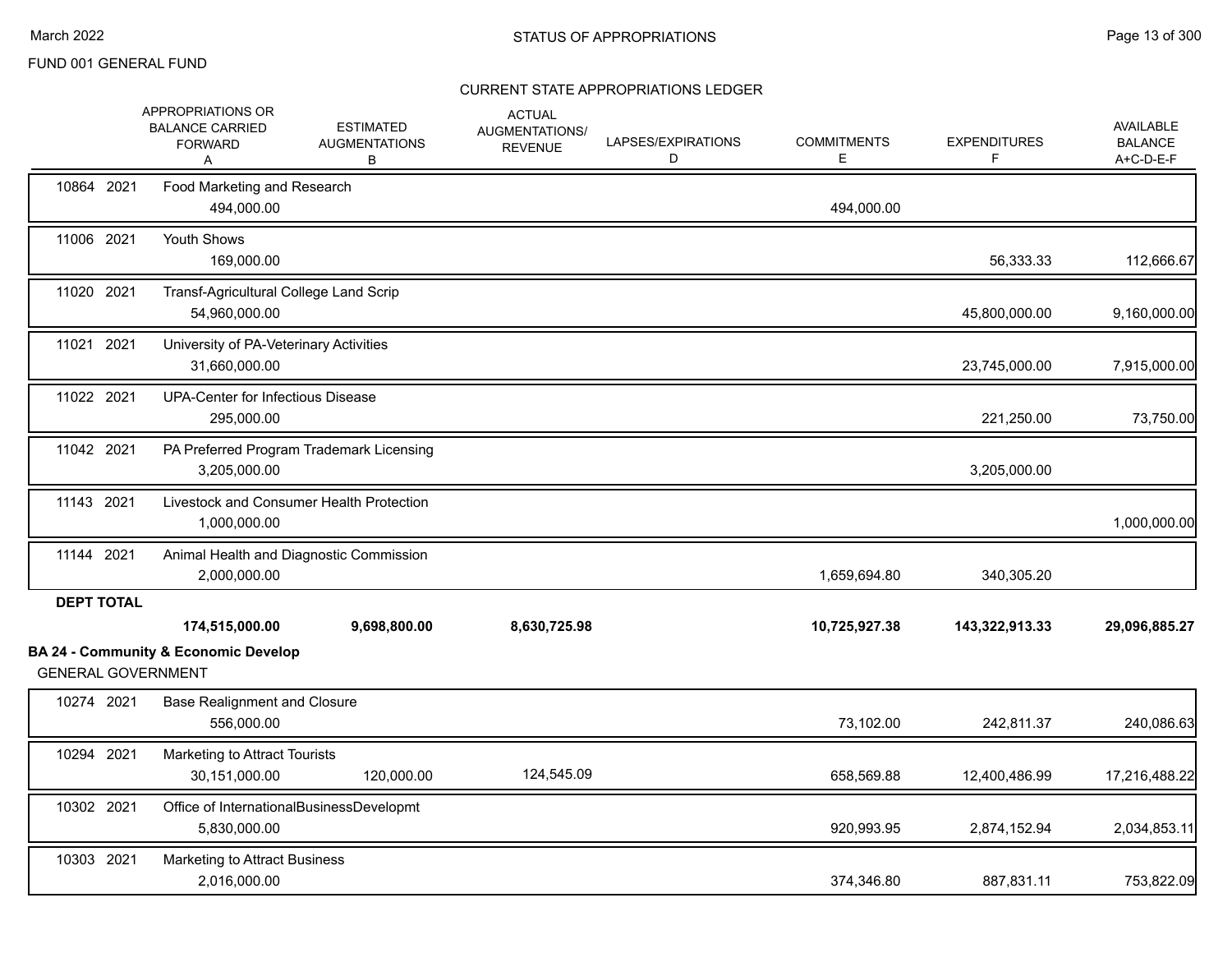# STATUS OF APPROPRIATIONS

FUND 001 GENERAL FUND

CURRENT STATE APPROPRIATIONS LEDGER

| | | APPROPRIATIONS OR BALANCE CARRIED FORWARD A | ESTIMATED AUGMENTATIONS B | ACTUAL AUGMENTATIONS/ REVENUE | LAPSES/EXPIRATIONS D | COMMITMENTS E | EXPENDITURES F | AVAILABLE BALANCE A+C-D-E-F |
|---|---|---|---|---|---|---|---|---|
| 10864 | 2021 | Food Marketing and Research | | | | | | |
| | | 494,000.00 | | | | 494,000.00 | | |
| 11006 | 2021 | Youth Shows | | | | | | |
| | | 169,000.00 | | | | | 56,333.33 | 112,666.67 |
| 11020 | 2021 | Transf-Agricultural College Land Scrip | | | | | | |
| | | 54,960,000.00 | | | | | 45,800,000.00 | 9,160,000.00 |
| 11021 | 2021 | University of PA-Veterinary Activities | | | | | | |
| | | 31,660,000.00 | | | | | 23,745,000.00 | 7,915,000.00 |
| 11022 | 2021 | UPA-Center for Infectious Disease | | | | | | |
| | | 295,000.00 | | | | | 221,250.00 | 73,750.00 |
| 11042 | 2021 | PA Preferred Program Trademark Licensing | | | | | | |
| | | 3,205,000.00 | | | | | 3,205,000.00 | |
| 11143 | 2021 | Livestock and Consumer Health Protection | | | | | | |
| | | 1,000,000.00 | | | | | | 1,000,000.00 |
| 11144 | 2021 | Animal Health and Diagnostic Commission | | | | | | |
| | | 2,000,000.00 | | | | 1,659,694.80 | 340,305.20 | |
| **DEPT TOTAL** | | | | | | | | |
| | | **174,515,000.00** | **9,698,800.00** | **8,630,725.98** | | **10,725,927.38** | **143,322,913.33** | **29,096,885.27** |

**BA 24 - Community & Economic Develop**

GENERAL GOVERNMENT

| | | APPROPRIATIONS OR BALANCE CARRIED FORWARD A | ESTIMATED AUGMENTATIONS B | ACTUAL AUGMENTATIONS/ REVENUE | LAPSES/EXPIRATIONS D | COMMITMENTS E | EXPENDITURES F | AVAILABLE BALANCE A+C-D-E-F |
|---|---|---|---|---|---|---|---|---|
| 10274 | 2021 | Base Realignment and Closure | | | | | | |
| | | 556,000.00 | | | | 73,102.00 | 242,811.37 | 240,086.63 |
| 10294 | 2021 | Marketing to Attract Tourists | | | | | | |
| | | 30,151,000.00 | 120,000.00 | 124,545.09 | | 658,569.88 | 12,400,486.99 | 17,216,488.22 |
| 10302 | 2021 | Office of InternationalBusinessDevelopmt | | | | | | |
| | | 5,830,000.00 | | | | 920,993.95 | 2,874,152.94 | 2,034,853.11 |
| 10303 | 2021 | Marketing to Attract Business | | | | | | |
| | | 2,016,000.00 | | | | 374,346.80 | 887,831.11 | 753,822.09 |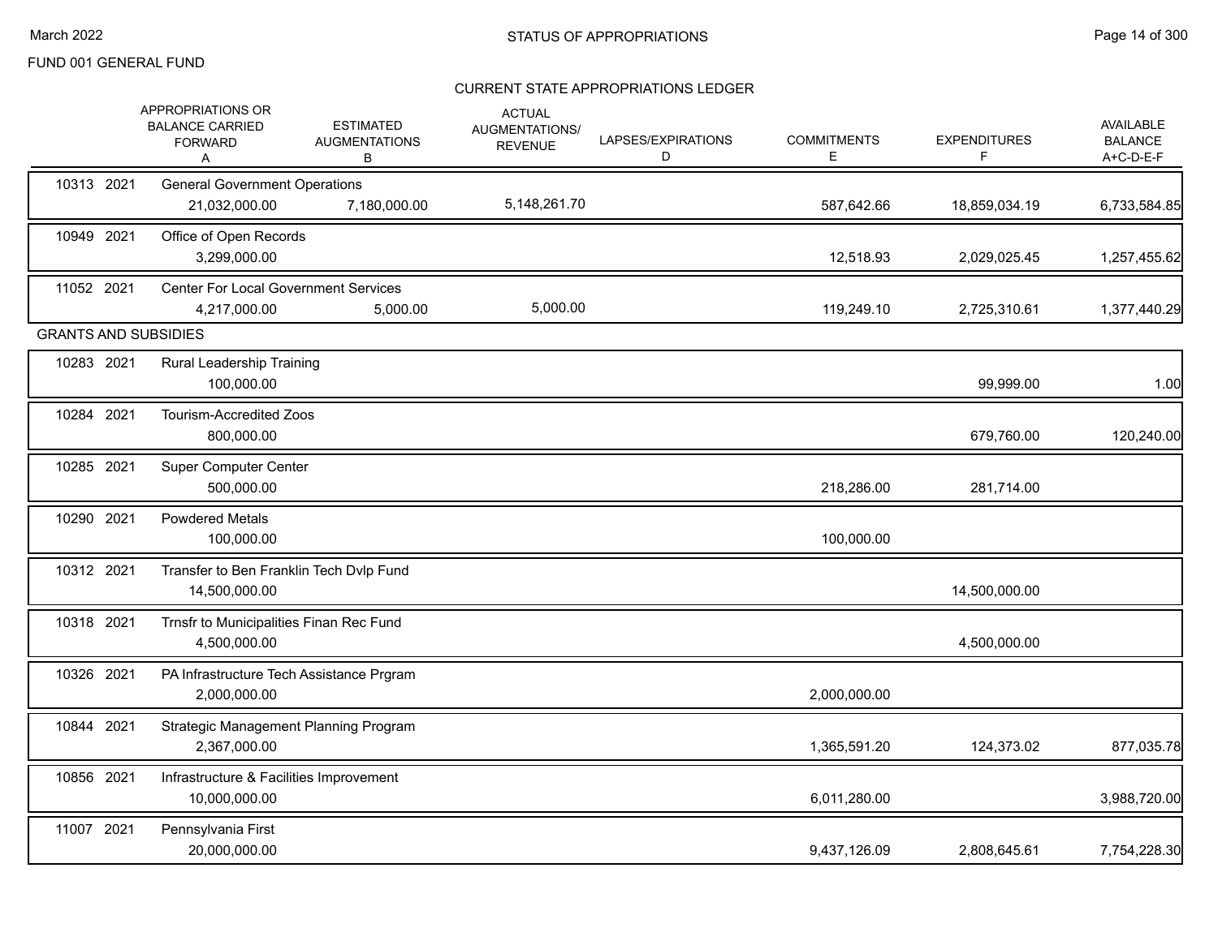FUND 001 GENERAL FUND

## STATUS OF APPROPRIATIONS

### CURRENT STATE APPROPRIATIONS LEDGER

| | APPROPRIATIONS OR BALANCE CARRIED FORWARD A | ESTIMATED AUGMENTATIONS B | ACTUAL AUGMENTATIONS/ REVENUE | LAPSES/EXPIRATIONS D | COMMITMENTS E | EXPENDITURES F | AVAILABLE BALANCE A+C-D-E-F |
|---|---|---|---|---|---|---|---|
| 10313 2021 General Government Operations | 21,032,000.00 | 7,180,000.00 | 5,148,261.70 | | 587,642.66 | 18,859,034.19 | 6,733,584.85 |
| 10949 2021 Office of Open Records | 3,299,000.00 | | | | 12,518.93 | 2,029,025.45 | 1,257,455.62 |
| 11052 2021 Center For Local Government Services | 4,217,000.00 | 5,000.00 | 5,000.00 | | 119,249.10 | 2,725,310.61 | 1,377,440.29 |
| **GRANTS AND SUBSIDIES** | | | | | | | |
| 10283 2021 Rural Leadership Training | 100,000.00 | | | | | 99,999.00 | 1.00 |
| 10284 2021 Tourism-Accredited Zoos | 800,000.00 | | | | | 679,760.00 | 120,240.00 |
| 10285 2021 Super Computer Center | 500,000.00 | | | | 218,286.00 | 281,714.00 | |
| 10290 2021 Powdered Metals | 100,000.00 | | | | 100,000.00 | | |
| 10312 2021 Transfer to Ben Franklin Tech Dvlp Fund | 14,500,000.00 | | | | | 14,500,000.00 | |
| 10318 2021 Trnsfr to Municipalities Finan Rec Fund | 4,500,000.00 | | | | | 4,500,000.00 | |
| 10326 2021 PA Infrastructure Tech Assistance Prgram | 2,000,000.00 | | | | 2,000,000.00 | | |
| 10844 2021 Strategic Management Planning Program | 2,367,000.00 | | | | 1,365,591.20 | 124,373.02 | 877,035.78 |
| 10856 2021 Infrastructure & Facilities Improvement | 10,000,000.00 | | | | 6,011,280.00 | | 3,988,720.00 |
| 11007 2021 Pennsylvania First | 20,000,000.00 | | | | 9,437,126.09 | 2,808,645.61 | 7,754,228.30 |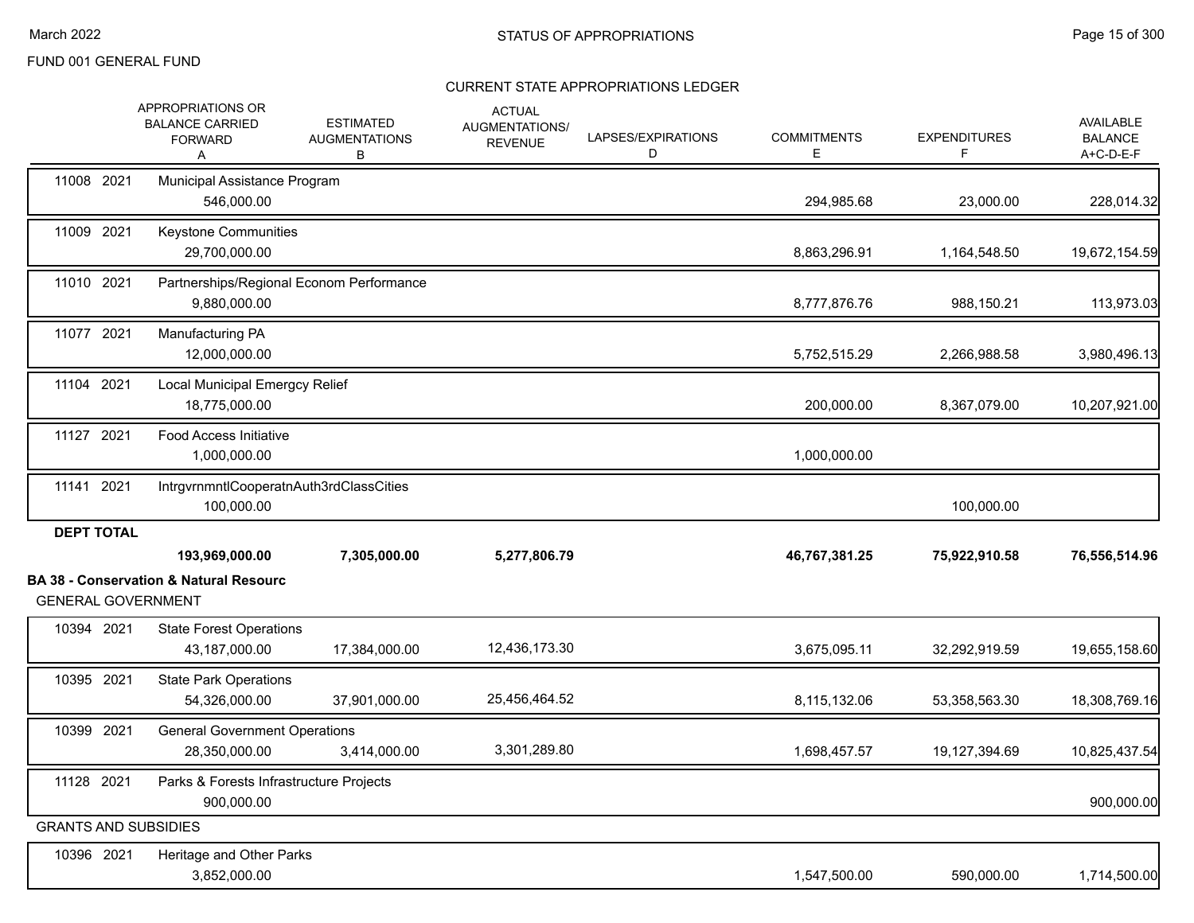FUND 001 GENERAL FUND

CURRENT STATE APPROPRIATIONS LEDGER

| | APPROPRIATIONS OR BALANCE CARRIED FORWARD A | ESTIMATED AUGMENTATIONS B | ACTUAL AUGMENTATIONS/ REVENUE | LAPSES/EXPIRATIONS D | COMMITMENTS E | EXPENDITURES F | AVAILABLE BALANCE A+C-D-E-F |
|---|---|---|---|---|---|---|---|
| 11008 2021 Municipal Assistance Program | 546,000.00 | | | | 294,985.68 | 23,000.00 | 228,014.32 |
| 11009 2021 Keystone Communities | 29,700,000.00 | | | | 8,863,296.91 | 1,164,548.50 | 19,672,154.59 |
| 11010 2021 Partnerships/Regional Econom Performance | 9,880,000.00 | | | | 8,777,876.76 | 988,150.21 | 113,973.03 |
| 11077 2021 Manufacturing PA | 12,000,000.00 | | | | 5,752,515.29 | 2,266,988.58 | 3,980,496.13 |
| 11104 2021 Local Municipal Emergcy Relief | 18,775,000.00 | | | | 200,000.00 | 8,367,079.00 | 10,207,921.00 |
| 11127 2021 Food Access Initiative | 1,000,000.00 | | | | 1,000,000.00 | | |
| 11141 2021 IntrgvrnmntlCooperatnAuth3rdClassCities | 100,000.00 | | | | | 100,000.00 | |
| **DEPT TOTAL** | **193,969,000.00** | **7,305,000.00** | **5,277,806.79** | | **46,767,381.25** | **75,922,910.58** | **76,556,514.96** |

**BA 38 - Conservation & Natural Resourc**

GENERAL GOVERNMENT

| | APPROPRIATIONS OR BALANCE CARRIED FORWARD A | ESTIMATED AUGMENTATIONS B | ACTUAL AUGMENTATIONS/ REVENUE | LAPSES/EXPIRATIONS D | COMMITMENTS E | EXPENDITURES F | AVAILABLE BALANCE A+C-D-E-F |
|---|---|---|---|---|---|---|---|
| 10394 2021 State Forest Operations | 43,187,000.00 | 17,384,000.00 | 12,436,173.30 | | 3,675,095.11 | 32,292,919.59 | 19,655,158.60 |
| 10395 2021 State Park Operations | 54,326,000.00 | 37,901,000.00 | 25,456,464.52 | | 8,115,132.06 | 53,358,563.30 | 18,308,769.16 |
| 10399 2021 General Government Operations | 28,350,000.00 | 3,414,000.00 | 3,301,289.80 | | 1,698,457.57 | 19,127,394.69 | 10,825,437.54 |
| 11128 2021 Parks & Forests Infrastructure Projects | 900,000.00 | | | | | | 900,000.00 |

GRANTS AND SUBSIDIES

| | APPROPRIATIONS OR BALANCE CARRIED FORWARD A | ESTIMATED AUGMENTATIONS B | ACTUAL AUGMENTATIONS/ REVENUE | LAPSES/EXPIRATIONS D | COMMITMENTS E | EXPENDITURES F | AVAILABLE BALANCE A+C-D-E-F |
|---|---|---|---|---|---|---|---|
| 10396 2021 Heritage and Other Parks | 3,852,000.00 | | | | 1,547,500.00 | 590,000.00 | 1,714,500.00 |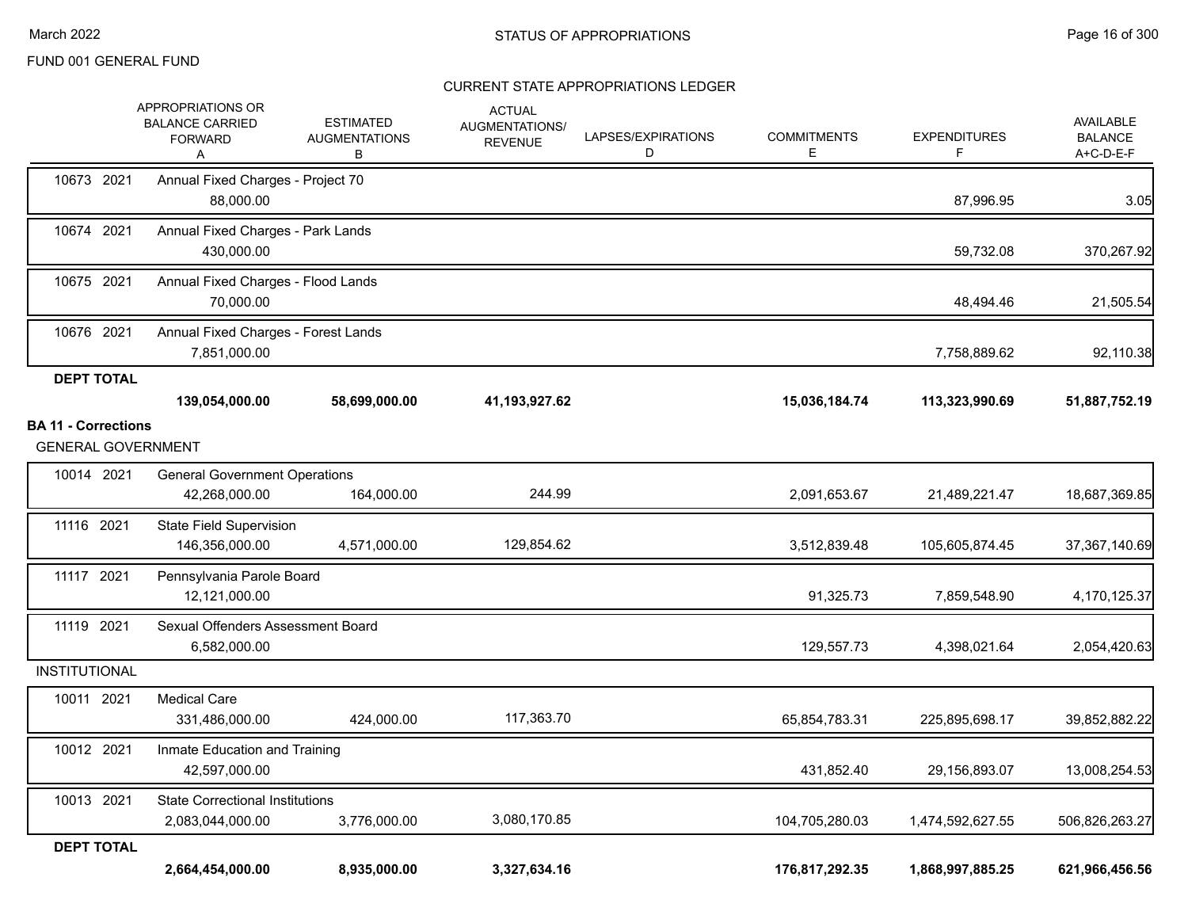FUND 001 GENERAL FUND

CURRENT STATE APPROPRIATIONS LEDGER

| | APPROPRIATIONS OR BALANCE CARRIED FORWARD A | ESTIMATED AUGMENTATIONS B | ACTUAL AUGMENTATIONS/ REVENUE | LAPSES/EXPIRATIONS D | COMMITMENTS E | EXPENDITURES F | AVAILABLE BALANCE A+C-D-E-F |
|---|---|---|---|---|---|---|---|
| 10673 2021 Annual Fixed Charges - Project 70 | 88,000.00 | | | | | 87,996.95 | 3.05 |
| 10674 2021 Annual Fixed Charges - Park Lands | 430,000.00 | | | | | 59,732.08 | 370,267.92 |
| 10675 2021 Annual Fixed Charges - Flood Lands | 70,000.00 | | | | | 48,494.46 | 21,505.54 |
| 10676 2021 Annual Fixed Charges - Forest Lands | 7,851,000.00 | | | | | 7,758,889.62 | 92,110.38 |
| **DEPT TOTAL** | **139,054,000.00** | **58,699,000.00** | **41,193,927.62** | | **15,036,184.74** | **113,323,990.69** | **51,887,752.19** |

**BA 11 - Corrections**

| | APPROPRIATIONS OR BALANCE CARRIED FORWARD A | ESTIMATED AUGMENTATIONS B | ACTUAL AUGMENTATIONS/ REVENUE | LAPSES/EXPIRATIONS D | COMMITMENTS E | EXPENDITURES F | AVAILABLE BALANCE A+C-D-E-F |
|---|---|---|---|---|---|---|---|
| GENERAL GOVERNMENT | | | | | | | |
| 10014 2021 General Government Operations | 42,268,000.00 | 164,000.00 | 244.99 | | 2,091,653.67 | 21,489,221.47 | 18,687,369.85 |
| 11116 2021 State Field Supervision | 146,356,000.00 | 4,571,000.00 | 129,854.62 | | 3,512,839.48 | 105,605,874.45 | 37,367,140.69 |
| 11117 2021 Pennsylvania Parole Board | 12,121,000.00 | | | | 91,325.73 | 7,859,548.90 | 4,170,125.37 |
| 11119 2021 Sexual Offenders Assessment Board | 6,582,000.00 | | | | 129,557.73 | 4,398,021.64 | 2,054,420.63 |
| INSTITUTIONAL | | | | | | | |
| 10011 2021 Medical Care | 331,486,000.00 | 424,000.00 | 117,363.70 | | 65,854,783.31 | 225,895,698.17 | 39,852,882.22 |
| 10012 2021 Inmate Education and Training | 42,597,000.00 | | | | 431,852.40 | 29,156,893.07 | 13,008,254.53 |
| 10013 2021 State Correctional Institutions | 2,083,044,000.00 | 3,776,000.00 | 3,080,170.85 | | 104,705,280.03 | 1,474,592,627.55 | 506,826,263.27 |
| **DEPT TOTAL** | **2,664,454,000.00** | **8,935,000.00** | **3,327,634.16** | | **176,817,292.35** | **1,868,997,885.25** | **621,966,456.56** |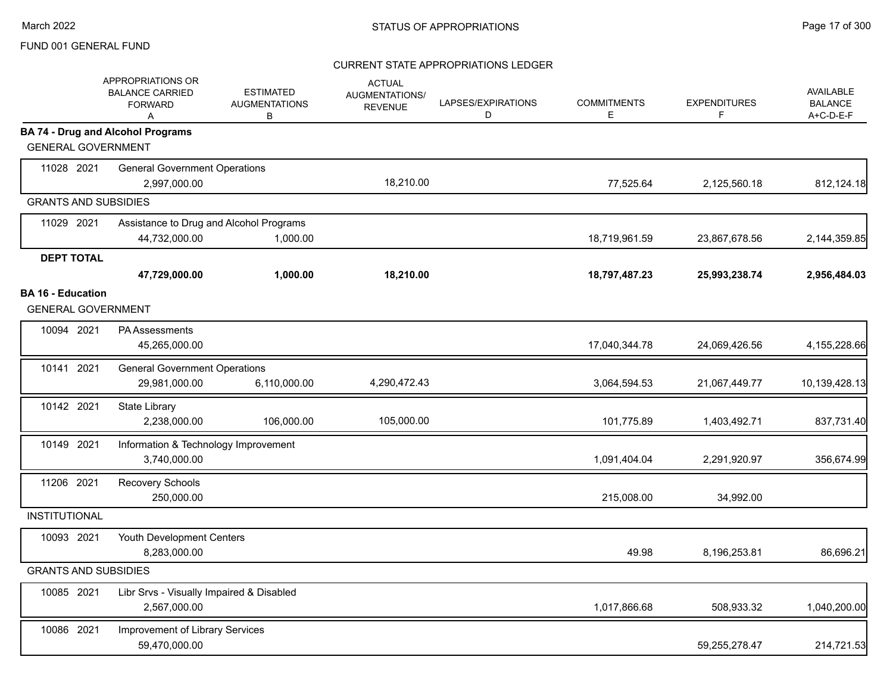FUND 001 GENERAL FUND

STATUS OF APPROPRIATIONS

March 2022

CURRENT STATE APPROPRIATIONS LEDGER

| | APPROPRIATIONS OR BALANCE CARRIED FORWARD A | ESTIMATED AUGMENTATIONS B | ACTUAL AUGMENTATIONS/ REVENUE | LAPSES/EXPIRATIONS D | COMMITMENTS E | EXPENDITURES F | AVAILABLE BALANCE A+C-D-E-F |
|---|---|---|---|---|---|---|---|
| **BA 74 - Drug and Alcohol Programs** | | | | | | | |
| GENERAL GOVERNMENT | | | | | | | |
| 11028 2021 General Government Operations | 2,997,000.00 | | 18,210.00 | | 77,525.64 | 2,125,560.18 | 812,124.18 |
| GRANTS AND SUBSIDIES | | | | | | | |
| 11029 2021 Assistance to Drug and Alcohol Programs | 44,732,000.00 | 1,000.00 | | | 18,719,961.59 | 23,867,678.56 | 2,144,359.85 |
| **DEPT TOTAL** | **47,729,000.00** | **1,000.00** | **18,210.00** | | **18,797,487.23** | **25,993,238.74** | **2,956,484.03** |
| **BA 16 - Education** | | | | | | | |
| GENERAL GOVERNMENT | | | | | | | |
| 10094 2021 PA Assessments | 45,265,000.00 | | | | 17,040,344.78 | 24,069,426.56 | 4,155,228.66 |
| 10141 2021 General Government Operations | 29,981,000.00 | 6,110,000.00 | 4,290,472.43 | | 3,064,594.53 | 21,067,449.77 | 10,139,428.13 |
| 10142 2021 State Library | 2,238,000.00 | 106,000.00 | 105,000.00 | | 101,775.89 | 1,403,492.71 | 837,731.40 |
| 10149 2021 Information & Technology Improvement | 3,740,000.00 | | | | 1,091,404.04 | 2,291,920.97 | 356,674.99 |
| 11206 2021 Recovery Schools | 250,000.00 | | | | 215,008.00 | 34,992.00 | |
| INSTITUTIONAL | | | | | | | |
| 10093 2021 Youth Development Centers | 8,283,000.00 | | | | 49.98 | 8,196,253.81 | 86,696.21 |
| GRANTS AND SUBSIDIES | | | | | | | |
| 10085 2021 Libr Srvs - Visually Impaired & Disabled | 2,567,000.00 | | | | 1,017,866.68 | 508,933.32 | 1,040,200.00 |
| 10086 2021 Improvement of Library Services | 59,470,000.00 | | | | | 59,255,278.47 | 214,721.53 |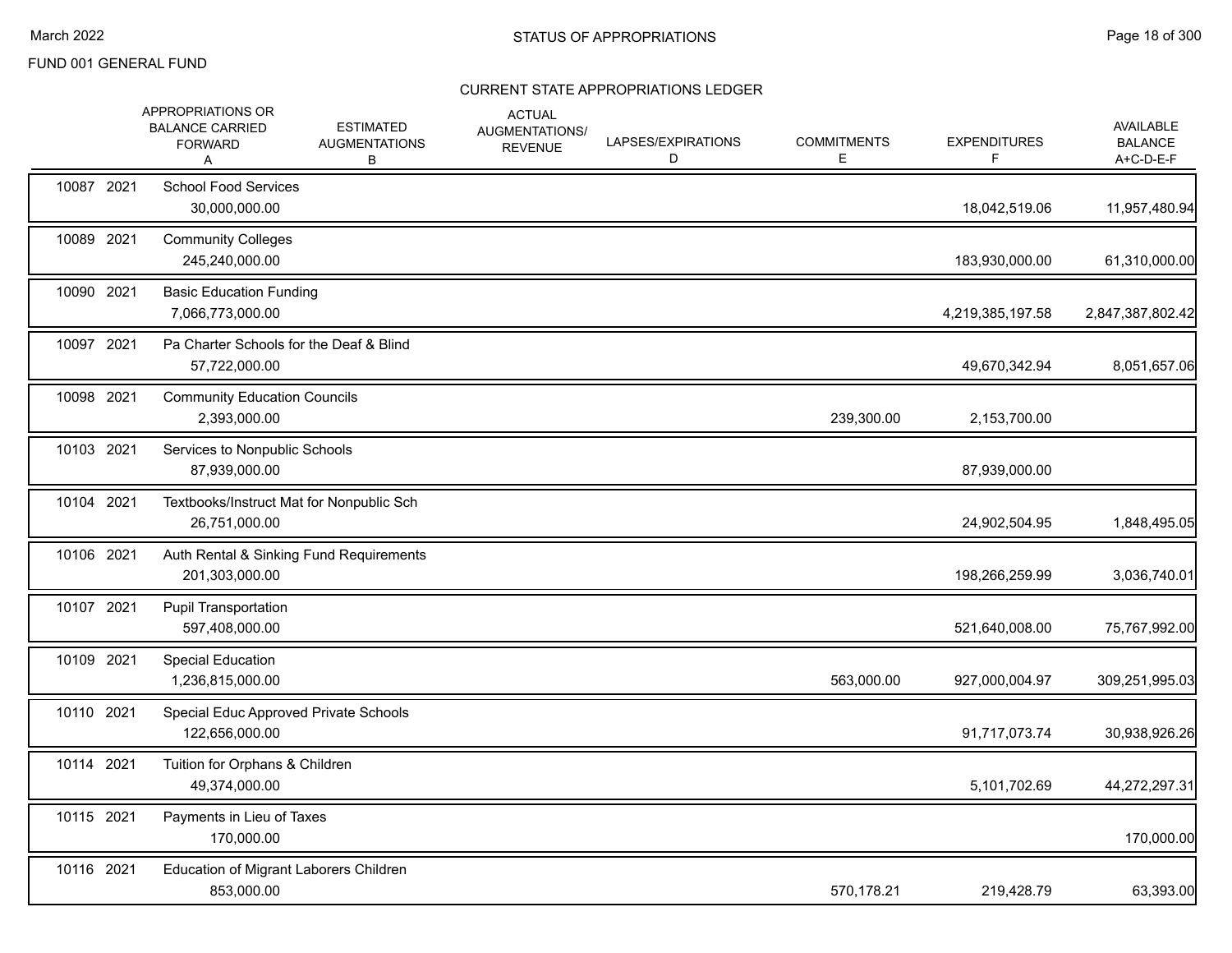FUND 001 GENERAL FUND

## CURRENT STATE APPROPRIATIONS LEDGER

| | APPROPRIATIONS OR BALANCE CARRIED FORWARD A | ESTIMATED AUGMENTATIONS B | ACTUAL AUGMENTATIONS/ REVENUE | LAPSES/EXPIRATIONS D | COMMITMENTS E | EXPENDITURES F | AVAILABLE BALANCE A+C-D-E-F |
|---|---|---|---|---|---|---|---|
| 10087 2021 | School Food Services | | | | | | |
| | 30,000,000.00 | | | | | 18,042,519.06 | 11,957,480.94 |
| 10089 2021 | Community Colleges | | | | | | |
| | 245,240,000.00 | | | | | 183,930,000.00 | 61,310,000.00 |
| 10090 2021 | Basic Education Funding | | | | | | |
| | 7,066,773,000.00 | | | | | 4,219,385,197.58 | 2,847,387,802.42 |
| 10097 2021 | Pa Charter Schools for the Deaf & Blind | | | | | | |
| | 57,722,000.00 | | | | | 49,670,342.94 | 8,051,657.06 |
| 10098 2021 | Community Education Councils | | | | | | |
| | 2,393,000.00 | | | | 239,300.00 | 2,153,700.00 | |
| 10103 2021 | Services to Nonpublic Schools | | | | | | |
| | 87,939,000.00 | | | | | 87,939,000.00 | |
| 10104 2021 | Textbooks/Instruct Mat for Nonpublic Sch | | | | | | |
| | 26,751,000.00 | | | | | 24,902,504.95 | 1,848,495.05 |
| 10106 2021 | Auth Rental & Sinking Fund Requirements | | | | | | |
| | 201,303,000.00 | | | | | 198,266,259.99 | 3,036,740.01 |
| 10107 2021 | Pupil Transportation | | | | | | |
| | 597,408,000.00 | | | | | 521,640,008.00 | 75,767,992.00 |
| 10109 2021 | Special Education | | | | | | |
| | 1,236,815,000.00 | | | | 563,000.00 | 927,000,004.97 | 309,251,995.03 |
| 10110 2021 | Special Educ Approved Private Schools | | | | | | |
| | 122,656,000.00 | | | | | 91,717,073.74 | 30,938,926.26 |
| 10114 2021 | Tuition for Orphans & Children | | | | | | |
| | 49,374,000.00 | | | | | 5,101,702.69 | 44,272,297.31 |
| 10115 2021 | Payments in Lieu of Taxes | | | | | | |
| | 170,000.00 | | | | | | 170,000.00 |
| 10116 2021 | Education of Migrant Laborers Children | | | | | | |
| | 853,000.00 | | | | 570,178.21 | 219,428.79 | 63,393.00 |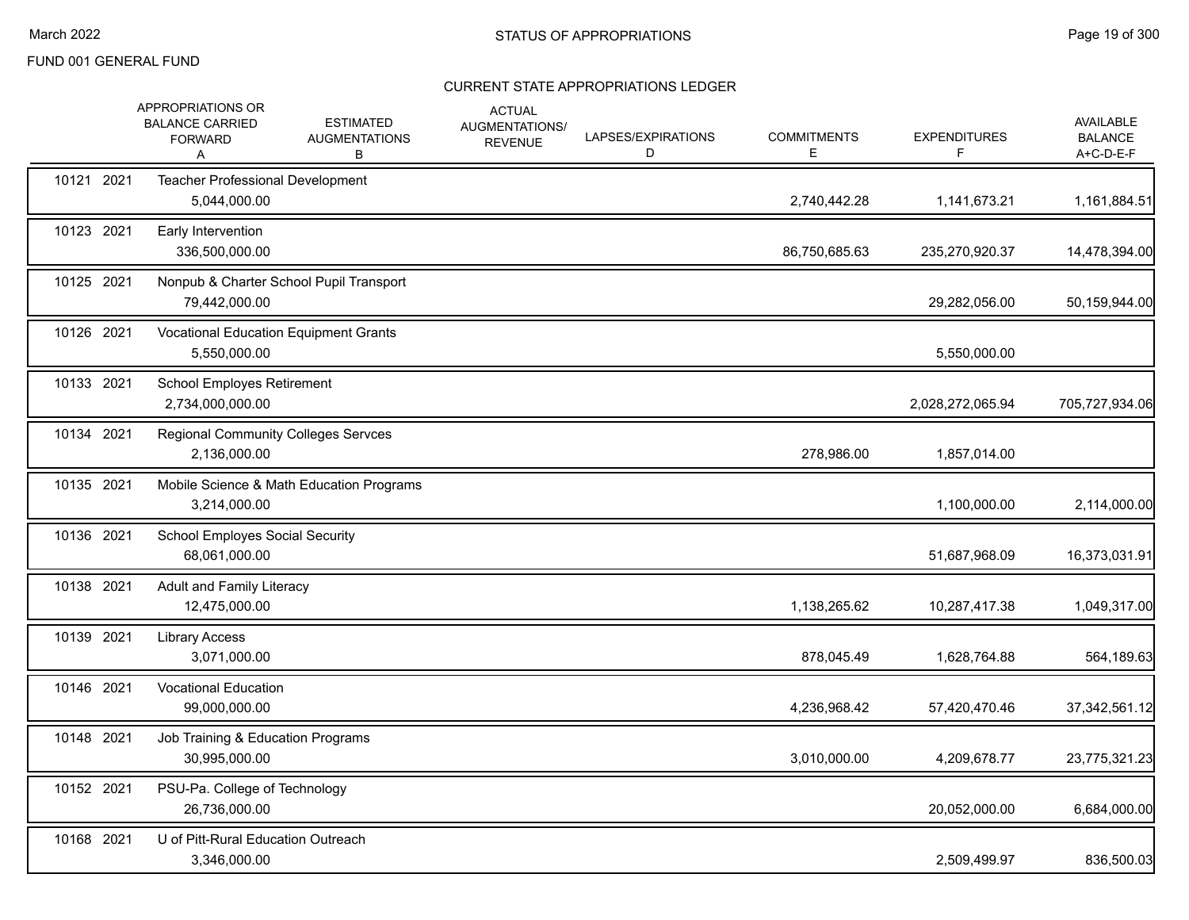FUND 001 GENERAL FUND

## STATUS OF APPROPRIATIONS

### CURRENT STATE APPROPRIATIONS LEDGER

| | APPROPRIATIONS OR BALANCE CARRIED FORWARD A | ESTIMATED AUGMENTATIONS B | ACTUAL AUGMENTATIONS/ REVENUE | LAPSES/EXPIRATIONS D | COMMITMENTS E | EXPENDITURES F | AVAILABLE BALANCE A+C-D-E-F |
|---|---|---|---|---|---|---|---|
| 10121 2021 | Teacher Professional Development | | | | | | |
| | 5,044,000.00 | | | | 2,740,442.28 | 1,141,673.21 | 1,161,884.51 |
| 10123 2021 | Early Intervention | | | | | | |
| | 336,500,000.00 | | | | 86,750,685.63 | 235,270,920.37 | 14,478,394.00 |
| 10125 2021 | Nonpub & Charter School Pupil Transport | | | | | | |
| | 79,442,000.00 | | | | | 29,282,056.00 | 50,159,944.00 |
| 10126 2021 | Vocational Education Equipment Grants | | | | | | |
| | 5,550,000.00 | | | | | 5,550,000.00 | |
| 10133 2021 | School Employes Retirement | | | | | | |
| | 2,734,000,000.00 | | | | | 2,028,272,065.94 | 705,727,934.06 |
| 10134 2021 | Regional Community Colleges Servces | | | | | | |
| | 2,136,000.00 | | | | 278,986.00 | 1,857,014.00 | |
| 10135 2021 | Mobile Science & Math Education Programs | | | | | | |
| | 3,214,000.00 | | | | | 1,100,000.00 | 2,114,000.00 |
| 10136 2021 | School Employes Social Security | | | | | | |
| | 68,061,000.00 | | | | | 51,687,968.09 | 16,373,031.91 |
| 10138 2021 | Adult and Family Literacy | | | | | | |
| | 12,475,000.00 | | | | 1,138,265.62 | 10,287,417.38 | 1,049,317.00 |
| 10139 2021 | Library Access | | | | | | |
| | 3,071,000.00 | | | | 878,045.49 | 1,628,764.88 | 564,189.63 |
| 10146 2021 | Vocational Education | | | | | | |
| | 99,000,000.00 | | | | 4,236,968.42 | 57,420,470.46 | 37,342,561.12 |
| 10148 2021 | Job Training & Education Programs | | | | | | |
| | 30,995,000.00 | | | | 3,010,000.00 | 4,209,678.77 | 23,775,321.23 |
| 10152 2021 | PSU-Pa. College of Technology | | | | | | |
| | 26,736,000.00 | | | | | 20,052,000.00 | 6,684,000.00 |
| 10168 2021 | U of Pitt-Rural Education Outreach | | | | | | |
| | 3,346,000.00 | | | | | 2,509,499.97 | 836,500.03 |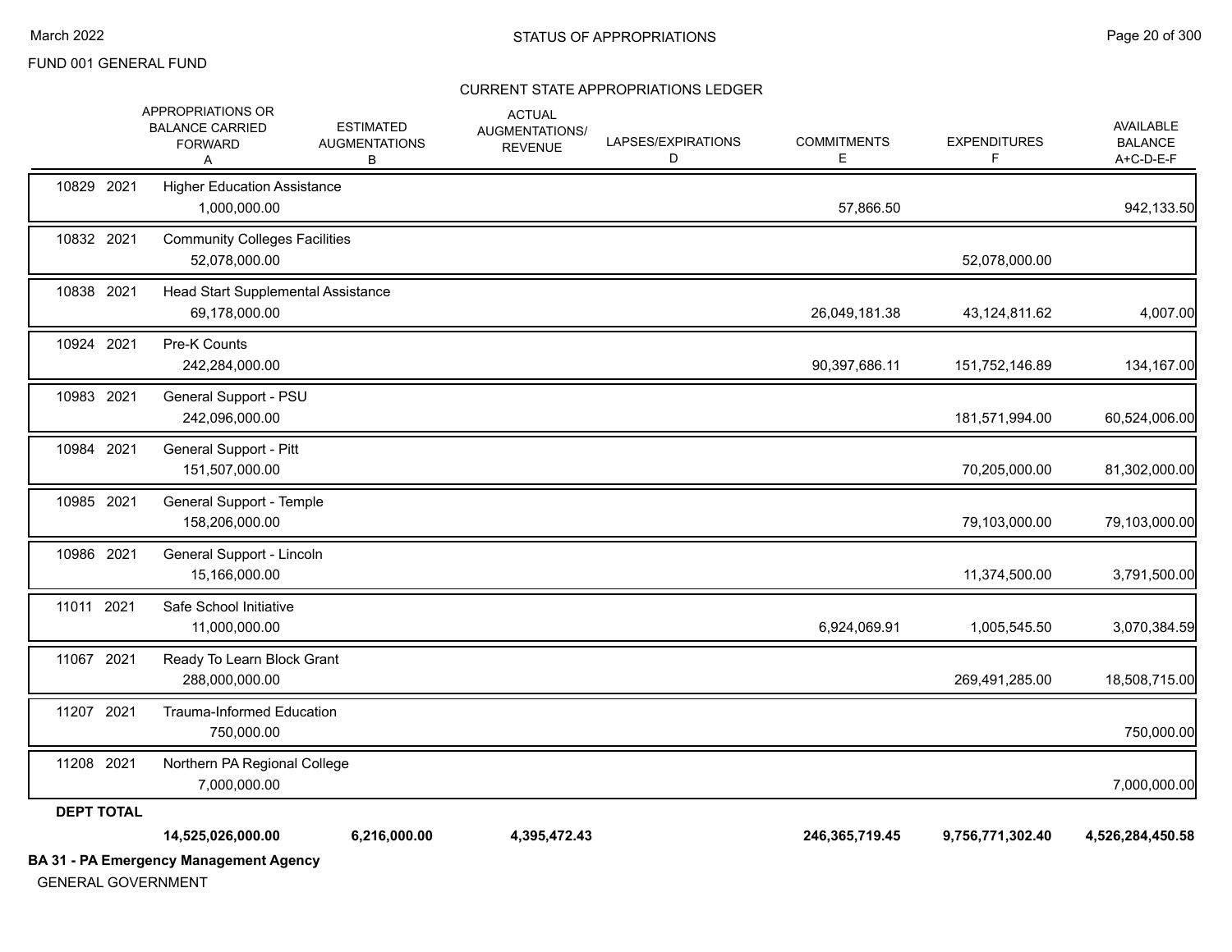FUND 001 GENERAL FUND

STATUS OF APPROPRIATIONS

CURRENT STATE APPROPRIATIONS LEDGER

| | | APPROPRIATIONS OR BALANCE CARRIED FORWARD A | ESTIMATED AUGMENTATIONS B | ACTUAL AUGMENTATIONS/ REVENUE | LAPSES/EXPIRATIONS D | COMMITMENTS E | EXPENDITURES F | AVAILABLE BALANCE A+C-D-E-F |
|---|---|---|---|---|---|---|---|---|
| 10829 | 2021 | Higher Education Assistance | | | | | | |
| | | 1,000,000.00 | | | | 57,866.50 | | 942,133.50 |
| 10832 | 2021 | Community Colleges Facilities | | | | | | |
| | | 52,078,000.00 | | | | | 52,078,000.00 | |
| 10838 | 2021 | Head Start Supplemental Assistance | | | | | | |
| | | 69,178,000.00 | | | | 26,049,181.38 | 43,124,811.62 | 4,007.00 |
| 10924 | 2021 | Pre-K Counts | | | | | | |
| | | 242,284,000.00 | | | | 90,397,686.11 | 151,752,146.89 | 134,167.00 |
| 10983 | 2021 | General Support - PSU | | | | | | |
| | | 242,096,000.00 | | | | | 181,571,994.00 | 60,524,006.00 |
| 10984 | 2021 | General Support - Pitt | | | | | | |
| | | 151,507,000.00 | | | | | 70,205,000.00 | 81,302,000.00 |
| 10985 | 2021 | General Support - Temple | | | | | | |
| | | 158,206,000.00 | | | | | 79,103,000.00 | 79,103,000.00 |
| 10986 | 2021 | General Support - Lincoln | | | | | | |
| | | 15,166,000.00 | | | | | 11,374,500.00 | 3,791,500.00 |
| 11011 | 2021 | Safe School Initiative | | | | | | |
| | | 11,000,000.00 | | | | 6,924,069.91 | 1,005,545.50 | 3,070,384.59 |
| 11067 | 2021 | Ready To Learn Block Grant | | | | | | |
| | | 288,000,000.00 | | | | | 269,491,285.00 | 18,508,715.00 |
| 11207 | 2021 | Trauma-Informed Education | | | | | | |
| | | 750,000.00 | | | | | | 750,000.00 |
| 11208 | 2021 | Northern PA Regional College | | | | | | |
| | | 7,000,000.00 | | | | | | 7,000,000.00 |
| **DEPT TOTAL** | | | | | | | | |
| | | **14,525,026,000.00** | **6,216,000.00** | **4,395,472.43** | | **246,365,719.45** | **9,756,771,302.40** | **4,526,284,450.58** |

**BA 31 - PA Emergency Management Agency**

GENERAL GOVERNMENT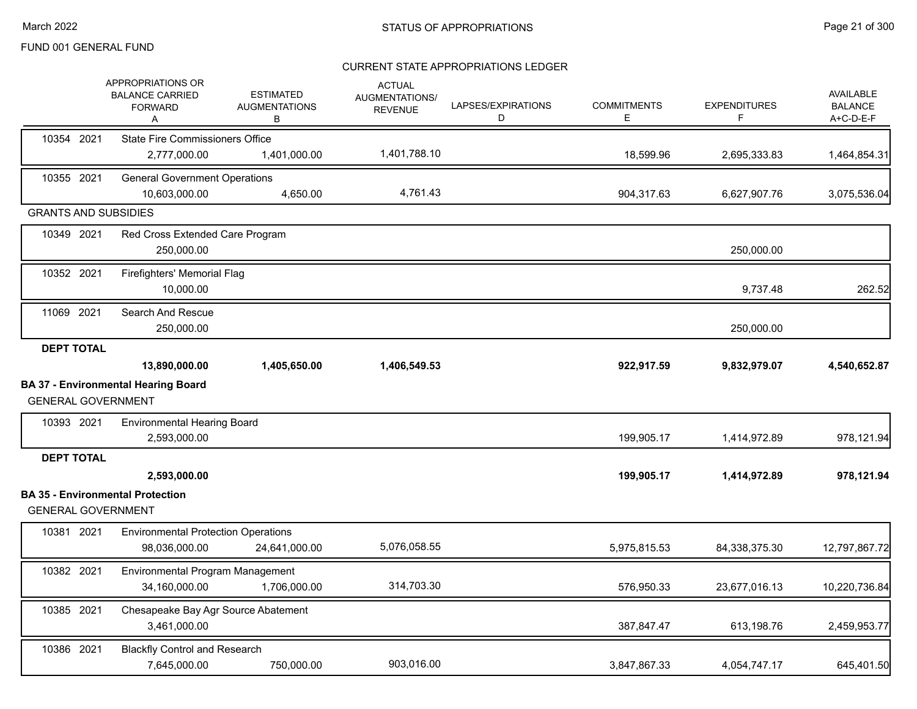FUND 001 GENERAL FUND

CURRENT STATE APPROPRIATIONS LEDGER

| | APPROPRIATIONS OR BALANCE CARRIED FORWARD A | ESTIMATED AUGMENTATIONS B | ACTUAL AUGMENTATIONS/ REVENUE | LAPSES/EXPIRATIONS D | COMMITMENTS E | EXPENDITURES F | AVAILABLE BALANCE A+C-D-E-F |
|---|---|---|---|---|---|---|---|
| 10354 2021 State Fire Commissioners Office | 2,777,000.00 | 1,401,000.00 | 1,401,788.10 | | 18,599.96 | 2,695,333.83 | 1,464,854.31 |
| 10355 2021 General Government Operations | 10,603,000.00 | 4,650.00 | 4,761.43 | | 904,317.63 | 6,627,907.76 | 3,075,536.04 |
| **GRANTS AND SUBSIDIES** | | | | | | | |
| 10349 2021 Red Cross Extended Care Program | 250,000.00 | | | | | 250,000.00 | |
| 10352 2021 Firefighters' Memorial Flag | 10,000.00 | | | | | 9,737.48 | 262.52 |
| 11069 2021 Search And Rescue | 250,000.00 | | | | | 250,000.00 | |
| **DEPT TOTAL** | **13,890,000.00** | **1,405,650.00** | **1,406,549.53** | | **922,917.59** | **9,832,979.07** | **4,540,652.87** |

**BA 37 - Environmental Hearing Board**

GENERAL GOVERNMENT

| | APPROPRIATIONS OR BALANCE CARRIED FORWARD A | ESTIMATED AUGMENTATIONS B | ACTUAL AUGMENTATIONS/ REVENUE | LAPSES/EXPIRATIONS D | COMMITMENTS E | EXPENDITURES F | AVAILABLE BALANCE A+C-D-E-F |
|---|---|---|---|---|---|---|---|
| 10393 2021 Environmental Hearing Board | 2,593,000.00 | | | | 199,905.17 | 1,414,972.89 | 978,121.94 |
| **DEPT TOTAL** | **2,593,000.00** | | | | **199,905.17** | **1,414,972.89** | **978,121.94** |

**BA 35 - Environmental Protection**

GENERAL GOVERNMENT

| | APPROPRIATIONS OR BALANCE CARRIED FORWARD A | ESTIMATED AUGMENTATIONS B | ACTUAL AUGMENTATIONS/ REVENUE | LAPSES/EXPIRATIONS D | COMMITMENTS E | EXPENDITURES F | AVAILABLE BALANCE A+C-D-E-F |
|---|---|---|---|---|---|---|---|
| 10381 2021 Environmental Protection Operations | 98,036,000.00 | 24,641,000.00 | 5,076,058.55 | | 5,975,815.53 | 84,338,375.30 | 12,797,867.72 |
| 10382 2021 Environmental Program Management | 34,160,000.00 | 1,706,000.00 | 314,703.30 | | 576,950.33 | 23,677,016.13 | 10,220,736.84 |
| 10385 2021 Chesapeake Bay Agr Source Abatement | 3,461,000.00 | | | | 387,847.47 | 613,198.76 | 2,459,953.77 |
| 10386 2021 Blackfly Control and Research | 7,645,000.00 | 750,000.00 | 903,016.00 | | 3,847,867.33 | 4,054,747.17 | 645,401.50 |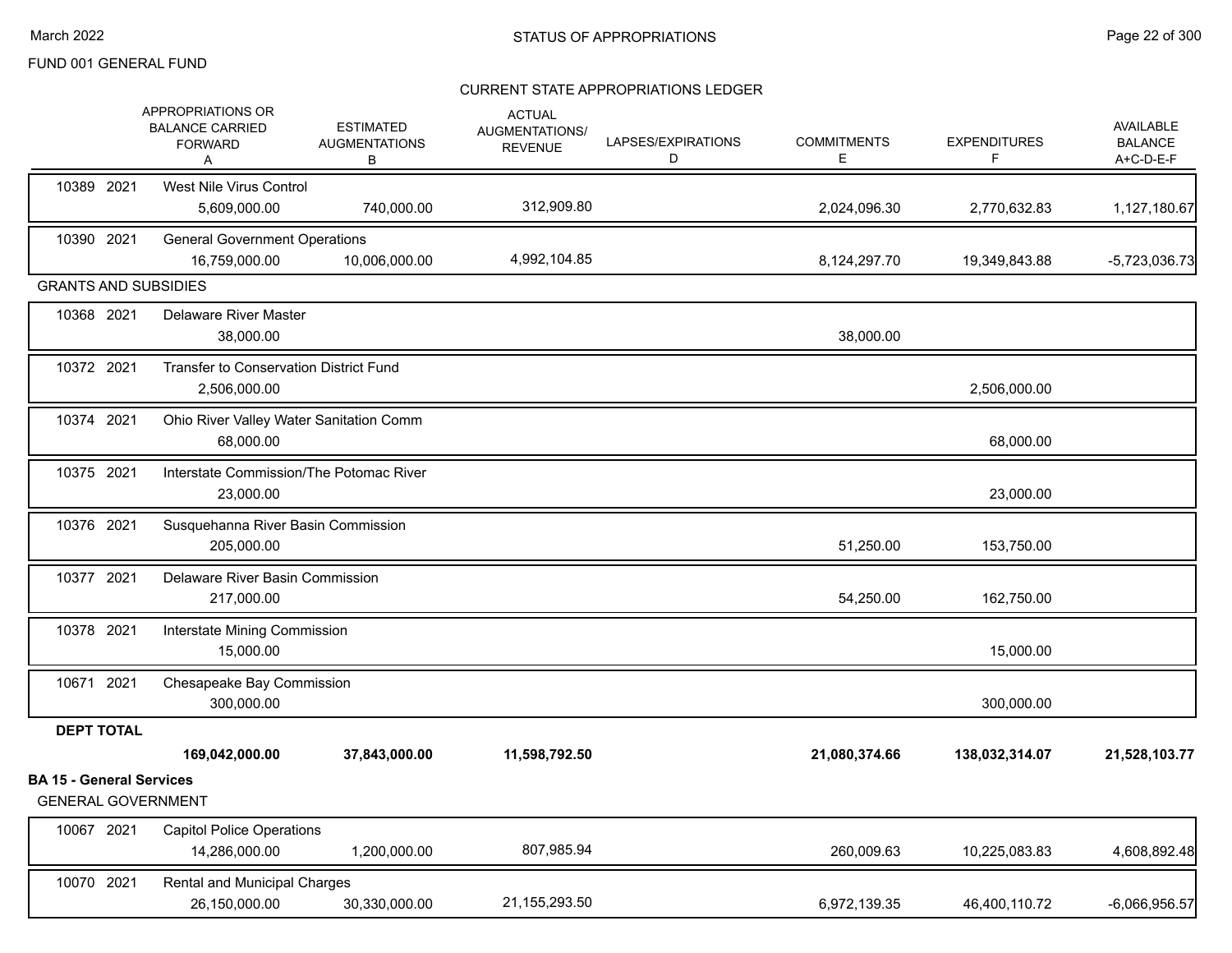FUND 001 GENERAL FUND

CURRENT STATE APPROPRIATIONS LEDGER

| | APPROPRIATIONS OR BALANCE CARRIED FORWARD A | ESTIMATED AUGMENTATIONS B | ACTUAL AUGMENTATIONS/ REVENUE | LAPSES/EXPIRATIONS D | COMMITMENTS E | EXPENDITURES F | AVAILABLE BALANCE A+C-D-E-F |
|---|---|---|---|---|---|---|---|
| 10389 2021 West Nile Virus Control | 5,609,000.00 | 740,000.00 | 312,909.80 | | 2,024,096.30 | 2,770,632.83 | 1,127,180.67 |
| 10390 2021 General Government Operations | 16,759,000.00 | 10,006,000.00 | 4,992,104.85 | | 8,124,297.70 | 19,349,843.88 | -5,723,036.73 |
| **GRANTS AND SUBSIDIES** | | | | | | | |
| 10368 2021 Delaware River Master | 38,000.00 | | | | 38,000.00 | | |
| 10372 2021 Transfer to Conservation District Fund | 2,506,000.00 | | | | | 2,506,000.00 | |
| 10374 2021 Ohio River Valley Water Sanitation Comm | 68,000.00 | | | | | 68,000.00 | |
| 10375 2021 Interstate Commission/The Potomac River | 23,000.00 | | | | | 23,000.00 | |
| 10376 2021 Susquehanna River Basin Commission | 205,000.00 | | | | 51,250.00 | 153,750.00 | |
| 10377 2021 Delaware River Basin Commission | 217,000.00 | | | | 54,250.00 | 162,750.00 | |
| 10378 2021 Interstate Mining Commission | 15,000.00 | | | | | 15,000.00 | |
| 10671 2021 Chesapeake Bay Commission | 300,000.00 | | | | | 300,000.00 | |
| **DEPT TOTAL** | **169,042,000.00** | **37,843,000.00** | **11,598,792.50** | | **21,080,374.66** | **138,032,314.07** | **21,528,103.77** |

**BA 15 - General Services**

GENERAL GOVERNMENT

| | APPROPRIATIONS OR BALANCE CARRIED FORWARD A | ESTIMATED AUGMENTATIONS B | ACTUAL AUGMENTATIONS/ REVENUE | LAPSES/EXPIRATIONS D | COMMITMENTS E | EXPENDITURES F | AVAILABLE BALANCE A+C-D-E-F |
|---|---|---|---|---|---|---|---|
| 10067 2021 Capitol Police Operations | 14,286,000.00 | 1,200,000.00 | 807,985.94 | | 260,009.63 | 10,225,083.83 | 4,608,892.48 |
| 10070 2021 Rental and Municipal Charges | 26,150,000.00 | 30,330,000.00 | 21,155,293.50 | | 6,972,139.35 | 46,400,110.72 | -6,066,956.57 |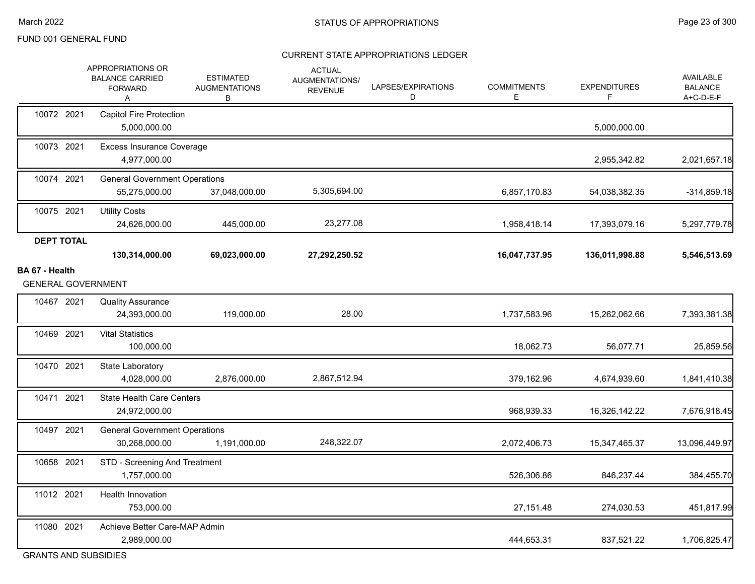FUND 001 GENERAL FUND

STATUS OF APPROPRIATIONS

CURRENT STATE APPROPRIATIONS LEDGER

| | | APPROPRIATIONS OR BALANCE CARRIED FORWARD A | ESTIMATED AUGMENTATIONS B | ACTUAL AUGMENTATIONS/ REVENUE | LAPSES/EXPIRATIONS D | COMMITMENTS E | EXPENDITURES F | AVAILABLE BALANCE A+C-D-E-F |
|---|---|---|---|---|---|---|---|---|
| 10072 | 2021 | Capitol Fire Protection | | | | | | |
| | | 5,000,000.00 | | | | | 5,000,000.00 | |
| 10073 | 2021 | Excess Insurance Coverage | | | | | | |
| | | 4,977,000.00 | | | | | 2,955,342.82 | 2,021,657.18 |
| 10074 | 2021 | General Government Operations | | | | | | |
| | | 55,275,000.00 | 37,048,000.00 | 5,305,694.00 | | 6,857,170.83 | 54,038,382.35 | -314,859.18 |
| 10075 | 2021 | Utility Costs | | | | | | |
| | | 24,626,000.00 | 445,000.00 | 23,277.08 | | 1,958,418.14 | 17,393,079.16 | 5,297,779.78 |
| **DEPT TOTAL** | | | | | | | | |
| | | **130,314,000.00** | **69,023,000.00** | **27,292,250.52** | | **16,047,737.95** | **136,011,998.88** | **5,546,513.69** |

**BA 67 - Health**

GENERAL GOVERNMENT

| | | APPROPRIATIONS OR BALANCE CARRIED FORWARD A | ESTIMATED AUGMENTATIONS B | ACTUAL AUGMENTATIONS/ REVENUE | LAPSES/EXPIRATIONS D | COMMITMENTS E | EXPENDITURES F | AVAILABLE BALANCE A+C-D-E-F |
|---|---|---|---|---|---|---|---|---|
| 10467 | 2021 | Quality Assurance | | | | | | |
| | | 24,393,000.00 | 119,000.00 | 28.00 | | 1,737,583.96 | 15,262,062.66 | 7,393,381.38 |
| 10469 | 2021 | Vital Statistics | | | | | | |
| | | 100,000.00 | | | | 18,062.73 | 56,077.71 | 25,859.56 |
| 10470 | 2021 | State Laboratory | | | | | | |
| | | 4,028,000.00 | 2,876,000.00 | 2,867,512.94 | | 379,162.96 | 4,674,939.60 | 1,841,410.38 |
| 10471 | 2021 | State Health Care Centers | | | | | | |
| | | 24,972,000.00 | | | | 968,939.33 | 16,326,142.22 | 7,676,918.45 |
| 10497 | 2021 | General Government Operations | | | | | | |
| | | 30,268,000.00 | 1,191,000.00 | 248,322.07 | | 2,072,406.73 | 15,347,465.37 | 13,096,449.97 |
| 10658 | 2021 | STD - Screening And Treatment | | | | | | |
| | | 1,757,000.00 | | | | 526,306.86 | 846,237.44 | 384,455.70 |
| 11012 | 2021 | Health Innovation | | | | | | |
| | | 753,000.00 | | | | 27,151.48 | 274,030.53 | 451,817.99 |
| 11080 | 2021 | Achieve Better Care-MAP Admin | | | | | | |
| | | 2,989,000.00 | | | | 444,653.31 | 837,521.22 | 1,706,825.47 |

GRANTS AND SUBSIDIES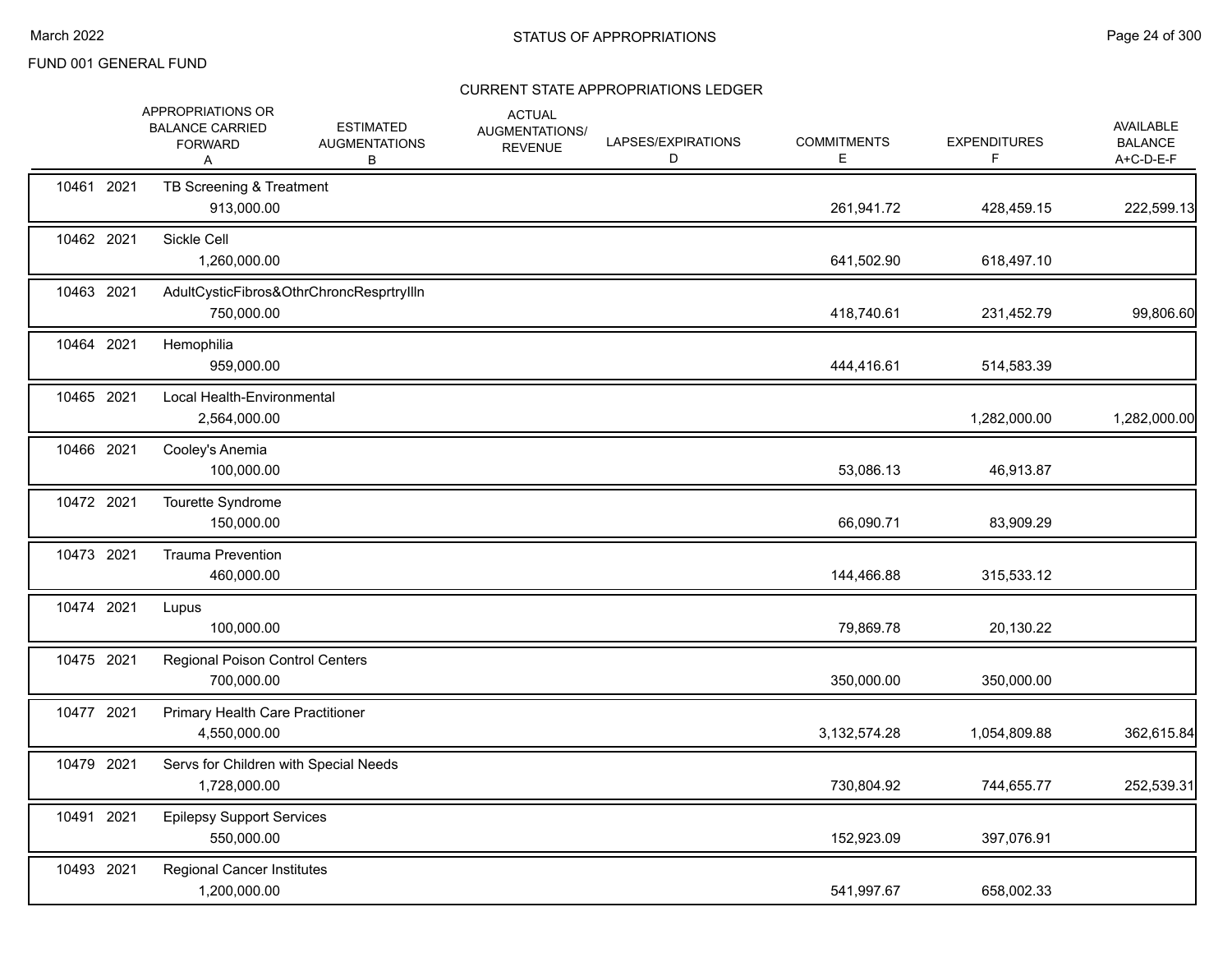FUND 001 GENERAL FUND

CURRENT STATE APPROPRIATIONS LEDGER

| | | | APPROPRIATIONS OR BALANCE CARRIED FORWARD A | ESTIMATED AUGMENTATIONS B | ACTUAL AUGMENTATIONS/ REVENUE | LAPSES/EXPIRATIONS D | COMMITMENTS E | EXPENDITURES F | AVAILABLE BALANCE A+C-D-E-F |
|---|---|---|---|---|---|---|---|---|---|
| 10461 | 2021 | TB Screening & Treatment | 913,000.00 | | | | 261,941.72 | 428,459.15 | 222,599.13 |
| 10462 | 2021 | Sickle Cell | 1,260,000.00 | | | | 641,502.90 | 618,497.10 | |
| 10463 | 2021 | AdultCysticFibros&OthrChroncResprtryIlln | 750,000.00 | | | | 418,740.61 | 231,452.79 | 99,806.60 |
| 10464 | 2021 | Hemophilia | 959,000.00 | | | | 444,416.61 | 514,583.39 | |
| 10465 | 2021 | Local Health-Environmental | 2,564,000.00 | | | | | 1,282,000.00 | 1,282,000.00 |
| 10466 | 2021 | Cooley's Anemia | 100,000.00 | | | | 53,086.13 | 46,913.87 | |
| 10472 | 2021 | Tourette Syndrome | 150,000.00 | | | | 66,090.71 | 83,909.29 | |
| 10473 | 2021 | Trauma Prevention | 460,000.00 | | | | 144,466.88 | 315,533.12 | |
| 10474 | 2021 | Lupus | 100,000.00 | | | | 79,869.78 | 20,130.22 | |
| 10475 | 2021 | Regional Poison Control Centers | 700,000.00 | | | | 350,000.00 | 350,000.00 | |
| 10477 | 2021 | Primary Health Care Practitioner | 4,550,000.00 | | | | 3,132,574.28 | 1,054,809.88 | 362,615.84 |
| 10479 | 2021 | Servs for Children with Special Needs | 1,728,000.00 | | | | 730,804.92 | 744,655.77 | 252,539.31 |
| 10491 | 2021 | Epilepsy Support Services | 550,000.00 | | | | 152,923.09 | 397,076.91 | |
| 10493 | 2021 | Regional Cancer Institutes | 1,200,000.00 | | | | 541,997.67 | 658,002.33 | |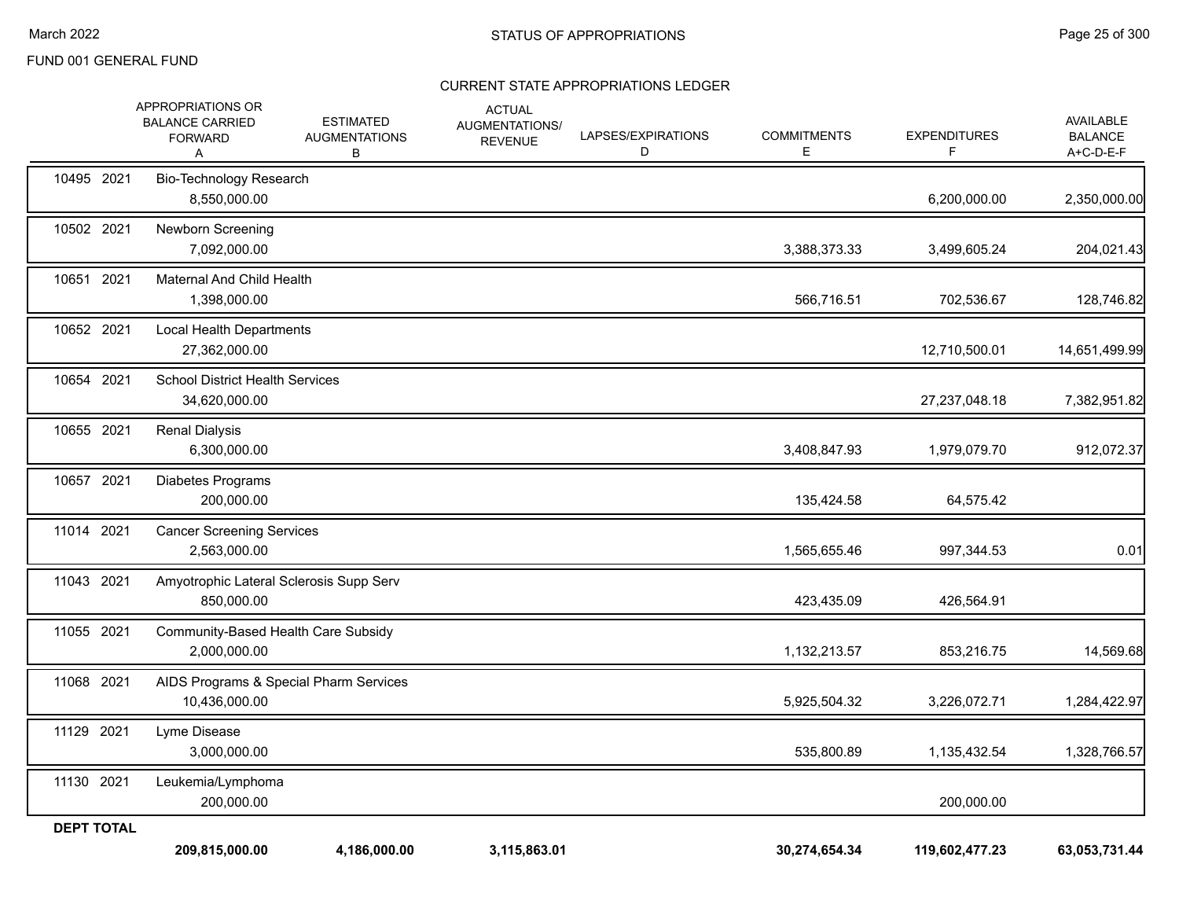FUND 001 GENERAL FUND

## STATUS OF APPROPRIATIONS

### CURRENT STATE APPROPRIATIONS LEDGER

| | APPROPRIATIONS OR BALANCE CARRIED FORWARD A | ESTIMATED AUGMENTATIONS B | ACTUAL AUGMENTATIONS/ REVENUE | LAPSES/EXPIRATIONS D | COMMITMENTS E | EXPENDITURES F | AVAILABLE BALANCE A+C-D-E-F |
|---|---|---|---|---|---|---|---|
| 10495 2021 | Bio-Technology Research | | | | | | |
| | 8,550,000.00 | | | | | 6,200,000.00 | 2,350,000.00 |
| 10502 2021 | Newborn Screening | | | | | | |
| | 7,092,000.00 | | | | 3,388,373.33 | 3,499,605.24 | 204,021.43 |
| 10651 2021 | Maternal And Child Health | | | | | | |
| | 1,398,000.00 | | | | 566,716.51 | 702,536.67 | 128,746.82 |
| 10652 2021 | Local Health Departments | | | | | | |
| | 27,362,000.00 | | | | | 12,710,500.01 | 14,651,499.99 |
| 10654 2021 | School District Health Services | | | | | | |
| | 34,620,000.00 | | | | | 27,237,048.18 | 7,382,951.82 |
| 10655 2021 | Renal Dialysis | | | | | | |
| | 6,300,000.00 | | | | 3,408,847.93 | 1,979,079.70 | 912,072.37 |
| 10657 2021 | Diabetes Programs | | | | | | |
| | 200,000.00 | | | | 135,424.58 | 64,575.42 | |
| 11014 2021 | Cancer Screening Services | | | | | | |
| | 2,563,000.00 | | | | 1,565,655.46 | 997,344.53 | 0.01 |
| 11043 2021 | Amyotrophic Lateral Sclerosis Supp Serv | | | | | | |
| | 850,000.00 | | | | 423,435.09 | 426,564.91 | |
| 11055 2021 | Community-Based Health Care Subsidy | | | | | | |
| | 2,000,000.00 | | | | 1,132,213.57 | 853,216.75 | 14,569.68 |
| 11068 2021 | AIDS Programs & Special Pharm Services | | | | | | |
| | 10,436,000.00 | | | | 5,925,504.32 | 3,226,072.71 | 1,284,422.97 |
| 11129 2021 | Lyme Disease | | | | | | |
| | 3,000,000.00 | | | | 535,800.89 | 1,135,432.54 | 1,328,766.57 |
| 11130 2021 | Leukemia/Lymphoma | | | | | | |
| | 200,000.00 | | | | | 200,000.00 | |
| **DEPT TOTAL** | | | | | | | |
| | **209,815,000.00** | **4,186,000.00** | **3,115,863.01** | | **30,274,654.34** | **119,602,477.23** | **63,053,731.44** |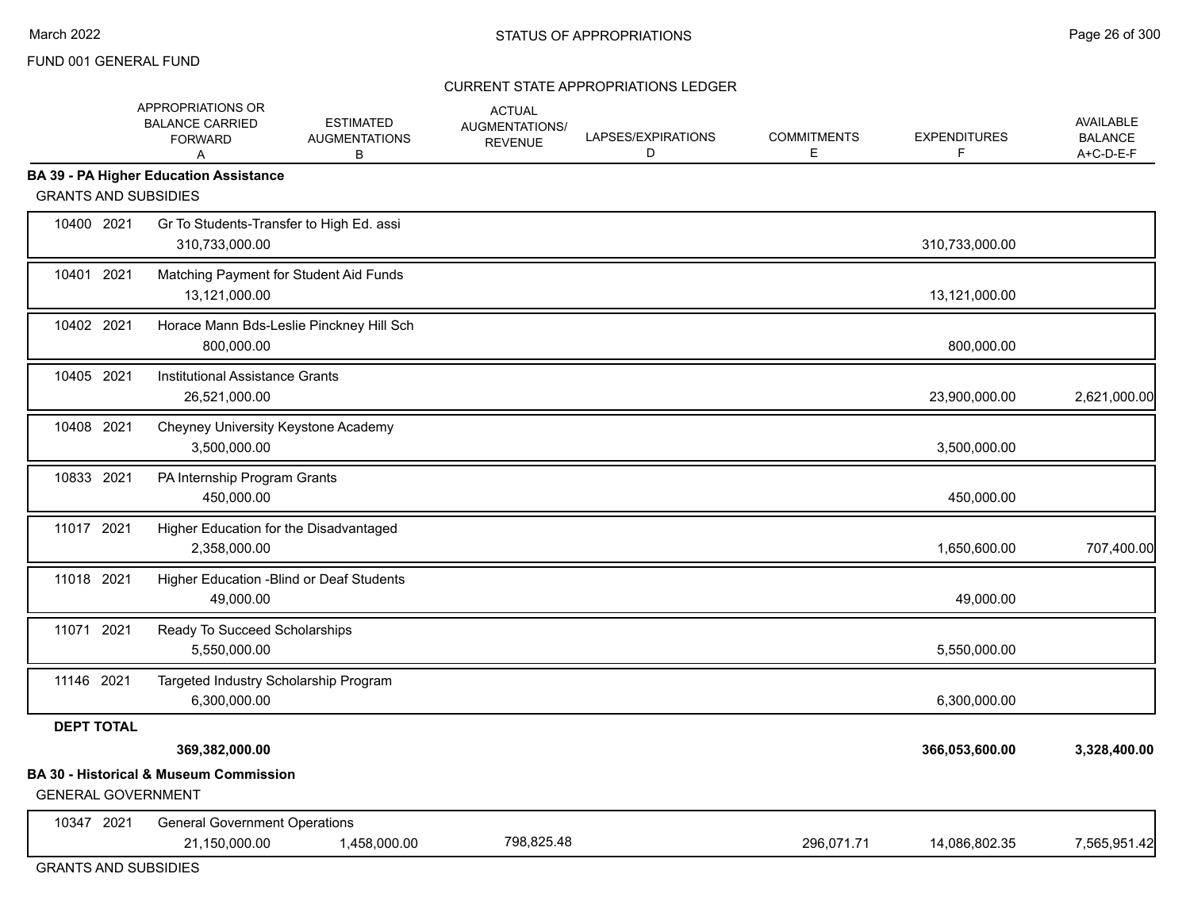FUND 001 GENERAL FUND

STATUS OF APPROPRIATIONS

CURRENT STATE APPROPRIATIONS LEDGER

| | APPROPRIATIONS OR BALANCE CARRIED FORWARD A | ESTIMATED AUGMENTATIONS B | ACTUAL AUGMENTATIONS/ REVENUE | LAPSES/EXPIRATIONS D | COMMITMENTS E | EXPENDITURES F | AVAILABLE BALANCE A+C-D-E-F |
|---|---|---|---|---|---|---|---|
| **BA 39 - PA Higher Education Assistance** | | | | | | | |
| GRANTS AND SUBSIDIES | | | | | | | |
| 10400 2021 Gr To Students-Transfer to High Ed. assi | 310,733,000.00 | | | | | 310,733,000.00 | |
| 10401 2021 Matching Payment for Student Aid Funds | 13,121,000.00 | | | | | 13,121,000.00 | |
| 10402 2021 Horace Mann Bds-Leslie Pinckney Hill Sch | 800,000.00 | | | | | 800,000.00 | |
| 10405 2021 Institutional Assistance Grants | 26,521,000.00 | | | | | 23,900,000.00 | 2,621,000.00 |
| 10408 2021 Cheyney University Keystone Academy | 3,500,000.00 | | | | | 3,500,000.00 | |
| 10833 2021 PA Internship Program Grants | 450,000.00 | | | | | 450,000.00 | |
| 11017 2021 Higher Education for the Disadvantaged | 2,358,000.00 | | | | | 1,650,600.00 | 707,400.00 |
| 11018 2021 Higher Education -Blind or Deaf Students | 49,000.00 | | | | | 49,000.00 | |
| 11071 2021 Ready To Succeed Scholarships | 5,550,000.00 | | | | | 5,550,000.00 | |
| 11146 2021 Targeted Industry Scholarship Program | 6,300,000.00 | | | | | 6,300,000.00 | |
| **DEPT TOTAL** | **369,382,000.00** | | | | | **366,053,600.00** | **3,328,400.00** |
| **BA 30 - Historical & Museum Commission** | | | | | | | |
| GENERAL GOVERNMENT | | | | | | | |
| 10347 2021 General Government Operations | 21,150,000.00 | 1,458,000.00 | 798,825.48 | | 296,071.71 | 14,086,802.35 | 7,565,951.42 |
| GRANTS AND SUBSIDIES | | | | | | | |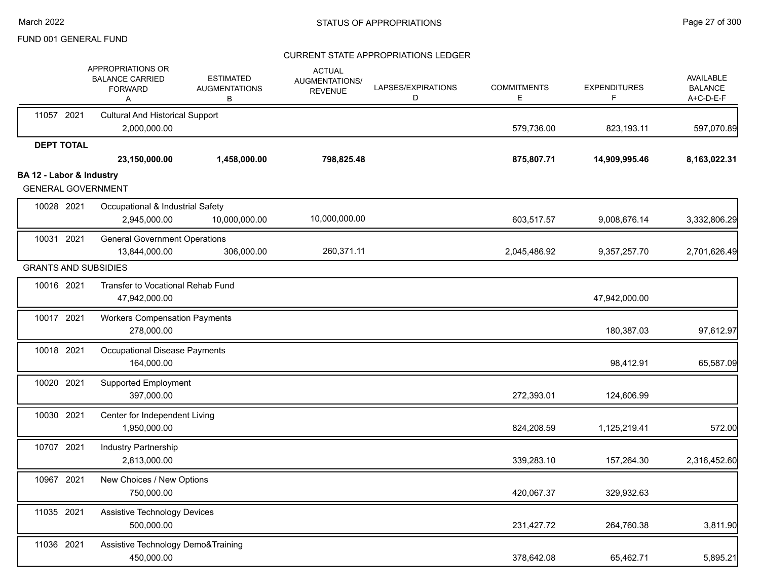FUND 001 GENERAL FUND

## STATUS OF APPROPRIATIONS

### CURRENT STATE APPROPRIATIONS LEDGER

| | APPROPRIATIONS OR BALANCE CARRIED FORWARD A | ESTIMATED AUGMENTATIONS B | ACTUAL AUGMENTATIONS/ REVENUE | LAPSES/EXPIRATIONS D | COMMITMENTS E | EXPENDITURES F | AVAILABLE BALANCE A+C-D-E-F |
|---|---|---|---|---|---|---|---|
| 11057 2021 Cultural And Historical Support | 2,000,000.00 | | | | 579,736.00 | 823,193.11 | 597,070.89 |
| **DEPT TOTAL** | **23,150,000.00** | **1,458,000.00** | **798,825.48** | | **875,807.71** | **14,909,995.46** | **8,163,022.31** |
| **BA 12 - Labor & Industry** | | | | | | | |
| GENERAL GOVERNMENT | | | | | | | |
| 10028 2021 Occupational & Industrial Safety | 2,945,000.00 | 10,000,000.00 | 10,000,000.00 | | 603,517.57 | 9,008,676.14 | 3,332,806.29 |
| 10031 2021 General Government Operations | 13,844,000.00 | 306,000.00 | 260,371.11 | | 2,045,486.92 | 9,357,257.70 | 2,701,626.49 |
| GRANTS AND SUBSIDIES | | | | | | | |
| 10016 2021 Transfer to Vocational Rehab Fund | 47,942,000.00 | | | | | 47,942,000.00 | |
| 10017 2021 Workers Compensation Payments | 278,000.00 | | | | | 180,387.03 | 97,612.97 |
| 10018 2021 Occupational Disease Payments | 164,000.00 | | | | | 98,412.91 | 65,587.09 |
| 10020 2021 Supported Employment | 397,000.00 | | | | 272,393.01 | 124,606.99 | |
| 10030 2021 Center for Independent Living | 1,950,000.00 | | | | 824,208.59 | 1,125,219.41 | 572.00 |
| 10707 2021 Industry Partnership | 2,813,000.00 | | | | 339,283.10 | 157,264.30 | 2,316,452.60 |
| 10967 2021 New Choices / New Options | 750,000.00 | | | | 420,067.37 | 329,932.63 | |
| 11035 2021 Assistive Technology Devices | 500,000.00 | | | | 231,427.72 | 264,760.38 | 3,811.90 |
| 11036 2021 Assistive Technology Demo&Training | 450,000.00 | | | | 378,642.08 | 65,462.71 | 5,895.21 |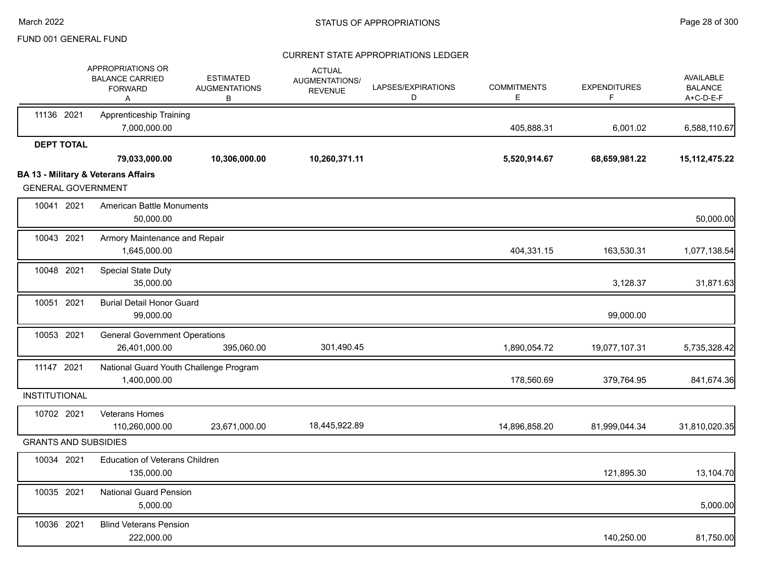FUND 001 GENERAL FUND

CURRENT STATE APPROPRIATIONS LEDGER

| | APPROPRIATIONS OR BALANCE CARRIED FORWARD A | ESTIMATED AUGMENTATIONS B | ACTUAL AUGMENTATIONS/ REVENUE | LAPSES/EXPIRATIONS D | COMMITMENTS E | EXPENDITURES F | AVAILABLE BALANCE A+C-D-E-F |
|---|---|---|---|---|---|---|---|
| 11136 2021 Apprenticeship Training | 7,000,000.00 | | | | 405,888.31 | 6,001.02 | 6,588,110.67 |
| **DEPT TOTAL** | **79,033,000.00** | **10,306,000.00** | **10,260,371.11** | | **5,520,914.67** | **68,659,981.22** | **15,112,475.22** |
| **BA 13 - Military & Veterans Affairs** | | | | | | | |
| GENERAL GOVERNMENT | | | | | | | |
| 10041 2021 American Battle Monuments | 50,000.00 | | | | | | 50,000.00 |
| 10043 2021 Armory Maintenance and Repair | 1,645,000.00 | | | | 404,331.15 | 163,530.31 | 1,077,138.54 |
| 10048 2021 Special State Duty | 35,000.00 | | | | | 3,128.37 | 31,871.63 |
| 10051 2021 Burial Detail Honor Guard | 99,000.00 | | | | | 99,000.00 | |
| 10053 2021 General Government Operations | 26,401,000.00 | 395,060.00 | 301,490.45 | | 1,890,054.72 | 19,077,107.31 | 5,735,328.42 |
| 11147 2021 National Guard Youth Challenge Program | 1,400,000.00 | | | | 178,560.69 | 379,764.95 | 841,674.36 |
| INSTITUTIONAL | | | | | | | |
| 10702 2021 Veterans Homes | 110,260,000.00 | 23,671,000.00 | 18,445,922.89 | | 14,896,858.20 | 81,999,044.34 | 31,810,020.35 |
| GRANTS AND SUBSIDIES | | | | | | | |
| 10034 2021 Education of Veterans Children | 135,000.00 | | | | | 121,895.30 | 13,104.70 |
| 10035 2021 National Guard Pension | 5,000.00 | | | | | | 5,000.00 |
| 10036 2021 Blind Veterans Pension | 222,000.00 | | | | | 140,250.00 | 81,750.00 |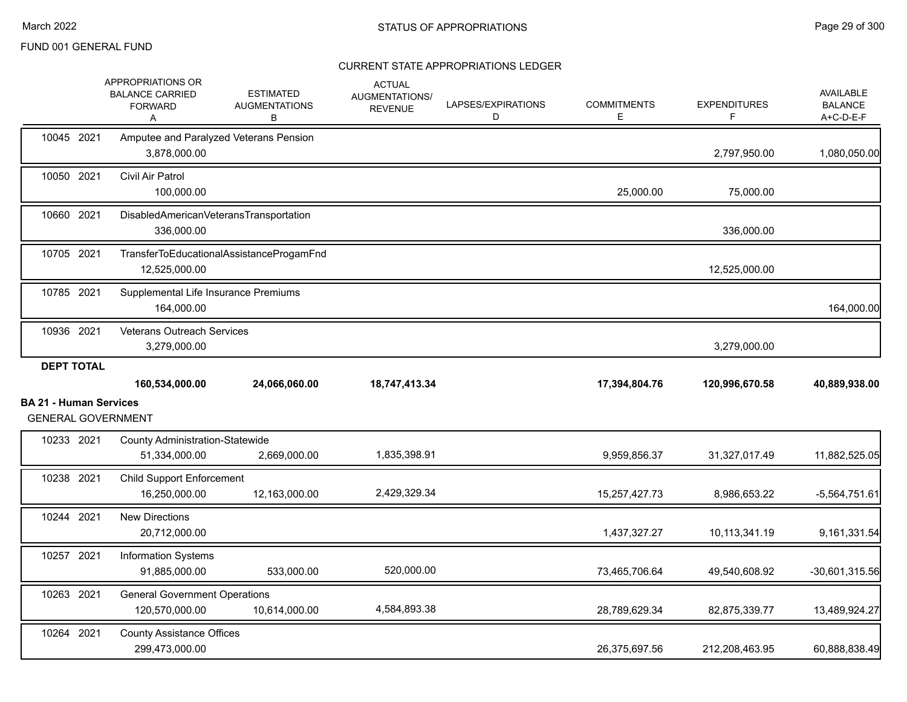STATUS OF APPROPRIATIONS

FUND 001 GENERAL FUND

CURRENT STATE APPROPRIATIONS LEDGER

| | | APPROPRIATIONS OR BALANCE CARRIED FORWARD A | ESTIMATED AUGMENTATIONS B | ACTUAL AUGMENTATIONS/ REVENUE | LAPSES/EXPIRATIONS D | COMMITMENTS E | EXPENDITURES F | AVAILABLE BALANCE A+C-D-E-F |
|---|---|---|---|---|---|---|---|---|
| 10045 | 2021 | Amputee and Paralyzed Veterans Pension | | | | | | |
| | | 3,878,000.00 | | | | | 2,797,950.00 | 1,080,050.00 |
| 10050 | 2021 | Civil Air Patrol | | | | | | |
| | | 100,000.00 | | | | 25,000.00 | 75,000.00 | |
| 10660 | 2021 | DisabledAmericanVeteransTransportation | | | | | | |
| | | 336,000.00 | | | | | 336,000.00 | |
| 10705 | 2021 | TransferToEducationalAssistanceProgamFnd | | | | | | |
| | | 12,525,000.00 | | | | | 12,525,000.00 | |
| 10785 | 2021 | Supplemental Life Insurance Premiums | | | | | | |
| | | 164,000.00 | | | | | | 164,000.00 |
| 10936 | 2021 | Veterans Outreach Services | | | | | | |
| | | 3,279,000.00 | | | | | 3,279,000.00 | |
| **DEPT TOTAL** | | | | | | | | |
| | | **160,534,000.00** | **24,066,060.00** | **18,747,413.34** | | **17,394,804.76** | **120,996,670.58** | **40,889,938.00** |

**BA 21 - Human Services**

GENERAL GOVERNMENT

| | | APPROPRIATIONS OR BALANCE CARRIED FORWARD A | ESTIMATED AUGMENTATIONS B | ACTUAL AUGMENTATIONS/ REVENUE | LAPSES/EXPIRATIONS D | COMMITMENTS E | EXPENDITURES F | AVAILABLE BALANCE A+C-D-E-F |
|---|---|---|---|---|---|---|---|---|
| 10233 | 2021 | County Administration-Statewide | | | | | | |
| | | 51,334,000.00 | 2,669,000.00 | 1,835,398.91 | | 9,959,856.37 | 31,327,017.49 | 11,882,525.05 |
| 10238 | 2021 | Child Support Enforcement | | | | | | |
| | | 16,250,000.00 | 12,163,000.00 | 2,429,329.34 | | 15,257,427.73 | 8,986,653.22 | -5,564,751.61 |
| 10244 | 2021 | New Directions | | | | | | |
| | | 20,712,000.00 | | | | 1,437,327.27 | 10,113,341.19 | 9,161,331.54 |
| 10257 | 2021 | Information Systems | | | | | | |
| | | 91,885,000.00 | 533,000.00 | 520,000.00 | | 73,465,706.64 | 49,540,608.92 | -30,601,315.56 |
| 10263 | 2021 | General Government Operations | | | | | | |
| | | 120,570,000.00 | 10,614,000.00 | 4,584,893.38 | | 28,789,629.34 | 82,875,339.77 | 13,489,924.27 |
| 10264 | 2021 | County Assistance Offices | | | | | | |
| | | 299,473,000.00 | | | | 26,375,697.56 | 212,208,463.95 | 60,888,838.49 |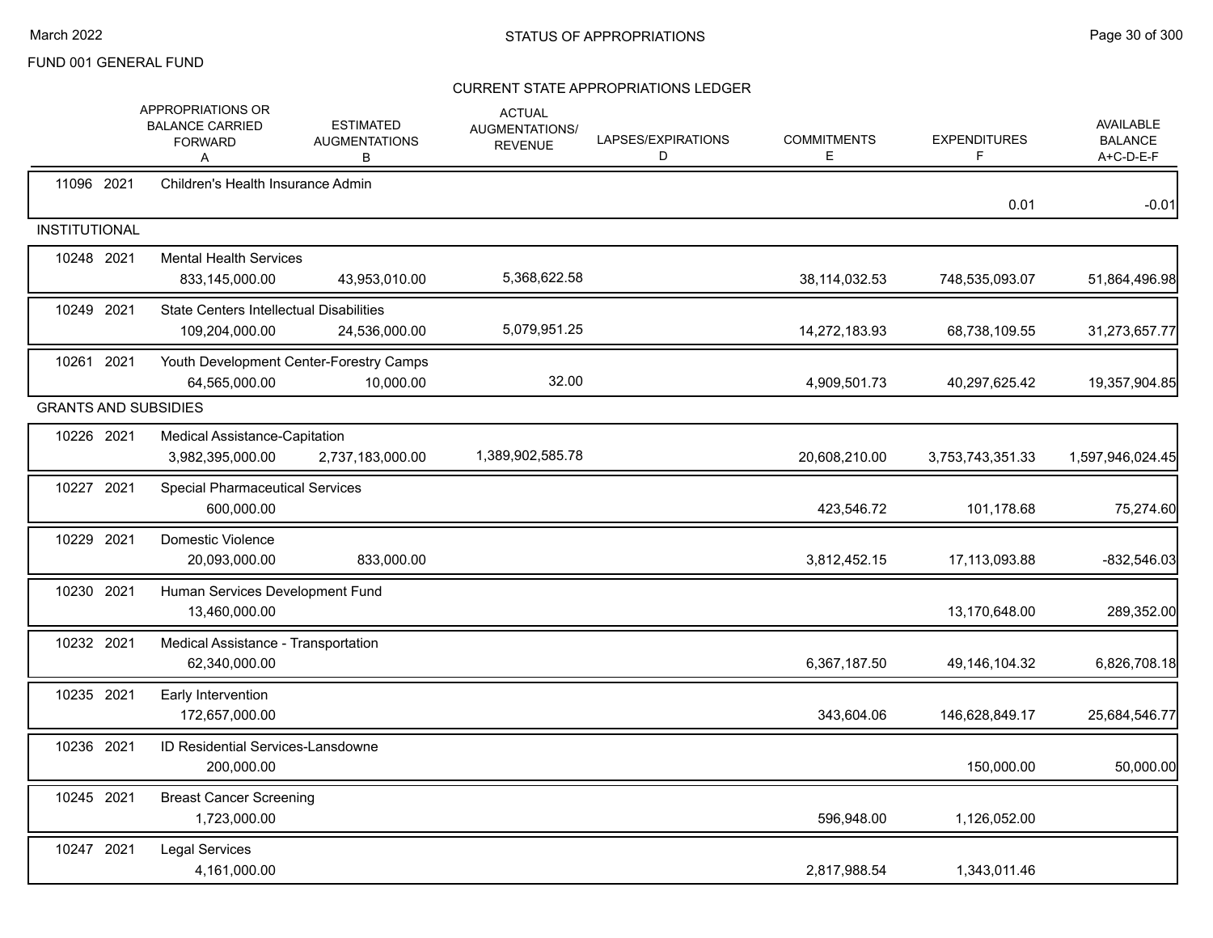FUND 001 GENERAL FUND

## STATUS OF APPROPRIATIONS

### CURRENT STATE APPROPRIATIONS LEDGER

| | | APPROPRIATIONS OR BALANCE CARRIED FORWARD A | ESTIMATED AUGMENTATIONS B | ACTUAL AUGMENTATIONS/ REVENUE | LAPSES/EXPIRATIONS D | COMMITMENTS E | EXPENDITURES F | AVAILABLE BALANCE A+C-D-E-F |
|---|---|---|---|---|---|---|---|---|
| 11096 2021 | Children's Health Insurance Admin | | | | | | 0.01 | -0.01 |
| **INSTITUTIONAL** | | | | | | | | |
| 10248 2021 | Mental Health Services | 833,145,000.00 | 43,953,010.00 | 5,368,622.58 | | 38,114,032.53 | 748,535,093.07 | 51,864,496.98 |
| 10249 2021 | State Centers Intellectual Disabilities | 109,204,000.00 | 24,536,000.00 | 5,079,951.25 | | 14,272,183.93 | 68,738,109.55 | 31,273,657.77 |
| 10261 2021 | Youth Development Center-Forestry Camps | 64,565,000.00 | 10,000.00 | 32.00 | | 4,909,501.73 | 40,297,625.42 | 19,357,904.85 |
| **GRANTS AND SUBSIDIES** | | | | | | | | |
| 10226 2021 | Medical Assistance-Capitation | 3,982,395,000.00 | 2,737,183,000.00 | 1,389,902,585.78 | | 20,608,210.00 | 3,753,743,351.33 | 1,597,946,024.45 |
| 10227 2021 | Special Pharmaceutical Services | 600,000.00 | | | | 423,546.72 | 101,178.68 | 75,274.60 |
| 10229 2021 | Domestic Violence | 20,093,000.00 | 833,000.00 | | | 3,812,452.15 | 17,113,093.88 | -832,546.03 |
| 10230 2021 | Human Services Development Fund | 13,460,000.00 | | | | | 13,170,648.00 | 289,352.00 |
| 10232 2021 | Medical Assistance - Transportation | 62,340,000.00 | | | | 6,367,187.50 | 49,146,104.32 | 6,826,708.18 |
| 10235 2021 | Early Intervention | 172,657,000.00 | | | | 343,604.06 | 146,628,849.17 | 25,684,546.77 |
| 10236 2021 | ID Residential Services-Lansdowne | 200,000.00 | | | | | 150,000.00 | 50,000.00 |
| 10245 2021 | Breast Cancer Screening | 1,723,000.00 | | | | 596,948.00 | 1,126,052.00 | |
| 10247 2021 | Legal Services | 4,161,000.00 | | | | 2,817,988.54 | 1,343,011.46 | |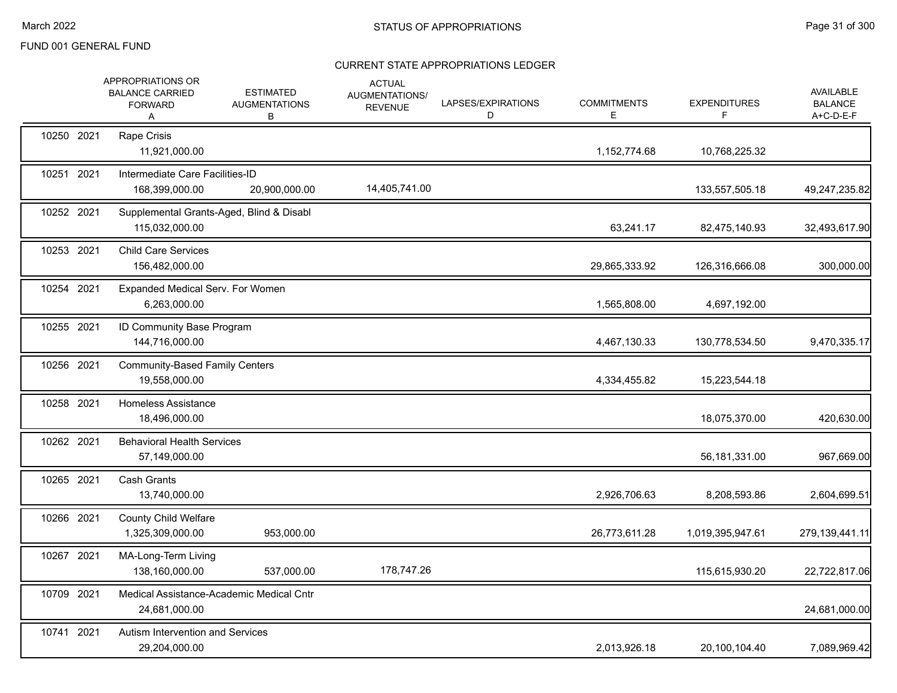FUND 001 GENERAL FUND

# STATUS OF APPROPRIATIONS

## CURRENT STATE APPROPRIATIONS LEDGER

| | | APPROPRIATIONS OR BALANCE CARRIED FORWARD A | ESTIMATED AUGMENTATIONS B | ACTUAL AUGMENTATIONS/ REVENUE | LAPSES/EXPIRATIONS D | COMMITMENTS E | EXPENDITURES F | AVAILABLE BALANCE A+C-D-E-F |
|---|---|---|---|---|---|---|---|---|
| 10250 | 2021 | Rape Crisis | | | | | | |
| | | 11,921,000.00 | | | | 1,152,774.68 | 10,768,225.32 | |
| 10251 | 2021 | Intermediate Care Facilities-ID | | | | | | |
| | | 168,399,000.00 | 20,900,000.00 | 14,405,741.00 | | | 133,557,505.18 | 49,247,235.82 |
| 10252 | 2021 | Supplemental Grants-Aged, Blind & Disabl | | | | | | |
| | | 115,032,000.00 | | | | 63,241.17 | 82,475,140.93 | 32,493,617.90 |
| 10253 | 2021 | Child Care Services | | | | | | |
| | | 156,482,000.00 | | | | 29,865,333.92 | 126,316,666.08 | 300,000.00 |
| 10254 | 2021 | Expanded Medical Serv. For Women | | | | | | |
| | | 6,263,000.00 | | | | 1,565,808.00 | 4,697,192.00 | |
| 10255 | 2021 | ID Community Base Program | | | | | | |
| | | 144,716,000.00 | | | | 4,467,130.33 | 130,778,534.50 | 9,470,335.17 |
| 10256 | 2021 | Community-Based Family Centers | | | | | | |
| | | 19,558,000.00 | | | | 4,334,455.82 | 15,223,544.18 | |
| 10258 | 2021 | Homeless Assistance | | | | | | |
| | | 18,496,000.00 | | | | | 18,075,370.00 | 420,630.00 |
| 10262 | 2021 | Behavioral Health Services | | | | | | |
| | | 57,149,000.00 | | | | | 56,181,331.00 | 967,669.00 |
| 10265 | 2021 | Cash Grants | | | | | | |
| | | 13,740,000.00 | | | | 2,926,706.63 | 8,208,593.86 | 2,604,699.51 |
| 10266 | 2021 | County Child Welfare | | | | | | |
| | | 1,325,309,000.00 | 953,000.00 | | | 26,773,611.28 | 1,019,395,947.61 | 279,139,441.11 |
| 10267 | 2021 | MA-Long-Term Living | | | | | | |
| | | 138,160,000.00 | 537,000.00 | 178,747.26 | | | 115,615,930.20 | 22,722,817.06 |
| 10709 | 2021 | Medical Assistance-Academic Medical Cntr | | | | | | |
| | | 24,681,000.00 | | | | | | 24,681,000.00 |
| 10741 | 2021 | Autism Intervention and Services | | | | | | |
| | | 29,204,000.00 | | | | 2,013,926.18 | 20,100,104.40 | 7,089,969.42 |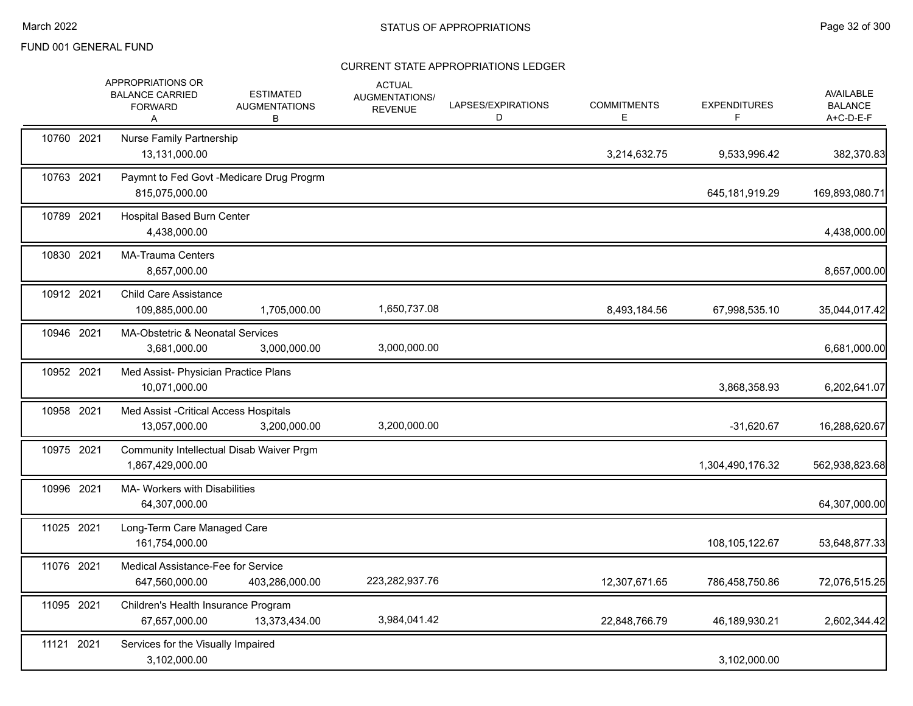# STATUS OF APPROPRIATIONS

FUND 001 GENERAL FUND

## CURRENT STATE APPROPRIATIONS LEDGER

| | | APPROPRIATIONS OR BALANCE CARRIED FORWARD A | ESTIMATED AUGMENTATIONS B | ACTUAL AUGMENTATIONS/ REVENUE | LAPSES/EXPIRATIONS D | COMMITMENTS E | EXPENDITURES F | AVAILABLE BALANCE A+C-D-E-F |
|---|---|---|---|---|---|---|---|---|
| 10760 | 2021 | Nurse Family Partnership | | | | | | |
| | | 13,131,000.00 | | | | 3,214,632.75 | 9,533,996.42 | 382,370.83 |
| 10763 | 2021 | Paymnt to Fed Govt -Medicare Drug Progrm | | | | | | |
| | | 815,075,000.00 | | | | | 645,181,919.29 | 169,893,080.71 |
| 10789 | 2021 | Hospital Based Burn Center | | | | | | |
| | | 4,438,000.00 | | | | | | 4,438,000.00 |
| 10830 | 2021 | MA-Trauma Centers | | | | | | |
| | | 8,657,000.00 | | | | | | 8,657,000.00 |
| 10912 | 2021 | Child Care Assistance | | | | | | |
| | | 109,885,000.00 | 1,705,000.00 | 1,650,737.08 | | 8,493,184.56 | 67,998,535.10 | 35,044,017.42 |
| 10946 | 2021 | MA-Obstetric & Neonatal Services | | | | | | |
| | | 3,681,000.00 | 3,000,000.00 | 3,000,000.00 | | | | 6,681,000.00 |
| 10952 | 2021 | Med Assist- Physician Practice Plans | | | | | | |
| | | 10,071,000.00 | | | | | 3,868,358.93 | 6,202,641.07 |
| 10958 | 2021 | Med Assist -Critical Access Hospitals | | | | | | |
| | | 13,057,000.00 | 3,200,000.00 | 3,200,000.00 | | | -31,620.67 | 16,288,620.67 |
| 10975 | 2021 | Community Intellectual Disab Waiver Prgm | | | | | | |
| | | 1,867,429,000.00 | | | | | 1,304,490,176.32 | 562,938,823.68 |
| 10996 | 2021 | MA- Workers with Disabilities | | | | | | |
| | | 64,307,000.00 | | | | | | 64,307,000.00 |
| 11025 | 2021 | Long-Term Care Managed Care | | | | | | |
| | | 161,754,000.00 | | | | | 108,105,122.67 | 53,648,877.33 |
| 11076 | 2021 | Medical Assistance-Fee for Service | | | | | | |
| | | 647,560,000.00 | 403,286,000.00 | 223,282,937.76 | | 12,307,671.65 | 786,458,750.86 | 72,076,515.25 |
| 11095 | 2021 | Children's Health Insurance Program | | | | | | |
| | | 67,657,000.00 | 13,373,434.00 | 3,984,041.42 | | 22,848,766.79 | 46,189,930.21 | 2,602,344.42 |
| 11121 | 2021 | Services for the Visually Impaired | | | | | | |
| | | 3,102,000.00 | | | | | 3,102,000.00 | |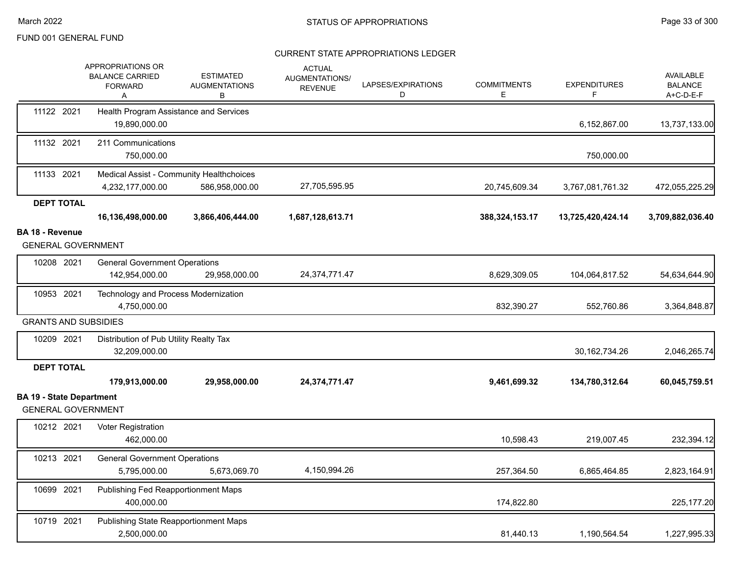FUND 001 GENERAL FUND

STATUS OF APPROPRIATIONS

CURRENT STATE APPROPRIATIONS LEDGER

| | APPROPRIATIONS OR BALANCE CARRIED FORWARD A | ESTIMATED AUGMENTATIONS B | ACTUAL AUGMENTATIONS/ REVENUE | LAPSES/EXPIRATIONS D | COMMITMENTS E | EXPENDITURES F | AVAILABLE BALANCE A+C-D-E-F |
|---|---|---|---|---|---|---|---|
| 11122 2021 Health Program Assistance and Services | 19,890,000.00 | | | | | 6,152,867.00 | 13,737,133.00 |
| 11132 2021 211 Communications | 750,000.00 | | | | | 750,000.00 | |
| 11133 2021 Medical Assist - Community Healthchoices | 4,232,177,000.00 | 586,958,000.00 | 27,705,595.95 | | 20,745,609.34 | 3,767,081,761.32 | 472,055,225.29 |
| **DEPT TOTAL** | **16,136,498,000.00** | **3,866,406,444.00** | **1,687,128,613.71** | | **388,324,153.17** | **13,725,420,424.14** | **3,709,882,036.40** |
| **BA 18 - Revenue** | | | | | | | |
| GENERAL GOVERNMENT | | | | | | | |
| 10208 2021 General Government Operations | 142,954,000.00 | 29,958,000.00 | 24,374,771.47 | | 8,629,309.05 | 104,064,817.52 | 54,634,644.90 |
| 10953 2021 Technology and Process Modernization | 4,750,000.00 | | | | 832,390.27 | 552,760.86 | 3,364,848.87 |
| GRANTS AND SUBSIDIES | | | | | | | |
| 10209 2021 Distribution of Pub Utility Realty Tax | 32,209,000.00 | | | | | 30,162,734.26 | 2,046,265.74 |
| **DEPT TOTAL** | **179,913,000.00** | **29,958,000.00** | **24,374,771.47** | | **9,461,699.32** | **134,780,312.64** | **60,045,759.51** |
| **BA 19 - State Department** | | | | | | | |
| GENERAL GOVERNMENT | | | | | | | |
| 10212 2021 Voter Registration | 462,000.00 | | | | 10,598.43 | 219,007.45 | 232,394.12 |
| 10213 2021 General Government Operations | 5,795,000.00 | 5,673,069.70 | 4,150,994.26 | | 257,364.50 | 6,865,464.85 | 2,823,164.91 |
| 10699 2021 Publishing Fed Reapportionment Maps | 400,000.00 | | | | 174,822.80 | | 225,177.20 |
| 10719 2021 Publishing State Reapportionment Maps | 2,500,000.00 | | | | 81,440.13 | 1,190,564.54 | 1,227,995.33 |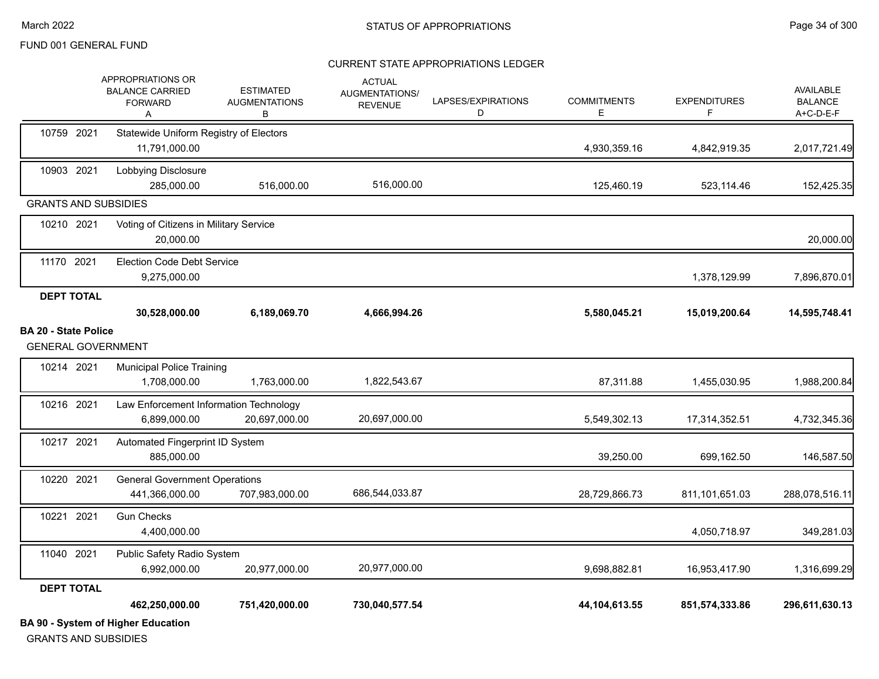FUND 001 GENERAL FUND

## STATUS OF APPROPRIATIONS

### CURRENT STATE APPROPRIATIONS LEDGER

| | APPROPRIATIONS OR BALANCE CARRIED FORWARD A | ESTIMATED AUGMENTATIONS B | ACTUAL AUGMENTATIONS/ REVENUE | LAPSES/EXPIRATIONS D | COMMITMENTS E | EXPENDITURES F | AVAILABLE BALANCE A+C-D-E-F |
|---|---|---|---|---|---|---|---|
| 10759 2021 Statewide Uniform Registry of Electors | 11,791,000.00 | | | | 4,930,359.16 | 4,842,919.35 | 2,017,721.49 |
| 10903 2021 Lobbying Disclosure | 285,000.00 | 516,000.00 | 516,000.00 | | 125,460.19 | 523,114.46 | 152,425.35 |
| **GRANTS AND SUBSIDIES** | | | | | | | |
| 10210 2021 Voting of Citizens in Military Service | 20,000.00 | | | | | | 20,000.00 |
| 11170 2021 Election Code Debt Service | 9,275,000.00 | | | | | 1,378,129.99 | 7,896,870.01 |
| **DEPT TOTAL** | **30,528,000.00** | **6,189,069.70** | **4,666,994.26** | | **5,580,045.21** | **15,019,200.64** | **14,595,748.41** |
| **BA 20 - State Police** | | | | | | | |
| **GENERAL GOVERNMENT** | | | | | | | |
| 10214 2021 Municipal Police Training | 1,708,000.00 | 1,763,000.00 | 1,822,543.67 | | 87,311.88 | 1,455,030.95 | 1,988,200.84 |
| 10216 2021 Law Enforcement Information Technology | 6,899,000.00 | 20,697,000.00 | 20,697,000.00 | | 5,549,302.13 | 17,314,352.51 | 4,732,345.36 |
| 10217 2021 Automated Fingerprint ID System | 885,000.00 | | | | 39,250.00 | 699,162.50 | 146,587.50 |
| 10220 2021 General Government Operations | 441,366,000.00 | 707,983,000.00 | 686,544,033.87 | | 28,729,866.73 | 811,101,651.03 | 288,078,516.11 |
| 10221 2021 Gun Checks | 4,400,000.00 | | | | | 4,050,718.97 | 349,281.03 |
| 11040 2021 Public Safety Radio System | 6,992,000.00 | 20,977,000.00 | 20,977,000.00 | | 9,698,882.81 | 16,953,417.90 | 1,316,699.29 |
| **DEPT TOTAL** | **462,250,000.00** | **751,420,000.00** | **730,040,577.54** | | **44,104,613.55** | **851,574,333.86** | **296,611,630.13** |

**BA 90 - System of Higher Education**

GRANTS AND SUBSIDIES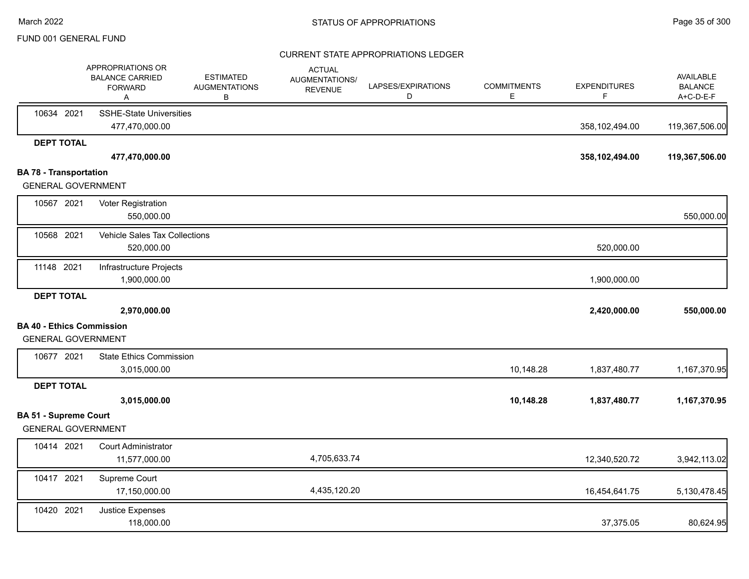FUND 001 GENERAL FUND

STATUS OF APPROPRIATIONS

CURRENT STATE APPROPRIATIONS LEDGER

| | APPROPRIATIONS OR BALANCE CARRIED FORWARD A | ESTIMATED AUGMENTATIONS B | ACTUAL AUGMENTATIONS/ REVENUE | LAPSES/EXPIRATIONS D | COMMITMENTS E | EXPENDITURES F | AVAILABLE BALANCE A+C-D-E-F |
|---|---|---|---|---|---|---|---|
| 10634 2021 | SSHE-State Universities | | | | | | |
| | 477,470,000.00 | | | | | 358,102,494.00 | 119,367,506.00 |
| **DEPT TOTAL** | | | | | | | |
| | **477,470,000.00** | | | | | **358,102,494.00** | **119,367,506.00** |
| **BA 78 - Transportation** | | | | | | | |
| GENERAL GOVERNMENT | | | | | | | |
| 10567 2021 | Voter Registration | | | | | | |
| | 550,000.00 | | | | | | 550,000.00 |
| 10568 2021 | Vehicle Sales Tax Collections | | | | | | |
| | 520,000.00 | | | | | 520,000.00 | |
| 11148 2021 | Infrastructure Projects | | | | | | |
| | 1,900,000.00 | | | | | 1,900,000.00 | |
| **DEPT TOTAL** | | | | | | | |
| | **2,970,000.00** | | | | | **2,420,000.00** | **550,000.00** |
| **BA 40 - Ethics Commission** | | | | | | | |
| GENERAL GOVERNMENT | | | | | | | |
| 10677 2021 | State Ethics Commission | | | | | | |
| | 3,015,000.00 | | | | 10,148.28 | 1,837,480.77 | 1,167,370.95 |
| **DEPT TOTAL** | | | | | | | |
| | **3,015,000.00** | | | | **10,148.28** | **1,837,480.77** | **1,167,370.95** |
| **BA 51 - Supreme Court** | | | | | | | |
| GENERAL GOVERNMENT | | | | | | | |
| 10414 2021 | Court Administrator | | | | | | |
| | 11,577,000.00 | | 4,705,633.74 | | | 12,340,520.72 | 3,942,113.02 |
| 10417 2021 | Supreme Court | | | | | | |
| | 17,150,000.00 | | 4,435,120.20 | | | 16,454,641.75 | 5,130,478.45 |
| 10420 2021 | Justice Expenses | | | | | | |
| | 118,000.00 | | | | | 37,375.05 | 80,624.95 |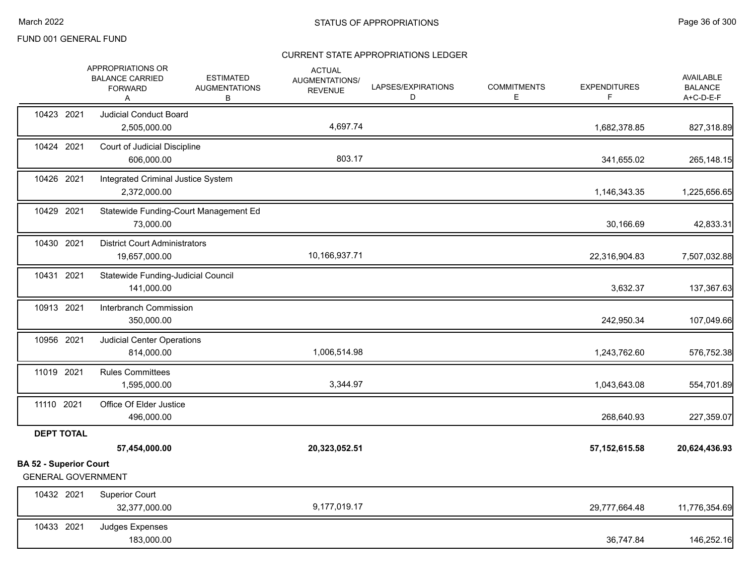FUND 001 GENERAL FUND

## STATUS OF APPROPRIATIONS

### CURRENT STATE APPROPRIATIONS LEDGER

| | | APPROPRIATIONS OR BALANCE CARRIED FORWARD A | ESTIMATED AUGMENTATIONS B | ACTUAL AUGMENTATIONS/ REVENUE | LAPSES/EXPIRATIONS D | COMMITMENTS E | EXPENDITURES F | AVAILABLE BALANCE A+C-D-E-F |
|---|---|---|---|---|---|---|---|---|
| 10423 2021 | Judicial Conduct Board | 2,505,000.00 | | 4,697.74 | | | 1,682,378.85 | 827,318.89 |
| 10424 2021 | Court of Judicial Discipline | 606,000.00 | | 803.17 | | | 341,655.02 | 265,148.15 |
| 10426 2021 | Integrated Criminal Justice System | 2,372,000.00 | | | | | 1,146,343.35 | 1,225,656.65 |
| 10429 2021 | Statewide Funding-Court Management Ed | 73,000.00 | | | | | 30,166.69 | 42,833.31 |
| 10430 2021 | District Court Administrators | 19,657,000.00 | | 10,166,937.71 | | | 22,316,904.83 | 7,507,032.88 |
| 10431 2021 | Statewide Funding-Judicial Council | 141,000.00 | | | | | 3,632.37 | 137,367.63 |
| 10913 2021 | Interbranch Commission | 350,000.00 | | | | | 242,950.34 | 107,049.66 |
| 10956 2021 | Judicial Center Operations | 814,000.00 | | 1,006,514.98 | | | 1,243,762.60 | 576,752.38 |
| 11019 2021 | Rules Committees | 1,595,000.00 | | 3,344.97 | | | 1,043,643.08 | 554,701.89 |
| 11110 2021 | Office Of Elder Justice | 496,000.00 | | | | | 268,640.93 | 227,359.07 |
| **DEPT TOTAL** | | **57,454,000.00** | | **20,323,052.51** | | | **57,152,615.58** | **20,624,436.93** |

**BA 52 - Superior Court**

GENERAL GOVERNMENT

| | | APPROPRIATIONS OR BALANCE CARRIED FORWARD A | ESTIMATED AUGMENTATIONS B | ACTUAL AUGMENTATIONS/ REVENUE | LAPSES/EXPIRATIONS D | COMMITMENTS E | EXPENDITURES F | AVAILABLE BALANCE A+C-D-E-F |
|---|---|---|---|---|---|---|---|---|
| 10432 2021 | Superior Court | 32,377,000.00 | | 9,177,019.17 | | | 29,777,664.48 | 11,776,354.69 |
| 10433 2021 | Judges Expenses | 183,000.00 | | | | | 36,747.84 | 146,252.16 |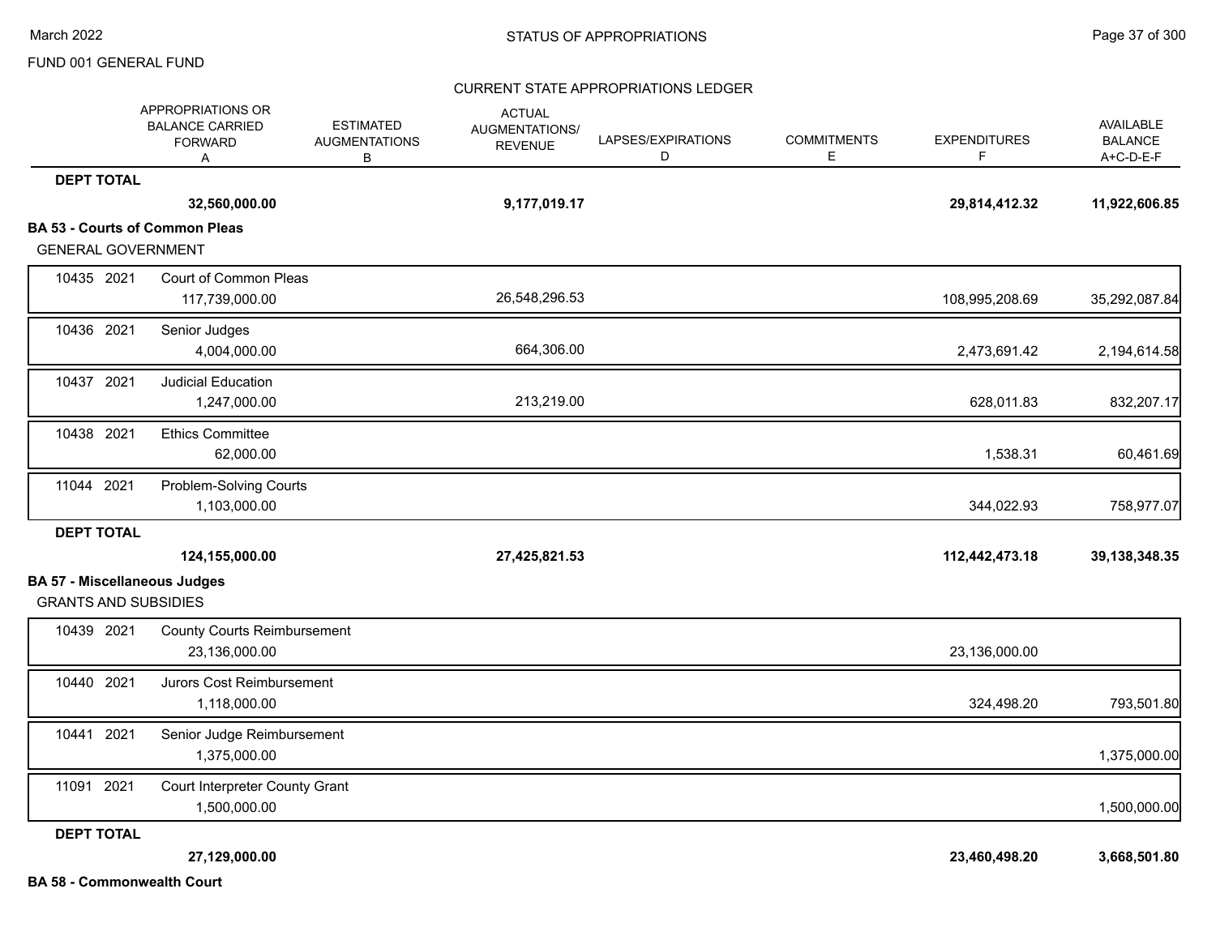CURRENT STATE APPROPRIATIONS LEDGER

FUND 001 GENERAL FUND

| | | APPROPRIATIONS OR BALANCE CARRIED FORWARD A | ESTIMATED AUGMENTATIONS B | ACTUAL AUGMENTATIONS/ REVENUE | LAPSES/EXPIRATIONS D | COMMITMENTS E | EXPENDITURES F | AVAILABLE BALANCE A+C-D-E-F |
|---|---|---|---|---|---|---|---|---|
| **DEPT TOTAL** | | **32,560,000.00** | | **9,177,019.17** | | | **29,814,412.32** | **11,922,606.85** |
| **BA 53 - Courts of Common Pleas** | | | | | | | | |
| GENERAL GOVERNMENT | | | | | | | | |
| 10435 2021 | Court of Common Pleas | 117,739,000.00 | | 26,548,296.53 | | | 108,995,208.69 | 35,292,087.84 |
| 10436 2021 | Senior Judges | 4,004,000.00 | | 664,306.00 | | | 2,473,691.42 | 2,194,614.58 |
| 10437 2021 | Judicial Education | 1,247,000.00 | | 213,219.00 | | | 628,011.83 | 832,207.17 |
| 10438 2021 | Ethics Committee | 62,000.00 | | | | | 1,538.31 | 60,461.69 |
| 11044 2021 | Problem-Solving Courts | 1,103,000.00 | | | | | 344,022.93 | 758,977.07 |
| **DEPT TOTAL** | | **124,155,000.00** | | **27,425,821.53** | | | **112,442,473.18** | **39,138,348.35** |
| **BA 57 - Miscellaneous Judges** | | | | | | | | |
| GRANTS AND SUBSIDIES | | | | | | | | |
| 10439 2021 | County Courts Reimbursement | 23,136,000.00 | | | | | 23,136,000.00 | |
| 10440 2021 | Jurors Cost Reimbursement | 1,118,000.00 | | | | | 324,498.20 | 793,501.80 |
| 10441 2021 | Senior Judge Reimbursement | 1,375,000.00 | | | | | | 1,375,000.00 |
| 11091 2021 | Court Interpreter County Grant | 1,500,000.00 | | | | | | 1,500,000.00 |
| **DEPT TOTAL** | | **27,129,000.00** | | | | | **23,460,498.20** | **3,668,501.80** |
| **BA 58 - Commonwealth Court** | | | | | | | | |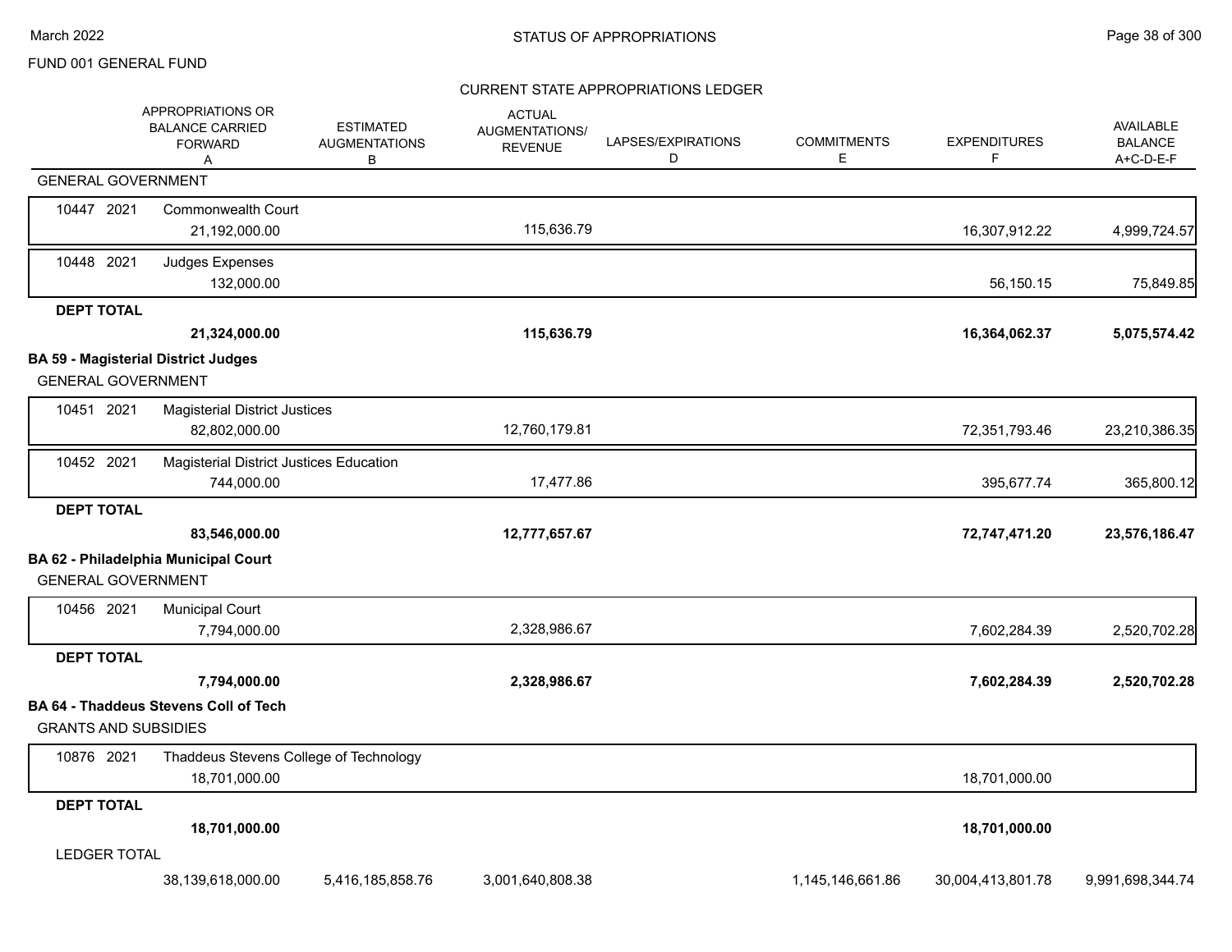FUND 001 GENERAL FUND

## CURRENT STATE APPROPRIATIONS LEDGER

| | APPROPRIATIONS OR BALANCE CARRIED FORWARD A | ESTIMATED AUGMENTATIONS B | ACTUAL AUGMENTATIONS/ REVENUE | LAPSES/EXPIRATIONS D | COMMITMENTS E | EXPENDITURES F | AVAILABLE BALANCE A+C-D-E-F |
|---|---|---|---|---|---|---|---|
| **GENERAL GOVERNMENT** | | | | | | | |
| 10447 2021 Commonwealth Court | 21,192,000.00 | | 115,636.79 | | | 16,307,912.22 | 4,999,724.57 |
| 10448 2021 Judges Expenses | 132,000.00 | | | | | 56,150.15 | 75,849.85 |
| **DEPT TOTAL** | **21,324,000.00** | | **115,636.79** | | | **16,364,062.37** | **5,075,574.42** |
| **BA 59 - Magisterial District Judges** | | | | | | | |
| **GENERAL GOVERNMENT** | | | | | | | |
| 10451 2021 Magisterial District Justices | 82,802,000.00 | | 12,760,179.81 | | | 72,351,793.46 | 23,210,386.35 |
| 10452 2021 Magisterial District Justices Education | 744,000.00 | | 17,477.86 | | | 395,677.74 | 365,800.12 |
| **DEPT TOTAL** | **83,546,000.00** | | **12,777,657.67** | | | **72,747,471.20** | **23,576,186.47** |
| **BA 62 - Philadelphia Municipal Court** | | | | | | | |
| **GENERAL GOVERNMENT** | | | | | | | |
| 10456 2021 Municipal Court | 7,794,000.00 | | 2,328,986.67 | | | 7,602,284.39 | 2,520,702.28 |
| **DEPT TOTAL** | **7,794,000.00** | | **2,328,986.67** | | | **7,602,284.39** | **2,520,702.28** |
| **BA 64 - Thaddeus Stevens Coll of Tech** | | | | | | | |
| **GRANTS AND SUBSIDIES** | | | | | | | |
| 10876 2021 Thaddeus Stevens College of Technology | 18,701,000.00 | | | | | 18,701,000.00 | |
| **DEPT TOTAL** | **18,701,000.00** | | | | | **18,701,000.00** | |
| LEDGER TOTAL | 38,139,618,000.00 | 5,416,185,858.76 | 3,001,640,808.38 | | 1,145,146,661.86 | 30,004,413,801.78 | 9,991,698,344.74 |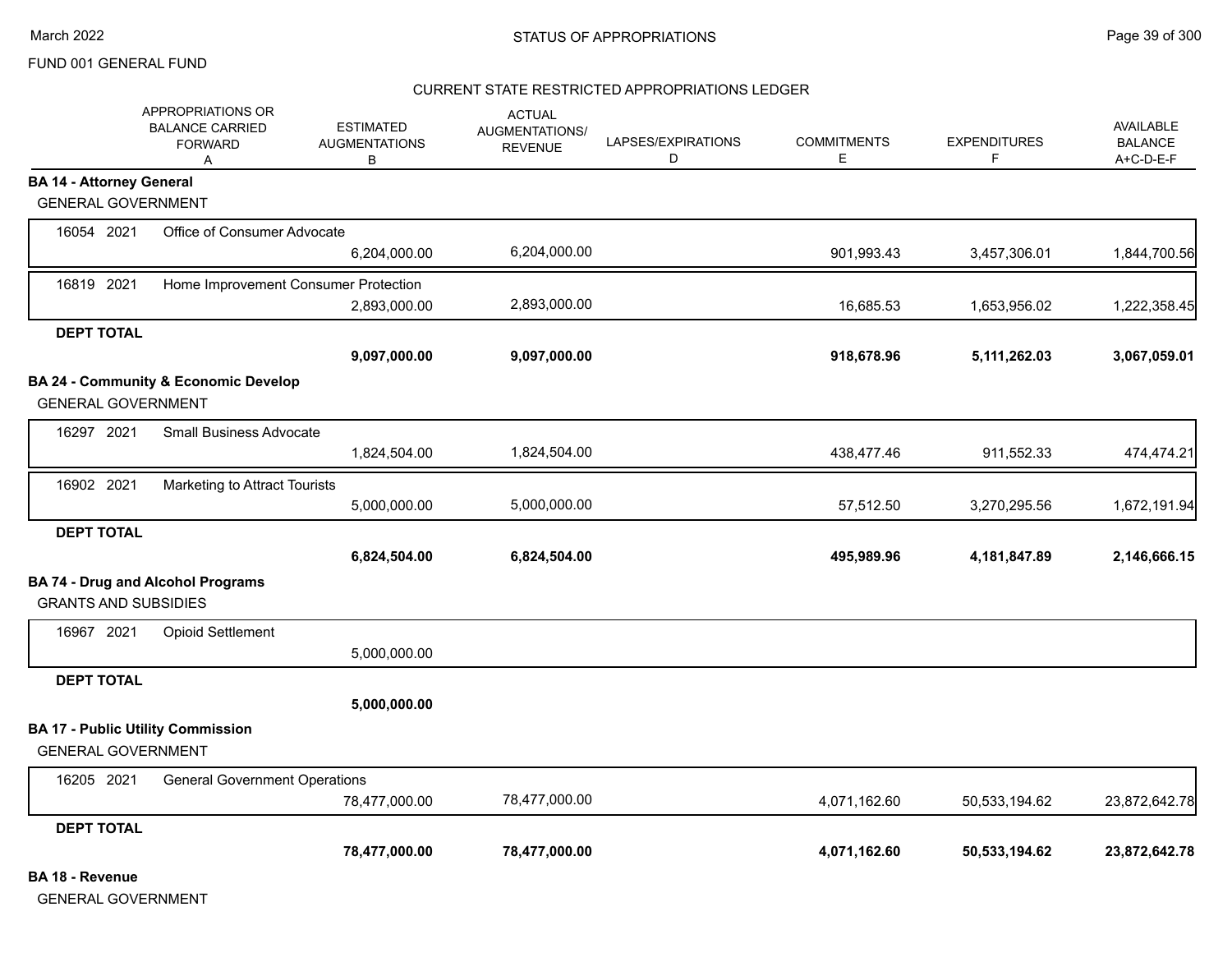FUND 001 GENERAL FUND

## CURRENT STATE RESTRICTED APPROPRIATIONS LEDGER

| | APPROPRIATIONS OR BALANCE CARRIED FORWARD A | ESTIMATED AUGMENTATIONS B | ACTUAL AUGMENTATIONS/ REVENUE | LAPSES/EXPIRATIONS D | COMMITMENTS E | EXPENDITURES F | AVAILABLE BALANCE A+C-D-E-F |
|---|---|---|---|---|---|---|---|
| **BA 14 - Attorney General** | | | | | | | |
| GENERAL GOVERNMENT | | | | | | | |
| 16054 2021 Office of Consumer Advocate | | 6,204,000.00 | 6,204,000.00 | | 901,993.43 | 3,457,306.01 | 1,844,700.56 |
| 16819 2021 Home Improvement Consumer Protection | | 2,893,000.00 | 2,893,000.00 | | 16,685.53 | 1,653,956.02 | 1,222,358.45 |
| **DEPT TOTAL** | | **9,097,000.00** | **9,097,000.00** | | **918,678.96** | **5,111,262.03** | **3,067,059.01** |
| **BA 24 - Community & Economic Develop** | | | | | | | |
| GENERAL GOVERNMENT | | | | | | | |
| 16297 2021 Small Business Advocate | | 1,824,504.00 | 1,824,504.00 | | 438,477.46 | 911,552.33 | 474,474.21 |
| 16902 2021 Marketing to Attract Tourists | | 5,000,000.00 | 5,000,000.00 | | 57,512.50 | 3,270,295.56 | 1,672,191.94 |
| **DEPT TOTAL** | | **6,824,504.00** | **6,824,504.00** | | **495,989.96** | **4,181,847.89** | **2,146,666.15** |
| **BA 74 - Drug and Alcohol Programs** | | | | | | | |
| GRANTS AND SUBSIDIES | | | | | | | |
| 16967 2021 Opioid Settlement | | 5,000,000.00 | | | | | |
| **DEPT TOTAL** | | **5,000,000.00** | | | | | |
| **BA 17 - Public Utility Commission** | | | | | | | |
| GENERAL GOVERNMENT | | | | | | | |
| 16205 2021 General Government Operations | | 78,477,000.00 | 78,477,000.00 | | 4,071,162.60 | 50,533,194.62 | 23,872,642.78 |
| **DEPT TOTAL** | | **78,477,000.00** | **78,477,000.00** | | **4,071,162.60** | **50,533,194.62** | **23,872,642.78** |
| **BA 18 - Revenue** | | | | | | | |
| GENERAL GOVERNMENT | | | | | | | |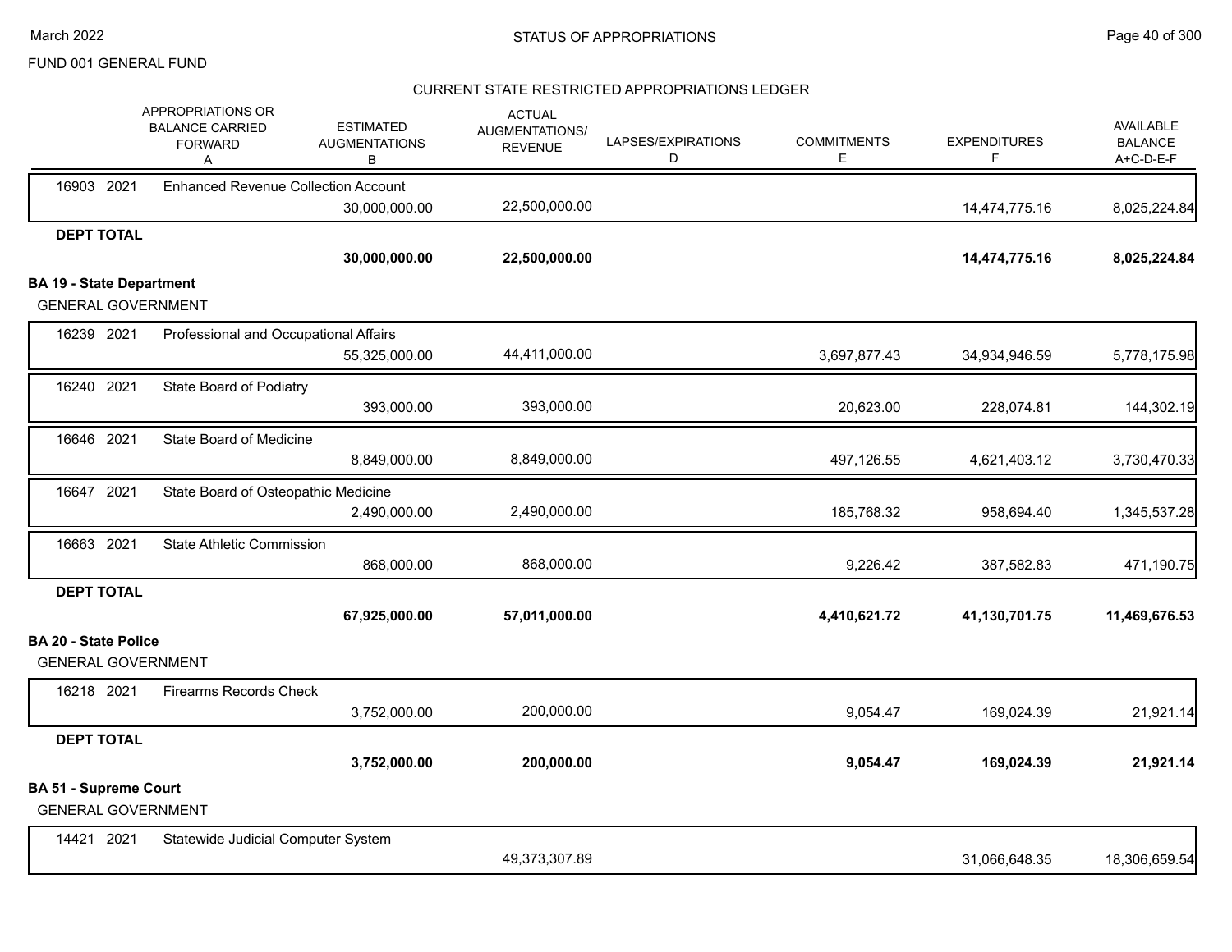FUND 001 GENERAL FUND

CURRENT STATE RESTRICTED APPROPRIATIONS LEDGER

| Appropriation | Year | Description | APPROPRIATIONS OR BALANCE CARRIED FORWARD A | ESTIMATED AUGMENTATIONS B | ACTUAL AUGMENTATIONS/ REVENUE | LAPSES/EXPIRATIONS D | COMMITMENTS E | EXPENDITURES F | AVAILABLE BALANCE A+C-D-E-F |
|---|---|---|---|---|---|---|---|---|---|
| 16903 | 2021 | Enhanced Revenue Collection Account | | 30,000,000.00 | 22,500,000.00 | | | 14,474,775.16 | 8,025,224.84 |
| **DEPT TOTAL** | | | | **30,000,000.00** | **22,500,000.00** | | | **14,474,775.16** | **8,025,224.84** |

**BA 19 - State Department**

GENERAL GOVERNMENT

| Appropriation | Year | Description | APPROPRIATIONS OR BALANCE CARRIED FORWARD A | ESTIMATED AUGMENTATIONS B | ACTUAL AUGMENTATIONS/ REVENUE | LAPSES/EXPIRATIONS D | COMMITMENTS E | EXPENDITURES F | AVAILABLE BALANCE A+C-D-E-F |
|---|---|---|---|---|---|---|---|---|---|
| 16239 | 2021 | Professional and Occupational Affairs | | 55,325,000.00 | 44,411,000.00 | | 3,697,877.43 | 34,934,946.59 | 5,778,175.98 |
| 16240 | 2021 | State Board of Podiatry | | 393,000.00 | 393,000.00 | | 20,623.00 | 228,074.81 | 144,302.19 |
| 16646 | 2021 | State Board of Medicine | | 8,849,000.00 | 8,849,000.00 | | 497,126.55 | 4,621,403.12 | 3,730,470.33 |
| 16647 | 2021 | State Board of Osteopathic Medicine | | 2,490,000.00 | 2,490,000.00 | | 185,768.32 | 958,694.40 | 1,345,537.28 |
| 16663 | 2021 | State Athletic Commission | | 868,000.00 | 868,000.00 | | 9,226.42 | 387,582.83 | 471,190.75 |
| **DEPT TOTAL** | | | | **67,925,000.00** | **57,011,000.00** | | **4,410,621.72** | **41,130,701.75** | **11,469,676.53** |

**BA 20 - State Police**

GENERAL GOVERNMENT

| Appropriation | Year | Description | APPROPRIATIONS OR BALANCE CARRIED FORWARD A | ESTIMATED AUGMENTATIONS B | ACTUAL AUGMENTATIONS/ REVENUE | LAPSES/EXPIRATIONS D | COMMITMENTS E | EXPENDITURES F | AVAILABLE BALANCE A+C-D-E-F |
|---|---|---|---|---|---|---|---|---|---|
| 16218 | 2021 | Firearms Records Check | | 3,752,000.00 | 200,000.00 | | 9,054.47 | 169,024.39 | 21,921.14 |
| **DEPT TOTAL** | | | | **3,752,000.00** | **200,000.00** | | **9,054.47** | **169,024.39** | **21,921.14** |

**BA 51 - Supreme Court**

GENERAL GOVERNMENT

| Appropriation | Year | Description | APPROPRIATIONS OR BALANCE CARRIED FORWARD A | ESTIMATED AUGMENTATIONS B | ACTUAL AUGMENTATIONS/ REVENUE | LAPSES/EXPIRATIONS D | COMMITMENTS E | EXPENDITURES F | AVAILABLE BALANCE A+C-D-E-F |
|---|---|---|---|---|---|---|---|---|---|
| 14421 | 2021 | Statewide Judicial Computer System | | | 49,373,307.89 | | | 31,066,648.35 | 18,306,659.54 |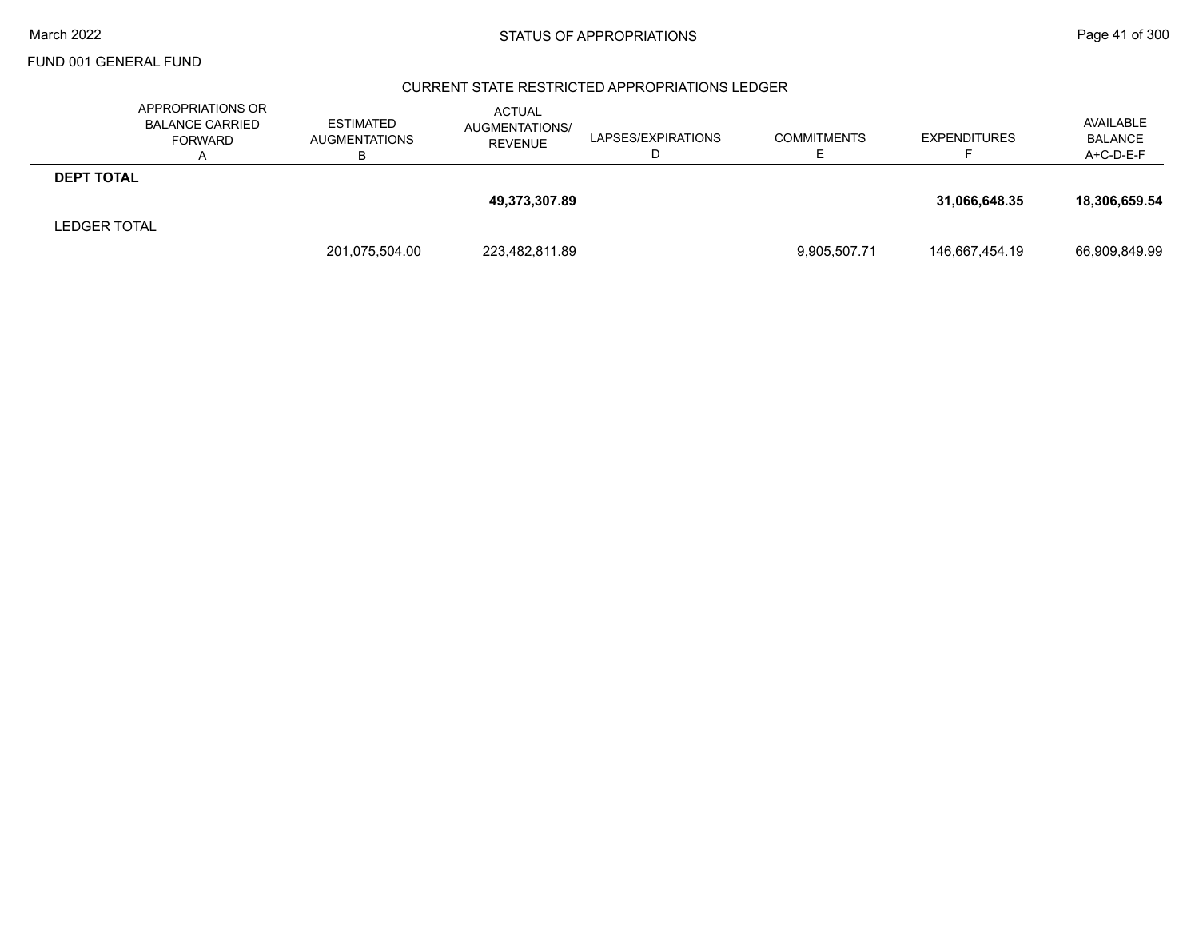FUND 001 GENERAL FUND

## STATUS OF APPROPRIATIONS

### CURRENT STATE RESTRICTED APPROPRIATIONS LEDGER

| | APPROPRIATIONS OR BALANCE CARRIED FORWARD A | ESTIMATED AUGMENTATIONS B | ACTUAL AUGMENTATIONS/ REVENUE | LAPSES/EXPIRATIONS D | COMMITMENTS E | EXPENDITURES F | AVAILABLE BALANCE A+C-D-E-F |
|---|---|---|---|---|---|---|---|
| **DEPT TOTAL** | | | | | | | |
| | | | **49,373,307.89** | | | **31,066,648.35** | **18,306,659.54** |
| LEDGER TOTAL | | | | | | | |
| | | 201,075,504.00 | 223,482,811.89 | | 9,905,507.71 | 146,667,454.19 | 66,909,849.99 |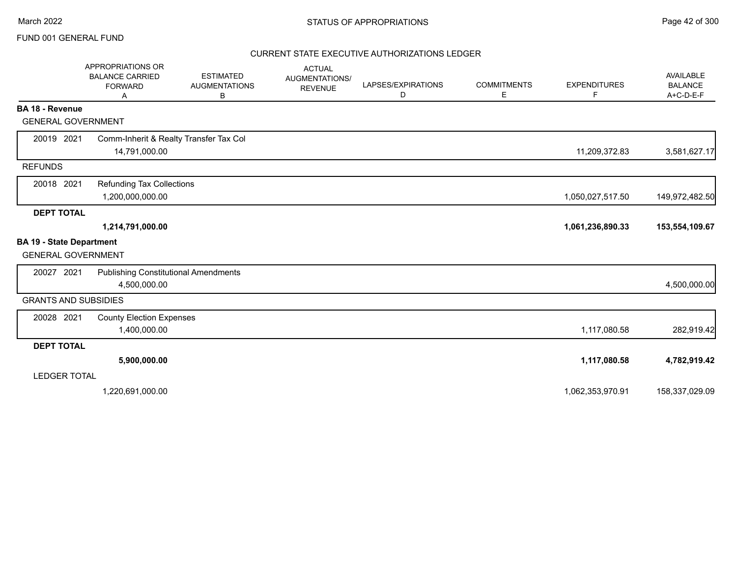STATUS OF APPROPRIATIONS

FUND 001 GENERAL FUND

CURRENT STATE EXECUTIVE AUTHORIZATIONS LEDGER

| | APPROPRIATIONS OR BALANCE CARRIED FORWARD A | ESTIMATED AUGMENTATIONS B | ACTUAL AUGMENTATIONS/ REVENUE | LAPSES/EXPIRATIONS D | COMMITMENTS E | EXPENDITURES F | AVAILABLE BALANCE A+C-D-E-F |
|---|---|---|---|---|---|---|---|
| **BA 18 - Revenue** | | | | | | | |
| GENERAL GOVERNMENT | | | | | | | |
| 20019 2021 | Comm-Inherit & Realty Transfer Tax Col | | | | | | |
| | 14,791,000.00 | | | | | 11,209,372.83 | 3,581,627.17 |
| REFUNDS | | | | | | | |
| 20018 2021 | Refunding Tax Collections | | | | | | |
| | 1,200,000,000.00 | | | | | 1,050,027,517.50 | 149,972,482.50 |
| **DEPT TOTAL** | | | | | | | |
| | **1,214,791,000.00** | | | | | **1,061,236,890.33** | **153,554,109.67** |
| **BA 19 - State Department** | | | | | | | |
| GENERAL GOVERNMENT | | | | | | | |
| 20027 2021 | Publishing Constitutional Amendments | | | | | | |
| | 4,500,000.00 | | | | | | 4,500,000.00 |
| GRANTS AND SUBSIDIES | | | | | | | |
| 20028 2021 | County Election Expenses | | | | | | |
| | 1,400,000.00 | | | | | 1,117,080.58 | 282,919.42 |
| **DEPT TOTAL** | | | | | | | |
| | **5,900,000.00** | | | | | **1,117,080.58** | **4,782,919.42** |
| LEDGER TOTAL | | | | | | | |
| | 1,220,691,000.00 | | | | | 1,062,353,970.91 | 158,337,029.09 |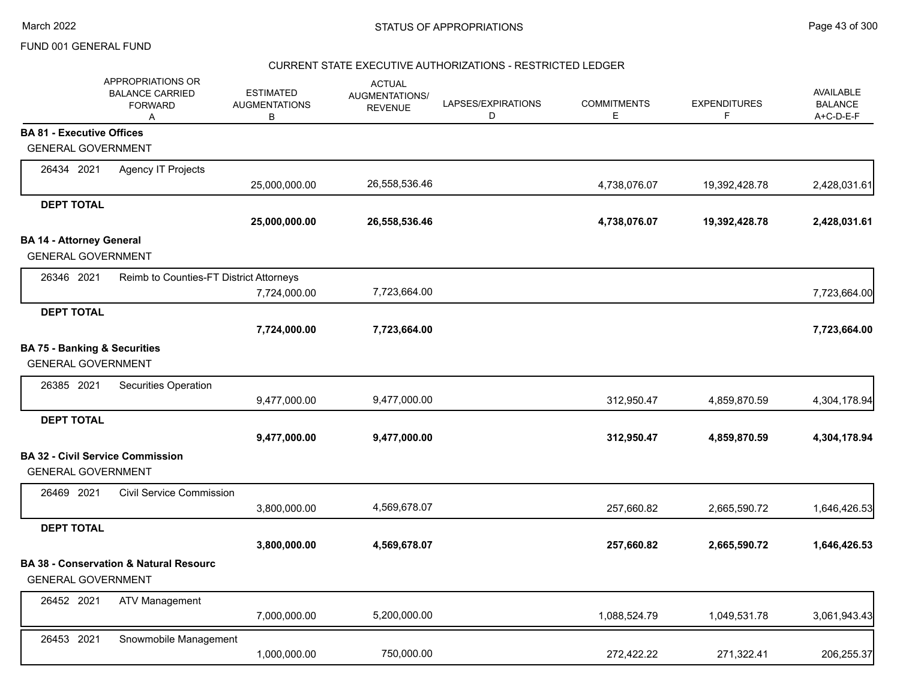FUND 001 GENERAL FUND

STATUS OF APPROPRIATIONS

CURRENT STATE EXECUTIVE AUTHORIZATIONS - RESTRICTED LEDGER

| APPROPRIATIONS OR BALANCE CARRIED FORWARD A | ESTIMATED AUGMENTATIONS B | ACTUAL AUGMENTATIONS/ REVENUE | LAPSES/EXPIRATIONS D | COMMITMENTS E | EXPENDITURES F | AVAILABLE BALANCE A+C-D-E-F |
|---|---|---|---|---|---|---|
| **BA 81 - Executive Offices** | | | | | | |
| GENERAL GOVERNMENT | | | | | | |
| 26434 2021 Agency IT Projects | 25,000,000.00 | 26,558,536.46 | | 4,738,076.07 | 19,392,428.78 | 2,428,031.61 |
| **DEPT TOTAL** | **25,000,000.00** | **26,558,536.46** | | **4,738,076.07** | **19,392,428.78** | **2,428,031.61** |
| **BA 14 - Attorney General** | | | | | | |
| GENERAL GOVERNMENT | | | | | | |
| 26346 2021 Reimb to Counties-FT District Attorneys | 7,724,000.00 | 7,723,664.00 | | | | 7,723,664.00 |
| **DEPT TOTAL** | **7,724,000.00** | **7,723,664.00** | | | | **7,723,664.00** |
| **BA 75 - Banking & Securities** | | | | | | |
| GENERAL GOVERNMENT | | | | | | |
| 26385 2021 Securities Operation | 9,477,000.00 | 9,477,000.00 | | 312,950.47 | 4,859,870.59 | 4,304,178.94 |
| **DEPT TOTAL** | **9,477,000.00** | **9,477,000.00** | | **312,950.47** | **4,859,870.59** | **4,304,178.94** |
| **BA 32 - Civil Service Commission** | | | | | | |
| GENERAL GOVERNMENT | | | | | | |
| 26469 2021 Civil Service Commission | 3,800,000.00 | 4,569,678.07 | | 257,660.82 | 2,665,590.72 | 1,646,426.53 |
| **DEPT TOTAL** | **3,800,000.00** | **4,569,678.07** | | **257,660.82** | **2,665,590.72** | **1,646,426.53** |
| **BA 38 - Conservation & Natural Resourc** | | | | | | |
| GENERAL GOVERNMENT | | | | | | |
| 26452 2021 ATV Management | 7,000,000.00 | 5,200,000.00 | | 1,088,524.79 | 1,049,531.78 | 3,061,943.43 |
| 26453 2021 Snowmobile Management | 1,000,000.00 | 750,000.00 | | 272,422.22 | 271,322.41 | 206,255.37 |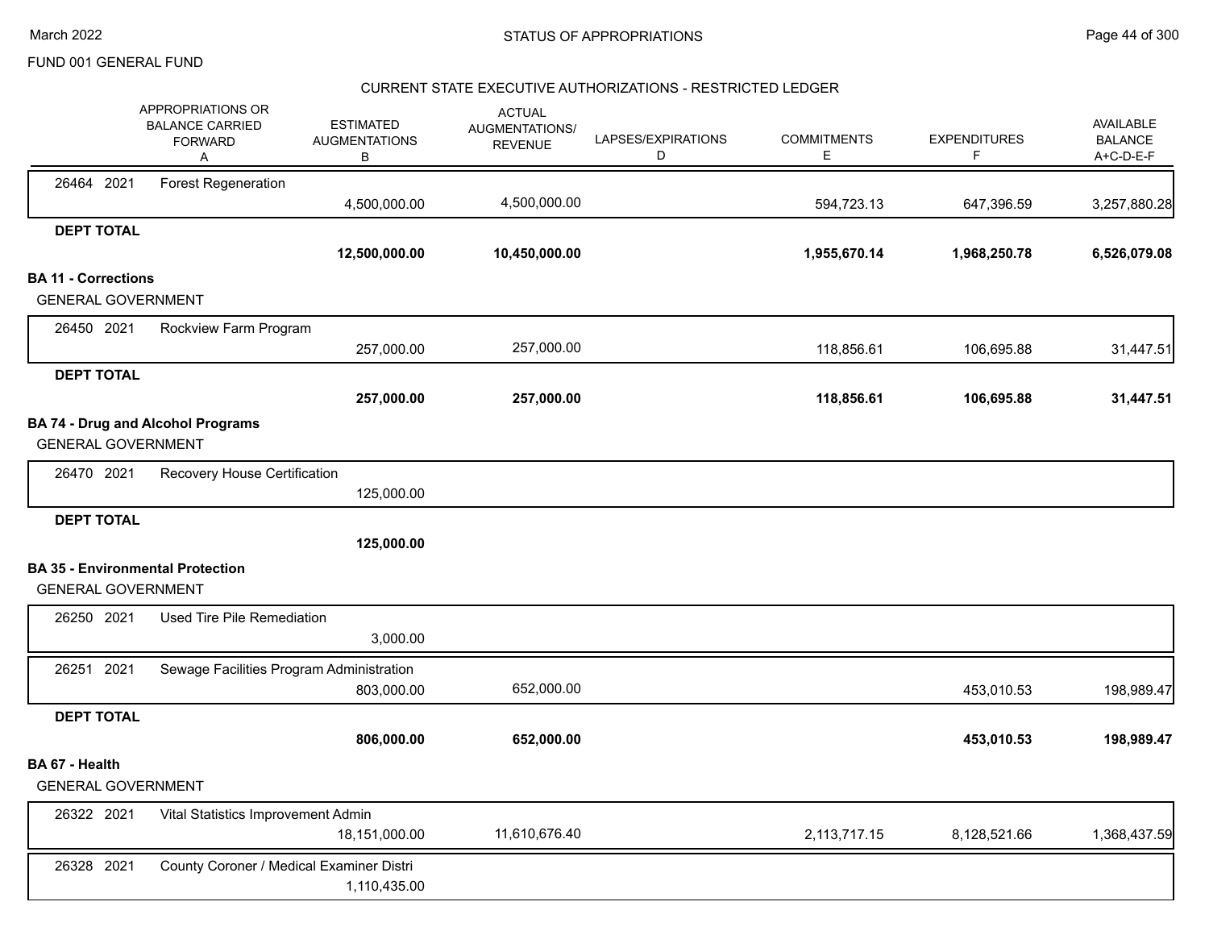FUND 001 GENERAL FUND

## CURRENT STATE EXECUTIVE AUTHORIZATIONS - RESTRICTED LEDGER

| | APPROPRIATIONS OR BALANCE CARRIED FORWARD A | ESTIMATED AUGMENTATIONS B | ACTUAL AUGMENTATIONS/ REVENUE | LAPSES/EXPIRATIONS D | COMMITMENTS E | EXPENDITURES F | AVAILABLE BALANCE A+C-D-E-F |
|---|---|---|---|---|---|---|---|
| 26464 2021 | Forest Regeneration | 4,500,000.00 | 4,500,000.00 | | 594,723.13 | 647,396.59 | 3,257,880.28 |
| **DEPT TOTAL** | | **12,500,000.00** | **10,450,000.00** | | **1,955,670.14** | **1,968,250.78** | **6,526,079.08** |
| **BA 11 - Corrections** | | | | | | | |
| GENERAL GOVERNMENT | | | | | | | |
| 26450 2021 | Rockview Farm Program | 257,000.00 | 257,000.00 | | 118,856.61 | 106,695.88 | 31,447.51 |
| **DEPT TOTAL** | | **257,000.00** | **257,000.00** | | **118,856.61** | **106,695.88** | **31,447.51** |
| **BA 74 - Drug and Alcohol Programs** | | | | | | | |
| GENERAL GOVERNMENT | | | | | | | |
| 26470 2021 | Recovery House Certification | 125,000.00 | | | | | |
| **DEPT TOTAL** | | **125,000.00** | | | | | |
| **BA 35 - Environmental Protection** | | | | | | | |
| GENERAL GOVERNMENT | | | | | | | |
| 26250 2021 | Used Tire Pile Remediation | 3,000.00 | | | | | |
| 26251 2021 | Sewage Facilities Program Administration | 803,000.00 | 652,000.00 | | | 453,010.53 | 198,989.47 |
| **DEPT TOTAL** | | **806,000.00** | **652,000.00** | | | **453,010.53** | **198,989.47** |
| **BA 67 - Health** | | | | | | | |
| GENERAL GOVERNMENT | | | | | | | |
| 26322 2021 | Vital Statistics Improvement Admin | 18,151,000.00 | 11,610,676.40 | | 2,113,717.15 | 8,128,521.66 | 1,368,437.59 |
| 26328 2021 | County Coroner / Medical Examiner Distri | 1,110,435.00 | | | | | |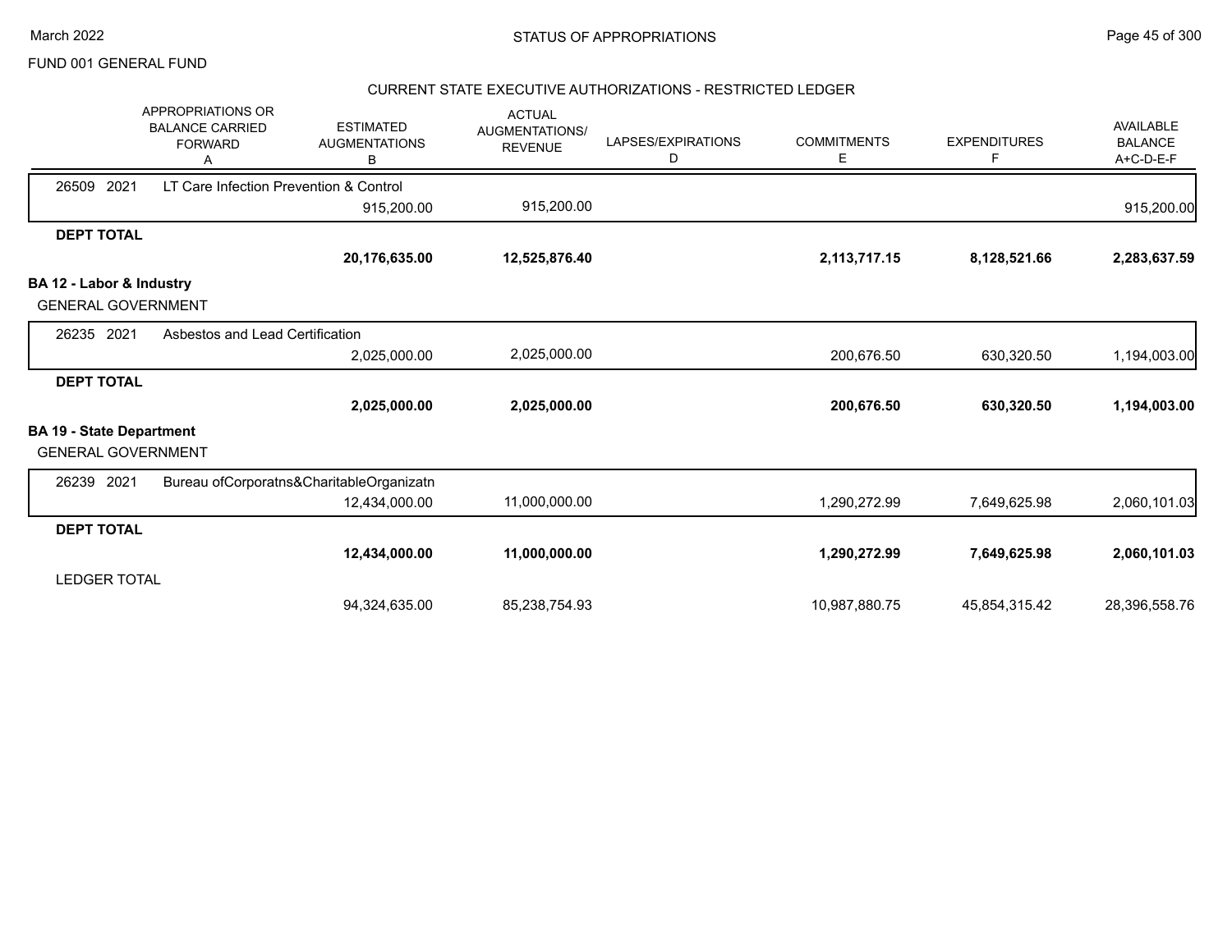FUND 001 GENERAL FUND

## CURRENT STATE EXECUTIVE AUTHORIZATIONS - RESTRICTED LEDGER

| | APPROPRIATIONS OR BALANCE CARRIED FORWARD A | ESTIMATED AUGMENTATIONS B | ACTUAL AUGMENTATIONS/ REVENUE | LAPSES/EXPIRATIONS D | COMMITMENTS E | EXPENDITURES F | AVAILABLE BALANCE A+C-D-E-F |
|---|---|---|---|---|---|---|---|
| 26509 2021 LT Care Infection Prevention & Control | | | | | | | |
| | | 915,200.00 | 915,200.00 | | | | 915,200.00 |
| **DEPT TOTAL** | | | | | | | |
| | | **20,176,635.00** | **12,525,876.40** | | **2,113,717.15** | **8,128,521.66** | **2,283,637.59** |
| **BA 12 - Labor & Industry** | | | | | | | |
| GENERAL GOVERNMENT | | | | | | | |
| 26235 2021 Asbestos and Lead Certification | | | | | | | |
| | | 2,025,000.00 | 2,025,000.00 | | 200,676.50 | 630,320.50 | 1,194,003.00 |
| **DEPT TOTAL** | | | | | | | |
| | | **2,025,000.00** | **2,025,000.00** | | **200,676.50** | **630,320.50** | **1,194,003.00** |
| **BA 19 - State Department** | | | | | | | |
| GENERAL GOVERNMENT | | | | | | | |
| 26239 2021 Bureau ofCorporatns&CharitableOrganizatn | | | | | | | |
| | | 12,434,000.00 | 11,000,000.00 | | 1,290,272.99 | 7,649,625.98 | 2,060,101.03 |
| **DEPT TOTAL** | | | | | | | |
| | | **12,434,000.00** | **11,000,000.00** | | **1,290,272.99** | **7,649,625.98** | **2,060,101.03** |
| LEDGER TOTAL | | | | | | | |
| | | 94,324,635.00 | 85,238,754.93 | | 10,987,880.75 | 45,854,315.42 | 28,396,558.76 |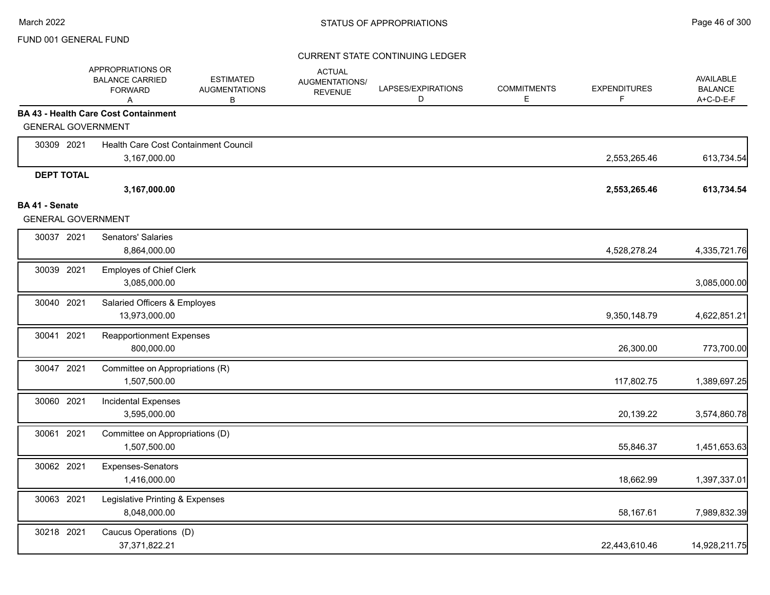FUND 001 GENERAL FUND

CURRENT STATE CONTINUING LEDGER

| | | APPROPRIATIONS OR BALANCE CARRIED FORWARD A | ESTIMATED AUGMENTATIONS B | ACTUAL AUGMENTATIONS/ REVENUE | LAPSES/EXPIRATIONS D | COMMITMENTS E | EXPENDITURES F | AVAILABLE BALANCE A+C-D-E-F |
|---|---|---|---|---|---|---|---|---|
| **BA 43 - Health Care Cost Containment** | | | | | | | | |
| GENERAL GOVERNMENT | | | | | | | | |
| 30309 | 2021 | Health Care Cost Containment Council | | | | | | |
| | | 3,167,000.00 | | | | | 2,553,265.46 | 613,734.54 |
| **DEPT TOTAL** | | | | | | | | |
| | | **3,167,000.00** | | | | | **2,553,265.46** | **613,734.54** |
| **BA 41 - Senate** | | | | | | | | |
| GENERAL GOVERNMENT | | | | | | | | |
| 30037 | 2021 | Senators' Salaries | | | | | | |
| | | 8,864,000.00 | | | | | 4,528,278.24 | 4,335,721.76 |
| 30039 | 2021 | Employes of Chief Clerk | | | | | | |
| | | 3,085,000.00 | | | | | | 3,085,000.00 |
| 30040 | 2021 | Salaried Officers & Employes | | | | | | |
| | | 13,973,000.00 | | | | | 9,350,148.79 | 4,622,851.21 |
| 30041 | 2021 | Reapportionment Expenses | | | | | | |
| | | 800,000.00 | | | | | 26,300.00 | 773,700.00 |
| 30047 | 2021 | Committee on Appropriations (R) | | | | | | |
| | | 1,507,500.00 | | | | | 117,802.75 | 1,389,697.25 |
| 30060 | 2021 | Incidental Expenses | | | | | | |
| | | 3,595,000.00 | | | | | 20,139.22 | 3,574,860.78 |
| 30061 | 2021 | Committee on Appropriations (D) | | | | | | |
| | | 1,507,500.00 | | | | | 55,846.37 | 1,451,653.63 |
| 30062 | 2021 | Expenses-Senators | | | | | | |
| | | 1,416,000.00 | | | | | 18,662.99 | 1,397,337.01 |
| 30063 | 2021 | Legislative Printing & Expenses | | | | | | |
| | | 8,048,000.00 | | | | | 58,167.61 | 7,989,832.39 |
| 30218 | 2021 | Caucus Operations (D) | | | | | | |
| | | 37,371,822.21 | | | | | 22,443,610.46 | 14,928,211.75 |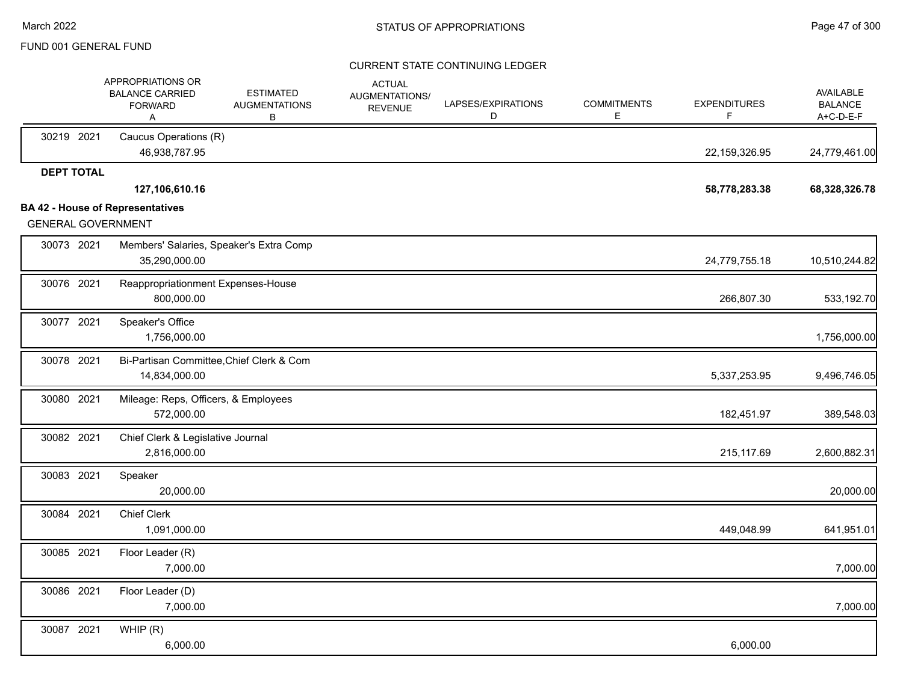FUND 001 GENERAL FUND

CURRENT STATE CONTINUING LEDGER

| | | APPROPRIATIONS OR BALANCE CARRIED FORWARD A | ESTIMATED AUGMENTATIONS B | ACTUAL AUGMENTATIONS/ REVENUE | LAPSES/EXPIRATIONS D | COMMITMENTS E | EXPENDITURES F | AVAILABLE BALANCE A+C-D-E-F |
|---|---|---|---|---|---|---|---|---|
| 30219 | 2021 | Caucus Operations (R) | | | | | | |
| | | 46,938,787.95 | | | | | 22,159,326.95 | 24,779,461.00 |
| **DEPT TOTAL** | | | | | | | | |
| | | **127,106,610.16** | | | | | **58,778,283.38** | **68,328,326.78** |

**BA 42 - House of Representatives**

GENERAL GOVERNMENT

| | | APPROPRIATIONS OR BALANCE CARRIED FORWARD A | ESTIMATED AUGMENTATIONS B | ACTUAL AUGMENTATIONS/ REVENUE | LAPSES/EXPIRATIONS D | COMMITMENTS E | EXPENDITURES F | AVAILABLE BALANCE A+C-D-E-F |
|---|---|---|---|---|---|---|---|---|
| 30073 | 2021 | Members' Salaries, Speaker's Extra Comp | | | | | | |
| | | 35,290,000.00 | | | | | 24,779,755.18 | 10,510,244.82 |
| 30076 | 2021 | Reappropriationment Expenses-House | | | | | | |
| | | 800,000.00 | | | | | 266,807.30 | 533,192.70 |
| 30077 | 2021 | Speaker's Office | | | | | | |
| | | 1,756,000.00 | | | | | | 1,756,000.00 |
| 30078 | 2021 | Bi-Partisan Committee,Chief Clerk & Com | | | | | | |
| | | 14,834,000.00 | | | | | 5,337,253.95 | 9,496,746.05 |
| 30080 | 2021 | Mileage: Reps, Officers, & Employees | | | | | | |
| | | 572,000.00 | | | | | 182,451.97 | 389,548.03 |
| 30082 | 2021 | Chief Clerk & Legislative Journal | | | | | | |
| | | 2,816,000.00 | | | | | 215,117.69 | 2,600,882.31 |
| 30083 | 2021 | Speaker | | | | | | |
| | | 20,000.00 | | | | | | 20,000.00 |
| 30084 | 2021 | Chief Clerk | | | | | | |
| | | 1,091,000.00 | | | | | 449,048.99 | 641,951.01 |
| 30085 | 2021 | Floor Leader (R) | | | | | | |
| | | 7,000.00 | | | | | | 7,000.00 |
| 30086 | 2021 | Floor Leader (D) | | | | | | |
| | | 7,000.00 | | | | | | 7,000.00 |
| 30087 | 2021 | WHIP (R) | | | | | | |
| | | 6,000.00 | | | | | 6,000.00 | |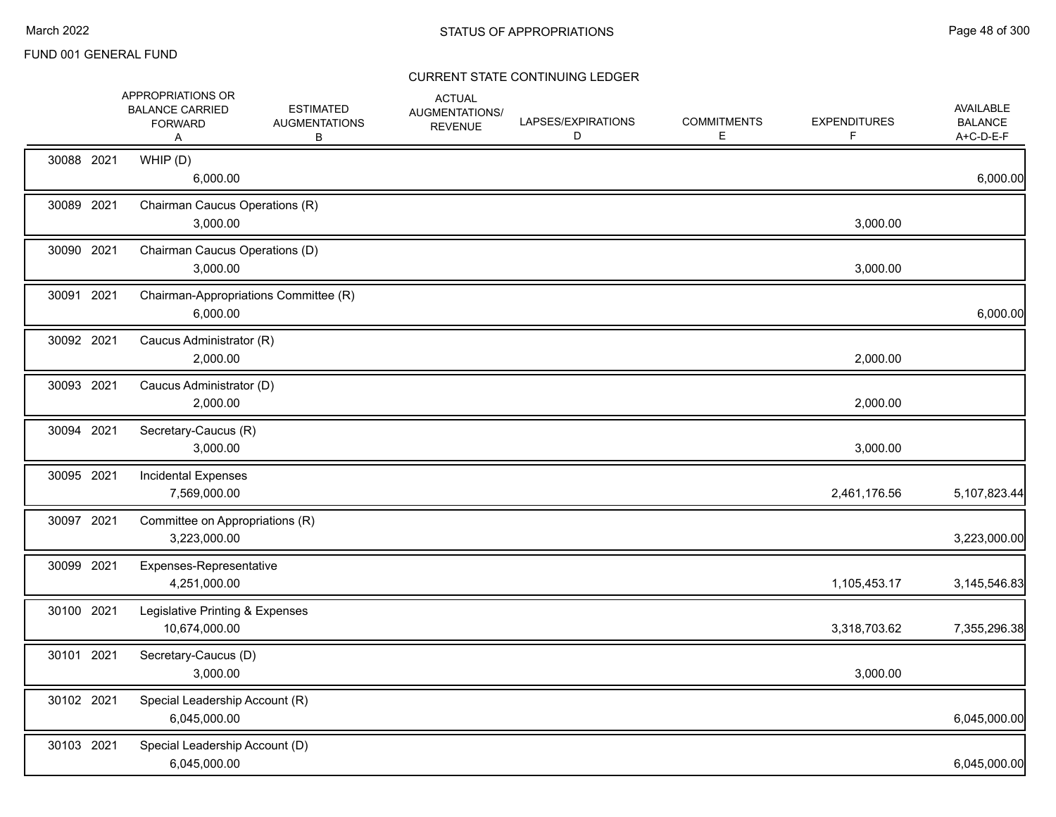FUND 001 GENERAL FUND

STATUS OF APPROPRIATIONS

CURRENT STATE CONTINUING LEDGER

| | | | APPROPRIATIONS OR BALANCE CARRIED FORWARD A | ESTIMATED AUGMENTATIONS B | ACTUAL AUGMENTATIONS/ REVENUE | LAPSES/EXPIRATIONS D | COMMITMENTS E | EXPENDITURES F | AVAILABLE BALANCE A+C-D-E-F |
|---|---|---|---|---|---|---|---|---|---|
| 30088 | 2021 | WHIP (D) | 6,000.00 | | | | | | 6,000.00 |
| 30089 | 2021 | Chairman Caucus Operations (R) | 3,000.00 | | | | | 3,000.00 | |
| 30090 | 2021 | Chairman Caucus Operations (D) | 3,000.00 | | | | | 3,000.00 | |
| 30091 | 2021 | Chairman-Appropriations Committee (R) | 6,000.00 | | | | | | 6,000.00 |
| 30092 | 2021 | Caucus Administrator (R) | 2,000.00 | | | | | 2,000.00 | |
| 30093 | 2021 | Caucus Administrator (D) | 2,000.00 | | | | | 2,000.00 | |
| 30094 | 2021 | Secretary-Caucus (R) | 3,000.00 | | | | | 3,000.00 | |
| 30095 | 2021 | Incidental Expenses | 7,569,000.00 | | | | | 2,461,176.56 | 5,107,823.44 |
| 30097 | 2021 | Committee on Appropriations (R) | 3,223,000.00 | | | | | | 3,223,000.00 |
| 30099 | 2021 | Expenses-Representative | 4,251,000.00 | | | | | 1,105,453.17 | 3,145,546.83 |
| 30100 | 2021 | Legislative Printing & Expenses | 10,674,000.00 | | | | | 3,318,703.62 | 7,355,296.38 |
| 30101 | 2021 | Secretary-Caucus (D) | 3,000.00 | | | | | 3,000.00 | |
| 30102 | 2021 | Special Leadership Account (R) | 6,045,000.00 | | | | | | 6,045,000.00 |
| 30103 | 2021 | Special Leadership Account (D) | 6,045,000.00 | | | | | | 6,045,000.00 |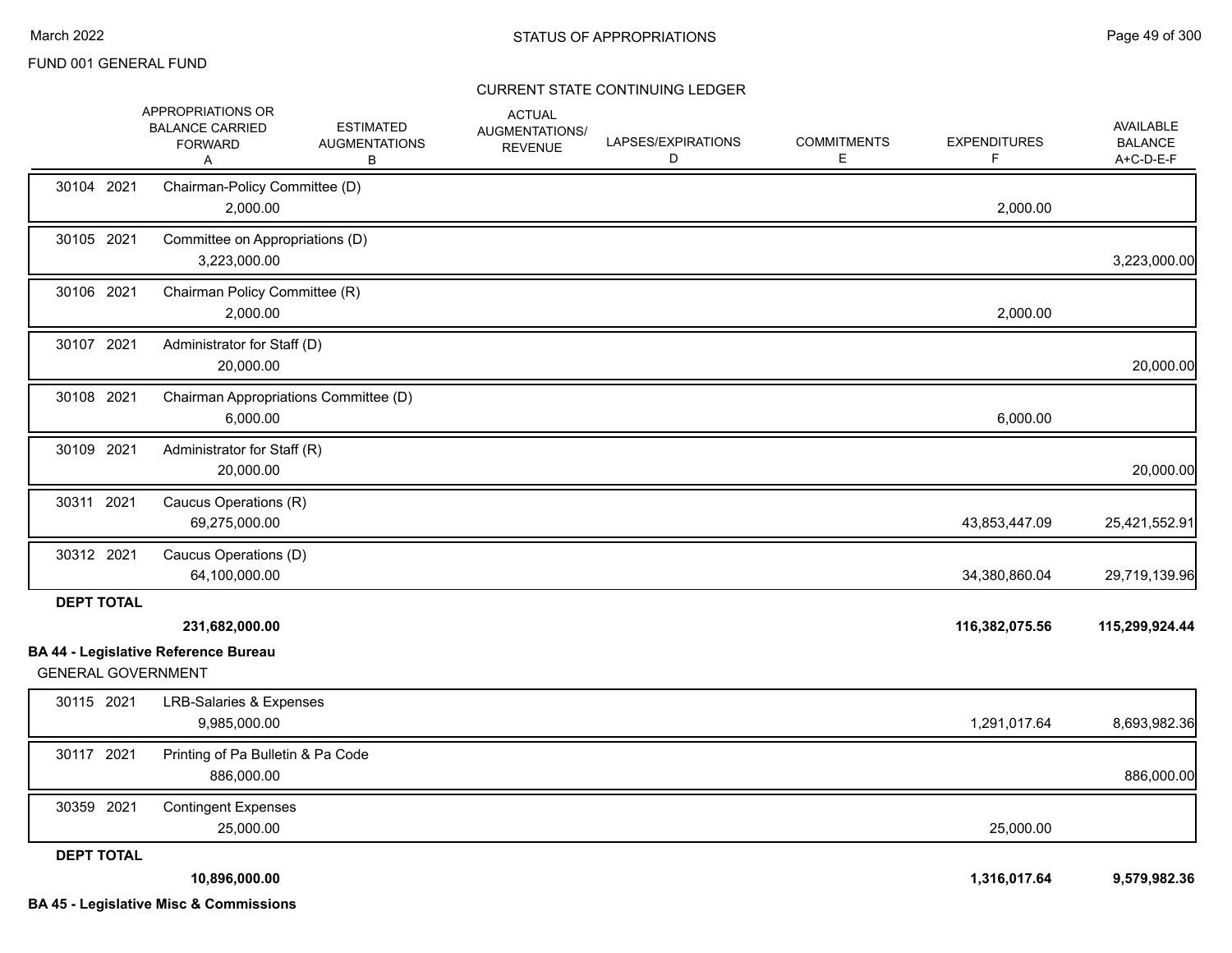FUND 001 GENERAL FUND

## STATUS OF APPROPRIATIONS

### CURRENT STATE CONTINUING LEDGER

| | APPROPRIATIONS OR BALANCE CARRIED FORWARD A | ESTIMATED AUGMENTATIONS B | ACTUAL AUGMENTATIONS/ REVENUE | LAPSES/EXPIRATIONS D | COMMITMENTS E | EXPENDITURES F | AVAILABLE BALANCE A+C-D-E-F |
|---|---|---|---|---|---|---|---|
| 30104 2021 Chairman-Policy Committee (D) | 2,000.00 | | | | | 2,000.00 | |
| 30105 2021 Committee on Appropriations (D) | 3,223,000.00 | | | | | | 3,223,000.00 |
| 30106 2021 Chairman Policy Committee (R) | 2,000.00 | | | | | 2,000.00 | |
| 30107 2021 Administrator for Staff (D) | 20,000.00 | | | | | | 20,000.00 |
| 30108 2021 Chairman Appropriations Committee (D) | 6,000.00 | | | | | 6,000.00 | |
| 30109 2021 Administrator for Staff (R) | 20,000.00 | | | | | | 20,000.00 |
| 30311 2021 Caucus Operations (R) | 69,275,000.00 | | | | | 43,853,447.09 | 25,421,552.91 |
| 30312 2021 Caucus Operations (D) | 64,100,000.00 | | | | | 34,380,860.04 | 29,719,139.96 |
| **DEPT TOTAL** | **231,682,000.00** | | | | | **116,382,075.56** | **115,299,924.44** |

**BA 44 - Legislative Reference Bureau**

GENERAL GOVERNMENT

| | APPROPRIATIONS OR BALANCE CARRIED FORWARD A | ESTIMATED AUGMENTATIONS B | ACTUAL AUGMENTATIONS/ REVENUE | LAPSES/EXPIRATIONS D | COMMITMENTS E | EXPENDITURES F | AVAILABLE BALANCE A+C-D-E-F |
|---|---|---|---|---|---|---|---|
| 30115 2021 LRB-Salaries & Expenses | 9,985,000.00 | | | | | 1,291,017.64 | 8,693,982.36 |
| 30117 2021 Printing of Pa Bulletin & Pa Code | 886,000.00 | | | | | | 886,000.00 |
| 30359 2021 Contingent Expenses | 25,000.00 | | | | | 25,000.00 | |
| **DEPT TOTAL** | **10,896,000.00** | | | | | **1,316,017.64** | **9,579,982.36** |

**BA 45 - Legislative Misc & Commissions**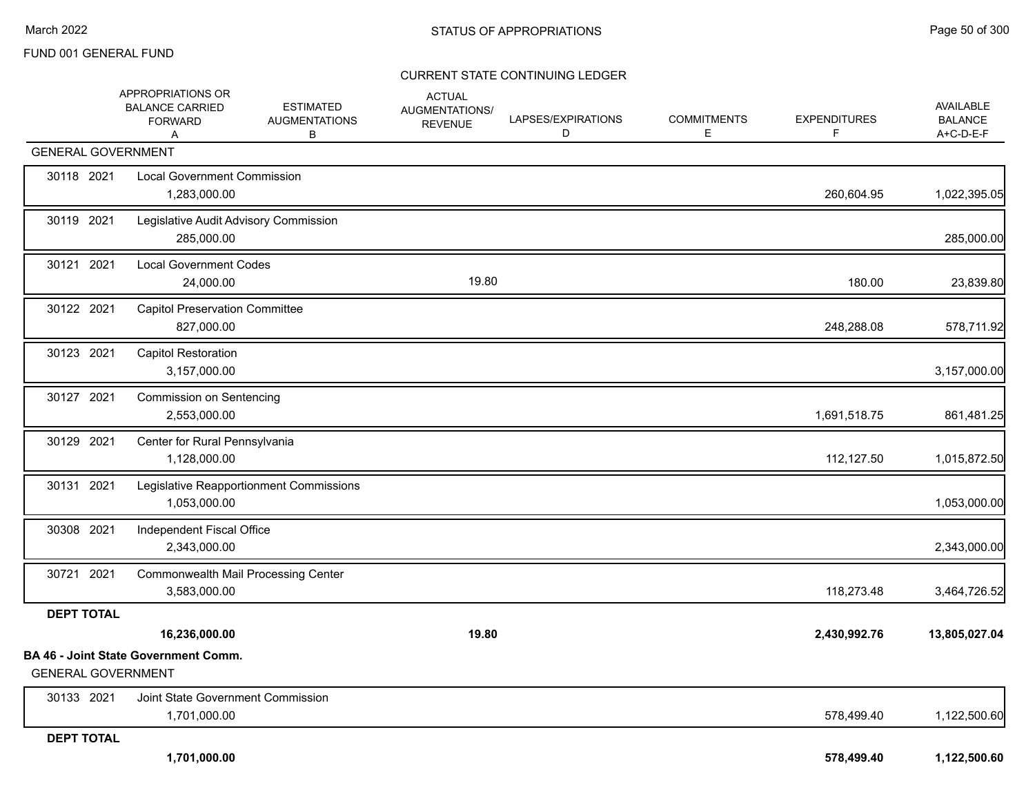FUND 001 GENERAL FUND

## CURRENT STATE CONTINUING LEDGER

| | APPROPRIATIONS OR BALANCE CARRIED FORWARD A | ESTIMATED AUGMENTATIONS B | ACTUAL AUGMENTATIONS/ REVENUE | LAPSES/EXPIRATIONS D | COMMITMENTS E | EXPENDITURES F | AVAILABLE BALANCE A+C-D-E-F |
|---|---|---|---|---|---|---|---|
| **GENERAL GOVERNMENT** | | | | | | | |
| 30118 2021 Local Government Commission | 1,283,000.00 | | | | | 260,604.95 | 1,022,395.05 |
| 30119 2021 Legislative Audit Advisory Commission | 285,000.00 | | | | | | 285,000.00 |
| 30121 2021 Local Government Codes | 24,000.00 | | 19.80 | | | 180.00 | 23,839.80 |
| 30122 2021 Capitol Preservation Committee | 827,000.00 | | | | | 248,288.08 | 578,711.92 |
| 30123 2021 Capitol Restoration | 3,157,000.00 | | | | | | 3,157,000.00 |
| 30127 2021 Commission on Sentencing | 2,553,000.00 | | | | | 1,691,518.75 | 861,481.25 |
| 30129 2021 Center for Rural Pennsylvania | 1,128,000.00 | | | | | 112,127.50 | 1,015,872.50 |
| 30131 2021 Legislative Reapportionment Commissions | 1,053,000.00 | | | | | | 1,053,000.00 |
| 30308 2021 Independent Fiscal Office | 2,343,000.00 | | | | | | 2,343,000.00 |
| 30721 2021 Commonwealth Mail Processing Center | 3,583,000.00 | | | | | 118,273.48 | 3,464,726.52 |
| **DEPT TOTAL** | **16,236,000.00** | | **19.80** | | | **2,430,992.76** | **13,805,027.04** |

### BA 46 - Joint State Government Comm.

| | APPROPRIATIONS OR BALANCE CARRIED FORWARD A | ESTIMATED AUGMENTATIONS B | ACTUAL AUGMENTATIONS/ REVENUE | LAPSES/EXPIRATIONS D | COMMITMENTS E | EXPENDITURES F | AVAILABLE BALANCE A+C-D-E-F |
|---|---|---|---|---|---|---|---|
| **GENERAL GOVERNMENT** | | | | | | | |
| 30133 2021 Joint State Government Commission | 1,701,000.00 | | | | | 578,499.40 | 1,122,500.60 |
| **DEPT TOTAL** | **1,701,000.00** | | | | | **578,499.40** | **1,122,500.60** |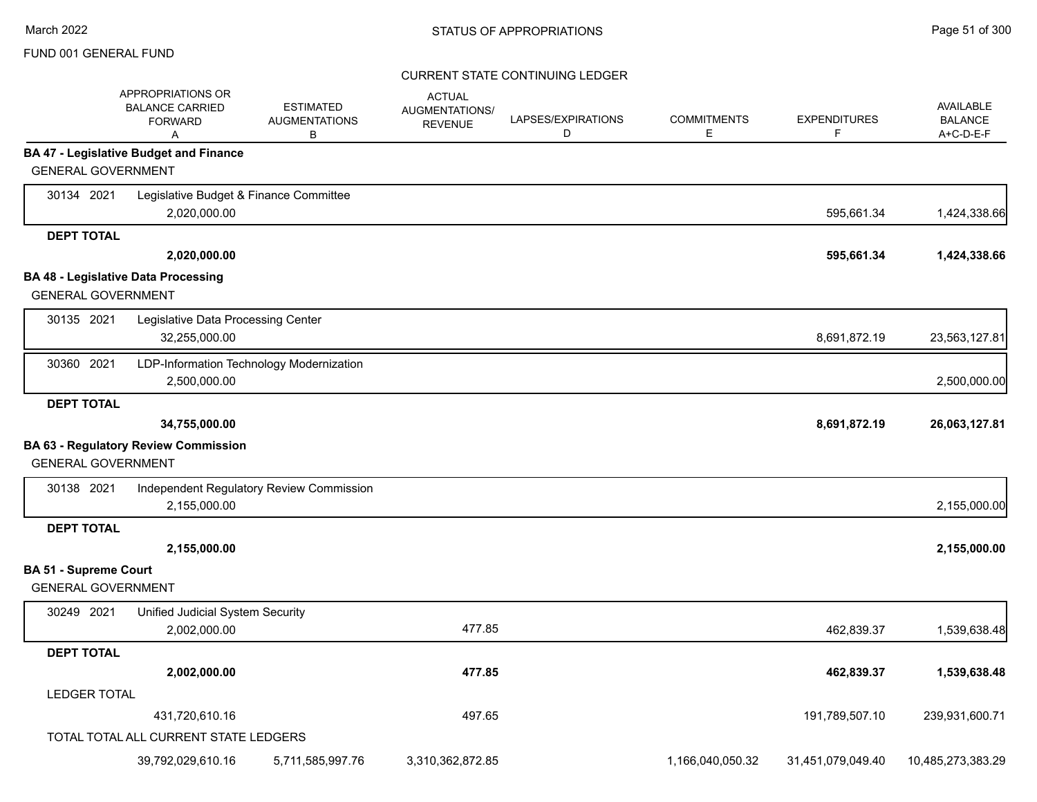FUND 001 GENERAL FUND

STATUS OF APPROPRIATIONS

CURRENT STATE CONTINUING LEDGER

| | APPROPRIATIONS OR BALANCE CARRIED FORWARD A | ESTIMATED AUGMENTATIONS B | ACTUAL AUGMENTATIONS/ REVENUE | LAPSES/EXPIRATIONS D | COMMITMENTS E | EXPENDITURES F | AVAILABLE BALANCE A+C-D-E-F |
|---|---|---|---|---|---|---|---|
| **BA 47 - Legislative Budget and Finance** | | | | | | | |
| GENERAL GOVERNMENT | | | | | | | |
| 30134 2021 Legislative Budget & Finance Committee | 2,020,000.00 | | | | | 595,661.34 | 1,424,338.66 |
| **DEPT TOTAL** | **2,020,000.00** | | | | | **595,661.34** | **1,424,338.66** |
| **BA 48 - Legislative Data Processing** | | | | | | | |
| GENERAL GOVERNMENT | | | | | | | |
| 30135 2021 Legislative Data Processing Center | 32,255,000.00 | | | | | 8,691,872.19 | 23,563,127.81 |
| 30360 2021 LDP-Information Technology Modernization | 2,500,000.00 | | | | | | 2,500,000.00 |
| **DEPT TOTAL** | **34,755,000.00** | | | | | **8,691,872.19** | **26,063,127.81** |
| **BA 63 - Regulatory Review Commission** | | | | | | | |
| GENERAL GOVERNMENT | | | | | | | |
| 30138 2021 Independent Regulatory Review Commission | 2,155,000.00 | | | | | | 2,155,000.00 |
| **DEPT TOTAL** | **2,155,000.00** | | | | | | **2,155,000.00** |
| **BA 51 - Supreme Court** | | | | | | | |
| GENERAL GOVERNMENT | | | | | | | |
| 30249 2021 Unified Judicial System Security | 2,002,000.00 | | 477.85 | | | 462,839.37 | 1,539,638.48 |
| **DEPT TOTAL** | **2,002,000.00** | | **477.85** | | | **462,839.37** | **1,539,638.48** |
| LEDGER TOTAL | 431,720,610.16 | | 497.65 | | | 191,789,507.10 | 239,931,600.71 |
| TOTAL TOTAL ALL CURRENT STATE LEDGERS | 39,792,029,610.16 | 5,711,585,997.76 | 3,310,362,872.85 | | 1,166,040,050.32 | 31,451,079,049.40 | 10,485,273,383.29 |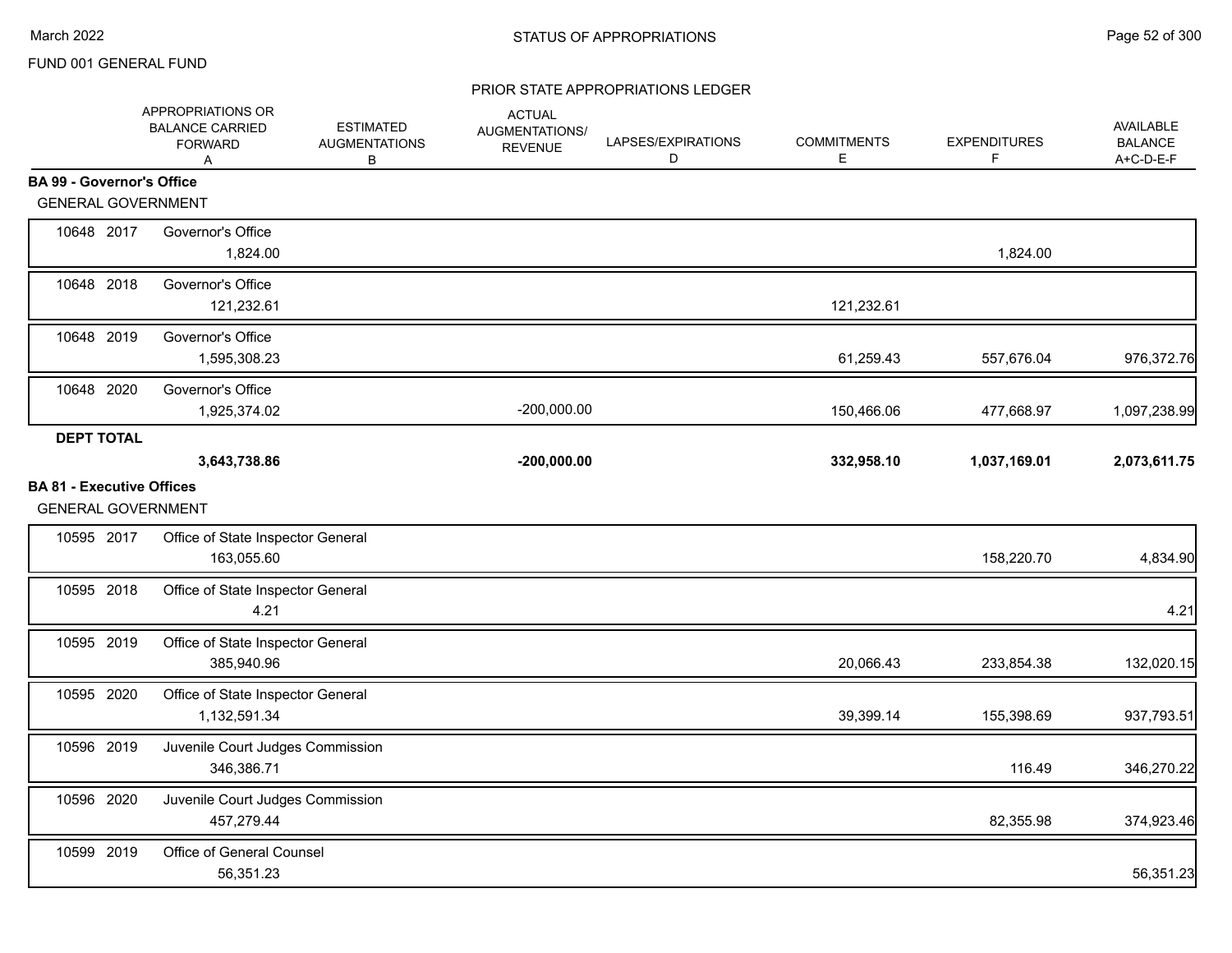FUND 001 GENERAL FUND

STATUS OF APPROPRIATIONS

March 2022

PRIOR STATE APPROPRIATIONS LEDGER

| | | APPROPRIATIONS OR BALANCE CARRIED FORWARD A | ESTIMATED AUGMENTATIONS B | ACTUAL AUGMENTATIONS/ REVENUE | LAPSES/EXPIRATIONS D | COMMITMENTS E | EXPENDITURES F | AVAILABLE BALANCE A+C-D-E-F |
|---|---|---|---|---|---|---|---|---|
| **BA 99 - Governor's Office** | | | | | | | | |
| GENERAL GOVERNMENT | | | | | | | | |
| 10648 2017 | Governor's Office | 1,824.00 | | | | | 1,824.00 | |
| 10648 2018 | Governor's Office | 121,232.61 | | | | 121,232.61 | | |
| 10648 2019 | Governor's Office | 1,595,308.23 | | | | 61,259.43 | 557,676.04 | 976,372.76 |
| 10648 2020 | Governor's Office | 1,925,374.02 | | -200,000.00 | | 150,466.06 | 477,668.97 | 1,097,238.99 |
| **DEPT TOTAL** | | **3,643,738.86** | | **-200,000.00** | | **332,958.10** | **1,037,169.01** | **2,073,611.75** |
| **BA 81 - Executive Offices** | | | | | | | | |
| GENERAL GOVERNMENT | | | | | | | | |
| 10595 2017 | Office of State Inspector General | 163,055.60 | | | | | 158,220.70 | 4,834.90 |
| 10595 2018 | Office of State Inspector General | 4.21 | | | | | | 4.21 |
| 10595 2019 | Office of State Inspector General | 385,940.96 | | | | 20,066.43 | 233,854.38 | 132,020.15 |
| 10595 2020 | Office of State Inspector General | 1,132,591.34 | | | | 39,399.14 | 155,398.69 | 937,793.51 |
| 10596 2019 | Juvenile Court Judges Commission | 346,386.71 | | | | | 116.49 | 346,270.22 |
| 10596 2020 | Juvenile Court Judges Commission | 457,279.44 | | | | | 82,355.98 | 374,923.46 |
| 10599 2019 | Office of General Counsel | 56,351.23 | | | | | | 56,351.23 |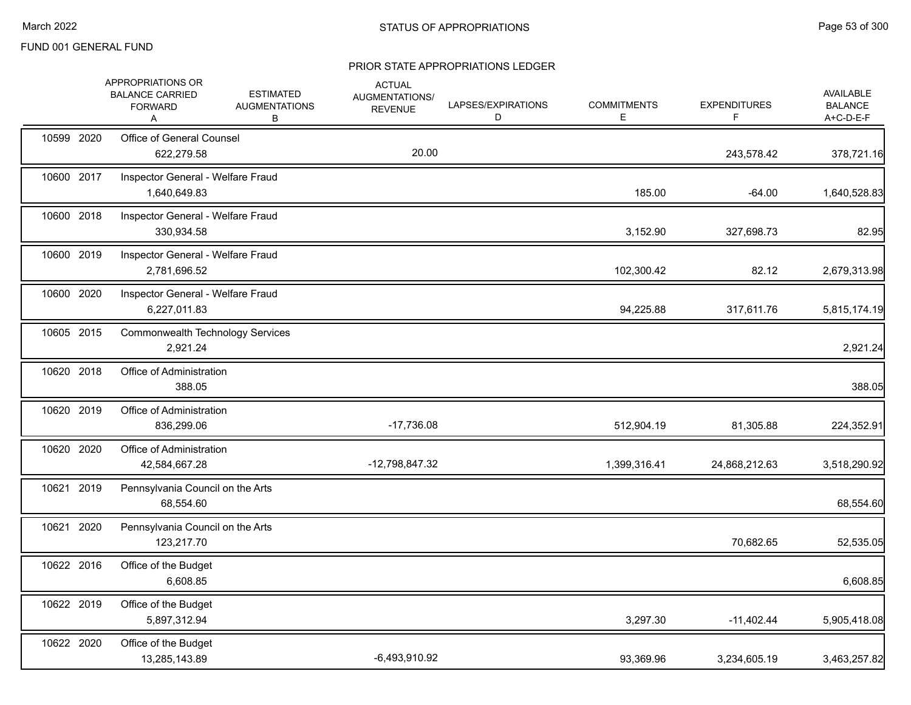FUND 001 GENERAL FUND

STATUS OF APPROPRIATIONS

PRIOR STATE APPROPRIATIONS LEDGER

| | | | APPROPRIATIONS OR BALANCE CARRIED FORWARD A | ESTIMATED AUGMENTATIONS B | ACTUAL AUGMENTATIONS/ REVENUE | LAPSES/EXPIRATIONS D | COMMITMENTS E | EXPENDITURES F | AVAILABLE BALANCE A+C-D-E-F |
|---|---|---|---|---|---|---|---|---|---|
| 10599 | 2020 | Office of General Counsel | 622,279.58 | | 20.00 | | | 243,578.42 | 378,721.16 |
| 10600 | 2017 | Inspector General - Welfare Fraud | 1,640,649.83 | | | | 185.00 | -64.00 | 1,640,528.83 |
| 10600 | 2018 | Inspector General - Welfare Fraud | 330,934.58 | | | | 3,152.90 | 327,698.73 | 82.95 |
| 10600 | 2019 | Inspector General - Welfare Fraud | 2,781,696.52 | | | | 102,300.42 | 82.12 | 2,679,313.98 |
| 10600 | 2020 | Inspector General - Welfare Fraud | 6,227,011.83 | | | | 94,225.88 | 317,611.76 | 5,815,174.19 |
| 10605 | 2015 | Commonwealth Technology Services | 2,921.24 | | | | | | 2,921.24 |
| 10620 | 2018 | Office of Administration | 388.05 | | | | | | 388.05 |
| 10620 | 2019 | Office of Administration | 836,299.06 | | -17,736.08 | | 512,904.19 | 81,305.88 | 224,352.91 |
| 10620 | 2020 | Office of Administration | 42,584,667.28 | | -12,798,847.32 | | 1,399,316.41 | 24,868,212.63 | 3,518,290.92 |
| 10621 | 2019 | Pennsylvania Council on the Arts | 68,554.60 | | | | | | 68,554.60 |
| 10621 | 2020 | Pennsylvania Council on the Arts | 123,217.70 | | | | | 70,682.65 | 52,535.05 |
| 10622 | 2016 | Office of the Budget | 6,608.85 | | | | | | 6,608.85 |
| 10622 | 2019 | Office of the Budget | 5,897,312.94 | | | | 3,297.30 | -11,402.44 | 5,905,418.08 |
| 10622 | 2020 | Office of the Budget | 13,285,143.89 | | -6,493,910.92 | | 93,369.96 | 3,234,605.19 | 3,463,257.82 |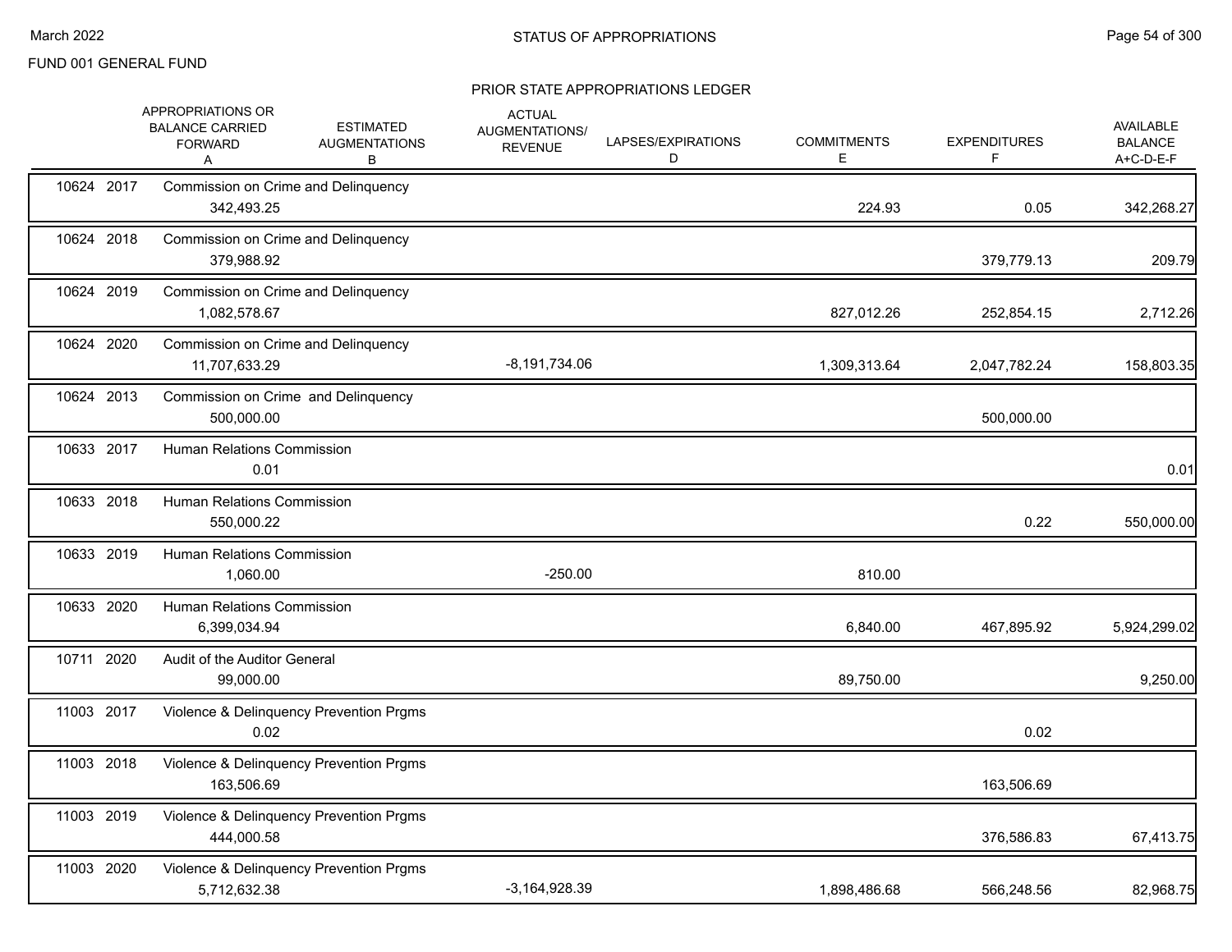STATUS OF APPROPRIATIONS

FUND 001 GENERAL FUND

PRIOR STATE APPROPRIATIONS LEDGER

| | | APPROPRIATIONS OR BALANCE CARRIED FORWARD A | ESTIMATED AUGMENTATIONS B | ACTUAL AUGMENTATIONS/ REVENUE C | LAPSES/EXPIRATIONS D | COMMITMENTS E | EXPENDITURES F | AVAILABLE BALANCE A+C-D-E-F |
|---|---|---|---|---|---|---|---|---|
| 10624 | 2017 | Commission on Crime and Delinquency | | | | | | |
| | | 342,493.25 | | | | 224.93 | 0.05 | 342,268.27 |
| 10624 | 2018 | Commission on Crime and Delinquency | | | | | | |
| | | 379,988.92 | | | | | 379,779.13 | 209.79 |
| 10624 | 2019 | Commission on Crime and Delinquency | | | | | | |
| | | 1,082,578.67 | | | | 827,012.26 | 252,854.15 | 2,712.26 |
| 10624 | 2020 | Commission on Crime and Delinquency | | | | | | |
| | | 11,707,633.29 | | -8,191,734.06 | | 1,309,313.64 | 2,047,782.24 | 158,803.35 |
| 10624 | 2013 | Commission on Crime and Delinquency | | | | | | |
| | | 500,000.00 | | | | | 500,000.00 | |
| 10633 | 2017 | Human Relations Commission | | | | | | |
| | | 0.01 | | | | | | 0.01 |
| 10633 | 2018 | Human Relations Commission | | | | | | |
| | | 550,000.22 | | | | | 0.22 | 550,000.00 |
| 10633 | 2019 | Human Relations Commission | | | | | | |
| | | 1,060.00 | | -250.00 | | 810.00 | | |
| 10633 | 2020 | Human Relations Commission | | | | | | |
| | | 6,399,034.94 | | | | 6,840.00 | 467,895.92 | 5,924,299.02 |
| 10711 | 2020 | Audit of the Auditor General | | | | | | |
| | | 99,000.00 | | | | 89,750.00 | | 9,250.00 |
| 11003 | 2017 | Violence & Delinquency Prevention Prgms | | | | | | |
| | | 0.02 | | | | | 0.02 | |
| 11003 | 2018 | Violence & Delinquency Prevention Prgms | | | | | | |
| | | 163,506.69 | | | | | 163,506.69 | |
| 11003 | 2019 | Violence & Delinquency Prevention Prgms | | | | | | |
| | | 444,000.58 | | | | | 376,586.83 | 67,413.75 |
| 11003 | 2020 | Violence & Delinquency Prevention Prgms | | | | | | |
| | | 5,712,632.38 | | -3,164,928.39 | | 1,898,486.68 | 566,248.56 | 82,968.75 |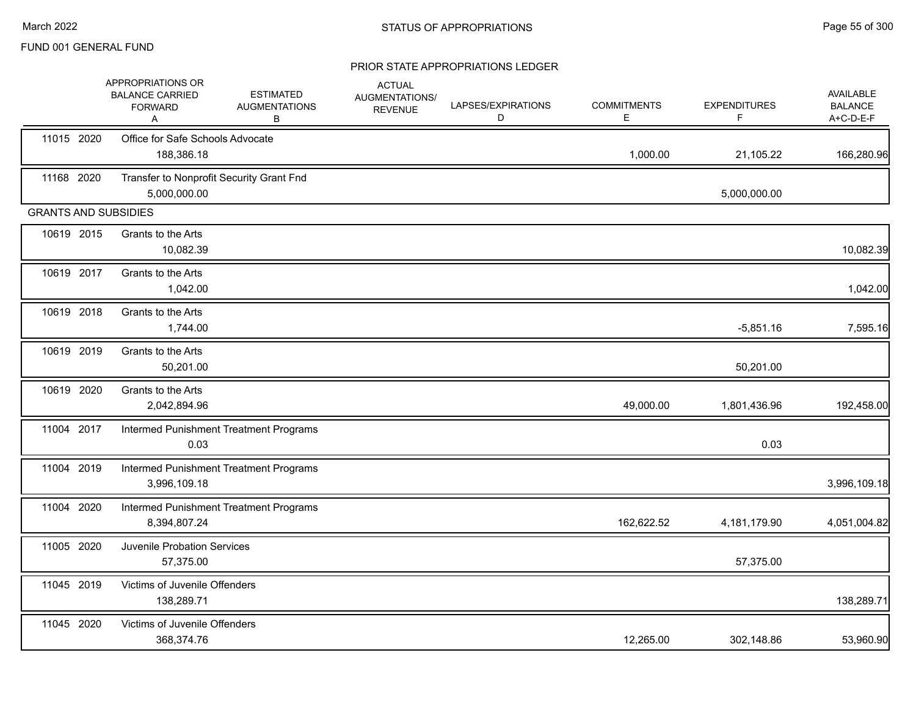FUND 001 GENERAL FUND

PRIOR STATE APPROPRIATIONS LEDGER

| | | APPROPRIATIONS OR BALANCE CARRIED FORWARD A | ESTIMATED AUGMENTATIONS B | ACTUAL AUGMENTATIONS/ REVENUE | LAPSES/EXPIRATIONS D | COMMITMENTS E | EXPENDITURES F | AVAILABLE BALANCE A+C-D-E-F |
|---|---|---|---|---|---|---|---|---|
| 11015 2020 | Office for Safe Schools Advocate | 188,386.18 | | | | 1,000.00 | 21,105.22 | 166,280.96 |
| 11168 2020 | Transfer to Nonprofit Security Grant Fnd | 5,000,000.00 | | | | | 5,000,000.00 | |
| GRANTS AND SUBSIDIES | | | | | | | | |
| 10619 2015 | Grants to the Arts | 10,082.39 | | | | | | 10,082.39 |
| 10619 2017 | Grants to the Arts | 1,042.00 | | | | | | 1,042.00 |
| 10619 2018 | Grants to the Arts | 1,744.00 | | | | | -5,851.16 | 7,595.16 |
| 10619 2019 | Grants to the Arts | 50,201.00 | | | | | 50,201.00 | |
| 10619 2020 | Grants to the Arts | 2,042,894.96 | | | | 49,000.00 | 1,801,436.96 | 192,458.00 |
| 11004 2017 | Intermed Punishment Treatment Programs | 0.03 | | | | | 0.03 | |
| 11004 2019 | Intermed Punishment Treatment Programs | 3,996,109.18 | | | | | | 3,996,109.18 |
| 11004 2020 | Intermed Punishment Treatment Programs | 8,394,807.24 | | | | 162,622.52 | 4,181,179.90 | 4,051,004.82 |
| 11005 2020 | Juvenile Probation Services | 57,375.00 | | | | | 57,375.00 | |
| 11045 2019 | Victims of Juvenile Offenders | 138,289.71 | | | | | | 138,289.71 |
| 11045 2020 | Victims of Juvenile Offenders | 368,374.76 | | | | 12,265.00 | 302,148.86 | 53,960.90 |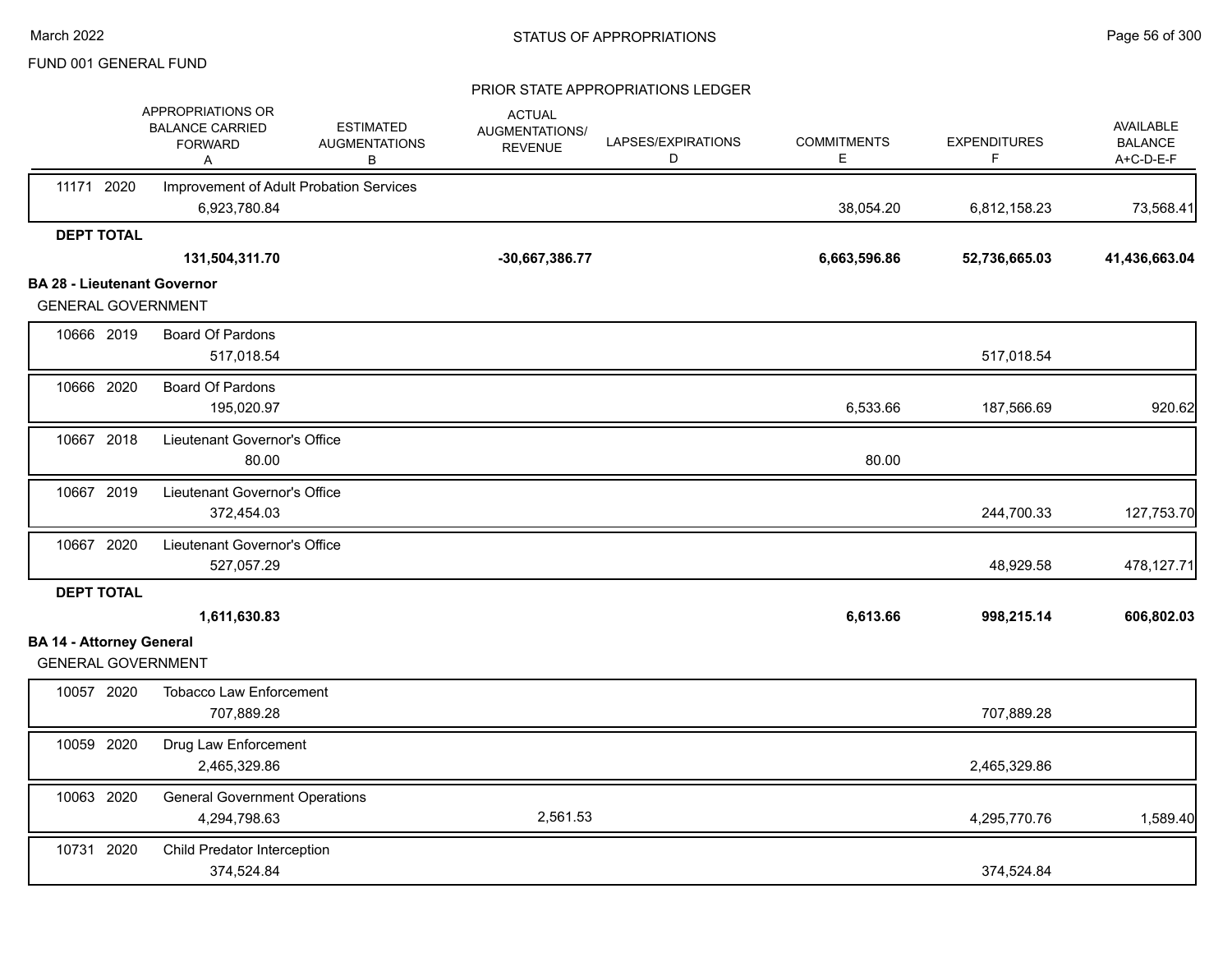FUND 001 GENERAL FUND

PRIOR STATE APPROPRIATIONS LEDGER

| | APPROPRIATIONS OR BALANCE CARRIED FORWARD A | ESTIMATED AUGMENTATIONS B | ACTUAL AUGMENTATIONS/ REVENUE C | LAPSES/EXPIRATIONS D | COMMITMENTS E | EXPENDITURES F | AVAILABLE BALANCE A+C-D-E-F |
|---|---|---|---|---|---|---|---|
| 11171 2020 Improvement of Adult Probation Services | 6,923,780.84 | | | | 38,054.20 | 6,812,158.23 | 73,568.41 |
| **DEPT TOTAL** | **131,504,311.70** | | **-30,667,386.77** | | **6,663,596.86** | **52,736,665.03** | **41,436,663.04** |

**BA 28 - Lieutenant Governor**

GENERAL GOVERNMENT

| | APPROPRIATIONS OR BALANCE CARRIED FORWARD A | ESTIMATED AUGMENTATIONS B | ACTUAL AUGMENTATIONS/ REVENUE C | LAPSES/EXPIRATIONS D | COMMITMENTS E | EXPENDITURES F | AVAILABLE BALANCE A+C-D-E-F |
|---|---|---|---|---|---|---|---|
| 10666 2019 Board Of Pardons | 517,018.54 | | | | | 517,018.54 | |
| 10666 2020 Board Of Pardons | 195,020.97 | | | | 6,533.66 | 187,566.69 | 920.62 |
| 10667 2018 Lieutenant Governor's Office | 80.00 | | | | 80.00 | | |
| 10667 2019 Lieutenant Governor's Office | 372,454.03 | | | | | 244,700.33 | 127,753.70 |
| 10667 2020 Lieutenant Governor's Office | 527,057.29 | | | | | 48,929.58 | 478,127.71 |
| **DEPT TOTAL** | **1,611,630.83** | | | | **6,613.66** | **998,215.14** | **606,802.03** |

**BA 14 - Attorney General**

GENERAL GOVERNMENT

| | APPROPRIATIONS OR BALANCE CARRIED FORWARD A | ESTIMATED AUGMENTATIONS B | ACTUAL AUGMENTATIONS/ REVENUE C | LAPSES/EXPIRATIONS D | COMMITMENTS E | EXPENDITURES F | AVAILABLE BALANCE A+C-D-E-F |
|---|---|---|---|---|---|---|---|
| 10057 2020 Tobacco Law Enforcement | 707,889.28 | | | | | 707,889.28 | |
| 10059 2020 Drug Law Enforcement | 2,465,329.86 | | | | | 2,465,329.86 | |
| 10063 2020 General Government Operations | 4,294,798.63 | | 2,561.53 | | | 4,295,770.76 | 1,589.40 |
| 10731 2020 Child Predator Interception | 374,524.84 | | | | | 374,524.84 | |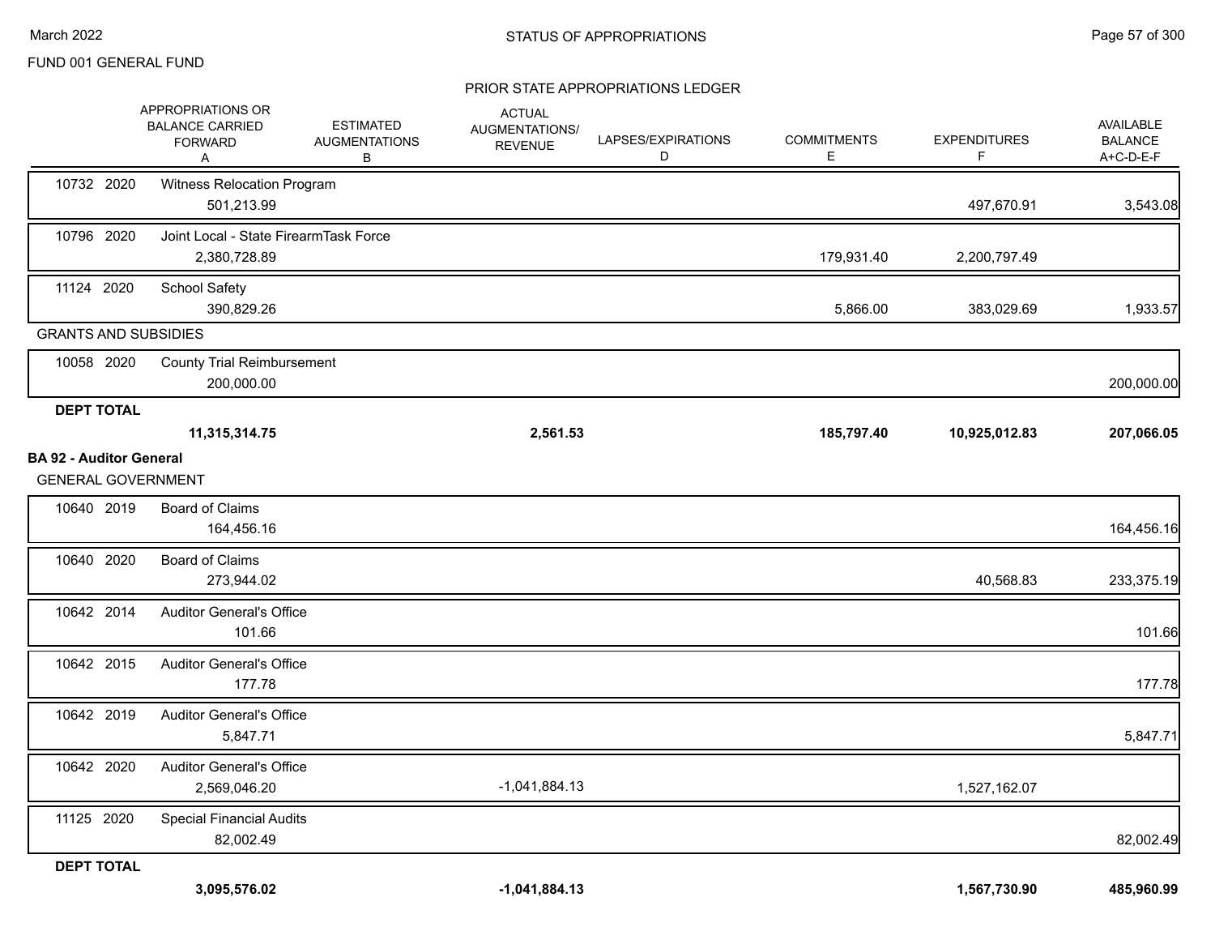FUND 001 GENERAL FUND

## STATUS OF APPROPRIATIONS

### PRIOR STATE APPROPRIATIONS LEDGER

| | APPROPRIATIONS OR BALANCE CARRIED FORWARD A | ESTIMATED AUGMENTATIONS B | ACTUAL AUGMENTATIONS/ REVENUE | LAPSES/EXPIRATIONS D | COMMITMENTS E | EXPENDITURES F | AVAILABLE BALANCE A+C-D-E-F |
|---|---|---|---|---|---|---|---|
| 10732 2020 Witness Relocation Program | 501,213.99 | | | | | 497,670.91 | 3,543.08 |
| 10796 2020 Joint Local - State FirearmTask Force | 2,380,728.89 | | | | 179,931.40 | 2,200,797.49 | |
| 11124 2020 School Safety | 390,829.26 | | | | 5,866.00 | 383,029.69 | 1,933.57 |
| GRANTS AND SUBSIDIES | | | | | | | |
| 10058 2020 County Trial Reimbursement | 200,000.00 | | | | | | 200,000.00 |
| **DEPT TOTAL** | **11,315,314.75** | | **2,561.53** | | **185,797.40** | **10,925,012.83** | **207,066.05** |
| **BA 92 - Auditor General** | | | | | | | |
| GENERAL GOVERNMENT | | | | | | | |
| 10640 2019 Board of Claims | 164,456.16 | | | | | | 164,456.16 |
| 10640 2020 Board of Claims | 273,944.02 | | | | | 40,568.83 | 233,375.19 |
| 10642 2014 Auditor General's Office | 101.66 | | | | | | 101.66 |
| 10642 2015 Auditor General's Office | 177.78 | | | | | | 177.78 |
| 10642 2019 Auditor General's Office | 5,847.71 | | | | | | 5,847.71 |
| 10642 2020 Auditor General's Office | 2,569,046.20 | | -1,041,884.13 | | | 1,527,162.07 | |
| 11125 2020 Special Financial Audits | 82,002.49 | | | | | | 82,002.49 |
| **DEPT TOTAL** | **3,095,576.02** | | **-1,041,884.13** | | | **1,567,730.90** | **485,960.99** |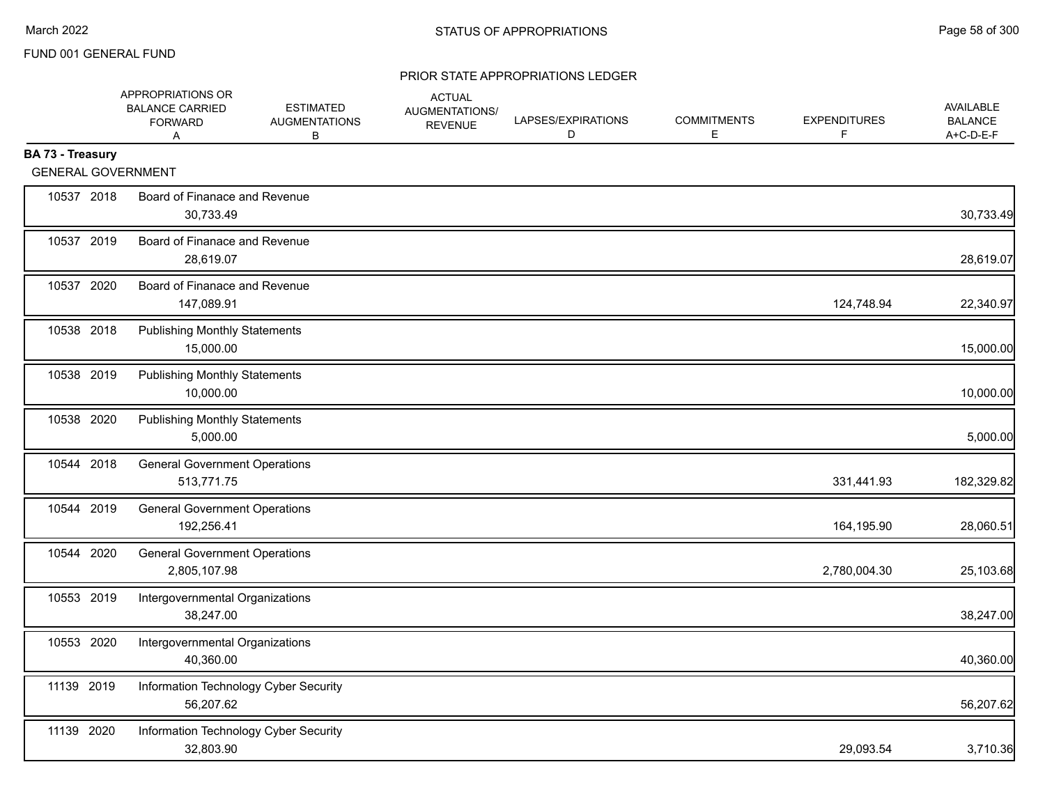FUND 001 GENERAL FUND

PRIOR STATE APPROPRIATIONS LEDGER

**BA 73 - Treasury**

GENERAL GOVERNMENT

| | | APPROPRIATIONS OR BALANCE CARRIED FORWARD A | ESTIMATED AUGMENTATIONS B | ACTUAL AUGMENTATIONS/ REVENUE | LAPSES/EXPIRATIONS D | COMMITMENTS E | EXPENDITURES F | AVAILABLE BALANCE A+C-D-E-F |
|---|---|---|---|---|---|---|---|---|
| 10537 2018 | Board of Finanace and Revenue | 30,733.49 | | | | | | 30,733.49 |
| 10537 2019 | Board of Finanace and Revenue | 28,619.07 | | | | | | 28,619.07 |
| 10537 2020 | Board of Finanace and Revenue | 147,089.91 | | | | | 124,748.94 | 22,340.97 |
| 10538 2018 | Publishing Monthly Statements | 15,000.00 | | | | | | 15,000.00 |
| 10538 2019 | Publishing Monthly Statements | 10,000.00 | | | | | | 10,000.00 |
| 10538 2020 | Publishing Monthly Statements | 5,000.00 | | | | | | 5,000.00 |
| 10544 2018 | General Government Operations | 513,771.75 | | | | | 331,441.93 | 182,329.82 |
| 10544 2019 | General Government Operations | 192,256.41 | | | | | 164,195.90 | 28,060.51 |
| 10544 2020 | General Government Operations | 2,805,107.98 | | | | | 2,780,004.30 | 25,103.68 |
| 10553 2019 | Intergovernmental Organizations | 38,247.00 | | | | | | 38,247.00 |
| 10553 2020 | Intergovernmental Organizations | 40,360.00 | | | | | | 40,360.00 |
| 11139 2019 | Information Technology Cyber Security | 56,207.62 | | | | | | 56,207.62 |
| 11139 2020 | Information Technology Cyber Security | 32,803.90 | | | | | 29,093.54 | 3,710.36 |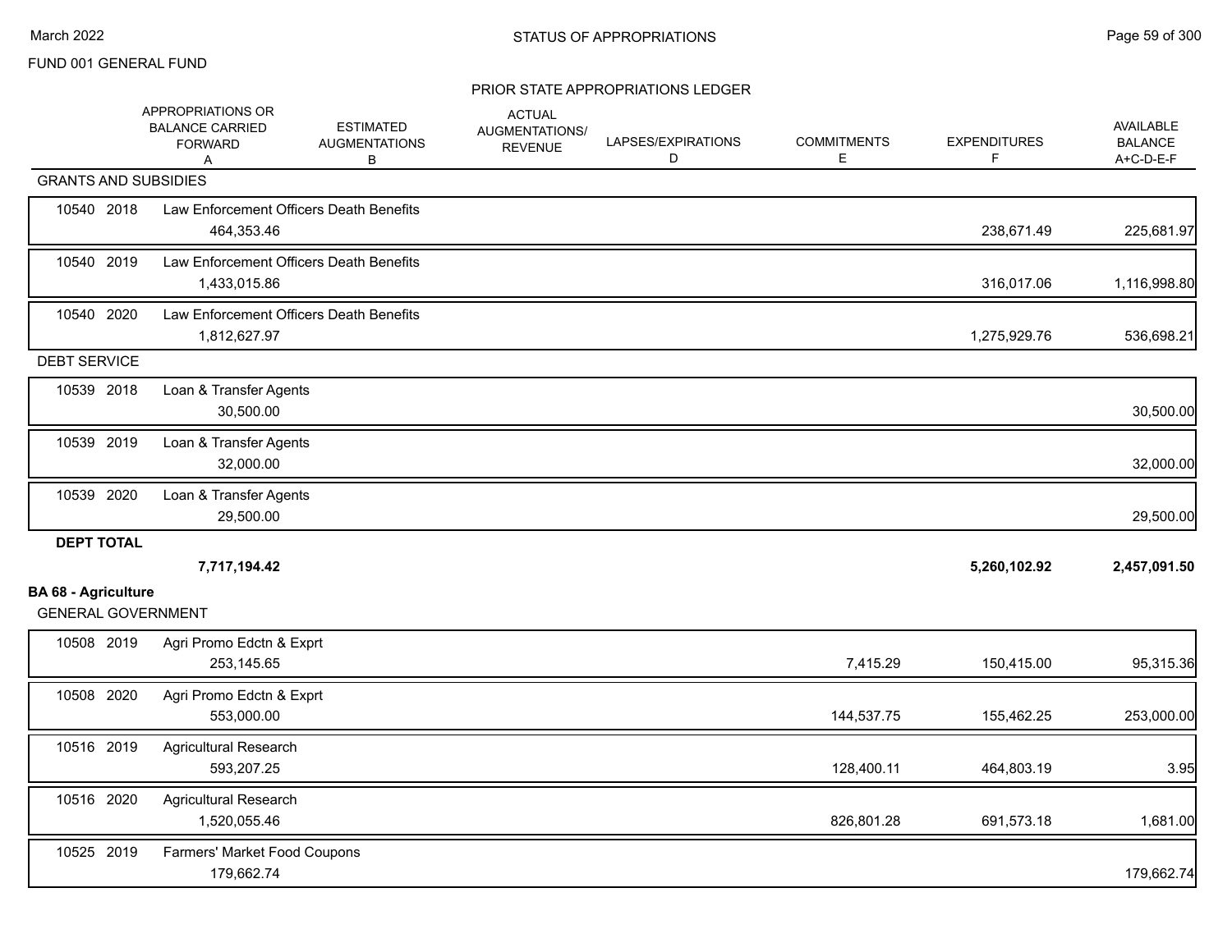FUND 001 GENERAL FUND

PRIOR STATE APPROPRIATIONS LEDGER

| | | APPROPRIATIONS OR BALANCE CARRIED FORWARD A | ESTIMATED AUGMENTATIONS B | ACTUAL AUGMENTATIONS/ REVENUE | LAPSES/EXPIRATIONS D | COMMITMENTS E | EXPENDITURES F | AVAILABLE BALANCE A+C-D-E-F |
|---|---|---|---|---|---|---|---|---|
| **GRANTS AND SUBSIDIES** | | | | | | | | |
| 10540 2018 | Law Enforcement Officers Death Benefits | 464,353.46 | | | | | 238,671.49 | 225,681.97 |
| 10540 2019 | Law Enforcement Officers Death Benefits | 1,433,015.86 | | | | | 316,017.06 | 1,116,998.80 |
| 10540 2020 | Law Enforcement Officers Death Benefits | 1,812,627.97 | | | | | 1,275,929.76 | 536,698.21 |
| **DEBT SERVICE** | | | | | | | | |
| 10539 2018 | Loan & Transfer Agents | 30,500.00 | | | | | | 30,500.00 |
| 10539 2019 | Loan & Transfer Agents | 32,000.00 | | | | | | 32,000.00 |
| 10539 2020 | Loan & Transfer Agents | 29,500.00 | | | | | | 29,500.00 |
| **DEPT TOTAL** | | **7,717,194.42** | | | | | **5,260,102.92** | **2,457,091.50** |

**BA 68 - Agriculture**

| | | APPROPRIATIONS OR BALANCE CARRIED FORWARD A | ESTIMATED AUGMENTATIONS B | ACTUAL AUGMENTATIONS/ REVENUE | LAPSES/EXPIRATIONS D | COMMITMENTS E | EXPENDITURES F | AVAILABLE BALANCE A+C-D-E-F |
|---|---|---|---|---|---|---|---|---|
| **GENERAL GOVERNMENT** | | | | | | | | |
| 10508 2019 | Agri Promo Edctn & Exprt | 253,145.65 | | | | 7,415.29 | 150,415.00 | 95,315.36 |
| 10508 2020 | Agri Promo Edctn & Exprt | 553,000.00 | | | | 144,537.75 | 155,462.25 | 253,000.00 |
| 10516 2019 | Agricultural Research | 593,207.25 | | | | 128,400.11 | 464,803.19 | 3.95 |
| 10516 2020 | Agricultural Research | 1,520,055.46 | | | | 826,801.28 | 691,573.18 | 1,681.00 |
| 10525 2019 | Farmers' Market Food Coupons | 179,662.74 | | | | | | 179,662.74 |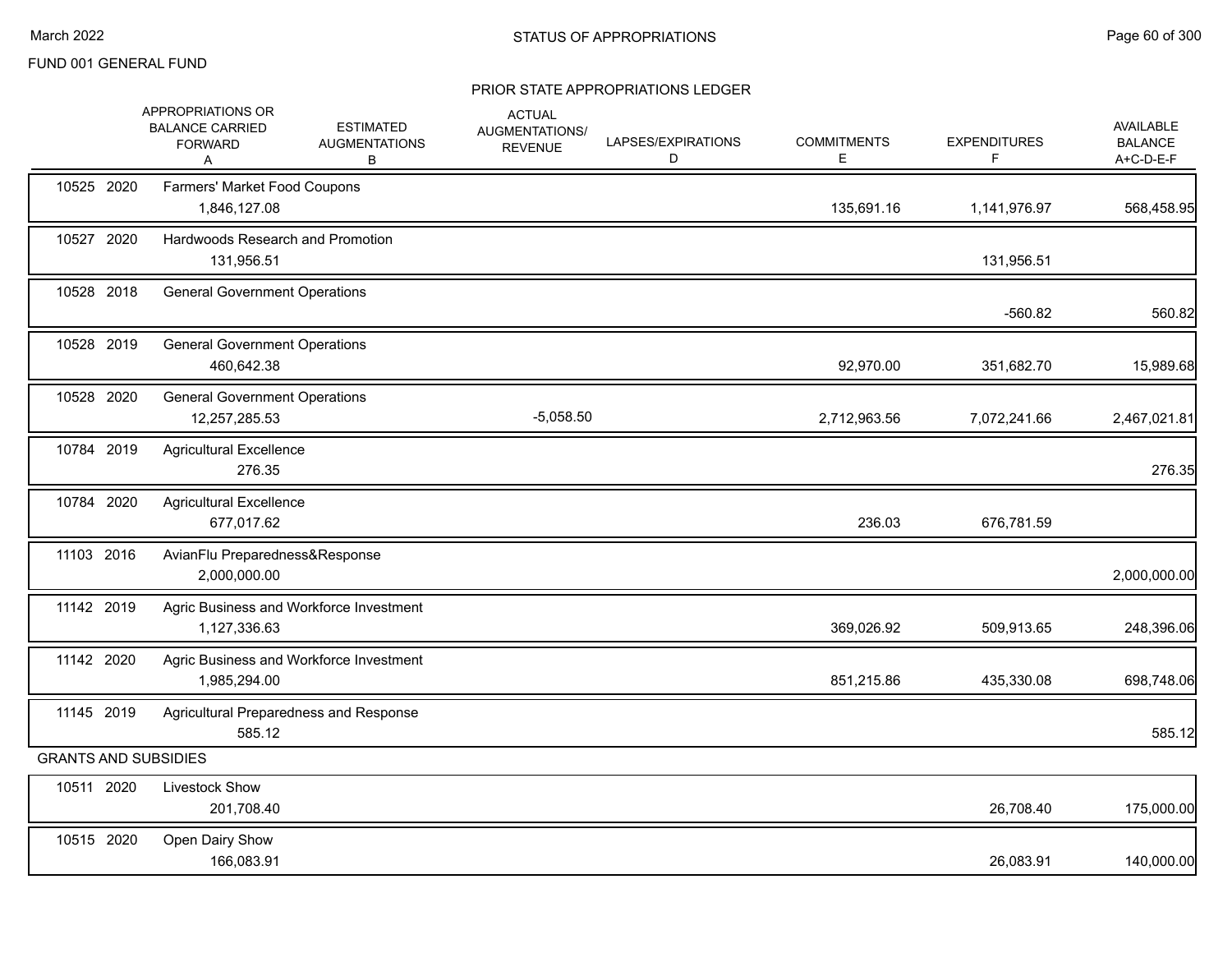FUND 001 GENERAL FUND

## STATUS OF APPROPRIATIONS

### PRIOR STATE APPROPRIATIONS LEDGER

| | APPROPRIATIONS OR BALANCE CARRIED FORWARD A | ESTIMATED AUGMENTATIONS B | ACTUAL AUGMENTATIONS/ REVENUE C | LAPSES/EXPIRATIONS D | COMMITMENTS E | EXPENDITURES F | AVAILABLE BALANCE A+C-D-E-F |
|---|---|---|---|---|---|---|---|
| 10525 2020 Farmers' Market Food Coupons | 1,846,127.08 | | | | 135,691.16 | 1,141,976.97 | 568,458.95 |
| 10527 2020 Hardwoods Research and Promotion | 131,956.51 | | | | | 131,956.51 | |
| 10528 2018 General Government Operations | | | | | | -560.82 | 560.82 |
| 10528 2019 General Government Operations | 460,642.38 | | | | 92,970.00 | 351,682.70 | 15,989.68 |
| 10528 2020 General Government Operations | 12,257,285.53 | | -5,058.50 | | 2,712,963.56 | 7,072,241.66 | 2,467,021.81 |
| 10784 2019 Agricultural Excellence | 276.35 | | | | | | 276.35 |
| 10784 2020 Agricultural Excellence | 677,017.62 | | | | 236.03 | 676,781.59 | |
| 11103 2016 AvianFlu Preparedness&Response | 2,000,000.00 | | | | | | 2,000,000.00 |
| 11142 2019 Agric Business and Workforce Investment | 1,127,336.63 | | | | 369,026.92 | 509,913.65 | 248,396.06 |
| 11142 2020 Agric Business and Workforce Investment | 1,985,294.00 | | | | 851,215.86 | 435,330.08 | 698,748.06 |
| 11145 2019 Agricultural Preparedness and Response | 585.12 | | | | | | 585.12 |
| **GRANTS AND SUBSIDIES** | | | | | | | |
| 10511 2020 Livestock Show | 201,708.40 | | | | | 26,708.40 | 175,000.00 |
| 10515 2020 Open Dairy Show | 166,083.91 | | | | | 26,083.91 | 140,000.00 |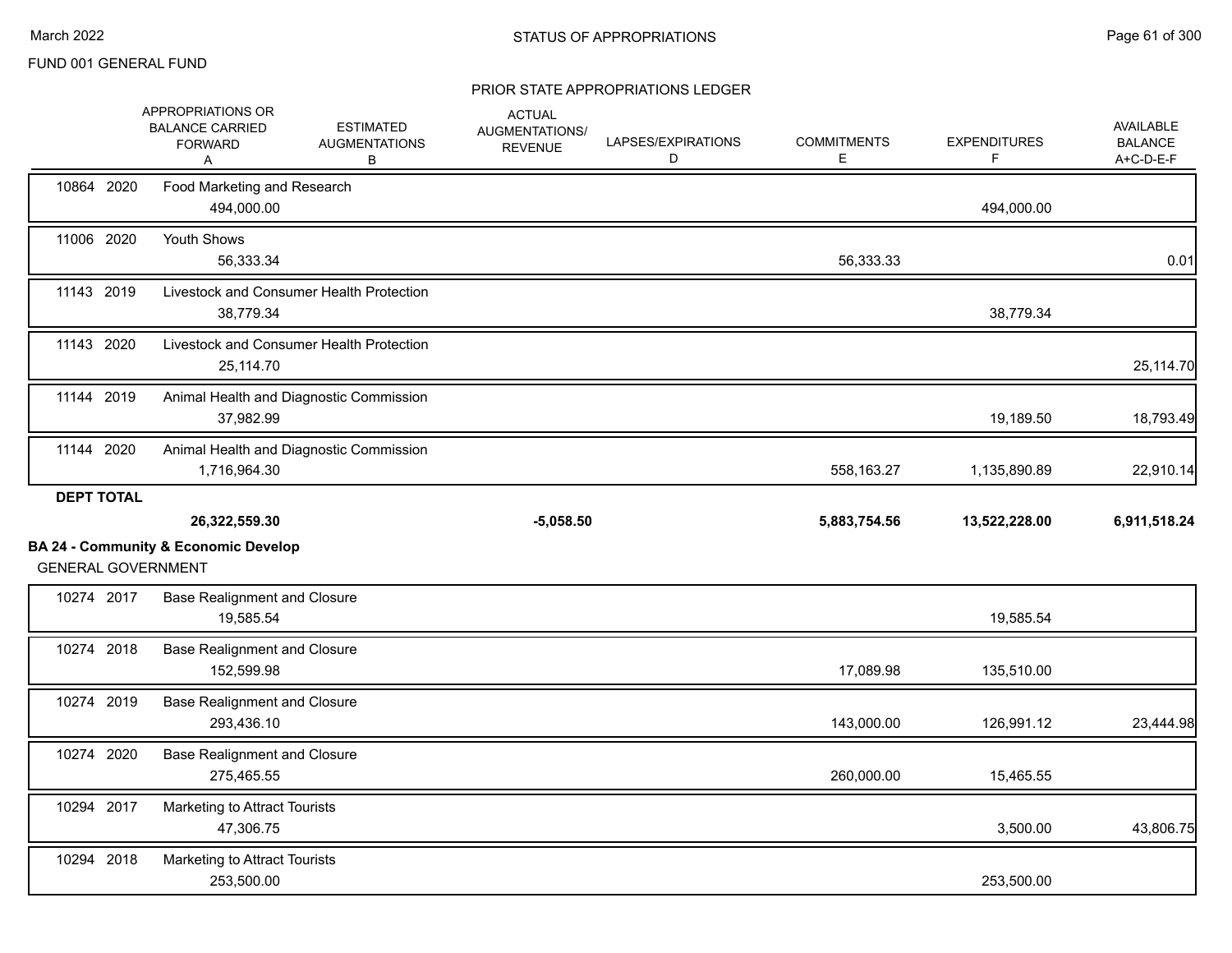FUND 001 GENERAL FUND

## STATUS OF APPROPRIATIONS

### PRIOR STATE APPROPRIATIONS LEDGER

| | | APPROPRIATIONS OR BALANCE CARRIED FORWARD A | ESTIMATED AUGMENTATIONS B | ACTUAL AUGMENTATIONS/ REVENUE | LAPSES/EXPIRATIONS D | COMMITMENTS E | EXPENDITURES F | AVAILABLE BALANCE A+C-D-E-F |
|---|---|---|---|---|---|---|---|---|
| 10864 | 2020 | Food Marketing and Research | | | | | | |
| | | 494,000.00 | | | | | 494,000.00 | |
| 11006 | 2020 | Youth Shows | | | | | | |
| | | 56,333.34 | | | | 56,333.33 | | 0.01 |
| 11143 | 2019 | Livestock and Consumer Health Protection | | | | | | |
| | | 38,779.34 | | | | | 38,779.34 | |
| 11143 | 2020 | Livestock and Consumer Health Protection | | | | | | |
| | | 25,114.70 | | | | | | 25,114.70 |
| 11144 | 2019 | Animal Health and Diagnostic Commission | | | | | | |
| | | 37,982.99 | | | | | 19,189.50 | 18,793.49 |
| 11144 | 2020 | Animal Health and Diagnostic Commission | | | | | | |
| | | 1,716,964.30 | | | | 558,163.27 | 1,135,890.89 | 22,910.14 |
| **DEPT TOTAL** | | | | | | | | |
| | | **26,322,559.30** | | **-5,058.50** | | **5,883,754.56** | **13,522,228.00** | **6,911,518.24** |

**BA 24 - Community & Economic Develop**

GENERAL GOVERNMENT

| | | APPROPRIATIONS OR BALANCE CARRIED FORWARD A | ESTIMATED AUGMENTATIONS B | ACTUAL AUGMENTATIONS/ REVENUE | LAPSES/EXPIRATIONS D | COMMITMENTS E | EXPENDITURES F | AVAILABLE BALANCE A+C-D-E-F |
|---|---|---|---|---|---|---|---|---|
| 10274 | 2017 | Base Realignment and Closure | | | | | | |
| | | 19,585.54 | | | | | 19,585.54 | |
| 10274 | 2018 | Base Realignment and Closure | | | | | | |
| | | 152,599.98 | | | | 17,089.98 | 135,510.00 | |
| 10274 | 2019 | Base Realignment and Closure | | | | | | |
| | | 293,436.10 | | | | 143,000.00 | 126,991.12 | 23,444.98 |
| 10274 | 2020 | Base Realignment and Closure | | | | | | |
| | | 275,465.55 | | | | 260,000.00 | 15,465.55 | |
| 10294 | 2017 | Marketing to Attract Tourists | | | | | | |
| | | 47,306.75 | | | | | 3,500.00 | 43,806.75 |
| 10294 | 2018 | Marketing to Attract Tourists | | | | | | |
| | | 253,500.00 | | | | | 253,500.00 | |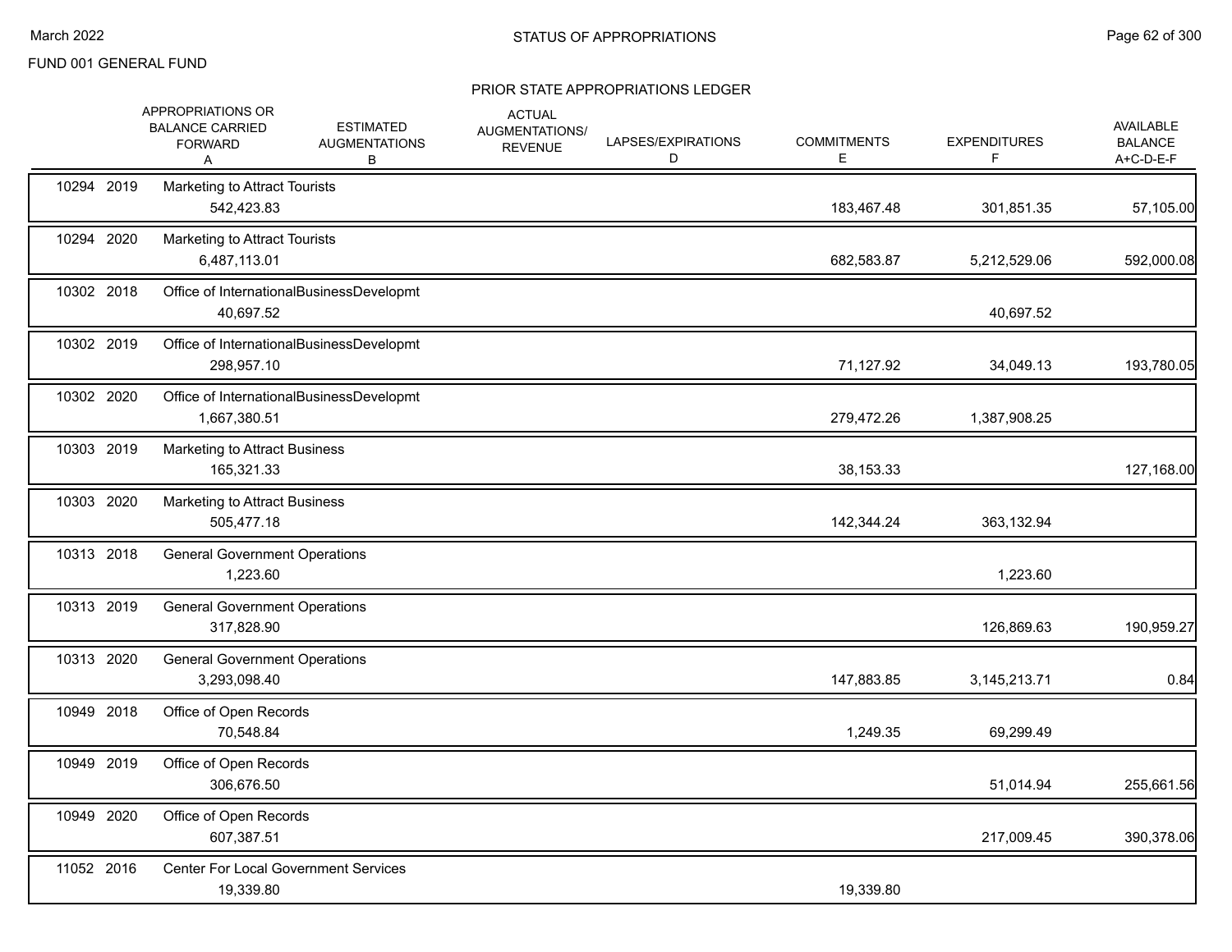FUND 001 GENERAL FUND

## STATUS OF APPROPRIATIONS

### PRIOR STATE APPROPRIATIONS LEDGER

| | | APPROPRIATIONS OR BALANCE CARRIED FORWARD A | ESTIMATED AUGMENTATIONS B | ACTUAL AUGMENTATIONS/ REVENUE | LAPSES/EXPIRATIONS D | COMMITMENTS E | EXPENDITURES F | AVAILABLE BALANCE A+C-D-E-F |
|---|---|---|---|---|---|---|---|---|
| 10294 | 2019 | Marketing to Attract Tourists | | | | | | |
| | | 542,423.83 | | | | 183,467.48 | 301,851.35 | 57,105.00 |
| 10294 | 2020 | Marketing to Attract Tourists | | | | | | |
| | | 6,487,113.01 | | | | 682,583.87 | 5,212,529.06 | 592,000.08 |
| 10302 | 2018 | Office of InternationalBusinessDevelopmt | | | | | | |
| | | 40,697.52 | | | | | 40,697.52 | |
| 10302 | 2019 | Office of InternationalBusinessDevelopmt | | | | | | |
| | | 298,957.10 | | | | 71,127.92 | 34,049.13 | 193,780.05 |
| 10302 | 2020 | Office of InternationalBusinessDevelopmt | | | | | | |
| | | 1,667,380.51 | | | | 279,472.26 | 1,387,908.25 | |
| 10303 | 2019 | Marketing to Attract Business | | | | | | |
| | | 165,321.33 | | | | 38,153.33 | | 127,168.00 |
| 10303 | 2020 | Marketing to Attract Business | | | | | | |
| | | 505,477.18 | | | | 142,344.24 | 363,132.94 | |
| 10313 | 2018 | General Government Operations | | | | | | |
| | | 1,223.60 | | | | | 1,223.60 | |
| 10313 | 2019 | General Government Operations | | | | | | |
| | | 317,828.90 | | | | | 126,869.63 | 190,959.27 |
| 10313 | 2020 | General Government Operations | | | | | | |
| | | 3,293,098.40 | | | | 147,883.85 | 3,145,213.71 | 0.84 |
| 10949 | 2018 | Office of Open Records | | | | | | |
| | | 70,548.84 | | | | 1,249.35 | 69,299.49 | |
| 10949 | 2019 | Office of Open Records | | | | | | |
| | | 306,676.50 | | | | | 51,014.94 | 255,661.56 |
| 10949 | 2020 | Office of Open Records | | | | | | |
| | | 607,387.51 | | | | | 217,009.45 | 390,378.06 |
| 11052 | 2016 | Center For Local Government Services | | | | | | |
| | | 19,339.80 | | | | 19,339.80 | | |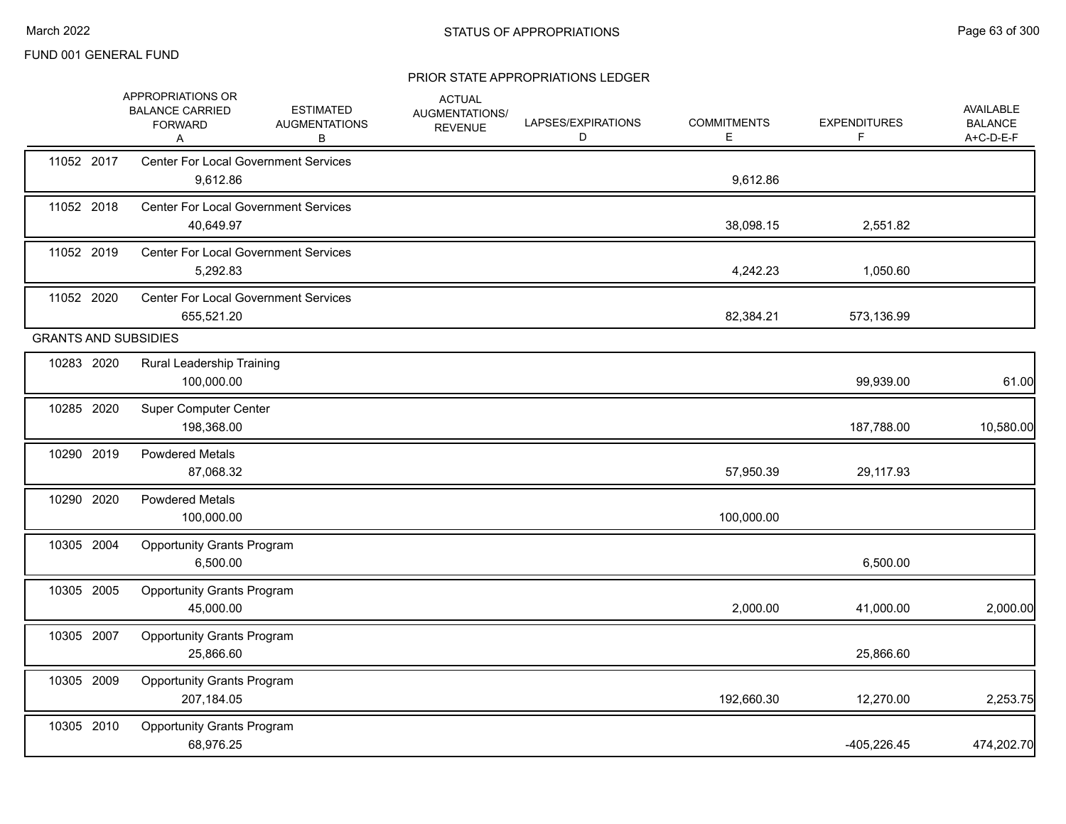FUND 001 GENERAL FUND

## STATUS OF APPROPRIATIONS

### PRIOR STATE APPROPRIATIONS LEDGER

| | APPROPRIATIONS OR BALANCE CARRIED FORWARD A | ESTIMATED AUGMENTATIONS B | ACTUAL AUGMENTATIONS/ REVENUE | LAPSES/EXPIRATIONS D | COMMITMENTS E | EXPENDITURES F | AVAILABLE BALANCE A+C-D-E-F |
|---|---|---|---|---|---|---|---|
| 11052 2017 | Center For Local Government Services | | | | | | |
| | 9,612.86 | | | | 9,612.86 | | |
| 11052 2018 | Center For Local Government Services | | | | | | |
| | 40,649.97 | | | | 38,098.15 | 2,551.82 | |
| 11052 2019 | Center For Local Government Services | | | | | | |
| | 5,292.83 | | | | 4,242.23 | 1,050.60 | |
| 11052 2020 | Center For Local Government Services | | | | | | |
| | 655,521.20 | | | | 82,384.21 | 573,136.99 | |
| GRANTS AND SUBSIDIES | | | | | | | |
| 10283 2020 | Rural Leadership Training | | | | | | |
| | 100,000.00 | | | | | 99,939.00 | 61.00 |
| 10285 2020 | Super Computer Center | | | | | | |
| | 198,368.00 | | | | | 187,788.00 | 10,580.00 |
| 10290 2019 | Powdered Metals | | | | | | |
| | 87,068.32 | | | | 57,950.39 | 29,117.93 | |
| 10290 2020 | Powdered Metals | | | | | | |
| | 100,000.00 | | | | 100,000.00 | | |
| 10305 2004 | Opportunity Grants Program | | | | | | |
| | 6,500.00 | | | | | 6,500.00 | |
| 10305 2005 | Opportunity Grants Program | | | | | | |
| | 45,000.00 | | | | 2,000.00 | 41,000.00 | 2,000.00 |
| 10305 2007 | Opportunity Grants Program | | | | | | |
| | 25,866.60 | | | | | 25,866.60 | |
| 10305 2009 | Opportunity Grants Program | | | | | | |
| | 207,184.05 | | | | 192,660.30 | 12,270.00 | 2,253.75 |
| 10305 2010 | Opportunity Grants Program | | | | | | |
| | 68,976.25 | | | | | -405,226.45 | 474,202.70 |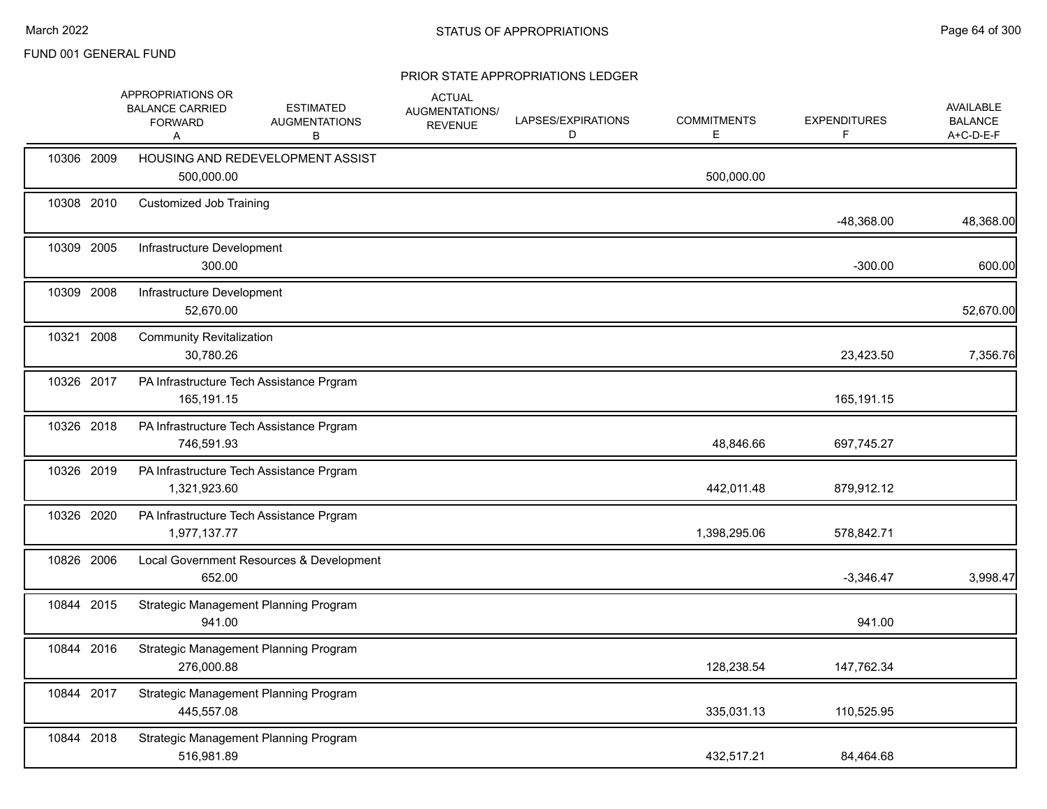FUND 001 GENERAL FUND

## STATUS OF APPROPRIATIONS

### PRIOR STATE APPROPRIATIONS LEDGER

| | | APPROPRIATIONS OR BALANCE CARRIED FORWARD A | ESTIMATED AUGMENTATIONS B | ACTUAL AUGMENTATIONS/ REVENUE | LAPSES/EXPIRATIONS D | COMMITMENTS E | EXPENDITURES F | AVAILABLE BALANCE A+C-D-E-F |
|---|---|---|---|---|---|---|---|---|
| 10306 | 2009 | HOUSING AND REDEVELOPMENT ASSIST | | | | | | |
| | | 500,000.00 | | | | 500,000.00 | | |
| 10308 | 2010 | Customized Job Training | | | | | | |
| | | | | | | | -48,368.00 | 48,368.00 |
| 10309 | 2005 | Infrastructure Development | | | | | | |
| | | 300.00 | | | | | -300.00 | 600.00 |
| 10309 | 2008 | Infrastructure Development | | | | | | |
| | | 52,670.00 | | | | | | 52,670.00 |
| 10321 | 2008 | Community Revitalization | | | | | | |
| | | 30,780.26 | | | | | 23,423.50 | 7,356.76 |
| 10326 | 2017 | PA Infrastructure Tech Assistance Prgram | | | | | | |
| | | 165,191.15 | | | | | 165,191.15 | |
| 10326 | 2018 | PA Infrastructure Tech Assistance Prgram | | | | | | |
| | | 746,591.93 | | | | 48,846.66 | 697,745.27 | |
| 10326 | 2019 | PA Infrastructure Tech Assistance Prgram | | | | | | |
| | | 1,321,923.60 | | | | 442,011.48 | 879,912.12 | |
| 10326 | 2020 | PA Infrastructure Tech Assistance Prgram | | | | | | |
| | | 1,977,137.77 | | | | 1,398,295.06 | 578,842.71 | |
| 10826 | 2006 | Local Government Resources & Development | | | | | | |
| | | 652.00 | | | | | -3,346.47 | 3,998.47 |
| 10844 | 2015 | Strategic Management Planning Program | | | | | | |
| | | 941.00 | | | | | 941.00 | |
| 10844 | 2016 | Strategic Management Planning Program | | | | | | |
| | | 276,000.88 | | | | 128,238.54 | 147,762.34 | |
| 10844 | 2017 | Strategic Management Planning Program | | | | | | |
| | | 445,557.08 | | | | 335,031.13 | 110,525.95 | |
| 10844 | 2018 | Strategic Management Planning Program | | | | | | |
| | | 516,981.89 | | | | 432,517.21 | 84,464.68 | |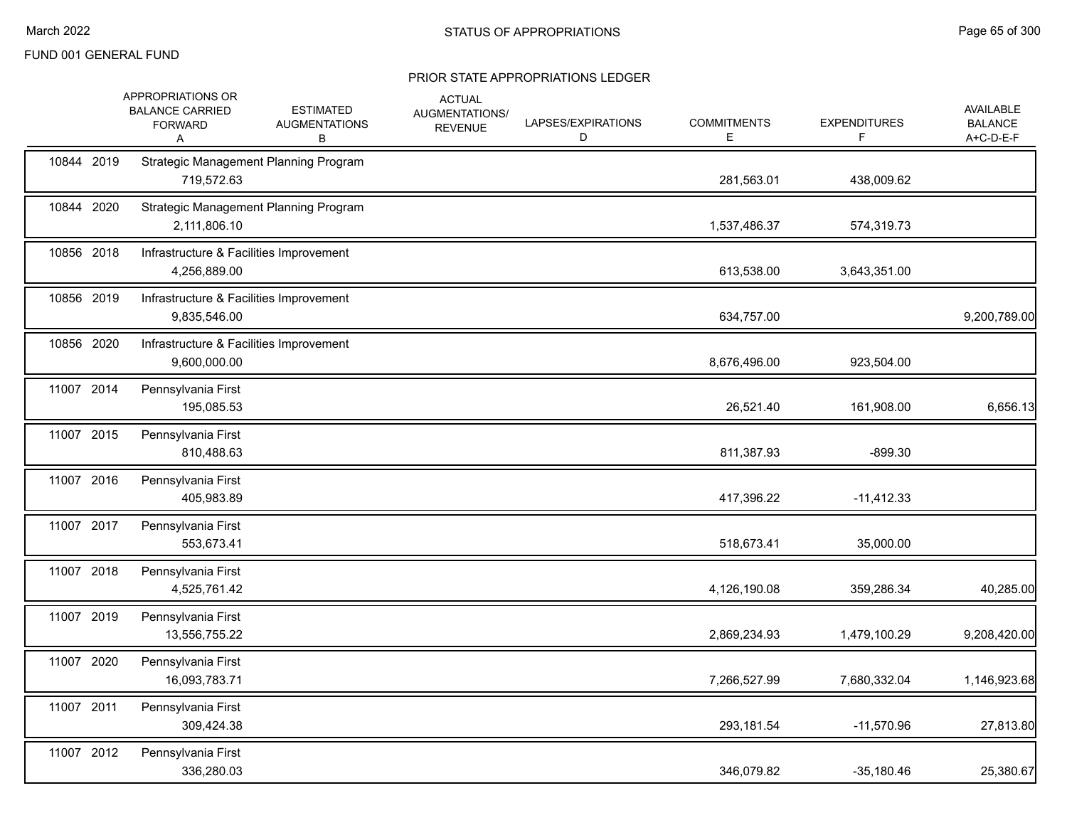FUND 001 GENERAL FUND

STATUS OF APPROPRIATIONS

PRIOR STATE APPROPRIATIONS LEDGER

| | | APPROPRIATIONS OR BALANCE CARRIED FORWARD A | ESTIMATED AUGMENTATIONS B | ACTUAL AUGMENTATIONS/ REVENUE | LAPSES/EXPIRATIONS D | COMMITMENTS E | EXPENDITURES F | AVAILABLE BALANCE A+C-D-E-F |
|---|---|---|---|---|---|---|---|---|
| 10844 | 2019 | Strategic Management Planning Program | | | | | | |
| | | 719,572.63 | | | | 281,563.01 | 438,009.62 | |
| 10844 | 2020 | Strategic Management Planning Program | | | | | | |
| | | 2,111,806.10 | | | | 1,537,486.37 | 574,319.73 | |
| 10856 | 2018 | Infrastructure & Facilities Improvement | | | | | | |
| | | 4,256,889.00 | | | | 613,538.00 | 3,643,351.00 | |
| 10856 | 2019 | Infrastructure & Facilities Improvement | | | | | | |
| | | 9,835,546.00 | | | | 634,757.00 | | 9,200,789.00 |
| 10856 | 2020 | Infrastructure & Facilities Improvement | | | | | | |
| | | 9,600,000.00 | | | | 8,676,496.00 | 923,504.00 | |
| 11007 | 2014 | Pennsylvania First | | | | | | |
| | | 195,085.53 | | | | 26,521.40 | 161,908.00 | 6,656.13 |
| 11007 | 2015 | Pennsylvania First | | | | | | |
| | | 810,488.63 | | | | 811,387.93 | -899.30 | |
| 11007 | 2016 | Pennsylvania First | | | | | | |
| | | 405,983.89 | | | | 417,396.22 | -11,412.33 | |
| 11007 | 2017 | Pennsylvania First | | | | | | |
| | | 553,673.41 | | | | 518,673.41 | 35,000.00 | |
| 11007 | 2018 | Pennsylvania First | | | | | | |
| | | 4,525,761.42 | | | | 4,126,190.08 | 359,286.34 | 40,285.00 |
| 11007 | 2019 | Pennsylvania First | | | | | | |
| | | 13,556,755.22 | | | | 2,869,234.93 | 1,479,100.29 | 9,208,420.00 |
| 11007 | 2020 | Pennsylvania First | | | | | | |
| | | 16,093,783.71 | | | | 7,266,527.99 | 7,680,332.04 | 1,146,923.68 |
| 11007 | 2011 | Pennsylvania First | | | | | | |
| | | 309,424.38 | | | | 293,181.54 | -11,570.96 | 27,813.80 |
| 11007 | 2012 | Pennsylvania First | | | | | | |
| | | 336,280.03 | | | | 346,079.82 | -35,180.46 | 25,380.67 |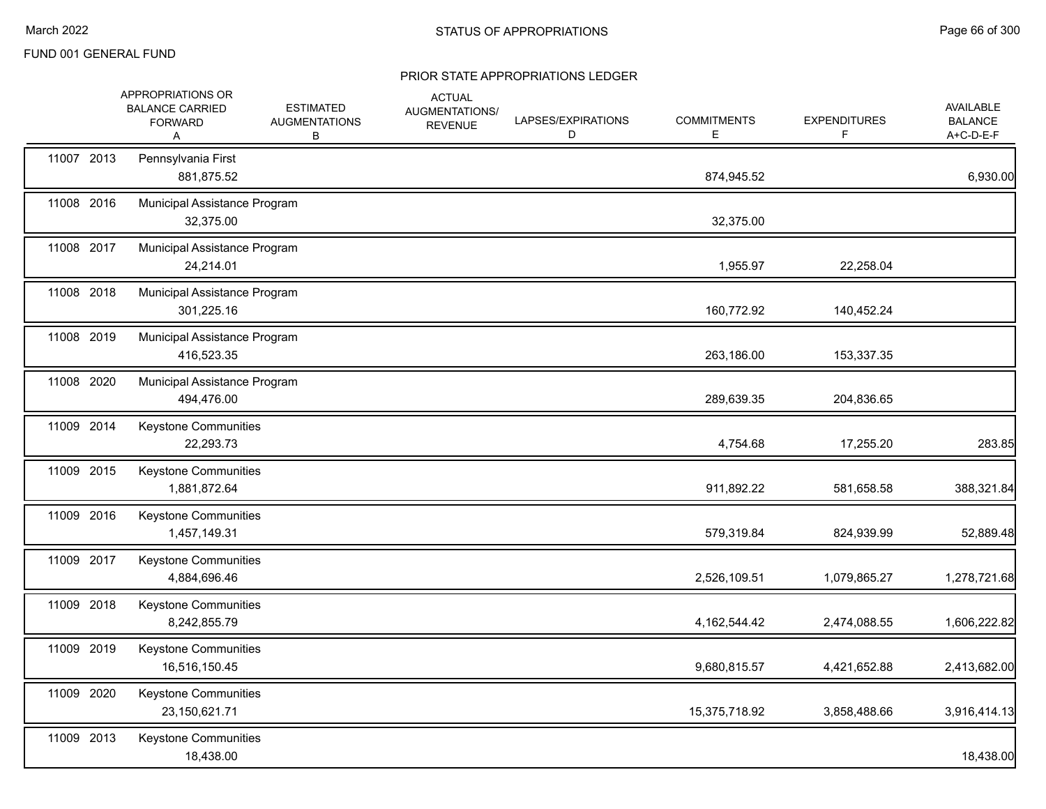FUND 001 GENERAL FUND

## STATUS OF APPROPRIATIONS

### PRIOR STATE APPROPRIATIONS LEDGER

| | | APPROPRIATIONS OR BALANCE CARRIED FORWARD A | ESTIMATED AUGMENTATIONS B | ACTUAL AUGMENTATIONS/ REVENUE | LAPSES/EXPIRATIONS D | COMMITMENTS E | EXPENDITURES F | AVAILABLE BALANCE A+C-D-E-F |
|---|---|---|---|---|---|---|---|---|
| 11007 2013 | Pennsylvania First | 881,875.52 | | | | 874,945.52 | | 6,930.00 |
| 11008 2016 | Municipal Assistance Program | 32,375.00 | | | | 32,375.00 | | |
| 11008 2017 | Municipal Assistance Program | 24,214.01 | | | | 1,955.97 | 22,258.04 | |
| 11008 2018 | Municipal Assistance Program | 301,225.16 | | | | 160,772.92 | 140,452.24 | |
| 11008 2019 | Municipal Assistance Program | 416,523.35 | | | | 263,186.00 | 153,337.35 | |
| 11008 2020 | Municipal Assistance Program | 494,476.00 | | | | 289,639.35 | 204,836.65 | |
| 11009 2014 | Keystone Communities | 22,293.73 | | | | 4,754.68 | 17,255.20 | 283.85 |
| 11009 2015 | Keystone Communities | 1,881,872.64 | | | | 911,892.22 | 581,658.58 | 388,321.84 |
| 11009 2016 | Keystone Communities | 1,457,149.31 | | | | 579,319.84 | 824,939.99 | 52,889.48 |
| 11009 2017 | Keystone Communities | 4,884,696.46 | | | | 2,526,109.51 | 1,079,865.27 | 1,278,721.68 |
| 11009 2018 | Keystone Communities | 8,242,855.79 | | | | 4,162,544.42 | 2,474,088.55 | 1,606,222.82 |
| 11009 2019 | Keystone Communities | 16,516,150.45 | | | | 9,680,815.57 | 4,421,652.88 | 2,413,682.00 |
| 11009 2020 | Keystone Communities | 23,150,621.71 | | | | 15,375,718.92 | 3,858,488.66 | 3,916,414.13 |
| 11009 2013 | Keystone Communities | 18,438.00 | | | | | | 18,438.00 |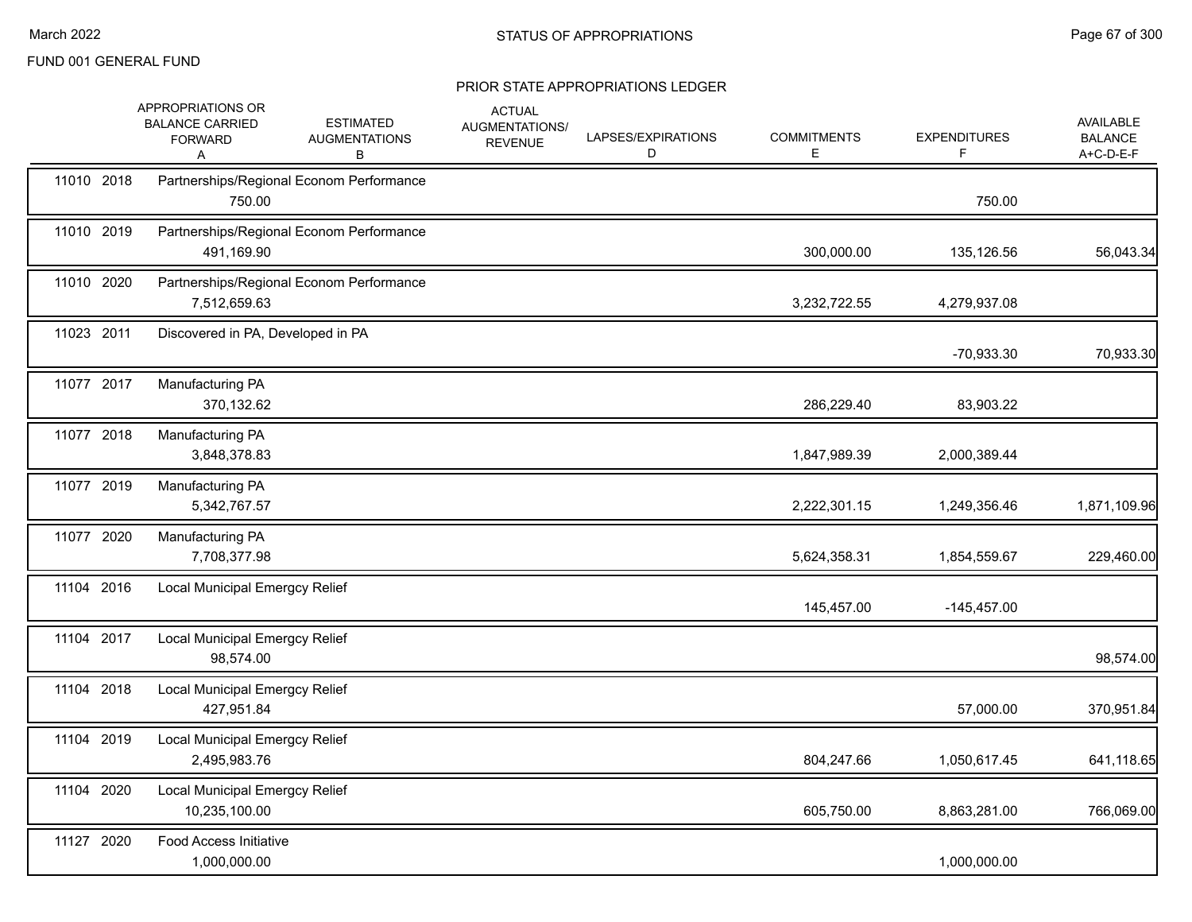FUND 001 GENERAL FUND

# STATUS OF APPROPRIATIONS

## PRIOR STATE APPROPRIATIONS LEDGER

| | | APPROPRIATIONS OR BALANCE CARRIED FORWARD A | ESTIMATED AUGMENTATIONS B | ACTUAL AUGMENTATIONS/ REVENUE | LAPSES/EXPIRATIONS D | COMMITMENTS E | EXPENDITURES F | AVAILABLE BALANCE A+C-D-E-F |
|---|---|---|---|---|---|---|---|---|
| 11010 | 2018 | Partnerships/Regional Econom Performance | | | | | | |
| | | 750.00 | | | | | 750.00 | |
| 11010 | 2019 | Partnerships/Regional Econom Performance | | | | | | |
| | | 491,169.90 | | | | 300,000.00 | 135,126.56 | 56,043.34 |
| 11010 | 2020 | Partnerships/Regional Econom Performance | | | | | | |
| | | 7,512,659.63 | | | | 3,232,722.55 | 4,279,937.08 | |
| 11023 | 2011 | Discovered in PA, Developed in PA | | | | | | |
| | | | | | | | -70,933.30 | 70,933.30 |
| 11077 | 2017 | Manufacturing PA | | | | | | |
| | | 370,132.62 | | | | 286,229.40 | 83,903.22 | |
| 11077 | 2018 | Manufacturing PA | | | | | | |
| | | 3,848,378.83 | | | | 1,847,989.39 | 2,000,389.44 | |
| 11077 | 2019 | Manufacturing PA | | | | | | |
| | | 5,342,767.57 | | | | 2,222,301.15 | 1,249,356.46 | 1,871,109.96 |
| 11077 | 2020 | Manufacturing PA | | | | | | |
| | | 7,708,377.98 | | | | 5,624,358.31 | 1,854,559.67 | 229,460.00 |
| 11104 | 2016 | Local Municipal Emergcy Relief | | | | | | |
| | | | | | | 145,457.00 | -145,457.00 | |
| 11104 | 2017 | Local Municipal Emergcy Relief | | | | | | |
| | | 98,574.00 | | | | | | 98,574.00 |
| 11104 | 2018 | Local Municipal Emergcy Relief | | | | | | |
| | | 427,951.84 | | | | | 57,000.00 | 370,951.84 |
| 11104 | 2019 | Local Municipal Emergcy Relief | | | | | | |
| | | 2,495,983.76 | | | | 804,247.66 | 1,050,617.45 | 641,118.65 |
| 11104 | 2020 | Local Municipal Emergcy Relief | | | | | | |
| | | 10,235,100.00 | | | | 605,750.00 | 8,863,281.00 | 766,069.00 |
| 11127 | 2020 | Food Access Initiative | | | | | | |
| | | 1,000,000.00 | | | | | 1,000,000.00 | |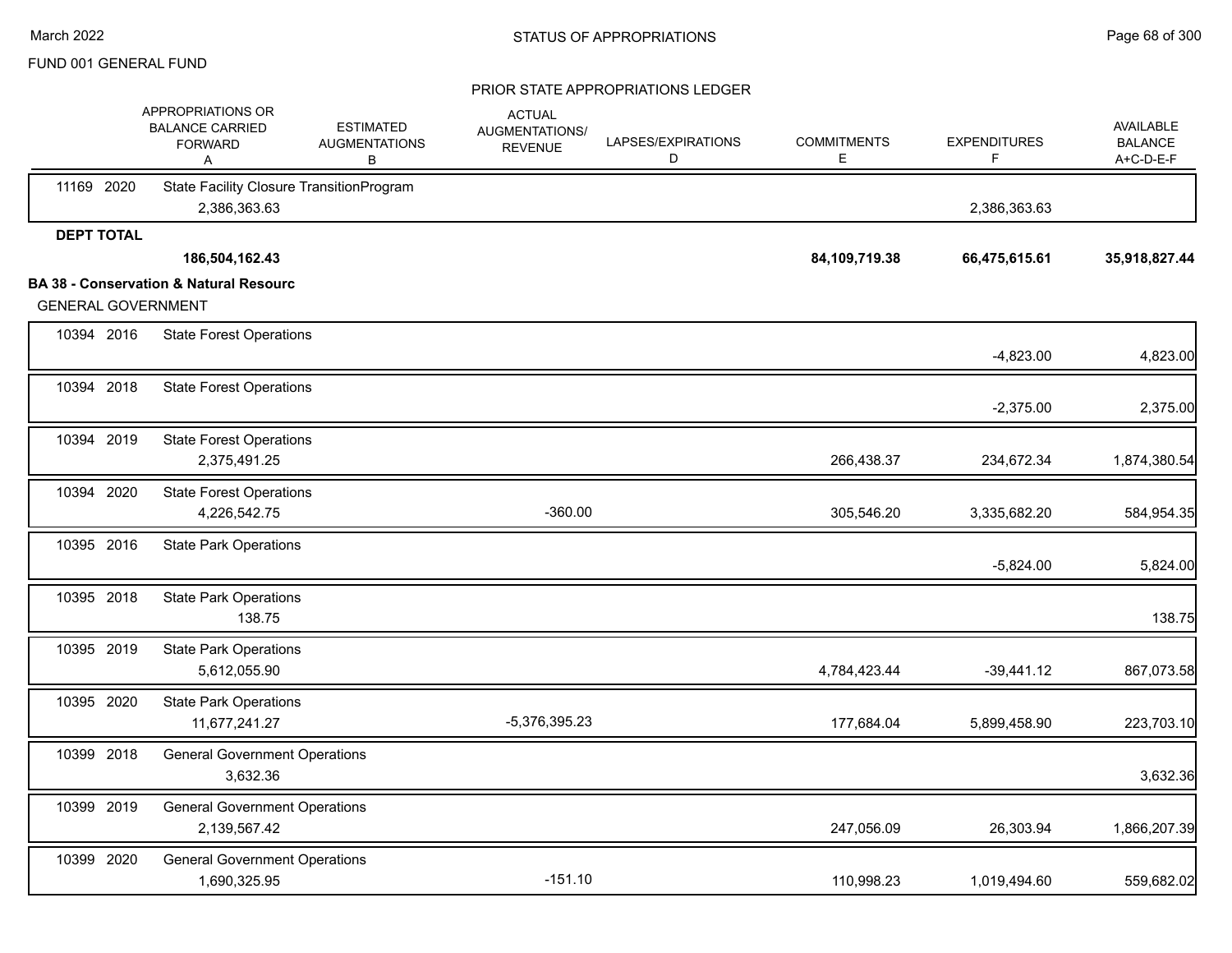FUND 001 GENERAL FUND

## PRIOR STATE APPROPRIATIONS LEDGER

| | APPROPRIATIONS OR BALANCE CARRIED FORWARD A | ESTIMATED AUGMENTATIONS B | ACTUAL AUGMENTATIONS/ REVENUE | LAPSES/EXPIRATIONS D | COMMITMENTS E | EXPENDITURES F | AVAILABLE BALANCE A+C-D-E-F |
|---|---|---|---|---|---|---|---|
| 11169 2020 State Facility Closure TransitionProgram | 2,386,363.63 | | | | | 2,386,363.63 | |
| **DEPT TOTAL** | **186,504,162.43** | | | | **84,109,719.38** | **66,475,615.61** | **35,918,827.44** |
| **BA 38 - Conservation & Natural Resourc** | | | | | | | |
| GENERAL GOVERNMENT | | | | | | | |
| 10394 2016 State Forest Operations | | | | | | -4,823.00 | 4,823.00 |
| 10394 2018 State Forest Operations | | | | | | -2,375.00 | 2,375.00 |
| 10394 2019 State Forest Operations | 2,375,491.25 | | | | 266,438.37 | 234,672.34 | 1,874,380.54 |
| 10394 2020 State Forest Operations | 4,226,542.75 | | -360.00 | | 305,546.20 | 3,335,682.20 | 584,954.35 |
| 10395 2016 State Park Operations | | | | | | -5,824.00 | 5,824.00 |
| 10395 2018 State Park Operations | 138.75 | | | | | | 138.75 |
| 10395 2019 State Park Operations | 5,612,055.90 | | | | 4,784,423.44 | -39,441.12 | 867,073.58 |
| 10395 2020 State Park Operations | 11,677,241.27 | | -5,376,395.23 | | 177,684.04 | 5,899,458.90 | 223,703.10 |
| 10399 2018 General Government Operations | 3,632.36 | | | | | | 3,632.36 |
| 10399 2019 General Government Operations | 2,139,567.42 | | | | 247,056.09 | 26,303.94 | 1,866,207.39 |
| 10399 2020 General Government Operations | 1,690,325.95 | | -151.10 | | 110,998.23 | 1,019,494.60 | 559,682.02 |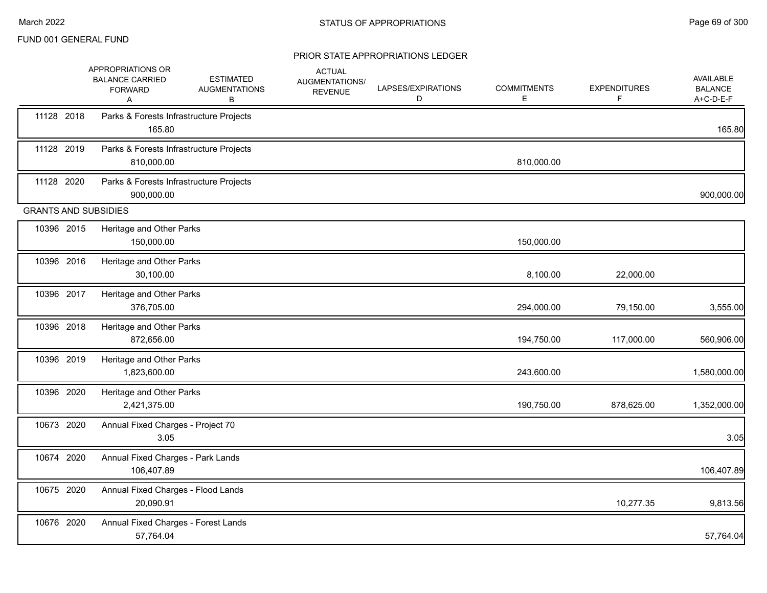FUND 001 GENERAL FUND

## STATUS OF APPROPRIATIONS

### PRIOR STATE APPROPRIATIONS LEDGER

| | APPROPRIATIONS OR BALANCE CARRIED FORWARD A | ESTIMATED AUGMENTATIONS B | ACTUAL AUGMENTATIONS/ REVENUE | LAPSES/EXPIRATIONS D | COMMITMENTS E | EXPENDITURES F | AVAILABLE BALANCE A+C-D-E-F |
|---|---|---|---|---|---|---|---|
| 11128 2018 Parks & Forests Infrastructure Projects | 165.80 | | | | | | 165.80 |
| 11128 2019 Parks & Forests Infrastructure Projects | 810,000.00 | | | | 810,000.00 | | |
| 11128 2020 Parks & Forests Infrastructure Projects | 900,000.00 | | | | | | 900,000.00 |
| **GRANTS AND SUBSIDIES** | | | | | | | |
| 10396 2015 Heritage and Other Parks | 150,000.00 | | | | 150,000.00 | | |
| 10396 2016 Heritage and Other Parks | 30,100.00 | | | | 8,100.00 | 22,000.00 | |
| 10396 2017 Heritage and Other Parks | 376,705.00 | | | | 294,000.00 | 79,150.00 | 3,555.00 |
| 10396 2018 Heritage and Other Parks | 872,656.00 | | | | 194,750.00 | 117,000.00 | 560,906.00 |
| 10396 2019 Heritage and Other Parks | 1,823,600.00 | | | | 243,600.00 | | 1,580,000.00 |
| 10396 2020 Heritage and Other Parks | 2,421,375.00 | | | | 190,750.00 | 878,625.00 | 1,352,000.00 |
| 10673 2020 Annual Fixed Charges - Project 70 | 3.05 | | | | | | 3.05 |
| 10674 2020 Annual Fixed Charges - Park Lands | 106,407.89 | | | | | | 106,407.89 |
| 10675 2020 Annual Fixed Charges - Flood Lands | 20,090.91 | | | | | 10,277.35 | 9,813.56 |
| 10676 2020 Annual Fixed Charges - Forest Lands | 57,764.04 | | | | | | 57,764.04 |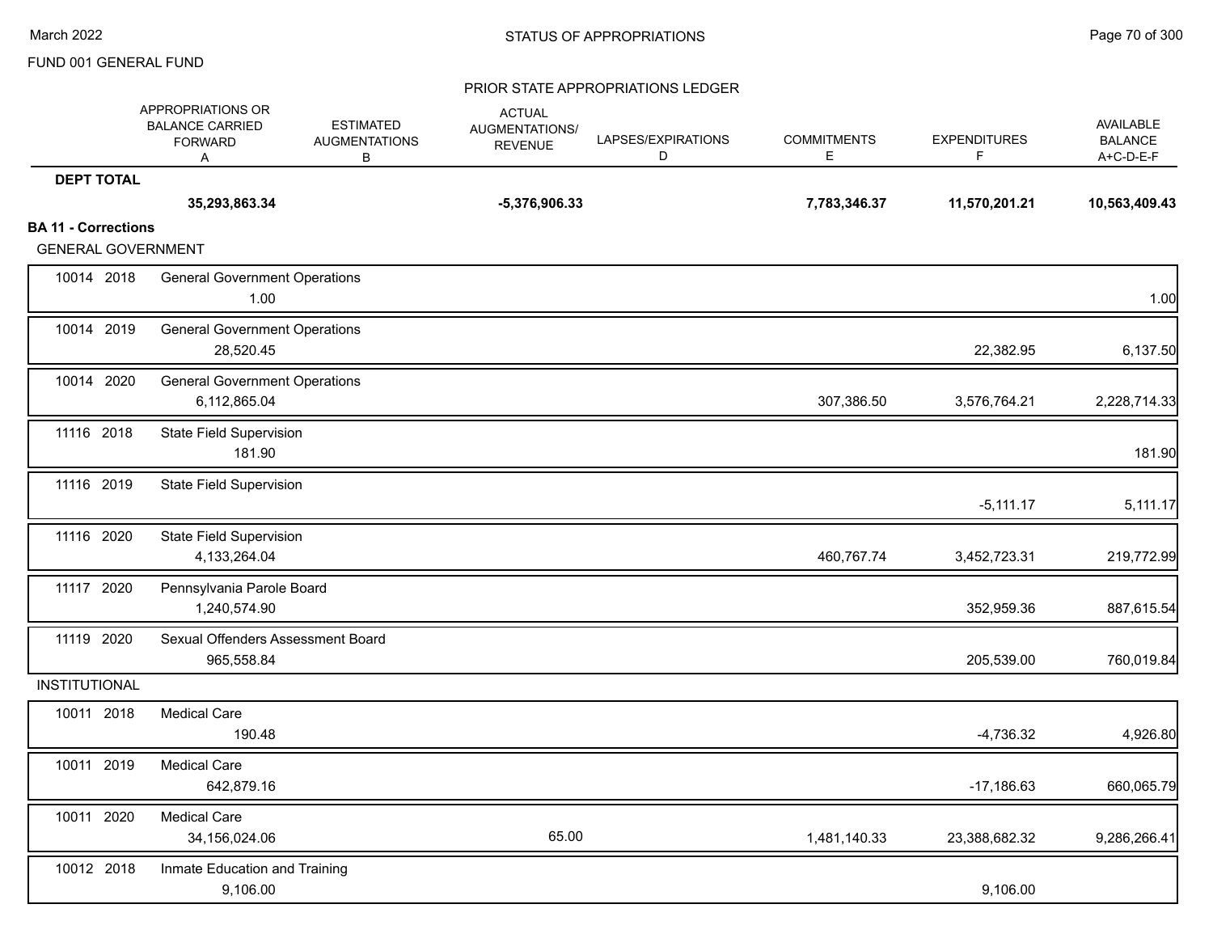FUND 001 GENERAL FUND

PRIOR STATE APPROPRIATIONS LEDGER

| | | APPROPRIATIONS OR BALANCE CARRIED FORWARD A | ESTIMATED AUGMENTATIONS B | ACTUAL AUGMENTATIONS/ REVENUE | LAPSES/EXPIRATIONS D | COMMITMENTS E | EXPENDITURES F | AVAILABLE BALANCE A+C-D-E-F |
|---|---|---|---|---|---|---|---|---|
| **DEPT TOTAL** | | **35,293,863.34** | | **-5,376,906.33** | | **7,783,346.37** | **11,570,201.21** | **10,563,409.43** |
| **BA 11 - Corrections** | | | | | | | | |
| GENERAL GOVERNMENT | | | | | | | | |
| 10014 2018 | General Government Operations | 1.00 | | | | | | 1.00 |
| 10014 2019 | General Government Operations | 28,520.45 | | | | | 22,382.95 | 6,137.50 |
| 10014 2020 | General Government Operations | 6,112,865.04 | | | | 307,386.50 | 3,576,764.21 | 2,228,714.33 |
| 11116 2018 | State Field Supervision | 181.90 | | | | | | 181.90 |
| 11116 2019 | State Field Supervision | | | | | | -5,111.17 | 5,111.17 |
| 11116 2020 | State Field Supervision | 4,133,264.04 | | | | 460,767.74 | 3,452,723.31 | 219,772.99 |
| 11117 2020 | Pennsylvania Parole Board | 1,240,574.90 | | | | | 352,959.36 | 887,615.54 |
| 11119 2020 | Sexual Offenders Assessment Board | 965,558.84 | | | | | 205,539.00 | 760,019.84 |
| INSTITUTIONAL | | | | | | | | |
| 10011 2018 | Medical Care | 190.48 | | | | | -4,736.32 | 4,926.80 |
| 10011 2019 | Medical Care | 642,879.16 | | | | | -17,186.63 | 660,065.79 |
| 10011 2020 | Medical Care | 34,156,024.06 | | 65.00 | | 1,481,140.33 | 23,388,682.32 | 9,286,266.41 |
| 10012 2018 | Inmate Education and Training | 9,106.00 | | | | | 9,106.00 | |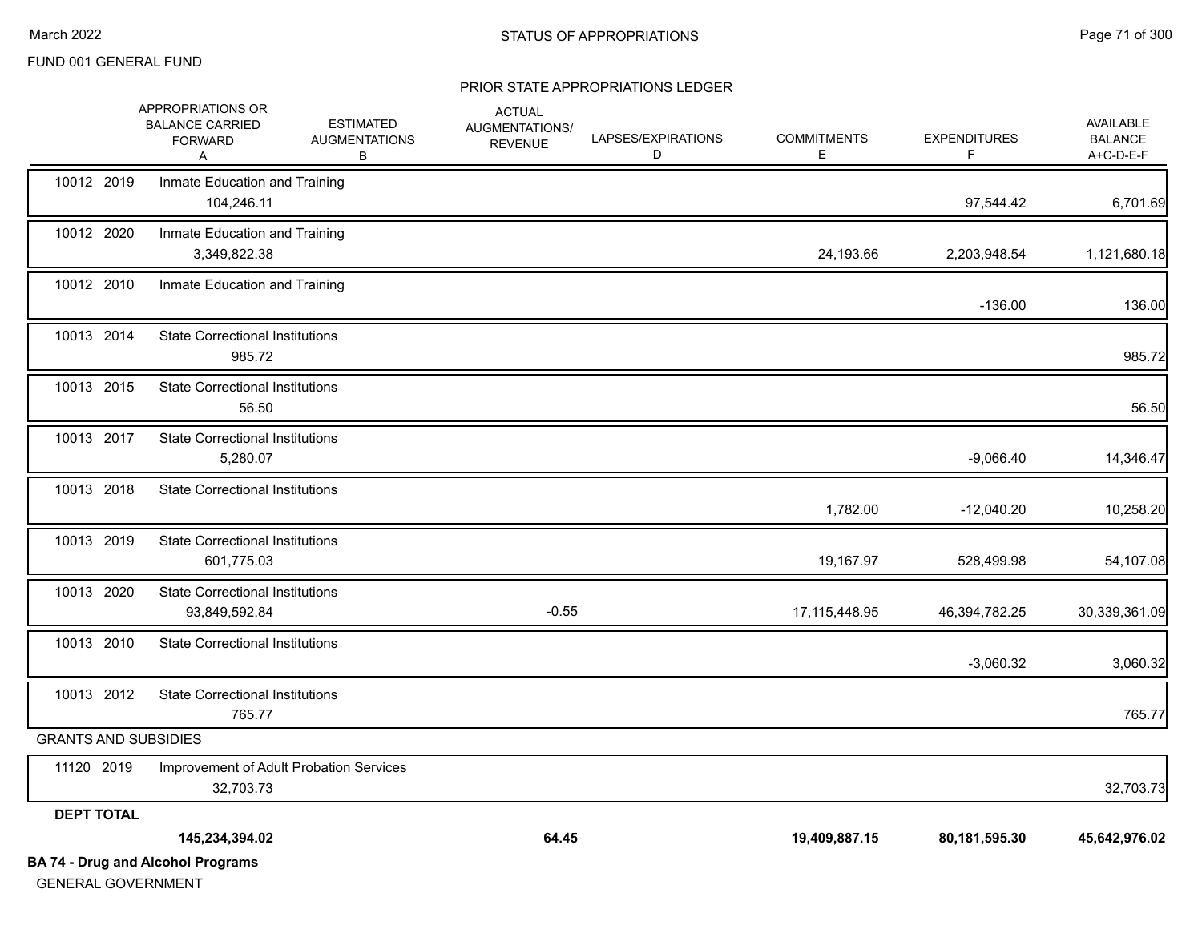FUND 001 GENERAL FUND

## STATUS OF APPROPRIATIONS

### PRIOR STATE APPROPRIATIONS LEDGER

| | APPROPRIATIONS OR BALANCE CARRIED FORWARD A | ESTIMATED AUGMENTATIONS B | ACTUAL AUGMENTATIONS/ REVENUE | LAPSES/EXPIRATIONS D | COMMITMENTS E | EXPENDITURES F | AVAILABLE BALANCE A+C-D-E-F |
|---|---|---|---|---|---|---|---|
| 10012 2019 Inmate Education and Training | 104,246.11 | | | | | 97,544.42 | 6,701.69 |
| 10012 2020 Inmate Education and Training | 3,349,822.38 | | | | 24,193.66 | 2,203,948.54 | 1,121,680.18 |
| 10012 2010 Inmate Education and Training | | | | | | -136.00 | 136.00 |
| 10013 2014 State Correctional Institutions | 985.72 | | | | | | 985.72 |
| 10013 2015 State Correctional Institutions | 56.50 | | | | | | 56.50 |
| 10013 2017 State Correctional Institutions | 5,280.07 | | | | | -9,066.40 | 14,346.47 |
| 10013 2018 State Correctional Institutions | | | | | 1,782.00 | -12,040.20 | 10,258.20 |
| 10013 2019 State Correctional Institutions | 601,775.03 | | | | 19,167.97 | 528,499.98 | 54,107.08 |
| 10013 2020 State Correctional Institutions | 93,849,592.84 | | -0.55 | | 17,115,448.95 | 46,394,782.25 | 30,339,361.09 |
| 10013 2010 State Correctional Institutions | | | | | | -3,060.32 | 3,060.32 |
| 10013 2012 State Correctional Institutions | 765.77 | | | | | | 765.77 |
| **GRANTS AND SUBSIDIES** | | | | | | | |
| 11120 2019 Improvement of Adult Probation Services | 32,703.73 | | | | | | 32,703.73 |
| **DEPT TOTAL** | **145,234,394.02** | | **64.45** | | **19,409,887.15** | **80,181,595.30** | **45,642,976.02** |

**BA 74 - Drug and Alcohol Programs**

GENERAL GOVERNMENT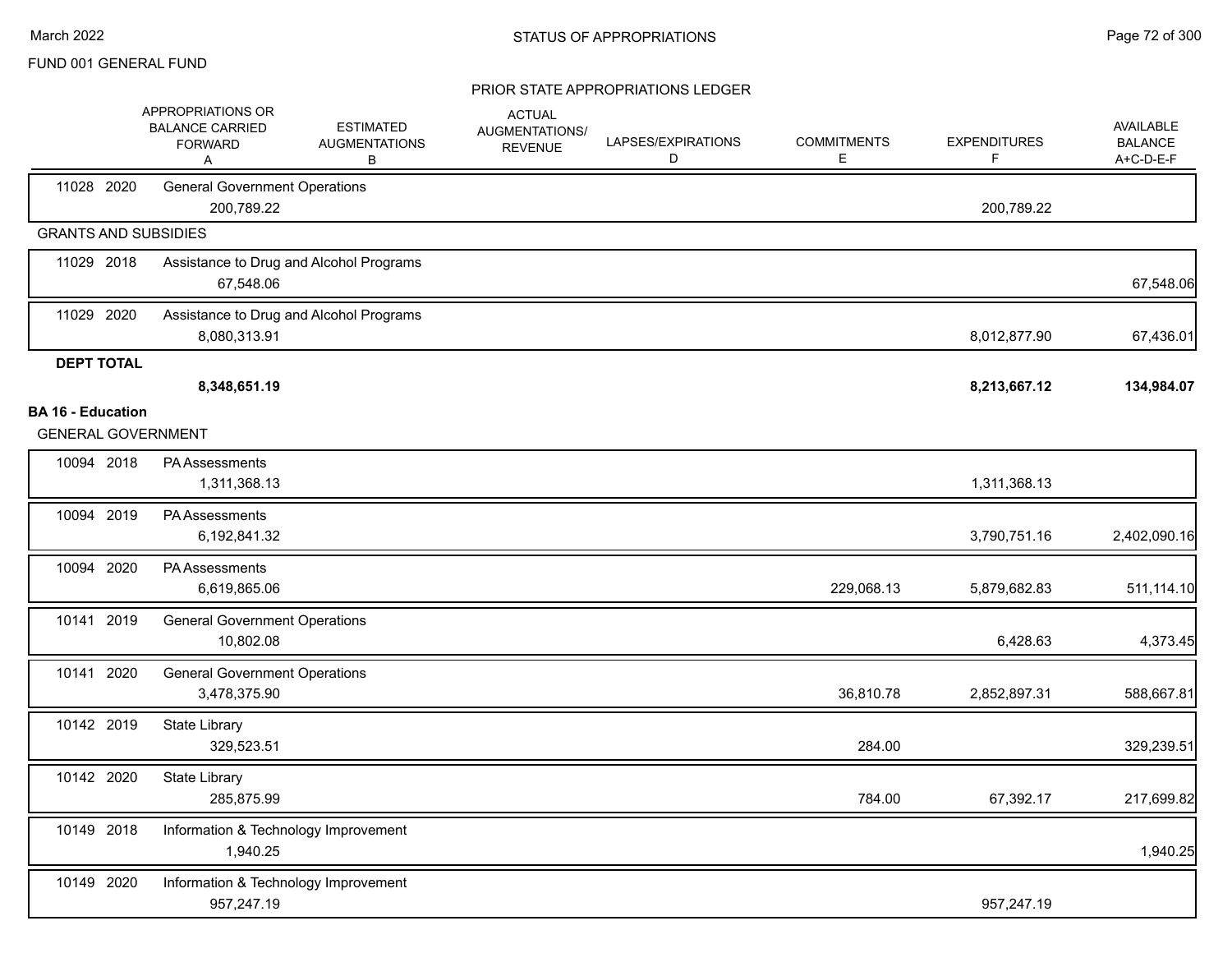FUND 001 GENERAL FUND

## PRIOR STATE APPROPRIATIONS LEDGER

| | | APPROPRIATIONS OR BALANCE CARRIED FORWARD A | ESTIMATED AUGMENTATIONS B | ACTUAL AUGMENTATIONS/ REVENUE | LAPSES/EXPIRATIONS D | COMMITMENTS E | EXPENDITURES F | AVAILABLE BALANCE A+C-D-E-F |
|---|---|---|---|---|---|---|---|---|
| 11028 | 2020 | General Government Operations | | | | | | |
| | | 200,789.22 | | | | | 200,789.22 | |
| **GRANTS AND SUBSIDIES** | | | | | | | | |
| 11029 | 2018 | Assistance to Drug and Alcohol Programs | | | | | | |
| | | 67,548.06 | | | | | | 67,548.06 |
| 11029 | 2020 | Assistance to Drug and Alcohol Programs | | | | | | |
| | | 8,080,313.91 | | | | | 8,012,877.90 | 67,436.01 |
| **DEPT TOTAL** | | | | | | | | |
| | | **8,348,651.19** | | | | | **8,213,667.12** | **134,984.07** |

### BA 16 - Education

GENERAL GOVERNMENT

| | | APPROPRIATIONS OR BALANCE CARRIED FORWARD A | ESTIMATED AUGMENTATIONS B | ACTUAL AUGMENTATIONS/ REVENUE | LAPSES/EXPIRATIONS D | COMMITMENTS E | EXPENDITURES F | AVAILABLE BALANCE A+C-D-E-F |
|---|---|---|---|---|---|---|---|---|
| 10094 | 2018 | PA Assessments | | | | | | |
| | | 1,311,368.13 | | | | | 1,311,368.13 | |
| 10094 | 2019 | PA Assessments | | | | | | |
| | | 6,192,841.32 | | | | | 3,790,751.16 | 2,402,090.16 |
| 10094 | 2020 | PA Assessments | | | | | | |
| | | 6,619,865.06 | | | | 229,068.13 | 5,879,682.83 | 511,114.10 |
| 10141 | 2019 | General Government Operations | | | | | | |
| | | 10,802.08 | | | | | 6,428.63 | 4,373.45 |
| 10141 | 2020 | General Government Operations | | | | | | |
| | | 3,478,375.90 | | | | 36,810.78 | 2,852,897.31 | 588,667.81 |
| 10142 | 2019 | State Library | | | | | | |
| | | 329,523.51 | | | | 284.00 | | 329,239.51 |
| 10142 | 2020 | State Library | | | | | | |
| | | 285,875.99 | | | | 784.00 | 67,392.17 | 217,699.82 |
| 10149 | 2018 | Information & Technology Improvement | | | | | | |
| | | 1,940.25 | | | | | | 1,940.25 |
| 10149 | 2020 | Information & Technology Improvement | | | | | | |
| | | 957,247.19 | | | | | 957,247.19 | |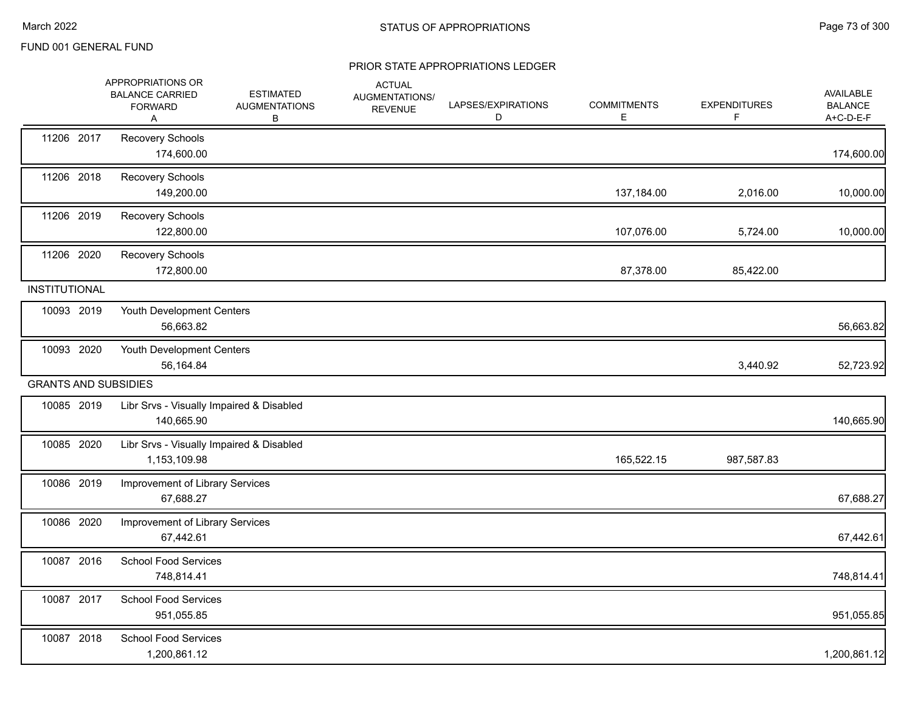FUND 001 GENERAL FUND

## PRIOR STATE APPROPRIATIONS LEDGER

| | APPROPRIATIONS OR BALANCE CARRIED FORWARD A | ESTIMATED AUGMENTATIONS B | ACTUAL AUGMENTATIONS/ REVENUE | LAPSES/EXPIRATIONS D | COMMITMENTS E | EXPENDITURES F | AVAILABLE BALANCE A+C-D-E-F |
|---|---|---|---|---|---|---|---|
| 11206 2017 Recovery Schools | 174,600.00 | | | | | | 174,600.00 |
| 11206 2018 Recovery Schools | 149,200.00 | | | | 137,184.00 | 2,016.00 | 10,000.00 |
| 11206 2019 Recovery Schools | 122,800.00 | | | | 107,076.00 | 5,724.00 | 10,000.00 |
| 11206 2020 Recovery Schools | 172,800.00 | | | | 87,378.00 | 85,422.00 | |
| **INSTITUTIONAL** | | | | | | | |
| 10093 2019 Youth Development Centers | 56,663.82 | | | | | | 56,663.82 |
| 10093 2020 Youth Development Centers | 56,164.84 | | | | | 3,440.92 | 52,723.92 |
| **GRANTS AND SUBSIDIES** | | | | | | | |
| 10085 2019 Libr Srvs - Visually Impaired & Disabled | 140,665.90 | | | | | | 140,665.90 |
| 10085 2020 Libr Srvs - Visually Impaired & Disabled | 1,153,109.98 | | | | 165,522.15 | 987,587.83 | |
| 10086 2019 Improvement of Library Services | 67,688.27 | | | | | | 67,688.27 |
| 10086 2020 Improvement of Library Services | 67,442.61 | | | | | | 67,442.61 |
| 10087 2016 School Food Services | 748,814.41 | | | | | | 748,814.41 |
| 10087 2017 School Food Services | 951,055.85 | | | | | | 951,055.85 |
| 10087 2018 School Food Services | 1,200,861.12 | | | | | | 1,200,861.12 |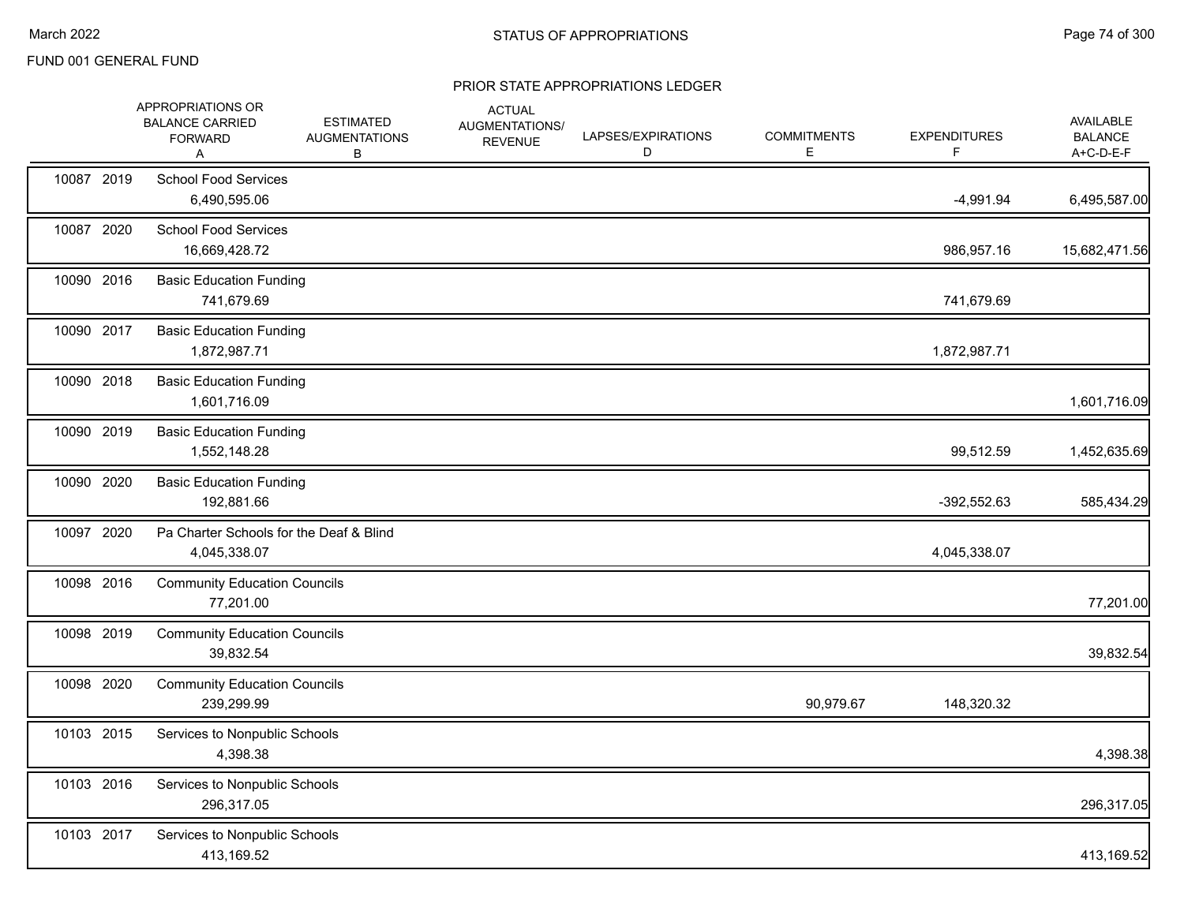FUND 001 GENERAL FUND

# STATUS OF APPROPRIATIONS

## PRIOR STATE APPROPRIATIONS LEDGER

| | | APPROPRIATIONS OR BALANCE CARRIED FORWARD A | ESTIMATED AUGMENTATIONS B | ACTUAL AUGMENTATIONS/ REVENUE | LAPSES/EXPIRATIONS D | COMMITMENTS E | EXPENDITURES F | AVAILABLE BALANCE A+C-D-E-F |
|---|---|---|---|---|---|---|---|---|
| 10087 | 2019 | School Food Services | | | | | | |
| | | 6,490,595.06 | | | | | -4,991.94 | 6,495,587.00 |
| 10087 | 2020 | School Food Services | | | | | | |
| | | 16,669,428.72 | | | | | 986,957.16 | 15,682,471.56 |
| 10090 | 2016 | Basic Education Funding | | | | | | |
| | | 741,679.69 | | | | | 741,679.69 | |
| 10090 | 2017 | Basic Education Funding | | | | | | |
| | | 1,872,987.71 | | | | | 1,872,987.71 | |
| 10090 | 2018 | Basic Education Funding | | | | | | |
| | | 1,601,716.09 | | | | | | 1,601,716.09 |
| 10090 | 2019 | Basic Education Funding | | | | | | |
| | | 1,552,148.28 | | | | | 99,512.59 | 1,452,635.69 |
| 10090 | 2020 | Basic Education Funding | | | | | | |
| | | 192,881.66 | | | | | -392,552.63 | 585,434.29 |
| 10097 | 2020 | Pa Charter Schools for the Deaf & Blind | | | | | | |
| | | 4,045,338.07 | | | | | 4,045,338.07 | |
| 10098 | 2016 | Community Education Councils | | | | | | |
| | | 77,201.00 | | | | | | 77,201.00 |
| 10098 | 2019 | Community Education Councils | | | | | | |
| | | 39,832.54 | | | | | | 39,832.54 |
| 10098 | 2020 | Community Education Councils | | | | | | |
| | | 239,299.99 | | | | 90,979.67 | 148,320.32 | |
| 10103 | 2015 | Services to Nonpublic Schools | | | | | | |
| | | 4,398.38 | | | | | | 4,398.38 |
| 10103 | 2016 | Services to Nonpublic Schools | | | | | | |
| | | 296,317.05 | | | | | | 296,317.05 |
| 10103 | 2017 | Services to Nonpublic Schools | | | | | | |
| | | 413,169.52 | | | | | | 413,169.52 |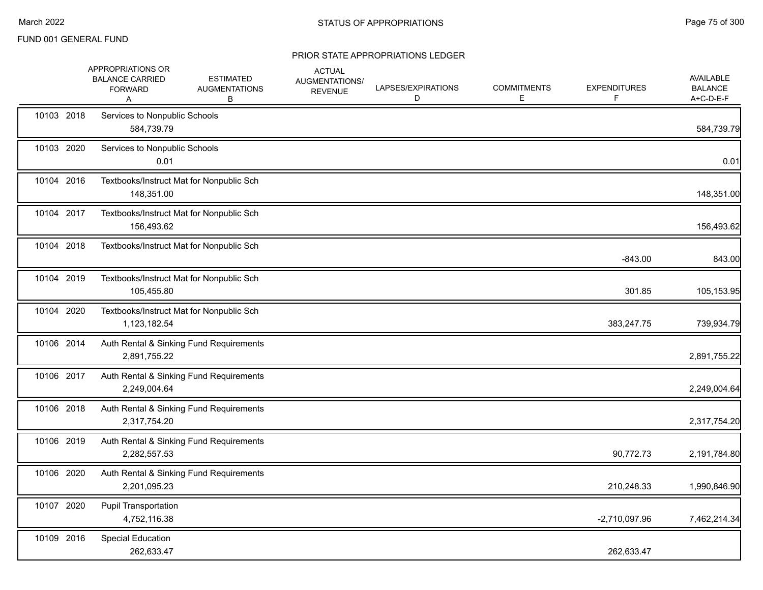FUND 001 GENERAL FUND

## STATUS OF APPROPRIATIONS

### PRIOR STATE APPROPRIATIONS LEDGER

| | | APPROPRIATIONS OR BALANCE CARRIED FORWARD A | ESTIMATED AUGMENTATIONS B | ACTUAL AUGMENTATIONS/ REVENUE | LAPSES/EXPIRATIONS D | COMMITMENTS E | EXPENDITURES F | AVAILABLE BALANCE A+C-D-E-F |
|---|---|---|---|---|---|---|---|---|
| 10103 2018 | Services to Nonpublic Schools | 584,739.79 | | | | | | 584,739.79 |
| 10103 2020 | Services to Nonpublic Schools | 0.01 | | | | | | 0.01 |
| 10104 2016 | Textbooks/Instruct Mat for Nonpublic Sch | 148,351.00 | | | | | | 148,351.00 |
| 10104 2017 | Textbooks/Instruct Mat for Nonpublic Sch | 156,493.62 | | | | | | 156,493.62 |
| 10104 2018 | Textbooks/Instruct Mat for Nonpublic Sch | | | | | | -843.00 | 843.00 |
| 10104 2019 | Textbooks/Instruct Mat for Nonpublic Sch | 105,455.80 | | | | | 301.85 | 105,153.95 |
| 10104 2020 | Textbooks/Instruct Mat for Nonpublic Sch | 1,123,182.54 | | | | | 383,247.75 | 739,934.79 |
| 10106 2014 | Auth Rental & Sinking Fund Requirements | 2,891,755.22 | | | | | | 2,891,755.22 |
| 10106 2017 | Auth Rental & Sinking Fund Requirements | 2,249,004.64 | | | | | | 2,249,004.64 |
| 10106 2018 | Auth Rental & Sinking Fund Requirements | 2,317,754.20 | | | | | | 2,317,754.20 |
| 10106 2019 | Auth Rental & Sinking Fund Requirements | 2,282,557.53 | | | | | 90,772.73 | 2,191,784.80 |
| 10106 2020 | Auth Rental & Sinking Fund Requirements | 2,201,095.23 | | | | | 210,248.33 | 1,990,846.90 |
| 10107 2020 | Pupil Transportation | 4,752,116.38 | | | | | -2,710,097.96 | 7,462,214.34 |
| 10109 2016 | Special Education | 262,633.47 | | | | | 262,633.47 | |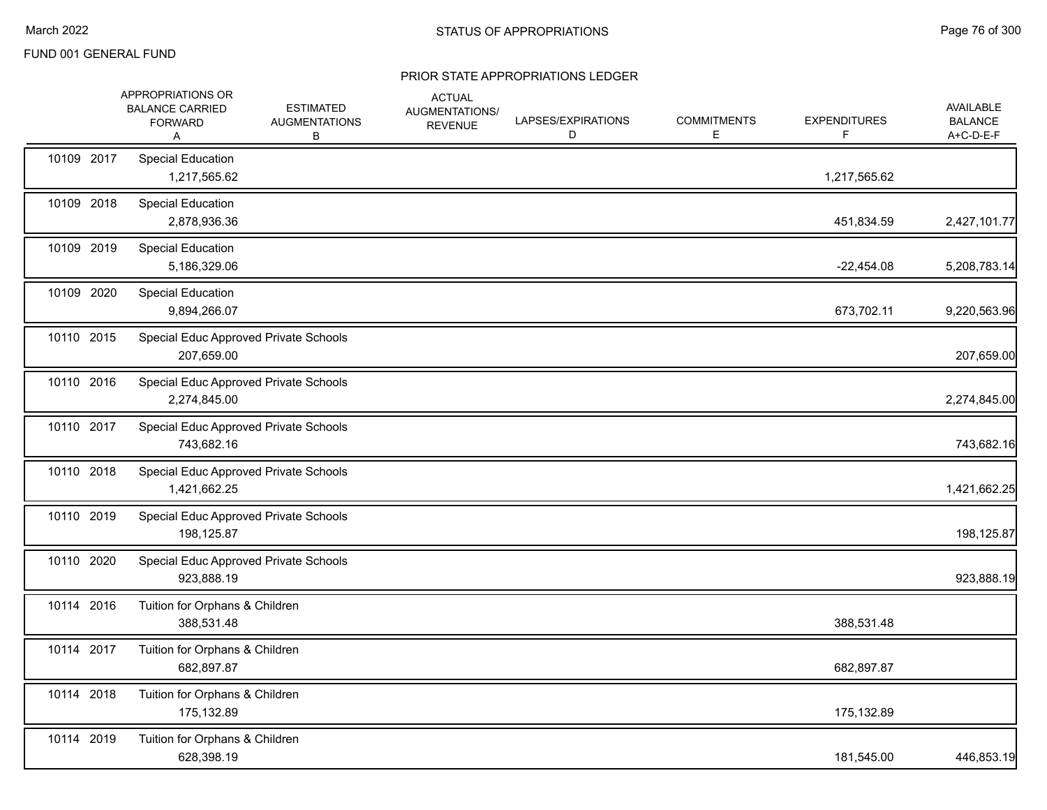FUND 001 GENERAL FUND

## STATUS OF APPROPRIATIONS

### PRIOR STATE APPROPRIATIONS LEDGER

| | APPROPRIATIONS OR BALANCE CARRIED FORWARD A | ESTIMATED AUGMENTATIONS B | ACTUAL AUGMENTATIONS/ REVENUE | LAPSES/EXPIRATIONS D | COMMITMENTS E | EXPENDITURES F | AVAILABLE BALANCE A+C-D-E-F |
|---|---|---|---|---|---|---|---|
| 10109 2017 | Special Education | | | | | | |
| | 1,217,565.62 | | | | | 1,217,565.62 | |
| 10109 2018 | Special Education | | | | | | |
| | 2,878,936.36 | | | | | 451,834.59 | 2,427,101.77 |
| 10109 2019 | Special Education | | | | | | |
| | 5,186,329.06 | | | | | -22,454.08 | 5,208,783.14 |
| 10109 2020 | Special Education | | | | | | |
| | 9,894,266.07 | | | | | 673,702.11 | 9,220,563.96 |
| 10110 2015 | Special Educ Approved Private Schools | | | | | | |
| | 207,659.00 | | | | | | 207,659.00 |
| 10110 2016 | Special Educ Approved Private Schools | | | | | | |
| | 2,274,845.00 | | | | | | 2,274,845.00 |
| 10110 2017 | Special Educ Approved Private Schools | | | | | | |
| | 743,682.16 | | | | | | 743,682.16 |
| 10110 2018 | Special Educ Approved Private Schools | | | | | | |
| | 1,421,662.25 | | | | | | 1,421,662.25 |
| 10110 2019 | Special Educ Approved Private Schools | | | | | | |
| | 198,125.87 | | | | | | 198,125.87 |
| 10110 2020 | Special Educ Approved Private Schools | | | | | | |
| | 923,888.19 | | | | | | 923,888.19 |
| 10114 2016 | Tuition for Orphans & Children | | | | | | |
| | 388,531.48 | | | | | 388,531.48 | |
| 10114 2017 | Tuition for Orphans & Children | | | | | | |
| | 682,897.87 | | | | | 682,897.87 | |
| 10114 2018 | Tuition for Orphans & Children | | | | | | |
| | 175,132.89 | | | | | 175,132.89 | |
| 10114 2019 | Tuition for Orphans & Children | | | | | | |
| | 628,398.19 | | | | | 181,545.00 | 446,853.19 |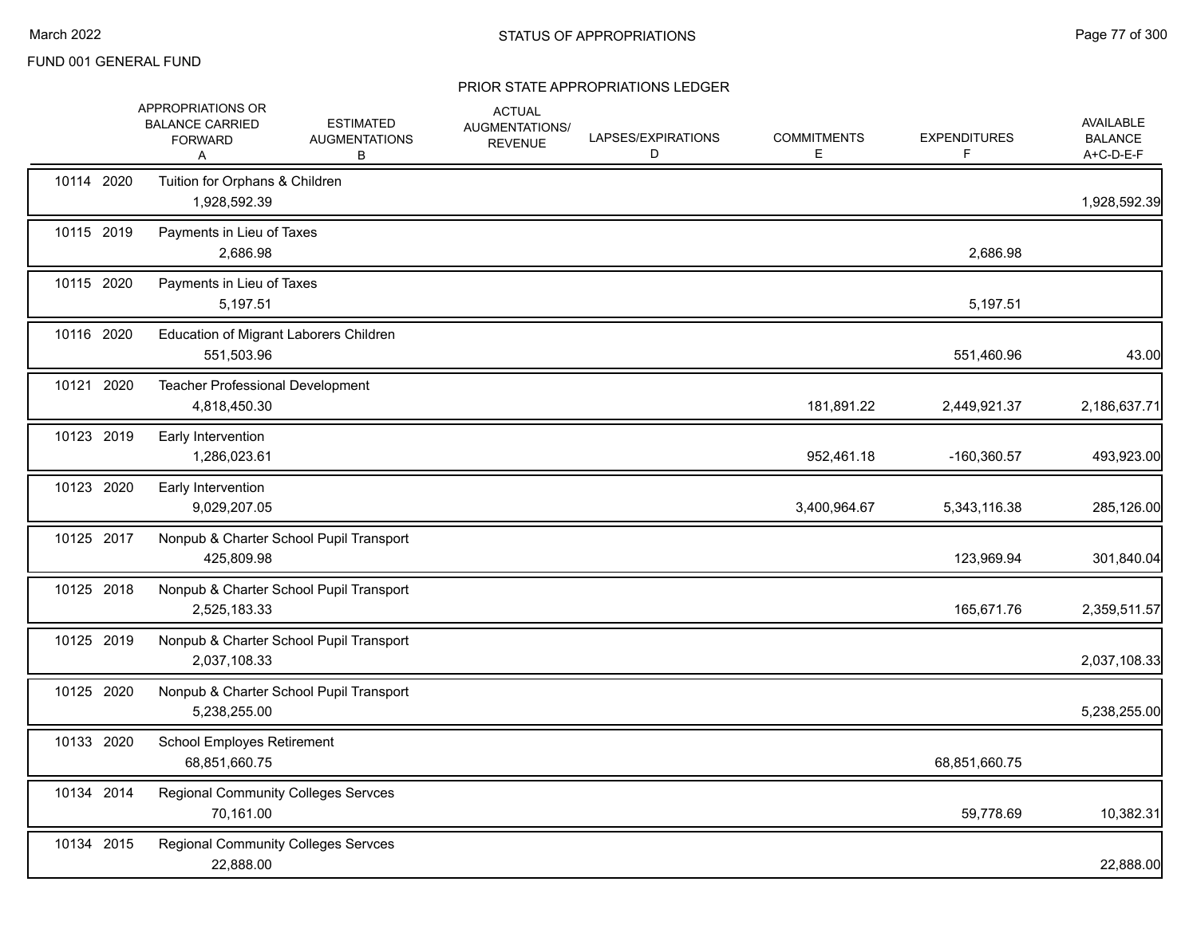FUND 001 GENERAL FUND

## STATUS OF APPROPRIATIONS

### PRIOR STATE APPROPRIATIONS LEDGER

| Appr | Year | Description | APPROPRIATIONS OR BALANCE CARRIED FORWARD A | ESTIMATED AUGMENTATIONS B | ACTUAL AUGMENTATIONS/ REVENUE | LAPSES/EXPIRATIONS D | COMMITMENTS E | EXPENDITURES F | AVAILABLE BALANCE A+C-D-E-F |
|---|---|---|---|---|---|---|---|---|---|
| 10114 | 2020 | Tuition for Orphans & Children | 1,928,592.39 | | | | | | 1,928,592.39 |
| 10115 | 2019 | Payments in Lieu of Taxes | 2,686.98 | | | | | 2,686.98 | |
| 10115 | 2020 | Payments in Lieu of Taxes | 5,197.51 | | | | | 5,197.51 | |
| 10116 | 2020 | Education of Migrant Laborers Children | 551,503.96 | | | | | 551,460.96 | 43.00 |
| 10121 | 2020 | Teacher Professional Development | 4,818,450.30 | | | | 181,891.22 | 2,449,921.37 | 2,186,637.71 |
| 10123 | 2019 | Early Intervention | 1,286,023.61 | | | | 952,461.18 | -160,360.57 | 493,923.00 |
| 10123 | 2020 | Early Intervention | 9,029,207.05 | | | | 3,400,964.67 | 5,343,116.38 | 285,126.00 |
| 10125 | 2017 | Nonpub & Charter School Pupil Transport | 425,809.98 | | | | | 123,969.94 | 301,840.04 |
| 10125 | 2018 | Nonpub & Charter School Pupil Transport | 2,525,183.33 | | | | | 165,671.76 | 2,359,511.57 |
| 10125 | 2019 | Nonpub & Charter School Pupil Transport | 2,037,108.33 | | | | | | 2,037,108.33 |
| 10125 | 2020 | Nonpub & Charter School Pupil Transport | 5,238,255.00 | | | | | | 5,238,255.00 |
| 10133 | 2020 | School Employes Retirement | 68,851,660.75 | | | | | 68,851,660.75 | |
| 10134 | 2014 | Regional Community Colleges Servces | 70,161.00 | | | | | 59,778.69 | 10,382.31 |
| 10134 | 2015 | Regional Community Colleges Servces | 22,888.00 | | | | | | 22,888.00 |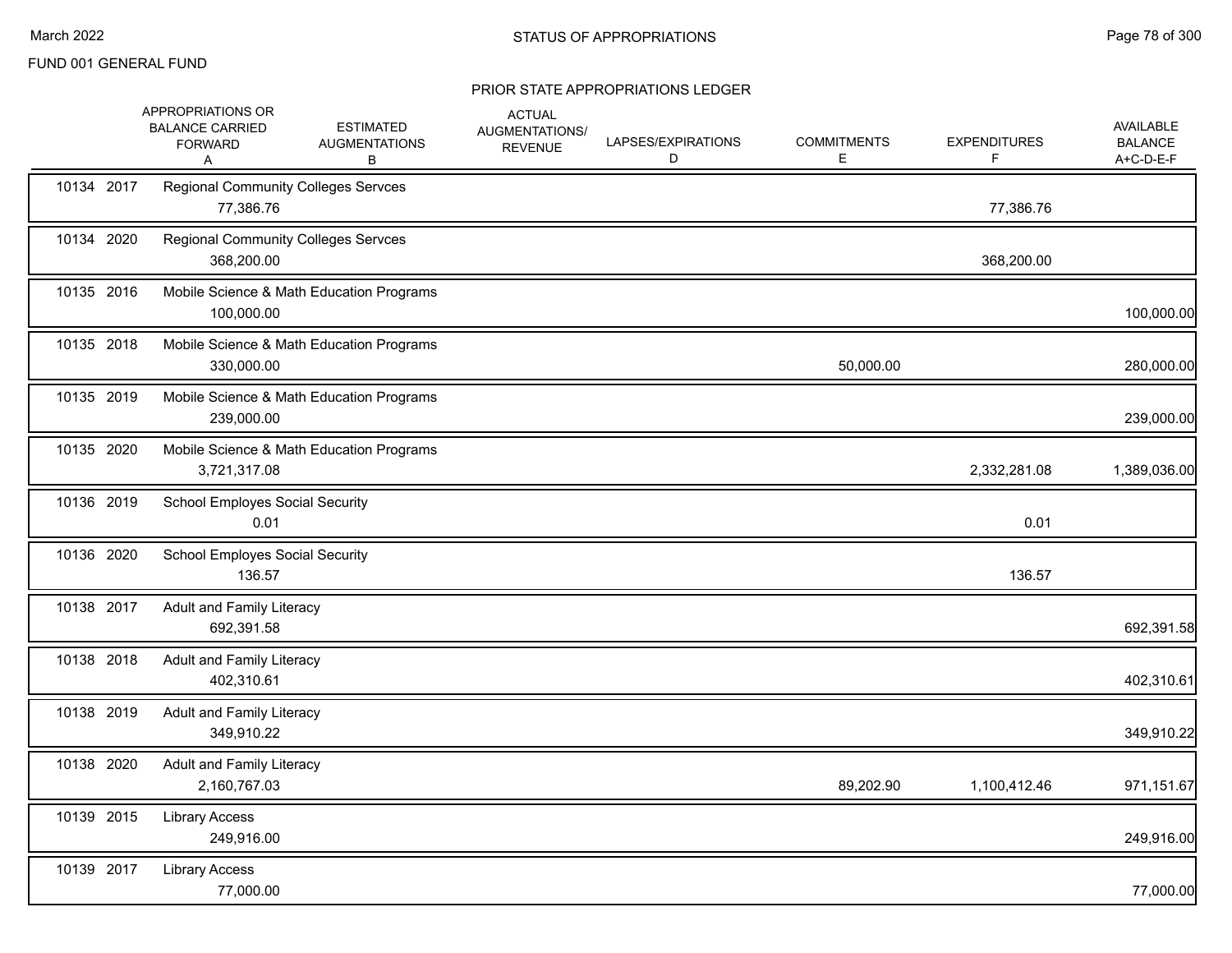# STATUS OF APPROPRIATIONS

FUND 001 GENERAL FUND

## PRIOR STATE APPROPRIATIONS LEDGER

| | APPROPRIATIONS OR BALANCE CARRIED FORWARD A | ESTIMATED AUGMENTATIONS B | ACTUAL AUGMENTATIONS/ REVENUE | LAPSES/EXPIRATIONS D | COMMITMENTS E | EXPENDITURES F | AVAILABLE BALANCE A+C-D-E-F |
|---|---|---|---|---|---|---|---|
| 10134 2017 Regional Community Colleges Servces | 77,386.76 | | | | | 77,386.76 | |
| 10134 2020 Regional Community Colleges Servces | 368,200.00 | | | | | 368,200.00 | |
| 10135 2016 Mobile Science & Math Education Programs | 100,000.00 | | | | | | 100,000.00 |
| 10135 2018 Mobile Science & Math Education Programs | 330,000.00 | | | | 50,000.00 | | 280,000.00 |
| 10135 2019 Mobile Science & Math Education Programs | 239,000.00 | | | | | | 239,000.00 |
| 10135 2020 Mobile Science & Math Education Programs | 3,721,317.08 | | | | | 2,332,281.08 | 1,389,036.00 |
| 10136 2019 School Employes Social Security | 0.01 | | | | | 0.01 | |
| 10136 2020 School Employes Social Security | 136.57 | | | | | 136.57 | |
| 10138 2017 Adult and Family Literacy | 692,391.58 | | | | | | 692,391.58 |
| 10138 2018 Adult and Family Literacy | 402,310.61 | | | | | | 402,310.61 |
| 10138 2019 Adult and Family Literacy | 349,910.22 | | | | | | 349,910.22 |
| 10138 2020 Adult and Family Literacy | 2,160,767.03 | | | | 89,202.90 | 1,100,412.46 | 971,151.67 |
| 10139 2015 Library Access | 249,916.00 | | | | | | 249,916.00 |
| 10139 2017 Library Access | 77,000.00 | | | | | | 77,000.00 |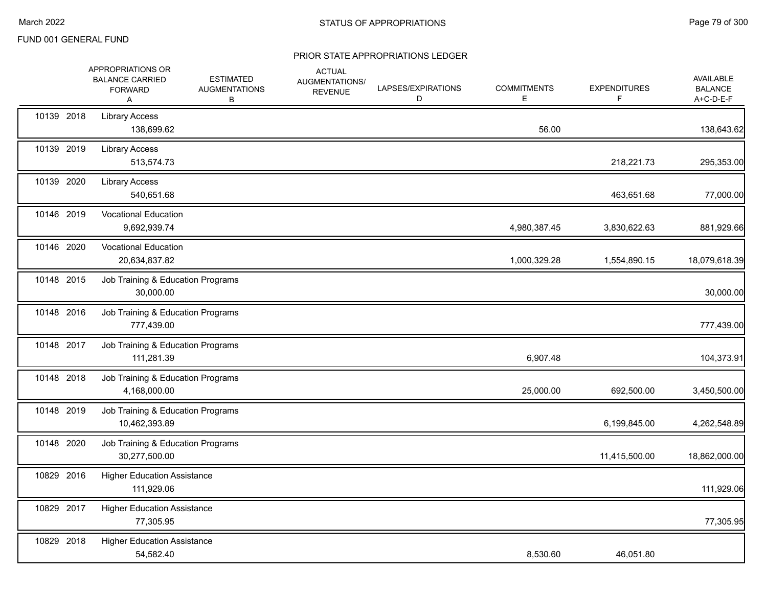FUND 001 GENERAL FUND

## STATUS OF APPROPRIATIONS

### PRIOR STATE APPROPRIATIONS LEDGER

| | APPROPRIATIONS OR BALANCE CARRIED FORWARD A | ESTIMATED AUGMENTATIONS B | ACTUAL AUGMENTATIONS/ REVENUE | LAPSES/EXPIRATIONS D | COMMITMENTS E | EXPENDITURES F | AVAILABLE BALANCE A+C-D-E-F |
|---|---|---|---|---|---|---|---|
| 10139 2018 | Library Access | | | | | | |
| | 138,699.62 | | | | 56.00 | | 138,643.62 |
| 10139 2019 | Library Access | | | | | | |
| | 513,574.73 | | | | | 218,221.73 | 295,353.00 |
| 10139 2020 | Library Access | | | | | | |
| | 540,651.68 | | | | | 463,651.68 | 77,000.00 |
| 10146 2019 | Vocational Education | | | | | | |
| | 9,692,939.74 | | | | 4,980,387.45 | 3,830,622.63 | 881,929.66 |
| 10146 2020 | Vocational Education | | | | | | |
| | 20,634,837.82 | | | | 1,000,329.28 | 1,554,890.15 | 18,079,618.39 |
| 10148 2015 | Job Training & Education Programs | | | | | | |
| | 30,000.00 | | | | | | 30,000.00 |
| 10148 2016 | Job Training & Education Programs | | | | | | |
| | 777,439.00 | | | | | | 777,439.00 |
| 10148 2017 | Job Training & Education Programs | | | | | | |
| | 111,281.39 | | | | 6,907.48 | | 104,373.91 |
| 10148 2018 | Job Training & Education Programs | | | | | | |
| | 4,168,000.00 | | | | 25,000.00 | 692,500.00 | 3,450,500.00 |
| 10148 2019 | Job Training & Education Programs | | | | | | |
| | 10,462,393.89 | | | | | 6,199,845.00 | 4,262,548.89 |
| 10148 2020 | Job Training & Education Programs | | | | | | |
| | 30,277,500.00 | | | | | 11,415,500.00 | 18,862,000.00 |
| 10829 2016 | Higher Education Assistance | | | | | | |
| | 111,929.06 | | | | | | 111,929.06 |
| 10829 2017 | Higher Education Assistance | | | | | | |
| | 77,305.95 | | | | | | 77,305.95 |
| 10829 2018 | Higher Education Assistance | | | | | | |
| | 54,582.40 | | | | 8,530.60 | 46,051.80 | |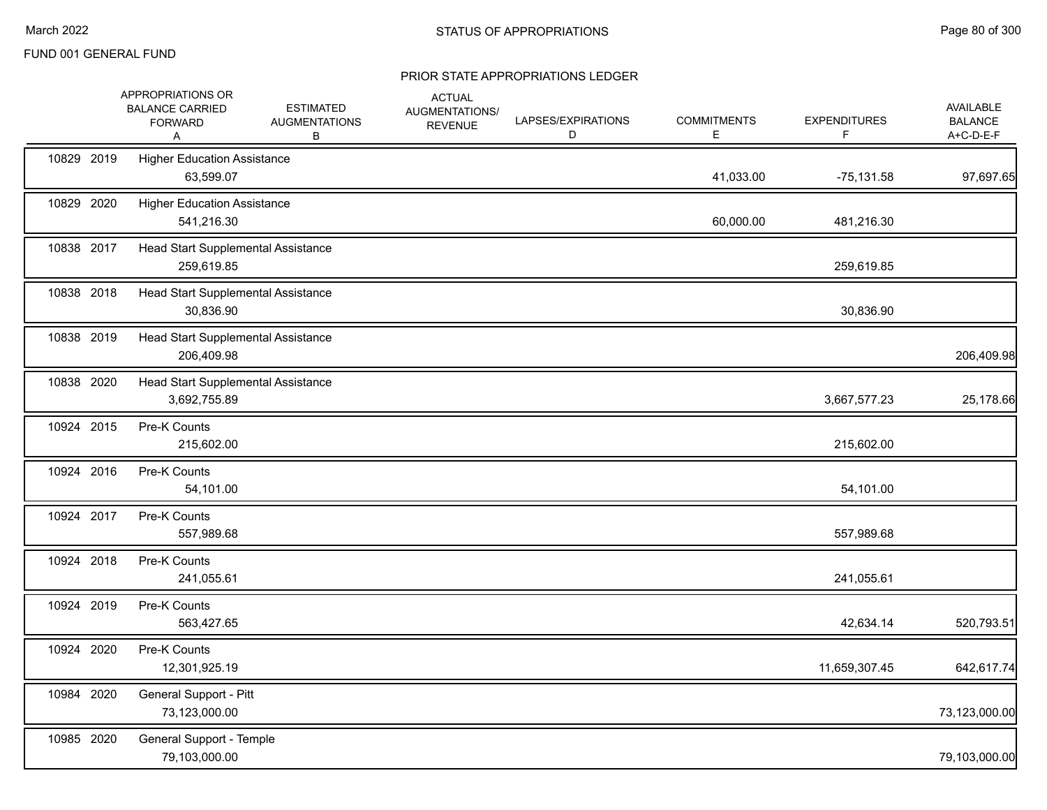FUND 001 GENERAL FUND

## STATUS OF APPROPRIATIONS

### PRIOR STATE APPROPRIATIONS LEDGER

| | | APPROPRIATIONS OR BALANCE CARRIED FORWARD A | ESTIMATED AUGMENTATIONS B | ACTUAL AUGMENTATIONS/ REVENUE | LAPSES/EXPIRATIONS D | COMMITMENTS E | EXPENDITURES F | AVAILABLE BALANCE A+C-D-E-F |
|---|---|---|---|---|---|---|---|---|
| 10829 | 2019 | Higher Education Assistance | | | | | | |
| | | 63,599.07 | | | | 41,033.00 | -75,131.58 | 97,697.65 |
| 10829 | 2020 | Higher Education Assistance | | | | | | |
| | | 541,216.30 | | | | 60,000.00 | 481,216.30 | |
| 10838 | 2017 | Head Start Supplemental Assistance | | | | | | |
| | | 259,619.85 | | | | | 259,619.85 | |
| 10838 | 2018 | Head Start Supplemental Assistance | | | | | | |
| | | 30,836.90 | | | | | 30,836.90 | |
| 10838 | 2019 | Head Start Supplemental Assistance | | | | | | |
| | | 206,409.98 | | | | | | 206,409.98 |
| 10838 | 2020 | Head Start Supplemental Assistance | | | | | | |
| | | 3,692,755.89 | | | | | 3,667,577.23 | 25,178.66 |
| 10924 | 2015 | Pre-K Counts | | | | | | |
| | | 215,602.00 | | | | | 215,602.00 | |
| 10924 | 2016 | Pre-K Counts | | | | | | |
| | | 54,101.00 | | | | | 54,101.00 | |
| 10924 | 2017 | Pre-K Counts | | | | | | |
| | | 557,989.68 | | | | | 557,989.68 | |
| 10924 | 2018 | Pre-K Counts | | | | | | |
| | | 241,055.61 | | | | | 241,055.61 | |
| 10924 | 2019 | Pre-K Counts | | | | | | |
| | | 563,427.65 | | | | | 42,634.14 | 520,793.51 |
| 10924 | 2020 | Pre-K Counts | | | | | | |
| | | 12,301,925.19 | | | | | 11,659,307.45 | 642,617.74 |
| 10984 | 2020 | General Support - Pitt | | | | | | |
| | | 73,123,000.00 | | | | | | 73,123,000.00 |
| 10985 | 2020 | General Support - Temple | | | | | | |
| | | 79,103,000.00 | | | | | | 79,103,000.00 |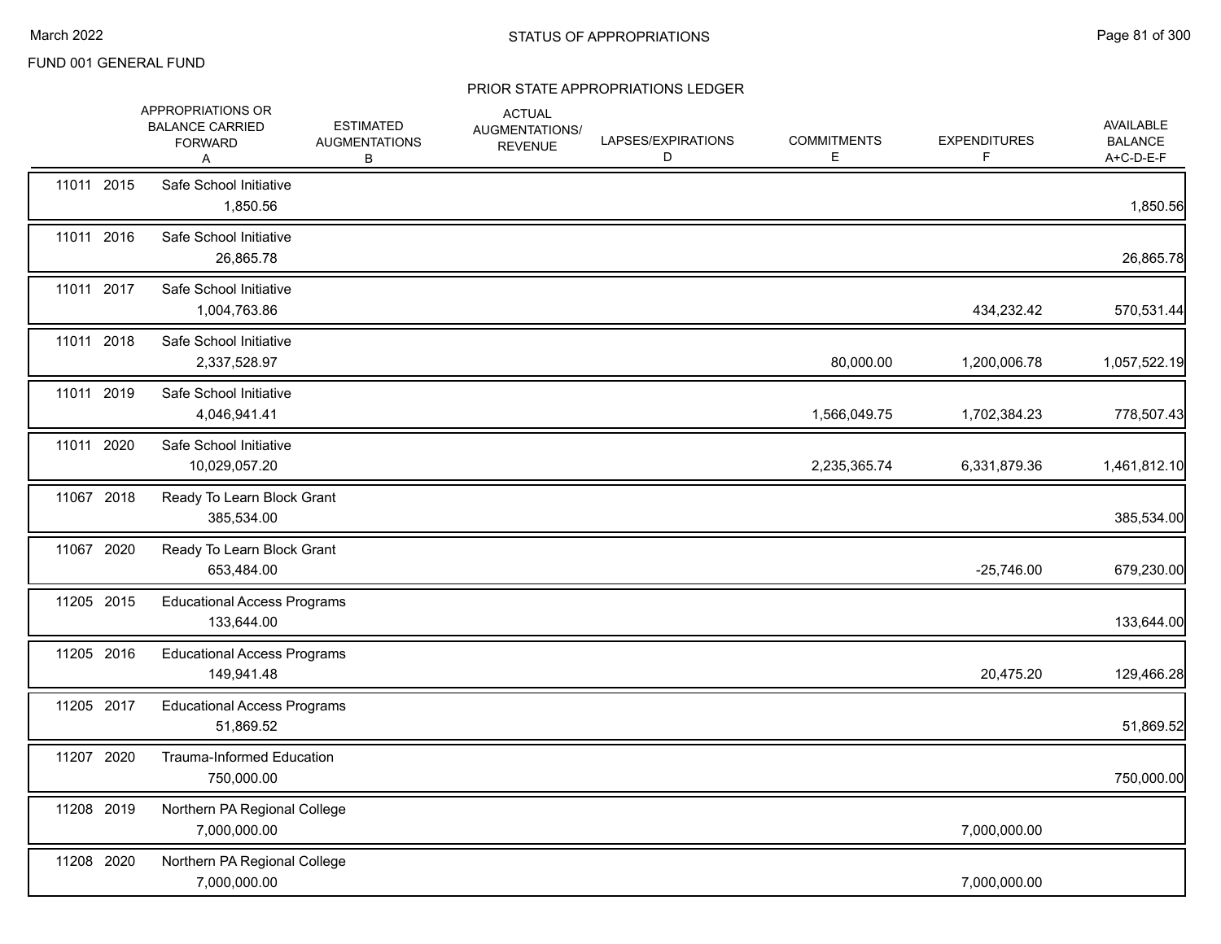FUND 001 GENERAL FUND

## STATUS OF APPROPRIATIONS

### PRIOR STATE APPROPRIATIONS LEDGER

| | | APPROPRIATIONS OR BALANCE CARRIED FORWARD A | ESTIMATED AUGMENTATIONS B | ACTUAL AUGMENTATIONS/ REVENUE | LAPSES/EXPIRATIONS D | COMMITMENTS E | EXPENDITURES F | AVAILABLE BALANCE A+C-D-E-F |
|---|---|---|---|---|---|---|---|---|
| 11011 | 2015 | Safe School Initiative | | | | | | |
| | | 1,850.56 | | | | | | 1,850.56 |
| 11011 | 2016 | Safe School Initiative | | | | | | |
| | | 26,865.78 | | | | | | 26,865.78 |
| 11011 | 2017 | Safe School Initiative | | | | | | |
| | | 1,004,763.86 | | | | | 434,232.42 | 570,531.44 |
| 11011 | 2018 | Safe School Initiative | | | | | | |
| | | 2,337,528.97 | | | | 80,000.00 | 1,200,006.78 | 1,057,522.19 |
| 11011 | 2019 | Safe School Initiative | | | | | | |
| | | 4,046,941.41 | | | | 1,566,049.75 | 1,702,384.23 | 778,507.43 |
| 11011 | 2020 | Safe School Initiative | | | | | | |
| | | 10,029,057.20 | | | | 2,235,365.74 | 6,331,879.36 | 1,461,812.10 |
| 11067 | 2018 | Ready To Learn Block Grant | | | | | | |
| | | 385,534.00 | | | | | | 385,534.00 |
| 11067 | 2020 | Ready To Learn Block Grant | | | | | | |
| | | 653,484.00 | | | | | -25,746.00 | 679,230.00 |
| 11205 | 2015 | Educational Access Programs | | | | | | |
| | | 133,644.00 | | | | | | 133,644.00 |
| 11205 | 2016 | Educational Access Programs | | | | | | |
| | | 149,941.48 | | | | | 20,475.20 | 129,466.28 |
| 11205 | 2017 | Educational Access Programs | | | | | | |
| | | 51,869.52 | | | | | | 51,869.52 |
| 11207 | 2020 | Trauma-Informed Education | | | | | | |
| | | 750,000.00 | | | | | | 750,000.00 |
| 11208 | 2019 | Northern PA Regional College | | | | | | |
| | | 7,000,000.00 | | | | | 7,000,000.00 | |
| 11208 | 2020 | Northern PA Regional College | | | | | | |
| | | 7,000,000.00 | | | | | 7,000,000.00 | |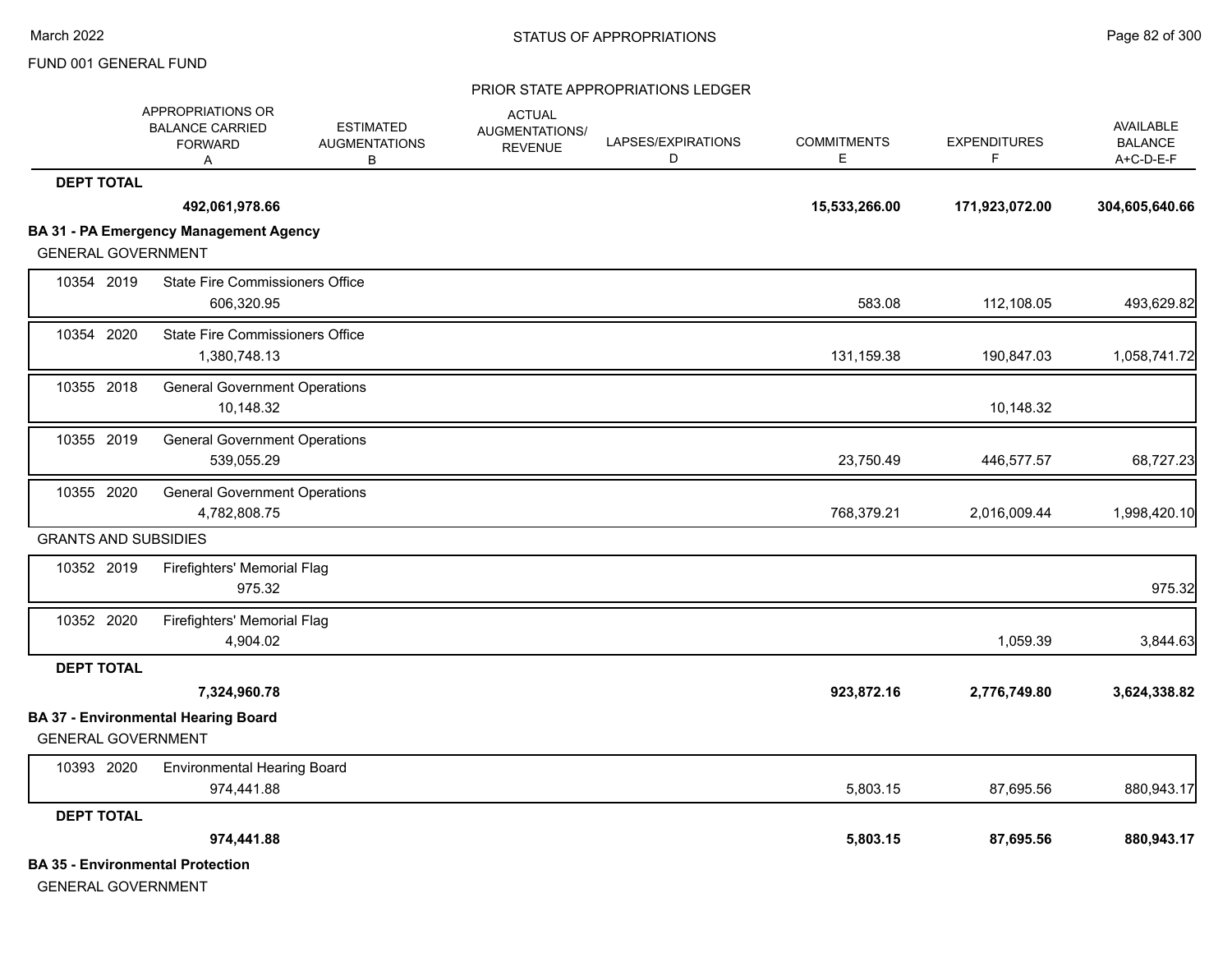FUND 001 GENERAL FUND

STATUS OF APPROPRIATIONS

PRIOR STATE APPROPRIATIONS LEDGER

| | APPROPRIATIONS OR BALANCE CARRIED FORWARD A | ESTIMATED AUGMENTATIONS B | ACTUAL AUGMENTATIONS/ REVENUE | LAPSES/EXPIRATIONS D | COMMITMENTS E | EXPENDITURES F | AVAILABLE BALANCE A+C-D-E-F |
|---|---|---|---|---|---|---|---|
| **DEPT TOTAL** | **492,061,978.66** | | | | **15,533,266.00** | **171,923,072.00** | **304,605,640.66** |
| **BA 31 - PA Emergency Management Agency** | | | | | | | |
| GENERAL GOVERNMENT | | | | | | | |
| 10354 2019 State Fire Commissioners Office | 606,320.95 | | | | 583.08 | 112,108.05 | 493,629.82 |
| 10354 2020 State Fire Commissioners Office | 1,380,748.13 | | | | 131,159.38 | 190,847.03 | 1,058,741.72 |
| 10355 2018 General Government Operations | 10,148.32 | | | | | 10,148.32 | |
| 10355 2019 General Government Operations | 539,055.29 | | | | 23,750.49 | 446,577.57 | 68,727.23 |
| 10355 2020 General Government Operations | 4,782,808.75 | | | | 768,379.21 | 2,016,009.44 | 1,998,420.10 |
| GRANTS AND SUBSIDIES | | | | | | | |
| 10352 2019 Firefighters' Memorial Flag | 975.32 | | | | | | 975.32 |
| 10352 2020 Firefighters' Memorial Flag | 4,904.02 | | | | | 1,059.39 | 3,844.63 |
| **DEPT TOTAL** | **7,324,960.78** | | | | **923,872.16** | **2,776,749.80** | **3,624,338.82** |
| **BA 37 - Environmental Hearing Board** | | | | | | | |
| GENERAL GOVERNMENT | | | | | | | |
| 10393 2020 Environmental Hearing Board | 974,441.88 | | | | 5,803.15 | 87,695.56 | 880,943.17 |
| **DEPT TOTAL** | **974,441.88** | | | | **5,803.15** | **87,695.56** | **880,943.17** |
| **BA 35 - Environmental Protection** | | | | | | | |
| GENERAL GOVERNMENT | | | | | | | |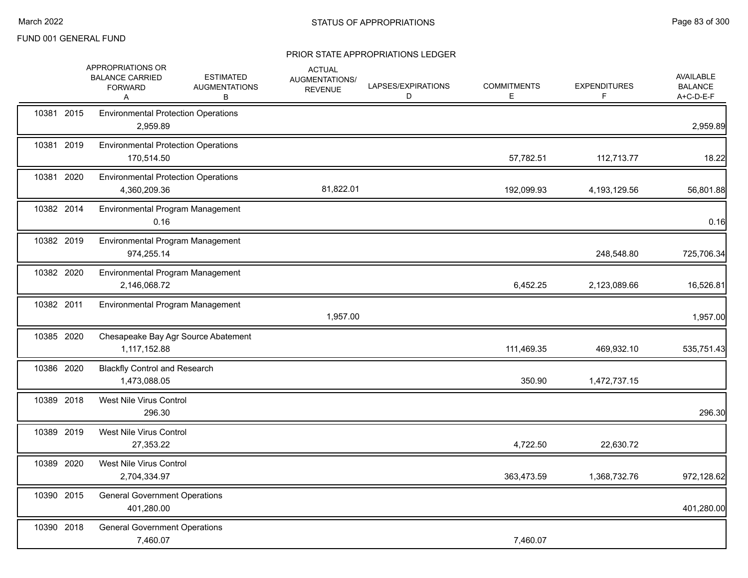FUND 001 GENERAL FUND

## STATUS OF APPROPRIATIONS

### PRIOR STATE APPROPRIATIONS LEDGER

| | | APPROPRIATIONS OR BALANCE CARRIED FORWARD A | ESTIMATED AUGMENTATIONS B | ACTUAL AUGMENTATIONS/ REVENUE | LAPSES/EXPIRATIONS D | COMMITMENTS E | EXPENDITURES F | AVAILABLE BALANCE A+C-D-E-F |
|---|---|---|---|---|---|---|---|---|
| 10381 | 2015 | Environmental Protection Operations | | | | | | |
| | | 2,959.89 | | | | | | 2,959.89 |
| 10381 | 2019 | Environmental Protection Operations | | | | | | |
| | | 170,514.50 | | | | 57,782.51 | 112,713.77 | 18.22 |
| 10381 | 2020 | Environmental Protection Operations | | | | | | |
| | | 4,360,209.36 | | 81,822.01 | | 192,099.93 | 4,193,129.56 | 56,801.88 |
| 10382 | 2014 | Environmental Program Management | | | | | | |
| | | 0.16 | | | | | | 0.16 |
| 10382 | 2019 | Environmental Program Management | | | | | | |
| | | 974,255.14 | | | | | 248,548.80 | 725,706.34 |
| 10382 | 2020 | Environmental Program Management | | | | | | |
| | | 2,146,068.72 | | | | 6,452.25 | 2,123,089.66 | 16,526.81 |
| 10382 | 2011 | Environmental Program Management | | | | | | |
| | | | | 1,957.00 | | | | 1,957.00 |
| 10385 | 2020 | Chesapeake Bay Agr Source Abatement | | | | | | |
| | | 1,117,152.88 | | | | 111,469.35 | 469,932.10 | 535,751.43 |
| 10386 | 2020 | Blackfly Control and Research | | | | | | |
| | | 1,473,088.05 | | | | 350.90 | 1,472,737.15 | |
| 10389 | 2018 | West Nile Virus Control | | | | | | |
| | | 296.30 | | | | | | 296.30 |
| 10389 | 2019 | West Nile Virus Control | | | | | | |
| | | 27,353.22 | | | | 4,722.50 | 22,630.72 | |
| 10389 | 2020 | West Nile Virus Control | | | | | | |
| | | 2,704,334.97 | | | | 363,473.59 | 1,368,732.76 | 972,128.62 |
| 10390 | 2015 | General Government Operations | | | | | | |
| | | 401,280.00 | | | | | | 401,280.00 |
| 10390 | 2018 | General Government Operations | | | | | | |
| | | 7,460.07 | | | | 7,460.07 | | |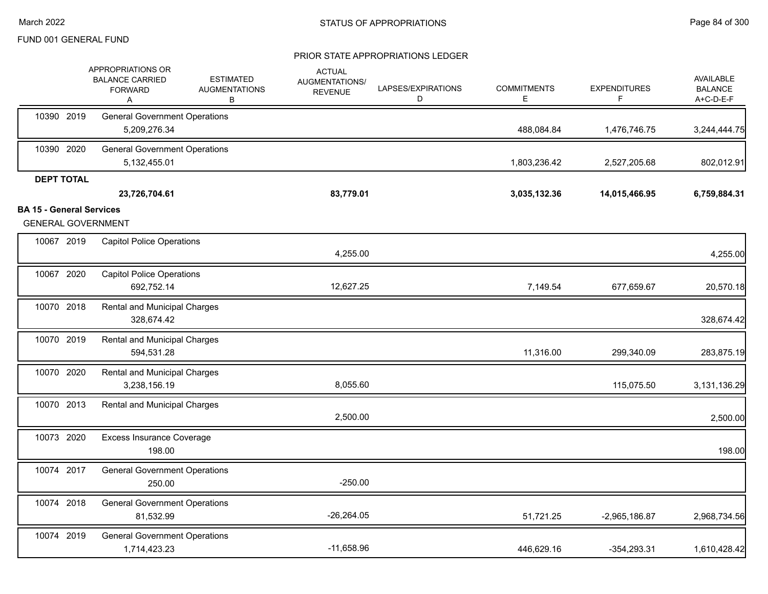FUND 001 GENERAL FUND

## PRIOR STATE APPROPRIATIONS LEDGER

| | APPROPRIATIONS OR BALANCE CARRIED FORWARD A | ESTIMATED AUGMENTATIONS B | ACTUAL AUGMENTATIONS/ REVENUE | LAPSES/EXPIRATIONS D | COMMITMENTS E | EXPENDITURES F | AVAILABLE BALANCE A+C-D-E-F |
|---|---|---|---|---|---|---|---|
| 10390 2019 General Government Operations | 5,209,276.34 | | | | 488,084.84 | 1,476,746.75 | 3,244,444.75 |
| 10390 2020 General Government Operations | 5,132,455.01 | | | | 1,803,236.42 | 2,527,205.68 | 802,012.91 |
| **DEPT TOTAL** | **23,726,704.61** | | **83,779.01** | | **3,035,132.36** | **14,015,466.95** | **6,759,884.31** |

**BA 15 - General Services**

GENERAL GOVERNMENT

| | APPROPRIATIONS OR BALANCE CARRIED FORWARD A | ESTIMATED AUGMENTATIONS B | ACTUAL AUGMENTATIONS/ REVENUE | LAPSES/EXPIRATIONS D | COMMITMENTS E | EXPENDITURES F | AVAILABLE BALANCE A+C-D-E-F |
|---|---|---|---|---|---|---|---|
| 10067 2019 Capitol Police Operations | | | 4,255.00 | | | | 4,255.00 |
| 10067 2020 Capitol Police Operations | 692,752.14 | | 12,627.25 | | 7,149.54 | 677,659.67 | 20,570.18 |
| 10070 2018 Rental and Municipal Charges | 328,674.42 | | | | | | 328,674.42 |
| 10070 2019 Rental and Municipal Charges | 594,531.28 | | | | 11,316.00 | 299,340.09 | 283,875.19 |
| 10070 2020 Rental and Municipal Charges | 3,238,156.19 | | 8,055.60 | | | 115,075.50 | 3,131,136.29 |
| 10070 2013 Rental and Municipal Charges | | | 2,500.00 | | | | 2,500.00 |
| 10073 2020 Excess Insurance Coverage | 198.00 | | | | | | 198.00 |
| 10074 2017 General Government Operations | 250.00 | | -250.00 | | | | |
| 10074 2018 General Government Operations | 81,532.99 | | -26,264.05 | | 51,721.25 | -2,965,186.87 | 2,968,734.56 |
| 10074 2019 General Government Operations | 1,714,423.23 | | -11,658.96 | | 446,629.16 | -354,293.31 | 1,610,428.42 |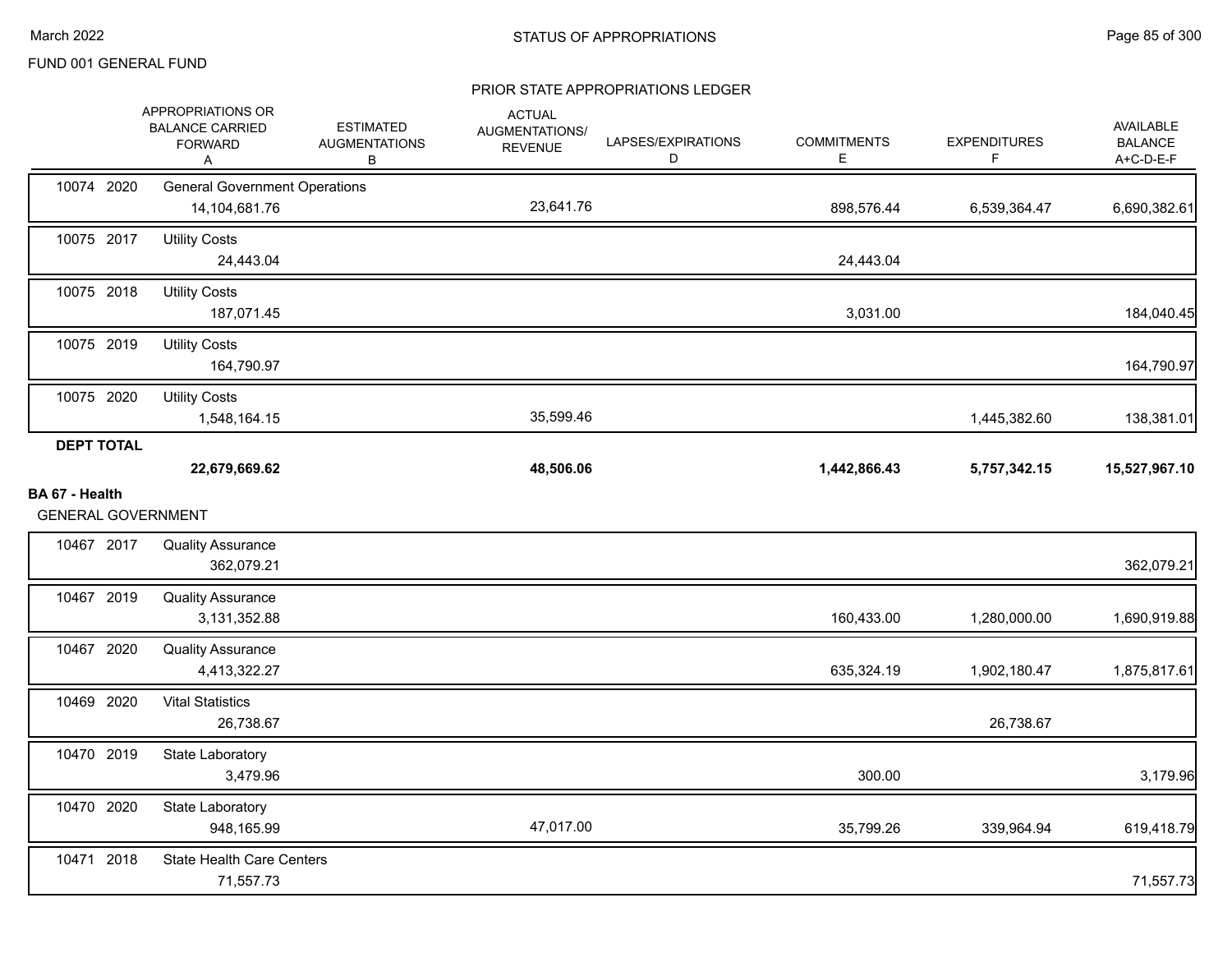FUND 001 GENERAL FUND

PRIOR STATE APPROPRIATIONS LEDGER

| | APPROPRIATIONS OR BALANCE CARRIED FORWARD A | ESTIMATED AUGMENTATIONS B | ACTUAL AUGMENTATIONS/ REVENUE C | LAPSES/EXPIRATIONS D | COMMITMENTS E | EXPENDITURES F | AVAILABLE BALANCE A+C-D-E-F |
|---|---|---|---|---|---|---|---|
| 10074 2020 General Government Operations | 14,104,681.76 | | 23,641.76 | | 898,576.44 | 6,539,364.47 | 6,690,382.61 |
| 10075 2017 Utility Costs | 24,443.04 | | | | 24,443.04 | | |
| 10075 2018 Utility Costs | 187,071.45 | | | | 3,031.00 | | 184,040.45 |
| 10075 2019 Utility Costs | 164,790.97 | | | | | | 164,790.97 |
| 10075 2020 Utility Costs | 1,548,164.15 | | 35,599.46 | | | 1,445,382.60 | 138,381.01 |
| **DEPT TOTAL** | **22,679,669.62** | | **48,506.06** | | **1,442,866.43** | **5,757,342.15** | **15,527,967.10** |

**BA 67 - Health**

GENERAL GOVERNMENT

| | APPROPRIATIONS OR BALANCE CARRIED FORWARD A | ESTIMATED AUGMENTATIONS B | ACTUAL AUGMENTATIONS/ REVENUE C | LAPSES/EXPIRATIONS D | COMMITMENTS E | EXPENDITURES F | AVAILABLE BALANCE A+C-D-E-F |
|---|---|---|---|---|---|---|---|
| 10467 2017 Quality Assurance | 362,079.21 | | | | | | 362,079.21 |
| 10467 2019 Quality Assurance | 3,131,352.88 | | | | 160,433.00 | 1,280,000.00 | 1,690,919.88 |
| 10467 2020 Quality Assurance | 4,413,322.27 | | | | 635,324.19 | 1,902,180.47 | 1,875,817.61 |
| 10469 2020 Vital Statistics | 26,738.67 | | | | | 26,738.67 | |
| 10470 2019 State Laboratory | 3,479.96 | | | | 300.00 | | 3,179.96 |
| 10470 2020 State Laboratory | 948,165.99 | | 47,017.00 | | 35,799.26 | 339,964.94 | 619,418.79 |
| 10471 2018 State Health Care Centers | 71,557.73 | | | | | | 71,557.73 |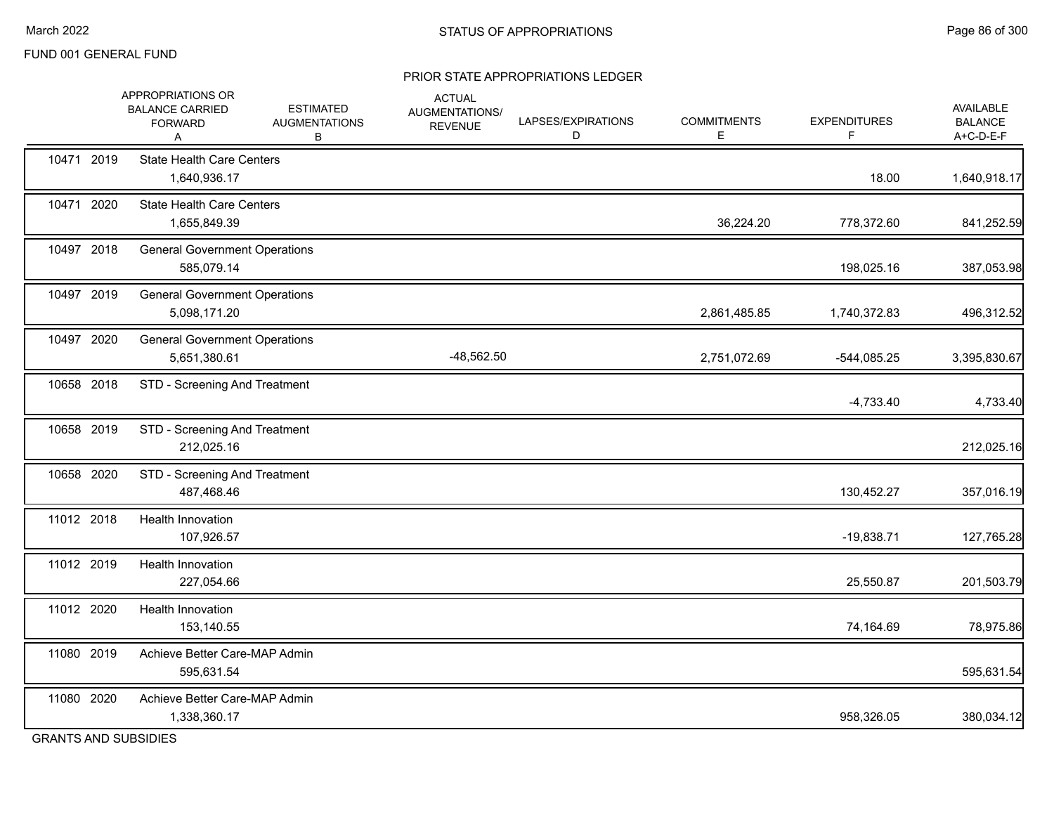FUND 001 GENERAL FUND

## STATUS OF APPROPRIATIONS

### PRIOR STATE APPROPRIATIONS LEDGER

| | | APPROPRIATIONS OR BALANCE CARRIED FORWARD A | ESTIMATED AUGMENTATIONS B | ACTUAL AUGMENTATIONS/ REVENUE | LAPSES/EXPIRATIONS D | COMMITMENTS E | EXPENDITURES F | AVAILABLE BALANCE A+C-D-E-F |
|---|---|---|---|---|---|---|---|---|
| 10471 | 2019 | State Health Care Centers | | | | | | |
| | | 1,640,936.17 | | | | | 18.00 | 1,640,918.17 |
| 10471 | 2020 | State Health Care Centers | | | | | | |
| | | 1,655,849.39 | | | | 36,224.20 | 778,372.60 | 841,252.59 |
| 10497 | 2018 | General Government Operations | | | | | | |
| | | 585,079.14 | | | | | 198,025.16 | 387,053.98 |
| 10497 | 2019 | General Government Operations | | | | | | |
| | | 5,098,171.20 | | | | 2,861,485.85 | 1,740,372.83 | 496,312.52 |
| 10497 | 2020 | General Government Operations | | | | | | |
| | | 5,651,380.61 | | -48,562.50 | | 2,751,072.69 | -544,085.25 | 3,395,830.67 |
| 10658 | 2018 | STD - Screening And Treatment | | | | | | |
| | | | | | | | -4,733.40 | 4,733.40 |
| 10658 | 2019 | STD - Screening And Treatment | | | | | | |
| | | 212,025.16 | | | | | | 212,025.16 |
| 10658 | 2020 | STD - Screening And Treatment | | | | | | |
| | | 487,468.46 | | | | | 130,452.27 | 357,016.19 |
| 11012 | 2018 | Health Innovation | | | | | | |
| | | 107,926.57 | | | | | -19,838.71 | 127,765.28 |
| 11012 | 2019 | Health Innovation | | | | | | |
| | | 227,054.66 | | | | | 25,550.87 | 201,503.79 |
| 11012 | 2020 | Health Innovation | | | | | | |
| | | 153,140.55 | | | | | 74,164.69 | 78,975.86 |
| 11080 | 2019 | Achieve Better Care-MAP Admin | | | | | | |
| | | 595,631.54 | | | | | | 595,631.54 |
| 11080 | 2020 | Achieve Better Care-MAP Admin | | | | | | |
| | | 1,338,360.17 | | | | | 958,326.05 | 380,034.12 |

GRANTS AND SUBSIDIES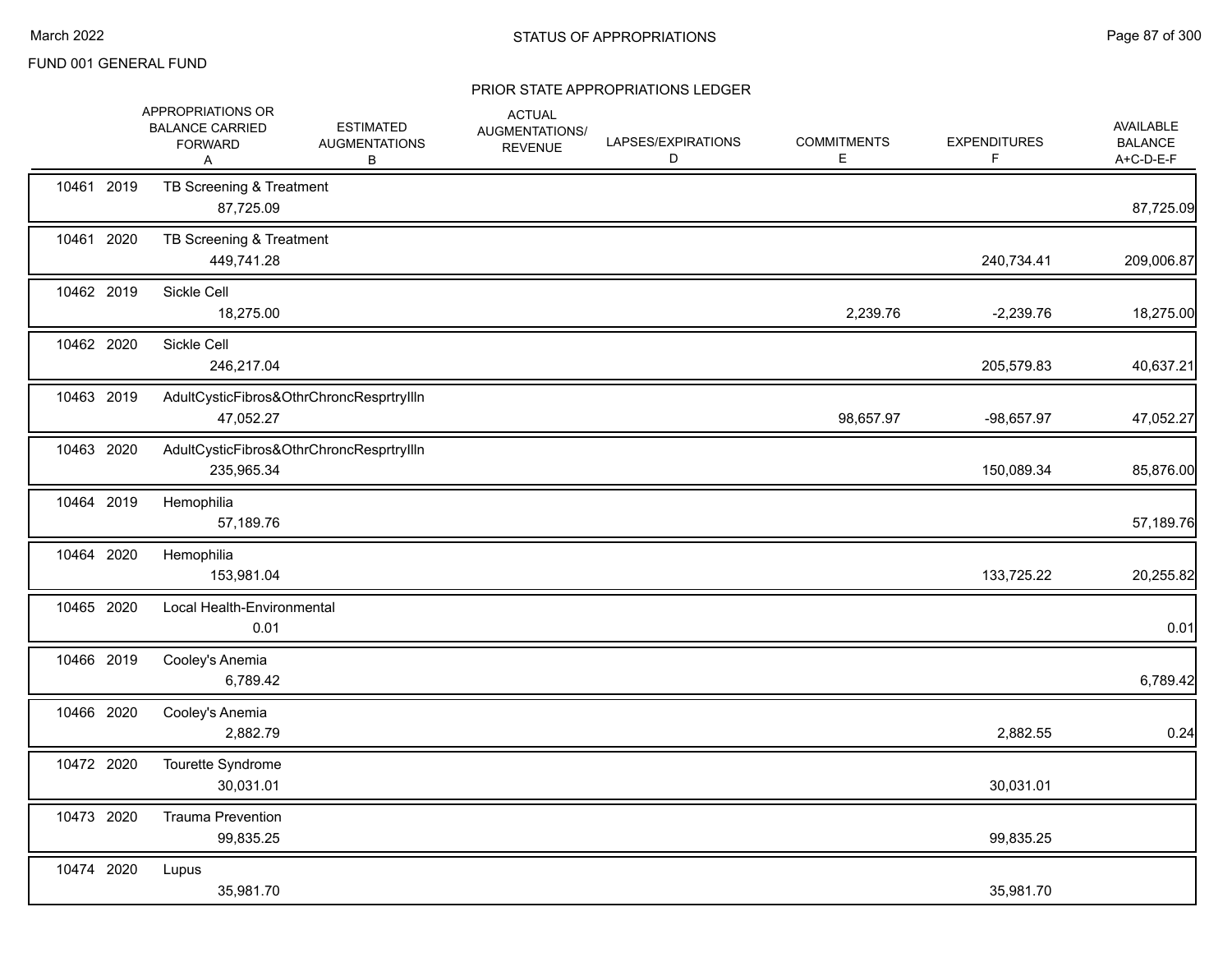FUND 001 GENERAL FUND

## STATUS OF APPROPRIATIONS

### PRIOR STATE APPROPRIATIONS LEDGER

| | | APPROPRIATIONS OR BALANCE CARRIED FORWARD A | ESTIMATED AUGMENTATIONS B | ACTUAL AUGMENTATIONS/ REVENUE | LAPSES/EXPIRATIONS D | COMMITMENTS E | EXPENDITURES F | AVAILABLE BALANCE A+C-D-E-F |
|---|---|---|---|---|---|---|---|---|
| 10461 | 2019 | TB Screening & Treatment | | | | | | |
| | | 87,725.09 | | | | | | 87,725.09 |
| 10461 | 2020 | TB Screening & Treatment | | | | | | |
| | | 449,741.28 | | | | | 240,734.41 | 209,006.87 |
| 10462 | 2019 | Sickle Cell | | | | | | |
| | | 18,275.00 | | | | 2,239.76 | -2,239.76 | 18,275.00 |
| 10462 | 2020 | Sickle Cell | | | | | | |
| | | 246,217.04 | | | | | 205,579.83 | 40,637.21 |
| 10463 | 2019 | AdultCysticFibros&OthrChroncResprtryIlln | | | | | | |
| | | 47,052.27 | | | | 98,657.97 | -98,657.97 | 47,052.27 |
| 10463 | 2020 | AdultCysticFibros&OthrChroncResprtryIlln | | | | | | |
| | | 235,965.34 | | | | | 150,089.34 | 85,876.00 |
| 10464 | 2019 | Hemophilia | | | | | | |
| | | 57,189.76 | | | | | | 57,189.76 |
| 10464 | 2020 | Hemophilia | | | | | | |
| | | 153,981.04 | | | | | 133,725.22 | 20,255.82 |
| 10465 | 2020 | Local Health-Environmental | | | | | | |
| | | 0.01 | | | | | | 0.01 |
| 10466 | 2019 | Cooley's Anemia | | | | | | |
| | | 6,789.42 | | | | | | 6,789.42 |
| 10466 | 2020 | Cooley's Anemia | | | | | | |
| | | 2,882.79 | | | | | 2,882.55 | 0.24 |
| 10472 | 2020 | Tourette Syndrome | | | | | | |
| | | 30,031.01 | | | | | 30,031.01 | |
| 10473 | 2020 | Trauma Prevention | | | | | | |
| | | 99,835.25 | | | | | 99,835.25 | |
| 10474 | 2020 | Lupus | | | | | | |
| | | 35,981.70 | | | | | 35,981.70 | |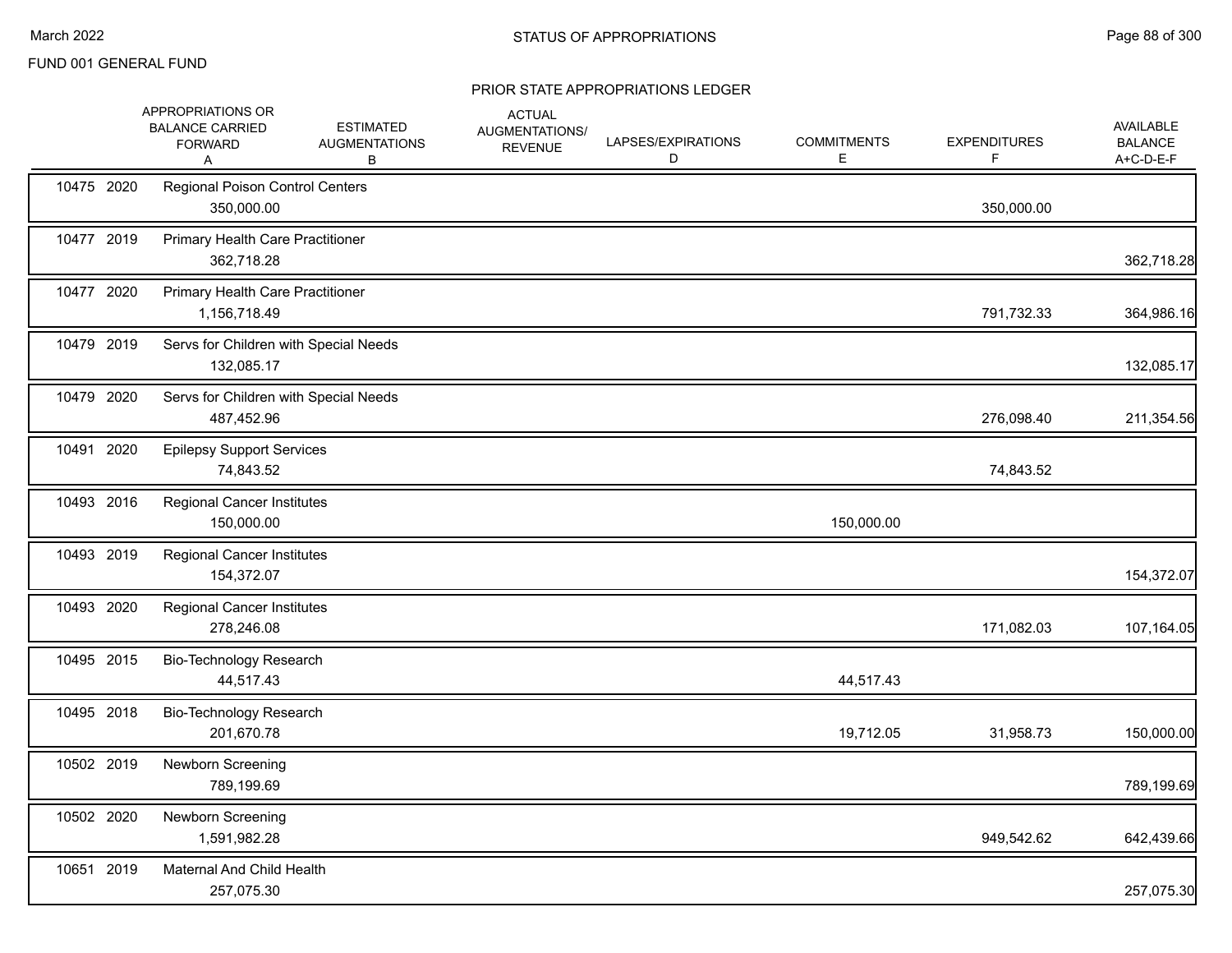FUND 001 GENERAL FUND

PRIOR STATE APPROPRIATIONS LEDGER

| | | APPROPRIATIONS OR BALANCE CARRIED FORWARD A | ESTIMATED AUGMENTATIONS B | ACTUAL AUGMENTATIONS/ REVENUE | LAPSES/EXPIRATIONS D | COMMITMENTS E | EXPENDITURES F | AVAILABLE BALANCE A+C-D-E-F |
|---|---|---|---|---|---|---|---|---|
| 10475 | 2020 | Regional Poison Control Centers | | | | | | |
| | | 350,000.00 | | | | | 350,000.00 | |
| 10477 | 2019 | Primary Health Care Practitioner | | | | | | |
| | | 362,718.28 | | | | | | 362,718.28 |
| 10477 | 2020 | Primary Health Care Practitioner | | | | | | |
| | | 1,156,718.49 | | | | | 791,732.33 | 364,986.16 |
| 10479 | 2019 | Servs for Children with Special Needs | | | | | | |
| | | 132,085.17 | | | | | | 132,085.17 |
| 10479 | 2020 | Servs for Children with Special Needs | | | | | | |
| | | 487,452.96 | | | | | 276,098.40 | 211,354.56 |
| 10491 | 2020 | Epilepsy Support Services | | | | | | |
| | | 74,843.52 | | | | | 74,843.52 | |
| 10493 | 2016 | Regional Cancer Institutes | | | | | | |
| | | 150,000.00 | | | | 150,000.00 | | |
| 10493 | 2019 | Regional Cancer Institutes | | | | | | |
| | | 154,372.07 | | | | | | 154,372.07 |
| 10493 | 2020 | Regional Cancer Institutes | | | | | | |
| | | 278,246.08 | | | | | 171,082.03 | 107,164.05 |
| 10495 | 2015 | Bio-Technology Research | | | | | | |
| | | 44,517.43 | | | | 44,517.43 | | |
| 10495 | 2018 | Bio-Technology Research | | | | | | |
| | | 201,670.78 | | | | 19,712.05 | 31,958.73 | 150,000.00 |
| 10502 | 2019 | Newborn Screening | | | | | | |
| | | 789,199.69 | | | | | | 789,199.69 |
| 10502 | 2020 | Newborn Screening | | | | | | |
| | | 1,591,982.28 | | | | | 949,542.62 | 642,439.66 |
| 10651 | 2019 | Maternal And Child Health | | | | | | |
| | | 257,075.30 | | | | | | 257,075.30 |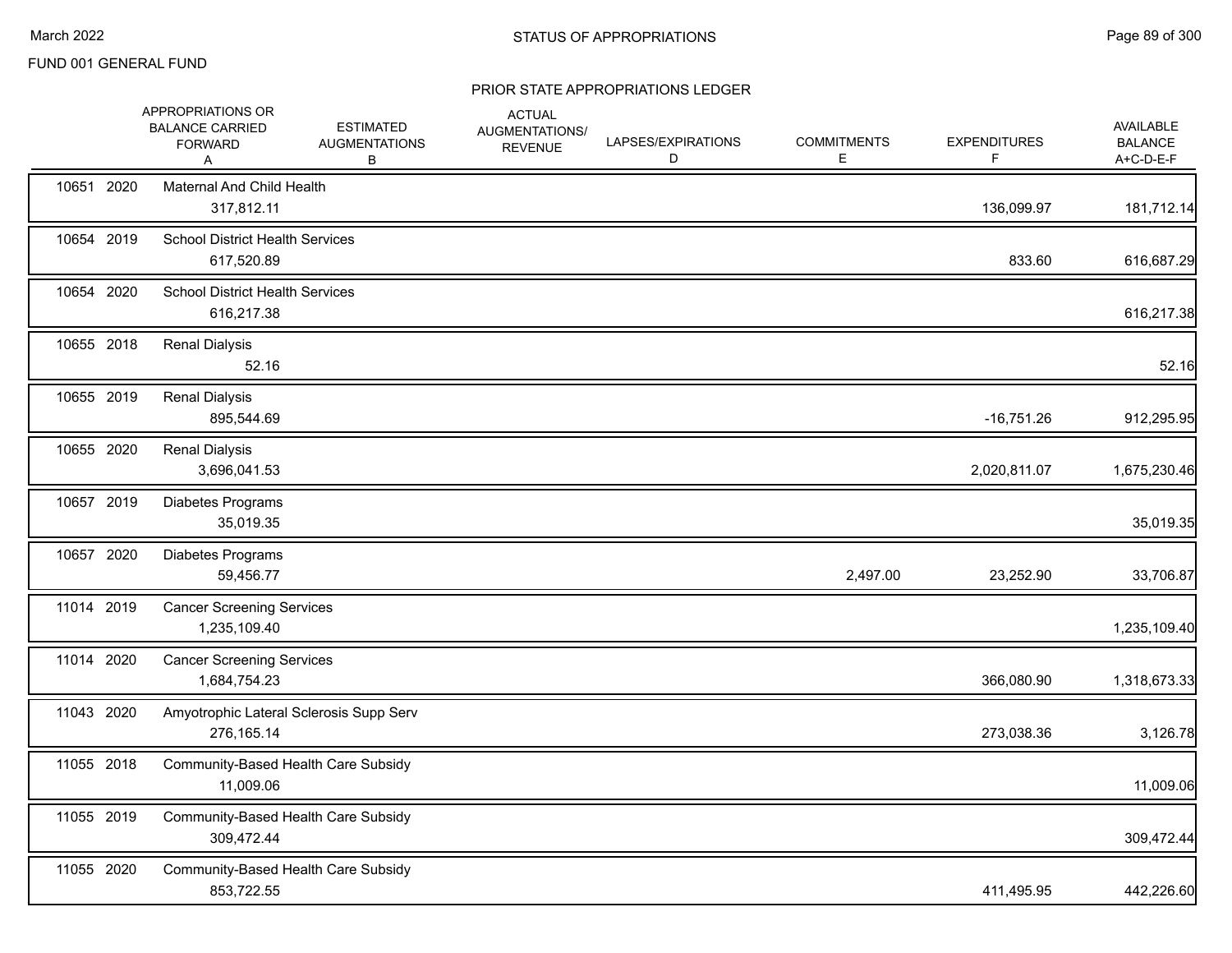FUND 001 GENERAL FUND

## PRIOR STATE APPROPRIATIONS LEDGER

| | APPROPRIATIONS OR BALANCE CARRIED FORWARD A | ESTIMATED AUGMENTATIONS B | ACTUAL AUGMENTATIONS/ REVENUE | LAPSES/EXPIRATIONS D | COMMITMENTS E | EXPENDITURES F | AVAILABLE BALANCE A+C-D-E-F |
|---|---|---|---|---|---|---|---|
| 10651 2020 Maternal And Child Health | 317,812.11 | | | | | 136,099.97 | 181,712.14 |
| 10654 2019 School District Health Services | 617,520.89 | | | | | 833.60 | 616,687.29 |
| 10654 2020 School District Health Services | 616,217.38 | | | | | | 616,217.38 |
| 10655 2018 Renal Dialysis | 52.16 | | | | | | 52.16 |
| 10655 2019 Renal Dialysis | 895,544.69 | | | | | -16,751.26 | 912,295.95 |
| 10655 2020 Renal Dialysis | 3,696,041.53 | | | | | 2,020,811.07 | 1,675,230.46 |
| 10657 2019 Diabetes Programs | 35,019.35 | | | | | | 35,019.35 |
| 10657 2020 Diabetes Programs | 59,456.77 | | | | 2,497.00 | 23,252.90 | 33,706.87 |
| 11014 2019 Cancer Screening Services | 1,235,109.40 | | | | | | 1,235,109.40 |
| 11014 2020 Cancer Screening Services | 1,684,754.23 | | | | | 366,080.90 | 1,318,673.33 |
| 11043 2020 Amyotrophic Lateral Sclerosis Supp Serv | 276,165.14 | | | | | 273,038.36 | 3,126.78 |
| 11055 2018 Community-Based Health Care Subsidy | 11,009.06 | | | | | | 11,009.06 |
| 11055 2019 Community-Based Health Care Subsidy | 309,472.44 | | | | | | 309,472.44 |
| 11055 2020 Community-Based Health Care Subsidy | 853,722.55 | | | | | 411,495.95 | 442,226.60 |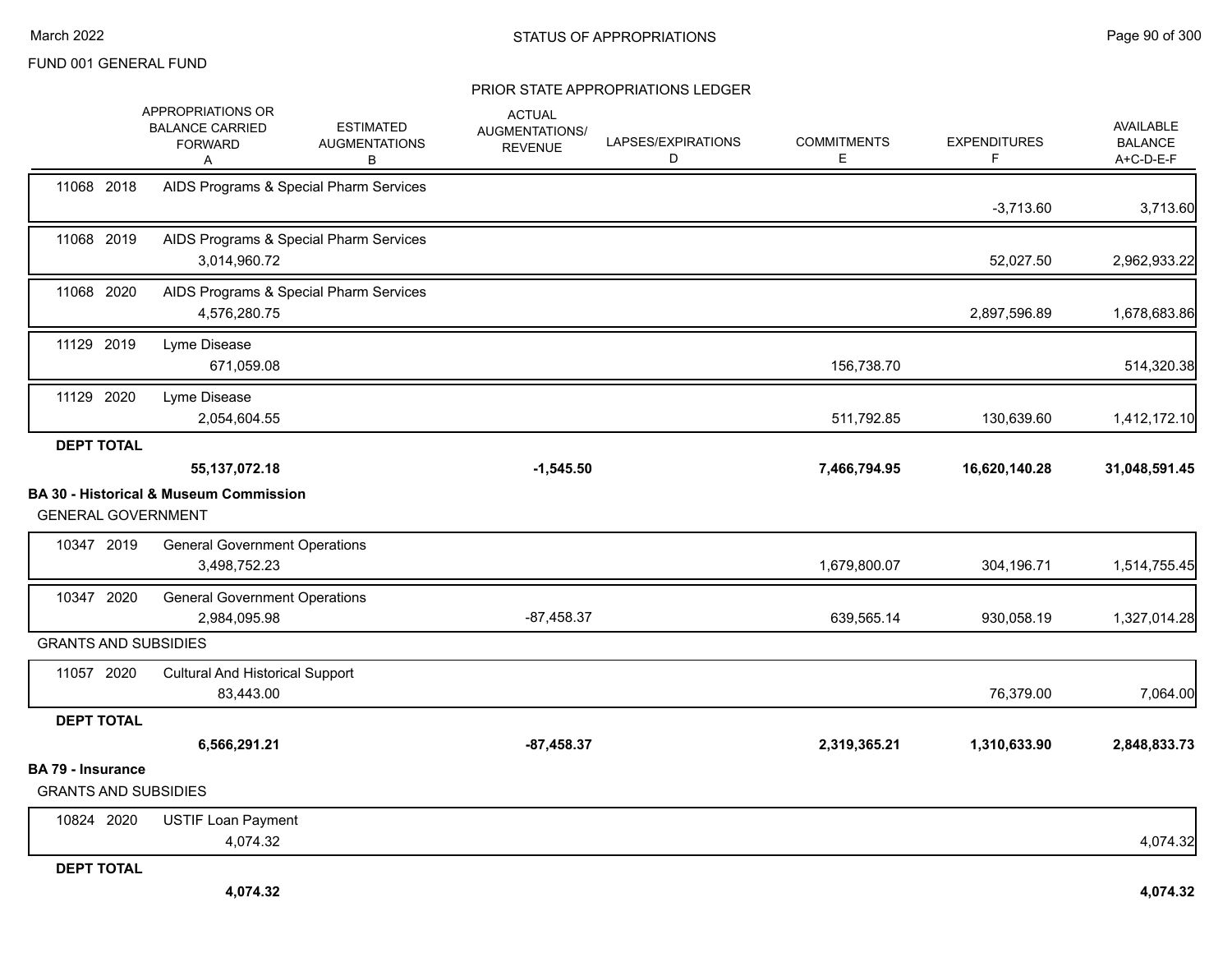FUND 001 GENERAL FUND

STATUS OF APPROPRIATIONS

PRIOR STATE APPROPRIATIONS LEDGER

| | APPROPRIATIONS OR BALANCE CARRIED FORWARD A | ESTIMATED AUGMENTATIONS B | ACTUAL AUGMENTATIONS/ REVENUE | LAPSES/EXPIRATIONS D | COMMITMENTS E | EXPENDITURES F | AVAILABLE BALANCE A+C-D-E-F |
|---|---|---|---|---|---|---|---|
| 11068 2018 AIDS Programs & Special Pharm Services | | | | | | -3,713.60 | 3,713.60 |
| 11068 2019 AIDS Programs & Special Pharm Services | 3,014,960.72 | | | | | 52,027.50 | 2,962,933.22 |
| 11068 2020 AIDS Programs & Special Pharm Services | 4,576,280.75 | | | | | 2,897,596.89 | 1,678,683.86 |
| 11129 2019 Lyme Disease | 671,059.08 | | | | 156,738.70 | | 514,320.38 |
| 11129 2020 Lyme Disease | 2,054,604.55 | | | | 511,792.85 | 130,639.60 | 1,412,172.10 |
| **DEPT TOTAL** | **55,137,072.18** | | **-1,545.50** | | **7,466,794.95** | **16,620,140.28** | **31,048,591.45** |
| **BA 30 - Historical & Museum Commission** | | | | | | | |
| GENERAL GOVERNMENT | | | | | | | |
| 10347 2019 General Government Operations | 3,498,752.23 | | | | 1,679,800.07 | 304,196.71 | 1,514,755.45 |
| 10347 2020 General Government Operations | 2,984,095.98 | | -87,458.37 | | 639,565.14 | 930,058.19 | 1,327,014.28 |
| GRANTS AND SUBSIDIES | | | | | | | |
| 11057 2020 Cultural And Historical Support | 83,443.00 | | | | | 76,379.00 | 7,064.00 |
| **DEPT TOTAL** | **6,566,291.21** | | **-87,458.37** | | **2,319,365.21** | **1,310,633.90** | **2,848,833.73** |
| **BA 79 - Insurance** | | | | | | | |
| GRANTS AND SUBSIDIES | | | | | | | |
| 10824 2020 USTIF Loan Payment | 4,074.32 | | | | | | 4,074.32 |
| **DEPT TOTAL** | **4,074.32** | | | | | | **4,074.32** |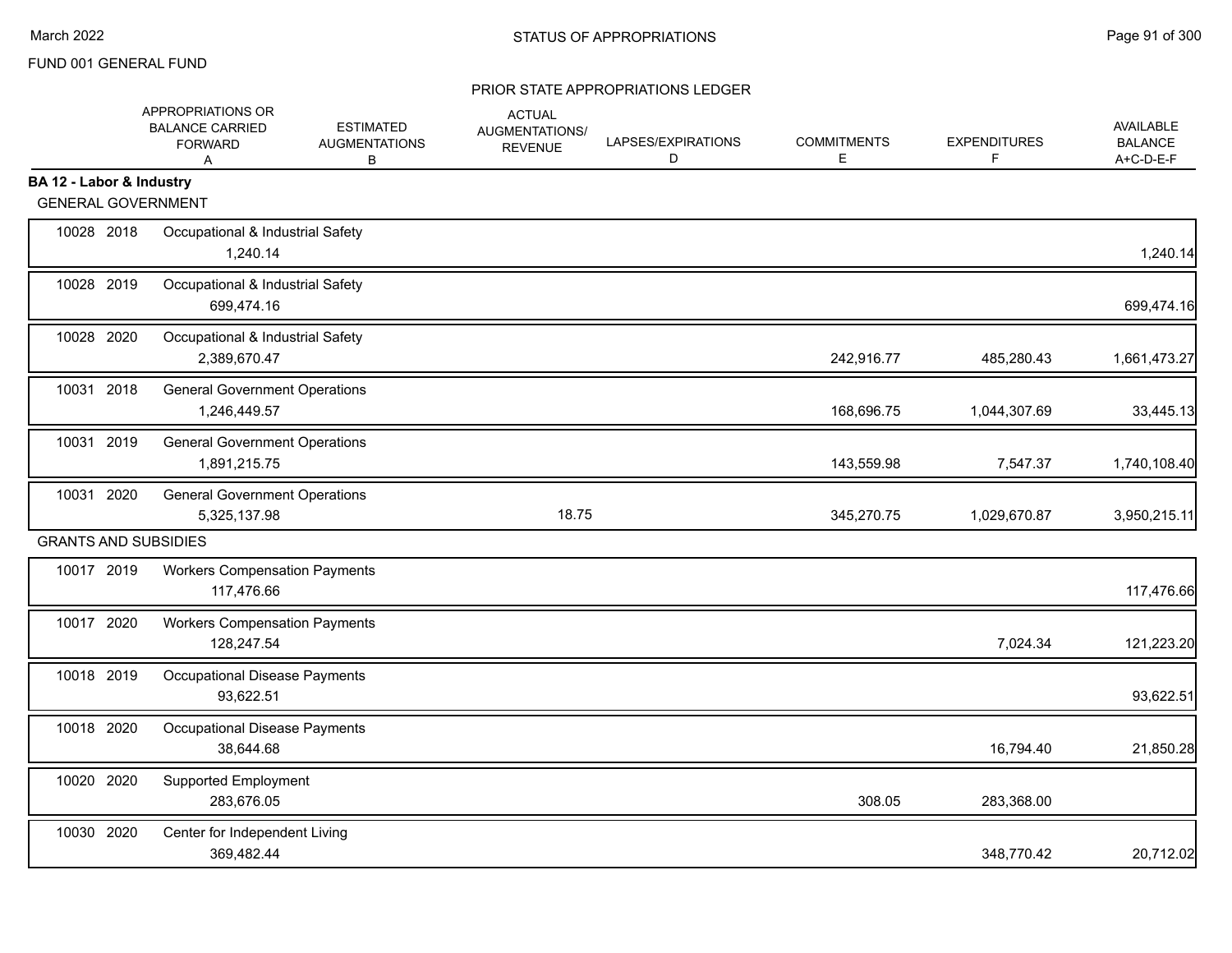FUND 001 GENERAL FUND

## STATUS OF APPROPRIATIONS

### PRIOR STATE APPROPRIATIONS LEDGER

| | | | APPROPRIATIONS OR BALANCE CARRIED FORWARD A | ESTIMATED AUGMENTATIONS B | ACTUAL AUGMENTATIONS/ REVENUE | LAPSES/EXPIRATIONS D | COMMITMENTS E | EXPENDITURES F | AVAILABLE BALANCE A+C-D-E-F |
|---|---|---|---|---|---|---|---|---|---|
| **BA 12 - Labor & Industry** | | | | | | | | | |
| GENERAL GOVERNMENT | | | | | | | | | |
| 10028 | 2018 | Occupational & Industrial Safety | 1,240.14 | | | | | | 1,240.14 |
| 10028 | 2019 | Occupational & Industrial Safety | 699,474.16 | | | | | | 699,474.16 |
| 10028 | 2020 | Occupational & Industrial Safety | 2,389,670.47 | | | | 242,916.77 | 485,280.43 | 1,661,473.27 |
| 10031 | 2018 | General Government Operations | 1,246,449.57 | | | | 168,696.75 | 1,044,307.69 | 33,445.13 |
| 10031 | 2019 | General Government Operations | 1,891,215.75 | | | | 143,559.98 | 7,547.37 | 1,740,108.40 |
| 10031 | 2020 | General Government Operations | 5,325,137.98 | | 18.75 | | 345,270.75 | 1,029,670.87 | 3,950,215.11 |
| GRANTS AND SUBSIDIES | | | | | | | | | |
| 10017 | 2019 | Workers Compensation Payments | 117,476.66 | | | | | | 117,476.66 |
| 10017 | 2020 | Workers Compensation Payments | 128,247.54 | | | | | 7,024.34 | 121,223.20 |
| 10018 | 2019 | Occupational Disease Payments | 93,622.51 | | | | | | 93,622.51 |
| 10018 | 2020 | Occupational Disease Payments | 38,644.68 | | | | | 16,794.40 | 21,850.28 |
| 10020 | 2020 | Supported Employment | 283,676.05 | | | | 308.05 | 283,368.00 | |
| 10030 | 2020 | Center for Independent Living | 369,482.44 | | | | | 348,770.42 | 20,712.02 |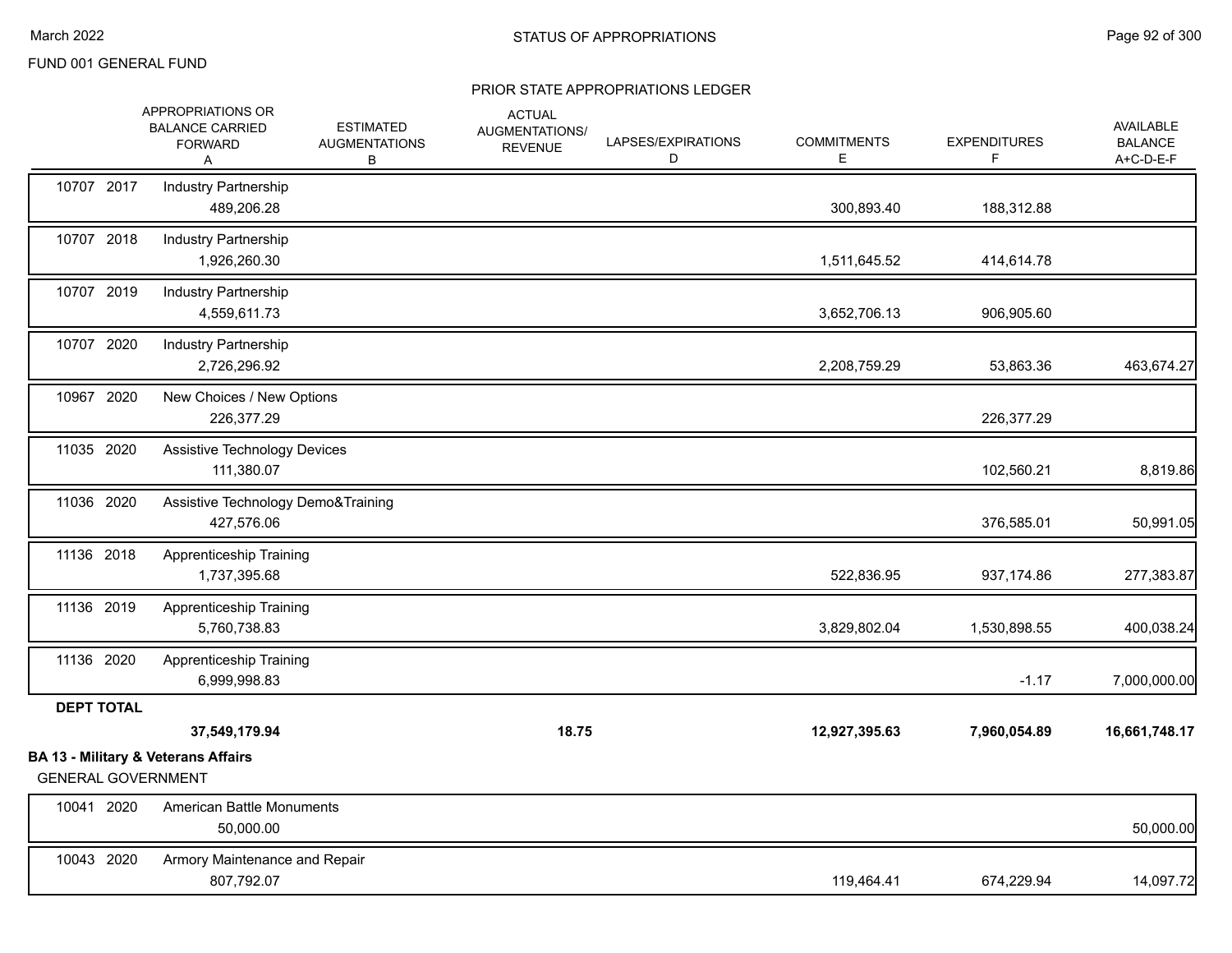FUND 001 GENERAL FUND

## PRIOR STATE APPROPRIATIONS LEDGER

| | APPROPRIATIONS OR BALANCE CARRIED FORWARD A | ESTIMATED AUGMENTATIONS B | ACTUAL AUGMENTATIONS/ REVENUE | LAPSES/EXPIRATIONS D | COMMITMENTS E | EXPENDITURES F | AVAILABLE BALANCE A+C-D-E-F |
|---|---|---|---|---|---|---|---|
| 10707 2017 | Industry Partnership | | | | | | |
| | 489,206.28 | | | | 300,893.40 | 188,312.88 | |
| 10707 2018 | Industry Partnership | | | | | | |
| | 1,926,260.30 | | | | 1,511,645.52 | 414,614.78 | |
| 10707 2019 | Industry Partnership | | | | | | |
| | 4,559,611.73 | | | | 3,652,706.13 | 906,905.60 | |
| 10707 2020 | Industry Partnership | | | | | | |
| | 2,726,296.92 | | | | 2,208,759.29 | 53,863.36 | 463,674.27 |
| 10967 2020 | New Choices / New Options | | | | | | |
| | 226,377.29 | | | | | 226,377.29 | |
| 11035 2020 | Assistive Technology Devices | | | | | | |
| | 111,380.07 | | | | | 102,560.21 | 8,819.86 |
| 11036 2020 | Assistive Technology Demo&Training | | | | | | |
| | 427,576.06 | | | | | 376,585.01 | 50,991.05 |
| 11136 2018 | Apprenticeship Training | | | | | | |
| | 1,737,395.68 | | | | 522,836.95 | 937,174.86 | 277,383.87 |
| 11136 2019 | Apprenticeship Training | | | | | | |
| | 5,760,738.83 | | | | 3,829,802.04 | 1,530,898.55 | 400,038.24 |
| 11136 2020 | Apprenticeship Training | | | | | | |
| | 6,999,998.83 | | | | | -1.17 | 7,000,000.00 |
| **DEPT TOTAL** | | | | | | | |
| | **37,549,179.94** | | **18.75** | | **12,927,395.63** | **7,960,054.89** | **16,661,748.17** |

**BA 13 - Military & Veterans Affairs**

GENERAL GOVERNMENT

| | APPROPRIATIONS OR BALANCE CARRIED FORWARD A | ESTIMATED AUGMENTATIONS B | ACTUAL AUGMENTATIONS/ REVENUE | LAPSES/EXPIRATIONS D | COMMITMENTS E | EXPENDITURES F | AVAILABLE BALANCE A+C-D-E-F |
|---|---|---|---|---|---|---|---|
| 10041 2020 | American Battle Monuments | | | | | | |
| | 50,000.00 | | | | | | 50,000.00 |
| 10043 2020 | Armory Maintenance and Repair | | | | | | |
| | 807,792.07 | | | | 119,464.41 | 674,229.94 | 14,097.72 |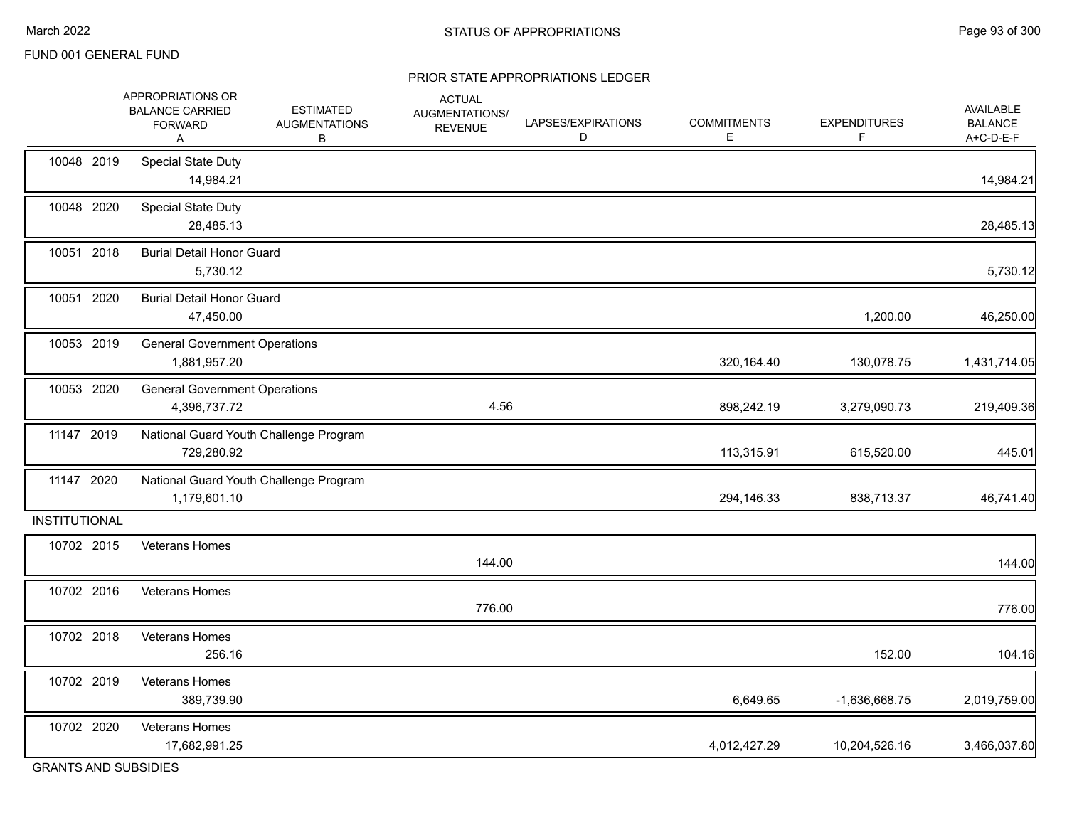STATUS OF APPROPRIATIONS

FUND 001 GENERAL FUND

PRIOR STATE APPROPRIATIONS LEDGER

| | | APPROPRIATIONS OR BALANCE CARRIED FORWARD A | ESTIMATED AUGMENTATIONS B | ACTUAL AUGMENTATIONS/ REVENUE | LAPSES/EXPIRATIONS D | COMMITMENTS E | EXPENDITURES F | AVAILABLE BALANCE A+C-D-E-F |
|---|---|---|---|---|---|---|---|---|
| 10048 2019 | Special State Duty | 14,984.21 | | | | | | 14,984.21 |
| 10048 2020 | Special State Duty | 28,485.13 | | | | | | 28,485.13 |
| 10051 2018 | Burial Detail Honor Guard | 5,730.12 | | | | | | 5,730.12 |
| 10051 2020 | Burial Detail Honor Guard | 47,450.00 | | | | | 1,200.00 | 46,250.00 |
| 10053 2019 | General Government Operations | 1,881,957.20 | | | | 320,164.40 | 130,078.75 | 1,431,714.05 |
| 10053 2020 | General Government Operations | 4,396,737.72 | | 4.56 | | 898,242.19 | 3,279,090.73 | 219,409.36 |
| 11147 2019 | National Guard Youth Challenge Program | 729,280.92 | | | | 113,315.91 | 615,520.00 | 445.01 |
| 11147 2020 | National Guard Youth Challenge Program | 1,179,601.10 | | | | 294,146.33 | 838,713.37 | 46,741.40 |
| **INSTITUTIONAL** | | | | | | | | |
| 10702 2015 | Veterans Homes | | | 144.00 | | | | 144.00 |
| 10702 2016 | Veterans Homes | | | 776.00 | | | | 776.00 |
| 10702 2018 | Veterans Homes | 256.16 | | | | | 152.00 | 104.16 |
| 10702 2019 | Veterans Homes | 389,739.90 | | | | 6,649.65 | -1,636,668.75 | 2,019,759.00 |
| 10702 2020 | Veterans Homes | 17,682,991.25 | | | | 4,012,427.29 | 10,204,526.16 | 3,466,037.80 |
| **GRANTS AND SUBSIDIES** | | | | | | | | |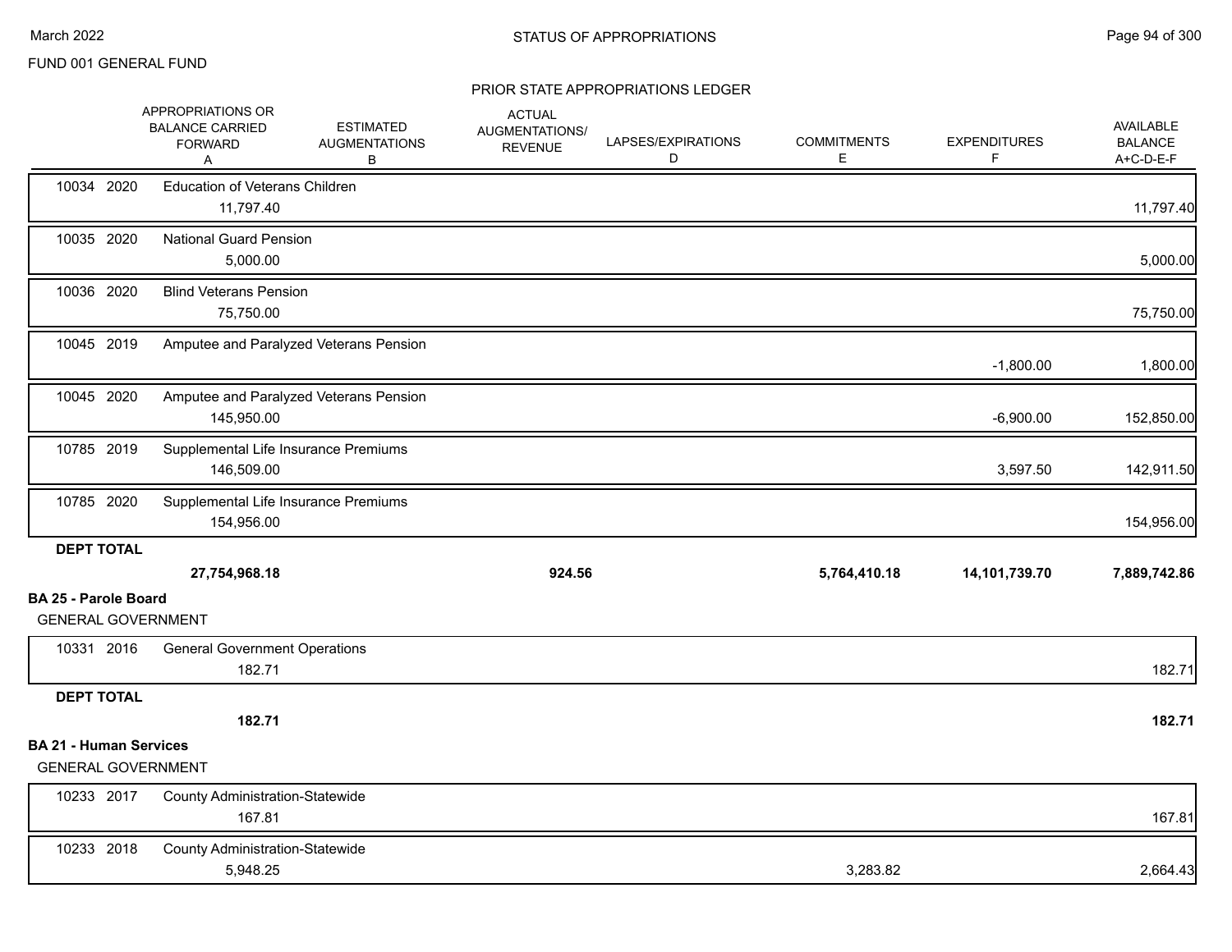FUND 001 GENERAL FUND

STATUS OF APPROPRIATIONS

PRIOR STATE APPROPRIATIONS LEDGER

| | | APPROPRIATIONS OR BALANCE CARRIED FORWARD A | ESTIMATED AUGMENTATIONS B | ACTUAL AUGMENTATIONS/ REVENUE | LAPSES/EXPIRATIONS D | COMMITMENTS E | EXPENDITURES F | AVAILABLE BALANCE A+C-D-E-F |
|---|---|---|---|---|---|---|---|---|
| 10034 | 2020 | Education of Veterans Children | | | | | | |
| | | 11,797.40 | | | | | | 11,797.40 |
| 10035 | 2020 | National Guard Pension | | | | | | |
| | | 5,000.00 | | | | | | 5,000.00 |
| 10036 | 2020 | Blind Veterans Pension | | | | | | |
| | | 75,750.00 | | | | | | 75,750.00 |
| 10045 | 2019 | Amputee and Paralyzed Veterans Pension | | | | | | |
| | | | | | | | -1,800.00 | 1,800.00 |
| 10045 | 2020 | Amputee and Paralyzed Veterans Pension | | | | | | |
| | | 145,950.00 | | | | | -6,900.00 | 152,850.00 |
| 10785 | 2019 | Supplemental Life Insurance Premiums | | | | | | |
| | | 146,509.00 | | | | | 3,597.50 | 142,911.50 |
| 10785 | 2020 | Supplemental Life Insurance Premiums | | | | | | |
| | | 154,956.00 | | | | | | 154,956.00 |
| **DEPT TOTAL** | | | | | | | | |
| | | **27,754,968.18** | | **924.56** | | **5,764,410.18** | **14,101,739.70** | **7,889,742.86** |

**BA 25 - Parole Board**

GENERAL GOVERNMENT

| | | APPROPRIATIONS OR BALANCE CARRIED FORWARD A | ESTIMATED AUGMENTATIONS B | ACTUAL AUGMENTATIONS/ REVENUE | LAPSES/EXPIRATIONS D | COMMITMENTS E | EXPENDITURES F | AVAILABLE BALANCE A+C-D-E-F |
|---|---|---|---|---|---|---|---|---|
| 10331 | 2016 | General Government Operations | | | | | | |
| | | 182.71 | | | | | | 182.71 |
| **DEPT TOTAL** | | | | | | | | |
| | | **182.71** | | | | | | **182.71** |

**BA 21 - Human Services**

GENERAL GOVERNMENT

| | | APPROPRIATIONS OR BALANCE CARRIED FORWARD A | ESTIMATED AUGMENTATIONS B | ACTUAL AUGMENTATIONS/ REVENUE | LAPSES/EXPIRATIONS D | COMMITMENTS E | EXPENDITURES F | AVAILABLE BALANCE A+C-D-E-F |
|---|---|---|---|---|---|---|---|---|
| 10233 | 2017 | County Administration-Statewide | | | | | | |
| | | 167.81 | | | | | | 167.81 |
| 10233 | 2018 | County Administration-Statewide | | | | | | |
| | | 5,948.25 | | | | 3,283.82 | | 2,664.43 |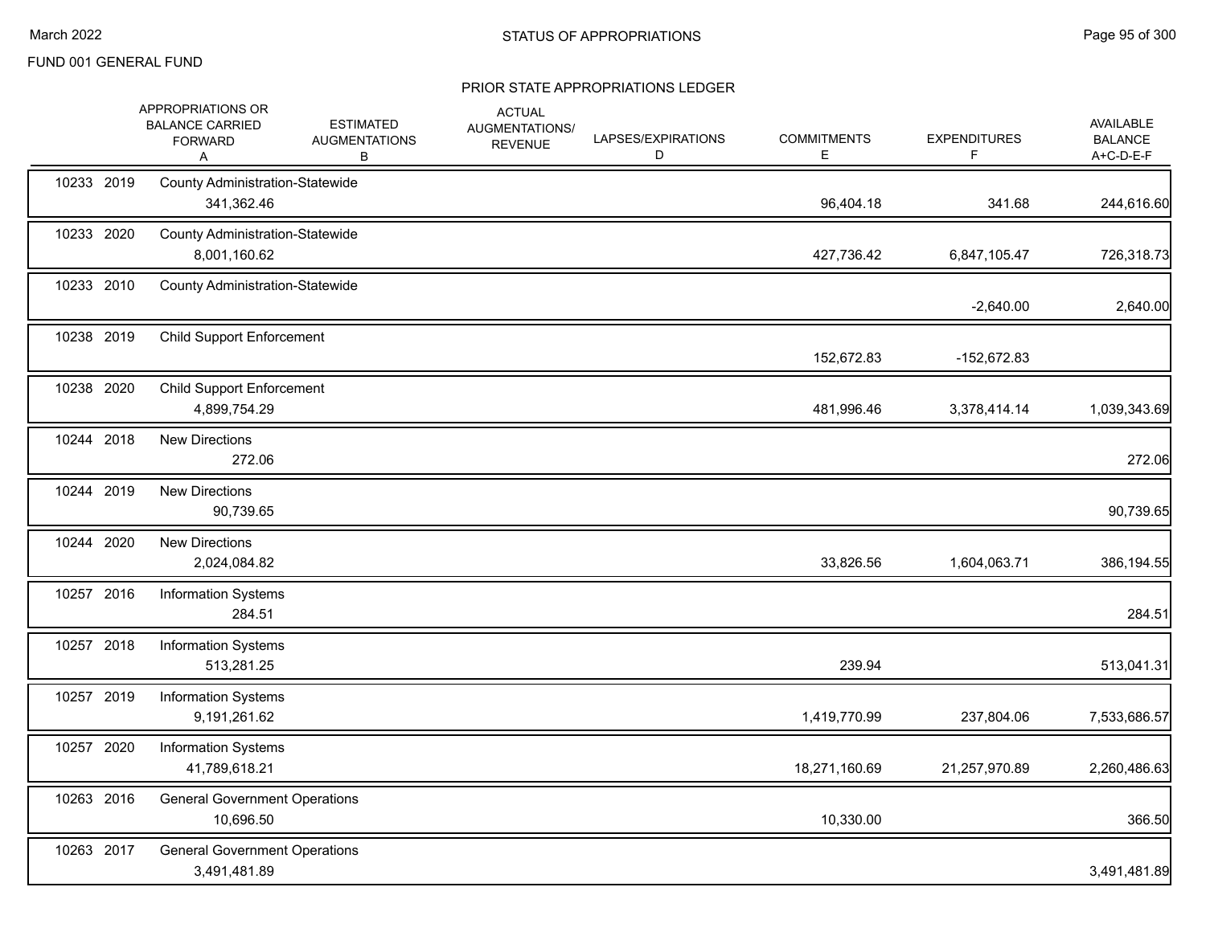FUND 001 GENERAL FUND

## STATUS OF APPROPRIATIONS

### PRIOR STATE APPROPRIATIONS LEDGER

| | APPROPRIATIONS OR BALANCE CARRIED FORWARD A | ESTIMATED AUGMENTATIONS B | ACTUAL AUGMENTATIONS/ REVENUE | LAPSES/EXPIRATIONS D | COMMITMENTS E | EXPENDITURES F | AVAILABLE BALANCE A+C-D-E-F |
|---|---|---|---|---|---|---|---|
| 10233 2019 | County Administration-Statewide | | | | | | |
| | 341,362.46 | | | | 96,404.18 | 341.68 | 244,616.60 |
| 10233 2020 | County Administration-Statewide | | | | | | |
| | 8,001,160.62 | | | | 427,736.42 | 6,847,105.47 | 726,318.73 |
| 10233 2010 | County Administration-Statewide | | | | | | |
| | | | | | | -2,640.00 | 2,640.00 |
| 10238 2019 | Child Support Enforcement | | | | | | |
| | | | | | 152,672.83 | -152,672.83 | |
| 10238 2020 | Child Support Enforcement | | | | | | |
| | 4,899,754.29 | | | | 481,996.46 | 3,378,414.14 | 1,039,343.69 |
| 10244 2018 | New Directions | | | | | | |
| | 272.06 | | | | | | 272.06 |
| 10244 2019 | New Directions | | | | | | |
| | 90,739.65 | | | | | | 90,739.65 |
| 10244 2020 | New Directions | | | | | | |
| | 2,024,084.82 | | | | 33,826.56 | 1,604,063.71 | 386,194.55 |
| 10257 2016 | Information Systems | | | | | | |
| | 284.51 | | | | | | 284.51 |
| 10257 2018 | Information Systems | | | | | | |
| | 513,281.25 | | | | 239.94 | | 513,041.31 |
| 10257 2019 | Information Systems | | | | | | |
| | 9,191,261.62 | | | | 1,419,770.99 | 237,804.06 | 7,533,686.57 |
| 10257 2020 | Information Systems | | | | | | |
| | 41,789,618.21 | | | | 18,271,160.69 | 21,257,970.89 | 2,260,486.63 |
| 10263 2016 | General Government Operations | | | | | | |
| | 10,696.50 | | | | 10,330.00 | | 366.50 |
| 10263 2017 | General Government Operations | | | | | | |
| | 3,491,481.89 | | | | | | 3,491,481.89 |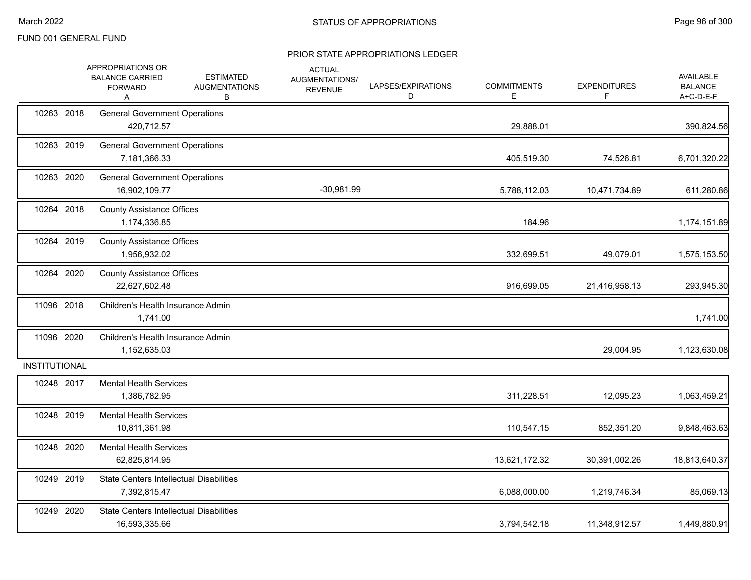FUND 001 GENERAL FUND

## STATUS OF APPROPRIATIONS

### PRIOR STATE APPROPRIATIONS LEDGER

| | | APPROPRIATIONS OR BALANCE CARRIED FORWARD A | ESTIMATED AUGMENTATIONS B | ACTUAL AUGMENTATIONS/ REVENUE | LAPSES/EXPIRATIONS D | COMMITMENTS E | EXPENDITURES F | AVAILABLE BALANCE A+C-D-E-F |
|---|---|---|---|---|---|---|---|---|
| 10263 2018 | General Government Operations | 420,712.57 | | | | 29,888.01 | | 390,824.56 |
| 10263 2019 | General Government Operations | 7,181,366.33 | | | | 405,519.30 | 74,526.81 | 6,701,320.22 |
| 10263 2020 | General Government Operations | 16,902,109.77 | | -30,981.99 | | 5,788,112.03 | 10,471,734.89 | 611,280.86 |
| 10264 2018 | County Assistance Offices | 1,174,336.85 | | | | 184.96 | | 1,174,151.89 |
| 10264 2019 | County Assistance Offices | 1,956,932.02 | | | | 332,699.51 | 49,079.01 | 1,575,153.50 |
| 10264 2020 | County Assistance Offices | 22,627,602.48 | | | | 916,699.05 | 21,416,958.13 | 293,945.30 |
| 11096 2018 | Children's Health Insurance Admin | 1,741.00 | | | | | | 1,741.00 |
| 11096 2020 | Children's Health Insurance Admin | 1,152,635.03 | | | | | 29,004.95 | 1,123,630.08 |
| INSTITUTIONAL | | | | | | | | |
| 10248 2017 | Mental Health Services | 1,386,782.95 | | | | 311,228.51 | 12,095.23 | 1,063,459.21 |
| 10248 2019 | Mental Health Services | 10,811,361.98 | | | | 110,547.15 | 852,351.20 | 9,848,463.63 |
| 10248 2020 | Mental Health Services | 62,825,814.95 | | | | 13,621,172.32 | 30,391,002.26 | 18,813,640.37 |
| 10249 2019 | State Centers Intellectual Disabilities | 7,392,815.47 | | | | 6,088,000.00 | 1,219,746.34 | 85,069.13 |
| 10249 2020 | State Centers Intellectual Disabilities | 16,593,335.66 | | | | 3,794,542.18 | 11,348,912.57 | 1,449,880.91 |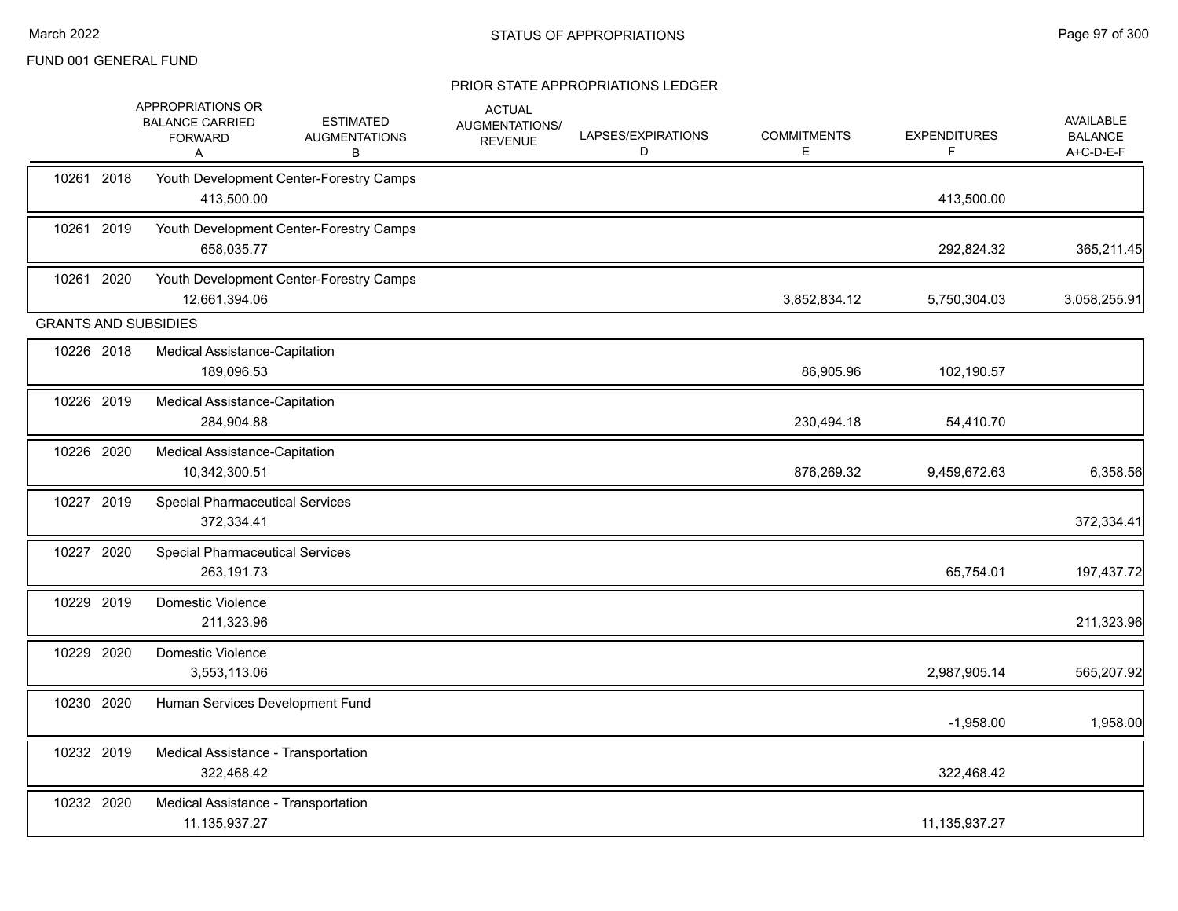# STATUS OF APPROPRIATIONS

FUND 001 GENERAL FUND

## PRIOR STATE APPROPRIATIONS LEDGER

| | | | APPROPRIATIONS OR BALANCE CARRIED FORWARD A | ESTIMATED AUGMENTATIONS B | ACTUAL AUGMENTATIONS/ REVENUE | LAPSES/EXPIRATIONS D | COMMITMENTS E | EXPENDITURES F | AVAILABLE BALANCE A+C-D-E-F |
|---|---|---|---|---|---|---|---|---|---|
| 10261 | 2018 | Youth Development Center-Forestry Camps | 413,500.00 | | | | | 413,500.00 | |
| 10261 | 2019 | Youth Development Center-Forestry Camps | 658,035.77 | | | | | 292,824.32 | 365,211.45 |
| 10261 | 2020 | Youth Development Center-Forestry Camps | 12,661,394.06 | | | | 3,852,834.12 | 5,750,304.03 | 3,058,255.91 |
| GRANTS AND SUBSIDIES | | | | | | | | | |
| 10226 | 2018 | Medical Assistance-Capitation | 189,096.53 | | | | 86,905.96 | 102,190.57 | |
| 10226 | 2019 | Medical Assistance-Capitation | 284,904.88 | | | | 230,494.18 | 54,410.70 | |
| 10226 | 2020 | Medical Assistance-Capitation | 10,342,300.51 | | | | 876,269.32 | 9,459,672.63 | 6,358.56 |
| 10227 | 2019 | Special Pharmaceutical Services | 372,334.41 | | | | | | 372,334.41 |
| 10227 | 2020 | Special Pharmaceutical Services | 263,191.73 | | | | | 65,754.01 | 197,437.72 |
| 10229 | 2019 | Domestic Violence | 211,323.96 | | | | | | 211,323.96 |
| 10229 | 2020 | Domestic Violence | 3,553,113.06 | | | | | 2,987,905.14 | 565,207.92 |
| 10230 | 2020 | Human Services Development Fund | | | | | | -1,958.00 | 1,958.00 |
| 10232 | 2019 | Medical Assistance - Transportation | 322,468.42 | | | | | 322,468.42 | |
| 10232 | 2020 | Medical Assistance - Transportation | 11,135,937.27 | | | | | 11,135,937.27 | |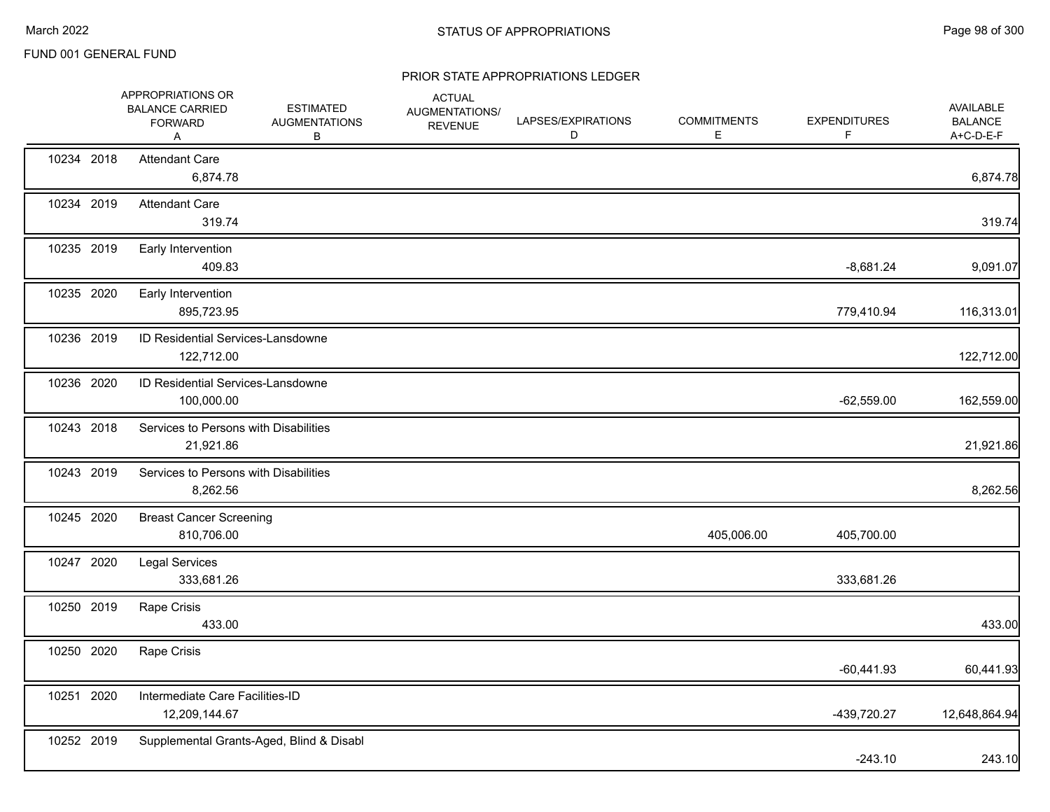FUND 001 GENERAL FUND

## STATUS OF APPROPRIATIONS

### PRIOR STATE APPROPRIATIONS LEDGER

| | | | APPROPRIATIONS OR BALANCE CARRIED FORWARD A | ESTIMATED AUGMENTATIONS B | ACTUAL AUGMENTATIONS/ REVENUE | LAPSES/EXPIRATIONS D | COMMITMENTS E | EXPENDITURES F | AVAILABLE BALANCE A+C-D-E-F |
|---|---|---|---|---|---|---|---|---|---|
| 10234 | 2018 | Attendant Care | 6,874.78 | | | | | | 6,874.78 |
| 10234 | 2019 | Attendant Care | 319.74 | | | | | | 319.74 |
| 10235 | 2019 | Early Intervention | 409.83 | | | | | -8,681.24 | 9,091.07 |
| 10235 | 2020 | Early Intervention | 895,723.95 | | | | | 779,410.94 | 116,313.01 |
| 10236 | 2019 | ID Residential Services-Lansdowne | 122,712.00 | | | | | | 122,712.00 |
| 10236 | 2020 | ID Residential Services-Lansdowne | 100,000.00 | | | | | -62,559.00 | 162,559.00 |
| 10243 | 2018 | Services to Persons with Disabilities | 21,921.86 | | | | | | 21,921.86 |
| 10243 | 2019 | Services to Persons with Disabilities | 8,262.56 | | | | | | 8,262.56 |
| 10245 | 2020 | Breast Cancer Screening | 810,706.00 | | | | 405,006.00 | 405,700.00 | |
| 10247 | 2020 | Legal Services | 333,681.26 | | | | | 333,681.26 | |
| 10250 | 2019 | Rape Crisis | 433.00 | | | | | | 433.00 |
| 10250 | 2020 | Rape Crisis | | | | | | -60,441.93 | 60,441.93 |
| 10251 | 2020 | Intermediate Care Facilities-ID | 12,209,144.67 | | | | | -439,720.27 | 12,648,864.94 |
| 10252 | 2019 | Supplemental Grants-Aged, Blind & Disabl | | | | | | -243.10 | 243.10 |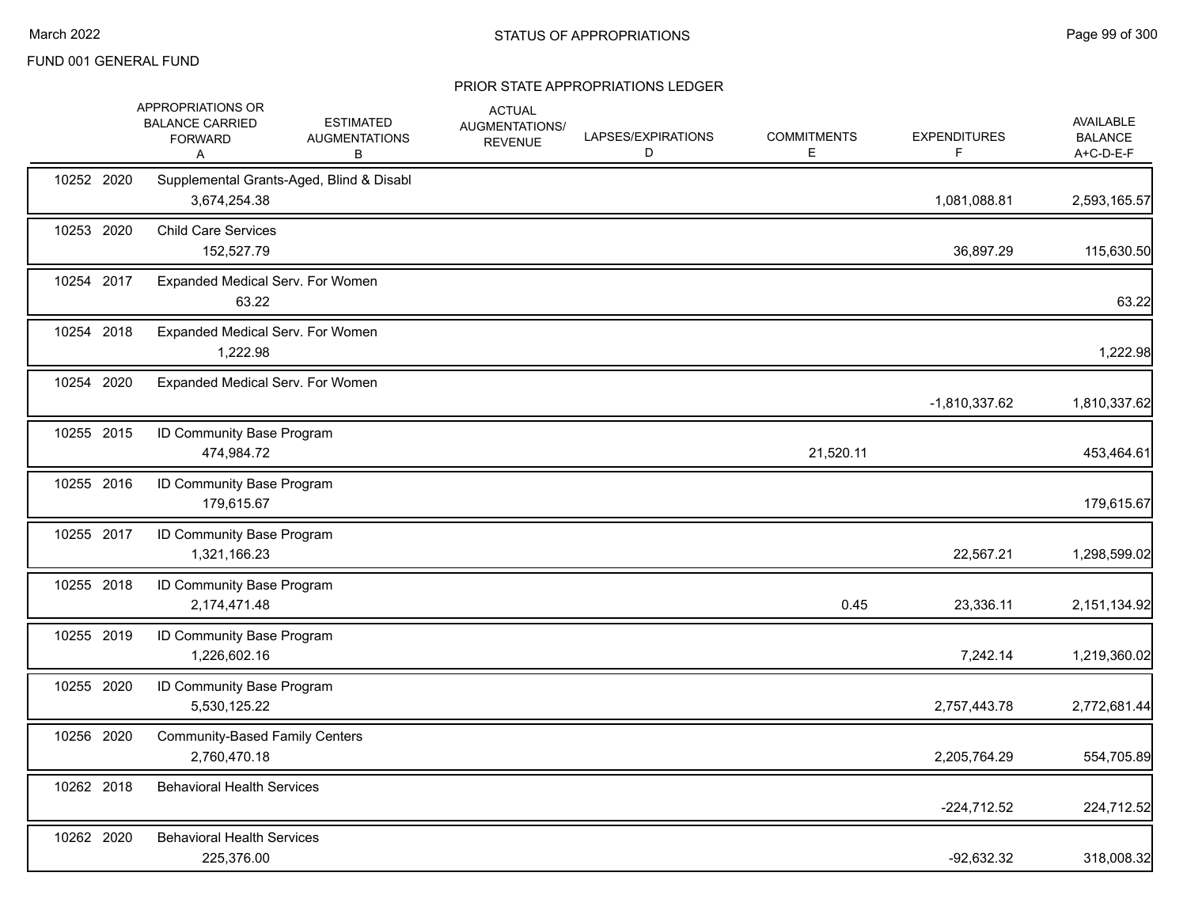FUND 001 GENERAL FUND

## STATUS OF APPROPRIATIONS

### PRIOR STATE APPROPRIATIONS LEDGER

| | | APPROPRIATIONS OR BALANCE CARRIED FORWARD A | ESTIMATED AUGMENTATIONS B | ACTUAL AUGMENTATIONS/ REVENUE | LAPSES/EXPIRATIONS D | COMMITMENTS E | EXPENDITURES F | AVAILABLE BALANCE A+C-D-E-F |
|---|---|---|---|---|---|---|---|---|
| 10252 2020 | Supplemental Grants-Aged, Blind & Disabl | 3,674,254.38 | | | | | 1,081,088.81 | 2,593,165.57 |
| 10253 2020 | Child Care Services | 152,527.79 | | | | | 36,897.29 | 115,630.50 |
| 10254 2017 | Expanded Medical Serv. For Women | 63.22 | | | | | | 63.22 |
| 10254 2018 | Expanded Medical Serv. For Women | 1,222.98 | | | | | | 1,222.98 |
| 10254 2020 | Expanded Medical Serv. For Women | | | | | | -1,810,337.62 | 1,810,337.62 |
| 10255 2015 | ID Community Base Program | 474,984.72 | | | | 21,520.11 | | 453,464.61 |
| 10255 2016 | ID Community Base Program | 179,615.67 | | | | | | 179,615.67 |
| 10255 2017 | ID Community Base Program | 1,321,166.23 | | | | | 22,567.21 | 1,298,599.02 |
| 10255 2018 | ID Community Base Program | 2,174,471.48 | | | | 0.45 | 23,336.11 | 2,151,134.92 |
| 10255 2019 | ID Community Base Program | 1,226,602.16 | | | | | 7,242.14 | 1,219,360.02 |
| 10255 2020 | ID Community Base Program | 5,530,125.22 | | | | | 2,757,443.78 | 2,772,681.44 |
| 10256 2020 | Community-Based Family Centers | 2,760,470.18 | | | | | 2,205,764.29 | 554,705.89 |
| 10262 2018 | Behavioral Health Services | | | | | | -224,712.52 | 224,712.52 |
| 10262 2020 | Behavioral Health Services | 225,376.00 | | | | | -92,632.32 | 318,008.32 |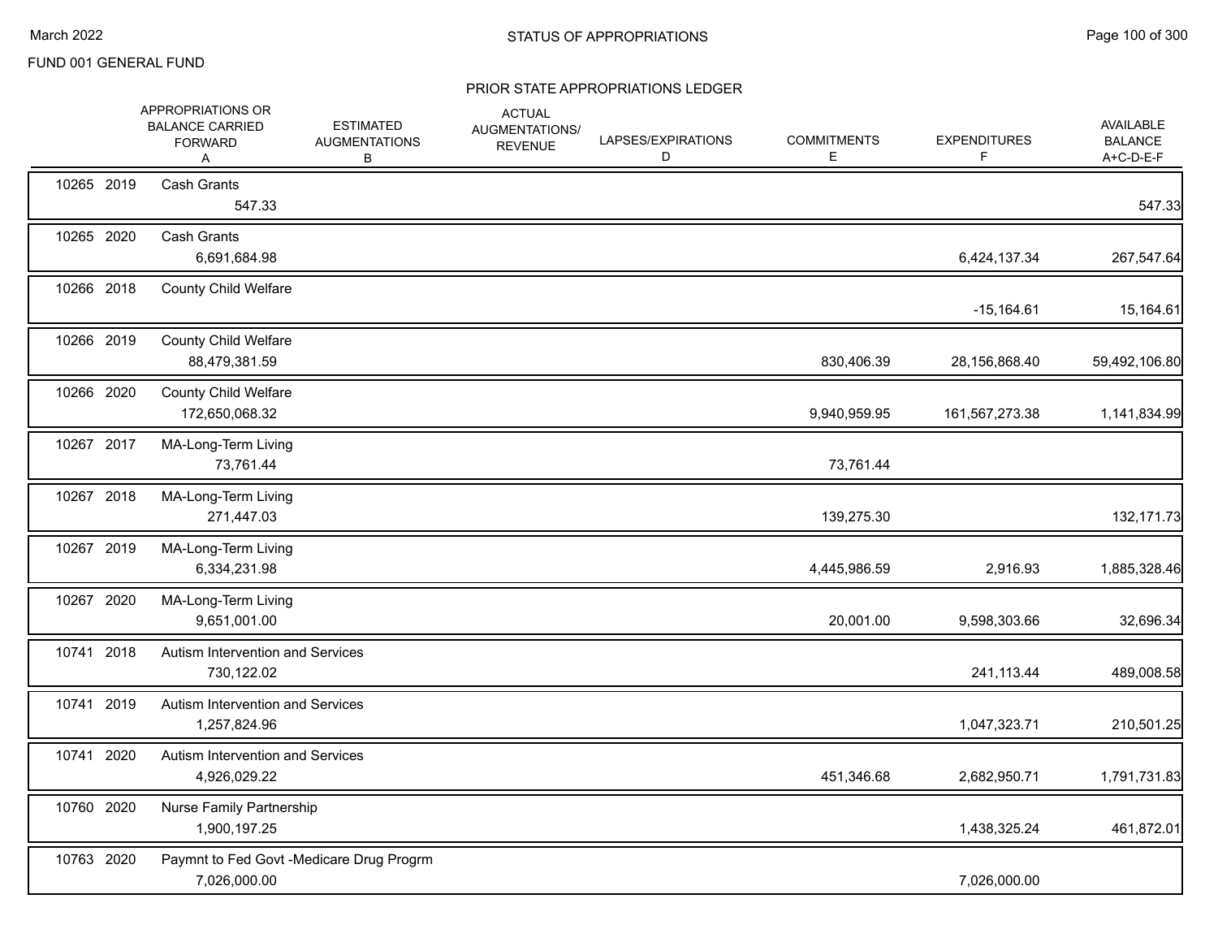FUND 001 GENERAL FUND

## STATUS OF APPROPRIATIONS

### PRIOR STATE APPROPRIATIONS LEDGER

| | | | APPROPRIATIONS OR BALANCE CARRIED FORWARD A | ESTIMATED AUGMENTATIONS B | ACTUAL AUGMENTATIONS/ REVENUE | LAPSES/EXPIRATIONS D | COMMITMENTS E | EXPENDITURES F | AVAILABLE BALANCE A+C-D-E-F |
|---|---|---|---|---|---|---|---|---|---|
| 10265 | 2019 | Cash Grants | 547.33 | | | | | | 547.33 |
| 10265 | 2020 | Cash Grants | 6,691,684.98 | | | | | 6,424,137.34 | 267,547.64 |
| 10266 | 2018 | County Child Welfare | | | | | | -15,164.61 | 15,164.61 |
| 10266 | 2019 | County Child Welfare | 88,479,381.59 | | | | 830,406.39 | 28,156,868.40 | 59,492,106.80 |
| 10266 | 2020 | County Child Welfare | 172,650,068.32 | | | | 9,940,959.95 | 161,567,273.38 | 1,141,834.99 |
| 10267 | 2017 | MA-Long-Term Living | 73,761.44 | | | | 73,761.44 | | |
| 10267 | 2018 | MA-Long-Term Living | 271,447.03 | | | | 139,275.30 | | 132,171.73 |
| 10267 | 2019 | MA-Long-Term Living | 6,334,231.98 | | | | 4,445,986.59 | 2,916.93 | 1,885,328.46 |
| 10267 | 2020 | MA-Long-Term Living | 9,651,001.00 | | | | 20,001.00 | 9,598,303.66 | 32,696.34 |
| 10741 | 2018 | Autism Intervention and Services | 730,122.02 | | | | | 241,113.44 | 489,008.58 |
| 10741 | 2019 | Autism Intervention and Services | 1,257,824.96 | | | | | 1,047,323.71 | 210,501.25 |
| 10741 | 2020 | Autism Intervention and Services | 4,926,029.22 | | | | 451,346.68 | 2,682,950.71 | 1,791,731.83 |
| 10760 | 2020 | Nurse Family Partnership | 1,900,197.25 | | | | | 1,438,325.24 | 461,872.01 |
| 10763 | 2020 | Paymnt to Fed Govt -Medicare Drug Progrm | 7,026,000.00 | | | | | 7,026,000.00 | |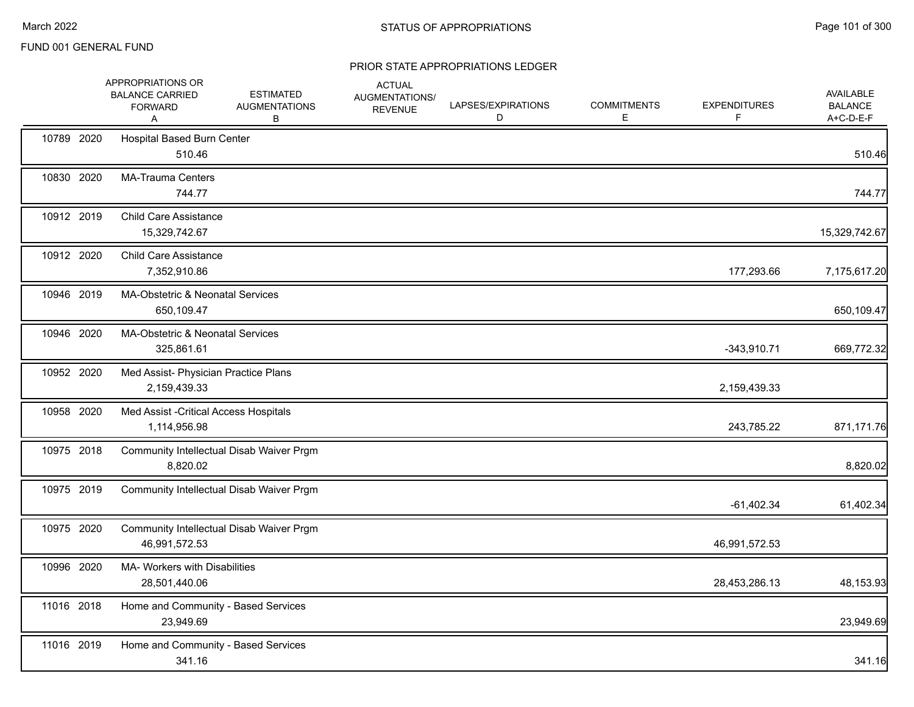FUND 001 GENERAL FUND

STATUS OF APPROPRIATIONS

March 2022

PRIOR STATE APPROPRIATIONS LEDGER

| | | | APPROPRIATIONS OR BALANCE CARRIED FORWARD A | ESTIMATED AUGMENTATIONS B | ACTUAL AUGMENTATIONS/ REVENUE | LAPSES/EXPIRATIONS D | COMMITMENTS E | EXPENDITURES F | AVAILABLE BALANCE A+C-D-E-F |
|---|---|---|---|---|---|---|---|---|---|
| 10789 | 2020 | Hospital Based Burn Center | 510.46 | | | | | | 510.46 |
| 10830 | 2020 | MA-Trauma Centers | 744.77 | | | | | | 744.77 |
| 10912 | 2019 | Child Care Assistance | 15,329,742.67 | | | | | | 15,329,742.67 |
| 10912 | 2020 | Child Care Assistance | 7,352,910.86 | | | | | 177,293.66 | 7,175,617.20 |
| 10946 | 2019 | MA-Obstetric & Neonatal Services | 650,109.47 | | | | | | 650,109.47 |
| 10946 | 2020 | MA-Obstetric & Neonatal Services | 325,861.61 | | | | | -343,910.71 | 669,772.32 |
| 10952 | 2020 | Med Assist- Physician Practice Plans | 2,159,439.33 | | | | | 2,159,439.33 | |
| 10958 | 2020 | Med Assist -Critical Access Hospitals | 1,114,956.98 | | | | | 243,785.22 | 871,171.76 |
| 10975 | 2018 | Community Intellectual Disab Waiver Prgm | 8,820.02 | | | | | | 8,820.02 |
| 10975 | 2019 | Community Intellectual Disab Waiver Prgm | | | | | | -61,402.34 | 61,402.34 |
| 10975 | 2020 | Community Intellectual Disab Waiver Prgm | 46,991,572.53 | | | | | 46,991,572.53 | |
| 10996 | 2020 | MA- Workers with Disabilities | 28,501,440.06 | | | | | 28,453,286.13 | 48,153.93 |
| 11016 | 2018 | Home and Community - Based Services | 23,949.69 | | | | | | 23,949.69 |
| 11016 | 2019 | Home and Community - Based Services | 341.16 | | | | | | 341.16 |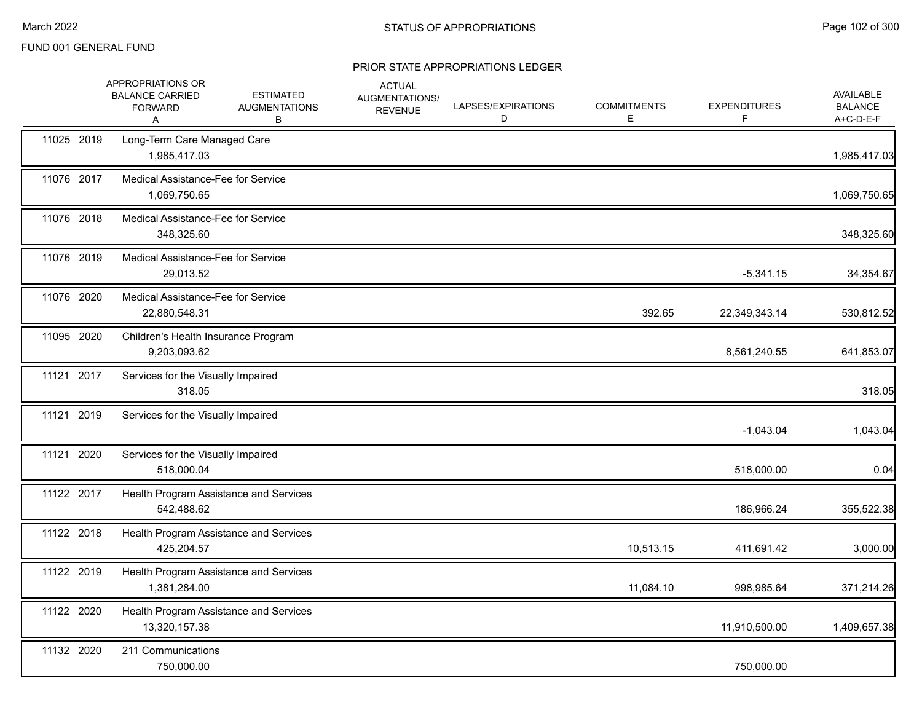FUND 001 GENERAL FUND

## STATUS OF APPROPRIATIONS

### PRIOR STATE APPROPRIATIONS LEDGER

| Appr | Year | Description | APPROPRIATIONS OR BALANCE CARRIED FORWARD A | ESTIMATED AUGMENTATIONS B | ACTUAL AUGMENTATIONS/ REVENUE | LAPSES/EXPIRATIONS D | COMMITMENTS E | EXPENDITURES F | AVAILABLE BALANCE A+C-D-E-F |
|---|---|---|---|---|---|---|---|---|---|
| 11025 | 2019 | Long-Term Care Managed Care | 1,985,417.03 | | | | | | 1,985,417.03 |
| 11076 | 2017 | Medical Assistance-Fee for Service | 1,069,750.65 | | | | | | 1,069,750.65 |
| 11076 | 2018 | Medical Assistance-Fee for Service | 348,325.60 | | | | | | 348,325.60 |
| 11076 | 2019 | Medical Assistance-Fee for Service | 29,013.52 | | | | | -5,341.15 | 34,354.67 |
| 11076 | 2020 | Medical Assistance-Fee for Service | 22,880,548.31 | | | | 392.65 | 22,349,343.14 | 530,812.52 |
| 11095 | 2020 | Children's Health Insurance Program | 9,203,093.62 | | | | | 8,561,240.55 | 641,853.07 |
| 11121 | 2017 | Services for the Visually Impaired | 318.05 | | | | | | 318.05 |
| 11121 | 2019 | Services for the Visually Impaired | | | | | | -1,043.04 | 1,043.04 |
| 11121 | 2020 | Services for the Visually Impaired | 518,000.04 | | | | | 518,000.00 | 0.04 |
| 11122 | 2017 | Health Program Assistance and Services | 542,488.62 | | | | | 186,966.24 | 355,522.38 |
| 11122 | 2018 | Health Program Assistance and Services | 425,204.57 | | | | 10,513.15 | 411,691.42 | 3,000.00 |
| 11122 | 2019 | Health Program Assistance and Services | 1,381,284.00 | | | | 11,084.10 | 998,985.64 | 371,214.26 |
| 11122 | 2020 | Health Program Assistance and Services | 13,320,157.38 | | | | | 11,910,500.00 | 1,409,657.38 |
| 11132 | 2020 | 211 Communications | 750,000.00 | | | | | 750,000.00 | |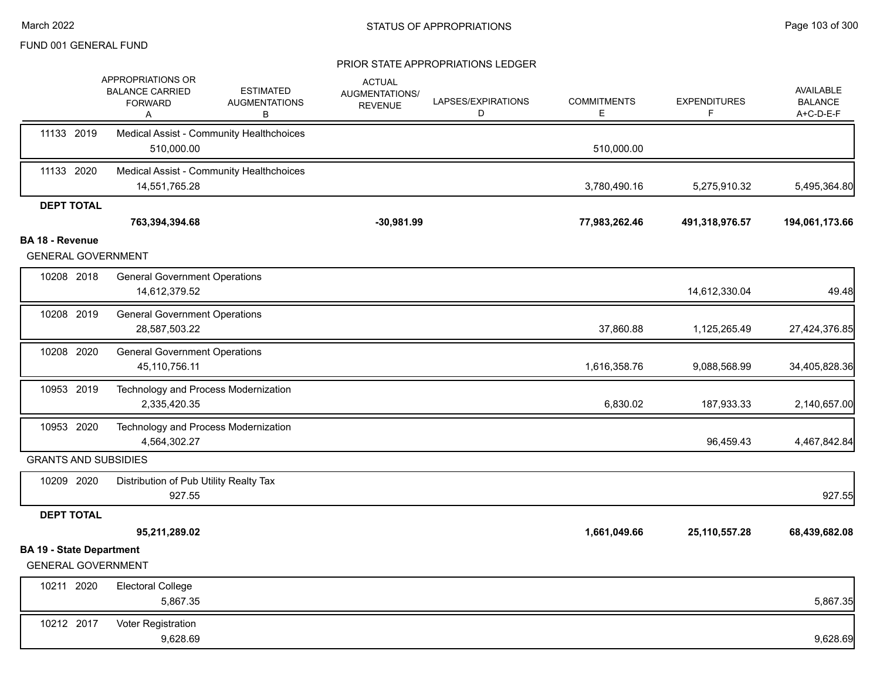FUND 001 GENERAL FUND

## PRIOR STATE APPROPRIATIONS LEDGER

| | APPROPRIATIONS OR BALANCE CARRIED FORWARD A | ESTIMATED AUGMENTATIONS B | ACTUAL AUGMENTATIONS/ REVENUE | LAPSES/EXPIRATIONS D | COMMITMENTS E | EXPENDITURES F | AVAILABLE BALANCE A+C-D-E-F |
|---|---|---|---|---|---|---|---|
| 11133 2019 | Medical Assist - Community Healthchoices | | | | | | |
| | 510,000.00 | | | | 510,000.00 | | |
| 11133 2020 | Medical Assist - Community Healthchoices | | | | | | |
| | 14,551,765.28 | | | | 3,780,490.16 | 5,275,910.32 | 5,495,364.80 |
| **DEPT TOTAL** | | | | | | | |
| | **763,394,394.68** | | **-30,981.99** | | **77,983,262.46** | **491,318,976.57** | **194,061,173.66** |
| **BA 18 - Revenue** | | | | | | | |
| GENERAL GOVERNMENT | | | | | | | |
| 10208 2018 | General Government Operations | | | | | | |
| | 14,612,379.52 | | | | | 14,612,330.04 | 49.48 |
| 10208 2019 | General Government Operations | | | | | | |
| | 28,587,503.22 | | | | 37,860.88 | 1,125,265.49 | 27,424,376.85 |
| 10208 2020 | General Government Operations | | | | | | |
| | 45,110,756.11 | | | | 1,616,358.76 | 9,088,568.99 | 34,405,828.36 |
| 10953 2019 | Technology and Process Modernization | | | | | | |
| | 2,335,420.35 | | | | 6,830.02 | 187,933.33 | 2,140,657.00 |
| 10953 2020 | Technology and Process Modernization | | | | | | |
| | 4,564,302.27 | | | | | 96,459.43 | 4,467,842.84 |
| GRANTS AND SUBSIDIES | | | | | | | |
| 10209 2020 | Distribution of Pub Utility Realty Tax | | | | | | |
| | 927.55 | | | | | | 927.55 |
| **DEPT TOTAL** | | | | | | | |
| | **95,211,289.02** | | | | **1,661,049.66** | **25,110,557.28** | **68,439,682.08** |
| **BA 19 - State Department** | | | | | | | |
| GENERAL GOVERNMENT | | | | | | | |
| 10211 2020 | Electoral College | | | | | | |
| | 5,867.35 | | | | | | 5,867.35 |
| 10212 2017 | Voter Registration | | | | | | |
| | 9,628.69 | | | | | | 9,628.69 |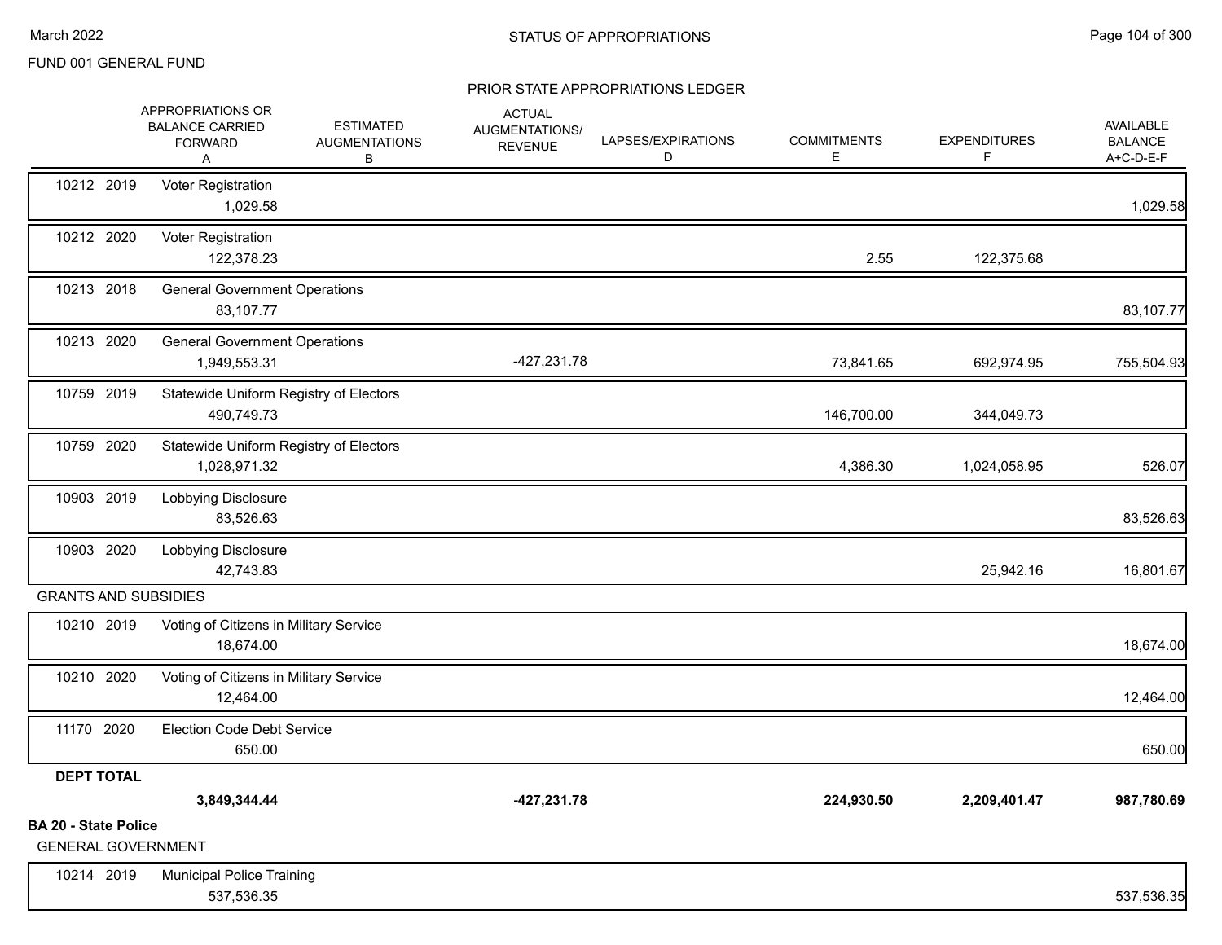FUND 001 GENERAL FUND

## STATUS OF APPROPRIATIONS

### PRIOR STATE APPROPRIATIONS LEDGER

| | APPROPRIATIONS OR BALANCE CARRIED FORWARD A | ESTIMATED AUGMENTATIONS B | ACTUAL AUGMENTATIONS/ REVENUE | LAPSES/EXPIRATIONS D | COMMITMENTS E | EXPENDITURES F | AVAILABLE BALANCE A+C-D-E-F |
|---|---|---|---|---|---|---|---|
| 10212 2019 Voter Registration | 1,029.58 | | | | | | 1,029.58 |
| 10212 2020 Voter Registration | 122,378.23 | | | | 2.55 | 122,375.68 | |
| 10213 2018 General Government Operations | 83,107.77 | | | | | | 83,107.77 |
| 10213 2020 General Government Operations | 1,949,553.31 | | -427,231.78 | | 73,841.65 | 692,974.95 | 755,504.93 |
| 10759 2019 Statewide Uniform Registry of Electors | 490,749.73 | | | | 146,700.00 | 344,049.73 | |
| 10759 2020 Statewide Uniform Registry of Electors | 1,028,971.32 | | | | 4,386.30 | 1,024,058.95 | 526.07 |
| 10903 2019 Lobbying Disclosure | 83,526.63 | | | | | | 83,526.63 |
| 10903 2020 Lobbying Disclosure | 42,743.83 | | | | | 25,942.16 | 16,801.67 |
| **GRANTS AND SUBSIDIES** | | | | | | | |
| 10210 2019 Voting of Citizens in Military Service | 18,674.00 | | | | | | 18,674.00 |
| 10210 2020 Voting of Citizens in Military Service | 12,464.00 | | | | | | 12,464.00 |
| 11170 2020 Election Code Debt Service | 650.00 | | | | | | 650.00 |
| **DEPT TOTAL** | **3,849,344.44** | | **-427,231.78** | | **224,930.50** | **2,209,401.47** | **987,780.69** |

**BA 20 - State Police**

GENERAL GOVERNMENT

| | APPROPRIATIONS OR BALANCE CARRIED FORWARD A | ESTIMATED AUGMENTATIONS B | ACTUAL AUGMENTATIONS/ REVENUE | LAPSES/EXPIRATIONS D | COMMITMENTS E | EXPENDITURES F | AVAILABLE BALANCE A+C-D-E-F |
|---|---|---|---|---|---|---|---|
| 10214 2019 Municipal Police Training | 537,536.35 | | | | | | 537,536.35 |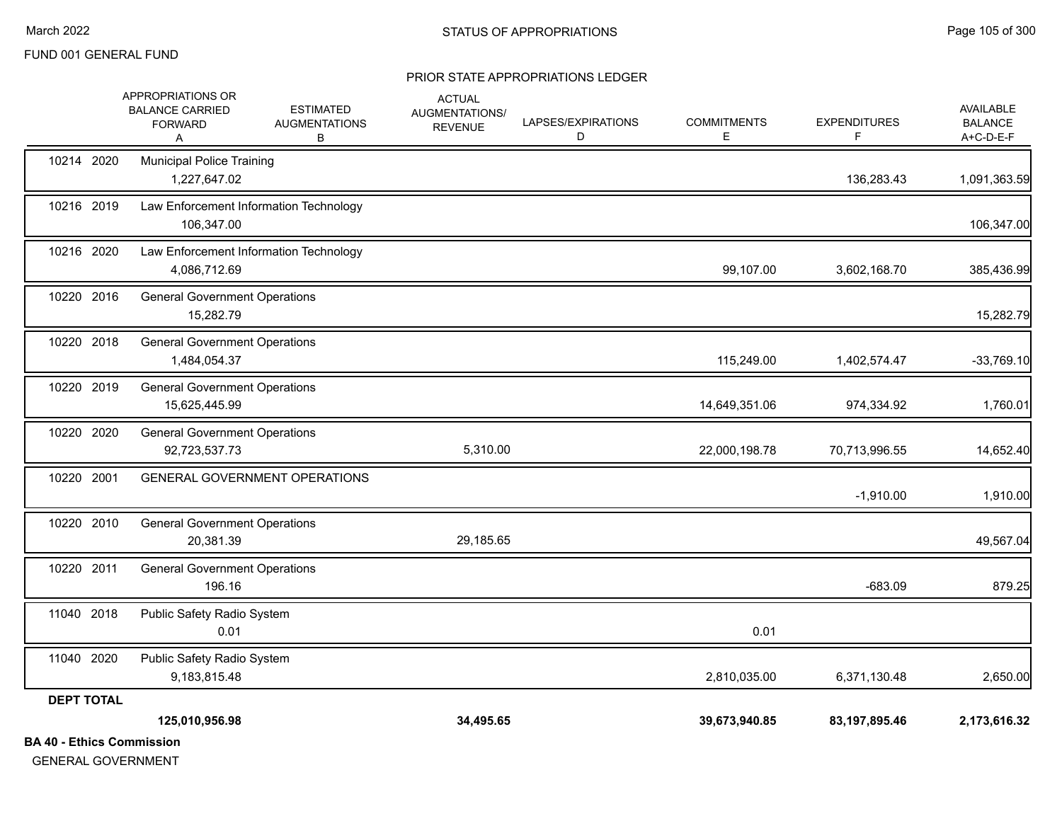FUND 001 GENERAL FUND

## STATUS OF APPROPRIATIONS

### PRIOR STATE APPROPRIATIONS LEDGER

| | APPROPRIATIONS OR BALANCE CARRIED FORWARD A | ESTIMATED AUGMENTATIONS B | ACTUAL AUGMENTATIONS/ REVENUE | LAPSES/EXPIRATIONS D | COMMITMENTS E | EXPENDITURES F | AVAILABLE BALANCE A+C-D-E-F |
|---|---|---|---|---|---|---|---|
| 10214 2020 | Municipal Police Training | | | | | | |
| | 1,227,647.02 | | | | | 136,283.43 | 1,091,363.59 |
| 10216 2019 | Law Enforcement Information Technology | | | | | | |
| | 106,347.00 | | | | | | 106,347.00 |
| 10216 2020 | Law Enforcement Information Technology | | | | | | |
| | 4,086,712.69 | | | | 99,107.00 | 3,602,168.70 | 385,436.99 |
| 10220 2016 | General Government Operations | | | | | | |
| | 15,282.79 | | | | | | 15,282.79 |
| 10220 2018 | General Government Operations | | | | | | |
| | 1,484,054.37 | | | | 115,249.00 | 1,402,574.47 | -33,769.10 |
| 10220 2019 | General Government Operations | | | | | | |
| | 15,625,445.99 | | | | 14,649,351.06 | 974,334.92 | 1,760.01 |
| 10220 2020 | General Government Operations | | | | | | |
| | 92,723,537.73 | | 5,310.00 | | 22,000,198.78 | 70,713,996.55 | 14,652.40 |
| 10220 2001 | GENERAL GOVERNMENT OPERATIONS | | | | | | |
| | | | | | | -1,910.00 | 1,910.00 |
| 10220 2010 | General Government Operations | | | | | | |
| | 20,381.39 | | 29,185.65 | | | | 49,567.04 |
| 10220 2011 | General Government Operations | | | | | | |
| | 196.16 | | | | | -683.09 | 879.25 |
| 11040 2018 | Public Safety Radio System | | | | | | |
| | 0.01 | | | | 0.01 | | |
| 11040 2020 | Public Safety Radio System | | | | | | |
| | 9,183,815.48 | | | | 2,810,035.00 | 6,371,130.48 | 2,650.00 |
| **DEPT TOTAL** | | | | | | | |
| | **125,010,956.98** | | **34,495.65** | | **39,673,940.85** | **83,197,895.46** | **2,173,616.32** |

**BA 40 - Ethics Commission**

GENERAL GOVERNMENT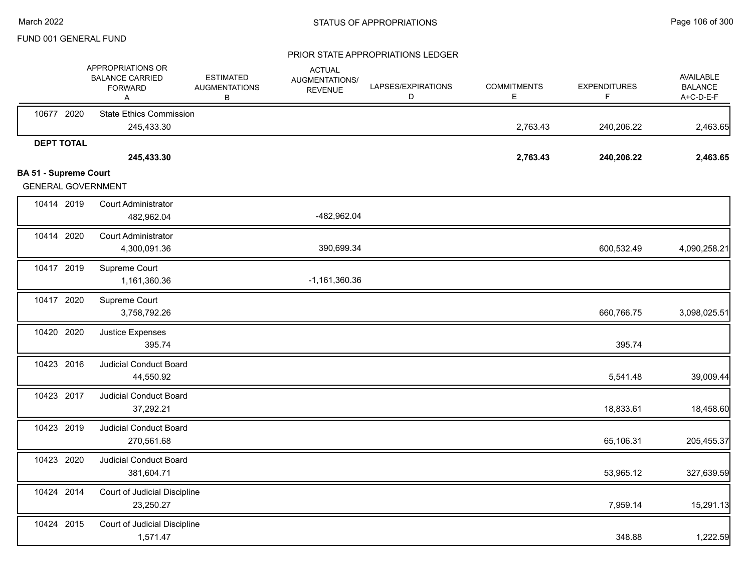FUND 001 GENERAL FUND

STATUS OF APPROPRIATIONS

PRIOR STATE APPROPRIATIONS LEDGER

| | | APPROPRIATIONS OR BALANCE CARRIED FORWARD A | ESTIMATED AUGMENTATIONS B | ACTUAL AUGMENTATIONS/ REVENUE | LAPSES/EXPIRATIONS D | COMMITMENTS E | EXPENDITURES F | AVAILABLE BALANCE A+C-D-E-F |
|---|---|---|---|---|---|---|---|---|
| 10677 | 2020 | State Ethics Commission | | | | | | |
| | | 245,433.30 | | | | 2,763.43 | 240,206.22 | 2,463.65 |
| **DEPT TOTAL** | | | | | | | | |
| | | **245,433.30** | | | | **2,763.43** | **240,206.22** | **2,463.65** |

**BA 51 - Supreme Court**

GENERAL GOVERNMENT

| | | APPROPRIATIONS OR BALANCE CARRIED FORWARD A | ESTIMATED AUGMENTATIONS B | ACTUAL AUGMENTATIONS/ REVENUE | LAPSES/EXPIRATIONS D | COMMITMENTS E | EXPENDITURES F | AVAILABLE BALANCE A+C-D-E-F |
|---|---|---|---|---|---|---|---|---|
| 10414 | 2019 | Court Administrator | | | | | | |
| | | 482,962.04 | | -482,962.04 | | | | |
| 10414 | 2020 | Court Administrator | | | | | | |
| | | 4,300,091.36 | | 390,699.34 | | | 600,532.49 | 4,090,258.21 |
| 10417 | 2019 | Supreme Court | | | | | | |
| | | 1,161,360.36 | | -1,161,360.36 | | | | |
| 10417 | 2020 | Supreme Court | | | | | | |
| | | 3,758,792.26 | | | | | 660,766.75 | 3,098,025.51 |
| 10420 | 2020 | Justice Expenses | | | | | | |
| | | 395.74 | | | | | 395.74 | |
| 10423 | 2016 | Judicial Conduct Board | | | | | | |
| | | 44,550.92 | | | | | 5,541.48 | 39,009.44 |
| 10423 | 2017 | Judicial Conduct Board | | | | | | |
| | | 37,292.21 | | | | | 18,833.61 | 18,458.60 |
| 10423 | 2019 | Judicial Conduct Board | | | | | | |
| | | 270,561.68 | | | | | 65,106.31 | 205,455.37 |
| 10423 | 2020 | Judicial Conduct Board | | | | | | |
| | | 381,604.71 | | | | | 53,965.12 | 327,639.59 |
| 10424 | 2014 | Court of Judicial Discipline | | | | | | |
| | | 23,250.27 | | | | | 7,959.14 | 15,291.13 |
| 10424 | 2015 | Court of Judicial Discipline | | | | | | |
| | | 1,571.47 | | | | | 348.88 | 1,222.59 |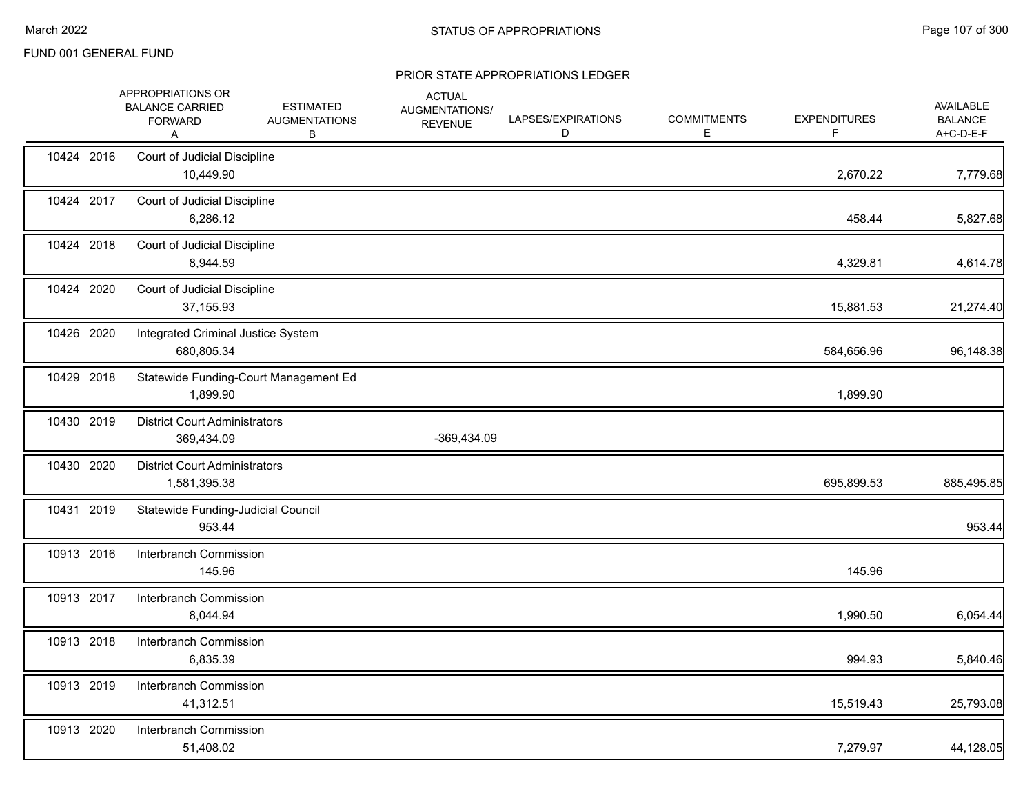FUND 001 GENERAL FUND

## PRIOR STATE APPROPRIATIONS LEDGER

| | | APPROPRIATIONS OR BALANCE CARRIED FORWARD A | ESTIMATED AUGMENTATIONS B | ACTUAL AUGMENTATIONS/ REVENUE | LAPSES/EXPIRATIONS D | COMMITMENTS E | EXPENDITURES F | AVAILABLE BALANCE A+C-D-E-F |
|---|---|---|---|---|---|---|---|---|
| 10424 | 2016 | Court of Judicial Discipline | | | | | | |
| | | 10,449.90 | | | | | 2,670.22 | 7,779.68 |
| 10424 | 2017 | Court of Judicial Discipline | | | | | | |
| | | 6,286.12 | | | | | 458.44 | 5,827.68 |
| 10424 | 2018 | Court of Judicial Discipline | | | | | | |
| | | 8,944.59 | | | | | 4,329.81 | 4,614.78 |
| 10424 | 2020 | Court of Judicial Discipline | | | | | | |
| | | 37,155.93 | | | | | 15,881.53 | 21,274.40 |
| 10426 | 2020 | Integrated Criminal Justice System | | | | | | |
| | | 680,805.34 | | | | | 584,656.96 | 96,148.38 |
| 10429 | 2018 | Statewide Funding-Court Management Ed | | | | | | |
| | | 1,899.90 | | | | | 1,899.90 | |
| 10430 | 2019 | District Court Administrators | | | | | | |
| | | 369,434.09 | | -369,434.09 | | | | |
| 10430 | 2020 | District Court Administrators | | | | | | |
| | | 1,581,395.38 | | | | | 695,899.53 | 885,495.85 |
| 10431 | 2019 | Statewide Funding-Judicial Council | | | | | | |
| | | 953.44 | | | | | | 953.44 |
| 10913 | 2016 | Interbranch Commission | | | | | | |
| | | 145.96 | | | | | 145.96 | |
| 10913 | 2017 | Interbranch Commission | | | | | | |
| | | 8,044.94 | | | | | 1,990.50 | 6,054.44 |
| 10913 | 2018 | Interbranch Commission | | | | | | |
| | | 6,835.39 | | | | | 994.93 | 5,840.46 |
| 10913 | 2019 | Interbranch Commission | | | | | | |
| | | 41,312.51 | | | | | 15,519.43 | 25,793.08 |
| 10913 | 2020 | Interbranch Commission | | | | | | |
| | | 51,408.02 | | | | | 7,279.97 | 44,128.05 |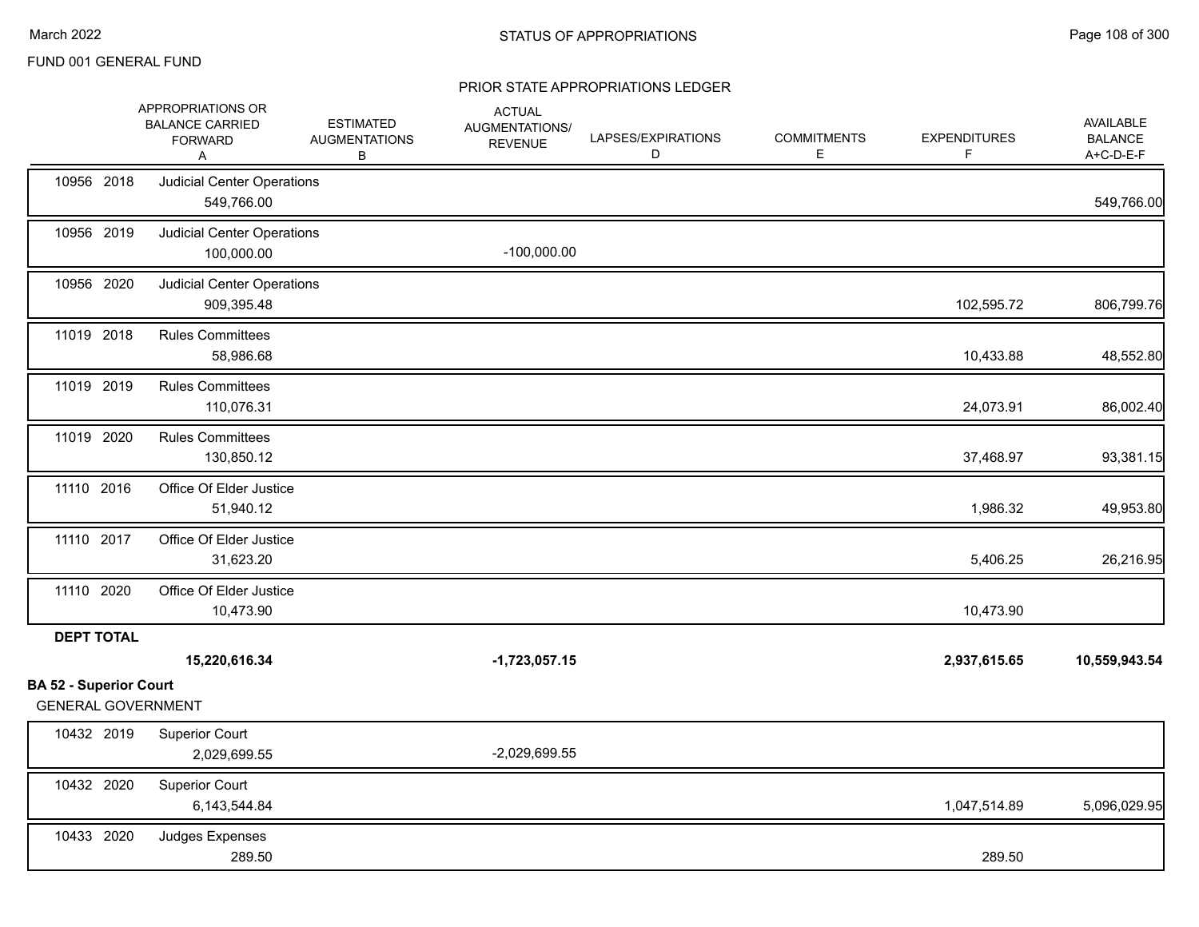FUND 001 GENERAL FUND

STATUS OF APPROPRIATIONS

PRIOR STATE APPROPRIATIONS LEDGER

| | | APPROPRIATIONS OR BALANCE CARRIED FORWARD A | ESTIMATED AUGMENTATIONS B | ACTUAL AUGMENTATIONS/ REVENUE | LAPSES/EXPIRATIONS D | COMMITMENTS E | EXPENDITURES F | AVAILABLE BALANCE A+C-D-E-F |
|---|---|---|---|---|---|---|---|---|
| 10956 2018 | Judicial Center Operations | 549,766.00 | | | | | | 549,766.00 |
| 10956 2019 | Judicial Center Operations | 100,000.00 | | -100,000.00 | | | | |
| 10956 2020 | Judicial Center Operations | 909,395.48 | | | | | 102,595.72 | 806,799.76 |
| 11019 2018 | Rules Committees | 58,986.68 | | | | | 10,433.88 | 48,552.80 |
| 11019 2019 | Rules Committees | 110,076.31 | | | | | 24,073.91 | 86,002.40 |
| 11019 2020 | Rules Committees | 130,850.12 | | | | | 37,468.97 | 93,381.15 |
| 11110 2016 | Office Of Elder Justice | 51,940.12 | | | | | 1,986.32 | 49,953.80 |
| 11110 2017 | Office Of Elder Justice | 31,623.20 | | | | | 5,406.25 | 26,216.95 |
| 11110 2020 | Office Of Elder Justice | 10,473.90 | | | | | 10,473.90 | |
| **DEPT TOTAL** | | **15,220,616.34** | | **-1,723,057.15** | | | **2,937,615.65** | **10,559,943.54** |

**BA 52 - Superior Court**

GENERAL GOVERNMENT

| | | APPROPRIATIONS OR BALANCE CARRIED FORWARD A | ESTIMATED AUGMENTATIONS B | ACTUAL AUGMENTATIONS/ REVENUE | LAPSES/EXPIRATIONS D | COMMITMENTS E | EXPENDITURES F | AVAILABLE BALANCE A+C-D-E-F |
|---|---|---|---|---|---|---|---|---|
| 10432 2019 | Superior Court | 2,029,699.55 | | -2,029,699.55 | | | | |
| 10432 2020 | Superior Court | 6,143,544.84 | | | | | 1,047,514.89 | 5,096,029.95 |
| 10433 2020 | Judges Expenses | 289.50 | | | | | 289.50 | |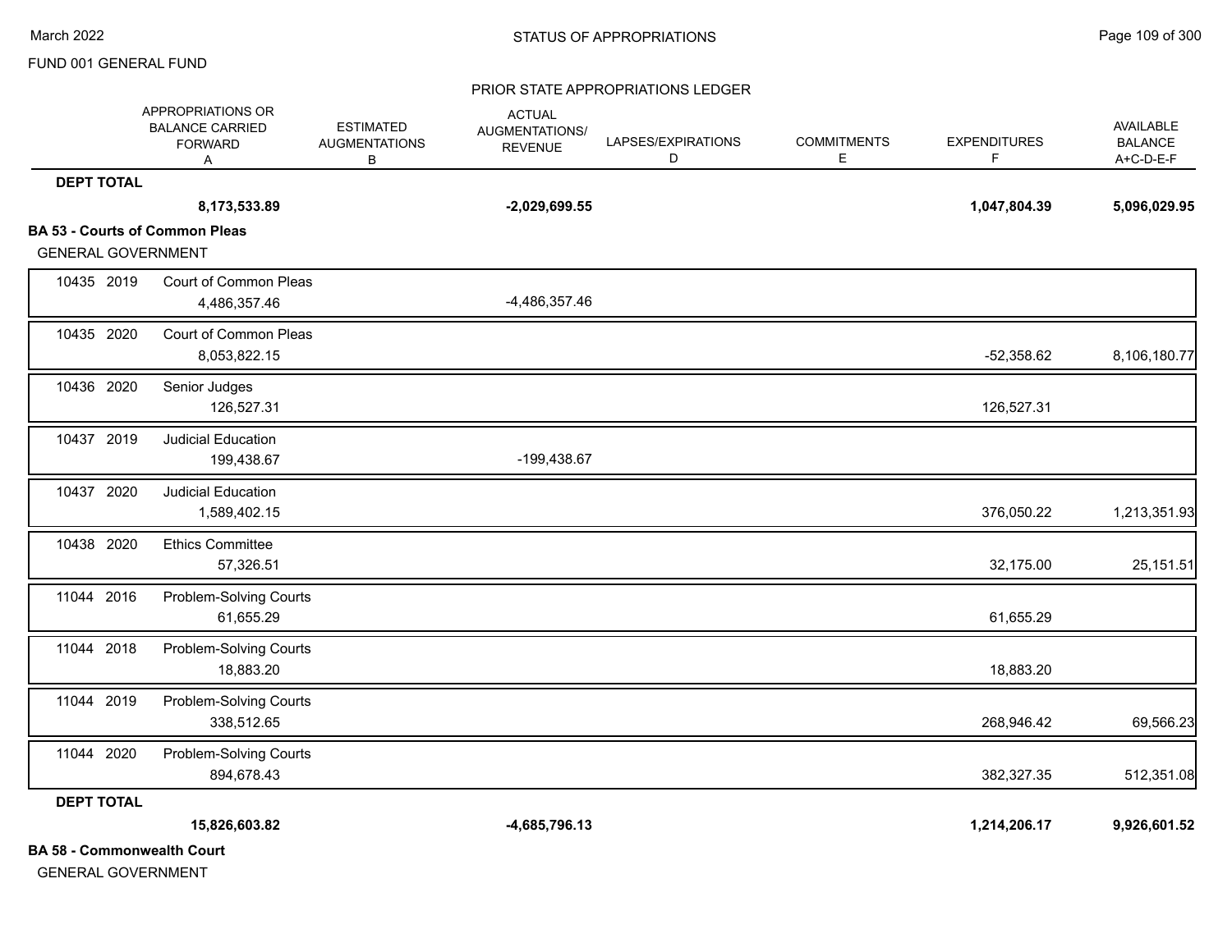FUND 001 GENERAL FUND

PRIOR STATE APPROPRIATIONS LEDGER

| | | APPROPRIATIONS OR BALANCE CARRIED FORWARD A | ESTIMATED AUGMENTATIONS B | ACTUAL AUGMENTATIONS/ REVENUE C | LAPSES/EXPIRATIONS D | COMMITMENTS E | EXPENDITURES F | AVAILABLE BALANCE A+C-D-E-F |
|---|---|---|---|---|---|---|---|---|
| **DEPT TOTAL** | | **8,173,533.89** | | **-2,029,699.55** | | | **1,047,804.39** | **5,096,029.95** |
| **BA 53 - Courts of Common Pleas** | | | | | | | | |
| GENERAL GOVERNMENT | | | | | | | | |
| 10435 2019 | Court of Common Pleas | 4,486,357.46 | | -4,486,357.46 | | | | |
| 10435 2020 | Court of Common Pleas | 8,053,822.15 | | | | | -52,358.62 | 8,106,180.77 |
| 10436 2020 | Senior Judges | 126,527.31 | | | | | 126,527.31 | |
| 10437 2019 | Judicial Education | 199,438.67 | | -199,438.67 | | | | |
| 10437 2020 | Judicial Education | 1,589,402.15 | | | | | 376,050.22 | 1,213,351.93 |
| 10438 2020 | Ethics Committee | 57,326.51 | | | | | 32,175.00 | 25,151.51 |
| 11044 2016 | Problem-Solving Courts | 61,655.29 | | | | | 61,655.29 | |
| 11044 2018 | Problem-Solving Courts | 18,883.20 | | | | | 18,883.20 | |
| 11044 2019 | Problem-Solving Courts | 338,512.65 | | | | | 268,946.42 | 69,566.23 |
| 11044 2020 | Problem-Solving Courts | 894,678.43 | | | | | 382,327.35 | 512,351.08 |
| **DEPT TOTAL** | | **15,826,603.82** | | **-4,685,796.13** | | | **1,214,206.17** | **9,926,601.52** |

**BA 58 - Commonwealth Court**

GENERAL GOVERNMENT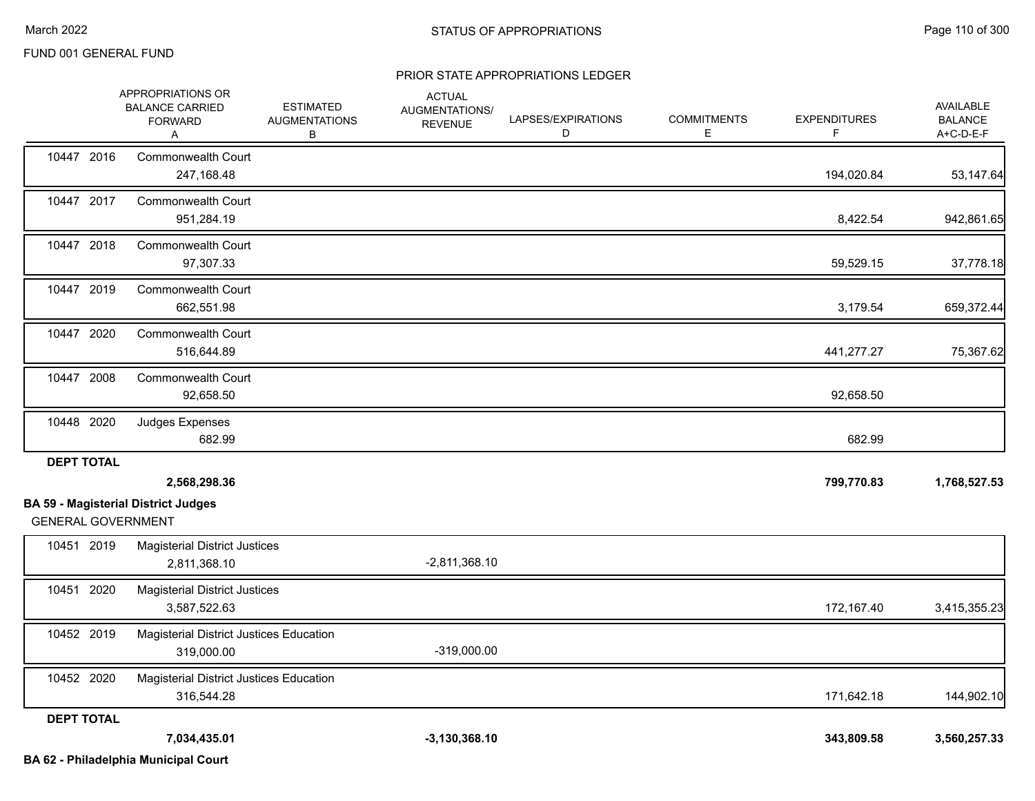FUND 001 GENERAL FUND

PRIOR STATE APPROPRIATIONS LEDGER

| | APPROPRIATIONS OR BALANCE CARRIED FORWARD A | ESTIMATED AUGMENTATIONS B | ACTUAL AUGMENTATIONS/ REVENUE | LAPSES/EXPIRATIONS D | COMMITMENTS E | EXPENDITURES F | AVAILABLE BALANCE A+C-D-E-F |
|---|---|---|---|---|---|---|---|
| 10447 2016 Commonwealth Court | 247,168.48 | | | | | 194,020.84 | 53,147.64 |
| 10447 2017 Commonwealth Court | 951,284.19 | | | | | 8,422.54 | 942,861.65 |
| 10447 2018 Commonwealth Court | 97,307.33 | | | | | 59,529.15 | 37,778.18 |
| 10447 2019 Commonwealth Court | 662,551.98 | | | | | 3,179.54 | 659,372.44 |
| 10447 2020 Commonwealth Court | 516,644.89 | | | | | 441,277.27 | 75,367.62 |
| 10447 2008 Commonwealth Court | 92,658.50 | | | | | 92,658.50 | |
| 10448 2020 Judges Expenses | 682.99 | | | | | 682.99 | |
| **DEPT TOTAL** | **2,568,298.36** | | | | | **799,770.83** | **1,768,527.53** |

**BA 59 - Magisterial District Judges**

GENERAL GOVERNMENT

| | APPROPRIATIONS OR BALANCE CARRIED FORWARD A | ESTIMATED AUGMENTATIONS B | ACTUAL AUGMENTATIONS/ REVENUE | LAPSES/EXPIRATIONS D | COMMITMENTS E | EXPENDITURES F | AVAILABLE BALANCE A+C-D-E-F |
|---|---|---|---|---|---|---|---|
| 10451 2019 Magisterial District Justices | 2,811,368.10 | | -2,811,368.10 | | | | |
| 10451 2020 Magisterial District Justices | 3,587,522.63 | | | | | 172,167.40 | 3,415,355.23 |
| 10452 2019 Magisterial District Justices Education | 319,000.00 | | -319,000.00 | | | | |
| 10452 2020 Magisterial District Justices Education | 316,544.28 | | | | | 171,642.18 | 144,902.10 |
| **DEPT TOTAL** | **7,034,435.01** | | **-3,130,368.10** | | | **343,809.58** | **3,560,257.33** |

**BA 62 - Philadelphia Municipal Court**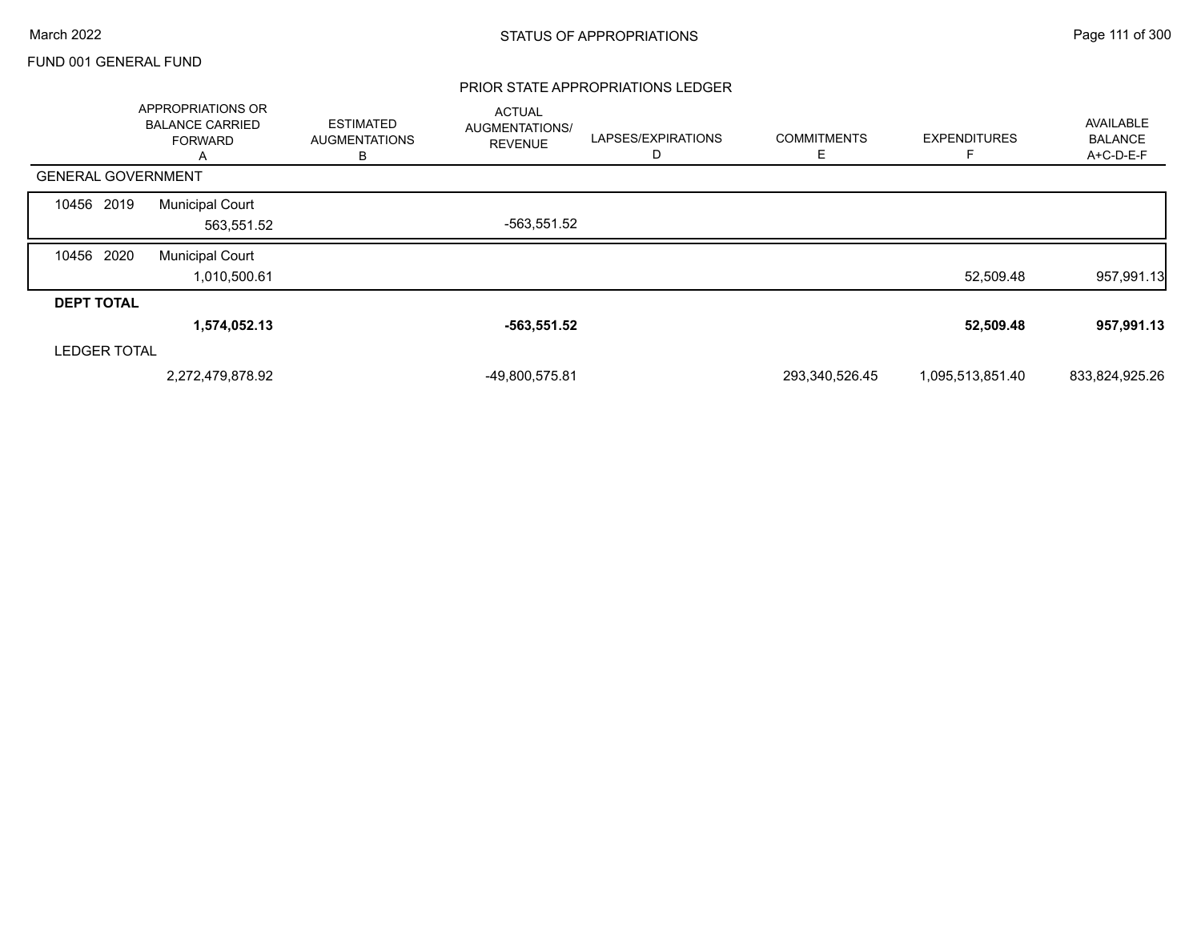FUND 001 GENERAL FUND

## PRIOR STATE APPROPRIATIONS LEDGER

| | APPROPRIATIONS OR BALANCE CARRIED FORWARD A | ESTIMATED AUGMENTATIONS B | ACTUAL AUGMENTATIONS/ REVENUE | LAPSES/EXPIRATIONS D | COMMITMENTS E | EXPENDITURES F | AVAILABLE BALANCE A+C-D-E-F |
|---|---|---|---|---|---|---|---|
| **GENERAL GOVERNMENT** | | | | | | | |
| 10456 2019 Municipal Court | 563,551.52 | | -563,551.52 | | | | |
| 10456 2020 Municipal Court | 1,010,500.61 | | | | | 52,509.48 | 957,991.13 |
| **DEPT TOTAL** | **1,574,052.13** | | **-563,551.52** | | | **52,509.48** | **957,991.13** |
| LEDGER TOTAL | 2,272,479,878.92 | | -49,800,575.81 | | 293,340,526.45 | 1,095,513,851.40 | 833,824,925.26 |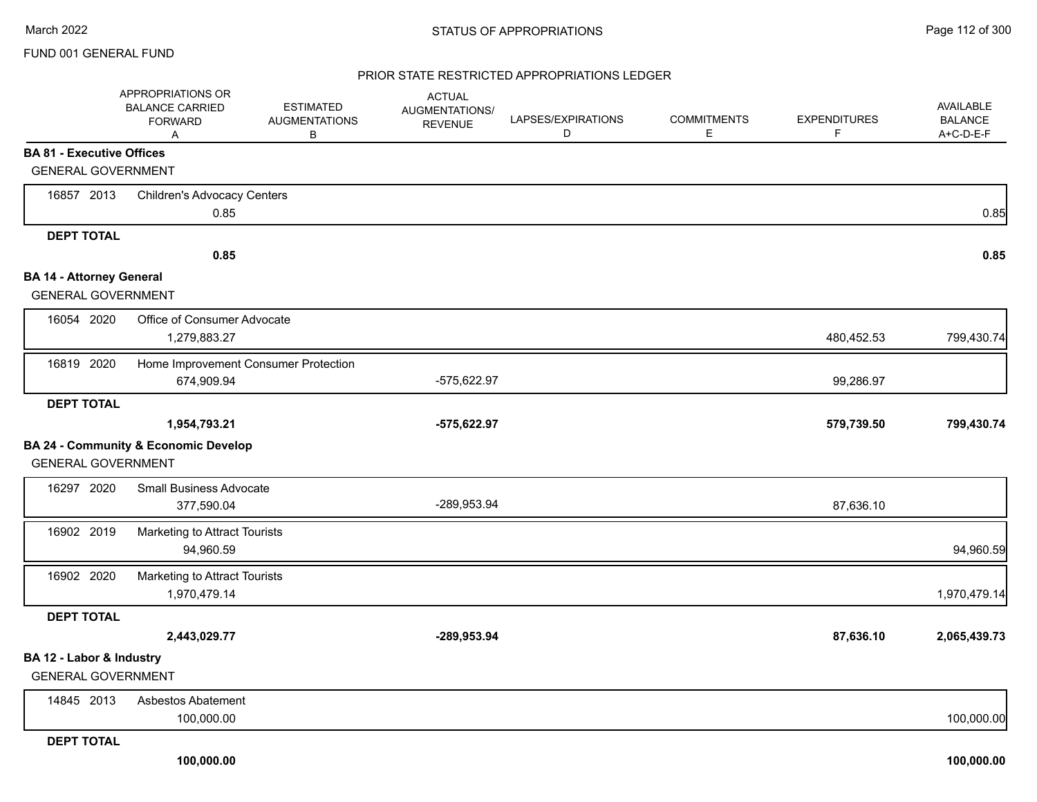FUND 001 GENERAL FUND

## STATUS OF APPROPRIATIONS

### PRIOR STATE RESTRICTED APPROPRIATIONS LEDGER

| | | | APPROPRIATIONS OR BALANCE CARRIED FORWARD A | ESTIMATED AUGMENTATIONS B | ACTUAL AUGMENTATIONS/ REVENUE | LAPSES/EXPIRATIONS D | COMMITMENTS E | EXPENDITURES F | AVAILABLE BALANCE A+C-D-E-F |
|---|---|---|---|---|---|---|---|---|---|
| **BA 81 - Executive Offices** | | | | | | | | | |
| GENERAL GOVERNMENT | | | | | | | | | |
| 16857 | 2013 | Children's Advocacy Centers | 0.85 | | | | | | 0.85 |
| **DEPT TOTAL** | | | **0.85** | | | | | | **0.85** |
| **BA 14 - Attorney General** | | | | | | | | | |
| GENERAL GOVERNMENT | | | | | | | | | |
| 16054 | 2020 | Office of Consumer Advocate | 1,279,883.27 | | | | | 480,452.53 | 799,430.74 |
| 16819 | 2020 | Home Improvement Consumer Protection | 674,909.94 | | -575,622.97 | | | 99,286.97 | |
| **DEPT TOTAL** | | | **1,954,793.21** | | **-575,622.97** | | | **579,739.50** | **799,430.74** |
| **BA 24 - Community & Economic Develop** | | | | | | | | | |
| GENERAL GOVERNMENT | | | | | | | | | |
| 16297 | 2020 | Small Business Advocate | 377,590.04 | | -289,953.94 | | | 87,636.10 | |
| 16902 | 2019 | Marketing to Attract Tourists | 94,960.59 | | | | | | 94,960.59 |
| 16902 | 2020 | Marketing to Attract Tourists | 1,970,479.14 | | | | | | 1,970,479.14 |
| **DEPT TOTAL** | | | **2,443,029.77** | | **-289,953.94** | | | **87,636.10** | **2,065,439.73** |
| **BA 12 - Labor & Industry** | | | | | | | | | |
| GENERAL GOVERNMENT | | | | | | | | | |
| 14845 | 2013 | Asbestos Abatement | 100,000.00 | | | | | | 100,000.00 |
| **DEPT TOTAL** | | | **100,000.00** | | | | | | **100,000.00** |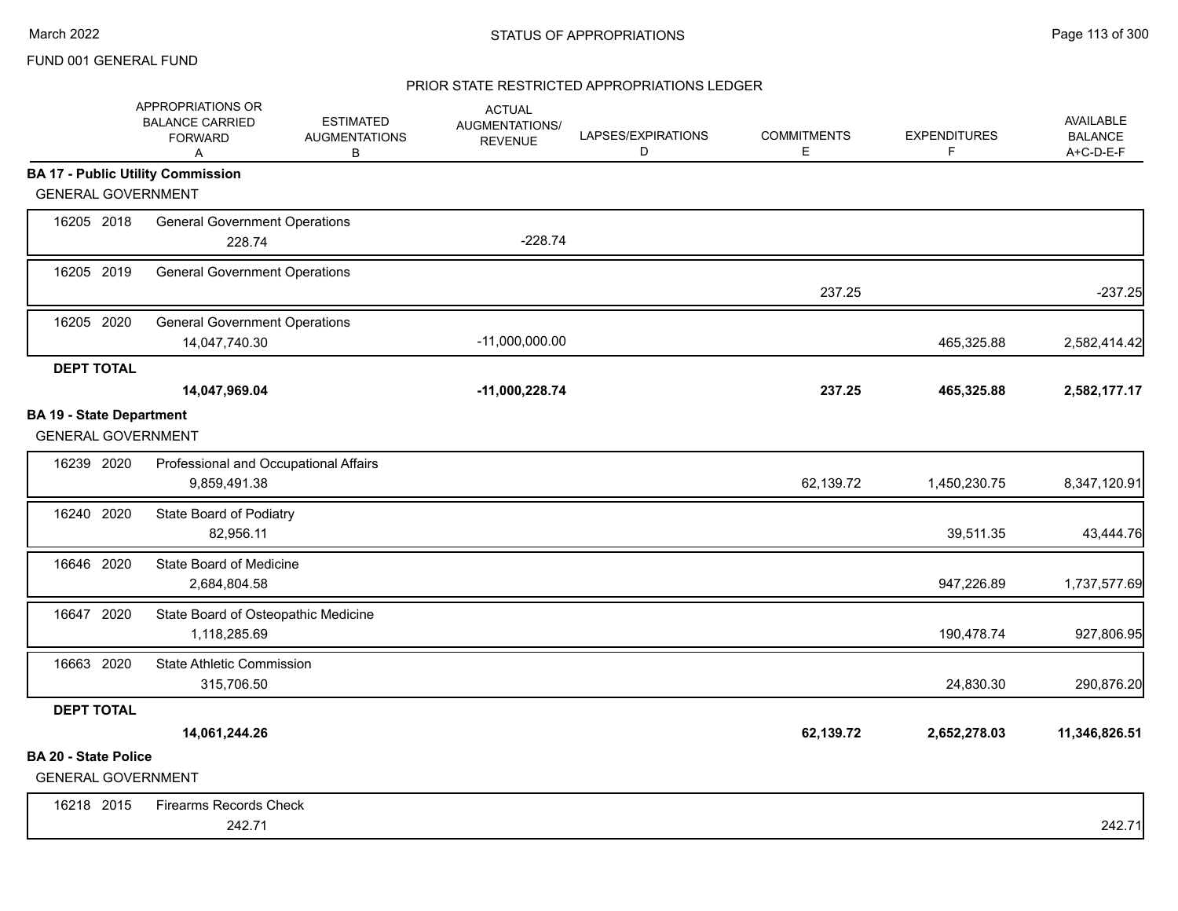FUND 001 GENERAL FUND

## STATUS OF APPROPRIATIONS

### PRIOR STATE RESTRICTED APPROPRIATIONS LEDGER

| | APPROPRIATIONS OR BALANCE CARRIED FORWARD A | ESTIMATED AUGMENTATIONS B | ACTUAL AUGMENTATIONS/ REVENUE | LAPSES/EXPIRATIONS D | COMMITMENTS E | EXPENDITURES F | AVAILABLE BALANCE A+C-D-E-F |
|---|---|---|---|---|---|---|---|
| **BA 17 - Public Utility Commission** | | | | | | | |
| GENERAL GOVERNMENT | | | | | | | |
| 16205 2018 General Government Operations | 228.74 | | -228.74 | | | | |
| 16205 2019 General Government Operations | | | | | 237.25 | | -237.25 |
| 16205 2020 General Government Operations | 14,047,740.30 | | -11,000,000.00 | | | 465,325.88 | 2,582,414.42 |
| **DEPT TOTAL** | **14,047,969.04** | | **-11,000,228.74** | | **237.25** | **465,325.88** | **2,582,177.17** |
| **BA 19 - State Department** | | | | | | | |
| GENERAL GOVERNMENT | | | | | | | |
| 16239 2020 Professional and Occupational Affairs | 9,859,491.38 | | | | 62,139.72 | 1,450,230.75 | 8,347,120.91 |
| 16240 2020 State Board of Podiatry | 82,956.11 | | | | | 39,511.35 | 43,444.76 |
| 16646 2020 State Board of Medicine | 2,684,804.58 | | | | | 947,226.89 | 1,737,577.69 |
| 16647 2020 State Board of Osteopathic Medicine | 1,118,285.69 | | | | | 190,478.74 | 927,806.95 |
| 16663 2020 State Athletic Commission | 315,706.50 | | | | | 24,830.30 | 290,876.20 |
| **DEPT TOTAL** | **14,061,244.26** | | | | **62,139.72** | **2,652,278.03** | **11,346,826.51** |
| **BA 20 - State Police** | | | | | | | |
| GENERAL GOVERNMENT | | | | | | | |
| 16218 2015 Firearms Records Check | 242.71 | | | | | | 242.71 |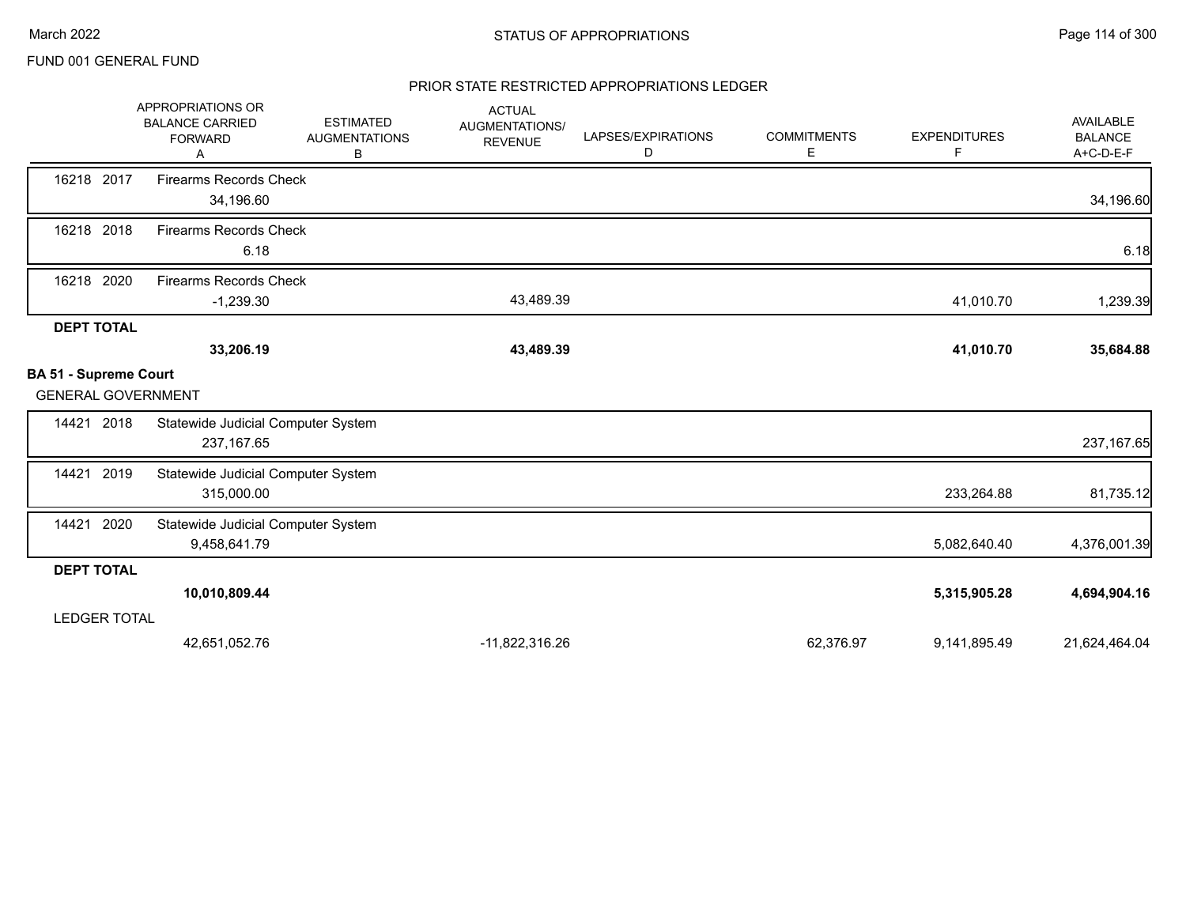FUND 001 GENERAL FUND

## STATUS OF APPROPRIATIONS

### PRIOR STATE RESTRICTED APPROPRIATIONS LEDGER

| | APPROPRIATIONS OR BALANCE CARRIED FORWARD A | ESTIMATED AUGMENTATIONS B | ACTUAL AUGMENTATIONS/ REVENUE | LAPSES/EXPIRATIONS D | COMMITMENTS E | EXPENDITURES F | AVAILABLE BALANCE A+C-D-E-F |
|---|---|---|---|---|---|---|---|
| 16218 2017 Firearms Records Check | 34,196.60 | | | | | | 34,196.60 |
| 16218 2018 Firearms Records Check | 6.18 | | | | | | 6.18 |
| 16218 2020 Firearms Records Check | -1,239.30 | | 43,489.39 | | | 41,010.70 | 1,239.39 |
| **DEPT TOTAL** | **33,206.19** | | **43,489.39** | | | **41,010.70** | **35,684.88** |
| **BA 51 - Supreme Court** | | | | | | | |
| GENERAL GOVERNMENT | | | | | | | |
| 14421 2018 Statewide Judicial Computer System | 237,167.65 | | | | | | 237,167.65 |
| 14421 2019 Statewide Judicial Computer System | 315,000.00 | | | | | 233,264.88 | 81,735.12 |
| 14421 2020 Statewide Judicial Computer System | 9,458,641.79 | | | | | 5,082,640.40 | 4,376,001.39 |
| **DEPT TOTAL** | **10,010,809.44** | | | | | **5,315,905.28** | **4,694,904.16** |
| LEDGER TOTAL | 42,651,052.76 | | -11,822,316.26 | | 62,376.97 | 9,141,895.49 | 21,624,464.04 |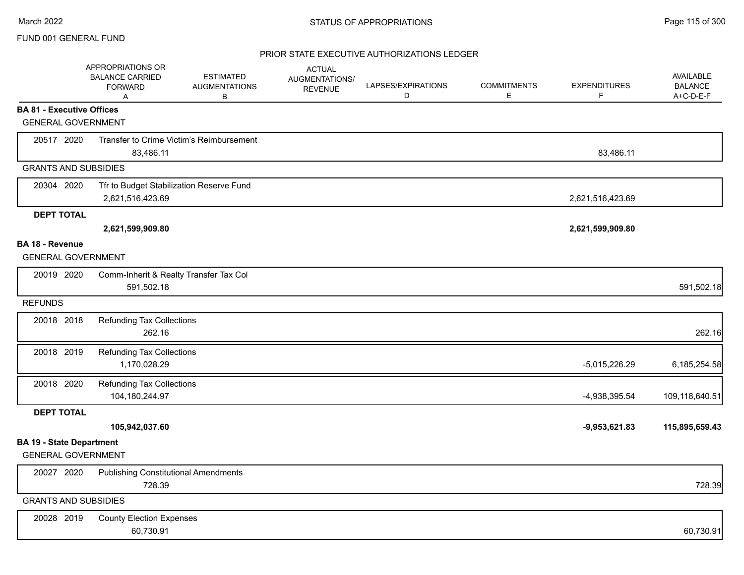FUND 001 GENERAL FUND

## PRIOR STATE EXECUTIVE AUTHORIZATIONS LEDGER

| | APPROPRIATIONS OR BALANCE CARRIED FORWARD A | ESTIMATED AUGMENTATIONS B | ACTUAL AUGMENTATIONS/ REVENUE | LAPSES/EXPIRATIONS D | COMMITMENTS E | EXPENDITURES F | AVAILABLE BALANCE A+C-D-E-F |
|---|---|---|---|---|---|---|---|
| **BA 81 - Executive Offices** | | | | | | | |
| GENERAL GOVERNMENT | | | | | | | |
| 20517 2020 Transfer to Crime Victim's Reimbursement | 83,486.11 | | | | | 83,486.11 | |
| GRANTS AND SUBSIDIES | | | | | | | |
| 20304 2020 Tfr to Budget Stabilization Reserve Fund | 2,621,516,423.69 | | | | | 2,621,516,423.69 | |
| **DEPT TOTAL** | **2,621,599,909.80** | | | | | **2,621,599,909.80** | |
| **BA 18 - Revenue** | | | | | | | |
| GENERAL GOVERNMENT | | | | | | | |
| 20019 2020 Comm-Inherit & Realty Transfer Tax Col | 591,502.18 | | | | | | 591,502.18 |
| REFUNDS | | | | | | | |
| 20018 2018 Refunding Tax Collections | 262.16 | | | | | | 262.16 |
| 20018 2019 Refunding Tax Collections | 1,170,028.29 | | | | | -5,015,226.29 | 6,185,254.58 |
| 20018 2020 Refunding Tax Collections | 104,180,244.97 | | | | | -4,938,395.54 | 109,118,640.51 |
| **DEPT TOTAL** | **105,942,037.60** | | | | | **-9,953,621.83** | **115,895,659.43** |
| **BA 19 - State Department** | | | | | | | |
| GENERAL GOVERNMENT | | | | | | | |
| 20027 2020 Publishing Constitutional Amendments | 728.39 | | | | | | 728.39 |
| GRANTS AND SUBSIDIES | | | | | | | |
| 20028 2019 County Election Expenses | 60,730.91 | | | | | | 60,730.91 |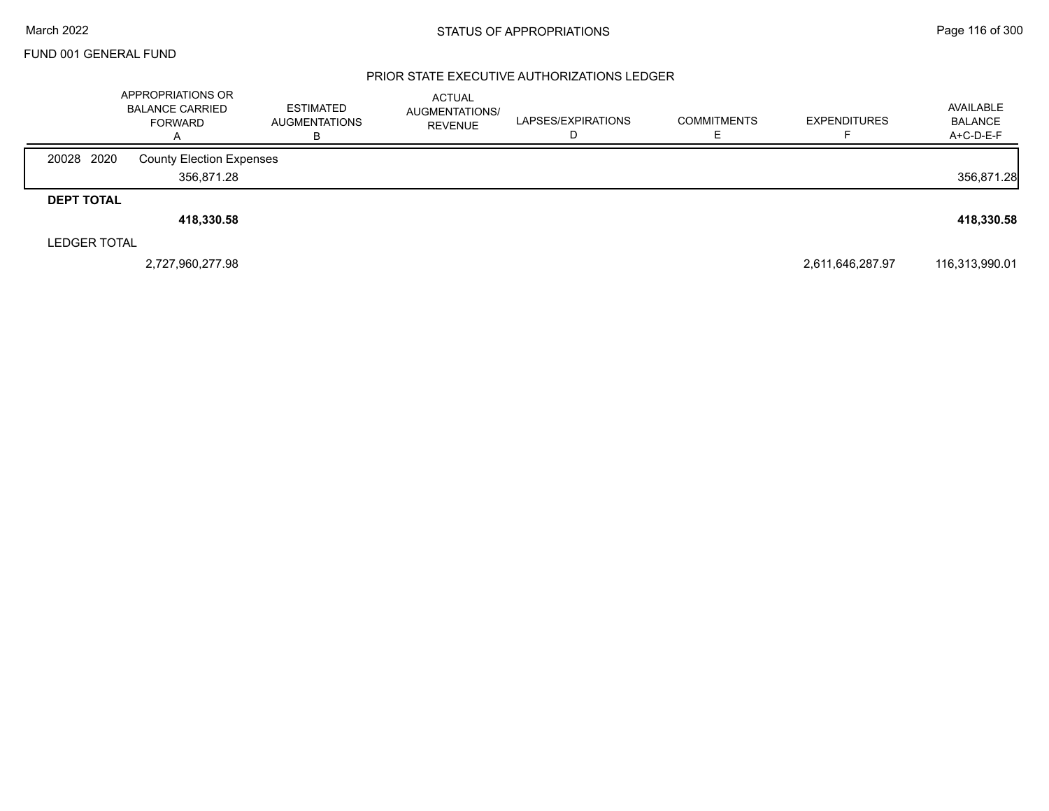FUND 001 GENERAL FUND

STATUS OF APPROPRIATIONS

PRIOR STATE EXECUTIVE AUTHORIZATIONS LEDGER

| | APPROPRIATIONS OR BALANCE CARRIED FORWARD A | ESTIMATED AUGMENTATIONS B | ACTUAL AUGMENTATIONS/ REVENUE | LAPSES/EXPIRATIONS D | COMMITMENTS E | EXPENDITURES F | AVAILABLE BALANCE A+C-D-E-F |
|---|---|---|---|---|---|---|---|
| 20028 2020 County Election Expenses | | | | | | | |
| | 356,871.28 | | | | | | 356,871.28 |
| **DEPT TOTAL** | | | | | | | |
| | **418,330.58** | | | | | | **418,330.58** |
| LEDGER TOTAL | | | | | | | |
| | 2,727,960,277.98 | | | | | 2,611,646,287.97 | 116,313,990.01 |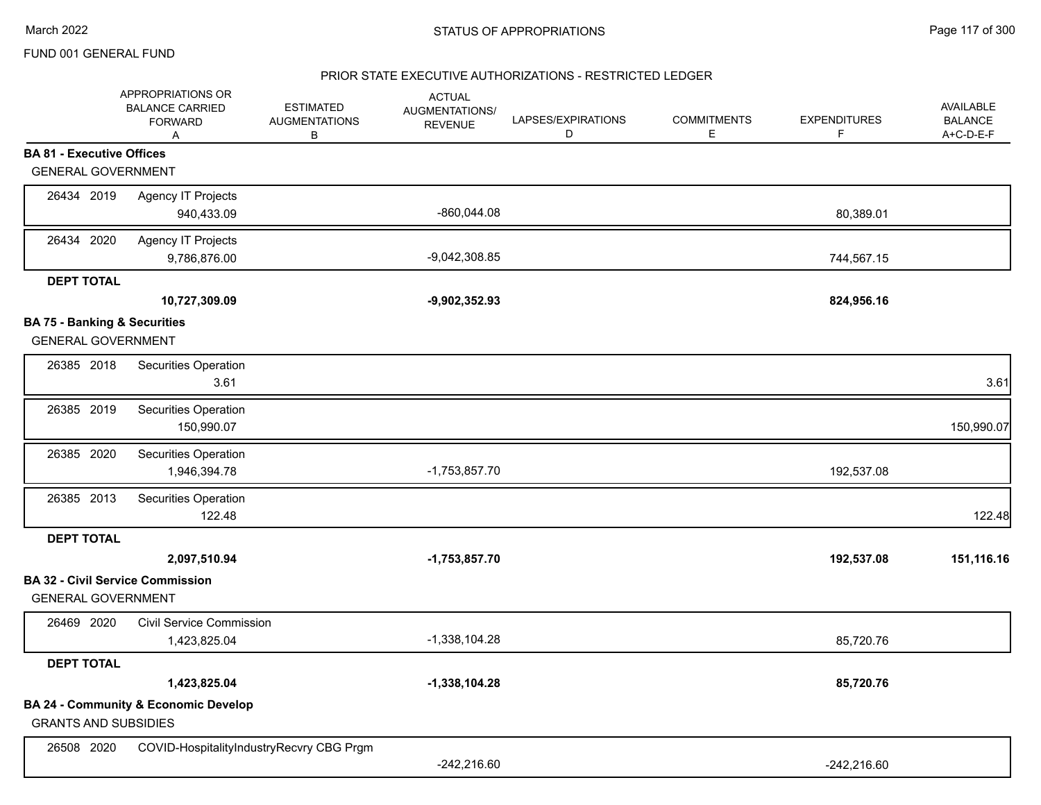FUND 001 GENERAL FUND

STATUS OF APPROPRIATIONS

March 2022

PRIOR STATE EXECUTIVE AUTHORIZATIONS - RESTRICTED LEDGER

| | APPROPRIATIONS OR BALANCE CARRIED FORWARD A | ESTIMATED AUGMENTATIONS B | ACTUAL AUGMENTATIONS/ REVENUE | LAPSES/EXPIRATIONS D | COMMITMENTS E | EXPENDITURES F | AVAILABLE BALANCE A+C-D-E-F |
|---|---|---|---|---|---|---|---|
| **BA 81 - Executive Offices** | | | | | | | |
| GENERAL GOVERNMENT | | | | | | | |
| 26434 2019 Agency IT Projects | 940,433.09 | | -860,044.08 | | | 80,389.01 | |
| 26434 2020 Agency IT Projects | 9,786,876.00 | | -9,042,308.85 | | | 744,567.15 | |
| **DEPT TOTAL** | **10,727,309.09** | | **-9,902,352.93** | | | **824,956.16** | |
| **BA 75 - Banking & Securities** | | | | | | | |
| GENERAL GOVERNMENT | | | | | | | |
| 26385 2018 Securities Operation | 3.61 | | | | | | 3.61 |
| 26385 2019 Securities Operation | 150,990.07 | | | | | | 150,990.07 |
| 26385 2020 Securities Operation | 1,946,394.78 | | -1,753,857.70 | | | 192,537.08 | |
| 26385 2013 Securities Operation | 122.48 | | | | | | 122.48 |
| **DEPT TOTAL** | **2,097,510.94** | | **-1,753,857.70** | | | **192,537.08** | **151,116.16** |
| **BA 32 - Civil Service Commission** | | | | | | | |
| GENERAL GOVERNMENT | | | | | | | |
| 26469 2020 Civil Service Commission | 1,423,825.04 | | -1,338,104.28 | | | 85,720.76 | |
| **DEPT TOTAL** | **1,423,825.04** | | **-1,338,104.28** | | | **85,720.76** | |
| **BA 24 - Community & Economic Develop** | | | | | | | |
| GRANTS AND SUBSIDIES | | | | | | | |
| 26508 2020 COVID-HospitalityIndustryRecvry CBG Prgm | | | -242,216.60 | | | -242,216.60 | |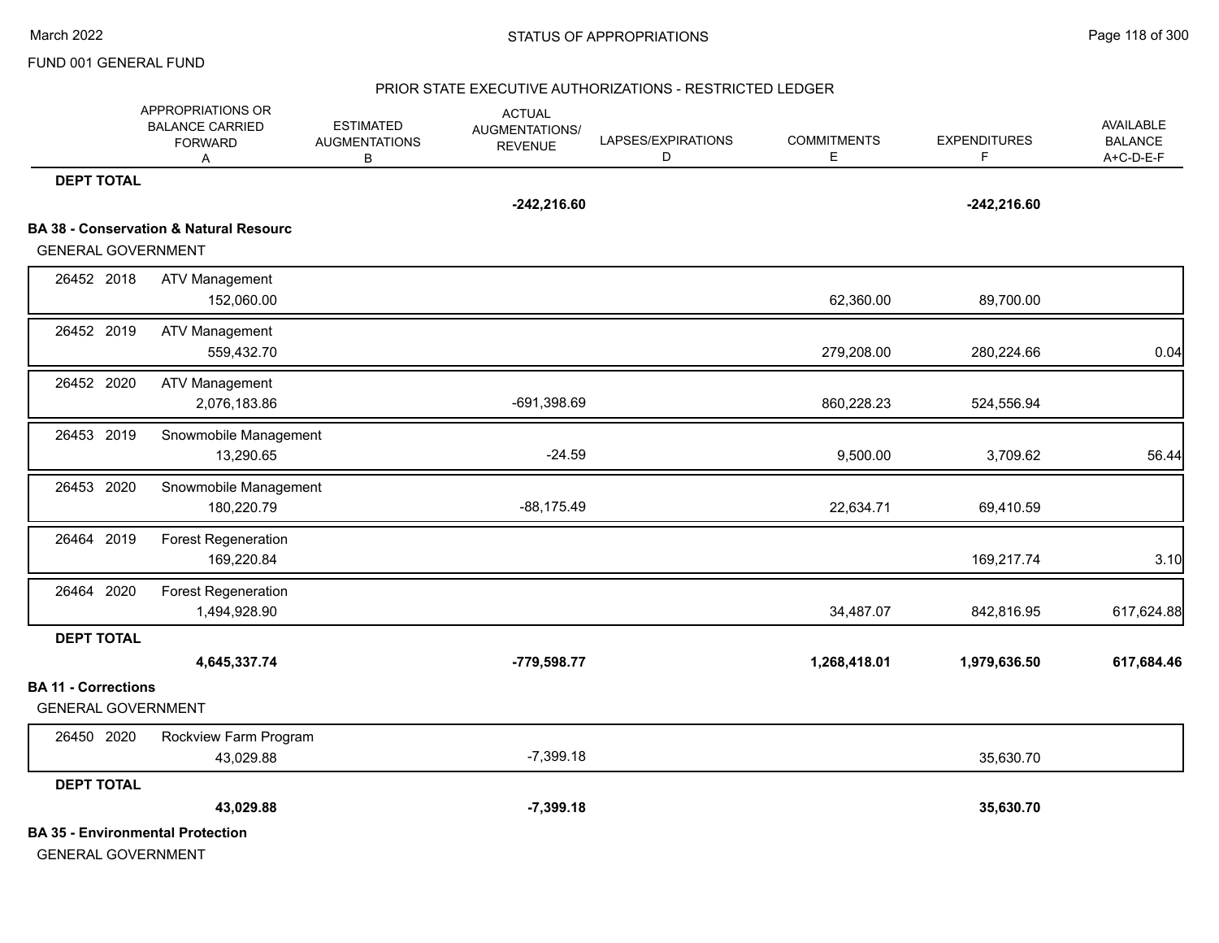FUND 001 GENERAL FUND

## STATUS OF APPROPRIATIONS

### PRIOR STATE EXECUTIVE AUTHORIZATIONS - RESTRICTED LEDGER

| | APPROPRIATIONS OR BALANCE CARRIED FORWARD A | ESTIMATED AUGMENTATIONS B | ACTUAL AUGMENTATIONS/ REVENUE | LAPSES/EXPIRATIONS D | COMMITMENTS E | EXPENDITURES F | AVAILABLE BALANCE A+C-D-E-F |
|---|---|---|---|---|---|---|---|
| **DEPT TOTAL** | | | **-242,216.60** | | | **-242,216.60** | |
| **BA 38 - Conservation & Natural Resourc** | | | | | | | |
| GENERAL GOVERNMENT | | | | | | | |
| 26452 2018 ATV Management | 152,060.00 | | | | 62,360.00 | 89,700.00 | |
| 26452 2019 ATV Management | 559,432.70 | | | | 279,208.00 | 280,224.66 | 0.04 |
| 26452 2020 ATV Management | 2,076,183.86 | | -691,398.69 | | 860,228.23 | 524,556.94 | |
| 26453 2019 Snowmobile Management | 13,290.65 | | -24.59 | | 9,500.00 | 3,709.62 | 56.44 |
| 26453 2020 Snowmobile Management | 180,220.79 | | -88,175.49 | | 22,634.71 | 69,410.59 | |
| 26464 2019 Forest Regeneration | 169,220.84 | | | | | 169,217.74 | 3.10 |
| 26464 2020 Forest Regeneration | 1,494,928.90 | | | | 34,487.07 | 842,816.95 | 617,624.88 |
| **DEPT TOTAL** | **4,645,337.74** | | **-779,598.77** | | **1,268,418.01** | **1,979,636.50** | **617,684.46** |
| **BA 11 - Corrections** | | | | | | | |
| GENERAL GOVERNMENT | | | | | | | |
| 26450 2020 Rockview Farm Program | 43,029.88 | | -7,399.18 | | | 35,630.70 | |
| **DEPT TOTAL** | **43,029.88** | | **-7,399.18** | | | **35,630.70** | |
| **BA 35 - Environmental Protection** | | | | | | | |
| GENERAL GOVERNMENT | | | | | | | |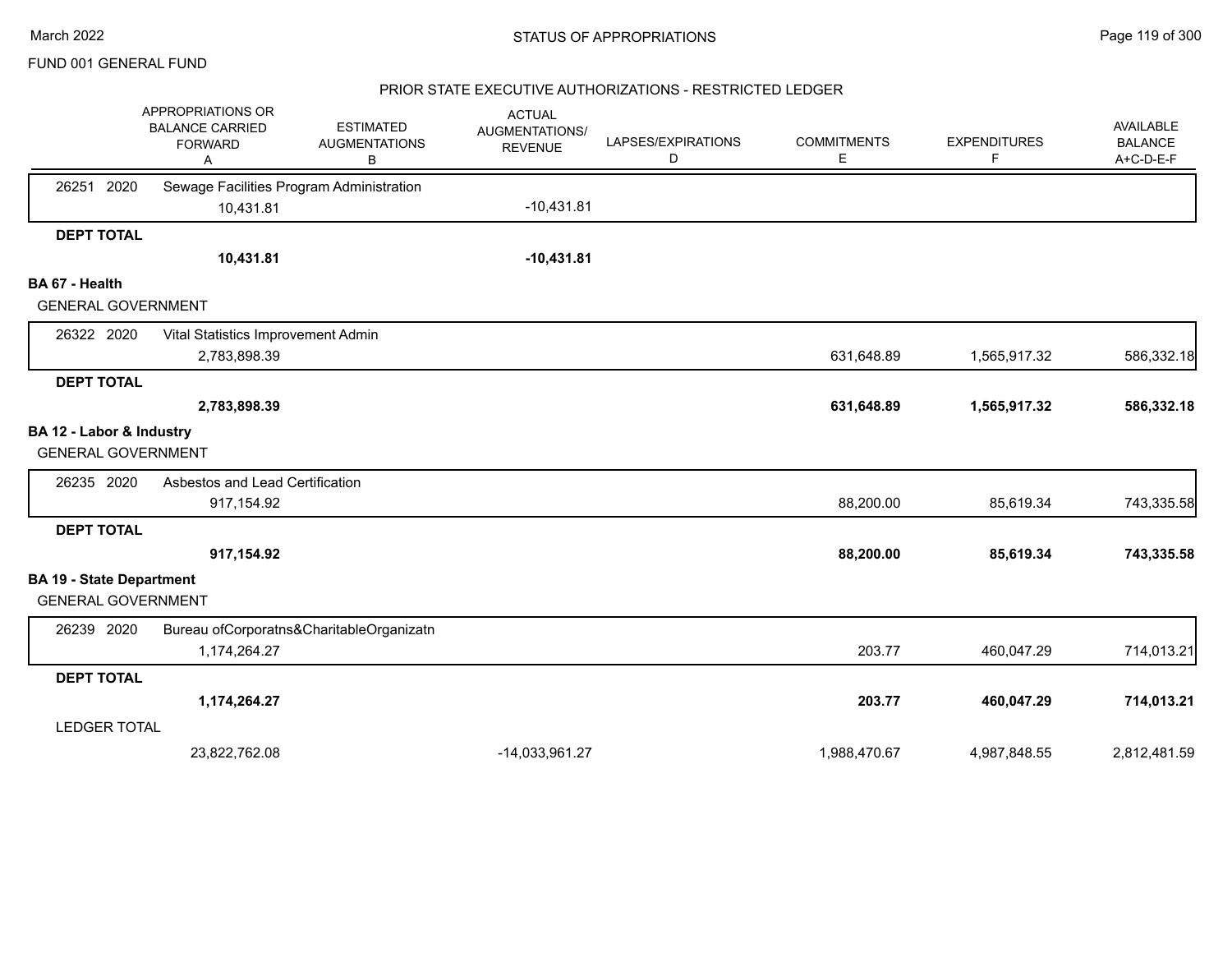FUND 001 GENERAL FUND

## PRIOR STATE EXECUTIVE AUTHORIZATIONS - RESTRICTED LEDGER

| | APPROPRIATIONS OR BALANCE CARRIED FORWARD A | ESTIMATED AUGMENTATIONS B | ACTUAL AUGMENTATIONS/ REVENUE | LAPSES/EXPIRATIONS D | COMMITMENTS E | EXPENDITURES F | AVAILABLE BALANCE A+C-D-E-F |
|---|---|---|---|---|---|---|---|
| 26251 2020 Sewage Facilities Program Administration | | | | | | | |
| | 10,431.81 | | -10,431.81 | | | | |
| **DEPT TOTAL** | **10,431.81** | | **-10,431.81** | | | | |
| **BA 67 - Health** | | | | | | | |
| GENERAL GOVERNMENT | | | | | | | |
| 26322 2020 Vital Statistics Improvement Admin | | | | | | | |
| | 2,783,898.39 | | | | 631,648.89 | 1,565,917.32 | 586,332.18 |
| **DEPT TOTAL** | **2,783,898.39** | | | | **631,648.89** | **1,565,917.32** | **586,332.18** |
| **BA 12 - Labor & Industry** | | | | | | | |
| GENERAL GOVERNMENT | | | | | | | |
| 26235 2020 Asbestos and Lead Certification | | | | | | | |
| | 917,154.92 | | | | 88,200.00 | 85,619.34 | 743,335.58 |
| **DEPT TOTAL** | **917,154.92** | | | | **88,200.00** | **85,619.34** | **743,335.58** |
| **BA 19 - State Department** | | | | | | | |
| GENERAL GOVERNMENT | | | | | | | |
| 26239 2020 Bureau ofCorporatns&CharitableOrganizatn | | | | | | | |
| | 1,174,264.27 | | | | 203.77 | 460,047.29 | 714,013.21 |
| **DEPT TOTAL** | **1,174,264.27** | | | | **203.77** | **460,047.29** | **714,013.21** |
| LEDGER TOTAL | | | | | | | |
| | 23,822,762.08 | | -14,033,961.27 | | 1,988,470.67 | 4,987,848.55 | 2,812,481.59 |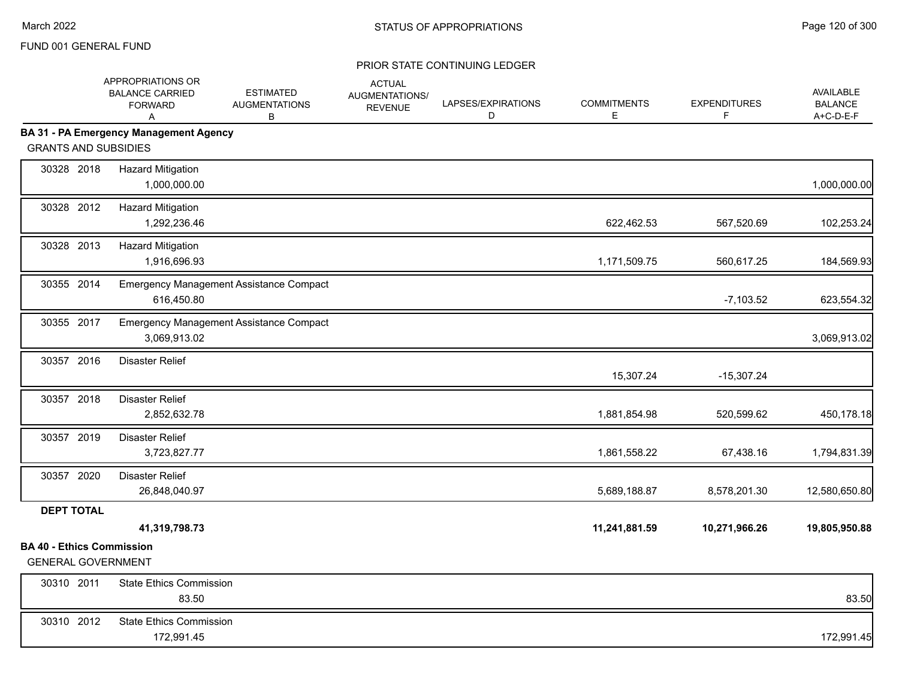FUND 001 GENERAL FUND

PRIOR STATE CONTINUING LEDGER

| | APPROPRIATIONS OR BALANCE CARRIED FORWARD A | ESTIMATED AUGMENTATIONS B | ACTUAL AUGMENTATIONS/ REVENUE | LAPSES/EXPIRATIONS D | COMMITMENTS E | EXPENDITURES F | AVAILABLE BALANCE A+C-D-E-F |
|---|---|---|---|---|---|---|---|
| **BA 31 - PA Emergency Management Agency** | | | | | | | |
| GRANTS AND SUBSIDIES | | | | | | | |
| 30328 2018 Hazard Mitigation | 1,000,000.00 | | | | | | 1,000,000.00 |
| 30328 2012 Hazard Mitigation | 1,292,236.46 | | | | 622,462.53 | 567,520.69 | 102,253.24 |
| 30328 2013 Hazard Mitigation | 1,916,696.93 | | | | 1,171,509.75 | 560,617.25 | 184,569.93 |
| 30355 2014 Emergency Management Assistance Compact | 616,450.80 | | | | | -7,103.52 | 623,554.32 |
| 30355 2017 Emergency Management Assistance Compact | 3,069,913.02 | | | | | | 3,069,913.02 |
| 30357 2016 Disaster Relief | | | | | 15,307.24 | -15,307.24 | |
| 30357 2018 Disaster Relief | 2,852,632.78 | | | | 1,881,854.98 | 520,599.62 | 450,178.18 |
| 30357 2019 Disaster Relief | 3,723,827.77 | | | | 1,861,558.22 | 67,438.16 | 1,794,831.39 |
| 30357 2020 Disaster Relief | 26,848,040.97 | | | | 5,689,188.87 | 8,578,201.30 | 12,580,650.80 |
| **DEPT TOTAL** | **41,319,798.73** | | | | **11,241,881.59** | **10,271,966.26** | **19,805,950.88** |
| **BA 40 - Ethics Commission** | | | | | | | |
| GENERAL GOVERNMENT | | | | | | | |
| 30310 2011 State Ethics Commission | 83.50 | | | | | | 83.50 |
| 30310 2012 State Ethics Commission | 172,991.45 | | | | | | 172,991.45 |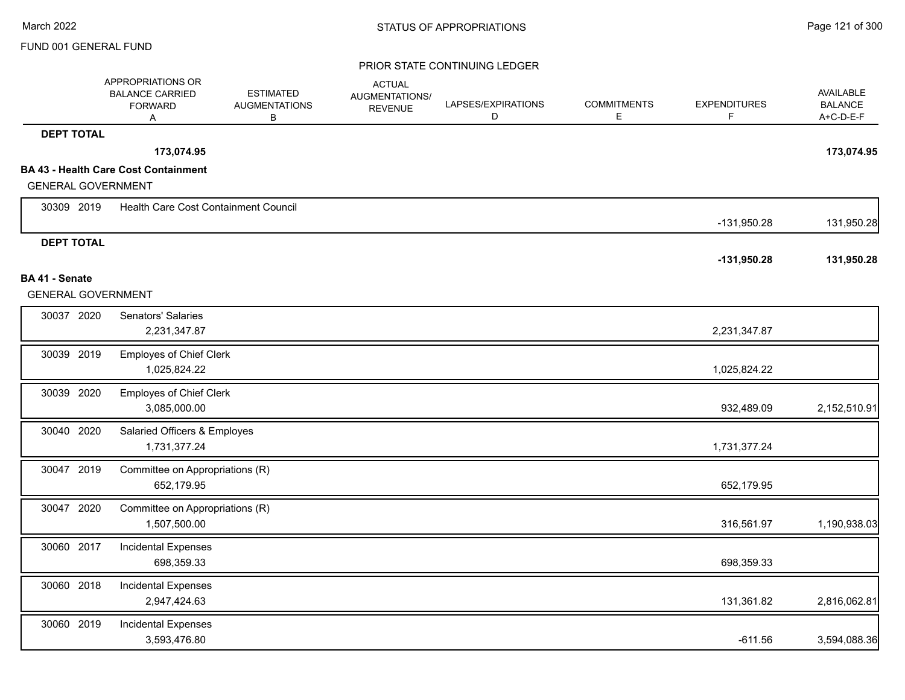FUND 001 GENERAL FUND

PRIOR STATE CONTINUING LEDGER

| | | APPROPRIATIONS OR BALANCE CARRIED FORWARD A | ESTIMATED AUGMENTATIONS B | ACTUAL AUGMENTATIONS/ REVENUE | LAPSES/EXPIRATIONS D | COMMITMENTS E | EXPENDITURES F | AVAILABLE BALANCE A+C-D-E-F |
|---|---|---|---|---|---|---|---|---|
| **DEPT TOTAL** | | **173,074.95** | | | | | | **173,074.95** |

**BA 43 - Health Care Cost Containment**

GENERAL GOVERNMENT

| | | APPROPRIATIONS OR BALANCE CARRIED FORWARD A | ESTIMATED AUGMENTATIONS B | ACTUAL AUGMENTATIONS/ REVENUE | LAPSES/EXPIRATIONS D | COMMITMENTS E | EXPENDITURES F | AVAILABLE BALANCE A+C-D-E-F |
|---|---|---|---|---|---|---|---|---|
| 30309 2019 | Health Care Cost Containment Council | | | | | | -131,950.28 | 131,950.28 |
| **DEPT TOTAL** | | | | | | | **-131,950.28** | **131,950.28** |

**BA 41 - Senate**

GENERAL GOVERNMENT

| | | APPROPRIATIONS OR BALANCE CARRIED FORWARD A | ESTIMATED AUGMENTATIONS B | ACTUAL AUGMENTATIONS/ REVENUE | LAPSES/EXPIRATIONS D | COMMITMENTS E | EXPENDITURES F | AVAILABLE BALANCE A+C-D-E-F |
|---|---|---|---|---|---|---|---|---|
| 30037 2020 | Senators' Salaries | 2,231,347.87 | | | | | 2,231,347.87 | |
| 30039 2019 | Employes of Chief Clerk | 1,025,824.22 | | | | | 1,025,824.22 | |
| 30039 2020 | Employes of Chief Clerk | 3,085,000.00 | | | | | 932,489.09 | 2,152,510.91 |
| 30040 2020 | Salaried Officers & Employes | 1,731,377.24 | | | | | 1,731,377.24 | |
| 30047 2019 | Committee on Appropriations (R) | 652,179.95 | | | | | 652,179.95 | |
| 30047 2020 | Committee on Appropriations (R) | 1,507,500.00 | | | | | 316,561.97 | 1,190,938.03 |
| 30060 2017 | Incidental Expenses | 698,359.33 | | | | | 698,359.33 | |
| 30060 2018 | Incidental Expenses | 2,947,424.63 | | | | | 131,361.82 | 2,816,062.81 |
| 30060 2019 | Incidental Expenses | 3,593,476.80 | | | | | -611.56 | 3,594,088.36 |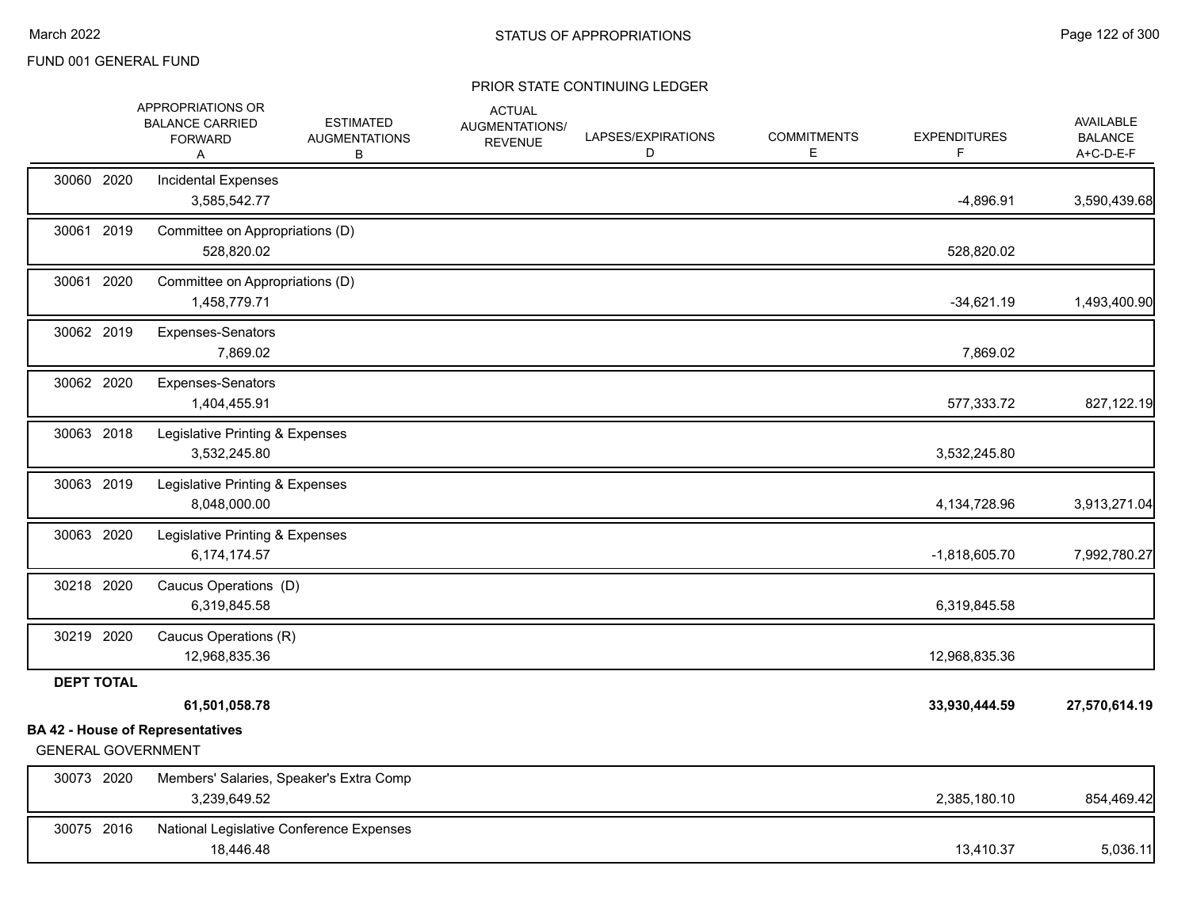FUND 001 GENERAL FUND

STATUS OF APPROPRIATIONS

PRIOR STATE CONTINUING LEDGER

| | | APPROPRIATIONS OR BALANCE CARRIED FORWARD A | ESTIMATED AUGMENTATIONS B | ACTUAL AUGMENTATIONS/ REVENUE | LAPSES/EXPIRATIONS D | COMMITMENTS E | EXPENDITURES F | AVAILABLE BALANCE A+C-D-E-F |
|---|---|---|---|---|---|---|---|---|
| 30060 2020 | Incidental Expenses | 3,585,542.77 | | | | | -4,896.91 | 3,590,439.68 |
| 30061 2019 | Committee on Appropriations (D) | 528,820.02 | | | | | 528,820.02 | |
| 30061 2020 | Committee on Appropriations (D) | 1,458,779.71 | | | | | -34,621.19 | 1,493,400.90 |
| 30062 2019 | Expenses-Senators | 7,869.02 | | | | | 7,869.02 | |
| 30062 2020 | Expenses-Senators | 1,404,455.91 | | | | | 577,333.72 | 827,122.19 |
| 30063 2018 | Legislative Printing & Expenses | 3,532,245.80 | | | | | 3,532,245.80 | |
| 30063 2019 | Legislative Printing & Expenses | 8,048,000.00 | | | | | 4,134,728.96 | 3,913,271.04 |
| 30063 2020 | Legislative Printing & Expenses | 6,174,174.57 | | | | | -1,818,605.70 | 7,992,780.27 |
| 30218 2020 | Caucus Operations (D) | 6,319,845.58 | | | | | 6,319,845.58 | |
| 30219 2020 | Caucus Operations (R) | 12,968,835.36 | | | | | 12,968,835.36 | |
| **DEPT TOTAL** | | **61,501,058.78** | | | | | **33,930,444.59** | **27,570,614.19** |

**BA 42 - House of Representatives**

GENERAL GOVERNMENT

| | | APPROPRIATIONS OR BALANCE CARRIED FORWARD A | ESTIMATED AUGMENTATIONS B | ACTUAL AUGMENTATIONS/ REVENUE | LAPSES/EXPIRATIONS D | COMMITMENTS E | EXPENDITURES F | AVAILABLE BALANCE A+C-D-E-F |
|---|---|---|---|---|---|---|---|---|
| 30073 2020 | Members' Salaries, Speaker's Extra Comp | 3,239,649.52 | | | | | 2,385,180.10 | 854,469.42 |
| 30075 2016 | National Legislative Conference Expenses | 18,446.48 | | | | | 13,410.37 | 5,036.11 |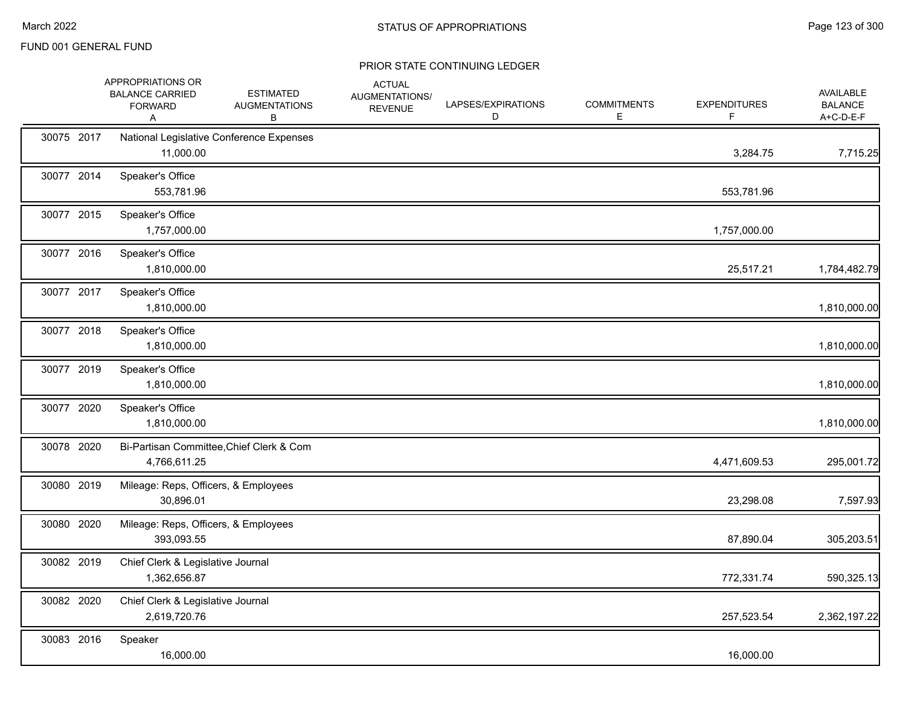FUND 001 GENERAL FUND

## STATUS OF APPROPRIATIONS

### PRIOR STATE CONTINUING LEDGER

| | | APPROPRIATIONS OR BALANCE CARRIED FORWARD A | ESTIMATED AUGMENTATIONS B | ACTUAL AUGMENTATIONS/ REVENUE | LAPSES/EXPIRATIONS D | COMMITMENTS E | EXPENDITURES F | AVAILABLE BALANCE A+C-D-E-F |
|---|---|---|---|---|---|---|---|---|
| 30075 | 2017 | National Legislative Conference Expenses | | | | | | |
| | | 11,000.00 | | | | | 3,284.75 | 7,715.25 |
| 30077 | 2014 | Speaker's Office | | | | | | |
| | | 553,781.96 | | | | | 553,781.96 | |
| 30077 | 2015 | Speaker's Office | | | | | | |
| | | 1,757,000.00 | | | | | 1,757,000.00 | |
| 30077 | 2016 | Speaker's Office | | | | | | |
| | | 1,810,000.00 | | | | | 25,517.21 | 1,784,482.79 |
| 30077 | 2017 | Speaker's Office | | | | | | |
| | | 1,810,000.00 | | | | | | 1,810,000.00 |
| 30077 | 2018 | Speaker's Office | | | | | | |
| | | 1,810,000.00 | | | | | | 1,810,000.00 |
| 30077 | 2019 | Speaker's Office | | | | | | |
| | | 1,810,000.00 | | | | | | 1,810,000.00 |
| 30077 | 2020 | Speaker's Office | | | | | | |
| | | 1,810,000.00 | | | | | | 1,810,000.00 |
| 30078 | 2020 | Bi-Partisan Committee,Chief Clerk & Com | | | | | | |
| | | 4,766,611.25 | | | | | 4,471,609.53 | 295,001.72 |
| 30080 | 2019 | Mileage: Reps, Officers, & Employees | | | | | | |
| | | 30,896.01 | | | | | 23,298.08 | 7,597.93 |
| 30080 | 2020 | Mileage: Reps, Officers, & Employees | | | | | | |
| | | 393,093.55 | | | | | 87,890.04 | 305,203.51 |
| 30082 | 2019 | Chief Clerk & Legislative Journal | | | | | | |
| | | 1,362,656.87 | | | | | 772,331.74 | 590,325.13 |
| 30082 | 2020 | Chief Clerk & Legislative Journal | | | | | | |
| | | 2,619,720.76 | | | | | 257,523.54 | 2,362,197.22 |
| 30083 | 2016 | Speaker | | | | | | |
| | | 16,000.00 | | | | | 16,000.00 | |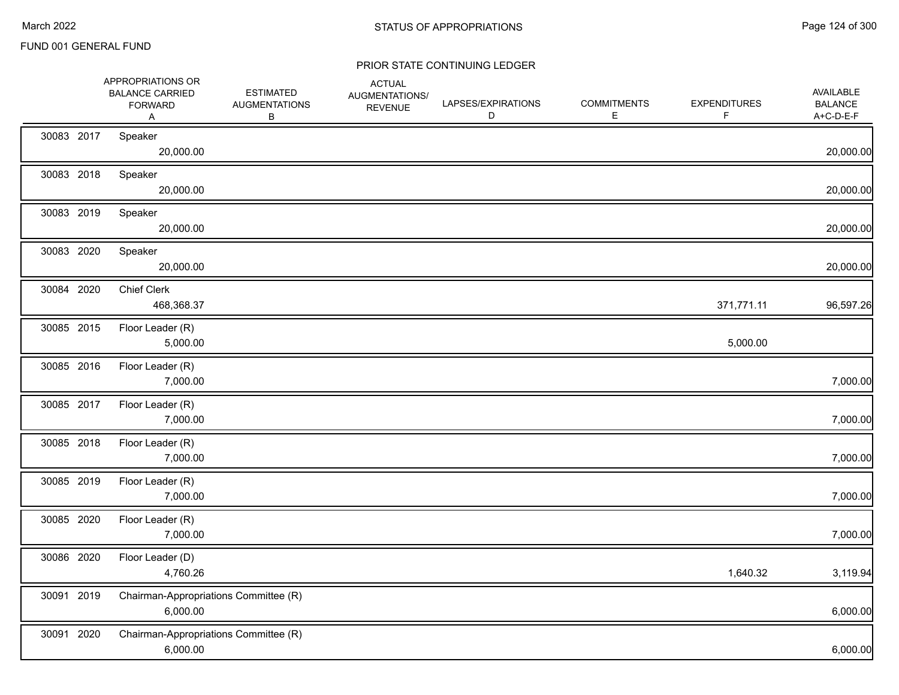FUND 001 GENERAL FUND

## PRIOR STATE CONTINUING LEDGER

| | | | APPROPRIATIONS OR BALANCE CARRIED FORWARD A | ESTIMATED AUGMENTATIONS B | ACTUAL AUGMENTATIONS/ REVENUE | LAPSES/EXPIRATIONS D | COMMITMENTS E | EXPENDITURES F | AVAILABLE BALANCE A+C-D-E-F |
|---|---|---|---|---|---|---|---|---|---|
| 30083 | 2017 | Speaker | 20,000.00 | | | | | | 20,000.00 |
| 30083 | 2018 | Speaker | 20,000.00 | | | | | | 20,000.00 |
| 30083 | 2019 | Speaker | 20,000.00 | | | | | | 20,000.00 |
| 30083 | 2020 | Speaker | 20,000.00 | | | | | | 20,000.00 |
| 30084 | 2020 | Chief Clerk | 468,368.37 | | | | | 371,771.11 | 96,597.26 |
| 30085 | 2015 | Floor Leader (R) | 5,000.00 | | | | | 5,000.00 | |
| 30085 | 2016 | Floor Leader (R) | 7,000.00 | | | | | | 7,000.00 |
| 30085 | 2017 | Floor Leader (R) | 7,000.00 | | | | | | 7,000.00 |
| 30085 | 2018 | Floor Leader (R) | 7,000.00 | | | | | | 7,000.00 |
| 30085 | 2019 | Floor Leader (R) | 7,000.00 | | | | | | 7,000.00 |
| 30085 | 2020 | Floor Leader (R) | 7,000.00 | | | | | | 7,000.00 |
| 30086 | 2020 | Floor Leader (D) | 4,760.26 | | | | | 1,640.32 | 3,119.94 |
| 30091 | 2019 | Chairman-Appropriations Committee (R) | 6,000.00 | | | | | | 6,000.00 |
| 30091 | 2020 | Chairman-Appropriations Committee (R) | 6,000.00 | | | | | | 6,000.00 |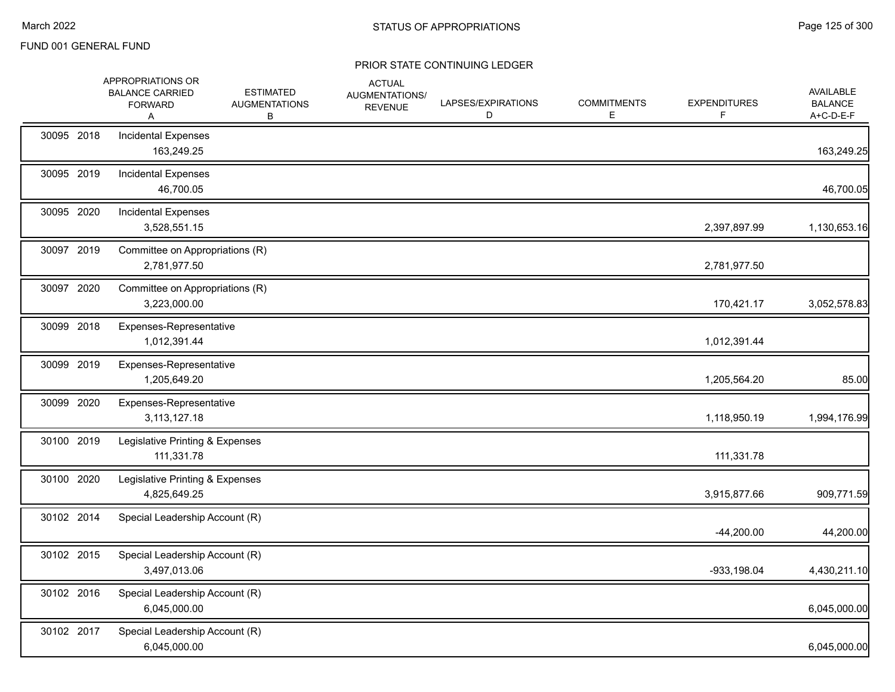FUND 001 GENERAL FUND

PRIOR STATE CONTINUING LEDGER

| | APPROPRIATIONS OR BALANCE CARRIED FORWARD A | ESTIMATED AUGMENTATIONS B | ACTUAL AUGMENTATIONS/ REVENUE | LAPSES/EXPIRATIONS D | COMMITMENTS E | EXPENDITURES F | AVAILABLE BALANCE A+C-D-E-F |
|---|---|---|---|---|---|---|---|
| 30095 2018 | Incidental Expenses | | | | | | |
| | 163,249.25 | | | | | | 163,249.25 |
| 30095 2019 | Incidental Expenses | | | | | | |
| | 46,700.05 | | | | | | 46,700.05 |
| 30095 2020 | Incidental Expenses | | | | | | |
| | 3,528,551.15 | | | | | 2,397,897.99 | 1,130,653.16 |
| 30097 2019 | Committee on Appropriations (R) | | | | | | |
| | 2,781,977.50 | | | | | 2,781,977.50 | |
| 30097 2020 | Committee on Appropriations (R) | | | | | | |
| | 3,223,000.00 | | | | | 170,421.17 | 3,052,578.83 |
| 30099 2018 | Expenses-Representative | | | | | | |
| | 1,012,391.44 | | | | | 1,012,391.44 | |
| 30099 2019 | Expenses-Representative | | | | | | |
| | 1,205,649.20 | | | | | 1,205,564.20 | 85.00 |
| 30099 2020 | Expenses-Representative | | | | | | |
| | 3,113,127.18 | | | | | 1,118,950.19 | 1,994,176.99 |
| 30100 2019 | Legislative Printing & Expenses | | | | | | |
| | 111,331.78 | | | | | 111,331.78 | |
| 30100 2020 | Legislative Printing & Expenses | | | | | | |
| | 4,825,649.25 | | | | | 3,915,877.66 | 909,771.59 |
| 30102 2014 | Special Leadership Account (R) | | | | | | |
| | | | | | | -44,200.00 | 44,200.00 |
| 30102 2015 | Special Leadership Account (R) | | | | | | |
| | 3,497,013.06 | | | | | -933,198.04 | 4,430,211.10 |
| 30102 2016 | Special Leadership Account (R) | | | | | | |
| | 6,045,000.00 | | | | | | 6,045,000.00 |
| 30102 2017 | Special Leadership Account (R) | | | | | | |
| | 6,045,000.00 | | | | | | 6,045,000.00 |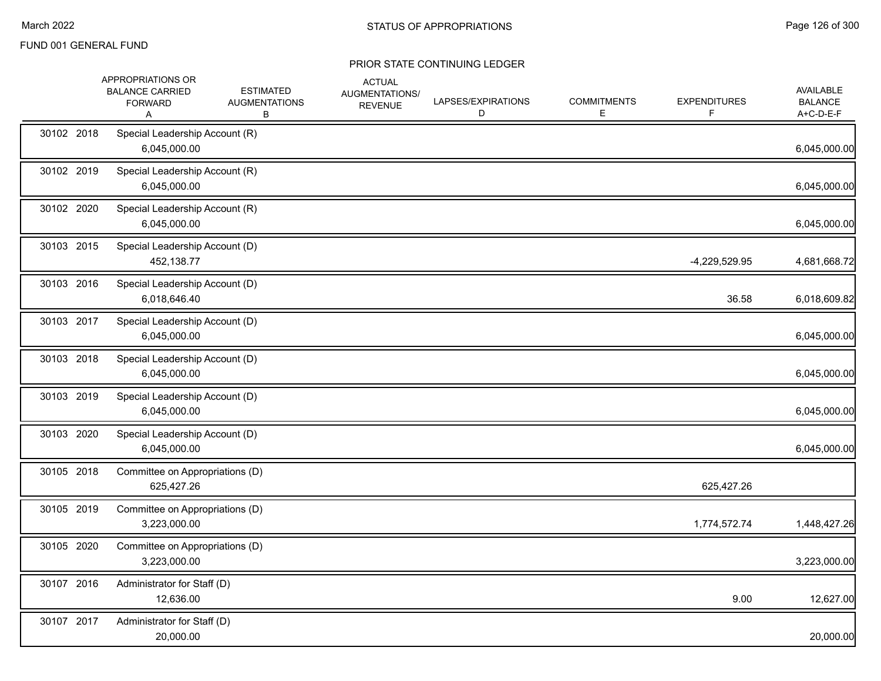FUND 001 GENERAL FUND

## STATUS OF APPROPRIATIONS

### PRIOR STATE CONTINUING LEDGER

| | | APPROPRIATIONS OR BALANCE CARRIED FORWARD A | ESTIMATED AUGMENTATIONS B | ACTUAL AUGMENTATIONS/ REVENUE | LAPSES/EXPIRATIONS D | COMMITMENTS E | EXPENDITURES F | AVAILABLE BALANCE A+C-D-E-F |
|---|---|---|---|---|---|---|---|---|
| 30102 2018 | Special Leadership Account (R) | 6,045,000.00 | | | | | | 6,045,000.00 |
| 30102 2019 | Special Leadership Account (R) | 6,045,000.00 | | | | | | 6,045,000.00 |
| 30102 2020 | Special Leadership Account (R) | 6,045,000.00 | | | | | | 6,045,000.00 |
| 30103 2015 | Special Leadership Account (D) | 452,138.77 | | | | | -4,229,529.95 | 4,681,668.72 |
| 30103 2016 | Special Leadership Account (D) | 6,018,646.40 | | | | | 36.58 | 6,018,609.82 |
| 30103 2017 | Special Leadership Account (D) | 6,045,000.00 | | | | | | 6,045,000.00 |
| 30103 2018 | Special Leadership Account (D) | 6,045,000.00 | | | | | | 6,045,000.00 |
| 30103 2019 | Special Leadership Account (D) | 6,045,000.00 | | | | | | 6,045,000.00 |
| 30103 2020 | Special Leadership Account (D) | 6,045,000.00 | | | | | | 6,045,000.00 |
| 30105 2018 | Committee on Appropriations (D) | 625,427.26 | | | | | 625,427.26 | |
| 30105 2019 | Committee on Appropriations (D) | 3,223,000.00 | | | | | 1,774,572.74 | 1,448,427.26 |
| 30105 2020 | Committee on Appropriations (D) | 3,223,000.00 | | | | | | 3,223,000.00 |
| 30107 2016 | Administrator for Staff (D) | 12,636.00 | | | | | 9.00 | 12,627.00 |
| 30107 2017 | Administrator for Staff (D) | 20,000.00 | | | | | | 20,000.00 |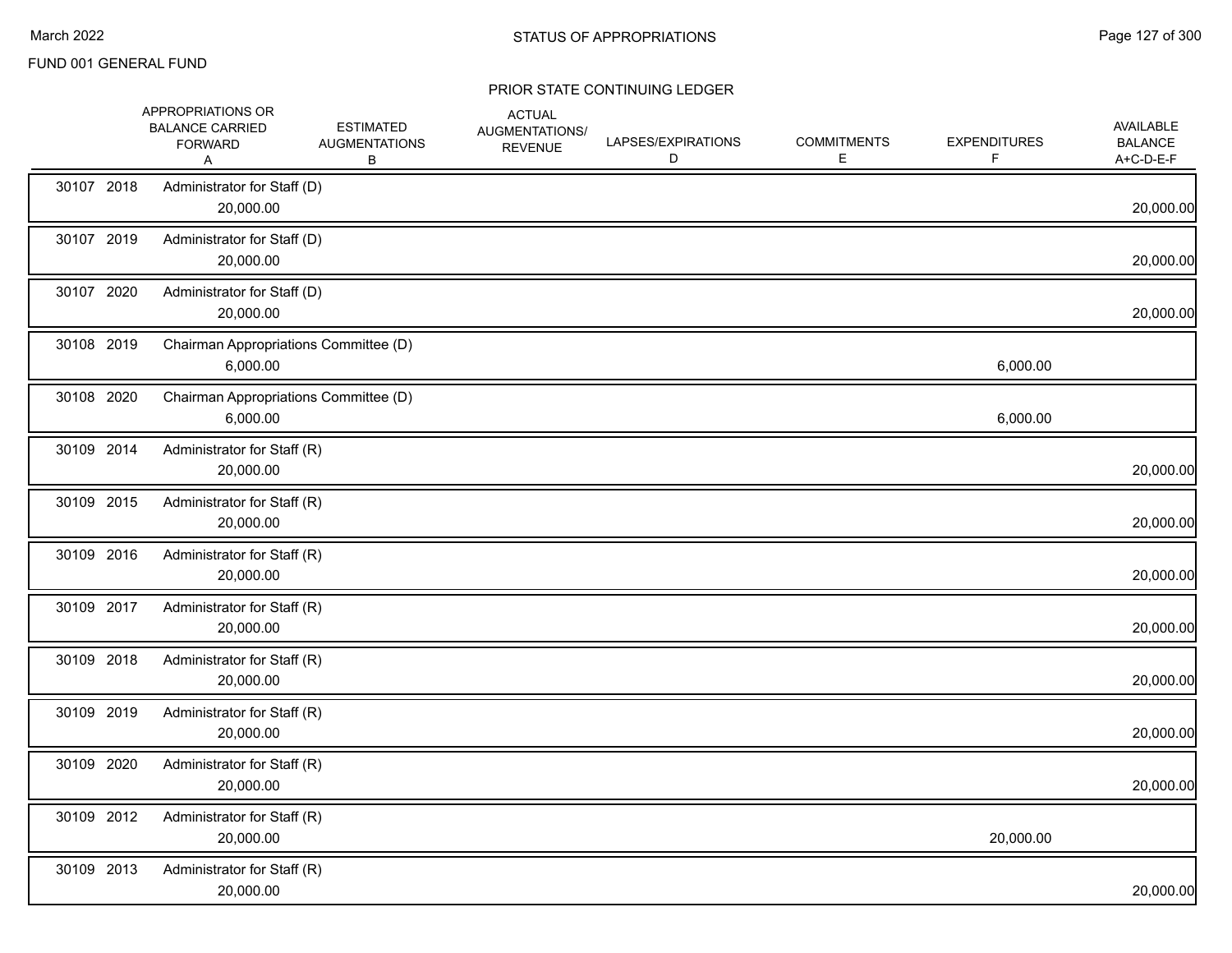FUND 001 GENERAL FUND

## PRIOR STATE CONTINUING LEDGER

| | APPROPRIATIONS OR BALANCE CARRIED FORWARD A | ESTIMATED AUGMENTATIONS B | ACTUAL AUGMENTATIONS/ REVENUE | LAPSES/EXPIRATIONS D | COMMITMENTS E | EXPENDITURES F | AVAILABLE BALANCE A+C-D-E-F |
|---|---|---|---|---|---|---|---|
| 30107 2018 Administrator for Staff (D) | 20,000.00 | | | | | | 20,000.00 |
| 30107 2019 Administrator for Staff (D) | 20,000.00 | | | | | | 20,000.00 |
| 30107 2020 Administrator for Staff (D) | 20,000.00 | | | | | | 20,000.00 |
| 30108 2019 Chairman Appropriations Committee (D) | 6,000.00 | | | | | 6,000.00 | |
| 30108 2020 Chairman Appropriations Committee (D) | 6,000.00 | | | | | 6,000.00 | |
| 30109 2014 Administrator for Staff (R) | 20,000.00 | | | | | | 20,000.00 |
| 30109 2015 Administrator for Staff (R) | 20,000.00 | | | | | | 20,000.00 |
| 30109 2016 Administrator for Staff (R) | 20,000.00 | | | | | | 20,000.00 |
| 30109 2017 Administrator for Staff (R) | 20,000.00 | | | | | | 20,000.00 |
| 30109 2018 Administrator for Staff (R) | 20,000.00 | | | | | | 20,000.00 |
| 30109 2019 Administrator for Staff (R) | 20,000.00 | | | | | | 20,000.00 |
| 30109 2020 Administrator for Staff (R) | 20,000.00 | | | | | | 20,000.00 |
| 30109 2012 Administrator for Staff (R) | 20,000.00 | | | | | 20,000.00 | |
| 30109 2013 Administrator for Staff (R) | 20,000.00 | | | | | | 20,000.00 |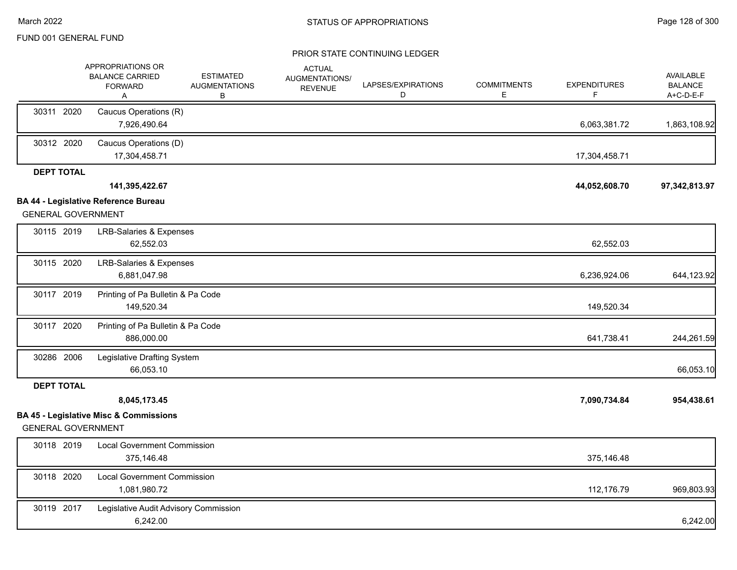FUND 001 GENERAL FUND

STATUS OF APPROPRIATIONS

PRIOR STATE CONTINUING LEDGER

| | | APPROPRIATIONS OR BALANCE CARRIED FORWARD A | ESTIMATED AUGMENTATIONS B | ACTUAL AUGMENTATIONS/ REVENUE | LAPSES/EXPIRATIONS D | COMMITMENTS E | EXPENDITURES F | AVAILABLE BALANCE A+C-D-E-F |
|---|---|---|---|---|---|---|---|---|
| 30311 | 2020 | Caucus Operations (R) | | | | | | |
| | | 7,926,490.64 | | | | | 6,063,381.72 | 1,863,108.92 |
| 30312 | 2020 | Caucus Operations (D) | | | | | | |
| | | 17,304,458.71 | | | | | 17,304,458.71 | |
| **DEPT TOTAL** | | | | | | | | |
| | | **141,395,422.67** | | | | | **44,052,608.70** | **97,342,813.97** |

**BA 44 - Legislative Reference Bureau**

GENERAL GOVERNMENT

| | | APPROPRIATIONS OR BALANCE CARRIED FORWARD A | ESTIMATED AUGMENTATIONS B | ACTUAL AUGMENTATIONS/ REVENUE | LAPSES/EXPIRATIONS D | COMMITMENTS E | EXPENDITURES F | AVAILABLE BALANCE A+C-D-E-F |
|---|---|---|---|---|---|---|---|---|
| 30115 | 2019 | LRB-Salaries & Expenses | | | | | | |
| | | 62,552.03 | | | | | 62,552.03 | |
| 30115 | 2020 | LRB-Salaries & Expenses | | | | | | |
| | | 6,881,047.98 | | | | | 6,236,924.06 | 644,123.92 |
| 30117 | 2019 | Printing of Pa Bulletin & Pa Code | | | | | | |
| | | 149,520.34 | | | | | 149,520.34 | |
| 30117 | 2020 | Printing of Pa Bulletin & Pa Code | | | | | | |
| | | 886,000.00 | | | | | 641,738.41 | 244,261.59 |
| 30286 | 2006 | Legislative Drafting System | | | | | | |
| | | 66,053.10 | | | | | | 66,053.10 |
| **DEPT TOTAL** | | | | | | | | |
| | | **8,045,173.45** | | | | | **7,090,734.84** | **954,438.61** |

**BA 45 - Legislative Misc & Commissions**

GENERAL GOVERNMENT

| | | APPROPRIATIONS OR BALANCE CARRIED FORWARD A | ESTIMATED AUGMENTATIONS B | ACTUAL AUGMENTATIONS/ REVENUE | LAPSES/EXPIRATIONS D | COMMITMENTS E | EXPENDITURES F | AVAILABLE BALANCE A+C-D-E-F |
|---|---|---|---|---|---|---|---|---|
| 30118 | 2019 | Local Government Commission | | | | | | |
| | | 375,146.48 | | | | | 375,146.48 | |
| 30118 | 2020 | Local Government Commission | | | | | | |
| | | 1,081,980.72 | | | | | 112,176.79 | 969,803.93 |
| 30119 | 2017 | Legislative Audit Advisory Commission | | | | | | |
| | | 6,242.00 | | | | | | 6,242.00 |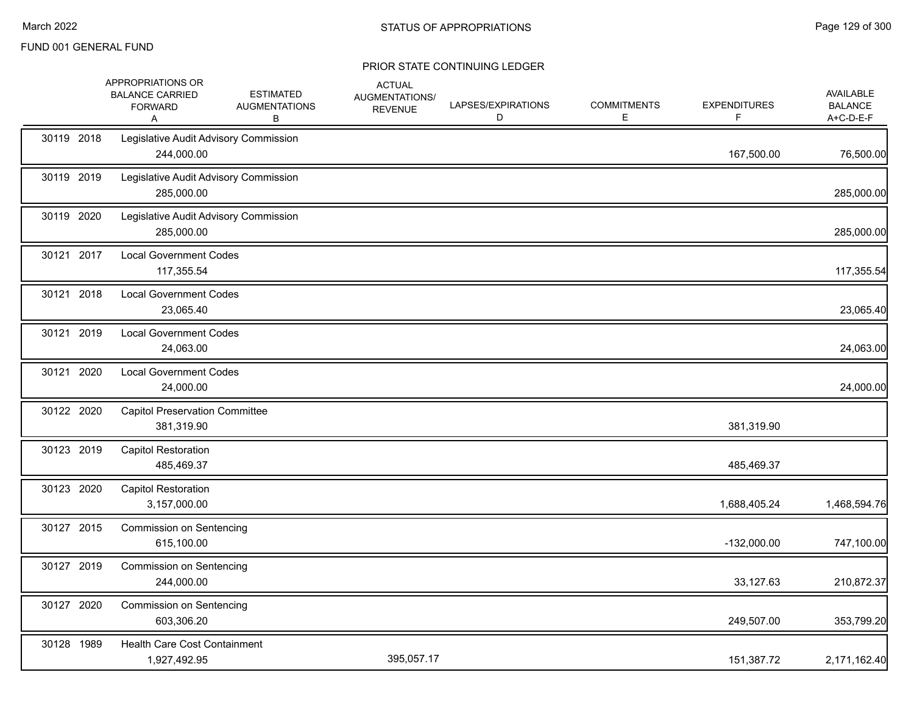FUND 001 GENERAL FUND

## STATUS OF APPROPRIATIONS

### PRIOR STATE CONTINUING LEDGER

| | APPROPRIATIONS OR BALANCE CARRIED FORWARD A | ESTIMATED AUGMENTATIONS B | ACTUAL AUGMENTATIONS/ REVENUE | LAPSES/EXPIRATIONS D | COMMITMENTS E | EXPENDITURES F | AVAILABLE BALANCE A+C-D-E-F |
|---|---|---|---|---|---|---|---|
| 30119 2018 | Legislative Audit Advisory Commission | | | | | | |
| | 244,000.00 | | | | | 167,500.00 | 76,500.00 |
| 30119 2019 | Legislative Audit Advisory Commission | | | | | | |
| | 285,000.00 | | | | | | 285,000.00 |
| 30119 2020 | Legislative Audit Advisory Commission | | | | | | |
| | 285,000.00 | | | | | | 285,000.00 |
| 30121 2017 | Local Government Codes | | | | | | |
| | 117,355.54 | | | | | | 117,355.54 |
| 30121 2018 | Local Government Codes | | | | | | |
| | 23,065.40 | | | | | | 23,065.40 |
| 30121 2019 | Local Government Codes | | | | | | |
| | 24,063.00 | | | | | | 24,063.00 |
| 30121 2020 | Local Government Codes | | | | | | |
| | 24,000.00 | | | | | | 24,000.00 |
| 30122 2020 | Capitol Preservation Committee | | | | | | |
| | 381,319.90 | | | | | 381,319.90 | |
| 30123 2019 | Capitol Restoration | | | | | | |
| | 485,469.37 | | | | | 485,469.37 | |
| 30123 2020 | Capitol Restoration | | | | | | |
| | 3,157,000.00 | | | | | 1,688,405.24 | 1,468,594.76 |
| 30127 2015 | Commission on Sentencing | | | | | | |
| | 615,100.00 | | | | | -132,000.00 | 747,100.00 |
| 30127 2019 | Commission on Sentencing | | | | | | |
| | 244,000.00 | | | | | 33,127.63 | 210,872.37 |
| 30127 2020 | Commission on Sentencing | | | | | | |
| | 603,306.20 | | | | | 249,507.00 | 353,799.20 |
| 30128 1989 | Health Care Cost Containment | | | | | | |
| | 1,927,492.95 | | 395,057.17 | | | 151,387.72 | 2,171,162.40 |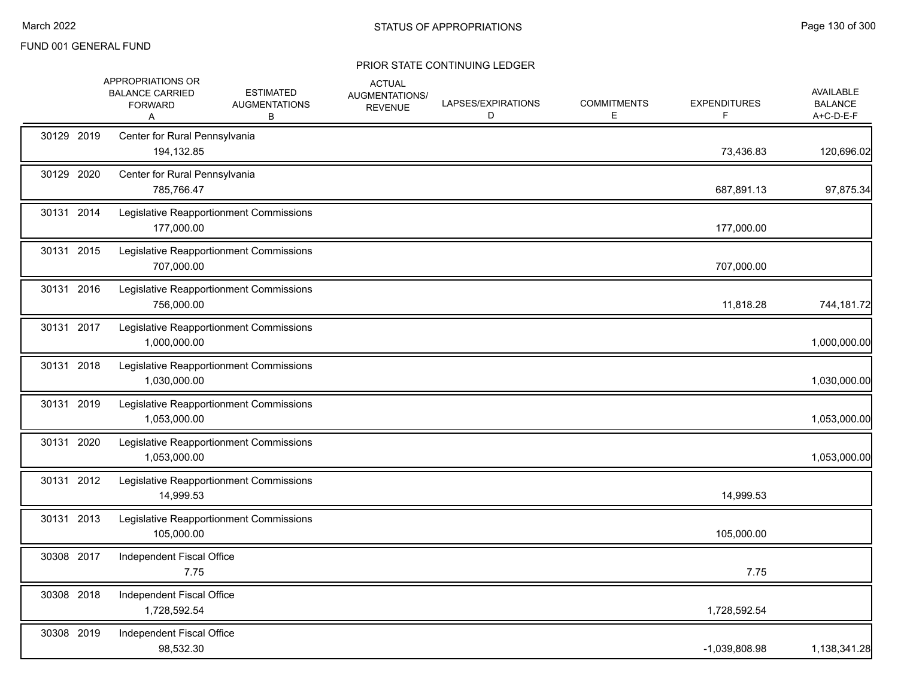FUND 001 GENERAL FUND

STATUS OF APPROPRIATIONS

PRIOR STATE CONTINUING LEDGER

| | | APPROPRIATIONS OR BALANCE CARRIED FORWARD A | ESTIMATED AUGMENTATIONS B | ACTUAL AUGMENTATIONS/ REVENUE | LAPSES/EXPIRATIONS D | COMMITMENTS E | EXPENDITURES F | AVAILABLE BALANCE A+C-D-E-F |
|---|---|---|---|---|---|---|---|---|
| 30129 | 2019 | Center for Rural Pennsylvania | | | | | | |
| | | 194,132.85 | | | | | 73,436.83 | 120,696.02 |
| 30129 | 2020 | Center for Rural Pennsylvania | | | | | | |
| | | 785,766.47 | | | | | 687,891.13 | 97,875.34 |
| 30131 | 2014 | Legislative Reapportionment Commissions | | | | | | |
| | | 177,000.00 | | | | | 177,000.00 | |
| 30131 | 2015 | Legislative Reapportionment Commissions | | | | | | |
| | | 707,000.00 | | | | | 707,000.00 | |
| 30131 | 2016 | Legislative Reapportionment Commissions | | | | | | |
| | | 756,000.00 | | | | | 11,818.28 | 744,181.72 |
| 30131 | 2017 | Legislative Reapportionment Commissions | | | | | | |
| | | 1,000,000.00 | | | | | | 1,000,000.00 |
| 30131 | 2018 | Legislative Reapportionment Commissions | | | | | | |
| | | 1,030,000.00 | | | | | | 1,030,000.00 |
| 30131 | 2019 | Legislative Reapportionment Commissions | | | | | | |
| | | 1,053,000.00 | | | | | | 1,053,000.00 |
| 30131 | 2020 | Legislative Reapportionment Commissions | | | | | | |
| | | 1,053,000.00 | | | | | | 1,053,000.00 |
| 30131 | 2012 | Legislative Reapportionment Commissions | | | | | | |
| | | 14,999.53 | | | | | 14,999.53 | |
| 30131 | 2013 | Legislative Reapportionment Commissions | | | | | | |
| | | 105,000.00 | | | | | 105,000.00 | |
| 30308 | 2017 | Independent Fiscal Office | | | | | | |
| | | 7.75 | | | | | 7.75 | |
| 30308 | 2018 | Independent Fiscal Office | | | | | | |
| | | 1,728,592.54 | | | | | 1,728,592.54 | |
| 30308 | 2019 | Independent Fiscal Office | | | | | | |
| | | 98,532.30 | | | | | -1,039,808.98 | 1,138,341.28 |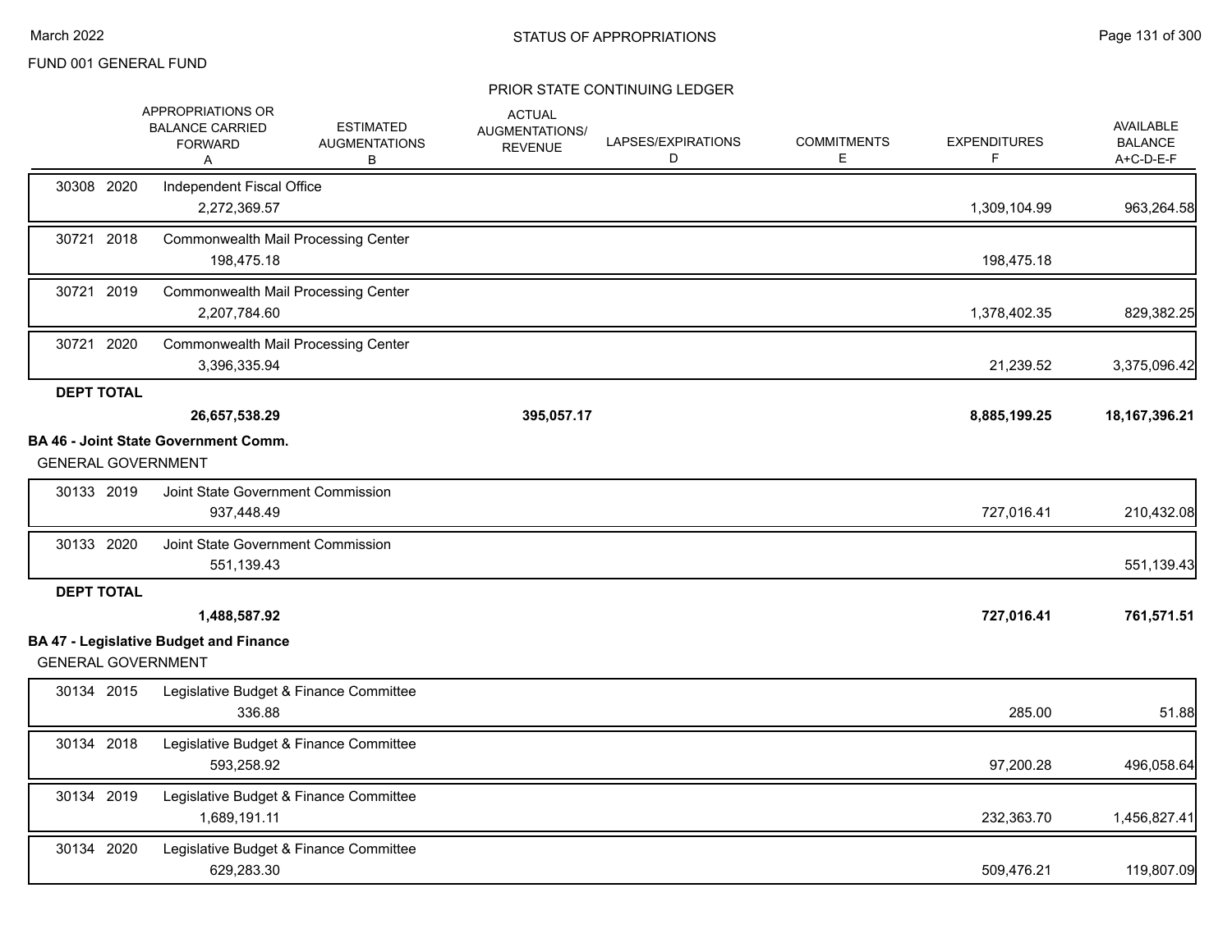FUND 001 GENERAL FUND

PRIOR STATE CONTINUING LEDGER

| | APPROPRIATIONS OR BALANCE CARRIED FORWARD A | ESTIMATED AUGMENTATIONS B | ACTUAL AUGMENTATIONS/ REVENUE | LAPSES/EXPIRATIONS D | COMMITMENTS E | EXPENDITURES F | AVAILABLE BALANCE A+C-D-E-F |
|---|---|---|---|---|---|---|---|
| 30308 2020 | Independent Fiscal Office | | | | | | |
| | 2,272,369.57 | | | | | 1,309,104.99 | 963,264.58 |
| 30721 2018 | Commonwealth Mail Processing Center | | | | | | |
| | 198,475.18 | | | | | 198,475.18 | |
| 30721 2019 | Commonwealth Mail Processing Center | | | | | | |
| | 2,207,784.60 | | | | | 1,378,402.35 | 829,382.25 |
| 30721 2020 | Commonwealth Mail Processing Center | | | | | | |
| | 3,396,335.94 | | | | | 21,239.52 | 3,375,096.42 |
| **DEPT TOTAL** | | | | | | | |
| | **26,657,538.29** | | **395,057.17** | | | **8,885,199.25** | **18,167,396.21** |

**BA 46 - Joint State Government Comm.**

GENERAL GOVERNMENT

| | APPROPRIATIONS OR BALANCE CARRIED FORWARD A | ESTIMATED AUGMENTATIONS B | ACTUAL AUGMENTATIONS/ REVENUE | LAPSES/EXPIRATIONS D | COMMITMENTS E | EXPENDITURES F | AVAILABLE BALANCE A+C-D-E-F |
|---|---|---|---|---|---|---|---|
| 30133 2019 | Joint State Government Commission | | | | | | |
| | 937,448.49 | | | | | 727,016.41 | 210,432.08 |
| 30133 2020 | Joint State Government Commission | | | | | | |
| | 551,139.43 | | | | | | 551,139.43 |
| **DEPT TOTAL** | | | | | | | |
| | **1,488,587.92** | | | | | **727,016.41** | **761,571.51** |

**BA 47 - Legislative Budget and Finance**

GENERAL GOVERNMENT

| | APPROPRIATIONS OR BALANCE CARRIED FORWARD A | ESTIMATED AUGMENTATIONS B | ACTUAL AUGMENTATIONS/ REVENUE | LAPSES/EXPIRATIONS D | COMMITMENTS E | EXPENDITURES F | AVAILABLE BALANCE A+C-D-E-F |
|---|---|---|---|---|---|---|---|
| 30134 2015 | Legislative Budget & Finance Committee | | | | | | |
| | 336.88 | | | | | 285.00 | 51.88 |
| 30134 2018 | Legislative Budget & Finance Committee | | | | | | |
| | 593,258.92 | | | | | 97,200.28 | 496,058.64 |
| 30134 2019 | Legislative Budget & Finance Committee | | | | | | |
| | 1,689,191.11 | | | | | 232,363.70 | 1,456,827.41 |
| 30134 2020 | Legislative Budget & Finance Committee | | | | | | |
| | 629,283.30 | | | | | 509,476.21 | 119,807.09 |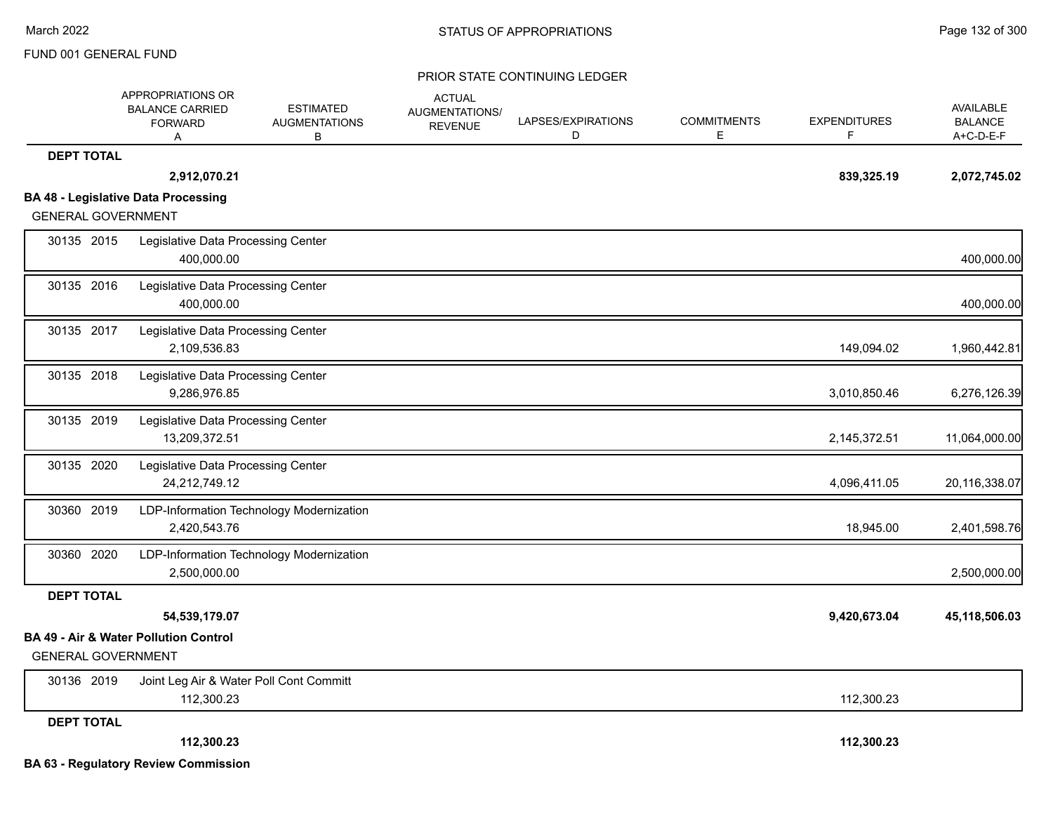FUND 001 GENERAL FUND

PRIOR STATE CONTINUING LEDGER

| | | APPROPRIATIONS OR BALANCE CARRIED FORWARD A | ESTIMATED AUGMENTATIONS B | ACTUAL AUGMENTATIONS/ REVENUE | LAPSES/EXPIRATIONS D | COMMITMENTS E | EXPENDITURES F | AVAILABLE BALANCE A+C-D-E-F |
|---|---|---|---|---|---|---|---|---|
| **DEPT TOTAL** | | **2,912,070.21** | | | | | **839,325.19** | **2,072,745.02** |

**BA 48 - Legislative Data Processing**

GENERAL GOVERNMENT

| | | APPROPRIATIONS OR BALANCE CARRIED FORWARD A | ESTIMATED AUGMENTATIONS B | ACTUAL AUGMENTATIONS/ REVENUE | LAPSES/EXPIRATIONS D | COMMITMENTS E | EXPENDITURES F | AVAILABLE BALANCE A+C-D-E-F |
|---|---|---|---|---|---|---|---|---|
| 30135 2015 | Legislative Data Processing Center | 400,000.00 | | | | | | 400,000.00 |
| 30135 2016 | Legislative Data Processing Center | 400,000.00 | | | | | | 400,000.00 |
| 30135 2017 | Legislative Data Processing Center | 2,109,536.83 | | | | | 149,094.02 | 1,960,442.81 |
| 30135 2018 | Legislative Data Processing Center | 9,286,976.85 | | | | | 3,010,850.46 | 6,276,126.39 |
| 30135 2019 | Legislative Data Processing Center | 13,209,372.51 | | | | | 2,145,372.51 | 11,064,000.00 |
| 30135 2020 | Legislative Data Processing Center | 24,212,749.12 | | | | | 4,096,411.05 | 20,116,338.07 |
| 30360 2019 | LDP-Information Technology Modernization | 2,420,543.76 | | | | | 18,945.00 | 2,401,598.76 |
| 30360 2020 | LDP-Information Technology Modernization | 2,500,000.00 | | | | | | 2,500,000.00 |
| **DEPT TOTAL** | | **54,539,179.07** | | | | | **9,420,673.04** | **45,118,506.03** |

**BA 49 - Air & Water Pollution Control**

GENERAL GOVERNMENT

| | | APPROPRIATIONS OR BALANCE CARRIED FORWARD A | ESTIMATED AUGMENTATIONS B | ACTUAL AUGMENTATIONS/ REVENUE | LAPSES/EXPIRATIONS D | COMMITMENTS E | EXPENDITURES F | AVAILABLE BALANCE A+C-D-E-F |
|---|---|---|---|---|---|---|---|---|
| 30136 2019 | Joint Leg Air & Water Poll Cont Committ | 112,300.23 | | | | | 112,300.23 | |
| **DEPT TOTAL** | | **112,300.23** | | | | | **112,300.23** | |

**BA 63 - Regulatory Review Commission**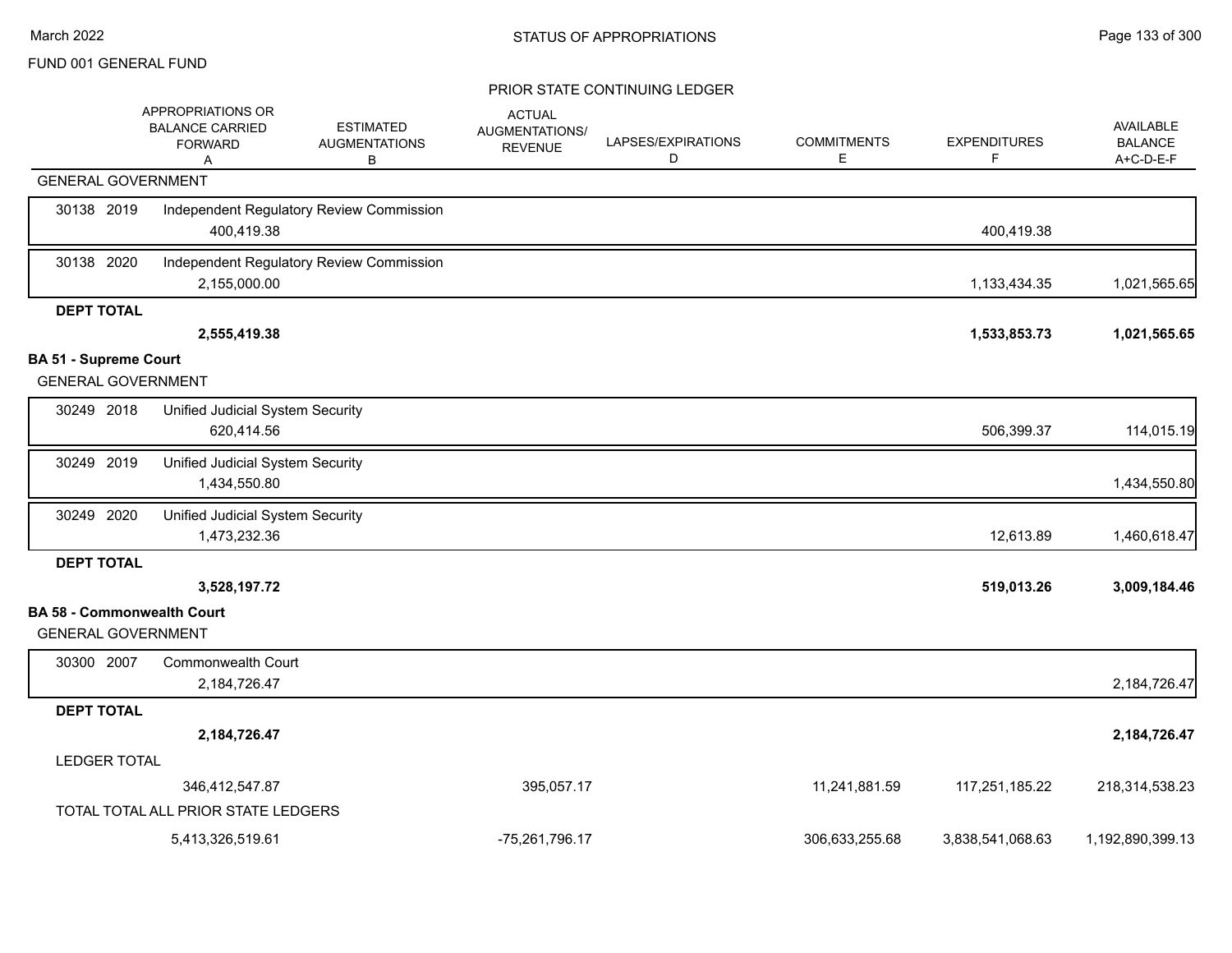FUND 001 GENERAL FUND

## STATUS OF APPROPRIATIONS

### PRIOR STATE CONTINUING LEDGER

| | APPROPRIATIONS OR BALANCE CARRIED FORWARD A | ESTIMATED AUGMENTATIONS B | ACTUAL AUGMENTATIONS/ REVENUE | LAPSES/EXPIRATIONS D | COMMITMENTS E | EXPENDITURES F | AVAILABLE BALANCE A+C-D-E-F |
|---|---|---|---|---|---|---|---|
| GENERAL GOVERNMENT | | | | | | | |
| 30138 2019 Independent Regulatory Review Commission | 400,419.38 | | | | | 400,419.38 | |
| 30138 2020 Independent Regulatory Review Commission | 2,155,000.00 | | | | | 1,133,434.35 | 1,021,565.65 |
| **DEPT TOTAL** | **2,555,419.38** | | | | | **1,533,853.73** | **1,021,565.65** |
| **BA 51 - Supreme Court** | | | | | | | |
| GENERAL GOVERNMENT | | | | | | | |
| 30249 2018 Unified Judicial System Security | 620,414.56 | | | | | 506,399.37 | 114,015.19 |
| 30249 2019 Unified Judicial System Security | 1,434,550.80 | | | | | | 1,434,550.80 |
| 30249 2020 Unified Judicial System Security | 1,473,232.36 | | | | | 12,613.89 | 1,460,618.47 |
| **DEPT TOTAL** | **3,528,197.72** | | | | | **519,013.26** | **3,009,184.46** |
| **BA 58 - Commonwealth Court** | | | | | | | |
| GENERAL GOVERNMENT | | | | | | | |
| 30300 2007 Commonwealth Court | 2,184,726.47 | | | | | | 2,184,726.47 |
| **DEPT TOTAL** | **2,184,726.47** | | | | | | **2,184,726.47** |
| LEDGER TOTAL | 346,412,547.87 | | 395,057.17 | | 11,241,881.59 | 117,251,185.22 | 218,314,538.23 |
| TOTAL TOTAL ALL PRIOR STATE LEDGERS | 5,413,326,519.61 | | -75,261,796.17 | | 306,633,255.68 | 3,838,541,068.63 | 1,192,890,399.13 |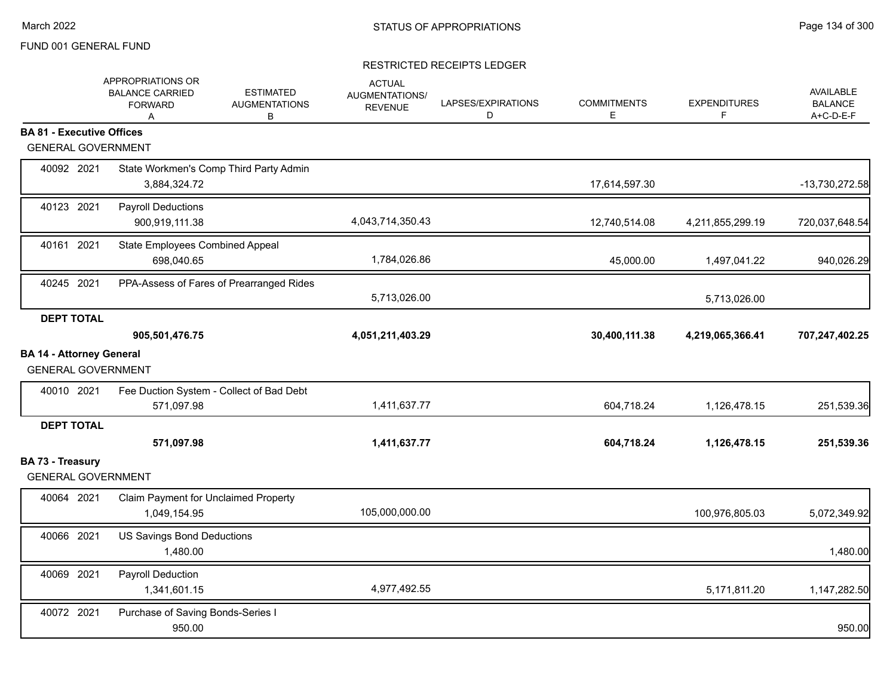FUND 001 GENERAL FUND

# STATUS OF APPROPRIATIONS

## RESTRICTED RECEIPTS LEDGER

| | APPROPRIATIONS OR BALANCE CARRIED FORWARD A | ESTIMATED AUGMENTATIONS B | ACTUAL AUGMENTATIONS/ REVENUE | LAPSES/EXPIRATIONS D | COMMITMENTS E | EXPENDITURES F | AVAILABLE BALANCE A+C-D-E-F |
|---|---|---|---|---|---|---|---|
| **BA 81 - Executive Offices** | | | | | | | |
| GENERAL GOVERNMENT | | | | | | | |
| 40092 2021 State Workmen's Comp Third Party Admin | 3,884,324.72 | | | | 17,614,597.30 | | -13,730,272.58 |
| 40123 2021 Payroll Deductions | 900,919,111.38 | | 4,043,714,350.43 | | 12,740,514.08 | 4,211,855,299.19 | 720,037,648.54 |
| 40161 2021 State Employees Combined Appeal | 698,040.65 | | 1,784,026.86 | | 45,000.00 | 1,497,041.22 | 940,026.29 |
| 40245 2021 PPA-Assess of Fares of Prearranged Rides | | | 5,713,026.00 | | | 5,713,026.00 | |
| **DEPT TOTAL** | **905,501,476.75** | | **4,051,211,403.29** | | **30,400,111.38** | **4,219,065,366.41** | **707,247,402.25** |
| **BA 14 - Attorney General** | | | | | | | |
| GENERAL GOVERNMENT | | | | | | | |
| 40010 2021 Fee Duction System - Collect of Bad Debt | 571,097.98 | | 1,411,637.77 | | 604,718.24 | 1,126,478.15 | 251,539.36 |
| **DEPT TOTAL** | **571,097.98** | | **1,411,637.77** | | **604,718.24** | **1,126,478.15** | **251,539.36** |
| **BA 73 - Treasury** | | | | | | | |
| GENERAL GOVERNMENT | | | | | | | |
| 40064 2021 Claim Payment for Unclaimed Property | 1,049,154.95 | | 105,000,000.00 | | | 100,976,805.03 | 5,072,349.92 |
| 40066 2021 US Savings Bond Deductions | 1,480.00 | | | | | | 1,480.00 |
| 40069 2021 Payroll Deduction | 1,341,601.15 | | 4,977,492.55 | | | 5,171,811.20 | 1,147,282.50 |
| 40072 2021 Purchase of Saving Bonds-Series I | 950.00 | | | | | | 950.00 |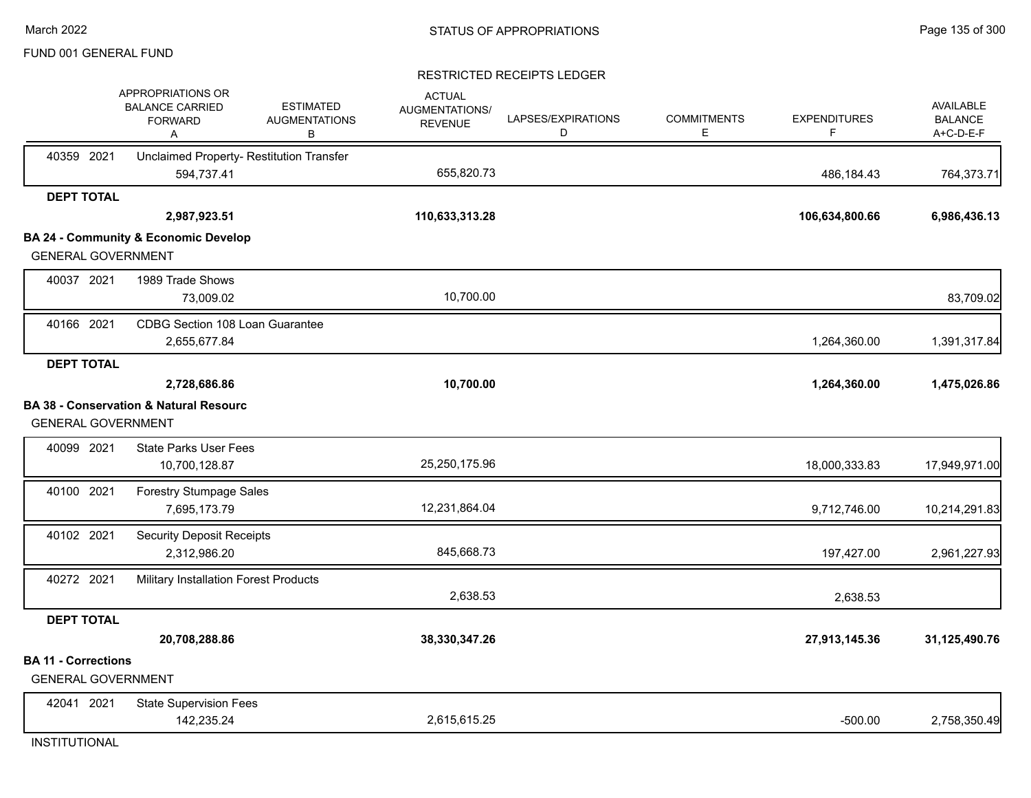FUND 001 GENERAL FUND

## STATUS OF APPROPRIATIONS

### RESTRICTED RECEIPTS LEDGER

| | | APPROPRIATIONS OR BALANCE CARRIED FORWARD A | ESTIMATED AUGMENTATIONS B | ACTUAL AUGMENTATIONS/ REVENUE C | LAPSES/EXPIRATIONS D | COMMITMENTS E | EXPENDITURES F | AVAILABLE BALANCE A+C-D-E-F |
|---|---|---|---|---|---|---|---|---|
| 40359 2021 | Unclaimed Property- Restitution Transfer | 594,737.41 | | 655,820.73 | | | 486,184.43 | 764,373.71 |
| **DEPT TOTAL** | | **2,987,923.51** | | **110,633,313.28** | | | **106,634,800.66** | **6,986,436.13** |
| **BA 24 - Community & Economic Develop** | | | | | | | | |
| GENERAL GOVERNMENT | | | | | | | | |
| 40037 2021 | 1989 Trade Shows | 73,009.02 | | 10,700.00 | | | | 83,709.02 |
| 40166 2021 | CDBG Section 108 Loan Guarantee | 2,655,677.84 | | | | | 1,264,360.00 | 1,391,317.84 |
| **DEPT TOTAL** | | **2,728,686.86** | | **10,700.00** | | | **1,264,360.00** | **1,475,026.86** |
| **BA 38 - Conservation & Natural Resourc** | | | | | | | | |
| GENERAL GOVERNMENT | | | | | | | | |
| 40099 2021 | State Parks User Fees | 10,700,128.87 | | 25,250,175.96 | | | 18,000,333.83 | 17,949,971.00 |
| 40100 2021 | Forestry Stumpage Sales | 7,695,173.79 | | 12,231,864.04 | | | 9,712,746.00 | 10,214,291.83 |
| 40102 2021 | Security Deposit Receipts | 2,312,986.20 | | 845,668.73 | | | 197,427.00 | 2,961,227.93 |
| 40272 2021 | Military Installation Forest Products | | | 2,638.53 | | | 2,638.53 | |
| **DEPT TOTAL** | | **20,708,288.86** | | **38,330,347.26** | | | **27,913,145.36** | **31,125,490.76** |
| **BA 11 - Corrections** | | | | | | | | |
| GENERAL GOVERNMENT | | | | | | | | |
| 42041 2021 | State Supervision Fees | 142,235.24 | | 2,615,615.25 | | | -500.00 | 2,758,350.49 |
| INSTITUTIONAL | | | | | | | | |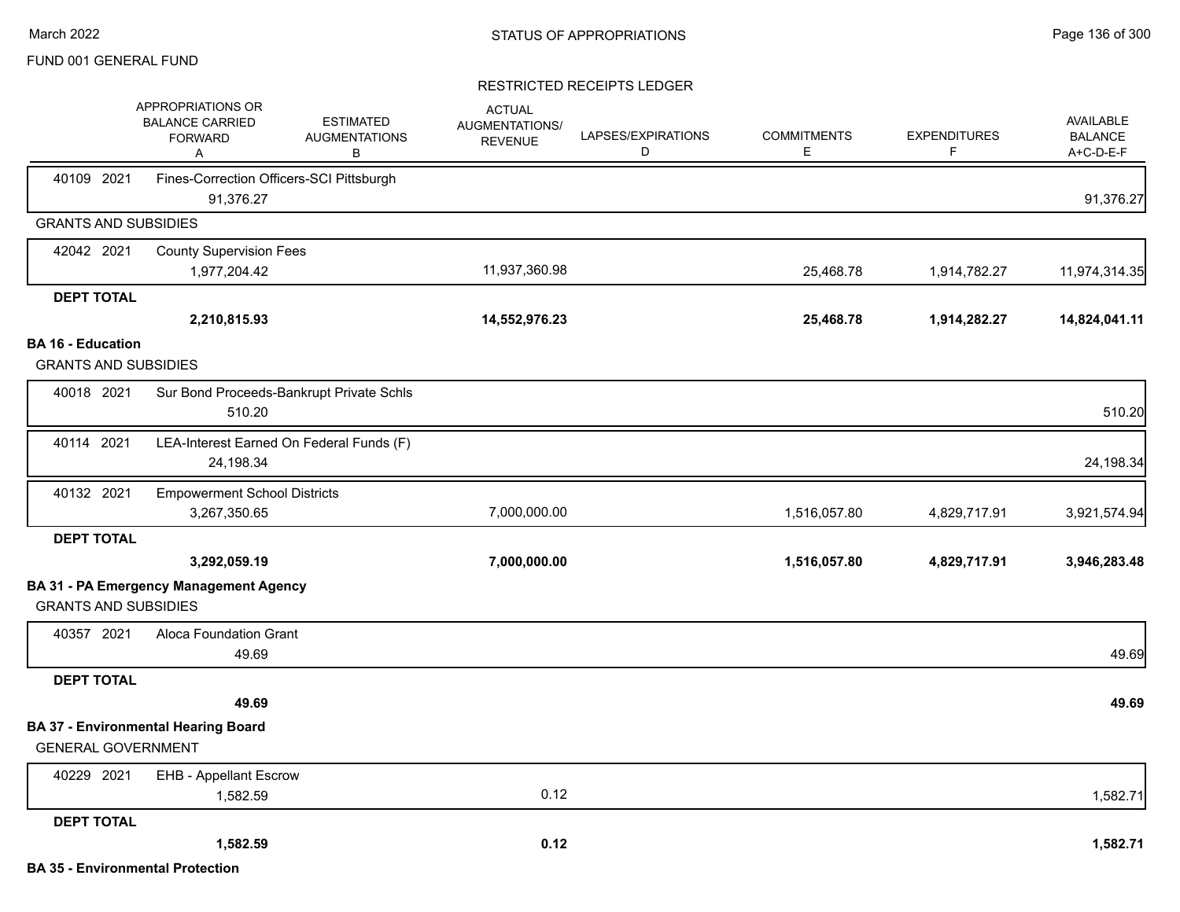FUND 001 GENERAL FUND

## STATUS OF APPROPRIATIONS

### RESTRICTED RECEIPTS LEDGER

| | APPROPRIATIONS OR BALANCE CARRIED FORWARD A | ESTIMATED AUGMENTATIONS B | ACTUAL AUGMENTATIONS/ REVENUE | LAPSES/EXPIRATIONS D | COMMITMENTS E | EXPENDITURES F | AVAILABLE BALANCE A+C-D-E-F |
|---|---|---|---|---|---|---|---|
| 40109 2021 Fines-Correction Officers-SCI Pittsburgh | 91,376.27 | | | | | | 91,376.27 |
| **GRANTS AND SUBSIDIES** | | | | | | | |
| 42042 2021 County Supervision Fees | 1,977,204.42 | | 11,937,360.98 | | 25,468.78 | 1,914,782.27 | 11,974,314.35 |
| **DEPT TOTAL** | **2,210,815.93** | | **14,552,976.23** | | **25,468.78** | **1,914,282.27** | **14,824,041.11** |
| **BA 16 - Education** | | | | | | | |
| **GRANTS AND SUBSIDIES** | | | | | | | |
| 40018 2021 Sur Bond Proceeds-Bankrupt Private Schls | 510.20 | | | | | | 510.20 |
| 40114 2021 LEA-Interest Earned On Federal Funds (F) | 24,198.34 | | | | | | 24,198.34 |
| 40132 2021 Empowerment School Districts | 3,267,350.65 | | 7,000,000.00 | | 1,516,057.80 | 4,829,717.91 | 3,921,574.94 |
| **DEPT TOTAL** | **3,292,059.19** | | **7,000,000.00** | | **1,516,057.80** | **4,829,717.91** | **3,946,283.48** |
| **BA 31 - PA Emergency Management Agency** | | | | | | | |
| **GRANTS AND SUBSIDIES** | | | | | | | |
| 40357 2021 Aloca Foundation Grant | 49.69 | | | | | | 49.69 |
| **DEPT TOTAL** | **49.69** | | | | | | **49.69** |
| **BA 37 - Environmental Hearing Board** | | | | | | | |
| **GENERAL GOVERNMENT** | | | | | | | |
| 40229 2021 EHB - Appellant Escrow | 1,582.59 | | 0.12 | | | | 1,582.71 |
| **DEPT TOTAL** | **1,582.59** | | **0.12** | | | | **1,582.71** |

**BA 35 - Environmental Protection**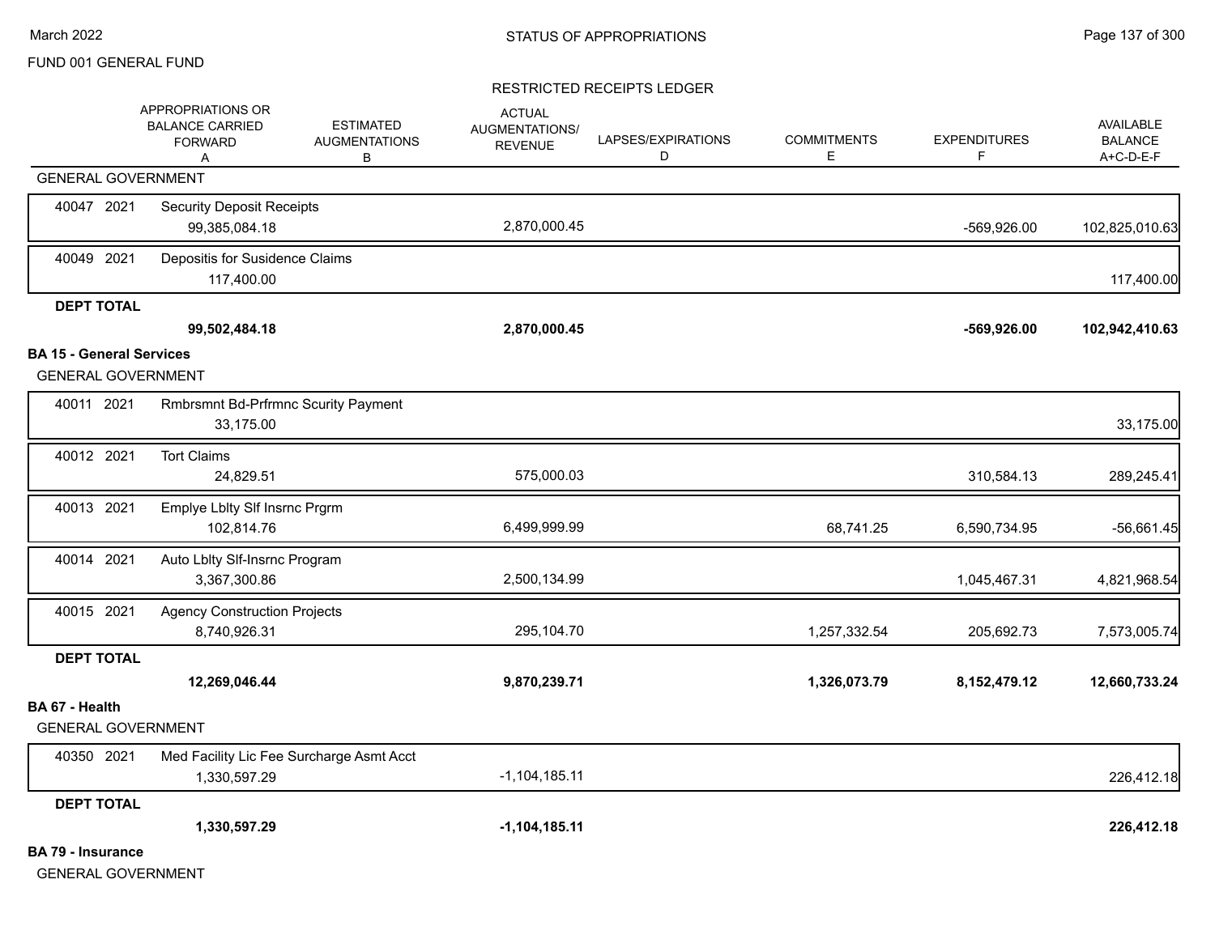FUND 001 GENERAL FUND

RESTRICTED RECEIPTS LEDGER

| | APPROPRIATIONS OR BALANCE CARRIED FORWARD A | ESTIMATED AUGMENTATIONS B | ACTUAL AUGMENTATIONS/ REVENUE | LAPSES/EXPIRATIONS D | COMMITMENTS E | EXPENDITURES F | AVAILABLE BALANCE A+C-D-E-F |
|---|---|---|---|---|---|---|---|
| **GENERAL GOVERNMENT** | | | | | | | |
| 40047 2021 Security Deposit Receipts | 99,385,084.18 | | 2,870,000.45 | | | -569,926.00 | 102,825,010.63 |
| 40049 2021 Depositis for Susidence Claims | 117,400.00 | | | | | | 117,400.00 |
| **DEPT TOTAL** | **99,502,484.18** | | **2,870,000.45** | | | **-569,926.00** | **102,942,410.63** |
| **BA 15 - General Services** | | | | | | | |
| **GENERAL GOVERNMENT** | | | | | | | |
| 40011 2021 Rmbrsmnt Bd-Prfrmnc Scurity Payment | 33,175.00 | | | | | | 33,175.00 |
| 40012 2021 Tort Claims | 24,829.51 | | 575,000.03 | | | 310,584.13 | 289,245.41 |
| 40013 2021 Emplye Lblty Slf Insrnc Prgrm | 102,814.76 | | 6,499,999.99 | | 68,741.25 | 6,590,734.95 | -56,661.45 |
| 40014 2021 Auto Lblty Slf-Insrnc Program | 3,367,300.86 | | 2,500,134.99 | | | 1,045,467.31 | 4,821,968.54 |
| 40015 2021 Agency Construction Projects | 8,740,926.31 | | 295,104.70 | | 1,257,332.54 | 205,692.73 | 7,573,005.74 |
| **DEPT TOTAL** | **12,269,046.44** | | **9,870,239.71** | | **1,326,073.79** | **8,152,479.12** | **12,660,733.24** |
| **BA 67 - Health** | | | | | | | |
| **GENERAL GOVERNMENT** | | | | | | | |
| 40350 2021 Med Facility Lic Fee Surcharge Asmt Acct | 1,330,597.29 | | -1,104,185.11 | | | | 226,412.18 |
| **DEPT TOTAL** | **1,330,597.29** | | **-1,104,185.11** | | | | **226,412.18** |

**BA 79 - Insurance**

GENERAL GOVERNMENT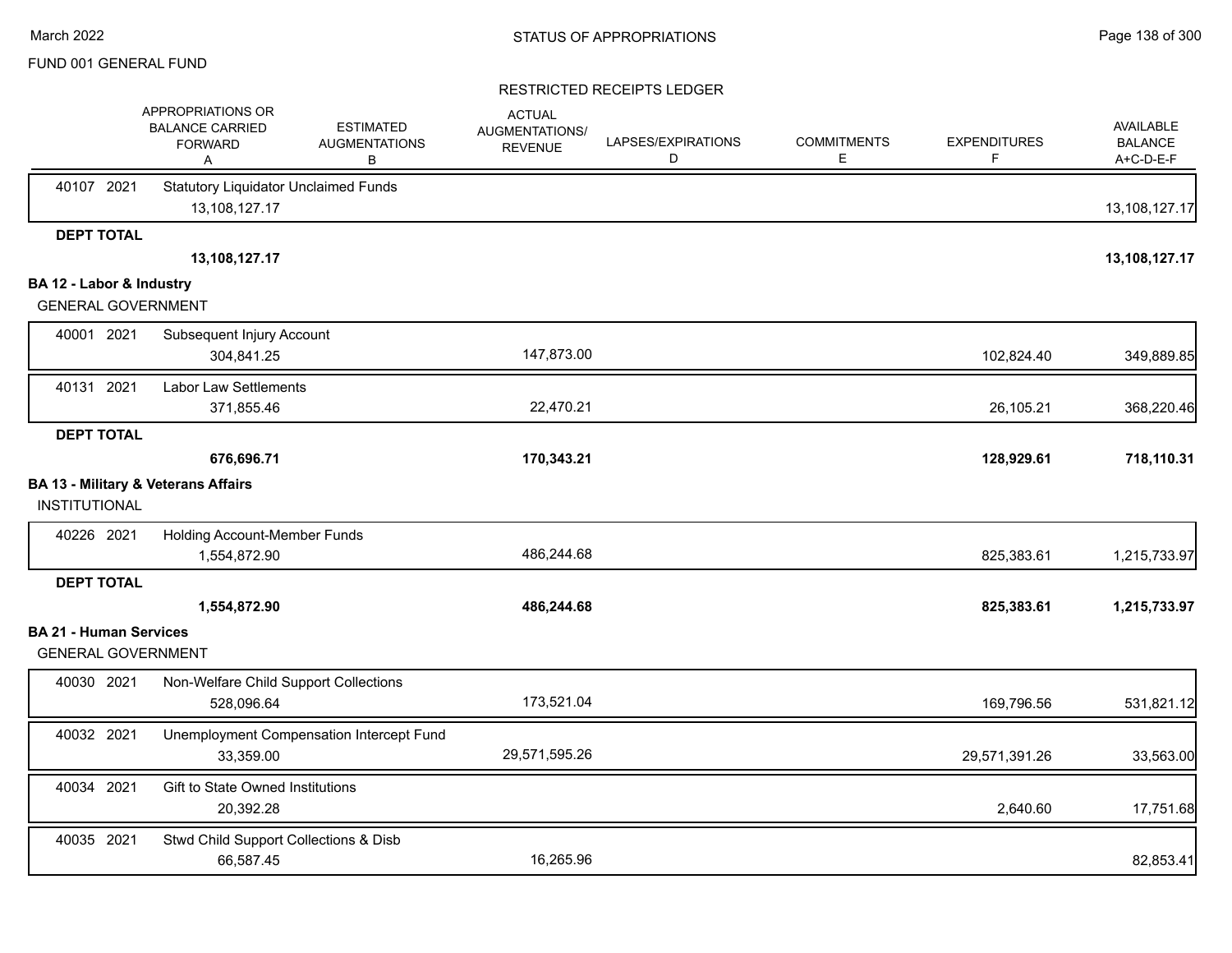# STATUS OF APPROPRIATIONS

FUND 001 GENERAL FUND

## RESTRICTED RECEIPTS LEDGER

| | | APPROPRIATIONS OR BALANCE CARRIED FORWARD A | ESTIMATED AUGMENTATIONS B | ACTUAL AUGMENTATIONS/ REVENUE | LAPSES/EXPIRATIONS D | COMMITMENTS E | EXPENDITURES F | AVAILABLE BALANCE A+C-D-E-F |
|---|---|---|---|---|---|---|---|---|
| 40107 2021 | Statutory Liquidator Unclaimed Funds | 13,108,127.17 | | | | | | 13,108,127.17 |
| **DEPT TOTAL** | | **13,108,127.17** | | | | | | **13,108,127.17** |
| **BA 12 - Labor & Industry** | | | | | | | | |
| GENERAL GOVERNMENT | | | | | | | | |
| 40001 2021 | Subsequent Injury Account | 304,841.25 | | 147,873.00 | | | 102,824.40 | 349,889.85 |
| 40131 2021 | Labor Law Settlements | 371,855.46 | | 22,470.21 | | | 26,105.21 | 368,220.46 |
| **DEPT TOTAL** | | **676,696.71** | | **170,343.21** | | | **128,929.61** | **718,110.31** |
| **BA 13 - Military & Veterans Affairs** | | | | | | | | |
| INSTITUTIONAL | | | | | | | | |
| 40226 2021 | Holding Account-Member Funds | 1,554,872.90 | | 486,244.68 | | | 825,383.61 | 1,215,733.97 |
| **DEPT TOTAL** | | **1,554,872.90** | | **486,244.68** | | | **825,383.61** | **1,215,733.97** |
| **BA 21 - Human Services** | | | | | | | | |
| GENERAL GOVERNMENT | | | | | | | | |
| 40030 2021 | Non-Welfare Child Support Collections | 528,096.64 | | 173,521.04 | | | 169,796.56 | 531,821.12 |
| 40032 2021 | Unemployment Compensation Intercept Fund | 33,359.00 | | 29,571,595.26 | | | 29,571,391.26 | 33,563.00 |
| 40034 2021 | Gift to State Owned Institutions | 20,392.28 | | | | | 2,640.60 | 17,751.68 |
| 40035 2021 | Stwd Child Support Collections & Disb | 66,587.45 | | 16,265.96 | | | | 82,853.41 |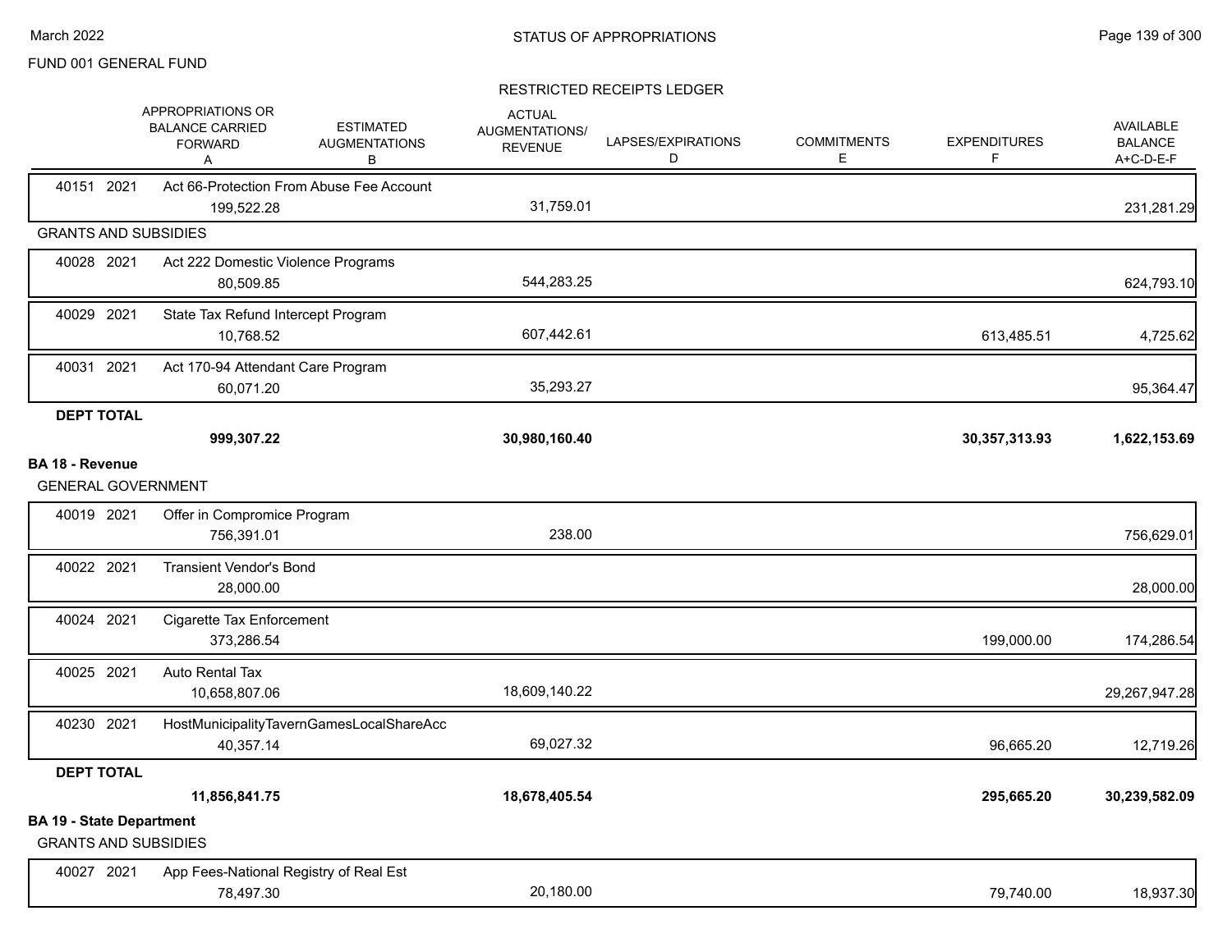FUND 001 GENERAL FUND

RESTRICTED RECEIPTS LEDGER

| | | APPROPRIATIONS OR BALANCE CARRIED FORWARD A | ESTIMATED AUGMENTATIONS B | ACTUAL AUGMENTATIONS/ REVENUE | LAPSES/EXPIRATIONS D | COMMITMENTS E | EXPENDITURES F | AVAILABLE BALANCE A+C-D-E-F |
|---|---|---|---|---|---|---|---|---|
| 40151 2021 | Act 66-Protection From Abuse Fee Account | 199,522.28 | | 31,759.01 | | | | 231,281.29 |
| **GRANTS AND SUBSIDIES** | | | | | | | | |
| 40028 2021 | Act 222 Domestic Violence Programs | 80,509.85 | | 544,283.25 | | | | 624,793.10 |
| 40029 2021 | State Tax Refund Intercept Program | 10,768.52 | | 607,442.61 | | | 613,485.51 | 4,725.62 |
| 40031 2021 | Act 170-94 Attendant Care Program | 60,071.20 | | 35,293.27 | | | | 95,364.47 |
| **DEPT TOTAL** | | **999,307.22** | | **30,980,160.40** | | | **30,357,313.93** | **1,622,153.69** |
| **BA 18 - Revenue** | | | | | | | | |
| **GENERAL GOVERNMENT** | | | | | | | | |
| 40019 2021 | Offer in Compromice Program | 756,391.01 | | 238.00 | | | | 756,629.01 |
| 40022 2021 | Transient Vendor's Bond | 28,000.00 | | | | | | 28,000.00 |
| 40024 2021 | Cigarette Tax Enforcement | 373,286.54 | | | | | 199,000.00 | 174,286.54 |
| 40025 2021 | Auto Rental Tax | 10,658,807.06 | | 18,609,140.22 | | | | 29,267,947.28 |
| 40230 2021 | HostMunicipalityTavernGamesLocalShareAcc | 40,357.14 | | 69,027.32 | | | 96,665.20 | 12,719.26 |
| **DEPT TOTAL** | | **11,856,841.75** | | **18,678,405.54** | | | **295,665.20** | **30,239,582.09** |
| **BA 19 - State Department** | | | | | | | | |
| **GRANTS AND SUBSIDIES** | | | | | | | | |
| 40027 2021 | App Fees-National Registry of Real Est | 78,497.30 | | 20,180.00 | | | 79,740.00 | 18,937.30 |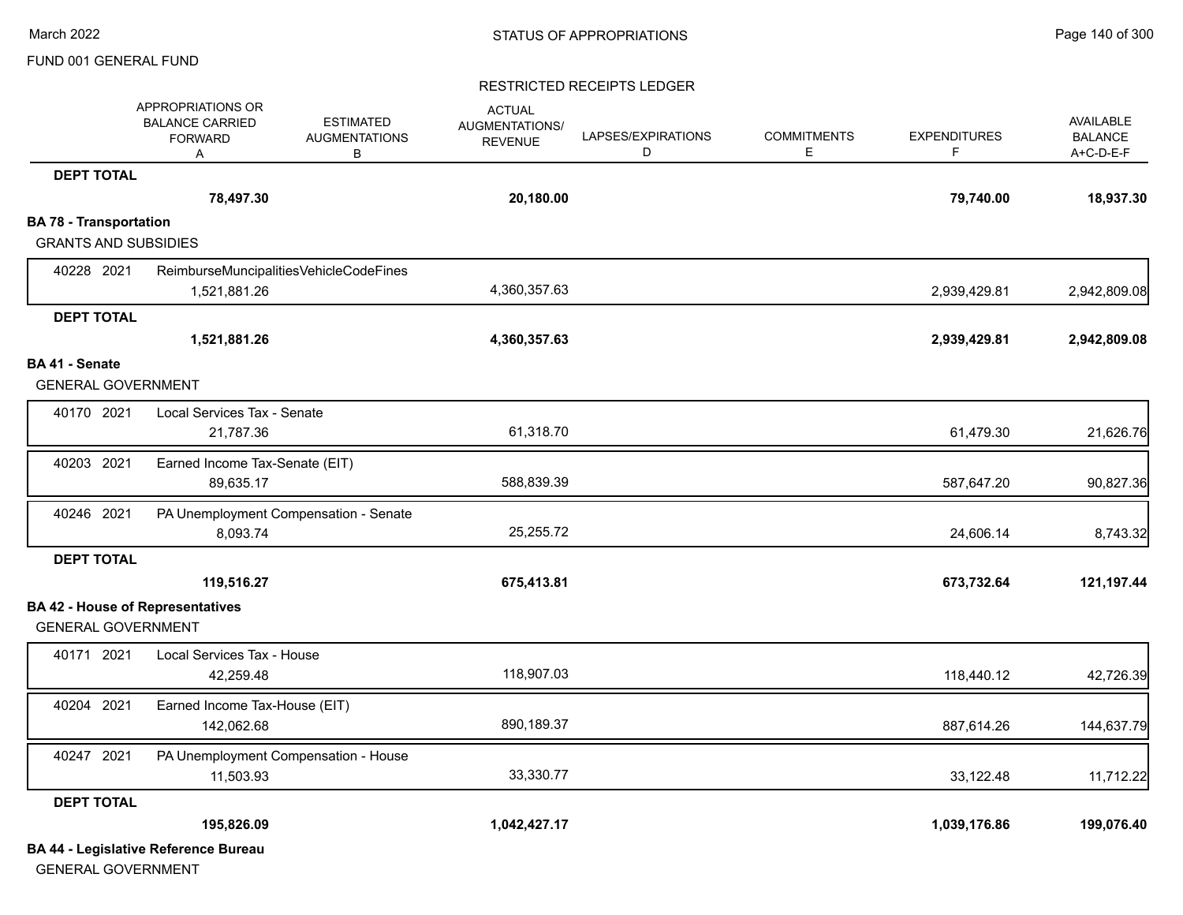FUND 001 GENERAL FUND

RESTRICTED RECEIPTS LEDGER

| | APPROPRIATIONS OR BALANCE CARRIED FORWARD A | ESTIMATED AUGMENTATIONS B | ACTUAL AUGMENTATIONS/ REVENUE | LAPSES/EXPIRATIONS D | COMMITMENTS E | EXPENDITURES F | AVAILABLE BALANCE A+C-D-E-F |
|---|---|---|---|---|---|---|---|
| **DEPT TOTAL** | **78,497.30** | | **20,180.00** | | | **79,740.00** | **18,937.30** |
| **BA 78 - Transportation** | | | | | | | |
| GRANTS AND SUBSIDIES | | | | | | | |
| 40228 2021 ReimburseMuncipalitiesVehicleCodeFines | 1,521,881.26 | | 4,360,357.63 | | | 2,939,429.81 | 2,942,809.08 |
| **DEPT TOTAL** | **1,521,881.26** | | **4,360,357.63** | | | **2,939,429.81** | **2,942,809.08** |
| **BA 41 - Senate** | | | | | | | |
| GENERAL GOVERNMENT | | | | | | | |
| 40170 2021 Local Services Tax - Senate | 21,787.36 | | 61,318.70 | | | 61,479.30 | 21,626.76 |
| 40203 2021 Earned Income Tax-Senate (EIT) | 89,635.17 | | 588,839.39 | | | 587,647.20 | 90,827.36 |
| 40246 2021 PA Unemployment Compensation - Senate | 8,093.74 | | 25,255.72 | | | 24,606.14 | 8,743.32 |
| **DEPT TOTAL** | **119,516.27** | | **675,413.81** | | | **673,732.64** | **121,197.44** |
| **BA 42 - House of Representatives** | | | | | | | |
| GENERAL GOVERNMENT | | | | | | | |
| 40171 2021 Local Services Tax - House | 42,259.48 | | 118,907.03 | | | 118,440.12 | 42,726.39 |
| 40204 2021 Earned Income Tax-House (EIT) | 142,062.68 | | 890,189.37 | | | 887,614.26 | 144,637.79 |
| 40247 2021 PA Unemployment Compensation - House | 11,503.93 | | 33,330.77 | | | 33,122.48 | 11,712.22 |
| **DEPT TOTAL** | **195,826.09** | | **1,042,427.17** | | | **1,039,176.86** | **199,076.40** |
| **BA 44 - Legislative Reference Bureau** | | | | | | | |
| GENERAL GOVERNMENT | | | | | | | |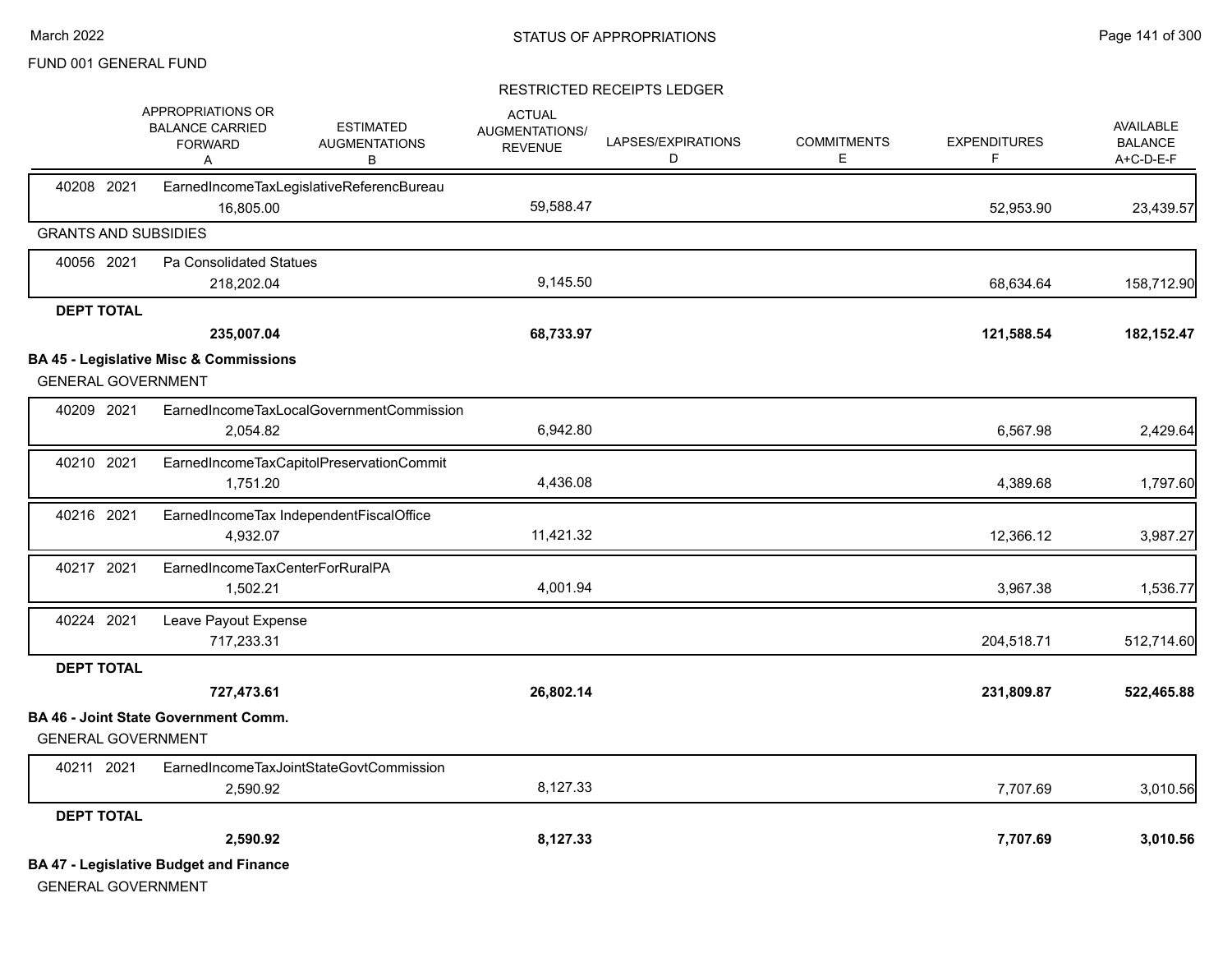FUND 001 GENERAL FUND

STATUS OF APPROPRIATIONS

RESTRICTED RECEIPTS LEDGER

| | APPROPRIATIONS OR BALANCE CARRIED FORWARD A | ESTIMATED AUGMENTATIONS B | ACTUAL AUGMENTATIONS/ REVENUE C | LAPSES/EXPIRATIONS D | COMMITMENTS E | EXPENDITURES F | AVAILABLE BALANCE A+C-D-E-F |
|---|---|---|---|---|---|---|---|
| 40208 2021 EarnedIncomeTaxLegislativeReferencBureau | 16,805.00 | | 59,588.47 | | | 52,953.90 | 23,439.57 |
| **GRANTS AND SUBSIDIES** | | | | | | | |
| 40056 2021 Pa Consolidated Statues | 218,202.04 | | 9,145.50 | | | 68,634.64 | 158,712.90 |
| **DEPT TOTAL** | **235,007.04** | | **68,733.97** | | | **121,588.54** | **182,152.47** |
| **BA 45 - Legislative Misc & Commissions** | | | | | | | |
| GENERAL GOVERNMENT | | | | | | | |
| 40209 2021 EarnedIncomeTaxLocalGovernmentCommission | 2,054.82 | | 6,942.80 | | | 6,567.98 | 2,429.64 |
| 40210 2021 EarnedIncomeTaxCapitolPreservationCommit | 1,751.20 | | 4,436.08 | | | 4,389.68 | 1,797.60 |
| 40216 2021 EarnedIncomeTax IndependentFiscalOffice | 4,932.07 | | 11,421.32 | | | 12,366.12 | 3,987.27 |
| 40217 2021 EarnedIncomeTaxCenterForRuralPA | 1,502.21 | | 4,001.94 | | | 3,967.38 | 1,536.77 |
| 40224 2021 Leave Payout Expense | 717,233.31 | | | | | 204,518.71 | 512,714.60 |
| **DEPT TOTAL** | **727,473.61** | | **26,802.14** | | | **231,809.87** | **522,465.88** |
| **BA 46 - Joint State Government Comm.** | | | | | | | |
| GENERAL GOVERNMENT | | | | | | | |
| 40211 2021 EarnedIncomeTaxJointStateGovtCommission | 2,590.92 | | 8,127.33 | | | 7,707.69 | 3,010.56 |
| **DEPT TOTAL** | **2,590.92** | | **8,127.33** | | | **7,707.69** | **3,010.56** |

**BA 47 - Legislative Budget and Finance**

GENERAL GOVERNMENT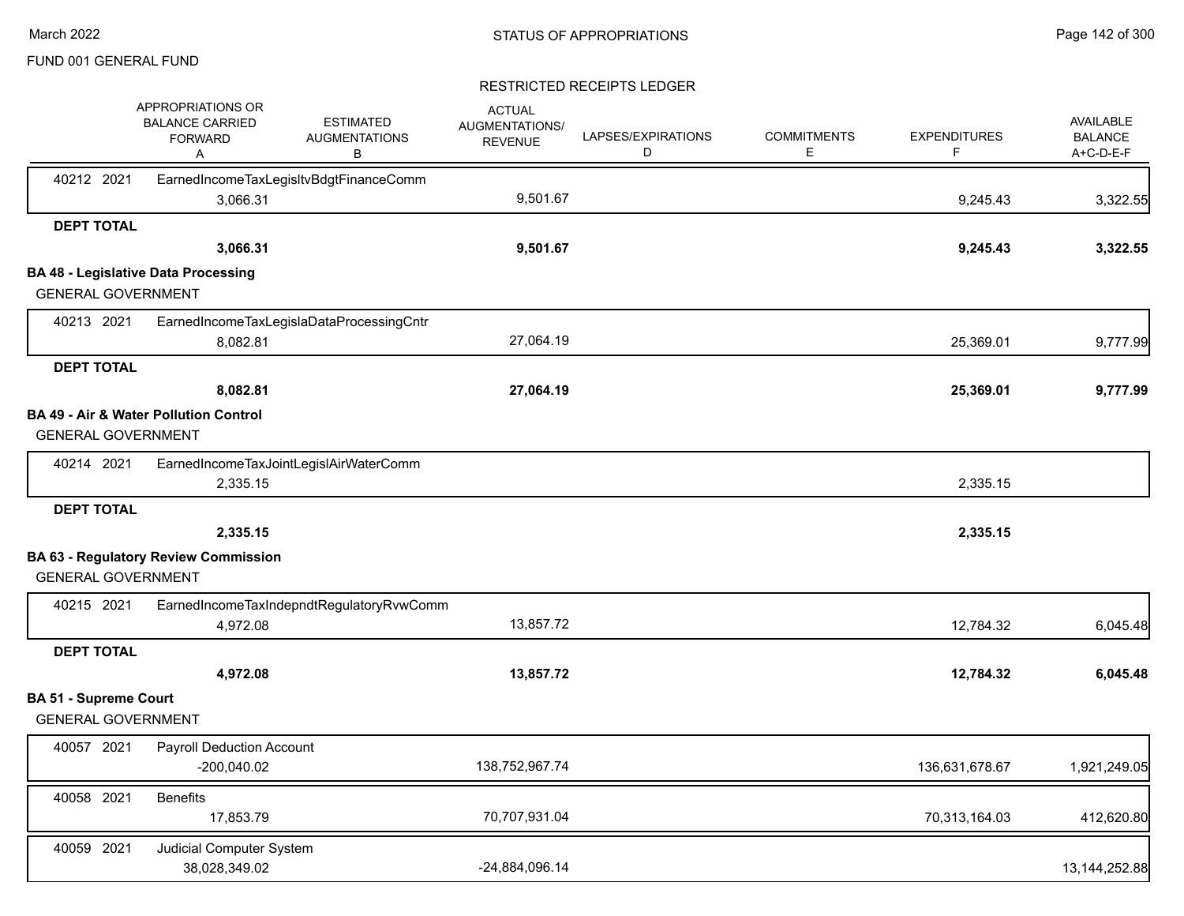FUND 001 GENERAL FUND

RESTRICTED RECEIPTS LEDGER

| | APPROPRIATIONS OR BALANCE CARRIED FORWARD A | ESTIMATED AUGMENTATIONS B | ACTUAL AUGMENTATIONS/ REVENUE C | LAPSES/EXPIRATIONS D | COMMITMENTS E | EXPENDITURES F | AVAILABLE BALANCE A+C-D-E-F |
|---|---|---|---|---|---|---|---|
| 40212 2021 EarnedIncomeTaxLegisltvBdgtFinanceComm | 3,066.31 | | 9,501.67 | | | 9,245.43 | 3,322.55 |
| **DEPT TOTAL** | **3,066.31** | | **9,501.67** | | | **9,245.43** | **3,322.55** |
| **BA 48 - Legislative Data Processing** | | | | | | | |
| GENERAL GOVERNMENT | | | | | | | |
| 40213 2021 EarnedIncomeTaxLegislaDataProcessingCntr | 8,082.81 | | 27,064.19 | | | 25,369.01 | 9,777.99 |
| **DEPT TOTAL** | **8,082.81** | | **27,064.19** | | | **25,369.01** | **9,777.99** |
| **BA 49 - Air & Water Pollution Control** | | | | | | | |
| GENERAL GOVERNMENT | | | | | | | |
| 40214 2021 EarnedIncomeTaxJointLegislAirWaterComm | 2,335.15 | | | | | 2,335.15 | |
| **DEPT TOTAL** | **2,335.15** | | | | | **2,335.15** | |
| **BA 63 - Regulatory Review Commission** | | | | | | | |
| GENERAL GOVERNMENT | | | | | | | |
| 40215 2021 EarnedIncomeTaxIndepndtRegulatoryRvwComm | 4,972.08 | | 13,857.72 | | | 12,784.32 | 6,045.48 |
| **DEPT TOTAL** | **4,972.08** | | **13,857.72** | | | **12,784.32** | **6,045.48** |
| **BA 51 - Supreme Court** | | | | | | | |
| GENERAL GOVERNMENT | | | | | | | |
| 40057 2021 Payroll Deduction Account | -200,040.02 | | 138,752,967.74 | | | 136,631,678.67 | 1,921,249.05 |
| 40058 2021 Benefits | 17,853.79 | | 70,707,931.04 | | | 70,313,164.03 | 412,620.80 |
| 40059 2021 Judicial Computer System | 38,028,349.02 | | -24,884,096.14 | | | | 13,144,252.88 |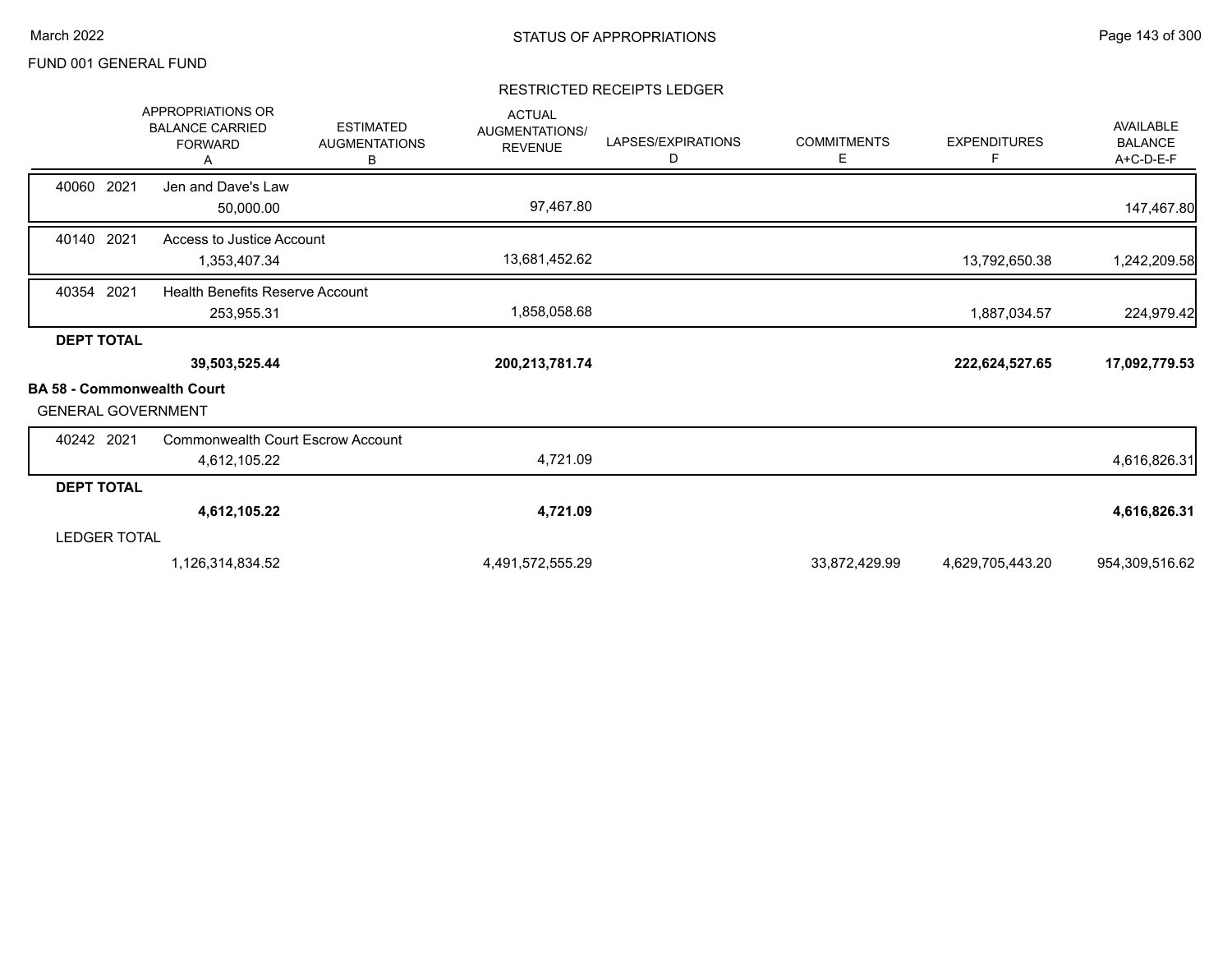FUND 001 GENERAL FUND

## RESTRICTED RECEIPTS LEDGER

| | APPROPRIATIONS OR BALANCE CARRIED FORWARD A | ESTIMATED AUGMENTATIONS B | ACTUAL AUGMENTATIONS/ REVENUE | LAPSES/EXPIRATIONS D | COMMITMENTS E | EXPENDITURES F | AVAILABLE BALANCE A+C-D-E-F |
|---|---|---|---|---|---|---|---|
| 40060 2021 Jen and Dave's Law | 50,000.00 | | 97,467.80 | | | | 147,467.80 |
| 40140 2021 Access to Justice Account | 1,353,407.34 | | 13,681,452.62 | | | 13,792,650.38 | 1,242,209.58 |
| 40354 2021 Health Benefits Reserve Account | 253,955.31 | | 1,858,058.68 | | | 1,887,034.57 | 224,979.42 |
| **DEPT TOTAL** | **39,503,525.44** | | **200,213,781.74** | | | **222,624,527.65** | **17,092,779.53** |
| **BA 58 - Commonwealth Court** | | | | | | | |
| GENERAL GOVERNMENT | | | | | | | |
| 40242 2021 Commonwealth Court Escrow Account | 4,612,105.22 | | 4,721.09 | | | | 4,616,826.31 |
| **DEPT TOTAL** | **4,612,105.22** | | **4,721.09** | | | | **4,616,826.31** |
| LEDGER TOTAL | 1,126,314,834.52 | | 4,491,572,555.29 | | 33,872,429.99 | 4,629,705,443.20 | 954,309,516.62 |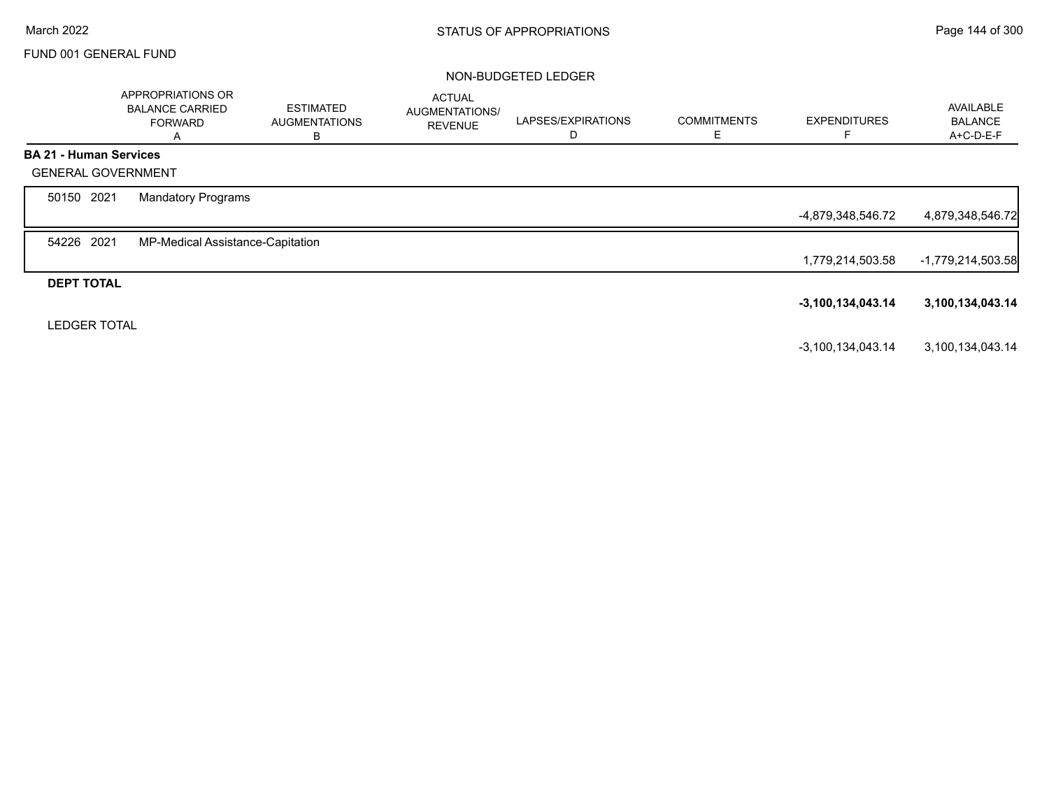FUND 001 GENERAL FUND

NON-BUDGETED LEDGER

| | | APPROPRIATIONS OR BALANCE CARRIED FORWARD A | ESTIMATED AUGMENTATIONS B | ACTUAL AUGMENTATIONS/ REVENUE | LAPSES/EXPIRATIONS D | COMMITMENTS E | EXPENDITURES F | AVAILABLE BALANCE A+C-D-E-F |
|---|---|---|---|---|---|---|---|---|
| **BA 21 - Human Services** | | | | | | | | |
| GENERAL GOVERNMENT | | | | | | | | |
| 50150 2021 | Mandatory Programs | | | | | | -4,879,348,546.72 | 4,879,348,546.72 |
| 54226 2021 | MP-Medical Assistance-Capitation | | | | | | 1,779,214,503.58 | -1,779,214,503.58 |
| **DEPT TOTAL** | | | | | | | **-3,100,134,043.14** | **3,100,134,043.14** |
| LEDGER TOTAL | | | | | | | -3,100,134,043.14 | 3,100,134,043.14 |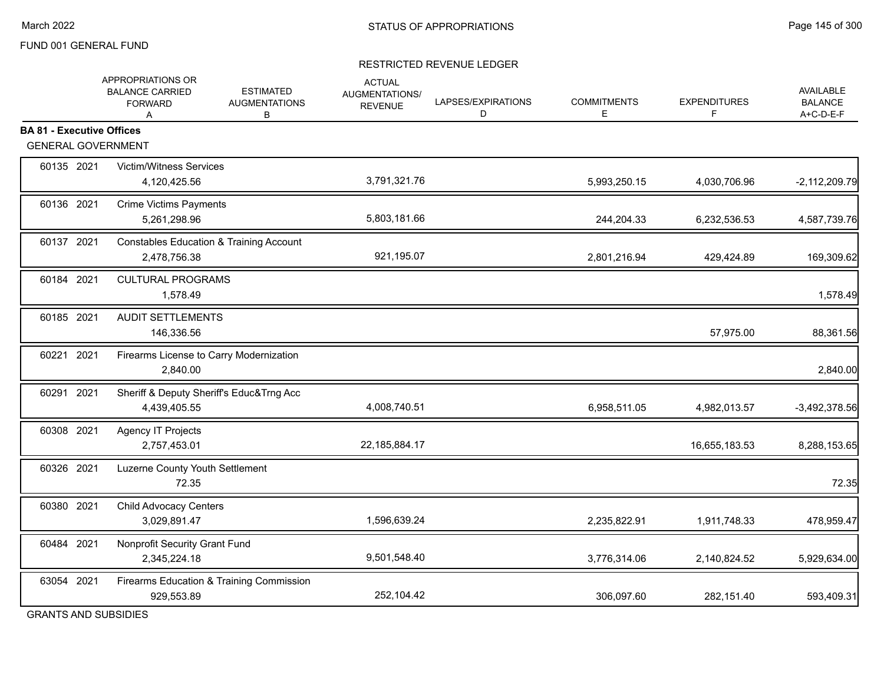FUND 001 GENERAL FUND

STATUS OF APPROPRIATIONS — March 2022

RESTRICTED REVENUE LEDGER

| | | APPROPRIATIONS OR BALANCE CARRIED FORWARD A | ESTIMATED AUGMENTATIONS B | ACTUAL AUGMENTATIONS/ REVENUE | LAPSES/EXPIRATIONS D | COMMITMENTS E | EXPENDITURES F | AVAILABLE BALANCE A+C-D-E-F |
|---|---|---|---|---|---|---|---|---|
| **BA 81 - Executive Offices** | | | | | | | | |
| GENERAL GOVERNMENT | | | | | | | | |
| 60135 2021 | Victim/Witness Services | 4,120,425.56 | | 3,791,321.76 | | 5,993,250.15 | 4,030,706.96 | -2,112,209.79 |
| 60136 2021 | Crime Victims Payments | 5,261,298.96 | | 5,803,181.66 | | 244,204.33 | 6,232,536.53 | 4,587,739.76 |
| 60137 2021 | Constables Education & Training Account | 2,478,756.38 | | 921,195.07 | | 2,801,216.94 | 429,424.89 | 169,309.62 |
| 60184 2021 | CULTURAL PROGRAMS | 1,578.49 | | | | | | 1,578.49 |
| 60185 2021 | AUDIT SETTLEMENTS | 146,336.56 | | | | | 57,975.00 | 88,361.56 |
| 60221 2021 | Firearms License to Carry Modernization | 2,840.00 | | | | | | 2,840.00 |
| 60291 2021 | Sheriff & Deputy Sheriff's Educ&Trng Acc | 4,439,405.55 | | 4,008,740.51 | | 6,958,511.05 | 4,982,013.57 | -3,492,378.56 |
| 60308 2021 | Agency IT Projects | 2,757,453.01 | | 22,185,884.17 | | | 16,655,183.53 | 8,288,153.65 |
| 60326 2021 | Luzerne County Youth Settlement | 72.35 | | | | | | 72.35 |
| 60380 2021 | Child Advocacy Centers | 3,029,891.47 | | 1,596,639.24 | | 2,235,822.91 | 1,911,748.33 | 478,959.47 |
| 60484 2021 | Nonprofit Security Grant Fund | 2,345,224.18 | | 9,501,548.40 | | 3,776,314.06 | 2,140,824.52 | 5,929,634.00 |
| 63054 2021 | Firearms Education & Training Commission | 929,553.89 | | 252,104.42 | | 306,097.60 | 282,151.40 | 593,409.31 |

GRANTS AND SUBSIDIES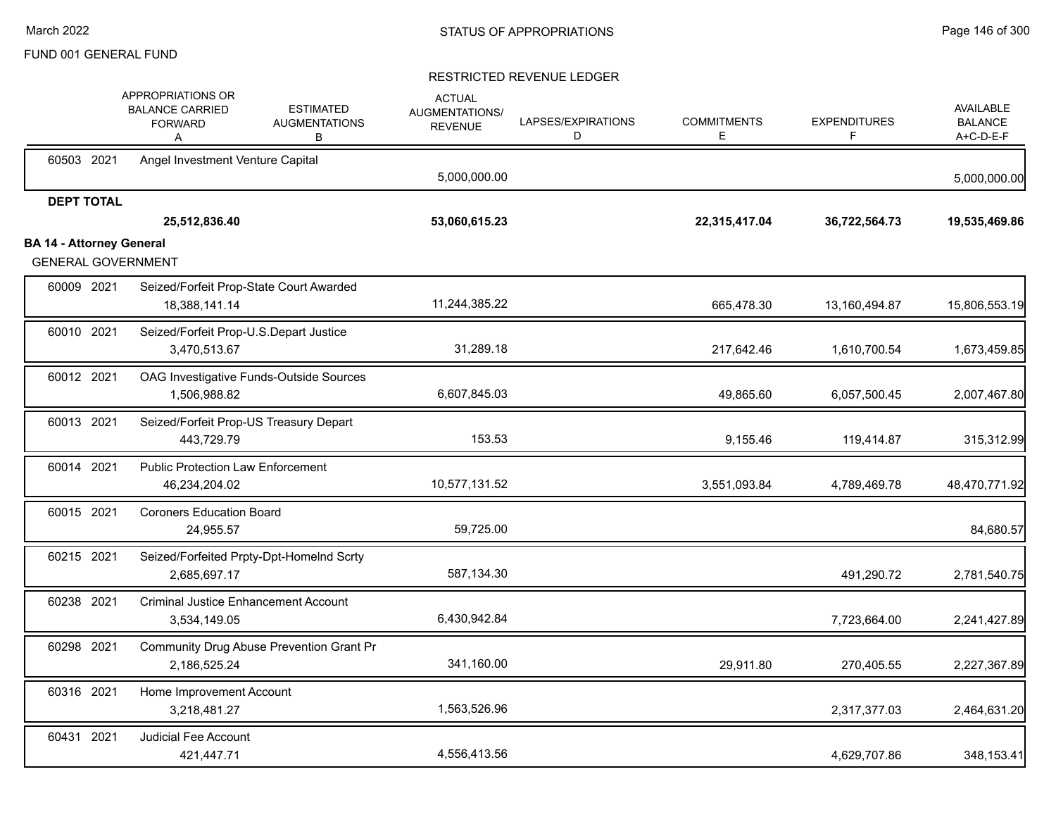FUND 001 GENERAL FUND

## STATUS OF APPROPRIATIONS

### RESTRICTED REVENUE LEDGER

| | APPROPRIATIONS OR BALANCE CARRIED FORWARD A | ESTIMATED AUGMENTATIONS B | ACTUAL AUGMENTATIONS/ REVENUE | LAPSES/EXPIRATIONS D | COMMITMENTS E | EXPENDITURES F | AVAILABLE BALANCE A+C-D-E-F |
|---|---|---|---|---|---|---|---|
| 60503 2021 Angel Investment Venture Capital | | | 5,000,000.00 | | | | 5,000,000.00 |
| **DEPT TOTAL** | **25,512,836.40** | | **53,060,615.23** | | **22,315,417.04** | **36,722,564.73** | **19,535,469.86** |

**BA 14 - Attorney General**

GENERAL GOVERNMENT

| | APPROPRIATIONS OR BALANCE CARRIED FORWARD A | ESTIMATED AUGMENTATIONS B | ACTUAL AUGMENTATIONS/ REVENUE | LAPSES/EXPIRATIONS D | COMMITMENTS E | EXPENDITURES F | AVAILABLE BALANCE A+C-D-E-F |
|---|---|---|---|---|---|---|---|
| 60009 2021 Seized/Forfeit Prop-State Court Awarded | 18,388,141.14 | | 11,244,385.22 | | 665,478.30 | 13,160,494.87 | 15,806,553.19 |
| 60010 2021 Seized/Forfeit Prop-U.S.Depart Justice | 3,470,513.67 | | 31,289.18 | | 217,642.46 | 1,610,700.54 | 1,673,459.85 |
| 60012 2021 OAG Investigative Funds-Outside Sources | 1,506,988.82 | | 6,607,845.03 | | 49,865.60 | 6,057,500.45 | 2,007,467.80 |
| 60013 2021 Seized/Forfeit Prop-US Treasury Depart | 443,729.79 | | 153.53 | | 9,155.46 | 119,414.87 | 315,312.99 |
| 60014 2021 Public Protection Law Enforcement | 46,234,204.02 | | 10,577,131.52 | | 3,551,093.84 | 4,789,469.78 | 48,470,771.92 |
| 60015 2021 Coroners Education Board | 24,955.57 | | 59,725.00 | | | | 84,680.57 |
| 60215 2021 Seized/Forfeited Prpty-Dpt-Homelnd Scrty | 2,685,697.17 | | 587,134.30 | | | 491,290.72 | 2,781,540.75 |
| 60238 2021 Criminal Justice Enhancement Account | 3,534,149.05 | | 6,430,942.84 | | | 7,723,664.00 | 2,241,427.89 |
| 60298 2021 Community Drug Abuse Prevention Grant Pr | 2,186,525.24 | | 341,160.00 | | 29,911.80 | 270,405.55 | 2,227,367.89 |
| 60316 2021 Home Improvement Account | 3,218,481.27 | | 1,563,526.96 | | | 2,317,377.03 | 2,464,631.20 |
| 60431 2021 Judicial Fee Account | 421,447.71 | | 4,556,413.56 | | | 4,629,707.86 | 348,153.41 |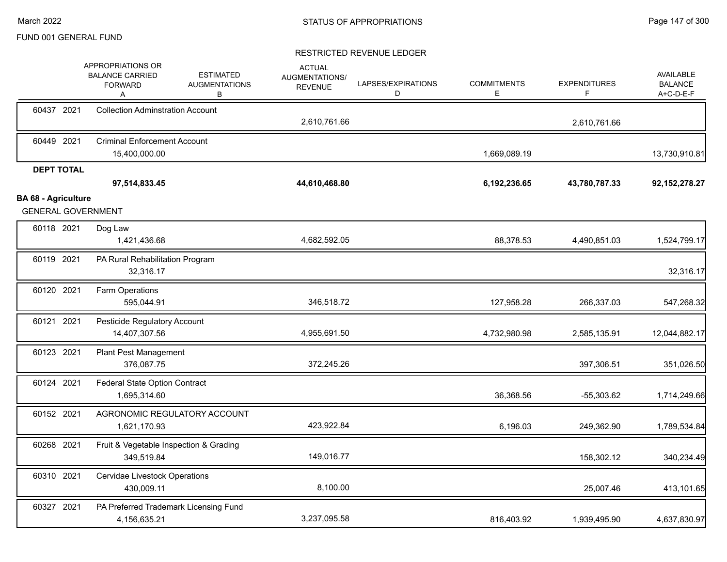FUND 001 GENERAL FUND

## RESTRICTED REVENUE LEDGER

| | APPROPRIATIONS OR BALANCE CARRIED FORWARD A | ESTIMATED AUGMENTATIONS B | ACTUAL AUGMENTATIONS/ REVENUE | LAPSES/EXPIRATIONS D | COMMITMENTS E | EXPENDITURES F | AVAILABLE BALANCE A+C-D-E-F |
|---|---|---|---|---|---|---|---|
| 60437 2021 Collection Adminstration Account | | | 2,610,761.66 | | | 2,610,761.66 | |
| 60449 2021 Criminal Enforcement Account | 15,400,000.00 | | | | 1,669,089.19 | | 13,730,910.81 |
| **DEPT TOTAL** | **97,514,833.45** | | **44,610,468.80** | | **6,192,236.65** | **43,780,787.33** | **92,152,278.27** |

**BA 68 - Agriculture**

GENERAL GOVERNMENT

| | APPROPRIATIONS OR BALANCE CARRIED FORWARD A | ESTIMATED AUGMENTATIONS B | ACTUAL AUGMENTATIONS/ REVENUE | LAPSES/EXPIRATIONS D | COMMITMENTS E | EXPENDITURES F | AVAILABLE BALANCE A+C-D-E-F |
|---|---|---|---|---|---|---|---|
| 60118 2021 Dog Law | 1,421,436.68 | | 4,682,592.05 | | 88,378.53 | 4,490,851.03 | 1,524,799.17 |
| 60119 2021 PA Rural Rehabilitation Program | 32,316.17 | | | | | | 32,316.17 |
| 60120 2021 Farm Operations | 595,044.91 | | 346,518.72 | | 127,958.28 | 266,337.03 | 547,268.32 |
| 60121 2021 Pesticide Regulatory Account | 14,407,307.56 | | 4,955,691.50 | | 4,732,980.98 | 2,585,135.91 | 12,044,882.17 |
| 60123 2021 Plant Pest Management | 376,087.75 | | 372,245.26 | | | 397,306.51 | 351,026.50 |
| 60124 2021 Federal State Option Contract | 1,695,314.60 | | | | 36,368.56 | -55,303.62 | 1,714,249.66 |
| 60152 2021 AGRONOMIC REGULATORY ACCOUNT | 1,621,170.93 | | 423,922.84 | | 6,196.03 | 249,362.90 | 1,789,534.84 |
| 60268 2021 Fruit & Vegetable Inspection & Grading | 349,519.84 | | 149,016.77 | | | 158,302.12 | 340,234.49 |
| 60310 2021 Cervidae Livestock Operations | 430,009.11 | | 8,100.00 | | | 25,007.46 | 413,101.65 |
| 60327 2021 PA Preferred Trademark Licensing Fund | 4,156,635.21 | | 3,237,095.58 | | 816,403.92 | 1,939,495.90 | 4,637,830.97 |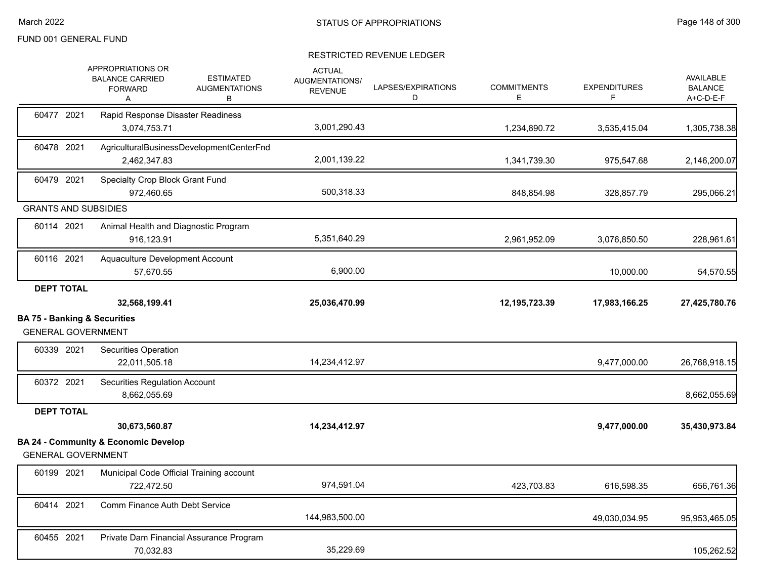FUND 001 GENERAL FUND

## RESTRICTED REVENUE LEDGER

| | APPROPRIATIONS OR BALANCE CARRIED FORWARD A | ESTIMATED AUGMENTATIONS B | ACTUAL AUGMENTATIONS/ REVENUE C | LAPSES/EXPIRATIONS D | COMMITMENTS E | EXPENDITURES F | AVAILABLE BALANCE A+C-D-E-F |
|---|---|---|---|---|---|---|---|
| 60477 2021 Rapid Response Disaster Readiness | 3,074,753.71 | | 3,001,290.43 | | 1,234,890.72 | 3,535,415.04 | 1,305,738.38 |
| 60478 2021 AgriculturalBusinessDevelopmentCenterFnd | 2,462,347.83 | | 2,001,139.22 | | 1,341,739.30 | 975,547.68 | 2,146,200.07 |
| 60479 2021 Specialty Crop Block Grant Fund | 972,460.65 | | 500,318.33 | | 848,854.98 | 328,857.79 | 295,066.21 |
| **GRANTS AND SUBSIDIES** | | | | | | | |
| 60114 2021 Animal Health and Diagnostic Program | 916,123.91 | | 5,351,640.29 | | 2,961,952.09 | 3,076,850.50 | 228,961.61 |
| 60116 2021 Aquaculture Development Account | 57,670.55 | | 6,900.00 | | | 10,000.00 | 54,570.55 |
| **DEPT TOTAL** | **32,568,199.41** | | **25,036,470.99** | | **12,195,723.39** | **17,983,166.25** | **27,425,780.76** |

### BA 75 - Banking & Securities

| | APPROPRIATIONS OR BALANCE CARRIED FORWARD A | ESTIMATED AUGMENTATIONS B | ACTUAL AUGMENTATIONS/ REVENUE C | LAPSES/EXPIRATIONS D | COMMITMENTS E | EXPENDITURES F | AVAILABLE BALANCE A+C-D-E-F |
|---|---|---|---|---|---|---|---|
| **GENERAL GOVERNMENT** | | | | | | | |
| 60339 2021 Securities Operation | 22,011,505.18 | | 14,234,412.97 | | | 9,477,000.00 | 26,768,918.15 |
| 60372 2021 Securities Regulation Account | 8,662,055.69 | | | | | | 8,662,055.69 |
| **DEPT TOTAL** | **30,673,560.87** | | **14,234,412.97** | | | **9,477,000.00** | **35,430,973.84** |

### BA 24 - Community & Economic Develop

| | APPROPRIATIONS OR BALANCE CARRIED FORWARD A | ESTIMATED AUGMENTATIONS B | ACTUAL AUGMENTATIONS/ REVENUE C | LAPSES/EXPIRATIONS D | COMMITMENTS E | EXPENDITURES F | AVAILABLE BALANCE A+C-D-E-F |
|---|---|---|---|---|---|---|---|
| **GENERAL GOVERNMENT** | | | | | | | |
| 60199 2021 Municipal Code Official Training account | 722,472.50 | | 974,591.04 | | 423,703.83 | 616,598.35 | 656,761.36 |
| 60414 2021 Comm Finance Auth Debt Service | | | 144,983,500.00 | | | 49,030,034.95 | 95,953,465.05 |
| 60455 2021 Private Dam Financial Assurance Program | 70,032.83 | | 35,229.69 | | | | 105,262.52 |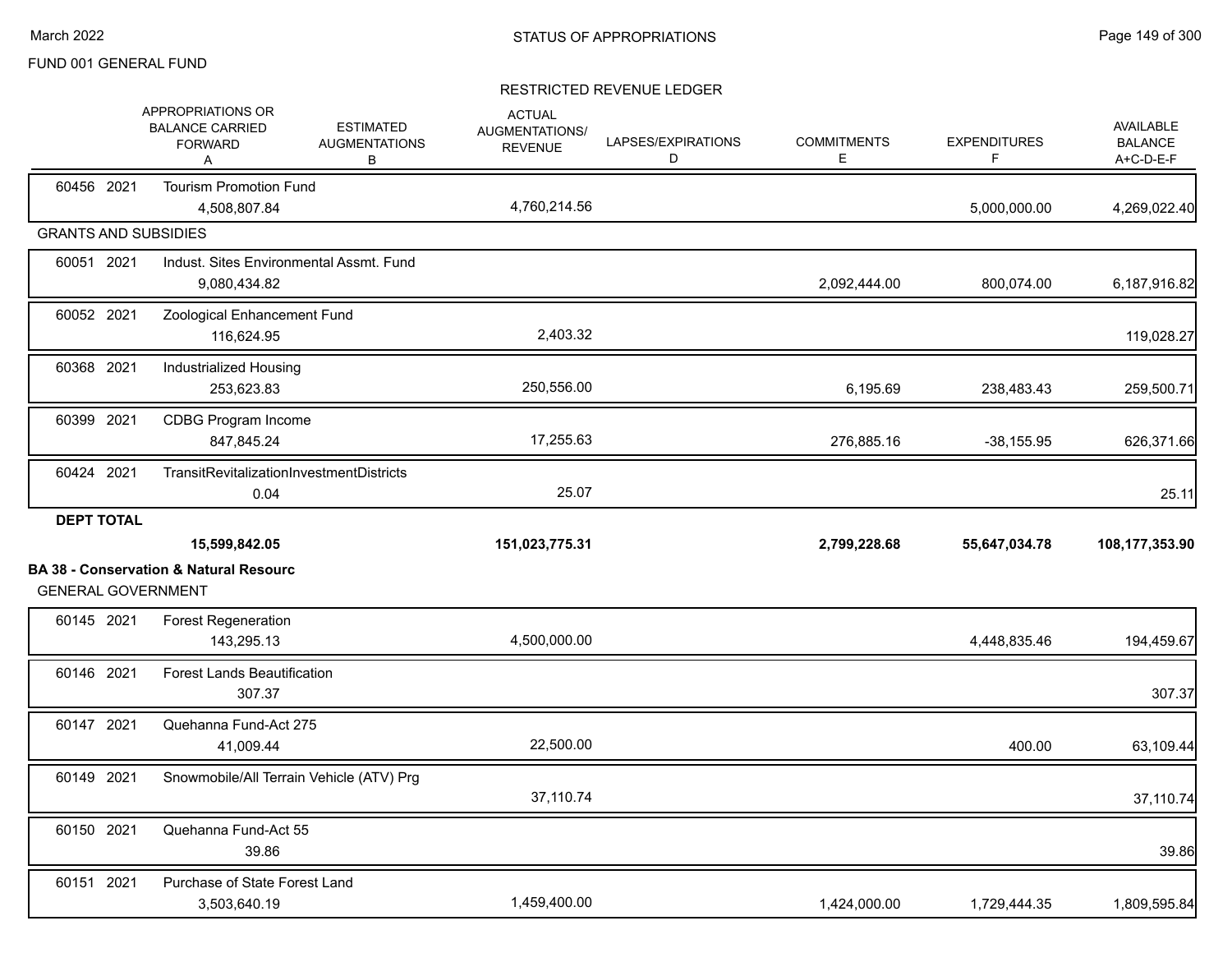FUND 001 GENERAL FUND

## RESTRICTED REVENUE LEDGER

| | APPROPRIATIONS OR BALANCE CARRIED FORWARD A | ESTIMATED AUGMENTATIONS B | ACTUAL AUGMENTATIONS/ REVENUE | LAPSES/EXPIRATIONS D | COMMITMENTS E | EXPENDITURES F | AVAILABLE BALANCE A+C-D-E-F |
|---|---|---|---|---|---|---|---|
| 60456 2021 Tourism Promotion Fund | 4,508,807.84 | | 4,760,214.56 | | | 5,000,000.00 | 4,269,022.40 |
| **GRANTS AND SUBSIDIES** | | | | | | | |
| 60051 2021 Indust. Sites Environmental Assmt. Fund | 9,080,434.82 | | | | 2,092,444.00 | 800,074.00 | 6,187,916.82 |
| 60052 2021 Zoological Enhancement Fund | 116,624.95 | | 2,403.32 | | | | 119,028.27 |
| 60368 2021 Industrialized Housing | 253,623.83 | | 250,556.00 | | 6,195.69 | 238,483.43 | 259,500.71 |
| 60399 2021 CDBG Program Income | 847,845.24 | | 17,255.63 | | 276,885.16 | -38,155.95 | 626,371.66 |
| 60424 2021 TransitRevitalizationInvestmentDistricts | 0.04 | | 25.07 | | | | 25.11 |
| **DEPT TOTAL** | **15,599,842.05** | | **151,023,775.31** | | **2,799,228.68** | **55,647,034.78** | **108,177,353.90** |

**BA 38 - Conservation & Natural Resourc**

GENERAL GOVERNMENT

| | APPROPRIATIONS OR BALANCE CARRIED FORWARD A | ESTIMATED AUGMENTATIONS B | ACTUAL AUGMENTATIONS/ REVENUE | LAPSES/EXPIRATIONS D | COMMITMENTS E | EXPENDITURES F | AVAILABLE BALANCE A+C-D-E-F |
|---|---|---|---|---|---|---|---|
| 60145 2021 Forest Regeneration | 143,295.13 | | 4,500,000.00 | | | 4,448,835.46 | 194,459.67 |
| 60146 2021 Forest Lands Beautification | 307.37 | | | | | | 307.37 |
| 60147 2021 Quehanna Fund-Act 275 | 41,009.44 | | 22,500.00 | | | 400.00 | 63,109.44 |
| 60149 2021 Snowmobile/All Terrain Vehicle (ATV) Prg | | | 37,110.74 | | | | 37,110.74 |
| 60150 2021 Quehanna Fund-Act 55 | 39.86 | | | | | | 39.86 |
| 60151 2021 Purchase of State Forest Land | 3,503,640.19 | | 1,459,400.00 | | 1,424,000.00 | 1,729,444.35 | 1,809,595.84 |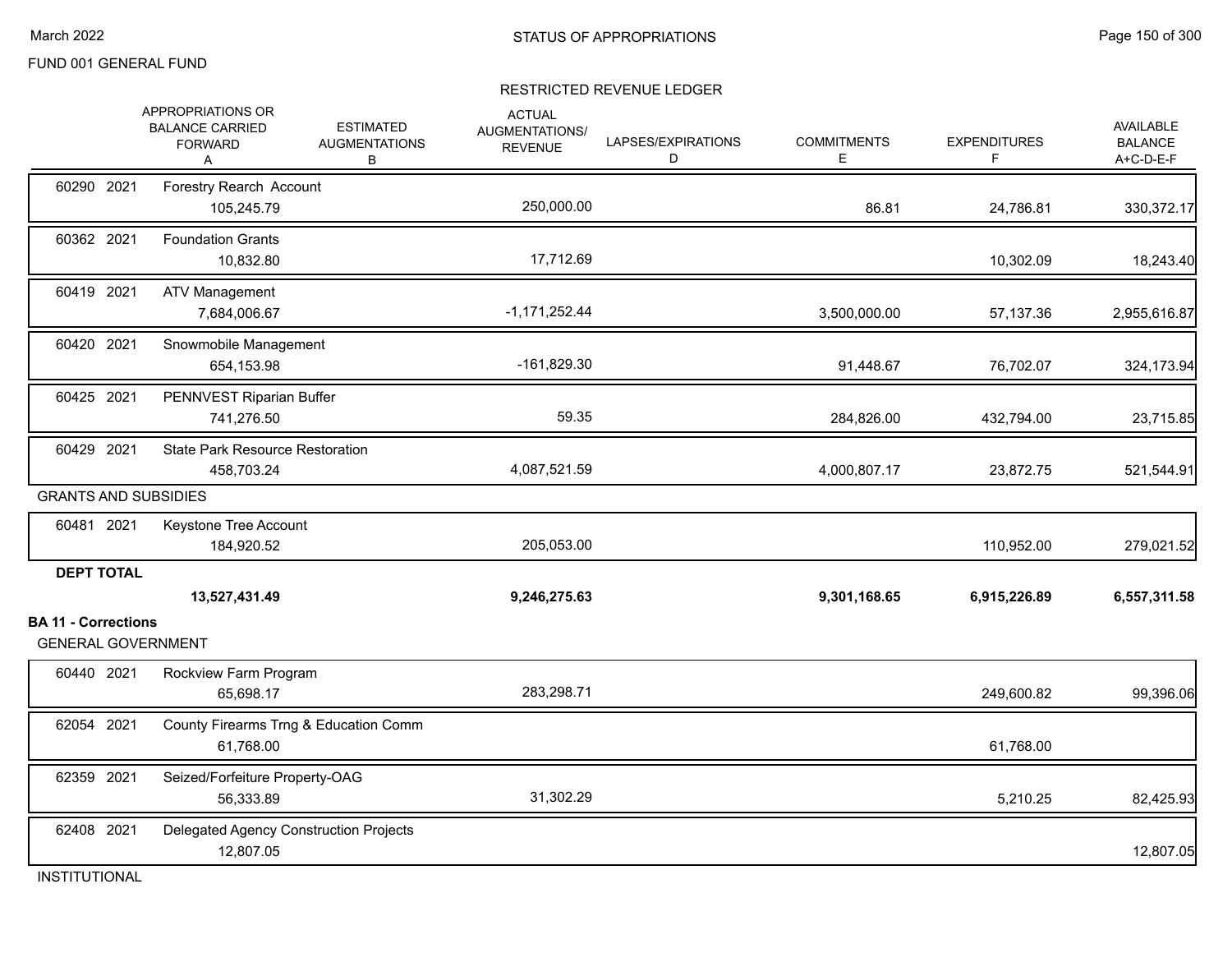FUND 001 GENERAL FUND

RESTRICTED REVENUE LEDGER

| | APPROPRIATIONS OR BALANCE CARRIED FORWARD A | ESTIMATED AUGMENTATIONS B | ACTUAL AUGMENTATIONS/ REVENUE | LAPSES/EXPIRATIONS D | COMMITMENTS E | EXPENDITURES F | AVAILABLE BALANCE A+C-D-E-F |
|---|---|---|---|---|---|---|---|
| 60290 2021 Forestry Rearch Account | 105,245.79 | | 250,000.00 | | 86.81 | 24,786.81 | 330,372.17 |
| 60362 2021 Foundation Grants | 10,832.80 | | 17,712.69 | | | 10,302.09 | 18,243.40 |
| 60419 2021 ATV Management | 7,684,006.67 | | -1,171,252.44 | | 3,500,000.00 | 57,137.36 | 2,955,616.87 |
| 60420 2021 Snowmobile Management | 654,153.98 | | -161,829.30 | | 91,448.67 | 76,702.07 | 324,173.94 |
| 60425 2021 PENNVEST Riparian Buffer | 741,276.50 | | 59.35 | | 284,826.00 | 432,794.00 | 23,715.85 |
| 60429 2021 State Park Resource Restoration | 458,703.24 | | 4,087,521.59 | | 4,000,807.17 | 23,872.75 | 521,544.91 |
| GRANTS AND SUBSIDIES | | | | | | | |
| 60481 2021 Keystone Tree Account | 184,920.52 | | 205,053.00 | | | 110,952.00 | 279,021.52 |
| **DEPT TOTAL** | **13,527,431.49** | | **9,246,275.63** | | **9,301,168.65** | **6,915,226.89** | **6,557,311.58** |

**BA 11 - Corrections**

GENERAL GOVERNMENT

| | APPROPRIATIONS OR BALANCE CARRIED FORWARD A | ESTIMATED AUGMENTATIONS B | ACTUAL AUGMENTATIONS/ REVENUE | LAPSES/EXPIRATIONS D | COMMITMENTS E | EXPENDITURES F | AVAILABLE BALANCE A+C-D-E-F |
|---|---|---|---|---|---|---|---|
| 60440 2021 Rockview Farm Program | 65,698.17 | | 283,298.71 | | | 249,600.82 | 99,396.06 |
| 62054 2021 County Firearms Trng & Education Comm | 61,768.00 | | | | | 61,768.00 | |
| 62359 2021 Seized/Forfeiture Property-OAG | 56,333.89 | | 31,302.29 | | | 5,210.25 | 82,425.93 |
| 62408 2021 Delegated Agency Construction Projects | 12,807.05 | | | | | | 12,807.05 |

INSTITUTIONAL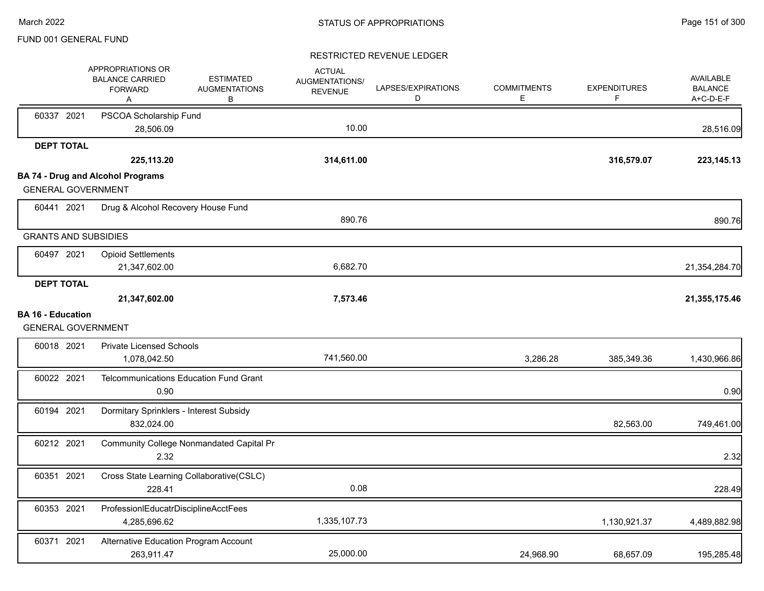FUND 001 GENERAL FUND

RESTRICTED REVENUE LEDGER

| | APPROPRIATIONS OR BALANCE CARRIED FORWARD A | ESTIMATED AUGMENTATIONS B | ACTUAL AUGMENTATIONS/ REVENUE | LAPSES/EXPIRATIONS D | COMMITMENTS E | EXPENDITURES F | AVAILABLE BALANCE A+C-D-E-F |
|---|---|---|---|---|---|---|---|
| 60337 2021 PSCOA Scholarship Fund | 28,506.09 | | 10.00 | | | | 28,516.09 |
| **DEPT TOTAL** | **225,113.20** | | **314,611.00** | | | **316,579.07** | **223,145.13** |
| **BA 74 - Drug and Alcohol Programs** | | | | | | | |
| GENERAL GOVERNMENT | | | | | | | |
| 60441 2021 Drug & Alcohol Recovery House Fund | | | 890.76 | | | | 890.76 |
| GRANTS AND SUBSIDIES | | | | | | | |
| 60497 2021 Opioid Settlements | 21,347,602.00 | | 6,682.70 | | | | 21,354,284.70 |
| **DEPT TOTAL** | **21,347,602.00** | | **7,573.46** | | | | **21,355,175.46** |
| **BA 16 - Education** | | | | | | | |
| GENERAL GOVERNMENT | | | | | | | |
| 60018 2021 Private Licensed Schools | 1,078,042.50 | | 741,560.00 | | 3,286.28 | 385,349.36 | 1,430,966.86 |
| 60022 2021 Telcommunications Education Fund Grant | 0.90 | | | | | | 0.90 |
| 60194 2021 Dormitary Sprinklers - Interest Subsidy | 832,024.00 | | | | | 82,563.00 | 749,461.00 |
| 60212 2021 Community College Nonmandated Capital Pr | 2.32 | | | | | | 2.32 |
| 60351 2021 Cross State Learning Collaborative(CSLC) | 228.41 | | 0.08 | | | | 228.49 |
| 60353 2021 ProfessionlEducatrDisciplineAcctFees | 4,285,696.62 | | 1,335,107.73 | | | 1,130,921.37 | 4,489,882.98 |
| 60371 2021 Alternative Education Program Account | 263,911.47 | | 25,000.00 | | 24,968.90 | 68,657.09 | 195,285.48 |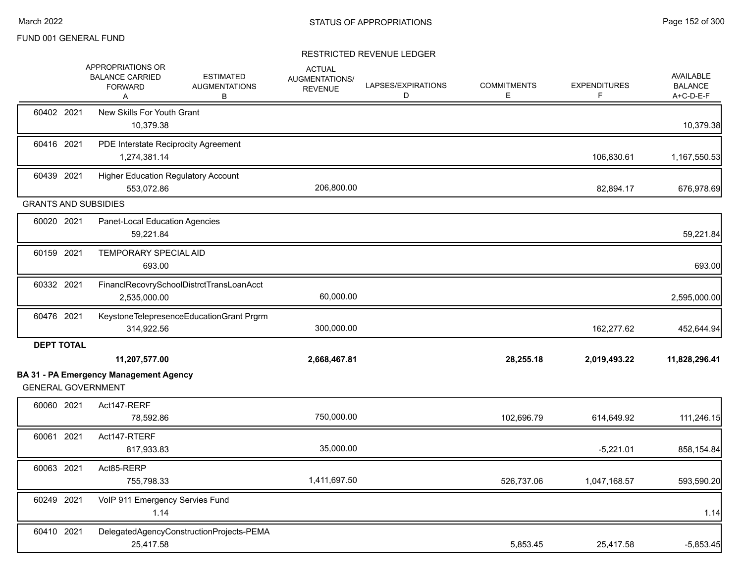FUND 001 GENERAL FUND

RESTRICTED REVENUE LEDGER

| | APPROPRIATIONS OR BALANCE CARRIED FORWARD A | ESTIMATED AUGMENTATIONS B | ACTUAL AUGMENTATIONS/ REVENUE | LAPSES/EXPIRATIONS D | COMMITMENTS E | EXPENDITURES F | AVAILABLE BALANCE A+C-D-E-F |
|---|---|---|---|---|---|---|---|
| 60402 2021 New Skills For Youth Grant | 10,379.38 | | | | | | 10,379.38 |
| 60416 2021 PDE Interstate Reciprocity Agreement | 1,274,381.14 | | | | | 106,830.61 | 1,167,550.53 |
| 60439 2021 Higher Education Regulatory Account | 553,072.86 | | 206,800.00 | | | 82,894.17 | 676,978.69 |
| **GRANTS AND SUBSIDIES** | | | | | | | |
| 60020 2021 Panet-Local Education Agencies | 59,221.84 | | | | | | 59,221.84 |
| 60159 2021 TEMPORARY SPECIAL AID | 693.00 | | | | | | 693.00 |
| 60332 2021 FinanclRecovrySchoolDistrctTransLoanAcct | 2,535,000.00 | | 60,000.00 | | | | 2,595,000.00 |
| 60476 2021 KeystoneTelepresenceEducationGrant Prgrm | 314,922.56 | | 300,000.00 | | | 162,277.62 | 452,644.94 |
| **DEPT TOTAL** | **11,207,577.00** | | **2,668,467.81** | | **28,255.18** | **2,019,493.22** | **11,828,296.41** |

**BA 31 - PA Emergency Management Agency**

GENERAL GOVERNMENT

| | APPROPRIATIONS OR BALANCE CARRIED FORWARD A | ESTIMATED AUGMENTATIONS B | ACTUAL AUGMENTATIONS/ REVENUE | LAPSES/EXPIRATIONS D | COMMITMENTS E | EXPENDITURES F | AVAILABLE BALANCE A+C-D-E-F |
|---|---|---|---|---|---|---|---|
| 60060 2021 Act147-RERF | 78,592.86 | | 750,000.00 | | 102,696.79 | 614,649.92 | 111,246.15 |
| 60061 2021 Act147-RTERF | 817,933.83 | | 35,000.00 | | | -5,221.01 | 858,154.84 |
| 60063 2021 Act85-RERP | 755,798.33 | | 1,411,697.50 | | 526,737.06 | 1,047,168.57 | 593,590.20 |
| 60249 2021 VoIP 911 Emergency Servies Fund | 1.14 | | | | | | 1.14 |
| 60410 2021 DelegatedAgencyConstructionProjects-PEMA | 25,417.58 | | | | 5,853.45 | 25,417.58 | -5,853.45 |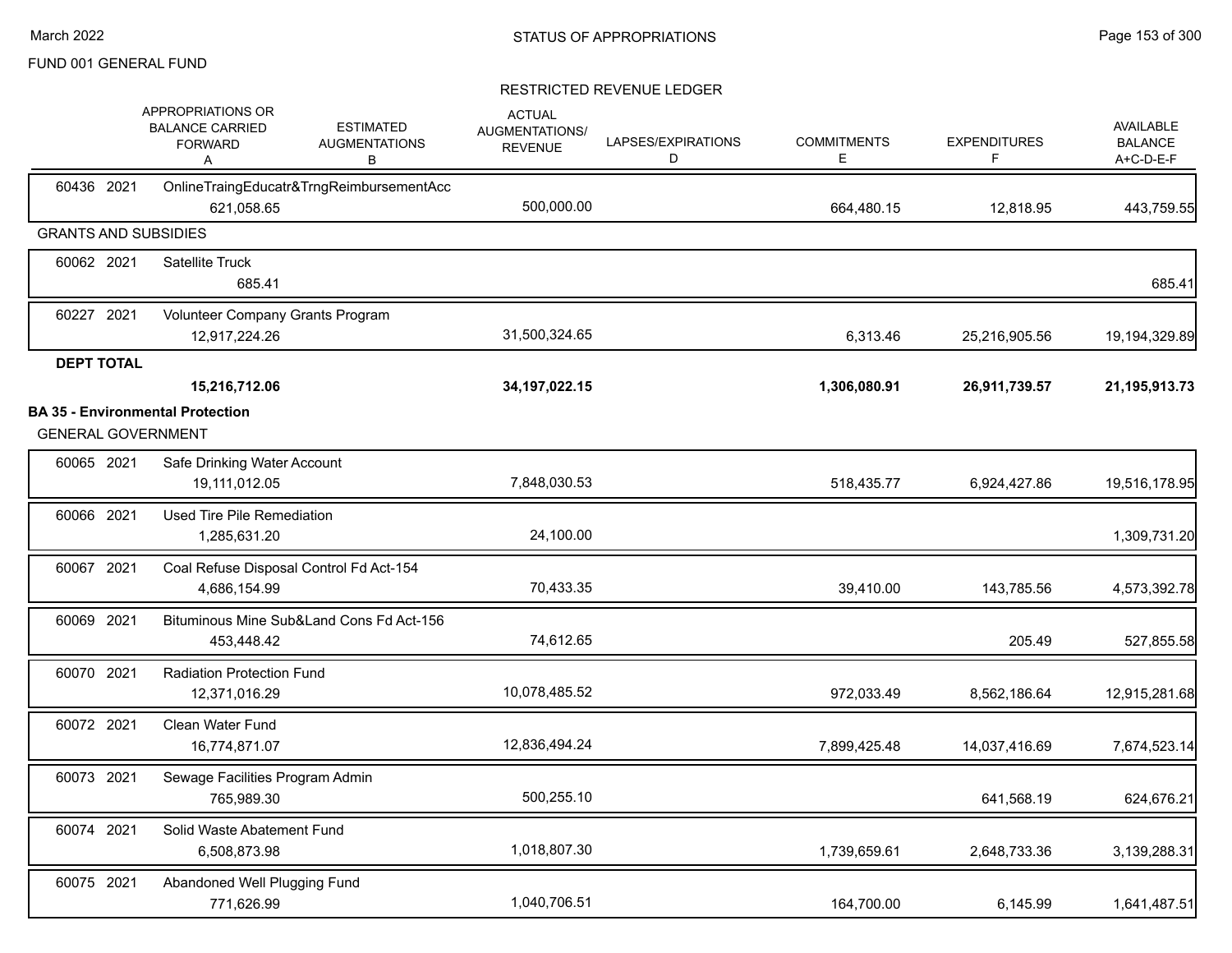FUND 001 GENERAL FUND

STATUS OF APPROPRIATIONS

RESTRICTED REVENUE LEDGER

| | APPROPRIATIONS OR BALANCE CARRIED FORWARD A | ESTIMATED AUGMENTATIONS B | ACTUAL AUGMENTATIONS/ REVENUE C | LAPSES/EXPIRATIONS D | COMMITMENTS E | EXPENDITURES F | AVAILABLE BALANCE A+C-D-E-F |
|---|---|---|---|---|---|---|---|
| 60436 2021 OnlineTraingEducatr&TrngReimbursementAcc | 621,058.65 | | 500,000.00 | | 664,480.15 | 12,818.95 | 443,759.55 |
| **GRANTS AND SUBSIDIES** | | | | | | | |
| 60062 2021 Satellite Truck | 685.41 | | | | | | 685.41 |
| 60227 2021 Volunteer Company Grants Program | 12,917,224.26 | | 31,500,324.65 | | 6,313.46 | 25,216,905.56 | 19,194,329.89 |
| **DEPT TOTAL** | **15,216,712.06** | | **34,197,022.15** | | **1,306,080.91** | **26,911,739.57** | **21,195,913.73** |
| **BA 35 - Environmental Protection** | | | | | | | |
| GENERAL GOVERNMENT | | | | | | | |
| 60065 2021 Safe Drinking Water Account | 19,111,012.05 | | 7,848,030.53 | | 518,435.77 | 6,924,427.86 | 19,516,178.95 |
| 60066 2021 Used Tire Pile Remediation | 1,285,631.20 | | 24,100.00 | | | | 1,309,731.20 |
| 60067 2021 Coal Refuse Disposal Control Fd Act-154 | 4,686,154.99 | | 70,433.35 | | 39,410.00 | 143,785.56 | 4,573,392.78 |
| 60069 2021 Bituminous Mine Sub&Land Cons Fd Act-156 | 453,448.42 | | 74,612.65 | | | 205.49 | 527,855.58 |
| 60070 2021 Radiation Protection Fund | 12,371,016.29 | | 10,078,485.52 | | 972,033.49 | 8,562,186.64 | 12,915,281.68 |
| 60072 2021 Clean Water Fund | 16,774,871.07 | | 12,836,494.24 | | 7,899,425.48 | 14,037,416.69 | 7,674,523.14 |
| 60073 2021 Sewage Facilities Program Admin | 765,989.30 | | 500,255.10 | | | 641,568.19 | 624,676.21 |
| 60074 2021 Solid Waste Abatement Fund | 6,508,873.98 | | 1,018,807.30 | | 1,739,659.61 | 2,648,733.36 | 3,139,288.31 |
| 60075 2021 Abandoned Well Plugging Fund | 771,626.99 | | 1,040,706.51 | | 164,700.00 | 6,145.99 | 1,641,487.51 |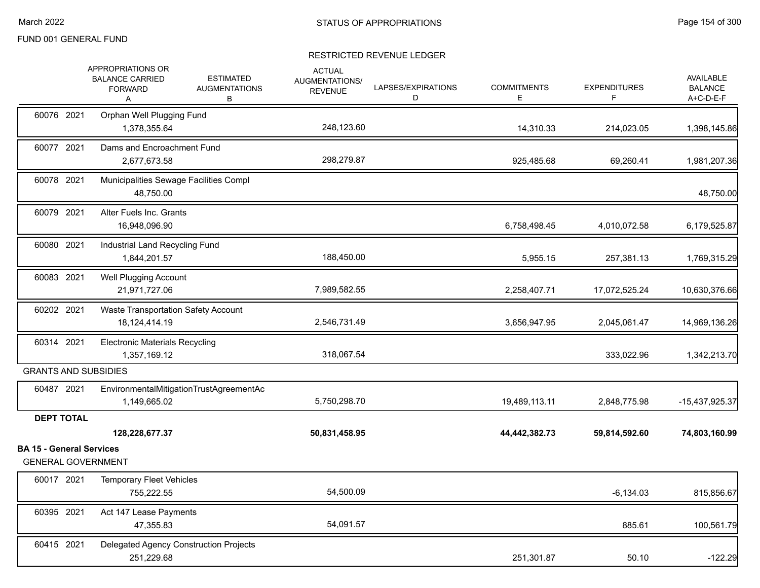FUND 001 GENERAL FUND

## STATUS OF APPROPRIATIONS

### RESTRICTED REVENUE LEDGER

| | APPROPRIATIONS OR BALANCE CARRIED FORWARD A | ESTIMATED AUGMENTATIONS B | ACTUAL AUGMENTATIONS/ REVENUE | LAPSES/EXPIRATIONS D | COMMITMENTS E | EXPENDITURES F | AVAILABLE BALANCE A+C-D-E-F |
|---|---|---|---|---|---|---|---|
| 60076 2021 Orphan Well Plugging Fund | 1,378,355.64 | | 248,123.60 | | 14,310.33 | 214,023.05 | 1,398,145.86 |
| 60077 2021 Dams and Encroachment Fund | 2,677,673.58 | | 298,279.87 | | 925,485.68 | 69,260.41 | 1,981,207.36 |
| 60078 2021 Municipalities Sewage Facilities Compl | 48,750.00 | | | | | | 48,750.00 |
| 60079 2021 Alter Fuels Inc. Grants | 16,948,096.90 | | | | 6,758,498.45 | 4,010,072.58 | 6,179,525.87 |
| 60080 2021 Industrial Land Recycling Fund | 1,844,201.57 | | 188,450.00 | | 5,955.15 | 257,381.13 | 1,769,315.29 |
| 60083 2021 Well Plugging Account | 21,971,727.06 | | 7,989,582.55 | | 2,258,407.71 | 17,072,525.24 | 10,630,376.66 |
| 60202 2021 Waste Transportation Safety Account | 18,124,414.19 | | 2,546,731.49 | | 3,656,947.95 | 2,045,061.47 | 14,969,136.26 |
| 60314 2021 Electronic Materials Recycling | 1,357,169.12 | | 318,067.54 | | | 333,022.96 | 1,342,213.70 |
| **GRANTS AND SUBSIDIES** | | | | | | | |
| 60487 2021 EnvironmentalMitigationTrustAgreementAc | 1,149,665.02 | | 5,750,298.70 | | 19,489,113.11 | 2,848,775.98 | -15,437,925.37 |
| **DEPT TOTAL** | **128,228,677.37** | | **50,831,458.95** | | **44,442,382.73** | **59,814,592.60** | **74,803,160.99** |
| **BA 15 - General Services** | | | | | | | |
| GENERAL GOVERNMENT | | | | | | | |
| 60017 2021 Temporary Fleet Vehicles | 755,222.55 | | 54,500.09 | | | -6,134.03 | 815,856.67 |
| 60395 2021 Act 147 Lease Payments | 47,355.83 | | 54,091.57 | | | 885.61 | 100,561.79 |
| 60415 2021 Delegated Agency Construction Projects | 251,229.68 | | | | 251,301.87 | 50.10 | -122.29 |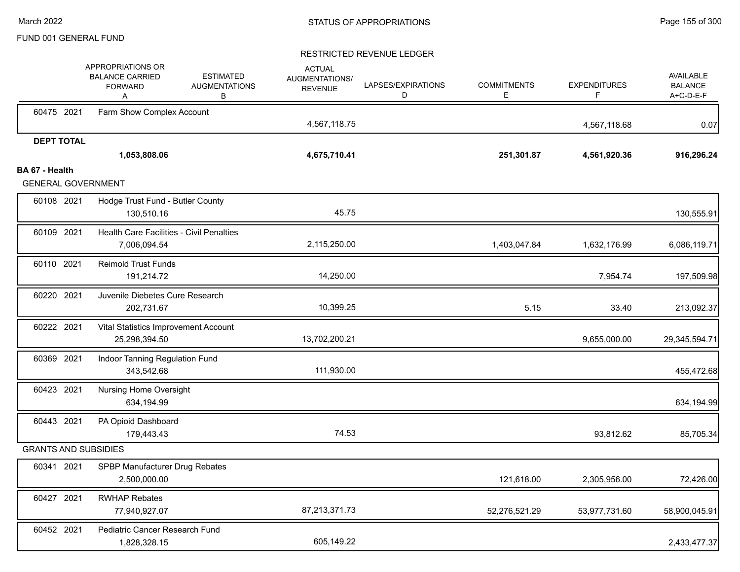FUND 001 GENERAL FUND

RESTRICTED REVENUE LEDGER

| | | APPROPRIATIONS OR BALANCE CARRIED FORWARD A | ESTIMATED AUGMENTATIONS B | ACTUAL AUGMENTATIONS/ REVENUE C | LAPSES/EXPIRATIONS D | COMMITMENTS E | EXPENDITURES F | AVAILABLE BALANCE A+C-D-E-F |
|---|---|---|---|---|---|---|---|---|
| 60475 2021 | Farm Show Complex Account | | | 4,567,118.75 | | | 4,567,118.68 | 0.07 |
| **DEPT TOTAL** | | **1,053,808.06** | | **4,675,710.41** | | **251,301.87** | **4,561,920.36** | **916,296.24** |

**BA 67 - Health**

GENERAL GOVERNMENT

| | | APPROPRIATIONS OR BALANCE CARRIED FORWARD A | ESTIMATED AUGMENTATIONS B | ACTUAL AUGMENTATIONS/ REVENUE C | LAPSES/EXPIRATIONS D | COMMITMENTS E | EXPENDITURES F | AVAILABLE BALANCE A+C-D-E-F |
|---|---|---|---|---|---|---|---|---|
| 60108 2021 | Hodge Trust Fund - Butler County | 130,510.16 | | 45.75 | | | | 130,555.91 |
| 60109 2021 | Health Care Facilities - Civil Penalties | 7,006,094.54 | | 2,115,250.00 | | 1,403,047.84 | 1,632,176.99 | 6,086,119.71 |
| 60110 2021 | Reimold Trust Funds | 191,214.72 | | 14,250.00 | | | 7,954.74 | 197,509.98 |
| 60220 2021 | Juvenile Diebetes Cure Research | 202,731.67 | | 10,399.25 | | 5.15 | 33.40 | 213,092.37 |
| 60222 2021 | Vital Statistics Improvement Account | 25,298,394.50 | | 13,702,200.21 | | | 9,655,000.00 | 29,345,594.71 |
| 60369 2021 | Indoor Tanning Regulation Fund | 343,542.68 | | 111,930.00 | | | | 455,472.68 |
| 60423 2021 | Nursing Home Oversight | 634,194.99 | | | | | | 634,194.99 |
| 60443 2021 | PA Opioid Dashboard | 179,443.43 | | 74.53 | | | 93,812.62 | 85,705.34 |

GRANTS AND SUBSIDIES

| | | APPROPRIATIONS OR BALANCE CARRIED FORWARD A | ESTIMATED AUGMENTATIONS B | ACTUAL AUGMENTATIONS/ REVENUE C | LAPSES/EXPIRATIONS D | COMMITMENTS E | EXPENDITURES F | AVAILABLE BALANCE A+C-D-E-F |
|---|---|---|---|---|---|---|---|---|
| 60341 2021 | SPBP Manufacturer Drug Rebates | 2,500,000.00 | | | | 121,618.00 | 2,305,956.00 | 72,426.00 |
| 60427 2021 | RWHAP Rebates | 77,940,927.07 | | 87,213,371.73 | | 52,276,521.29 | 53,977,731.60 | 58,900,045.91 |
| 60452 2021 | Pediatric Cancer Research Fund | 1,828,328.15 | | 605,149.22 | | | | 2,433,477.37 |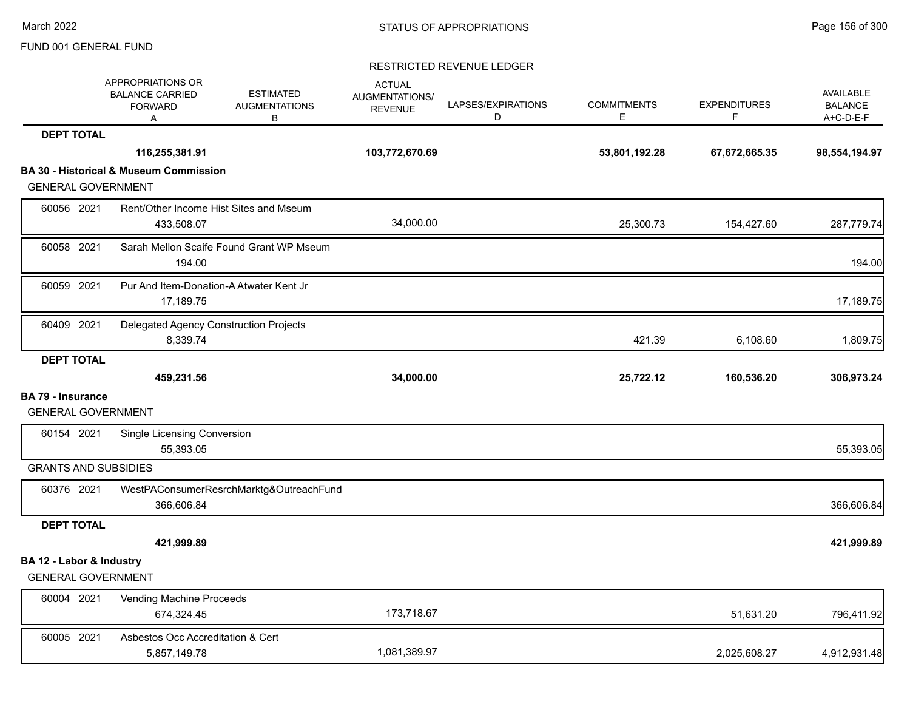FUND 001 GENERAL FUND

RESTRICTED REVENUE LEDGER

| | APPROPRIATIONS OR BALANCE CARRIED FORWARD A | ESTIMATED AUGMENTATIONS B | ACTUAL AUGMENTATIONS/ REVENUE | LAPSES/EXPIRATIONS D | COMMITMENTS E | EXPENDITURES F | AVAILABLE BALANCE A+C-D-E-F |
|---|---|---|---|---|---|---|---|
| **DEPT TOTAL** | **116,255,381.91** | | **103,772,670.69** | | **53,801,192.28** | **67,672,665.35** | **98,554,194.97** |
| **BA 30 - Historical & Museum Commission** | | | | | | | |
| GENERAL GOVERNMENT | | | | | | | |
| 60056 2021 Rent/Other Income Hist Sites and Mseum | 433,508.07 | | 34,000.00 | | 25,300.73 | 154,427.60 | 287,779.74 |
| 60058 2021 Sarah Mellon Scaife Found Grant WP Mseum | 194.00 | | | | | | 194.00 |
| 60059 2021 Pur And Item-Donation-A Atwater Kent Jr | 17,189.75 | | | | | | 17,189.75 |
| 60409 2021 Delegated Agency Construction Projects | 8,339.74 | | | | 421.39 | 6,108.60 | 1,809.75 |
| **DEPT TOTAL** | **459,231.56** | | **34,000.00** | | **25,722.12** | **160,536.20** | **306,973.24** |
| **BA 79 - Insurance** | | | | | | | |
| GENERAL GOVERNMENT | | | | | | | |
| 60154 2021 Single Licensing Conversion | 55,393.05 | | | | | | 55,393.05 |
| GRANTS AND SUBSIDIES | | | | | | | |
| 60376 2021 WestPAConsumerResrchMarktg&OutreachFund | 366,606.84 | | | | | | 366,606.84 |
| **DEPT TOTAL** | **421,999.89** | | | | | | **421,999.89** |
| **BA 12 - Labor & Industry** | | | | | | | |
| GENERAL GOVERNMENT | | | | | | | |
| 60004 2021 Vending Machine Proceeds | 674,324.45 | | 173,718.67 | | | 51,631.20 | 796,411.92 |
| 60005 2021 Asbestos Occ Accreditation & Cert | 5,857,149.78 | | 1,081,389.97 | | | 2,025,608.27 | 4,912,931.48 |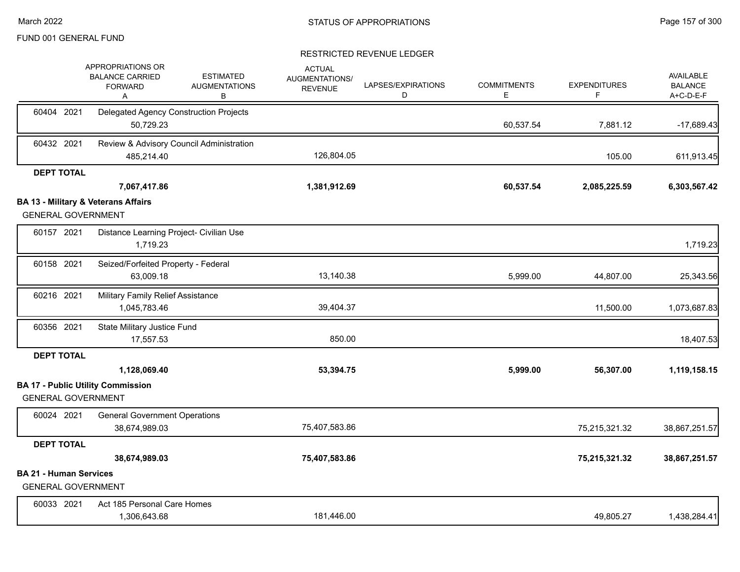## STATUS OF APPROPRIATIONS

FUND 001 GENERAL FUND

### RESTRICTED REVENUE LEDGER

| | APPROPRIATIONS OR BALANCE CARRIED FORWARD A | ESTIMATED AUGMENTATIONS B | ACTUAL AUGMENTATIONS/ REVENUE | LAPSES/EXPIRATIONS D | COMMITMENTS E | EXPENDITURES F | AVAILABLE BALANCE A+C-D-E-F |
|---|---|---|---|---|---|---|---|
| 60404 2021 Delegated Agency Construction Projects | 50,729.23 | | | | 60,537.54 | 7,881.12 | -17,689.43 |
| 60432 2021 Review & Advisory Council Administration | 485,214.40 | | 126,804.05 | | | 105.00 | 611,913.45 |
| **DEPT TOTAL** | **7,067,417.86** | | **1,381,912.69** | | **60,537.54** | **2,085,225.59** | **6,303,567.42** |
| **BA 13 - Military & Veterans Affairs** | | | | | | | |
| GENERAL GOVERNMENT | | | | | | | |
| 60157 2021 Distance Learning Project- Civilian Use | 1,719.23 | | | | | | 1,719.23 |
| 60158 2021 Seized/Forfeited Property - Federal | 63,009.18 | | 13,140.38 | | 5,999.00 | 44,807.00 | 25,343.56 |
| 60216 2021 Military Family Relief Assistance | 1,045,783.46 | | 39,404.37 | | | 11,500.00 | 1,073,687.83 |
| 60356 2021 State Military Justice Fund | 17,557.53 | | 850.00 | | | | 18,407.53 |
| **DEPT TOTAL** | **1,128,069.40** | | **53,394.75** | | **5,999.00** | **56,307.00** | **1,119,158.15** |
| **BA 17 - Public Utility Commission** | | | | | | | |
| GENERAL GOVERNMENT | | | | | | | |
| 60024 2021 General Government Operations | 38,674,989.03 | | 75,407,583.86 | | | 75,215,321.32 | 38,867,251.57 |
| **DEPT TOTAL** | **38,674,989.03** | | **75,407,583.86** | | | **75,215,321.32** | **38,867,251.57** |
| **BA 21 - Human Services** | | | | | | | |
| GENERAL GOVERNMENT | | | | | | | |
| 60033 2021 Act 185 Personal Care Homes | 1,306,643.68 | | 181,446.00 | | | 49,805.27 | 1,438,284.41 |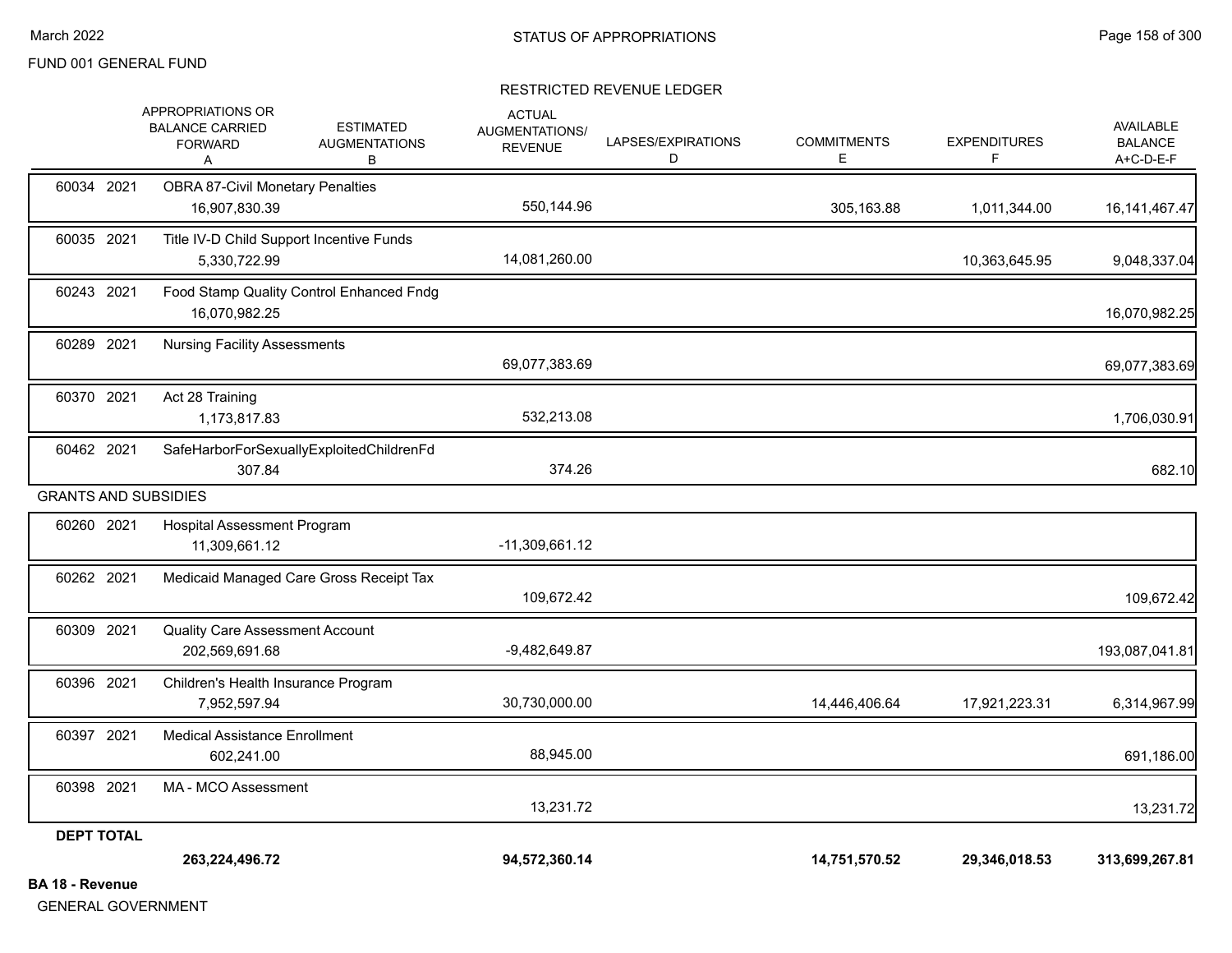FUND 001 GENERAL FUND

STATUS OF APPROPRIATIONS

March 2022

RESTRICTED REVENUE LEDGER

| | APPROPRIATIONS OR BALANCE CARRIED FORWARD A | ESTIMATED AUGMENTATIONS B | ACTUAL AUGMENTATIONS/ REVENUE | LAPSES/EXPIRATIONS D | COMMITMENTS E | EXPENDITURES F | AVAILABLE BALANCE A+C-D-E-F |
|---|---|---|---|---|---|---|---|
| 60034 2021 OBRA 87-Civil Monetary Penalties | 16,907,830.39 | | 550,144.96 | | 305,163.88 | 1,011,344.00 | 16,141,467.47 |
| 60035 2021 Title IV-D Child Support Incentive Funds | 5,330,722.99 | | 14,081,260.00 | | | 10,363,645.95 | 9,048,337.04 |
| 60243 2021 Food Stamp Quality Control Enhanced Fndg | 16,070,982.25 | | | | | | 16,070,982.25 |
| 60289 2021 Nursing Facility Assessments | | | 69,077,383.69 | | | | 69,077,383.69 |
| 60370 2021 Act 28 Training | 1,173,817.83 | | 532,213.08 | | | | 1,706,030.91 |
| 60462 2021 SafeHarborForSexuallyExploitedChildrenFd | 307.84 | | 374.26 | | | | 682.10 |
| **GRANTS AND SUBSIDIES** | | | | | | | |
| 60260 2021 Hospital Assessment Program | 11,309,661.12 | | -11,309,661.12 | | | | |
| 60262 2021 Medicaid Managed Care Gross Receipt Tax | | | 109,672.42 | | | | 109,672.42 |
| 60309 2021 Quality Care Assessment Account | 202,569,691.68 | | -9,482,649.87 | | | | 193,087,041.81 |
| 60396 2021 Children's Health Insurance Program | 7,952,597.94 | | 30,730,000.00 | | 14,446,406.64 | 17,921,223.31 | 6,314,967.99 |
| 60397 2021 Medical Assistance Enrollment | 602,241.00 | | 88,945.00 | | | | 691,186.00 |
| 60398 2021 MA - MCO Assessment | | | 13,231.72 | | | | 13,231.72 |
| **DEPT TOTAL** | **263,224,496.72** | | **94,572,360.14** | | **14,751,570.52** | **29,346,018.53** | **313,699,267.81** |

**BA 18 - Revenue**

GENERAL GOVERNMENT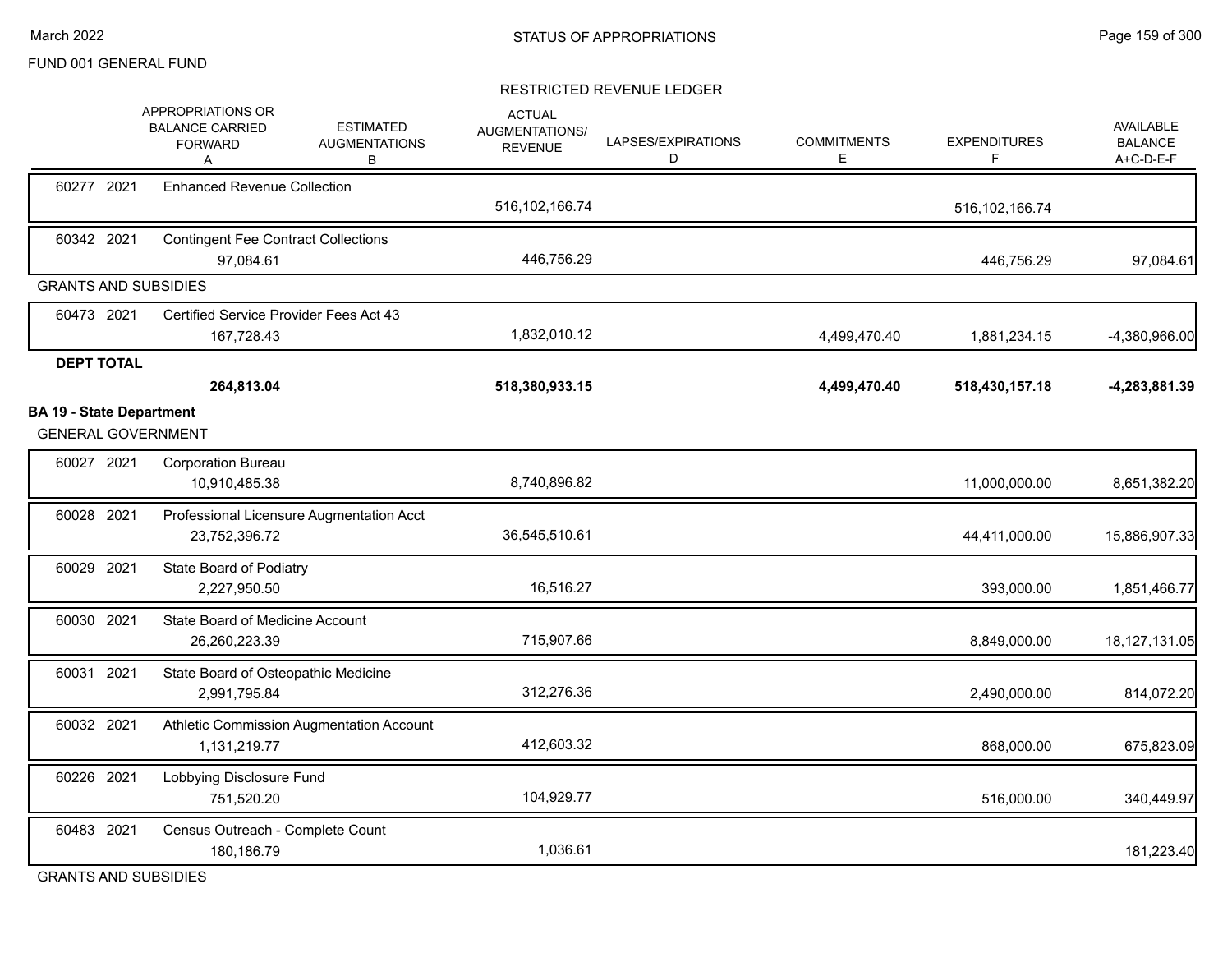FUND 001 GENERAL FUND

## RESTRICTED REVENUE LEDGER

| | | APPROPRIATIONS OR BALANCE CARRIED FORWARD A | ESTIMATED AUGMENTATIONS B | ACTUAL AUGMENTATIONS/ REVENUE C | LAPSES/EXPIRATIONS D | COMMITMENTS E | EXPENDITURES F | AVAILABLE BALANCE A+C-D-E-F |
|---|---|---|---|---|---|---|---|---|
| 60277 | 2021 | Enhanced Revenue Collection | | | | | | |
| | | | | 516,102,166.74 | | | 516,102,166.74 | |
| 60342 | 2021 | Contingent Fee Contract Collections | | | | | | |
| | | 97,084.61 | | 446,756.29 | | | 446,756.29 | 97,084.61 |
| GRANTS AND SUBSIDIES | | | | | | | | |
| 60473 | 2021 | Certified Service Provider Fees Act 43 | | | | | | |
| | | 167,728.43 | | 1,832,010.12 | | 4,499,470.40 | 1,881,234.15 | -4,380,966.00 |
| **DEPT TOTAL** | | | | | | | | |
| | | **264,813.04** | | **518,380,933.15** | | **4,499,470.40** | **518,430,157.18** | **-4,283,881.39** |

### BA 19 - State Department

GENERAL GOVERNMENT

| | | APPROPRIATIONS OR BALANCE CARRIED FORWARD A | ESTIMATED AUGMENTATIONS B | ACTUAL AUGMENTATIONS/ REVENUE C | LAPSES/EXPIRATIONS D | COMMITMENTS E | EXPENDITURES F | AVAILABLE BALANCE A+C-D-E-F |
|---|---|---|---|---|---|---|---|---|
| 60027 | 2021 | Corporation Bureau | | | | | | |
| | | 10,910,485.38 | | 8,740,896.82 | | | 11,000,000.00 | 8,651,382.20 |
| 60028 | 2021 | Professional Licensure Augmentation Acct | | | | | | |
| | | 23,752,396.72 | | 36,545,510.61 | | | 44,411,000.00 | 15,886,907.33 |
| 60029 | 2021 | State Board of Podiatry | | | | | | |
| | | 2,227,950.50 | | 16,516.27 | | | 393,000.00 | 1,851,466.77 |
| 60030 | 2021 | State Board of Medicine Account | | | | | | |
| | | 26,260,223.39 | | 715,907.66 | | | 8,849,000.00 | 18,127,131.05 |
| 60031 | 2021 | State Board of Osteopathic Medicine | | | | | | |
| | | 2,991,795.84 | | 312,276.36 | | | 2,490,000.00 | 814,072.20 |
| 60032 | 2021 | Athletic Commission Augmentation Account | | | | | | |
| | | 1,131,219.77 | | 412,603.32 | | | 868,000.00 | 675,823.09 |
| 60226 | 2021 | Lobbying Disclosure Fund | | | | | | |
| | | 751,520.20 | | 104,929.77 | | | 516,000.00 | 340,449.97 |
| 60483 | 2021 | Census Outreach - Complete Count | | | | | | |
| | | 180,186.79 | | 1,036.61 | | | | 181,223.40 |

GRANTS AND SUBSIDIES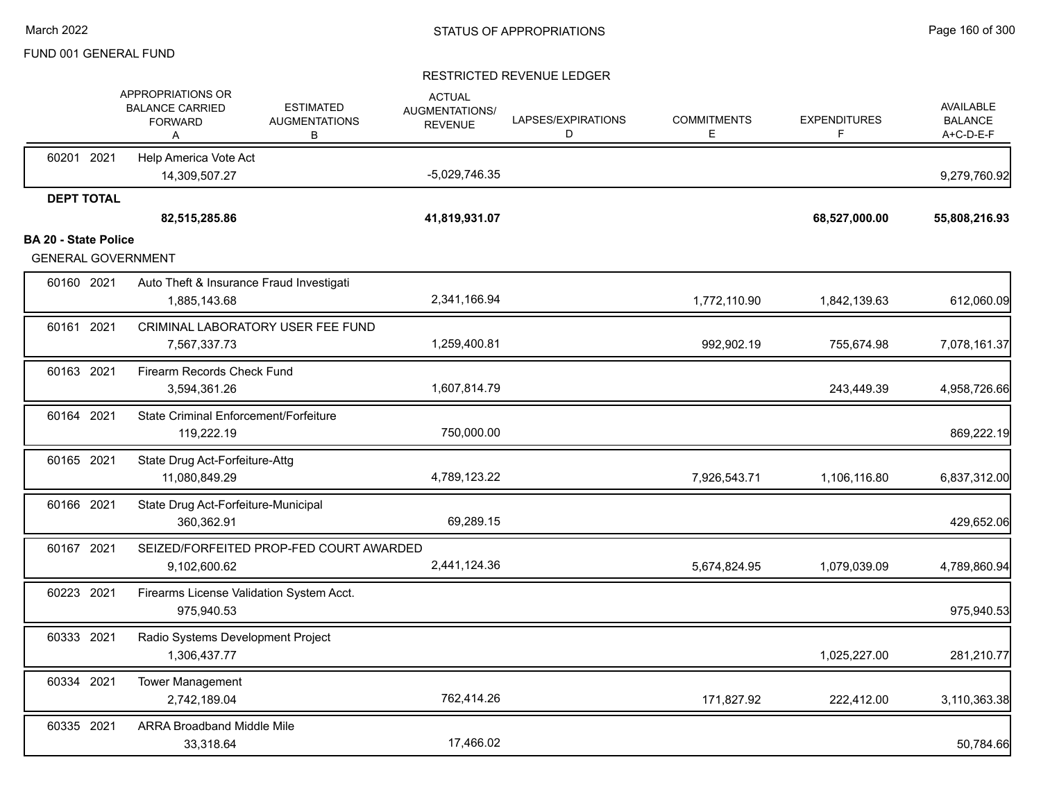FUND 001 GENERAL FUND

RESTRICTED REVENUE LEDGER

| | APPROPRIATIONS OR BALANCE CARRIED FORWARD A | ESTIMATED AUGMENTATIONS B | ACTUAL AUGMENTATIONS/ REVENUE | LAPSES/EXPIRATIONS D | COMMITMENTS E | EXPENDITURES F | AVAILABLE BALANCE A+C-D-E-F |
|---|---|---|---|---|---|---|---|
| 60201 2021 Help America Vote Act | | | | | | | |
| | 14,309,507.27 | | -5,029,746.35 | | | | 9,279,760.92 |
| **DEPT TOTAL** | | | | | | | |
| | **82,515,285.86** | | **41,819,931.07** | | | **68,527,000.00** | **55,808,216.93** |

**BA 20 - State Police**

GENERAL GOVERNMENT

| | APPROPRIATIONS OR BALANCE CARRIED FORWARD A | ESTIMATED AUGMENTATIONS B | ACTUAL AUGMENTATIONS/ REVENUE | LAPSES/EXPIRATIONS D | COMMITMENTS E | EXPENDITURES F | AVAILABLE BALANCE A+C-D-E-F |
|---|---|---|---|---|---|---|---|
| 60160 2021 Auto Theft & Insurance Fraud Investigati | | | | | | | |
| | 1,885,143.68 | | 2,341,166.94 | | 1,772,110.90 | 1,842,139.63 | 612,060.09 |
| 60161 2021 CRIMINAL LABORATORY USER FEE FUND | | | | | | | |
| | 7,567,337.73 | | 1,259,400.81 | | 992,902.19 | 755,674.98 | 7,078,161.37 |
| 60163 2021 Firearm Records Check Fund | | | | | | | |
| | 3,594,361.26 | | 1,607,814.79 | | | 243,449.39 | 4,958,726.66 |
| 60164 2021 State Criminal Enforcement/Forfeiture | | | | | | | |
| | 119,222.19 | | 750,000.00 | | | | 869,222.19 |
| 60165 2021 State Drug Act-Forfeiture-Attg | | | | | | | |
| | 11,080,849.29 | | 4,789,123.22 | | 7,926,543.71 | 1,106,116.80 | 6,837,312.00 |
| 60166 2021 State Drug Act-Forfeiture-Municipal | | | | | | | |
| | 360,362.91 | | 69,289.15 | | | | 429,652.06 |
| 60167 2021 SEIZED/FORFEITED PROP-FED COURT AWARDED | | | | | | | |
| | 9,102,600.62 | | 2,441,124.36 | | 5,674,824.95 | 1,079,039.09 | 4,789,860.94 |
| 60223 2021 Firearms License Validation System Acct. | | | | | | | |
| | 975,940.53 | | | | | | 975,940.53 |
| 60333 2021 Radio Systems Development Project | | | | | | | |
| | 1,306,437.77 | | | | | 1,025,227.00 | 281,210.77 |
| 60334 2021 Tower Management | | | | | | | |
| | 2,742,189.04 | | 762,414.26 | | 171,827.92 | 222,412.00 | 3,110,363.38 |
| 60335 2021 ARRA Broadband Middle Mile | | | | | | | |
| | 33,318.64 | | 17,466.02 | | | | 50,784.66 |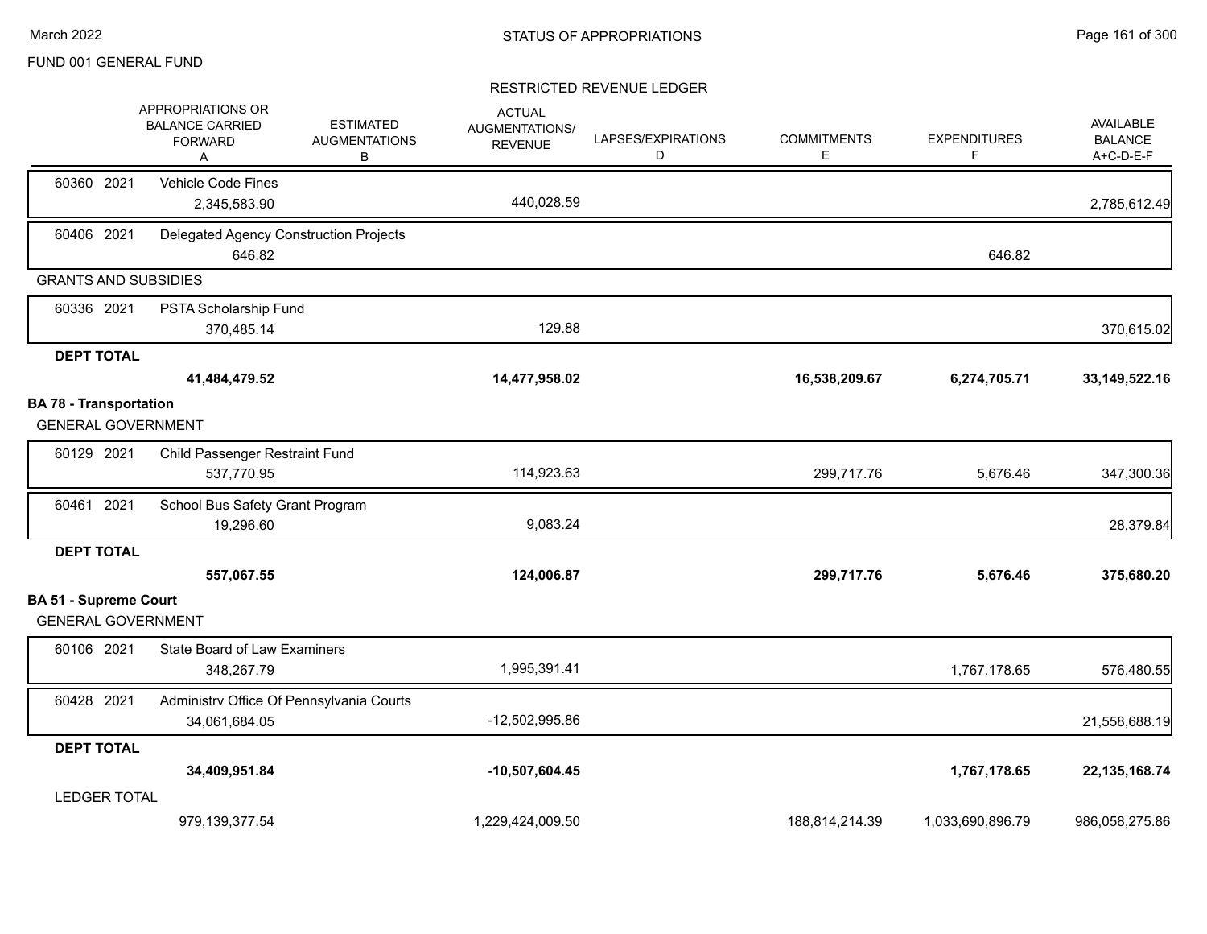FUND 001 GENERAL FUND

## RESTRICTED REVENUE LEDGER

| | APPROPRIATIONS OR BALANCE CARRIED FORWARD A | ESTIMATED AUGMENTATIONS B | ACTUAL AUGMENTATIONS/ REVENUE | LAPSES/EXPIRATIONS D | COMMITMENTS E | EXPENDITURES F | AVAILABLE BALANCE A+C-D-E-F |
|---|---|---|---|---|---|---|---|
| 60360 2021 Vehicle Code Fines | 2,345,583.90 | | 440,028.59 | | | | 2,785,612.49 |
| 60406 2021 Delegated Agency Construction Projects | 646.82 | | | | | 646.82 | |
| GRANTS AND SUBSIDIES | | | | | | | |
| 60336 2021 PSTA Scholarship Fund | 370,485.14 | | 129.88 | | | | 370,615.02 |
| **DEPT TOTAL** | **41,484,479.52** | | **14,477,958.02** | | **16,538,209.67** | **6,274,705.71** | **33,149,522.16** |
| **BA 78 - Transportation** | | | | | | | |
| GENERAL GOVERNMENT | | | | | | | |
| 60129 2021 Child Passenger Restraint Fund | 537,770.95 | | 114,923.63 | | 299,717.76 | 5,676.46 | 347,300.36 |
| 60461 2021 School Bus Safety Grant Program | 19,296.60 | | 9,083.24 | | | | 28,379.84 |
| **DEPT TOTAL** | **557,067.55** | | **124,006.87** | | **299,717.76** | **5,676.46** | **375,680.20** |
| **BA 51 - Supreme Court** | | | | | | | |
| GENERAL GOVERNMENT | | | | | | | |
| 60106 2021 State Board of Law Examiners | 348,267.79 | | 1,995,391.41 | | | 1,767,178.65 | 576,480.55 |
| 60428 2021 Administrv Office Of Pennsylvania Courts | 34,061,684.05 | | -12,502,995.86 | | | | 21,558,688.19 |
| **DEPT TOTAL** | **34,409,951.84** | | **-10,507,604.45** | | | **1,767,178.65** | **22,135,168.74** |
| LEDGER TOTAL | 979,139,377.54 | | 1,229,424,009.50 | | 188,814,214.39 | 1,033,690,896.79 | 986,058,275.86 |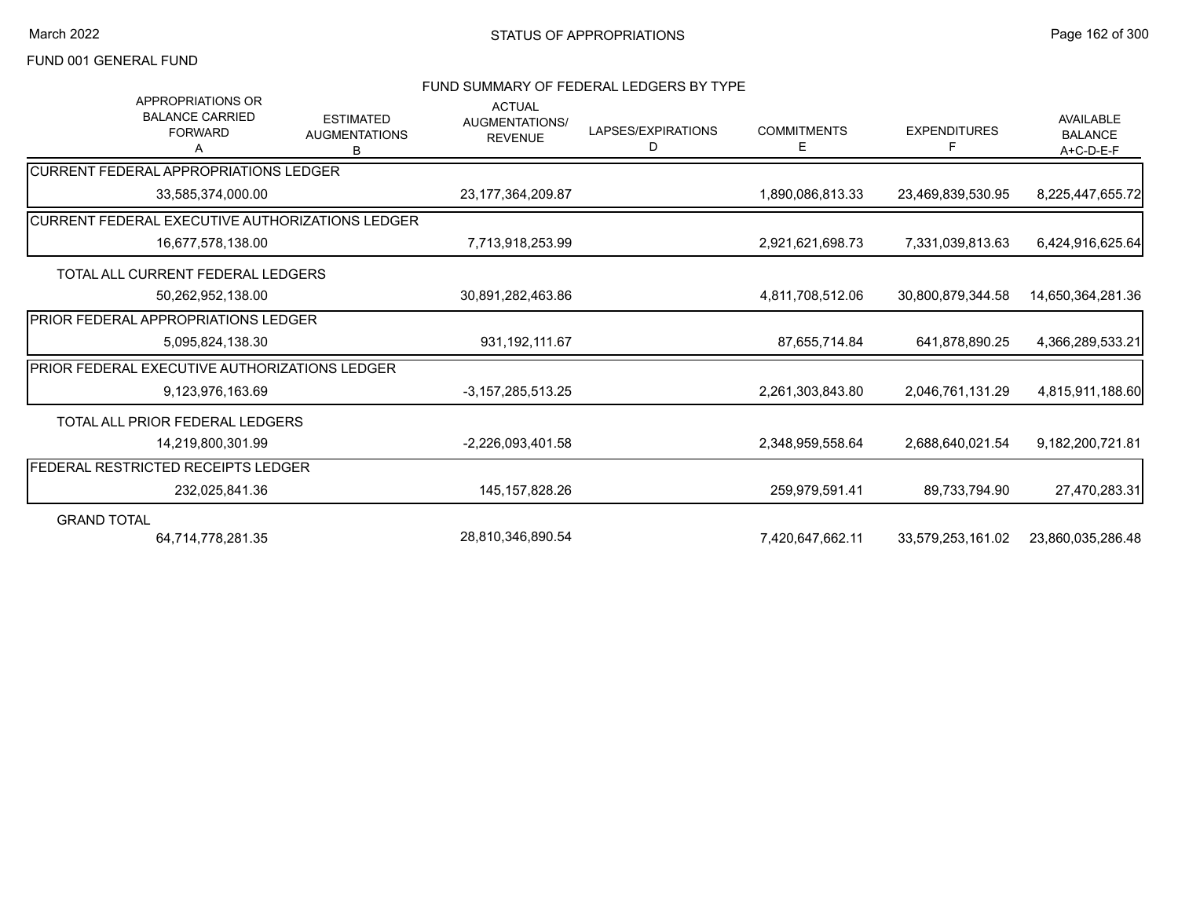FUND 001 GENERAL FUND

## STATUS OF APPROPRIATIONS

### FUND SUMMARY OF FEDERAL LEDGERS BY TYPE

| APPROPRIATIONS OR BALANCE CARRIED FORWARD A | ESTIMATED AUGMENTATIONS B | ACTUAL AUGMENTATIONS/ REVENUE | LAPSES/EXPIRATIONS D | COMMITMENTS E | EXPENDITURES F | AVAILABLE BALANCE A+C-D-E-F |
|---|---|---|---|---|---|---|
| **CURRENT FEDERAL APPROPRIATIONS LEDGER** | | | | | | |
| 33,585,374,000.00 | | 23,177,364,209.87 | | 1,890,086,813.33 | 23,469,839,530.95 | 8,225,447,655.72 |
| **CURRENT FEDERAL EXECUTIVE AUTHORIZATIONS LEDGER** | | | | | | |
| 16,677,578,138.00 | | 7,713,918,253.99 | | 2,921,621,698.73 | 7,331,039,813.63 | 6,424,916,625.64 |
| **TOTAL ALL CURRENT FEDERAL LEDGERS** | | | | | | |
| 50,262,952,138.00 | | 30,891,282,463.86 | | 4,811,708,512.06 | 30,800,879,344.58 | 14,650,364,281.36 |
| **PRIOR FEDERAL APPROPRIATIONS LEDGER** | | | | | | |
| 5,095,824,138.30 | | 931,192,111.67 | | 87,655,714.84 | 641,878,890.25 | 4,366,289,533.21 |
| **PRIOR FEDERAL EXECUTIVE AUTHORIZATIONS LEDGER** | | | | | | |
| 9,123,976,163.69 | | -3,157,285,513.25 | | 2,261,303,843.80 | 2,046,761,131.29 | 4,815,911,188.60 |
| **TOTAL ALL PRIOR FEDERAL LEDGERS** | | | | | | |
| 14,219,800,301.99 | | -2,226,093,401.58 | | 2,348,959,558.64 | 2,688,640,021.54 | 9,182,200,721.81 |
| **FEDERAL RESTRICTED RECEIPTS LEDGER** | | | | | | |
| 232,025,841.36 | | 145,157,828.26 | | 259,979,591.41 | 89,733,794.90 | 27,470,283.31 |
| **GRAND TOTAL** | | | | | | |
| 64,714,778,281.35 | | 28,810,346,890.54 | | 7,420,647,662.11 | 33,579,253,161.02 | 23,860,035,286.48 |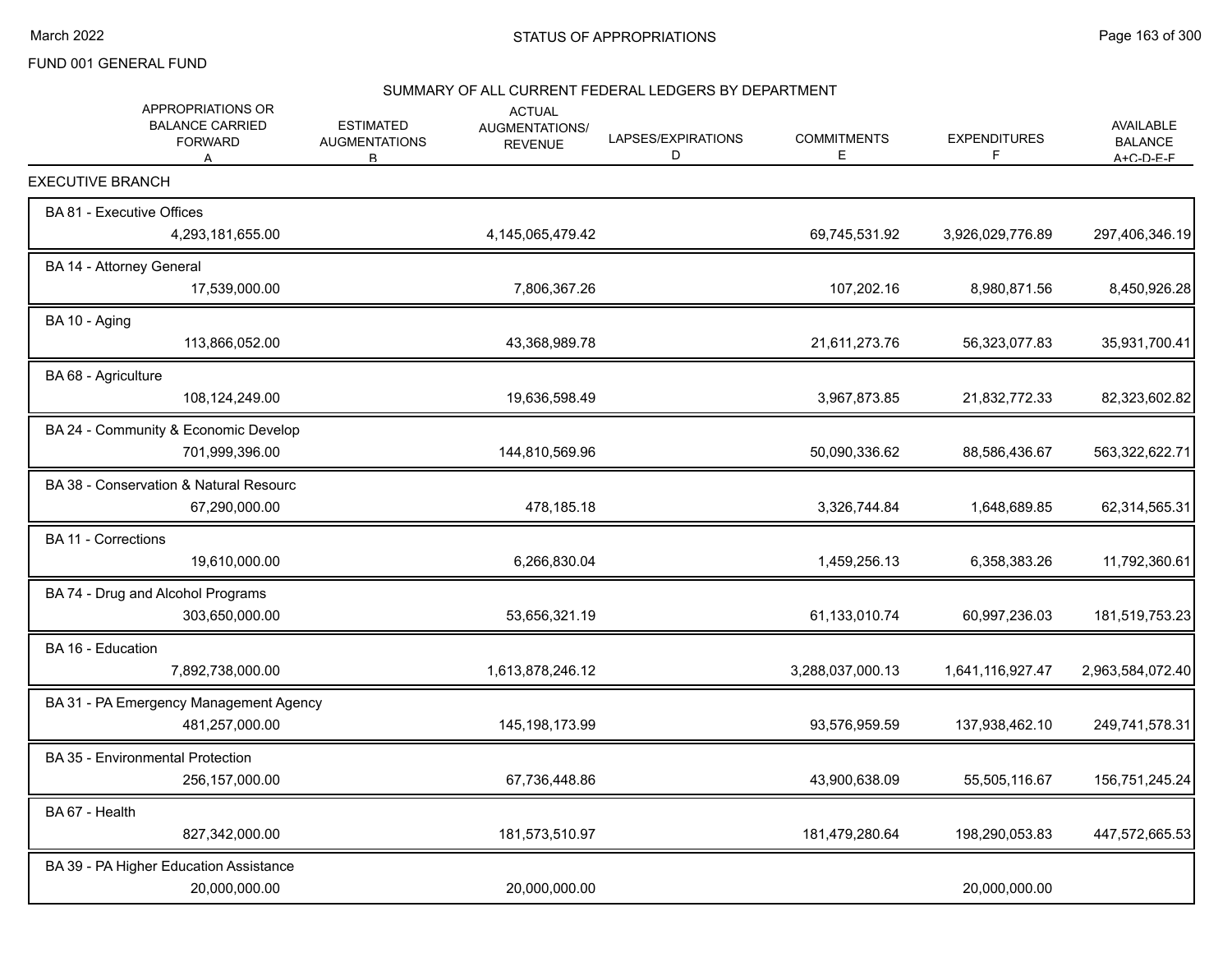FUND 001 GENERAL FUND

## SUMMARY OF ALL CURRENT FEDERAL LEDGERS BY DEPARTMENT

| | APPROPRIATIONS OR BALANCE CARRIED FORWARD A | ESTIMATED AUGMENTATIONS B | ACTUAL AUGMENTATIONS/ REVENUE | LAPSES/EXPIRATIONS D | COMMITMENTS E | EXPENDITURES F | AVAILABLE BALANCE A+C-D-E-F |
|---|---|---|---|---|---|---|---|
| **EXECUTIVE BRANCH** | | | | | | | |
| BA 81 - Executive Offices | 4,293,181,655.00 | | 4,145,065,479.42 | | 69,745,531.92 | 3,926,029,776.89 | 297,406,346.19 |
| BA 14 - Attorney General | 17,539,000.00 | | 7,806,367.26 | | 107,202.16 | 8,980,871.56 | 8,450,926.28 |
| BA 10 - Aging | 113,866,052.00 | | 43,368,989.78 | | 21,611,273.76 | 56,323,077.83 | 35,931,700.41 |
| BA 68 - Agriculture | 108,124,249.00 | | 19,636,598.49 | | 3,967,873.85 | 21,832,772.33 | 82,323,602.82 |
| BA 24 - Community & Economic Develop | 701,999,396.00 | | 144,810,569.96 | | 50,090,336.62 | 88,586,436.67 | 563,322,622.71 |
| BA 38 - Conservation & Natural Resourc | 67,290,000.00 | | 478,185.18 | | 3,326,744.84 | 1,648,689.85 | 62,314,565.31 |
| BA 11 - Corrections | 19,610,000.00 | | 6,266,830.04 | | 1,459,256.13 | 6,358,383.26 | 11,792,360.61 |
| BA 74 - Drug and Alcohol Programs | 303,650,000.00 | | 53,656,321.19 | | 61,133,010.74 | 60,997,236.03 | 181,519,753.23 |
| BA 16 - Education | 7,892,738,000.00 | | 1,613,878,246.12 | | 3,288,037,000.13 | 1,641,116,927.47 | 2,963,584,072.40 |
| BA 31 - PA Emergency Management Agency | 481,257,000.00 | | 145,198,173.99 | | 93,576,959.59 | 137,938,462.10 | 249,741,578.31 |
| BA 35 - Environmental Protection | 256,157,000.00 | | 67,736,448.86 | | 43,900,638.09 | 55,505,116.67 | 156,751,245.24 |
| BA 67 - Health | 827,342,000.00 | | 181,573,510.97 | | 181,479,280.64 | 198,290,053.83 | 447,572,665.53 |
| BA 39 - PA Higher Education Assistance | 20,000,000.00 | | 20,000,000.00 | | | 20,000,000.00 | |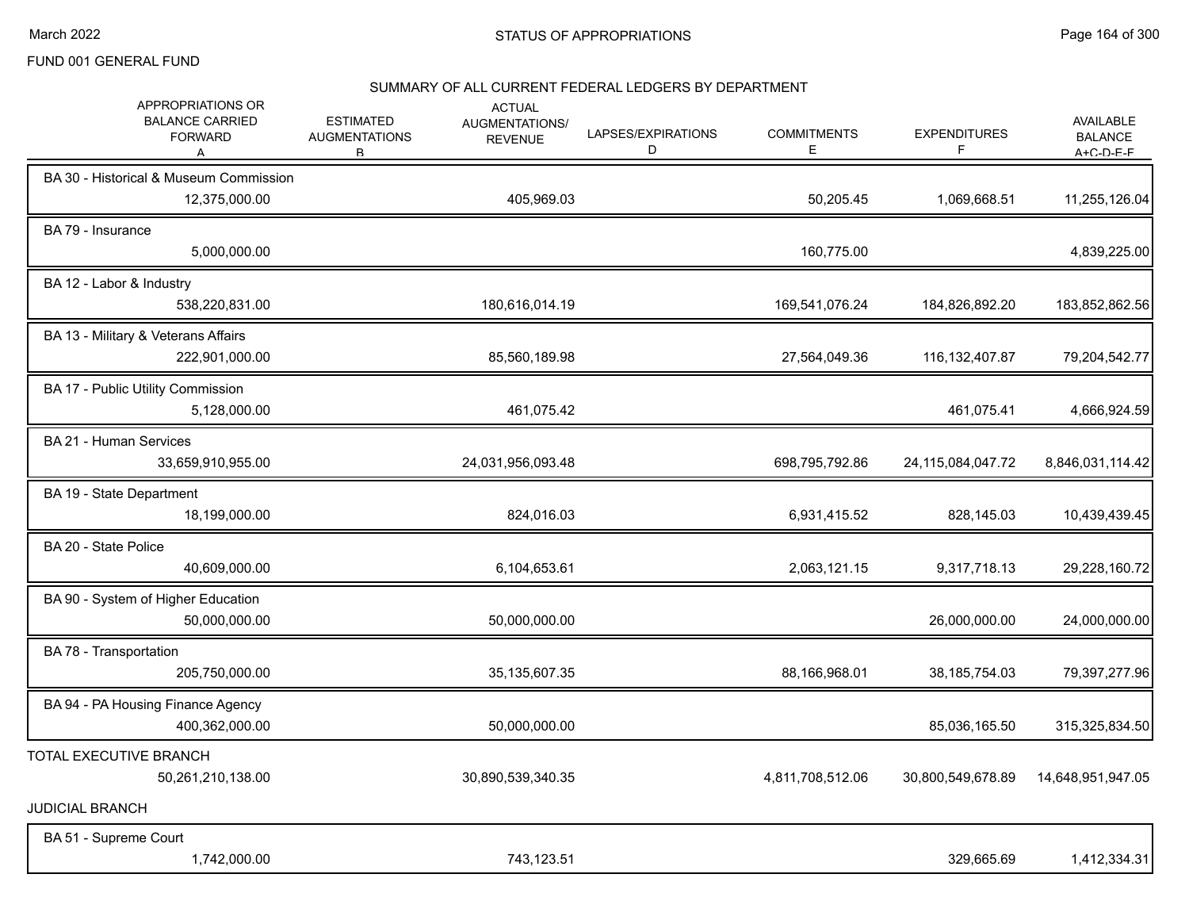FUND 001 GENERAL FUND

## STATUS OF APPROPRIATIONS

### SUMMARY OF ALL CURRENT FEDERAL LEDGERS BY DEPARTMENT

| APPROPRIATIONS OR BALANCE CARRIED FORWARD A | ESTIMATED AUGMENTATIONS B | ACTUAL AUGMENTATIONS/ REVENUE | LAPSES/EXPIRATIONS D | COMMITMENTS E | EXPENDITURES F | AVAILABLE BALANCE A+C-D-E-F |
|---|---|---|---|---|---|---|
| BA 30 - Historical & Museum Commission | | | | | | |
| 12,375,000.00 | | 405,969.03 | | 50,205.45 | 1,069,668.51 | 11,255,126.04 |
| BA 79 - Insurance | | | | | | |
| 5,000,000.00 | | | | 160,775.00 | | 4,839,225.00 |
| BA 12 - Labor & Industry | | | | | | |
| 538,220,831.00 | | 180,616,014.19 | | 169,541,076.24 | 184,826,892.20 | 183,852,862.56 |
| BA 13 - Military & Veterans Affairs | | | | | | |
| 222,901,000.00 | | 85,560,189.98 | | 27,564,049.36 | 116,132,407.87 | 79,204,542.77 |
| BA 17 - Public Utility Commission | | | | | | |
| 5,128,000.00 | | 461,075.42 | | | 461,075.41 | 4,666,924.59 |
| BA 21 - Human Services | | | | | | |
| 33,659,910,955.00 | | 24,031,956,093.48 | | 698,795,792.86 | 24,115,084,047.72 | 8,846,031,114.42 |
| BA 19 - State Department | | | | | | |
| 18,199,000.00 | | 824,016.03 | | 6,931,415.52 | 828,145.03 | 10,439,439.45 |
| BA 20 - State Police | | | | | | |
| 40,609,000.00 | | 6,104,653.61 | | 2,063,121.15 | 9,317,718.13 | 29,228,160.72 |
| BA 90 - System of Higher Education | | | | | | |
| 50,000,000.00 | | 50,000,000.00 | | | 26,000,000.00 | 24,000,000.00 |
| BA 78 - Transportation | | | | | | |
| 205,750,000.00 | | 35,135,607.35 | | 88,166,968.01 | 38,185,754.03 | 79,397,277.96 |
| BA 94 - PA Housing Finance Agency | | | | | | |
| 400,362,000.00 | | 50,000,000.00 | | | 85,036,165.50 | 315,325,834.50 |
| TOTAL EXECUTIVE BRANCH | | | | | | |
| 50,261,210,138.00 | | 30,890,539,340.35 | | 4,811,708,512.06 | 30,800,549,678.89 | 14,648,951,947.05 |
| JUDICIAL BRANCH | | | | | | |
| BA 51 - Supreme Court | | | | | | |
| 1,742,000.00 | | 743,123.51 | | | 329,665.69 | 1,412,334.31 |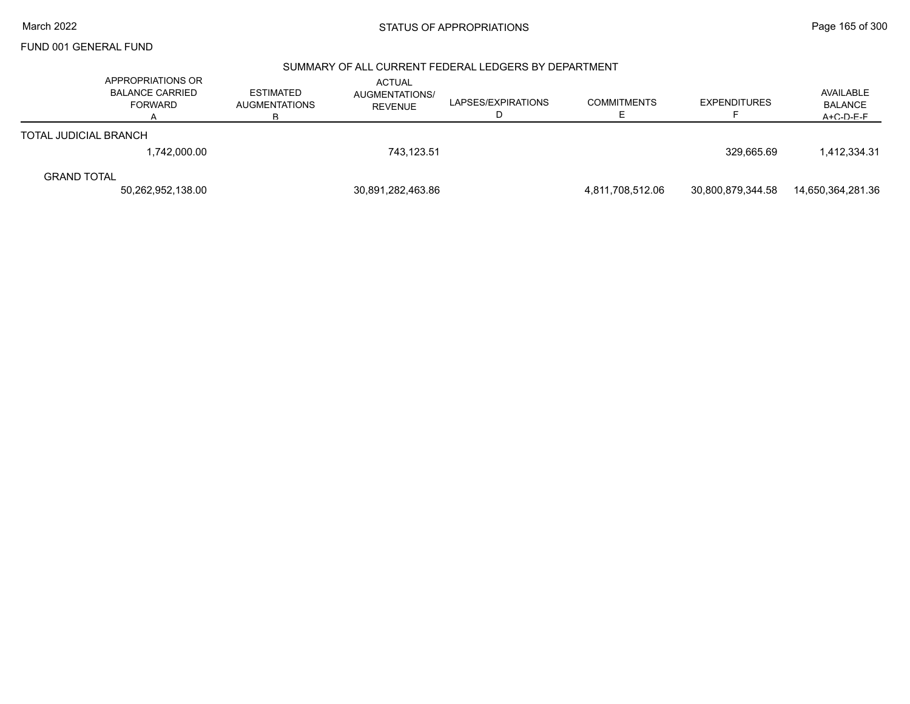FUND 001 GENERAL FUND

STATUS OF APPROPRIATIONS

March 2022

## SUMMARY OF ALL CURRENT FEDERAL LEDGERS BY DEPARTMENT

| | APPROPRIATIONS OR BALANCE CARRIED FORWARD A | ESTIMATED AUGMENTATIONS B | ACTUAL AUGMENTATIONS/ REVENUE | LAPSES/EXPIRATIONS D | COMMITMENTS E | EXPENDITURES F | AVAILABLE BALANCE A+C-D-E-F |
|---|---|---|---|---|---|---|---|
| TOTAL JUDICIAL BRANCH | 1,742,000.00 | | 743,123.51 | | | 329,665.69 | 1,412,334.31 |
| GRAND TOTAL | 50,262,952,138.00 | | 30,891,282,463.86 | | 4,811,708,512.06 | 30,800,879,344.58 | 14,650,364,281.36 |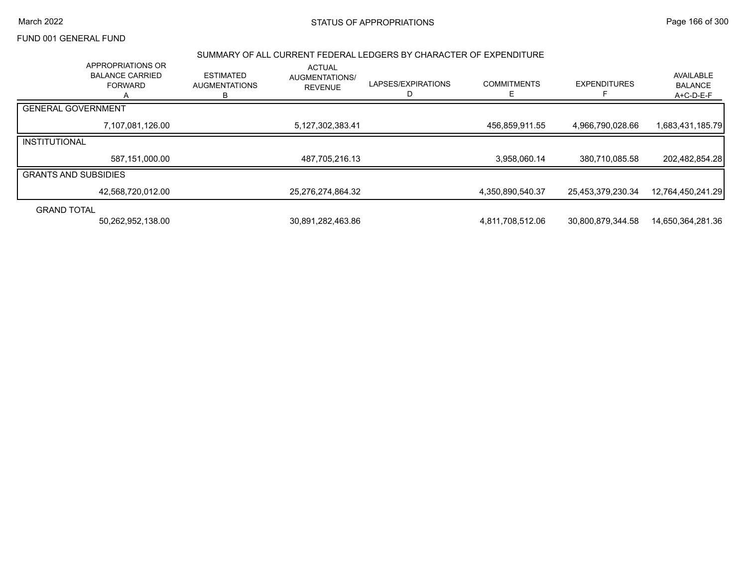STATUS OF APPROPRIATIONS

FUND 001 GENERAL FUND

## SUMMARY OF ALL CURRENT FEDERAL LEDGERS BY CHARACTER OF EXPENDITURE

| | APPROPRIATIONS OR BALANCE CARRIED FORWARD A | ESTIMATED AUGMENTATIONS B | ACTUAL AUGMENTATIONS/ REVENUE | LAPSES/EXPIRATIONS D | COMMITMENTS E | EXPENDITURES F | AVAILABLE BALANCE A+C-D-E-F |
|---|---|---|---|---|---|---|---|
| GENERAL GOVERNMENT | 7,107,081,126.00 | | 5,127,302,383.41 | | 456,859,911.55 | 4,966,790,028.66 | 1,683,431,185.79 |
| INSTITUTIONAL | 587,151,000.00 | | 487,705,216.13 | | 3,958,060.14 | 380,710,085.58 | 202,482,854.28 |
| GRANTS AND SUBSIDIES | 42,568,720,012.00 | | 25,276,274,864.32 | | 4,350,890,540.37 | 25,453,379,230.34 | 12,764,450,241.29 |
| GRAND TOTAL | 50,262,952,138.00 | | 30,891,282,463.86 | | 4,811,708,512.06 | 30,800,879,344.58 | 14,650,364,281.36 |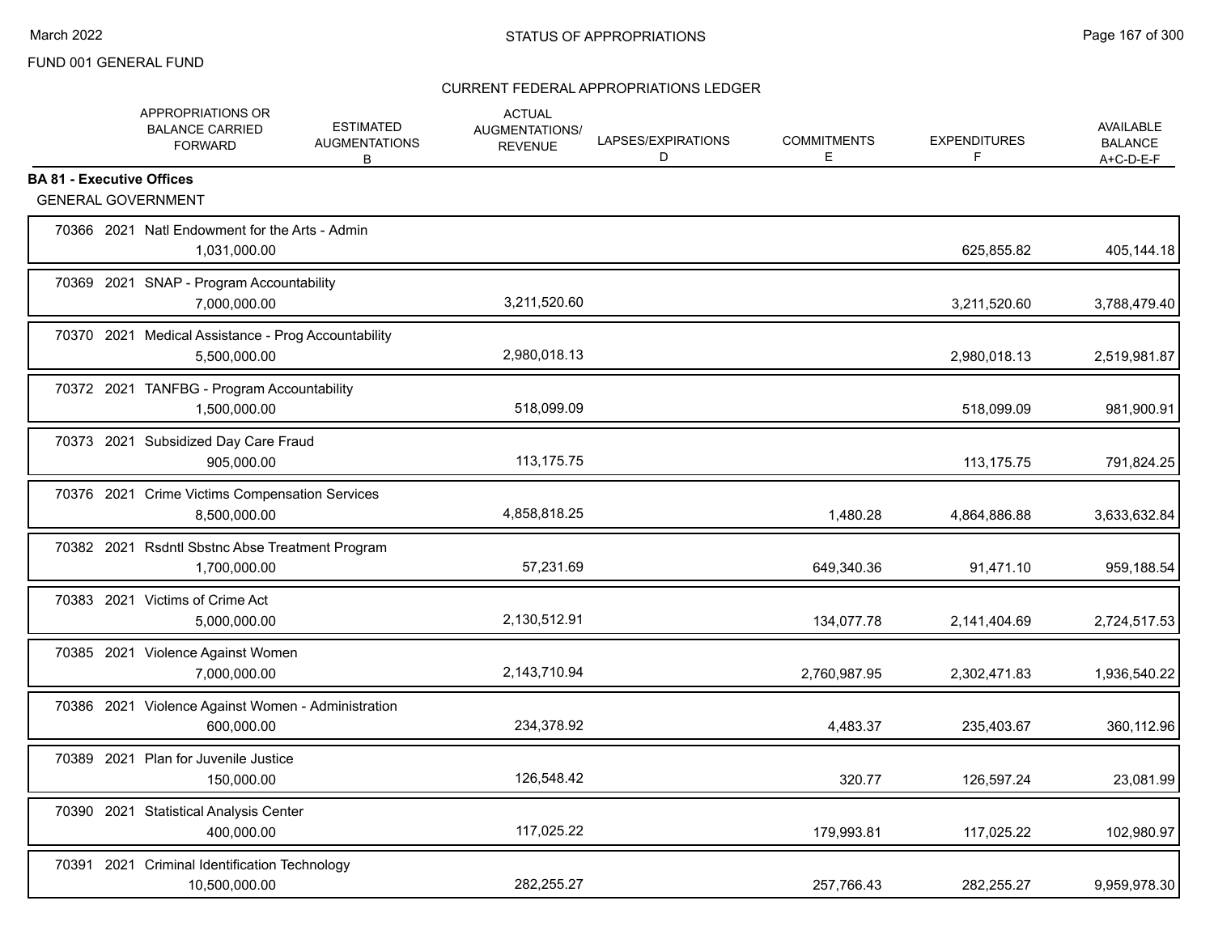FUND 001 GENERAL FUND

CURRENT FEDERAL APPROPRIATIONS LEDGER

| | APPROPRIATIONS OR BALANCE CARRIED FORWARD | ESTIMATED AUGMENTATIONS B | ACTUAL AUGMENTATIONS/ REVENUE | LAPSES/EXPIRATIONS D | COMMITMENTS E | EXPENDITURES F | AVAILABLE BALANCE A+C-D-E-F |
|---|---|---|---|---|---|---|---|
| **BA 81 - Executive Offices** | | | | | | | |
| GENERAL GOVERNMENT | | | | | | | |
| 70366 2021 Natl Endowment for the Arts - Admin | 1,031,000.00 | | | | | 625,855.82 | 405,144.18 |
| 70369 2021 SNAP - Program Accountability | 7,000,000.00 | | 3,211,520.60 | | | 3,211,520.60 | 3,788,479.40 |
| 70370 2021 Medical Assistance - Prog Accountability | 5,500,000.00 | | 2,980,018.13 | | | 2,980,018.13 | 2,519,981.87 |
| 70372 2021 TANFBG - Program Accountability | 1,500,000.00 | | 518,099.09 | | | 518,099.09 | 981,900.91 |
| 70373 2021 Subsidized Day Care Fraud | 905,000.00 | | 113,175.75 | | | 113,175.75 | 791,824.25 |
| 70376 2021 Crime Victims Compensation Services | 8,500,000.00 | | 4,858,818.25 | | 1,480.28 | 4,864,886.88 | 3,633,632.84 |
| 70382 2021 Rsdntl Sbstnc Abse Treatment Program | 1,700,000.00 | | 57,231.69 | | 649,340.36 | 91,471.10 | 959,188.54 |
| 70383 2021 Victims of Crime Act | 5,000,000.00 | | 2,130,512.91 | | 134,077.78 | 2,141,404.69 | 2,724,517.53 |
| 70385 2021 Violence Against Women | 7,000,000.00 | | 2,143,710.94 | | 2,760,987.95 | 2,302,471.83 | 1,936,540.22 |
| 70386 2021 Violence Against Women - Administration | 600,000.00 | | 234,378.92 | | 4,483.37 | 235,403.67 | 360,112.96 |
| 70389 2021 Plan for Juvenile Justice | 150,000.00 | | 126,548.42 | | 320.77 | 126,597.24 | 23,081.99 |
| 70390 2021 Statistical Analysis Center | 400,000.00 | | 117,025.22 | | 179,993.81 | 117,025.22 | 102,980.97 |
| 70391 2021 Criminal Identification Technology | 10,500,000.00 | | 282,255.27 | | 257,766.43 | 282,255.27 | 9,959,978.30 |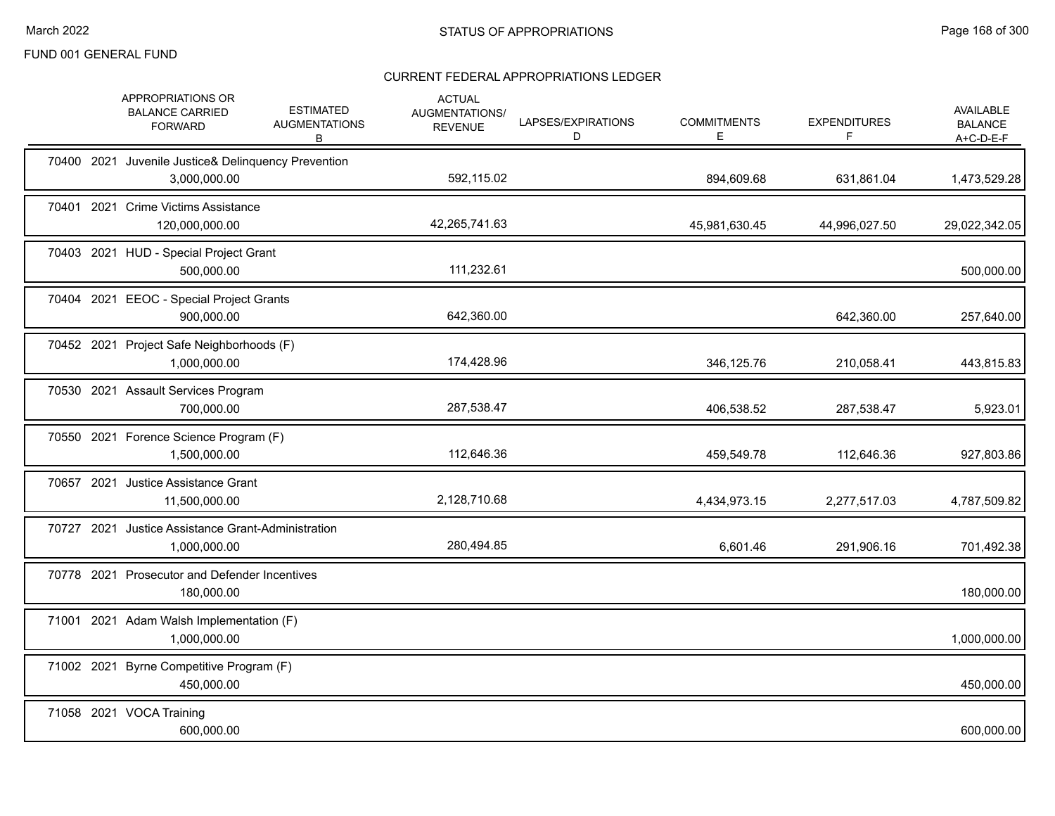FUND 001 GENERAL FUND

## STATUS OF APPROPRIATIONS

### CURRENT FEDERAL APPROPRIATIONS LEDGER

| | APPROPRIATIONS OR BALANCE CARRIED FORWARD | ESTIMATED AUGMENTATIONS B | ACTUAL AUGMENTATIONS/ REVENUE | LAPSES/EXPIRATIONS D | COMMITMENTS E | EXPENDITURES F | AVAILABLE BALANCE A+C-D-E-F |
|---|---|---|---|---|---|---|---|
| 70400 2021 Juvenile Justice& Delinquency Prevention | 3,000,000.00 | | 592,115.02 | | 894,609.68 | 631,861.04 | 1,473,529.28 |
| 70401 2021 Crime Victims Assistance | 120,000,000.00 | | 42,265,741.63 | | 45,981,630.45 | 44,996,027.50 | 29,022,342.05 |
| 70403 2021 HUD - Special Project Grant | 500,000.00 | | 111,232.61 | | | | 500,000.00 |
| 70404 2021 EEOC - Special Project Grants | 900,000.00 | | 642,360.00 | | | 642,360.00 | 257,640.00 |
| 70452 2021 Project Safe Neighborhoods (F) | 1,000,000.00 | | 174,428.96 | | 346,125.76 | 210,058.41 | 443,815.83 |
| 70530 2021 Assault Services Program | 700,000.00 | | 287,538.47 | | 406,538.52 | 287,538.47 | 5,923.01 |
| 70550 2021 Forence Science Program (F) | 1,500,000.00 | | 112,646.36 | | 459,549.78 | 112,646.36 | 927,803.86 |
| 70657 2021 Justice Assistance Grant | 11,500,000.00 | | 2,128,710.68 | | 4,434,973.15 | 2,277,517.03 | 4,787,509.82 |
| 70727 2021 Justice Assistance Grant-Administration | 1,000,000.00 | | 280,494.85 | | 6,601.46 | 291,906.16 | 701,492.38 |
| 70778 2021 Prosecutor and Defender Incentives | 180,000.00 | | | | | | 180,000.00 |
| 71001 2021 Adam Walsh Implementation (F) | 1,000,000.00 | | | | | | 1,000,000.00 |
| 71002 2021 Byrne Competitive Program (F) | 450,000.00 | | | | | | 450,000.00 |
| 71058 2021 VOCA Training | 600,000.00 | | | | | | 600,000.00 |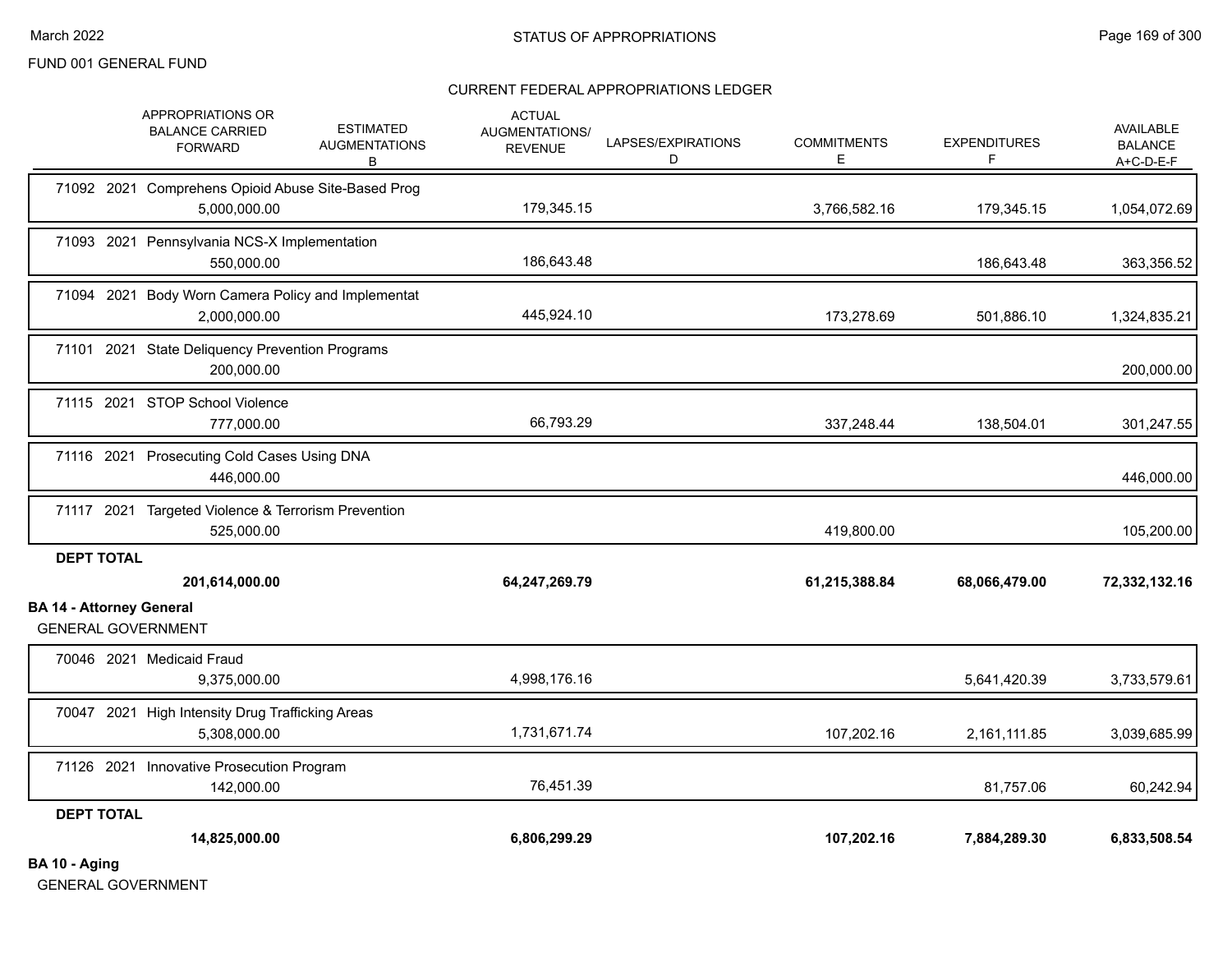STATUS OF APPROPRIATIONS

FUND 001 GENERAL FUND

CURRENT FEDERAL APPROPRIATIONS LEDGER

| | APPROPRIATIONS OR BALANCE CARRIED FORWARD | ESTIMATED AUGMENTATIONS B | ACTUAL AUGMENTATIONS/ REVENUE | LAPSES/EXPIRATIONS D | COMMITMENTS E | EXPENDITURES F | AVAILABLE BALANCE A+C-D-E-F |
|---|---|---|---|---|---|---|---|
| 71092 2021 Comprehens Opioid Abuse Site-Based Prog | 5,000,000.00 | | 179,345.15 | | 3,766,582.16 | 179,345.15 | 1,054,072.69 |
| 71093 2021 Pennsylvania NCS-X Implementation | 550,000.00 | | 186,643.48 | | | 186,643.48 | 363,356.52 |
| 71094 2021 Body Worn Camera Policy and Implementat | 2,000,000.00 | | 445,924.10 | | 173,278.69 | 501,886.10 | 1,324,835.21 |
| 71101 2021 State Deliquency Prevention Programs | 200,000.00 | | | | | | 200,000.00 |
| 71115 2021 STOP School Violence | 777,000.00 | | 66,793.29 | | 337,248.44 | 138,504.01 | 301,247.55 |
| 71116 2021 Prosecuting Cold Cases Using DNA | 446,000.00 | | | | | | 446,000.00 |
| 71117 2021 Targeted Violence & Terrorism Prevention | 525,000.00 | | | | 419,800.00 | | 105,200.00 |
| **DEPT TOTAL** | **201,614,000.00** | | **64,247,269.79** | | **61,215,388.84** | **68,066,479.00** | **72,332,132.16** |

**BA 14 - Attorney General**

GENERAL GOVERNMENT

| | APPROPRIATIONS OR BALANCE CARRIED FORWARD | ESTIMATED AUGMENTATIONS B | ACTUAL AUGMENTATIONS/ REVENUE | LAPSES/EXPIRATIONS D | COMMITMENTS E | EXPENDITURES F | AVAILABLE BALANCE A+C-D-E-F |
|---|---|---|---|---|---|---|---|
| 70046 2021 Medicaid Fraud | 9,375,000.00 | | 4,998,176.16 | | | 5,641,420.39 | 3,733,579.61 |
| 70047 2021 High Intensity Drug Trafficking Areas | 5,308,000.00 | | 1,731,671.74 | | 107,202.16 | 2,161,111.85 | 3,039,685.99 |
| 71126 2021 Innovative Prosecution Program | 142,000.00 | | 76,451.39 | | | 81,757.06 | 60,242.94 |
| **DEPT TOTAL** | **14,825,000.00** | | **6,806,299.29** | | **107,202.16** | **7,884,289.30** | **6,833,508.54** |

**BA 10 - Aging**

GENERAL GOVERNMENT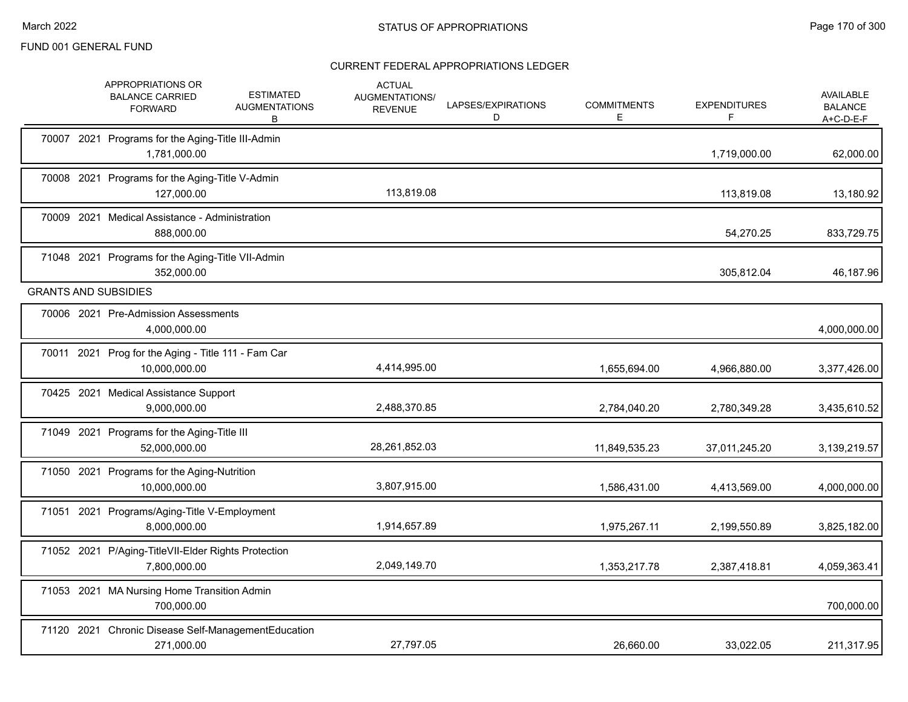FUND 001 GENERAL FUND

## CURRENT FEDERAL APPROPRIATIONS LEDGER

| | APPROPRIATIONS OR BALANCE CARRIED FORWARD | ESTIMATED AUGMENTATIONS B | ACTUAL AUGMENTATIONS/ REVENUE | LAPSES/EXPIRATIONS D | COMMITMENTS E | EXPENDITURES F | AVAILABLE BALANCE A+C-D-E-F |
|---|---|---|---|---|---|---|---|
| 70007 2021 Programs for the Aging-Title III-Admin | 1,781,000.00 | | | | | 1,719,000.00 | 62,000.00 |
| 70008 2021 Programs for the Aging-Title V-Admin | 127,000.00 | | 113,819.08 | | | 113,819.08 | 13,180.92 |
| 70009 2021 Medical Assistance - Administration | 888,000.00 | | | | | 54,270.25 | 833,729.75 |
| 71048 2021 Programs for the Aging-Title VII-Admin | 352,000.00 | | | | | 305,812.04 | 46,187.96 |
| **GRANTS AND SUBSIDIES** | | | | | | | |
| 70006 2021 Pre-Admission Assessments | 4,000,000.00 | | | | | | 4,000,000.00 |
| 70011 2021 Prog for the Aging - Title 111 - Fam Car | 10,000,000.00 | | 4,414,995.00 | | 1,655,694.00 | 4,966,880.00 | 3,377,426.00 |
| 70425 2021 Medical Assistance Support | 9,000,000.00 | | 2,488,370.85 | | 2,784,040.20 | 2,780,349.28 | 3,435,610.52 |
| 71049 2021 Programs for the Aging-Title III | 52,000,000.00 | | 28,261,852.03 | | 11,849,535.23 | 37,011,245.20 | 3,139,219.57 |
| 71050 2021 Programs for the Aging-Nutrition | 10,000,000.00 | | 3,807,915.00 | | 1,586,431.00 | 4,413,569.00 | 4,000,000.00 |
| 71051 2021 Programs/Aging-Title V-Employment | 8,000,000.00 | | 1,914,657.89 | | 1,975,267.11 | 2,199,550.89 | 3,825,182.00 |
| 71052 2021 P/Aging-TitleVII-Elder Rights Protection | 7,800,000.00 | | 2,049,149.70 | | 1,353,217.78 | 2,387,418.81 | 4,059,363.41 |
| 71053 2021 MA Nursing Home Transition Admin | 700,000.00 | | | | | | 700,000.00 |
| 71120 2021 Chronic Disease Self-ManagementEducation | 271,000.00 | | 27,797.05 | | 26,660.00 | 33,022.05 | 211,317.95 |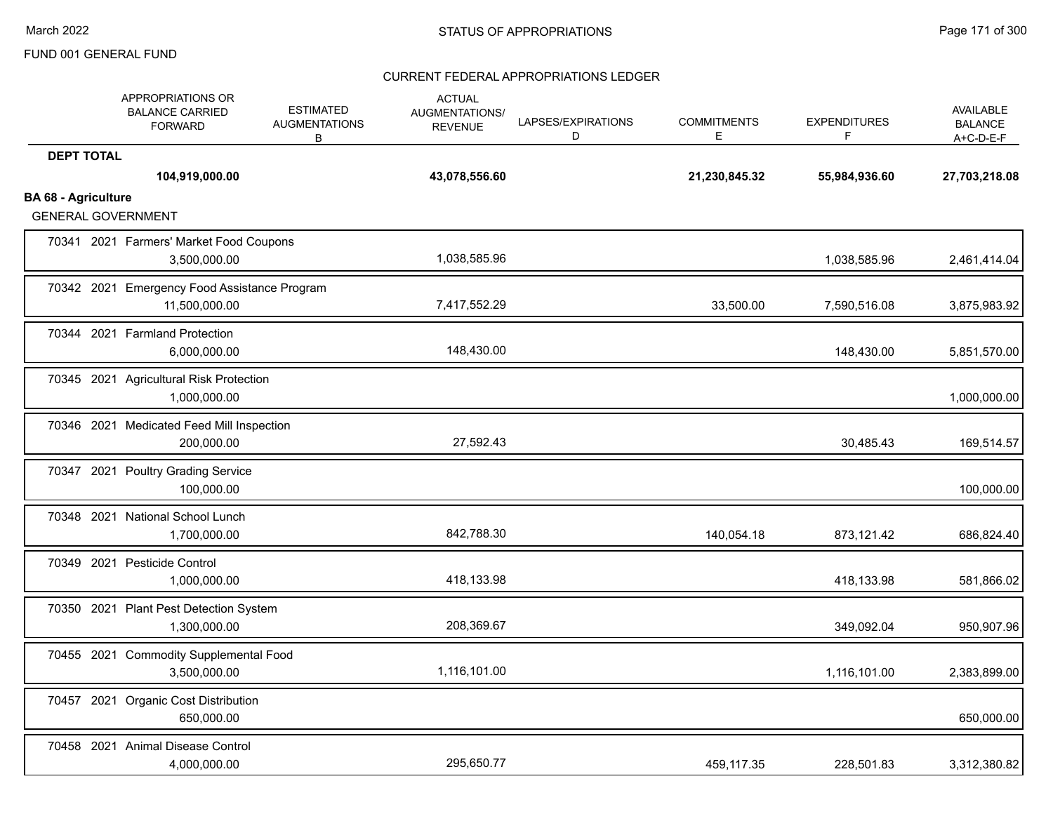FUND 001 GENERAL FUND

CURRENT FEDERAL APPROPRIATIONS LEDGER

| | APPROPRIATIONS OR BALANCE CARRIED FORWARD | ESTIMATED AUGMENTATIONS B | ACTUAL AUGMENTATIONS/ REVENUE | LAPSES/EXPIRATIONS D | COMMITMENTS E | EXPENDITURES F | AVAILABLE BALANCE A+C-D-E-F |
|---|---|---|---|---|---|---|---|
| **DEPT TOTAL** | **104,919,000.00** | | **43,078,556.60** | | **21,230,845.32** | **55,984,936.60** | **27,703,218.08** |
| **BA 68 - Agriculture** | | | | | | | |
| GENERAL GOVERNMENT | | | | | | | |
| 70341 2021 Farmers' Market Food Coupons | 3,500,000.00 | | 1,038,585.96 | | | 1,038,585.96 | 2,461,414.04 |
| 70342 2021 Emergency Food Assistance Program | 11,500,000.00 | | 7,417,552.29 | | 33,500.00 | 7,590,516.08 | 3,875,983.92 |
| 70344 2021 Farmland Protection | 6,000,000.00 | | 148,430.00 | | | 148,430.00 | 5,851,570.00 |
| 70345 2021 Agricultural Risk Protection | 1,000,000.00 | | | | | | 1,000,000.00 |
| 70346 2021 Medicated Feed Mill Inspection | 200,000.00 | | 27,592.43 | | | 30,485.43 | 169,514.57 |
| 70347 2021 Poultry Grading Service | 100,000.00 | | | | | | 100,000.00 |
| 70348 2021 National School Lunch | 1,700,000.00 | | 842,788.30 | | 140,054.18 | 873,121.42 | 686,824.40 |
| 70349 2021 Pesticide Control | 1,000,000.00 | | 418,133.98 | | | 418,133.98 | 581,866.02 |
| 70350 2021 Plant Pest Detection System | 1,300,000.00 | | 208,369.67 | | | 349,092.04 | 950,907.96 |
| 70455 2021 Commodity Supplemental Food | 3,500,000.00 | | 1,116,101.00 | | | 1,116,101.00 | 2,383,899.00 |
| 70457 2021 Organic Cost Distribution | 650,000.00 | | | | | | 650,000.00 |
| 70458 2021 Animal Disease Control | 4,000,000.00 | | 295,650.77 | | 459,117.35 | 228,501.83 | 3,312,380.82 |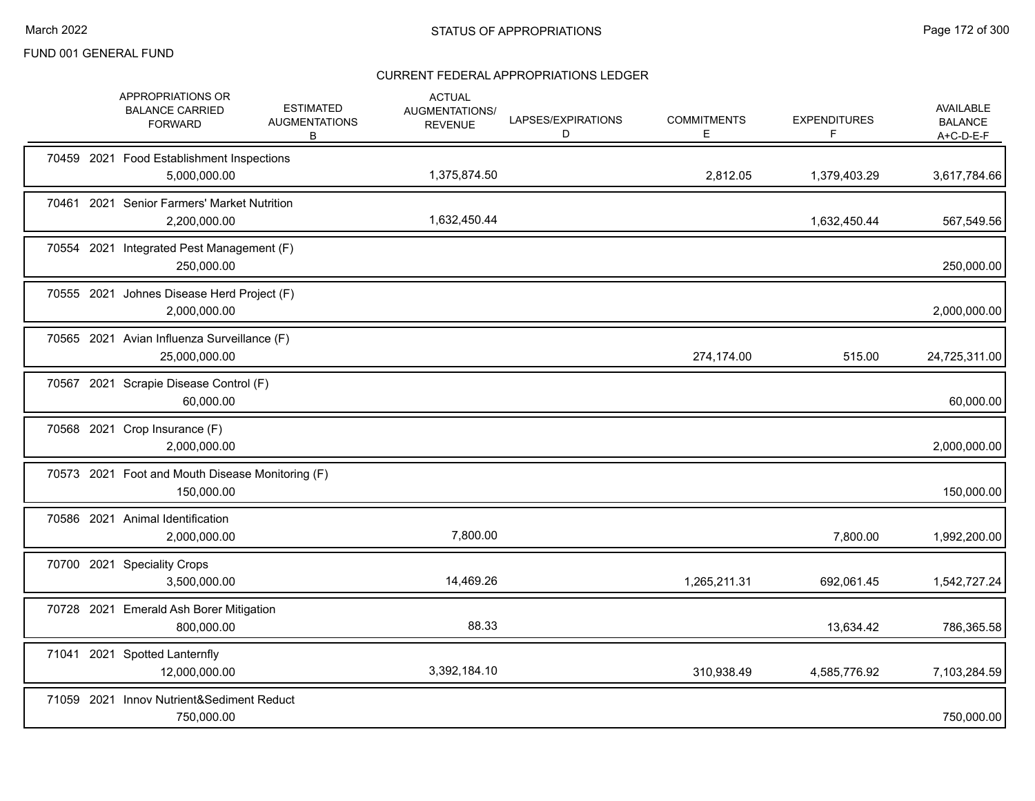# STATUS OF APPROPRIATIONS

FUND 001 GENERAL FUND

## CURRENT FEDERAL APPROPRIATIONS LEDGER

| Appropriation | Year | Description | APPROPRIATIONS OR BALANCE CARRIED FORWARD | ESTIMATED AUGMENTATIONS B | ACTUAL AUGMENTATIONS/ REVENUE | LAPSES/EXPIRATIONS D | COMMITMENTS E | EXPENDITURES F | AVAILABLE BALANCE A+C-D-E-F |
|---|---|---|---|---|---|---|---|---|---|
| 70459 | 2021 | Food Establishment Inspections | 5,000,000.00 | | 1,375,874.50 | | 2,812.05 | 1,379,403.29 | 3,617,784.66 |
| 70461 | 2021 | Senior Farmers' Market Nutrition | 2,200,000.00 | | 1,632,450.44 | | | 1,632,450.44 | 567,549.56 |
| 70554 | 2021 | Integrated Pest Management (F) | 250,000.00 | | | | | | 250,000.00 |
| 70555 | 2021 | Johnes Disease Herd Project (F) | 2,000,000.00 | | | | | | 2,000,000.00 |
| 70565 | 2021 | Avian Influenza Surveillance (F) | 25,000,000.00 | | | | 274,174.00 | 515.00 | 24,725,311.00 |
| 70567 | 2021 | Scrapie Disease Control (F) | 60,000.00 | | | | | | 60,000.00 |
| 70568 | 2021 | Crop Insurance (F) | 2,000,000.00 | | | | | | 2,000,000.00 |
| 70573 | 2021 | Foot and Mouth Disease Monitoring (F) | 150,000.00 | | | | | | 150,000.00 |
| 70586 | 2021 | Animal Identification | 2,000,000.00 | | 7,800.00 | | | 7,800.00 | 1,992,200.00 |
| 70700 | 2021 | Speciality Crops | 3,500,000.00 | | 14,469.26 | | 1,265,211.31 | 692,061.45 | 1,542,727.24 |
| 70728 | 2021 | Emerald Ash Borer Mitigation | 800,000.00 | | 88.33 | | | 13,634.42 | 786,365.58 |
| 71041 | 2021 | Spotted Lanternfly | 12,000,000.00 | | 3,392,184.10 | | 310,938.49 | 4,585,776.92 | 7,103,284.59 |
| 71059 | 2021 | Innov Nutrient&Sediment Reduct | 750,000.00 | | | | | | 750,000.00 |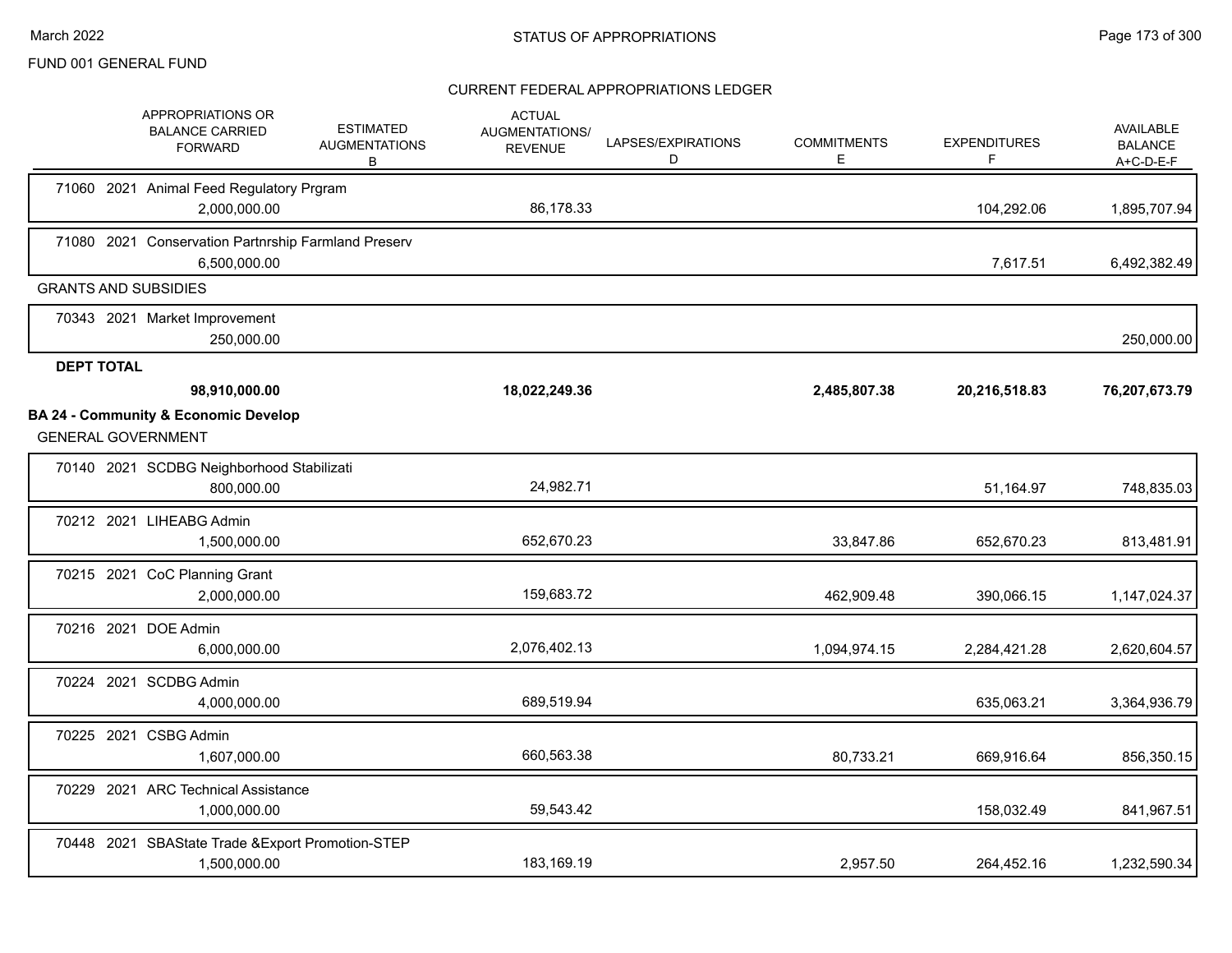FUND 001 GENERAL FUND

CURRENT FEDERAL APPROPRIATIONS LEDGER

| | APPROPRIATIONS OR BALANCE CARRIED FORWARD | ESTIMATED AUGMENTATIONS B | ACTUAL AUGMENTATIONS/ REVENUE | LAPSES/EXPIRATIONS D | COMMITMENTS E | EXPENDITURES F | AVAILABLE BALANCE A+C-D-E-F |
|---|---|---|---|---|---|---|---|
| 71060 2021 Animal Feed Regulatory Prgram | 2,000,000.00 | | 86,178.33 | | | 104,292.06 | 1,895,707.94 |
| 71080 2021 Conservation Partnrship Farmland Preserv | 6,500,000.00 | | | | | 7,617.51 | 6,492,382.49 |
| **GRANTS AND SUBSIDIES** | | | | | | | |
| 70343 2021 Market Improvement | 250,000.00 | | | | | | 250,000.00 |
| **DEPT TOTAL** | **98,910,000.00** | | **18,022,249.36** | | **2,485,807.38** | **20,216,518.83** | **76,207,673.79** |
| **BA 24 - Community & Economic Develop** | | | | | | | |
| GENERAL GOVERNMENT | | | | | | | |
| 70140 2021 SCDBG Neighborhood Stabilizati | 800,000.00 | | 24,982.71 | | | 51,164.97 | 748,835.03 |
| 70212 2021 LIHEABG Admin | 1,500,000.00 | | 652,670.23 | | 33,847.86 | 652,670.23 | 813,481.91 |
| 70215 2021 CoC Planning Grant | 2,000,000.00 | | 159,683.72 | | 462,909.48 | 390,066.15 | 1,147,024.37 |
| 70216 2021 DOE Admin | 6,000,000.00 | | 2,076,402.13 | | 1,094,974.15 | 2,284,421.28 | 2,620,604.57 |
| 70224 2021 SCDBG Admin | 4,000,000.00 | | 689,519.94 | | | 635,063.21 | 3,364,936.79 |
| 70225 2021 CSBG Admin | 1,607,000.00 | | 660,563.38 | | 80,733.21 | 669,916.64 | 856,350.15 |
| 70229 2021 ARC Technical Assistance | 1,000,000.00 | | 59,543.42 | | | 158,032.49 | 841,967.51 |
| 70448 2021 SBAState Trade &Export Promotion-STEP | 1,500,000.00 | | 183,169.19 | | 2,957.50 | 264,452.16 | 1,232,590.34 |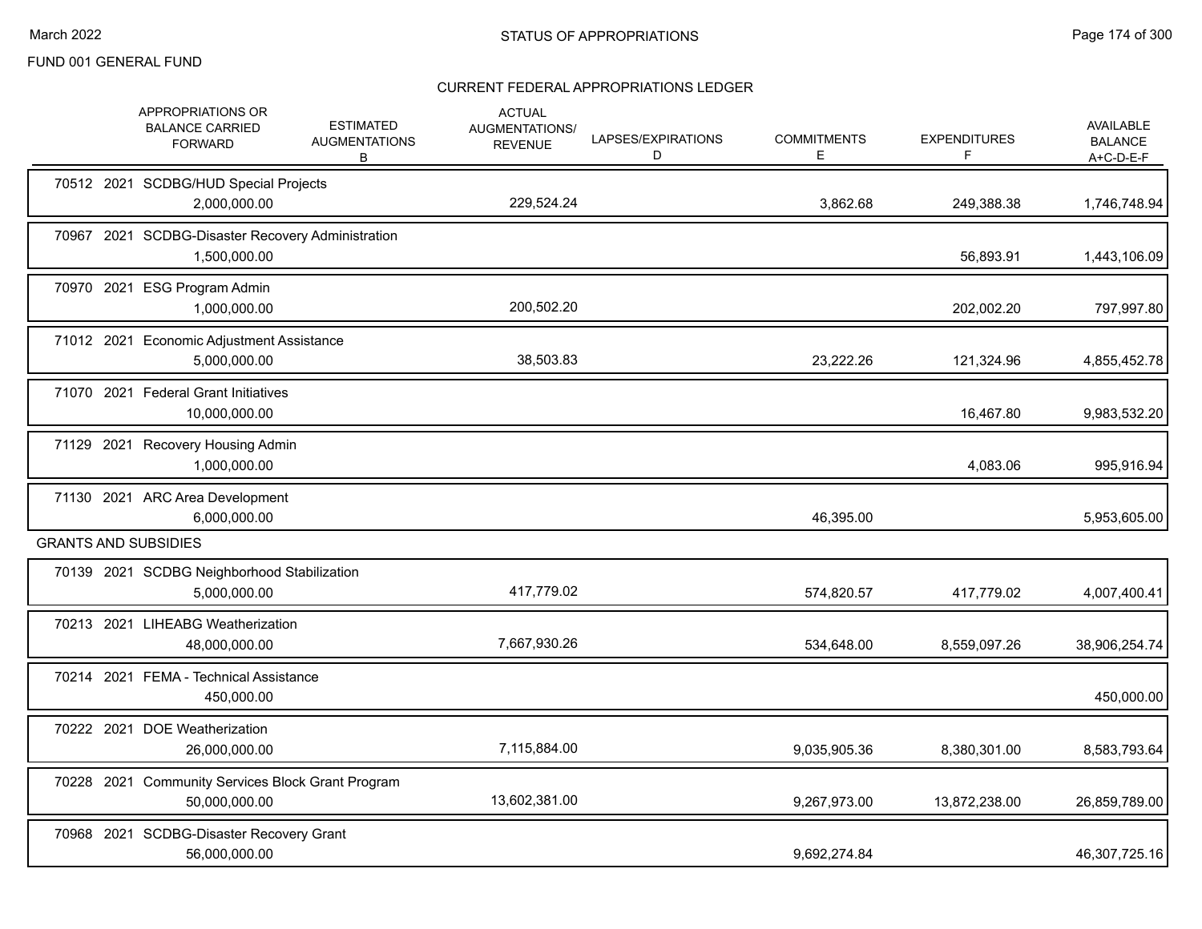FUND 001 GENERAL FUND

# STATUS OF APPROPRIATIONS

## CURRENT FEDERAL APPROPRIATIONS LEDGER

| | APPROPRIATIONS OR BALANCE CARRIED FORWARD | ESTIMATED AUGMENTATIONS B | ACTUAL AUGMENTATIONS/ REVENUE | LAPSES/EXPIRATIONS D | COMMITMENTS E | EXPENDITURES F | AVAILABLE BALANCE A+C-D-E-F |
|---|---|---|---|---|---|---|---|
| 70512 2021 SCDBG/HUD Special Projects | 2,000,000.00 | | 229,524.24 | | 3,862.68 | 249,388.38 | 1,746,748.94 |
| 70967 2021 SCDBG-Disaster Recovery Administration | 1,500,000.00 | | | | | 56,893.91 | 1,443,106.09 |
| 70970 2021 ESG Program Admin | 1,000,000.00 | | 200,502.20 | | | 202,002.20 | 797,997.80 |
| 71012 2021 Economic Adjustment Assistance | 5,000,000.00 | | 38,503.83 | | 23,222.26 | 121,324.96 | 4,855,452.78 |
| 71070 2021 Federal Grant Initiatives | 10,000,000.00 | | | | | 16,467.80 | 9,983,532.20 |
| 71129 2021 Recovery Housing Admin | 1,000,000.00 | | | | | 4,083.06 | 995,916.94 |
| 71130 2021 ARC Area Development | 6,000,000.00 | | | | 46,395.00 | | 5,953,605.00 |
| **GRANTS AND SUBSIDIES** | | | | | | | |
| 70139 2021 SCDBG Neighborhood Stabilization | 5,000,000.00 | | 417,779.02 | | 574,820.57 | 417,779.02 | 4,007,400.41 |
| 70213 2021 LIHEABG Weatherization | 48,000,000.00 | | 7,667,930.26 | | 534,648.00 | 8,559,097.26 | 38,906,254.74 |
| 70214 2021 FEMA - Technical Assistance | 450,000.00 | | | | | | 450,000.00 |
| 70222 2021 DOE Weatherization | 26,000,000.00 | | 7,115,884.00 | | 9,035,905.36 | 8,380,301.00 | 8,583,793.64 |
| 70228 2021 Community Services Block Grant Program | 50,000,000.00 | | 13,602,381.00 | | 9,267,973.00 | 13,872,238.00 | 26,859,789.00 |
| 70968 2021 SCDBG-Disaster Recovery Grant | 56,000,000.00 | | | | 9,692,274.84 | | 46,307,725.16 |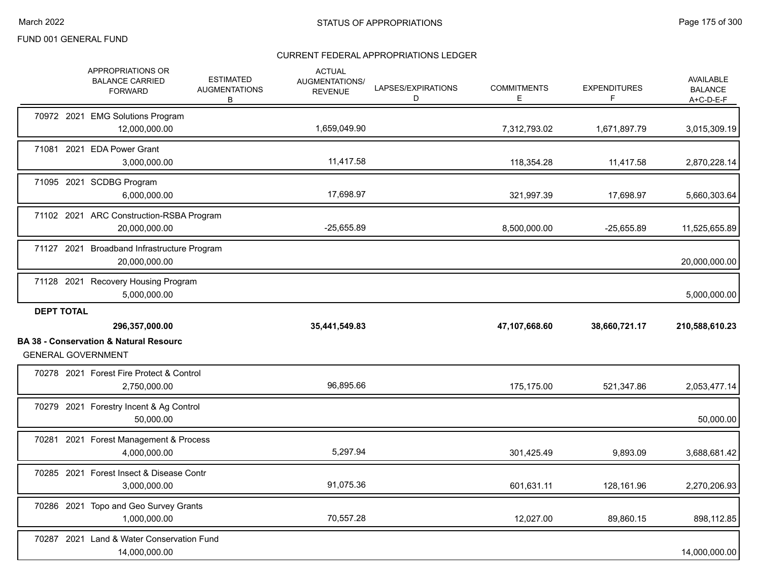STATUS OF APPROPRIATIONS

FUND 001 GENERAL FUND

CURRENT FEDERAL APPROPRIATIONS LEDGER

| | APPROPRIATIONS OR BALANCE CARRIED FORWARD | ESTIMATED AUGMENTATIONS B | ACTUAL AUGMENTATIONS/ REVENUE | LAPSES/EXPIRATIONS D | COMMITMENTS E | EXPENDITURES F | AVAILABLE BALANCE A+C-D-E-F |
|---|---|---|---|---|---|---|---|
| 70972 2021 EMG Solutions Program | 12,000,000.00 | | 1,659,049.90 | | 7,312,793.02 | 1,671,897.79 | 3,015,309.19 |
| 71081 2021 EDA Power Grant | 3,000,000.00 | | 11,417.58 | | 118,354.28 | 11,417.58 | 2,870,228.14 |
| 71095 2021 SCDBG Program | 6,000,000.00 | | 17,698.97 | | 321,997.39 | 17,698.97 | 5,660,303.64 |
| 71102 2021 ARC Construction-RSBA Program | 20,000,000.00 | | -25,655.89 | | 8,500,000.00 | -25,655.89 | 11,525,655.89 |
| 71127 2021 Broadband Infrastructure Program | 20,000,000.00 | | | | | | 20,000,000.00 |
| 71128 2021 Recovery Housing Program | 5,000,000.00 | | | | | | 5,000,000.00 |
| **DEPT TOTAL** | **296,357,000.00** | | **35,441,549.83** | | **47,107,668.60** | **38,660,721.17** | **210,588,610.23** |

**BA 38 - Conservation & Natural Resourc**

GENERAL GOVERNMENT

| | APPROPRIATIONS OR BALANCE CARRIED FORWARD | ESTIMATED AUGMENTATIONS B | ACTUAL AUGMENTATIONS/ REVENUE | LAPSES/EXPIRATIONS D | COMMITMENTS E | EXPENDITURES F | AVAILABLE BALANCE A+C-D-E-F |
|---|---|---|---|---|---|---|---|
| 70278 2021 Forest Fire Protect & Control | 2,750,000.00 | | 96,895.66 | | 175,175.00 | 521,347.86 | 2,053,477.14 |
| 70279 2021 Forestry Incent & Ag Control | 50,000.00 | | | | | | 50,000.00 |
| 70281 2021 Forest Management & Process | 4,000,000.00 | | 5,297.94 | | 301,425.49 | 9,893.09 | 3,688,681.42 |
| 70285 2021 Forest Insect & Disease Contr | 3,000,000.00 | | 91,075.36 | | 601,631.11 | 128,161.96 | 2,270,206.93 |
| 70286 2021 Topo and Geo Survey Grants | 1,000,000.00 | | 70,557.28 | | 12,027.00 | 89,860.15 | 898,112.85 |
| 70287 2021 Land & Water Conservation Fund | 14,000,000.00 | | | | | | 14,000,000.00 |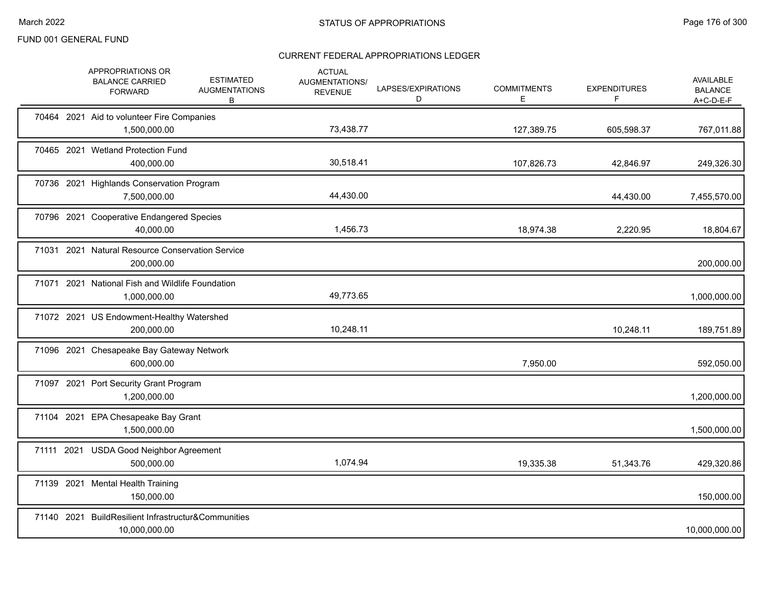FUND 001 GENERAL FUND

## STATUS OF APPROPRIATIONS

### CURRENT FEDERAL APPROPRIATIONS LEDGER

| | APPROPRIATIONS OR BALANCE CARRIED FORWARD | ESTIMATED AUGMENTATIONS B | ACTUAL AUGMENTATIONS/ REVENUE | LAPSES/EXPIRATIONS D | COMMITMENTS E | EXPENDITURES F | AVAILABLE BALANCE A+C-D-E-F |
|---|---|---|---|---|---|---|---|
| 70464 2021 Aid to volunteer Fire Companies | 1,500,000.00 | | 73,438.77 | | 127,389.75 | 605,598.37 | 767,011.88 |
| 70465 2021 Wetland Protection Fund | 400,000.00 | | 30,518.41 | | 107,826.73 | 42,846.97 | 249,326.30 |
| 70736 2021 Highlands Conservation Program | 7,500,000.00 | | 44,430.00 | | | 44,430.00 | 7,455,570.00 |
| 70796 2021 Cooperative Endangered Species | 40,000.00 | | 1,456.73 | | 18,974.38 | 2,220.95 | 18,804.67 |
| 71031 2021 Natural Resource Conservation Service | 200,000.00 | | | | | | 200,000.00 |
| 71071 2021 National Fish and Wildlife Foundation | 1,000,000.00 | | 49,773.65 | | | | 1,000,000.00 |
| 71072 2021 US Endowment-Healthy Watershed | 200,000.00 | | 10,248.11 | | | 10,248.11 | 189,751.89 |
| 71096 2021 Chesapeake Bay Gateway Network | 600,000.00 | | | | 7,950.00 | | 592,050.00 |
| 71097 2021 Port Security Grant Program | 1,200,000.00 | | | | | | 1,200,000.00 |
| 71104 2021 EPA Chesapeake Bay Grant | 1,500,000.00 | | | | | | 1,500,000.00 |
| 71111 2021 USDA Good Neighbor Agreement | 500,000.00 | | 1,074.94 | | 19,335.38 | 51,343.76 | 429,320.86 |
| 71139 2021 Mental Health Training | 150,000.00 | | | | | | 150,000.00 |
| 71140 2021 BuildResilient Infrastructur&Communities | 10,000,000.00 | | | | | | 10,000,000.00 |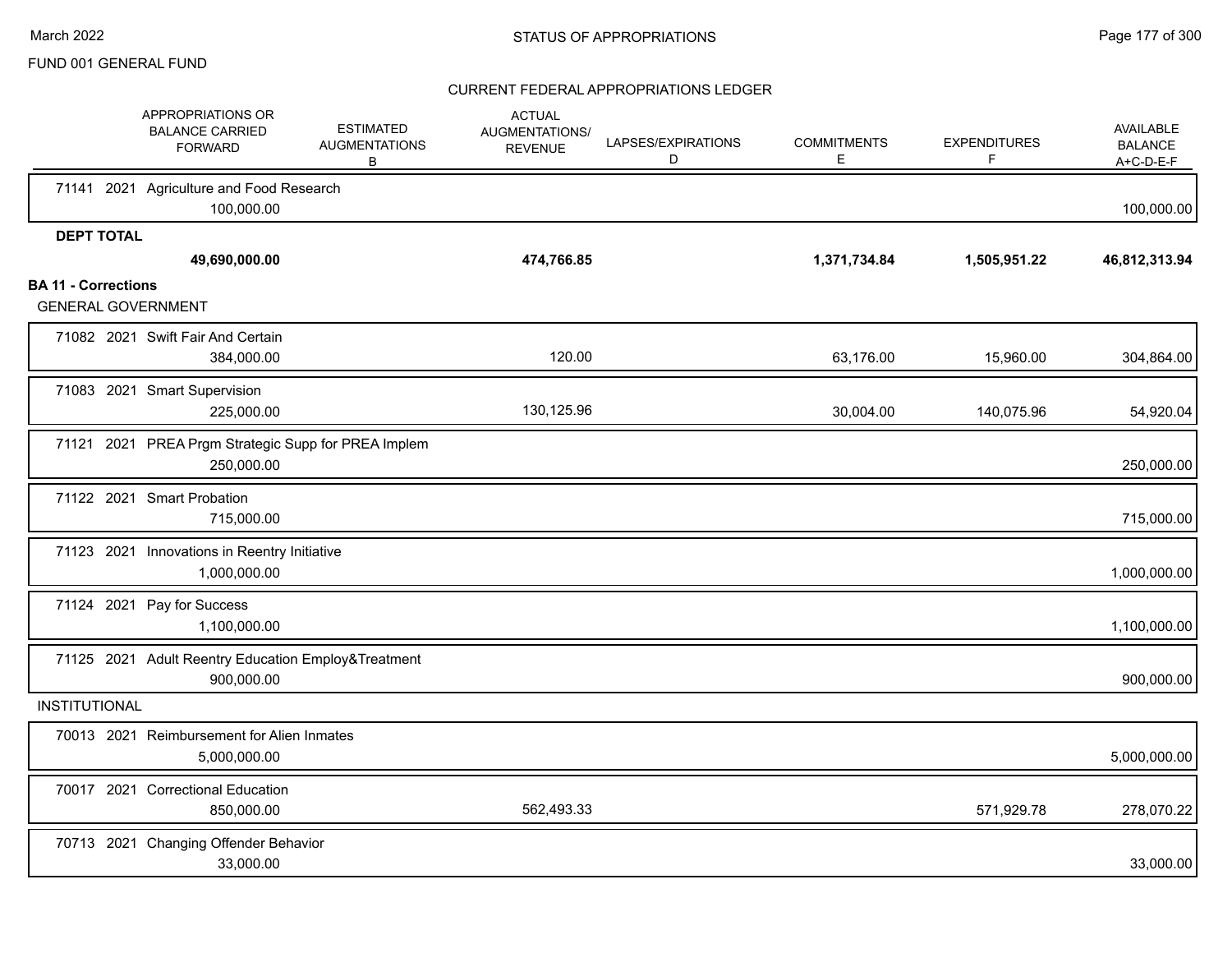FUND 001 GENERAL FUND

CURRENT FEDERAL APPROPRIATIONS LEDGER

| | APPROPRIATIONS OR BALANCE CARRIED FORWARD | ESTIMATED AUGMENTATIONS B | ACTUAL AUGMENTATIONS/ REVENUE | LAPSES/EXPIRATIONS D | COMMITMENTS E | EXPENDITURES F | AVAILABLE BALANCE A+C-D-E-F |
|---|---|---|---|---|---|---|---|
| 71141 2021 Agriculture and Food Research | 100,000.00 | | | | | | 100,000.00 |
| **DEPT TOTAL** | **49,690,000.00** | | **474,766.85** | | **1,371,734.84** | **1,505,951.22** | **46,812,313.94** |
| **BA 11 - Corrections** | | | | | | | |
| GENERAL GOVERNMENT | | | | | | | |
| 71082 2021 Swift Fair And Certain | 384,000.00 | | 120.00 | | 63,176.00 | 15,960.00 | 304,864.00 |
| 71083 2021 Smart Supervision | 225,000.00 | | 130,125.96 | | 30,004.00 | 140,075.96 | 54,920.04 |
| 71121 2021 PREA Prgm Strategic Supp for PREA Implem | 250,000.00 | | | | | | 250,000.00 |
| 71122 2021 Smart Probation | 715,000.00 | | | | | | 715,000.00 |
| 71123 2021 Innovations in Reentry Initiative | 1,000,000.00 | | | | | | 1,000,000.00 |
| 71124 2021 Pay for Success | 1,100,000.00 | | | | | | 1,100,000.00 |
| 71125 2021 Adult Reentry Education Employ&Treatment | 900,000.00 | | | | | | 900,000.00 |
| INSTITUTIONAL | | | | | | | |
| 70013 2021 Reimbursement for Alien Inmates | 5,000,000.00 | | | | | | 5,000,000.00 |
| 70017 2021 Correctional Education | 850,000.00 | | 562,493.33 | | | 571,929.78 | 278,070.22 |
| 70713 2021 Changing Offender Behavior | 33,000.00 | | | | | | 33,000.00 |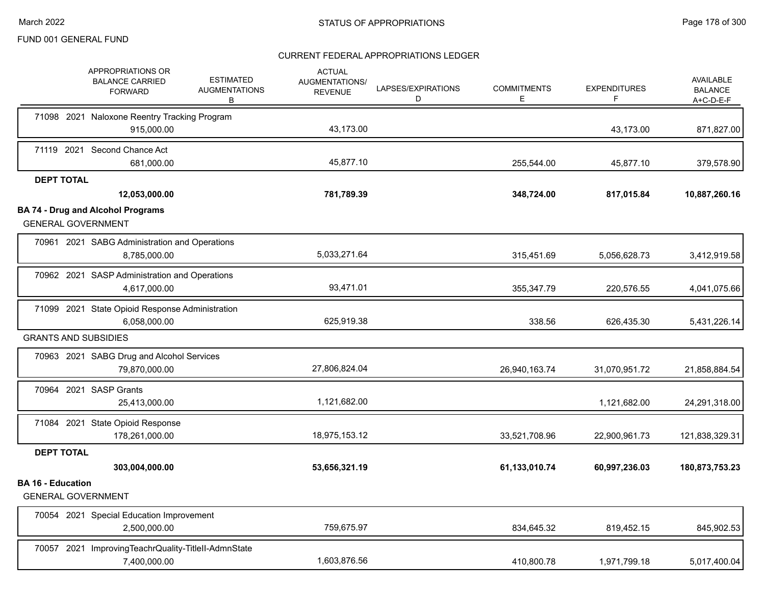FUND 001 GENERAL FUND

CURRENT FEDERAL APPROPRIATIONS LEDGER

| | APPROPRIATIONS OR BALANCE CARRIED FORWARD | ESTIMATED AUGMENTATIONS B | ACTUAL AUGMENTATIONS/ REVENUE | LAPSES/EXPIRATIONS D | COMMITMENTS E | EXPENDITURES F | AVAILABLE BALANCE A+C-D-E-F |
|---|---|---|---|---|---|---|---|
| 71098 2021 Naloxone Reentry Tracking Program | 915,000.00 | | 43,173.00 | | | 43,173.00 | 871,827.00 |
| 71119 2021 Second Chance Act | 681,000.00 | | 45,877.10 | | 255,544.00 | 45,877.10 | 379,578.90 |
| **DEPT TOTAL** | **12,053,000.00** | | **781,789.39** | | **348,724.00** | **817,015.84** | **10,887,260.16** |
| **BA 74 - Drug and Alcohol Programs** | | | | | | | |
| GENERAL GOVERNMENT | | | | | | | |
| 70961 2021 SABG Administration and Operations | 8,785,000.00 | | 5,033,271.64 | | 315,451.69 | 5,056,628.73 | 3,412,919.58 |
| 70962 2021 SASP Administration and Operations | 4,617,000.00 | | 93,471.01 | | 355,347.79 | 220,576.55 | 4,041,075.66 |
| 71099 2021 State Opioid Response Administration | 6,058,000.00 | | 625,919.38 | | 338.56 | 626,435.30 | 5,431,226.14 |
| GRANTS AND SUBSIDIES | | | | | | | |
| 70963 2021 SABG Drug and Alcohol Services | 79,870,000.00 | | 27,806,824.04 | | 26,940,163.74 | 31,070,951.72 | 21,858,884.54 |
| 70964 2021 SASP Grants | 25,413,000.00 | | 1,121,682.00 | | | 1,121,682.00 | 24,291,318.00 |
| 71084 2021 State Opioid Response | 178,261,000.00 | | 18,975,153.12 | | 33,521,708.96 | 22,900,961.73 | 121,838,329.31 |
| **DEPT TOTAL** | **303,004,000.00** | | **53,656,321.19** | | **61,133,010.74** | **60,997,236.03** | **180,873,753.23** |
| **BA 16 - Education** | | | | | | | |
| GENERAL GOVERNMENT | | | | | | | |
| 70054 2021 Special Education Improvement | 2,500,000.00 | | 759,675.97 | | 834,645.32 | 819,452.15 | 845,902.53 |
| 70057 2021 ImprovingTeachrQuality-TitleII-AdmnState | 7,400,000.00 | | 1,603,876.56 | | 410,800.78 | 1,971,799.18 | 5,017,400.04 |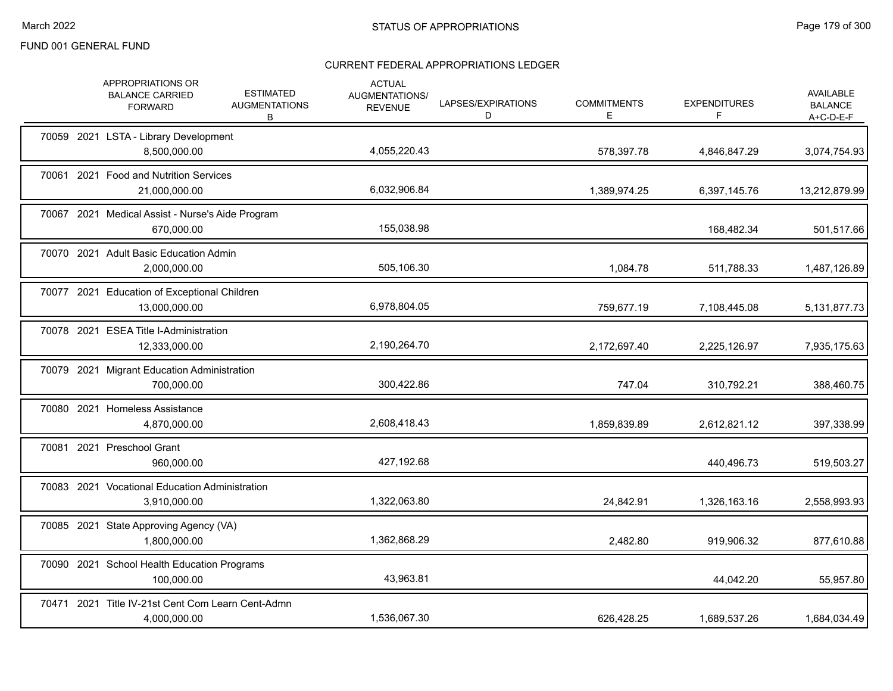FUND 001 GENERAL FUND

# STATUS OF APPROPRIATIONS

## CURRENT FEDERAL APPROPRIATIONS LEDGER

| Appropriation | APPROPRIATIONS OR BALANCE CARRIED FORWARD | ESTIMATED AUGMENTATIONS B | ACTUAL AUGMENTATIONS/ REVENUE | LAPSES/EXPIRATIONS D | COMMITMENTS E | EXPENDITURES F | AVAILABLE BALANCE A+C-D-E-F |
|---|---|---|---|---|---|---|---|
| 70059 2021 LSTA - Library Development | 8,500,000.00 | | 4,055,220.43 | | 578,397.78 | 4,846,847.29 | 3,074,754.93 |
| 70061 2021 Food and Nutrition Services | 21,000,000.00 | | 6,032,906.84 | | 1,389,974.25 | 6,397,145.76 | 13,212,879.99 |
| 70067 2021 Medical Assist - Nurse's Aide Program | 670,000.00 | | 155,038.98 | | | 168,482.34 | 501,517.66 |
| 70070 2021 Adult Basic Education Admin | 2,000,000.00 | | 505,106.30 | | 1,084.78 | 511,788.33 | 1,487,126.89 |
| 70077 2021 Education of Exceptional Children | 13,000,000.00 | | 6,978,804.05 | | 759,677.19 | 7,108,445.08 | 5,131,877.73 |
| 70078 2021 ESEA Title I-Administration | 12,333,000.00 | | 2,190,264.70 | | 2,172,697.40 | 2,225,126.97 | 7,935,175.63 |
| 70079 2021 Migrant Education Administration | 700,000.00 | | 300,422.86 | | 747.04 | 310,792.21 | 388,460.75 |
| 70080 2021 Homeless Assistance | 4,870,000.00 | | 2,608,418.43 | | 1,859,839.89 | 2,612,821.12 | 397,338.99 |
| 70081 2021 Preschool Grant | 960,000.00 | | 427,192.68 | | | 440,496.73 | 519,503.27 |
| 70083 2021 Vocational Education Administration | 3,910,000.00 | | 1,322,063.80 | | 24,842.91 | 1,326,163.16 | 2,558,993.93 |
| 70085 2021 State Approving Agency (VA) | 1,800,000.00 | | 1,362,868.29 | | 2,482.80 | 919,906.32 | 877,610.88 |
| 70090 2021 School Health Education Programs | 100,000.00 | | 43,963.81 | | | 44,042.20 | 55,957.80 |
| 70471 2021 Title IV-21st Cent Com Learn Cent-Admn | 4,000,000.00 | | 1,536,067.30 | | 626,428.25 | 1,689,537.26 | 1,684,034.49 |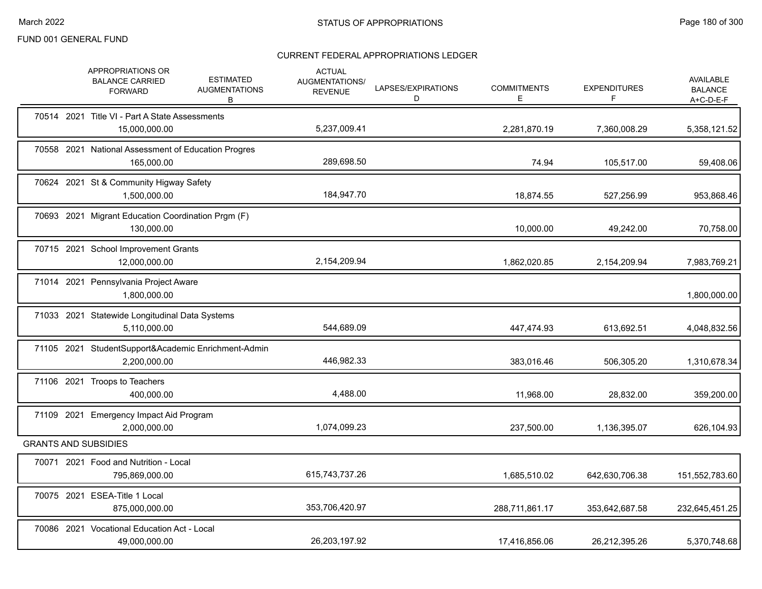FUND 001 GENERAL FUND

CURRENT FEDERAL APPROPRIATIONS LEDGER

| APPROPRIATIONS OR BALANCE CARRIED FORWARD | ESTIMATED AUGMENTATIONS B | ACTUAL AUGMENTATIONS/ REVENUE | LAPSES/EXPIRATIONS D | COMMITMENTS E | EXPENDITURES F | AVAILABLE BALANCE A+C-D-E-F |
|---|---|---|---|---|---|---|
| 70514 2021 Title VI - Part A State Assessments | | | | | | |
| 15,000,000.00 | | 5,237,009.41 | | 2,281,870.19 | 7,360,008.29 | 5,358,121.52 |
| 70558 2021 National Assessment of Education Progres | | | | | | |
| 165,000.00 | | 289,698.50 | | 74.94 | 105,517.00 | 59,408.06 |
| 70624 2021 St & Community Higway Safety | | | | | | |
| 1,500,000.00 | | 184,947.70 | | 18,874.55 | 527,256.99 | 953,868.46 |
| 70693 2021 Migrant Education Coordination Prgm (F) | | | | | | |
| 130,000.00 | | | | 10,000.00 | 49,242.00 | 70,758.00 |
| 70715 2021 School Improvement Grants | | | | | | |
| 12,000,000.00 | | 2,154,209.94 | | 1,862,020.85 | 2,154,209.94 | 7,983,769.21 |
| 71014 2021 Pennsylvania Project Aware | | | | | | |
| 1,800,000.00 | | | | | | 1,800,000.00 |
| 71033 2021 Statewide Longitudinal Data Systems | | | | | | |
| 5,110,000.00 | | 544,689.09 | | 447,474.93 | 613,692.51 | 4,048,832.56 |
| 71105 2021 StudentSupport&Academic Enrichment-Admin | | | | | | |
| 2,200,000.00 | | 446,982.33 | | 383,016.46 | 506,305.20 | 1,310,678.34 |
| 71106 2021 Troops to Teachers | | | | | | |
| 400,000.00 | | 4,488.00 | | 11,968.00 | 28,832.00 | 359,200.00 |
| 71109 2021 Emergency Impact Aid Program | | | | | | |
| 2,000,000.00 | | 1,074,099.23 | | 237,500.00 | 1,136,395.07 | 626,104.93 |
| GRANTS AND SUBSIDIES | | | | | | |
| 70071 2021 Food and Nutrition - Local | | | | | | |
| 795,869,000.00 | | 615,743,737.26 | | 1,685,510.02 | 642,630,706.38 | 151,552,783.60 |
| 70075 2021 ESEA-Title 1 Local | | | | | | |
| 875,000,000.00 | | 353,706,420.97 | | 288,711,861.17 | 353,642,687.58 | 232,645,451.25 |
| 70086 2021 Vocational Education Act - Local | | | | | | |
| 49,000,000.00 | | 26,203,197.92 | | 17,416,856.06 | 26,212,395.26 | 5,370,748.68 |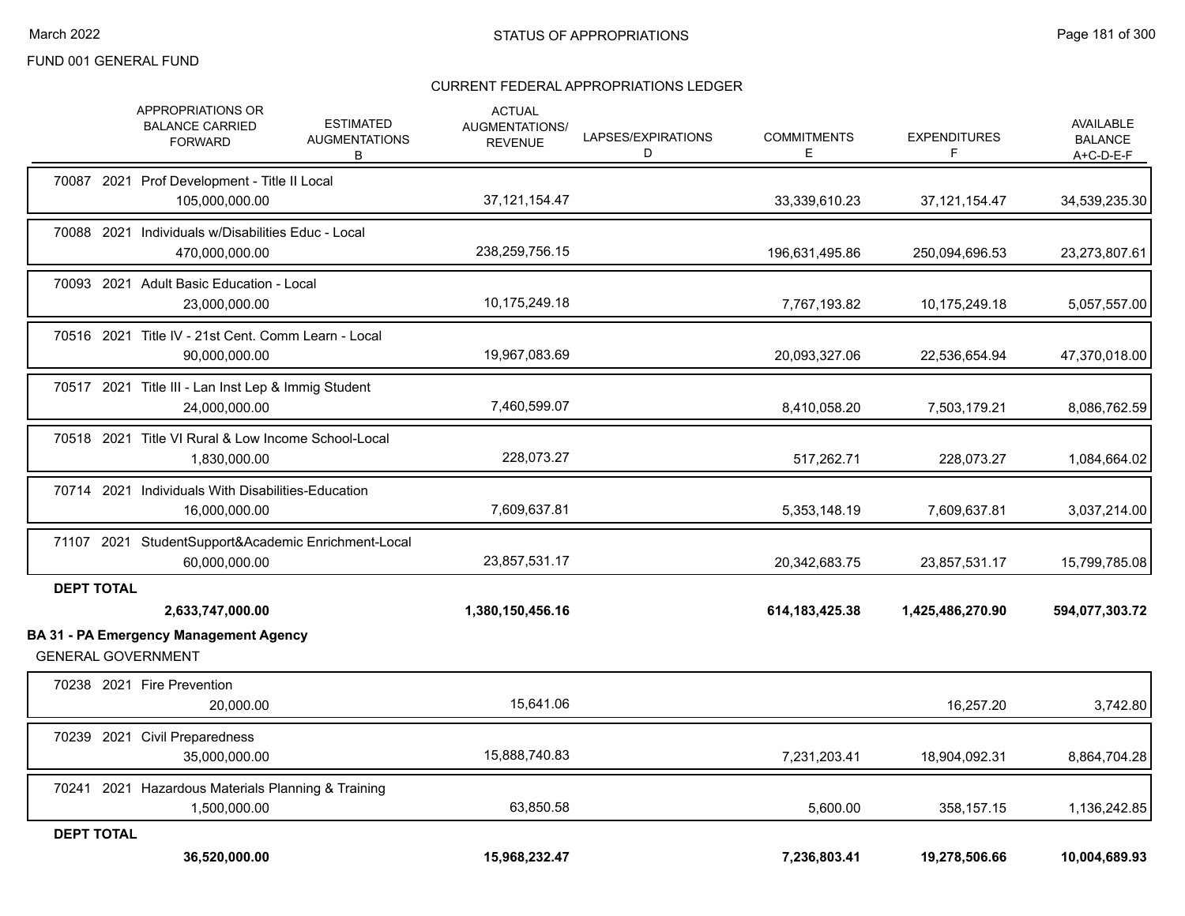FUND 001 GENERAL FUND

## STATUS OF APPROPRIATIONS

### CURRENT FEDERAL APPROPRIATIONS LEDGER

| | APPROPRIATIONS OR BALANCE CARRIED FORWARD | ESTIMATED AUGMENTATIONS B | ACTUAL AUGMENTATIONS/ REVENUE | LAPSES/EXPIRATIONS D | COMMITMENTS E | EXPENDITURES F | AVAILABLE BALANCE A+C-D-E-F |
|---|---|---|---|---|---|---|---|
| 70087 2021 Prof Development - Title II Local | 105,000,000.00 | | 37,121,154.47 | | 33,339,610.23 | 37,121,154.47 | 34,539,235.30 |
| 70088 2021 Individuals w/Disabilities Educ - Local | 470,000,000.00 | | 238,259,756.15 | | 196,631,495.86 | 250,094,696.53 | 23,273,807.61 |
| 70093 2021 Adult Basic Education - Local | 23,000,000.00 | | 10,175,249.18 | | 7,767,193.82 | 10,175,249.18 | 5,057,557.00 |
| 70516 2021 Title IV - 21st Cent. Comm Learn - Local | 90,000,000.00 | | 19,967,083.69 | | 20,093,327.06 | 22,536,654.94 | 47,370,018.00 |
| 70517 2021 Title III - Lan Inst Lep & Immig Student | 24,000,000.00 | | 7,460,599.07 | | 8,410,058.20 | 7,503,179.21 | 8,086,762.59 |
| 70518 2021 Title VI Rural & Low Income School-Local | 1,830,000.00 | | 228,073.27 | | 517,262.71 | 228,073.27 | 1,084,664.02 |
| 70714 2021 Individuals With Disabilities-Education | 16,000,000.00 | | 7,609,637.81 | | 5,353,148.19 | 7,609,637.81 | 3,037,214.00 |
| 71107 2021 StudentSupport&Academic Enrichment-Local | 60,000,000.00 | | 23,857,531.17 | | 20,342,683.75 | 23,857,531.17 | 15,799,785.08 |
| **DEPT TOTAL** | **2,633,747,000.00** | | **1,380,150,456.16** | | **614,183,425.38** | **1,425,486,270.90** | **594,077,303.72** |

**BA 31 - PA Emergency Management Agency**

GENERAL GOVERNMENT

| | APPROPRIATIONS OR BALANCE CARRIED FORWARD | ESTIMATED AUGMENTATIONS B | ACTUAL AUGMENTATIONS/ REVENUE | LAPSES/EXPIRATIONS D | COMMITMENTS E | EXPENDITURES F | AVAILABLE BALANCE A+C-D-E-F |
|---|---|---|---|---|---|---|---|
| 70238 2021 Fire Prevention | 20,000.00 | | 15,641.06 | | | 16,257.20 | 3,742.80 |
| 70239 2021 Civil Preparedness | 35,000,000.00 | | 15,888,740.83 | | 7,231,203.41 | 18,904,092.31 | 8,864,704.28 |
| 70241 2021 Hazardous Materials Planning & Training | 1,500,000.00 | | 63,850.58 | | 5,600.00 | 358,157.15 | 1,136,242.85 |
| **DEPT TOTAL** | **36,520,000.00** | | **15,968,232.47** | | **7,236,803.41** | **19,278,506.66** | **10,004,689.93** |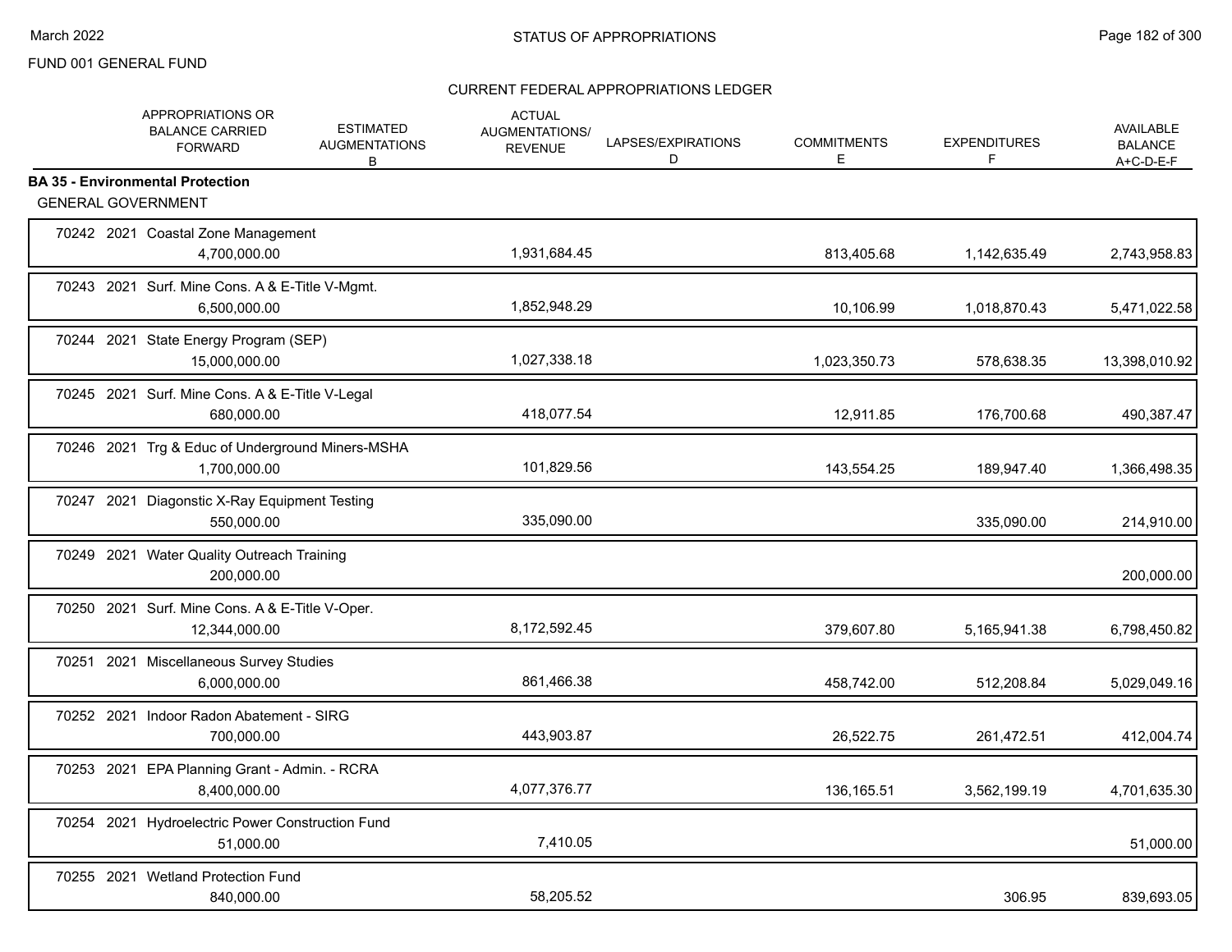FUND 001 GENERAL FUND

STATUS OF APPROPRIATIONS

CURRENT FEDERAL APPROPRIATIONS LEDGER

| | APPROPRIATIONS OR BALANCE CARRIED FORWARD | ESTIMATED AUGMENTATIONS B | ACTUAL AUGMENTATIONS/ REVENUE | LAPSES/EXPIRATIONS D | COMMITMENTS E | EXPENDITURES F | AVAILABLE BALANCE A+C-D-E-F |
|---|---|---|---|---|---|---|---|
| **BA 35 - Environmental Protection** | | | | | | | |
| GENERAL GOVERNMENT | | | | | | | |
| 70242 2021 Coastal Zone Management | 4,700,000.00 | | 1,931,684.45 | | 813,405.68 | 1,142,635.49 | 2,743,958.83 |
| 70243 2021 Surf. Mine Cons. A & E-Title V-Mgmt. | 6,500,000.00 | | 1,852,948.29 | | 10,106.99 | 1,018,870.43 | 5,471,022.58 |
| 70244 2021 State Energy Program (SEP) | 15,000,000.00 | | 1,027,338.18 | | 1,023,350.73 | 578,638.35 | 13,398,010.92 |
| 70245 2021 Surf. Mine Cons. A & E-Title V-Legal | 680,000.00 | | 418,077.54 | | 12,911.85 | 176,700.68 | 490,387.47 |
| 70246 2021 Trg & Educ of Underground Miners-MSHA | 1,700,000.00 | | 101,829.56 | | 143,554.25 | 189,947.40 | 1,366,498.35 |
| 70247 2021 Diagonstic X-Ray Equipment Testing | 550,000.00 | | 335,090.00 | | | 335,090.00 | 214,910.00 |
| 70249 2021 Water Quality Outreach Training | 200,000.00 | | | | | | 200,000.00 |
| 70250 2021 Surf. Mine Cons. A & E-Title V-Oper. | 12,344,000.00 | | 8,172,592.45 | | 379,607.80 | 5,165,941.38 | 6,798,450.82 |
| 70251 2021 Miscellaneous Survey Studies | 6,000,000.00 | | 861,466.38 | | 458,742.00 | 512,208.84 | 5,029,049.16 |
| 70252 2021 Indoor Radon Abatement - SIRG | 700,000.00 | | 443,903.87 | | 26,522.75 | 261,472.51 | 412,004.74 |
| 70253 2021 EPA Planning Grant - Admin. - RCRA | 8,400,000.00 | | 4,077,376.77 | | 136,165.51 | 3,562,199.19 | 4,701,635.30 |
| 70254 2021 Hydroelectric Power Construction Fund | 51,000.00 | | 7,410.05 | | | | 51,000.00 |
| 70255 2021 Wetland Protection Fund | 840,000.00 | | 58,205.52 | | | 306.95 | 839,693.05 |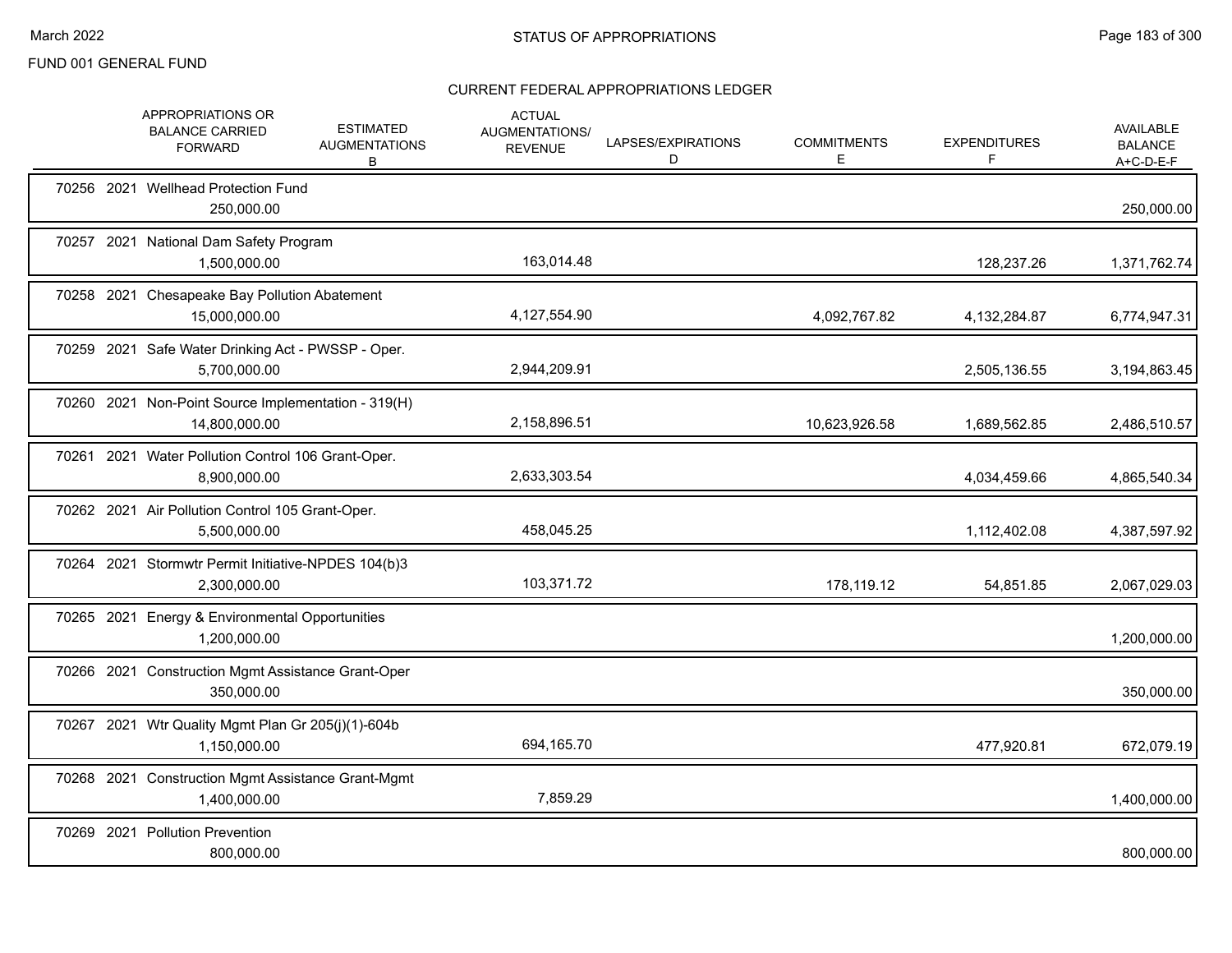FUND 001 GENERAL FUND

## CURRENT FEDERAL APPROPRIATIONS LEDGER

| | APPROPRIATIONS OR BALANCE CARRIED FORWARD | ESTIMATED AUGMENTATIONS B | ACTUAL AUGMENTATIONS/ REVENUE | LAPSES/EXPIRATIONS D | COMMITMENTS E | EXPENDITURES F | AVAILABLE BALANCE A+C-D-E-F |
|---|---|---|---|---|---|---|---|
| 70256 2021 Wellhead Protection Fund | 250,000.00 | | | | | | 250,000.00 |
| 70257 2021 National Dam Safety Program | 1,500,000.00 | | 163,014.48 | | | 128,237.26 | 1,371,762.74 |
| 70258 2021 Chesapeake Bay Pollution Abatement | 15,000,000.00 | | 4,127,554.90 | | 4,092,767.82 | 4,132,284.87 | 6,774,947.31 |
| 70259 2021 Safe Water Drinking Act - PWSSP - Oper. | 5,700,000.00 | | 2,944,209.91 | | | 2,505,136.55 | 3,194,863.45 |
| 70260 2021 Non-Point Source Implementation - 319(H) | 14,800,000.00 | | 2,158,896.51 | | 10,623,926.58 | 1,689,562.85 | 2,486,510.57 |
| 70261 2021 Water Pollution Control 106 Grant-Oper. | 8,900,000.00 | | 2,633,303.54 | | | 4,034,459.66 | 4,865,540.34 |
| 70262 2021 Air Pollution Control 105 Grant-Oper. | 5,500,000.00 | | 458,045.25 | | | 1,112,402.08 | 4,387,597.92 |
| 70264 2021 Stormwtr Permit Initiative-NPDES 104(b)3 | 2,300,000.00 | | 103,371.72 | | 178,119.12 | 54,851.85 | 2,067,029.03 |
| 70265 2021 Energy & Environmental Opportunities | 1,200,000.00 | | | | | | 1,200,000.00 |
| 70266 2021 Construction Mgmt Assistance Grant-Oper | 350,000.00 | | | | | | 350,000.00 |
| 70267 2021 Wtr Quality Mgmt Plan Gr 205(j)(1)-604b | 1,150,000.00 | | 694,165.70 | | | 477,920.81 | 672,079.19 |
| 70268 2021 Construction Mgmt Assistance Grant-Mgmt | 1,400,000.00 | | 7,859.29 | | | | 1,400,000.00 |
| 70269 2021 Pollution Prevention | 800,000.00 | | | | | | 800,000.00 |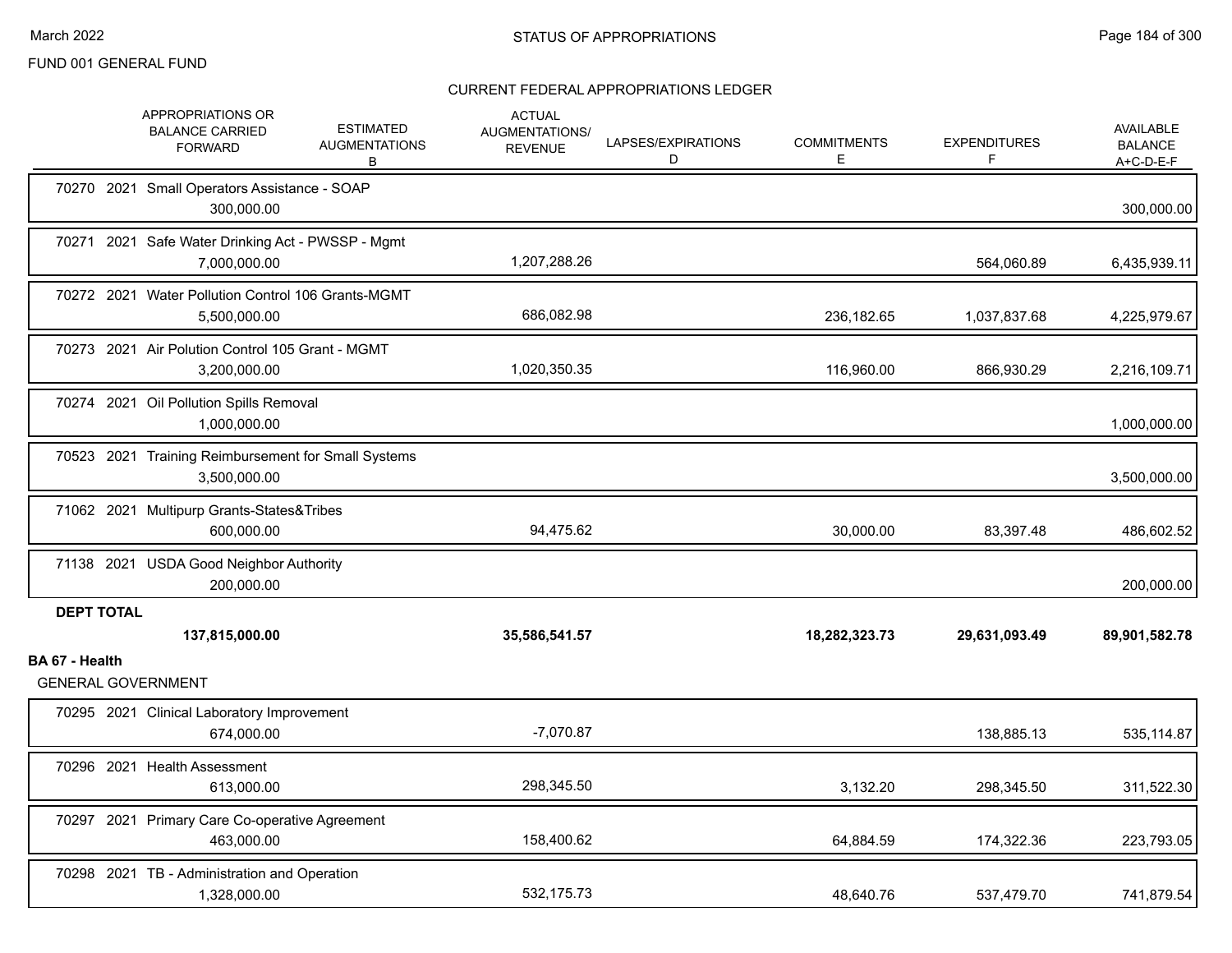FUND 001 GENERAL FUND

CURRENT FEDERAL APPROPRIATIONS LEDGER

| | APPROPRIATIONS OR BALANCE CARRIED FORWARD | ESTIMATED AUGMENTATIONS B | ACTUAL AUGMENTATIONS/ REVENUE | LAPSES/EXPIRATIONS D | COMMITMENTS E | EXPENDITURES F | AVAILABLE BALANCE A+C-D-E-F |
|---|---|---|---|---|---|---|---|
| 70270 2021 Small Operators Assistance - SOAP | 300,000.00 | | | | | | 300,000.00 |
| 70271 2021 Safe Water Drinking Act - PWSSP - Mgmt | 7,000,000.00 | | 1,207,288.26 | | | 564,060.89 | 6,435,939.11 |
| 70272 2021 Water Pollution Control 106 Grants-MGMT | 5,500,000.00 | | 686,082.98 | | 236,182.65 | 1,037,837.68 | 4,225,979.67 |
| 70273 2021 Air Polution Control 105 Grant - MGMT | 3,200,000.00 | | 1,020,350.35 | | 116,960.00 | 866,930.29 | 2,216,109.71 |
| 70274 2021 Oil Pollution Spills Removal | 1,000,000.00 | | | | | | 1,000,000.00 |
| 70523 2021 Training Reimbursement for Small Systems | 3,500,000.00 | | | | | | 3,500,000.00 |
| 71062 2021 Multipurp Grants-States&Tribes | 600,000.00 | | 94,475.62 | | 30,000.00 | 83,397.48 | 486,602.52 |
| 71138 2021 USDA Good Neighbor Authority | 200,000.00 | | | | | | 200,000.00 |
| **DEPT TOTAL** | **137,815,000.00** | | **35,586,541.57** | | **18,282,323.73** | **29,631,093.49** | **89,901,582.78** |

**BA 67 - Health**

GENERAL GOVERNMENT

| | APPROPRIATIONS OR BALANCE CARRIED FORWARD | ESTIMATED AUGMENTATIONS B | ACTUAL AUGMENTATIONS/ REVENUE | LAPSES/EXPIRATIONS D | COMMITMENTS E | EXPENDITURES F | AVAILABLE BALANCE A+C-D-E-F |
|---|---|---|---|---|---|---|---|
| 70295 2021 Clinical Laboratory Improvement | 674,000.00 | | -7,070.87 | | | 138,885.13 | 535,114.87 |
| 70296 2021 Health Assessment | 613,000.00 | | 298,345.50 | | 3,132.20 | 298,345.50 | 311,522.30 |
| 70297 2021 Primary Care Co-operative Agreement | 463,000.00 | | 158,400.62 | | 64,884.59 | 174,322.36 | 223,793.05 |
| 70298 2021 TB - Administration and Operation | 1,328,000.00 | | 532,175.73 | | 48,640.76 | 537,479.70 | 741,879.54 |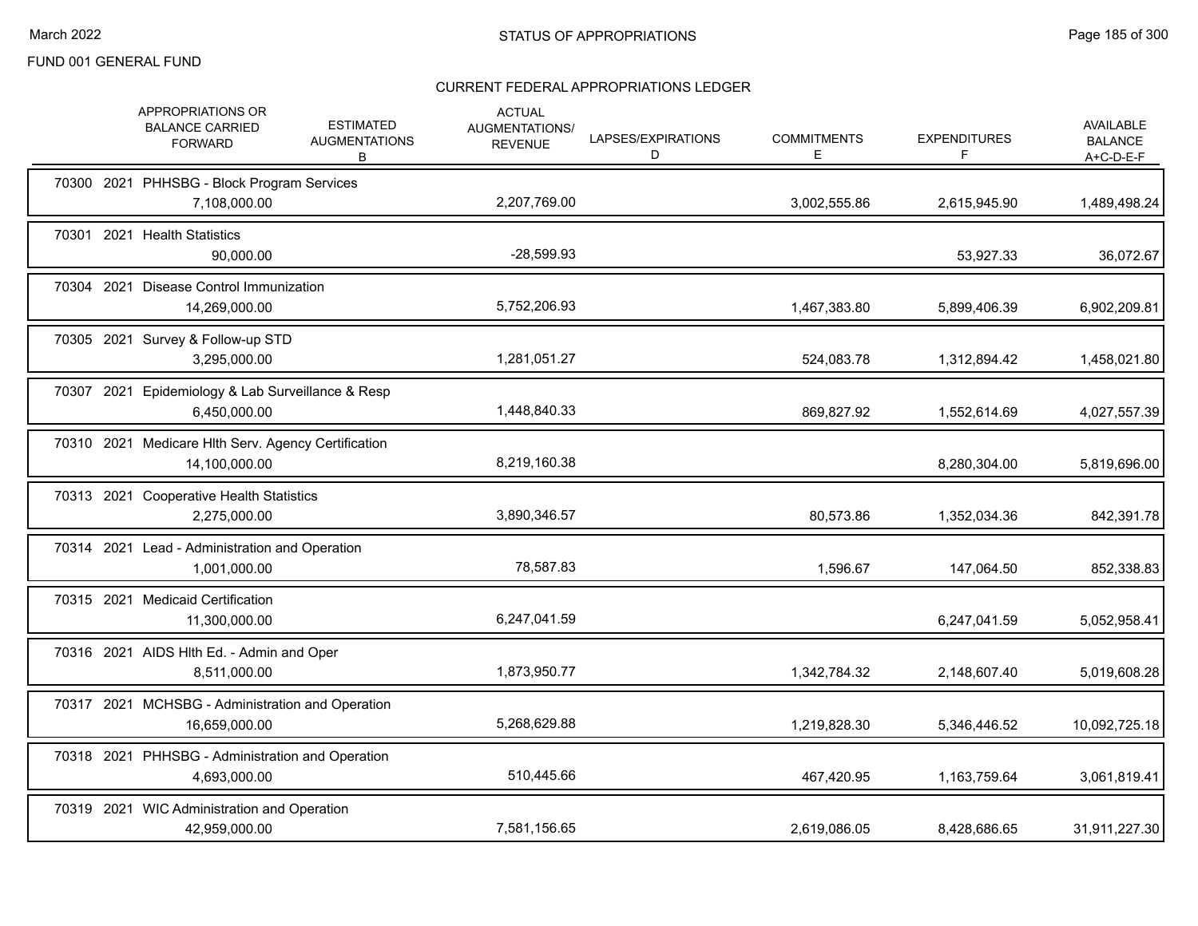FUND 001 GENERAL FUND

## STATUS OF APPROPRIATIONS

### CURRENT FEDERAL APPROPRIATIONS LEDGER

| | APPROPRIATIONS OR BALANCE CARRIED FORWARD | ESTIMATED AUGMENTATIONS B | ACTUAL AUGMENTATIONS/ REVENUE | LAPSES/EXPIRATIONS D | COMMITMENTS E | EXPENDITURES F | AVAILABLE BALANCE A+C-D-E-F |
|---|---|---|---|---|---|---|---|
| 70300 2021 PHHSBG - Block Program Services | 7,108,000.00 | | 2,207,769.00 | | 3,002,555.86 | 2,615,945.90 | 1,489,498.24 |
| 70301 2021 Health Statistics | 90,000.00 | | -28,599.93 | | | 53,927.33 | 36,072.67 |
| 70304 2021 Disease Control Immunization | 14,269,000.00 | | 5,752,206.93 | | 1,467,383.80 | 5,899,406.39 | 6,902,209.81 |
| 70305 2021 Survey & Follow-up STD | 3,295,000.00 | | 1,281,051.27 | | 524,083.78 | 1,312,894.42 | 1,458,021.80 |
| 70307 2021 Epidemiology & Lab Surveillance & Resp | 6,450,000.00 | | 1,448,840.33 | | 869,827.92 | 1,552,614.69 | 4,027,557.39 |
| 70310 2021 Medicare Hlth Serv. Agency Certification | 14,100,000.00 | | 8,219,160.38 | | | 8,280,304.00 | 5,819,696.00 |
| 70313 2021 Cooperative Health Statistics | 2,275,000.00 | | 3,890,346.57 | | 80,573.86 | 1,352,034.36 | 842,391.78 |
| 70314 2021 Lead - Administration and Operation | 1,001,000.00 | | 78,587.83 | | 1,596.67 | 147,064.50 | 852,338.83 |
| 70315 2021 Medicaid Certification | 11,300,000.00 | | 6,247,041.59 | | | 6,247,041.59 | 5,052,958.41 |
| 70316 2021 AIDS Hlth Ed. - Admin and Oper | 8,511,000.00 | | 1,873,950.77 | | 1,342,784.32 | 2,148,607.40 | 5,019,608.28 |
| 70317 2021 MCHSBG - Administration and Operation | 16,659,000.00 | | 5,268,629.88 | | 1,219,828.30 | 5,346,446.52 | 10,092,725.18 |
| 70318 2021 PHHSBG - Administration and Operation | 4,693,000.00 | | 510,445.66 | | 467,420.95 | 1,163,759.64 | 3,061,819.41 |
| 70319 2021 WIC Administration and Operation | 42,959,000.00 | | 7,581,156.65 | | 2,619,086.05 | 8,428,686.65 | 31,911,227.30 |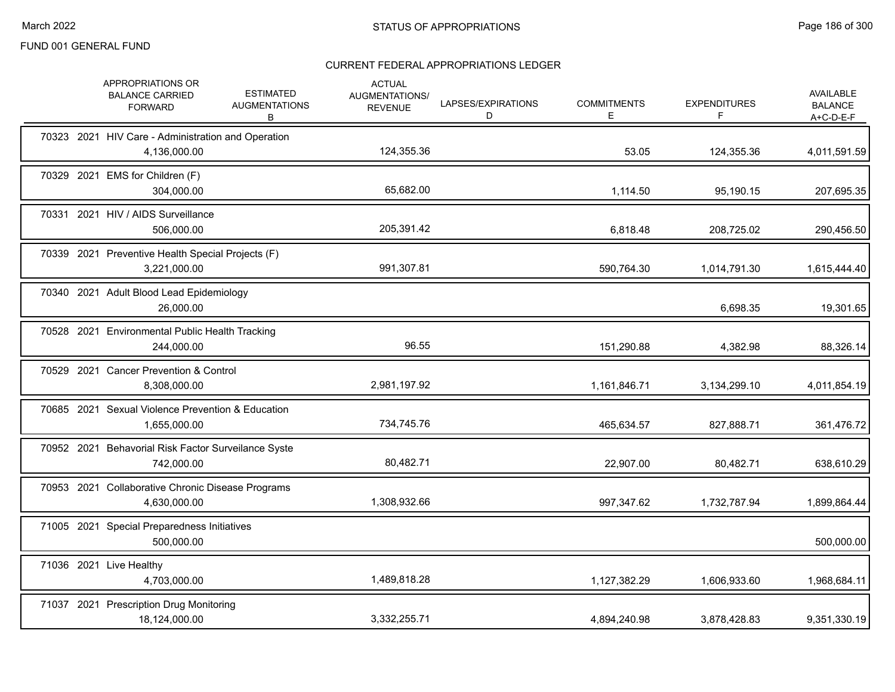FUND 001 GENERAL FUND

## CURRENT FEDERAL APPROPRIATIONS LEDGER

| | APPROPRIATIONS OR BALANCE CARRIED FORWARD | ESTIMATED AUGMENTATIONS B | ACTUAL AUGMENTATIONS/ REVENUE | LAPSES/EXPIRATIONS D | COMMITMENTS E | EXPENDITURES F | AVAILABLE BALANCE A+C-D-E-F |
|---|---|---|---|---|---|---|---|
| 70323 2021 HIV Care - Administration and Operation | 4,136,000.00 | | 124,355.36 | | 53.05 | 124,355.36 | 4,011,591.59 |
| 70329 2021 EMS for Children (F) | 304,000.00 | | 65,682.00 | | 1,114.50 | 95,190.15 | 207,695.35 |
| 70331 2021 HIV / AIDS Surveillance | 506,000.00 | | 205,391.42 | | 6,818.48 | 208,725.02 | 290,456.50 |
| 70339 2021 Preventive Health Special Projects (F) | 3,221,000.00 | | 991,307.81 | | 590,764.30 | 1,014,791.30 | 1,615,444.40 |
| 70340 2021 Adult Blood Lead Epidemiology | 26,000.00 | | | | | 6,698.35 | 19,301.65 |
| 70528 2021 Environmental Public Health Tracking | 244,000.00 | | 96.55 | | 151,290.88 | 4,382.98 | 88,326.14 |
| 70529 2021 Cancer Prevention & Control | 8,308,000.00 | | 2,981,197.92 | | 1,161,846.71 | 3,134,299.10 | 4,011,854.19 |
| 70685 2021 Sexual Violence Prevention & Education | 1,655,000.00 | | 734,745.76 | | 465,634.57 | 827,888.71 | 361,476.72 |
| 70952 2021 Behavorial Risk Factor Surveilance Syste | 742,000.00 | | 80,482.71 | | 22,907.00 | 80,482.71 | 638,610.29 |
| 70953 2021 Collaborative Chronic Disease Programs | 4,630,000.00 | | 1,308,932.66 | | 997,347.62 | 1,732,787.94 | 1,899,864.44 |
| 71005 2021 Special Preparedness Initiatives | 500,000.00 | | | | | | 500,000.00 |
| 71036 2021 Live Healthy | 4,703,000.00 | | 1,489,818.28 | | 1,127,382.29 | 1,606,933.60 | 1,968,684.11 |
| 71037 2021 Prescription Drug Monitoring | 18,124,000.00 | | 3,332,255.71 | | 4,894,240.98 | 3,878,428.83 | 9,351,330.19 |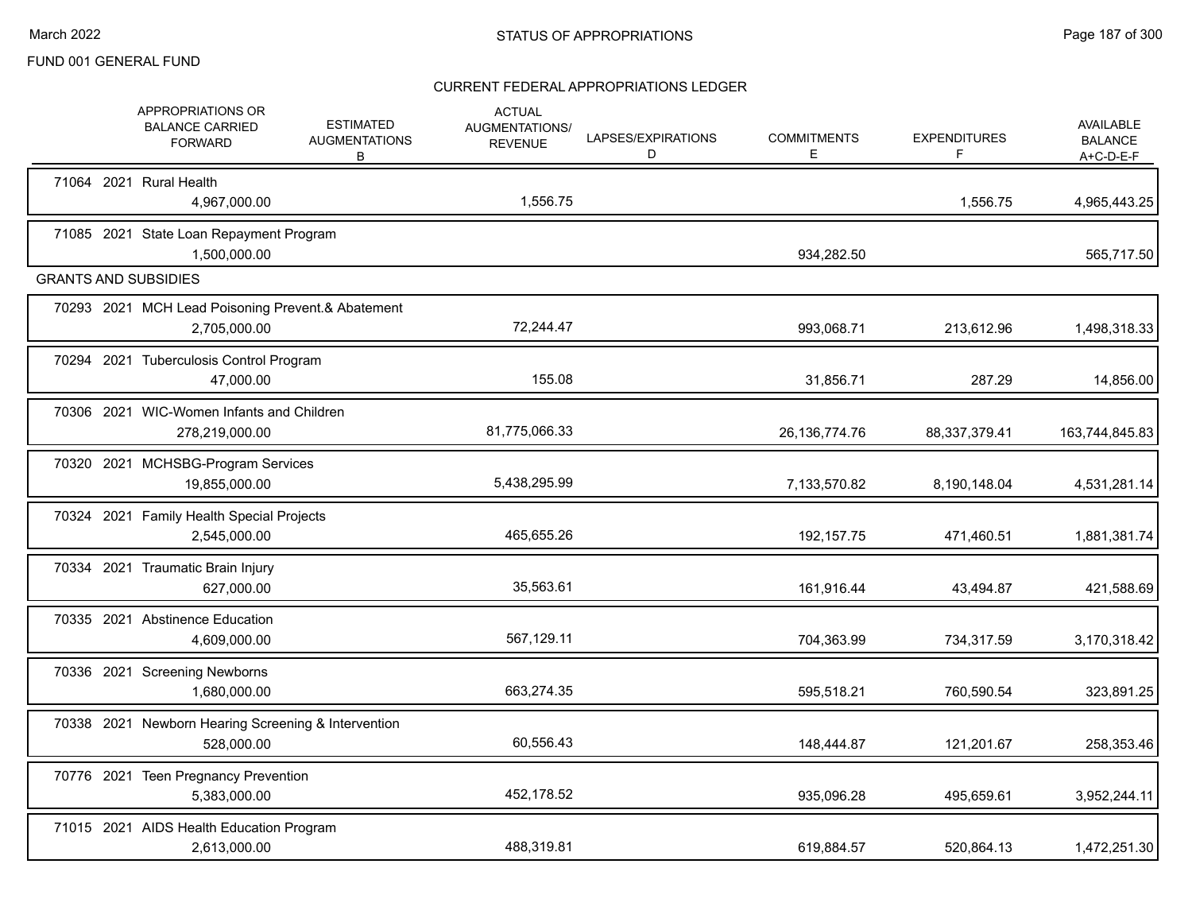FUND 001 GENERAL FUND

## CURRENT FEDERAL APPROPRIATIONS LEDGER

| | APPROPRIATIONS OR BALANCE CARRIED FORWARD | ESTIMATED AUGMENTATIONS B | ACTUAL AUGMENTATIONS/ REVENUE | LAPSES/EXPIRATIONS D | COMMITMENTS E | EXPENDITURES F | AVAILABLE BALANCE A+C-D-E-F |
|---|---|---|---|---|---|---|---|
| 71064 2021 Rural Health | 4,967,000.00 | | 1,556.75 | | | 1,556.75 | 4,965,443.25 |
| 71085 2021 State Loan Repayment Program | 1,500,000.00 | | | | 934,282.50 | | 565,717.50 |
| **GRANTS AND SUBSIDIES** | | | | | | | |
| 70293 2021 MCH Lead Poisoning Prevent.& Abatement | 2,705,000.00 | | 72,244.47 | | 993,068.71 | 213,612.96 | 1,498,318.33 |
| 70294 2021 Tuberculosis Control Program | 47,000.00 | | 155.08 | | 31,856.71 | 287.29 | 14,856.00 |
| 70306 2021 WIC-Women Infants and Children | 278,219,000.00 | | 81,775,066.33 | | 26,136,774.76 | 88,337,379.41 | 163,744,845.83 |
| 70320 2021 MCHSBG-Program Services | 19,855,000.00 | | 5,438,295.99 | | 7,133,570.82 | 8,190,148.04 | 4,531,281.14 |
| 70324 2021 Family Health Special Projects | 2,545,000.00 | | 465,655.26 | | 192,157.75 | 471,460.51 | 1,881,381.74 |
| 70334 2021 Traumatic Brain Injury | 627,000.00 | | 35,563.61 | | 161,916.44 | 43,494.87 | 421,588.69 |
| 70335 2021 Abstinence Education | 4,609,000.00 | | 567,129.11 | | 704,363.99 | 734,317.59 | 3,170,318.42 |
| 70336 2021 Screening Newborns | 1,680,000.00 | | 663,274.35 | | 595,518.21 | 760,590.54 | 323,891.25 |
| 70338 2021 Newborn Hearing Screening & Intervention | 528,000.00 | | 60,556.43 | | 148,444.87 | 121,201.67 | 258,353.46 |
| 70776 2021 Teen Pregnancy Prevention | 5,383,000.00 | | 452,178.52 | | 935,096.28 | 495,659.61 | 3,952,244.11 |
| 71015 2021 AIDS Health Education Program | 2,613,000.00 | | 488,319.81 | | 619,884.57 | 520,864.13 | 1,472,251.30 |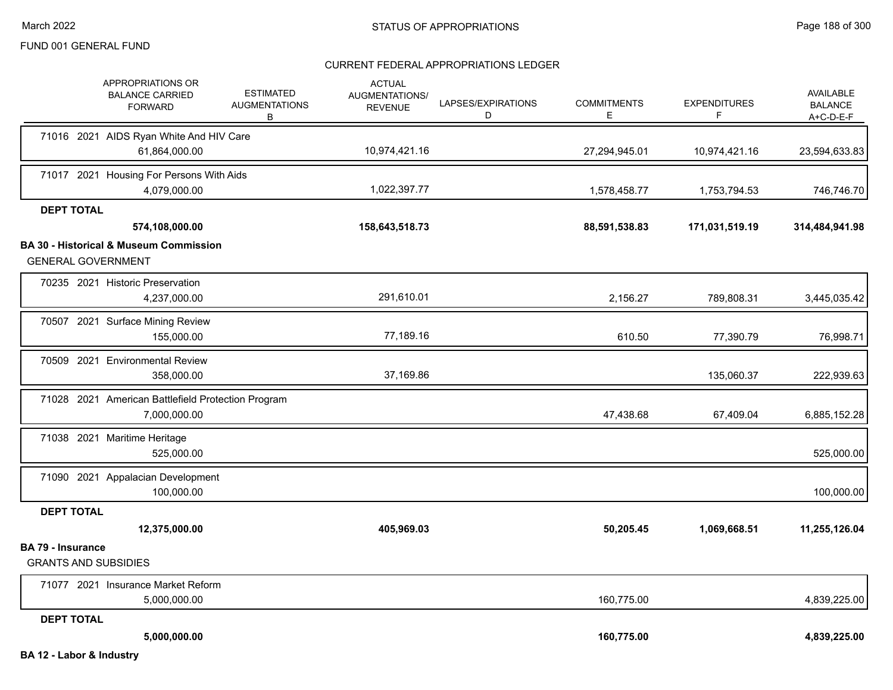FUND 001 GENERAL FUND

CURRENT FEDERAL APPROPRIATIONS LEDGER

| APPROPRIATIONS OR BALANCE CARRIED FORWARD | ESTIMATED AUGMENTATIONS B | ACTUAL AUGMENTATIONS/ REVENUE | LAPSES/EXPIRATIONS D | COMMITMENTS E | EXPENDITURES F | AVAILABLE BALANCE A+C-D-E-F |
|---|---|---|---|---|---|---|
| 71016 2021 AIDS Ryan White And HIV Care | | | | | | |
| 61,864,000.00 | | 10,974,421.16 | | 27,294,945.01 | 10,974,421.16 | 23,594,633.83 |
| 71017 2021 Housing For Persons With Aids | | | | | | |
| 4,079,000.00 | | 1,022,397.77 | | 1,578,458.77 | 1,753,794.53 | 746,746.70 |
| **DEPT TOTAL** | | | | | | |
| **574,108,000.00** | | **158,643,518.73** | | **88,591,538.83** | **171,031,519.19** | **314,484,941.98** |
| **BA 30 - Historical & Museum Commission** | | | | | | |
| GENERAL GOVERNMENT | | | | | | |
| 70235 2021 Historic Preservation | | | | | | |
| 4,237,000.00 | | 291,610.01 | | 2,156.27 | 789,808.31 | 3,445,035.42 |
| 70507 2021 Surface Mining Review | | | | | | |
| 155,000.00 | | 77,189.16 | | 610.50 | 77,390.79 | 76,998.71 |
| 70509 2021 Environmental Review | | | | | | |
| 358,000.00 | | 37,169.86 | | | 135,060.37 | 222,939.63 |
| 71028 2021 American Battlefield Protection Program | | | | | | |
| 7,000,000.00 | | | | 47,438.68 | 67,409.04 | 6,885,152.28 |
| 71038 2021 Maritime Heritage | | | | | | |
| 525,000.00 | | | | | | 525,000.00 |
| 71090 2021 Appalacian Development | | | | | | |
| 100,000.00 | | | | | | 100,000.00 |
| **DEPT TOTAL** | | | | | | |
| **12,375,000.00** | | **405,969.03** | | **50,205.45** | **1,069,668.51** | **11,255,126.04** |
| **BA 79 - Insurance** | | | | | | |
| GRANTS AND SUBSIDIES | | | | | | |
| 71077 2021 Insurance Market Reform | | | | | | |
| 5,000,000.00 | | | | 160,775.00 | | 4,839,225.00 |
| **DEPT TOTAL** | | | | | | |
| **5,000,000.00** | | | | **160,775.00** | | **4,839,225.00** |

**BA 12 - Labor & Industry**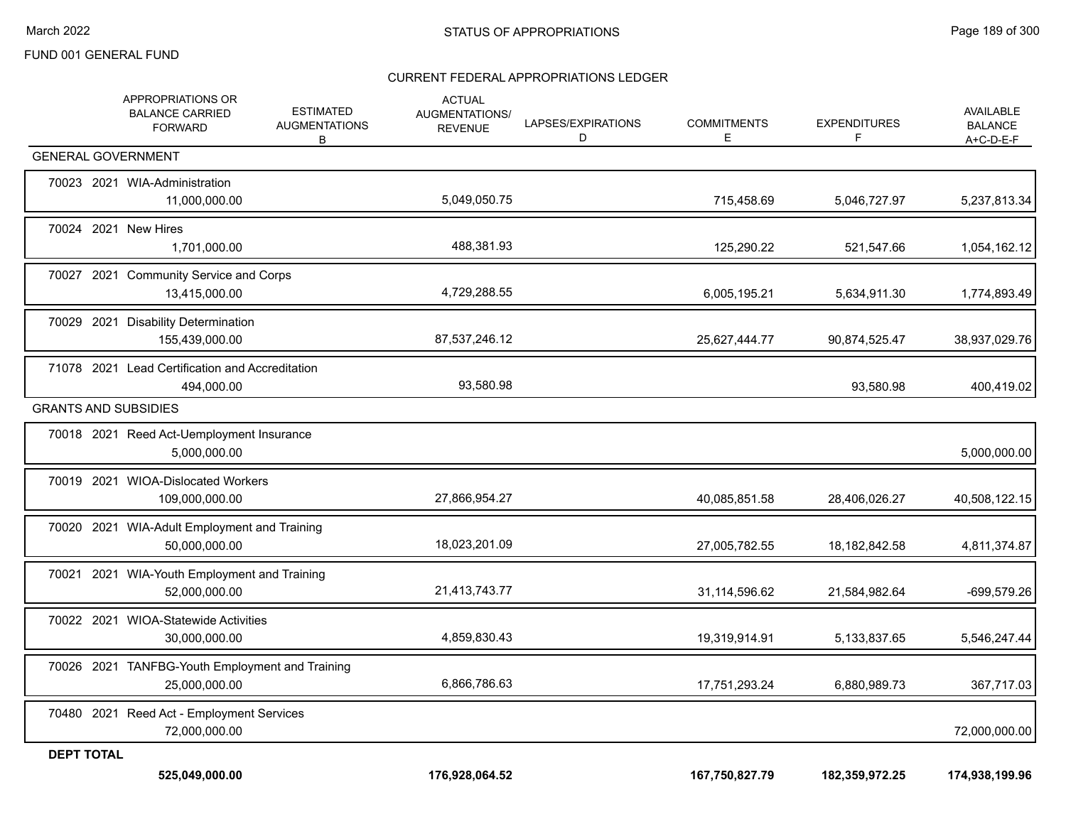FUND 001 GENERAL FUND

## CURRENT FEDERAL APPROPRIATIONS LEDGER

| | APPROPRIATIONS OR BALANCE CARRIED FORWARD | ESTIMATED AUGMENTATIONS B | ACTUAL AUGMENTATIONS/ REVENUE | LAPSES/EXPIRATIONS D | COMMITMENTS E | EXPENDITURES F | AVAILABLE BALANCE A+C-D-E-F |
|---|---|---|---|---|---|---|---|
| **GENERAL GOVERNMENT** | | | | | | | |
| 70023 2021 WIA-Administration | 11,000,000.00 | | 5,049,050.75 | | 715,458.69 | 5,046,727.97 | 5,237,813.34 |
| 70024 2021 New Hires | 1,701,000.00 | | 488,381.93 | | 125,290.22 | 521,547.66 | 1,054,162.12 |
| 70027 2021 Community Service and Corps | 13,415,000.00 | | 4,729,288.55 | | 6,005,195.21 | 5,634,911.30 | 1,774,893.49 |
| 70029 2021 Disability Determination | 155,439,000.00 | | 87,537,246.12 | | 25,627,444.77 | 90,874,525.47 | 38,937,029.76 |
| 71078 2021 Lead Certification and Accreditation | 494,000.00 | | 93,580.98 | | | 93,580.98 | 400,419.02 |
| **GRANTS AND SUBSIDIES** | | | | | | | |
| 70018 2021 Reed Act-Uemployment Insurance | 5,000,000.00 | | | | | | 5,000,000.00 |
| 70019 2021 WIOA-Dislocated Workers | 109,000,000.00 | | 27,866,954.27 | | 40,085,851.58 | 28,406,026.27 | 40,508,122.15 |
| 70020 2021 WIA-Adult Employment and Training | 50,000,000.00 | | 18,023,201.09 | | 27,005,782.55 | 18,182,842.58 | 4,811,374.87 |
| 70021 2021 WIA-Youth Employment and Training | 52,000,000.00 | | 21,413,743.77 | | 31,114,596.62 | 21,584,982.64 | -699,579.26 |
| 70022 2021 WIOA-Statewide Activities | 30,000,000.00 | | 4,859,830.43 | | 19,319,914.91 | 5,133,837.65 | 5,546,247.44 |
| 70026 2021 TANFBG-Youth Employment and Training | 25,000,000.00 | | 6,866,786.63 | | 17,751,293.24 | 6,880,989.73 | 367,717.03 |
| 70480 2021 Reed Act - Employment Services | 72,000,000.00 | | | | | | 72,000,000.00 |
| **DEPT TOTAL** | **525,049,000.00** | | **176,928,064.52** | | **167,750,827.79** | **182,359,972.25** | **174,938,199.96** |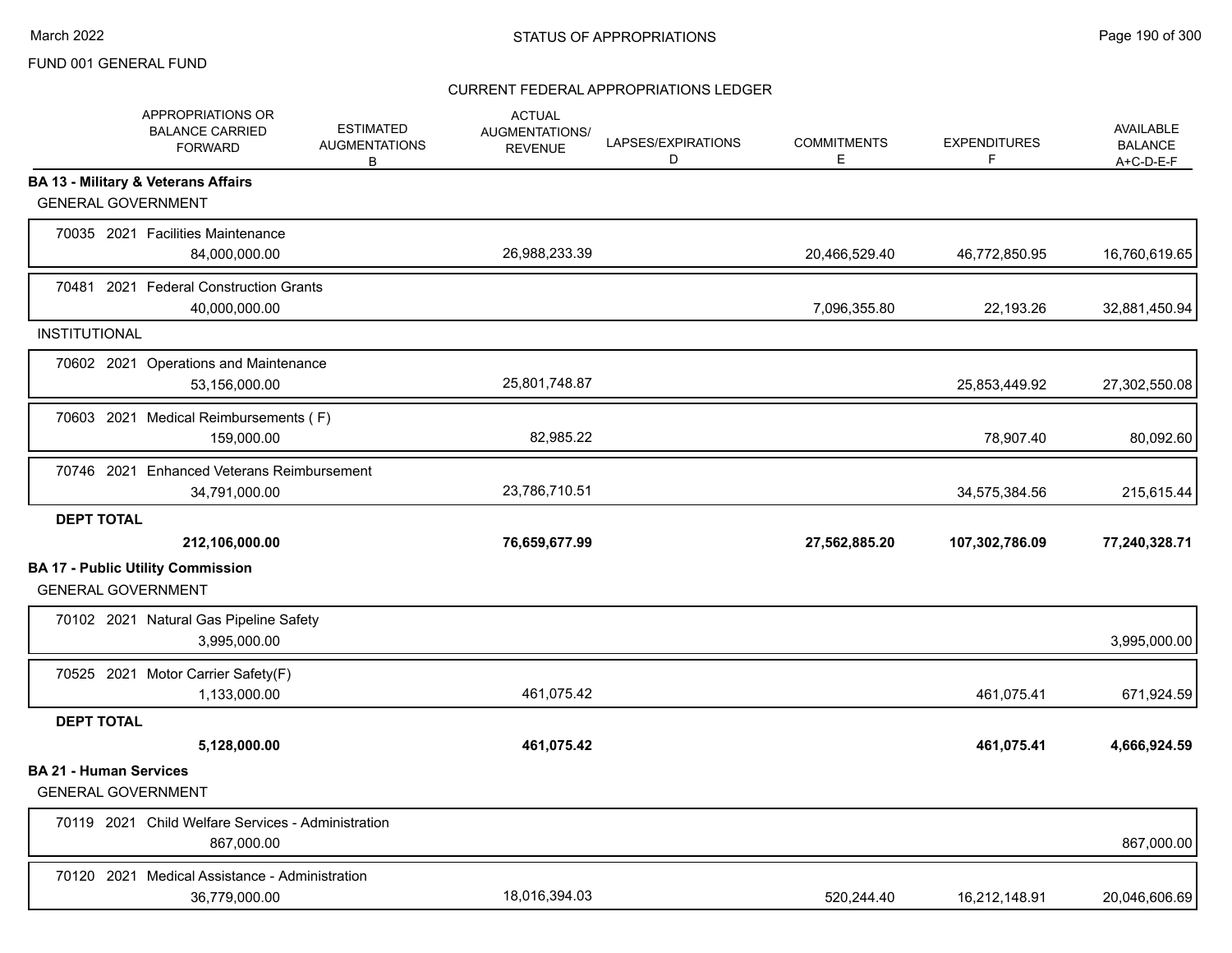FUND 001 GENERAL FUND

CURRENT FEDERAL APPROPRIATIONS LEDGER

| | APPROPRIATIONS OR BALANCE CARRIED FORWARD | ESTIMATED AUGMENTATIONS B | ACTUAL AUGMENTATIONS/ REVENUE | LAPSES/EXPIRATIONS D | COMMITMENTS E | EXPENDITURES F | AVAILABLE BALANCE A+C-D-E-F |
|---|---|---|---|---|---|---|---|
| **BA 13 - Military & Veterans Affairs** | | | | | | | |
| GENERAL GOVERNMENT | | | | | | | |
| 70035 2021 Facilities Maintenance | 84,000,000.00 | | 26,988,233.39 | | 20,466,529.40 | 46,772,850.95 | 16,760,619.65 |
| 70481 2021 Federal Construction Grants | 40,000,000.00 | | | | 7,096,355.80 | 22,193.26 | 32,881,450.94 |
| INSTITUTIONAL | | | | | | | |
| 70602 2021 Operations and Maintenance | 53,156,000.00 | | 25,801,748.87 | | | 25,853,449.92 | 27,302,550.08 |
| 70603 2021 Medical Reimbursements ( F) | 159,000.00 | | 82,985.22 | | | 78,907.40 | 80,092.60 |
| 70746 2021 Enhanced Veterans Reimbursement | 34,791,000.00 | | 23,786,710.51 | | | 34,575,384.56 | 215,615.44 |
| **DEPT TOTAL** | **212,106,000.00** | | **76,659,677.99** | | **27,562,885.20** | **107,302,786.09** | **77,240,328.71** |
| **BA 17 - Public Utility Commission** | | | | | | | |
| GENERAL GOVERNMENT | | | | | | | |
| 70102 2021 Natural Gas Pipeline Safety | 3,995,000.00 | | | | | | 3,995,000.00 |
| 70525 2021 Motor Carrier Safety(F) | 1,133,000.00 | | 461,075.42 | | | 461,075.41 | 671,924.59 |
| **DEPT TOTAL** | **5,128,000.00** | | **461,075.42** | | | **461,075.41** | **4,666,924.59** |
| **BA 21 - Human Services** | | | | | | | |
| GENERAL GOVERNMENT | | | | | | | |
| 70119 2021 Child Welfare Services - Administration | 867,000.00 | | | | | | 867,000.00 |
| 70120 2021 Medical Assistance - Administration | 36,779,000.00 | | 18,016,394.03 | | 520,244.40 | 16,212,148.91 | 20,046,606.69 |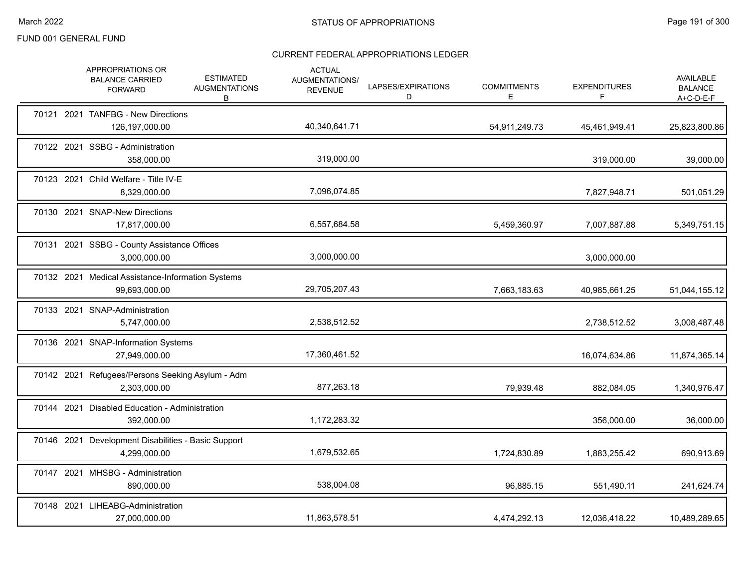FUND 001 GENERAL FUND

## STATUS OF APPROPRIATIONS

### CURRENT FEDERAL APPROPRIATIONS LEDGER

| | APPROPRIATIONS OR BALANCE CARRIED FORWARD | ESTIMATED AUGMENTATIONS B | ACTUAL AUGMENTATIONS/ REVENUE | LAPSES/EXPIRATIONS D | COMMITMENTS E | EXPENDITURES F | AVAILABLE BALANCE A+C-D-E-F |
|---|---|---|---|---|---|---|---|
| 70121 2021 TANFBG - New Directions | 126,197,000.00 | | 40,340,641.71 | | 54,911,249.73 | 45,461,949.41 | 25,823,800.86 |
| 70122 2021 SSBG - Administration | 358,000.00 | | 319,000.00 | | | 319,000.00 | 39,000.00 |
| 70123 2021 Child Welfare - Title IV-E | 8,329,000.00 | | 7,096,074.85 | | | 7,827,948.71 | 501,051.29 |
| 70130 2021 SNAP-New Directions | 17,817,000.00 | | 6,557,684.58 | | 5,459,360.97 | 7,007,887.88 | 5,349,751.15 |
| 70131 2021 SSBG - County Assistance Offices | 3,000,000.00 | | 3,000,000.00 | | | 3,000,000.00 | |
| 70132 2021 Medical Assistance-Information Systems | 99,693,000.00 | | 29,705,207.43 | | 7,663,183.63 | 40,985,661.25 | 51,044,155.12 |
| 70133 2021 SNAP-Administration | 5,747,000.00 | | 2,538,512.52 | | | 2,738,512.52 | 3,008,487.48 |
| 70136 2021 SNAP-Information Systems | 27,949,000.00 | | 17,360,461.52 | | | 16,074,634.86 | 11,874,365.14 |
| 70142 2021 Refugees/Persons Seeking Asylum - Adm | 2,303,000.00 | | 877,263.18 | | 79,939.48 | 882,084.05 | 1,340,976.47 |
| 70144 2021 Disabled Education - Administration | 392,000.00 | | 1,172,283.32 | | | 356,000.00 | 36,000.00 |
| 70146 2021 Development Disabilities - Basic Support | 4,299,000.00 | | 1,679,532.65 | | 1,724,830.89 | 1,883,255.42 | 690,913.69 |
| 70147 2021 MHSBG - Administration | 890,000.00 | | 538,004.08 | | 96,885.15 | 551,490.11 | 241,624.74 |
| 70148 2021 LIHEABG-Administration | 27,000,000.00 | | 11,863,578.51 | | 4,474,292.13 | 12,036,418.22 | 10,489,289.65 |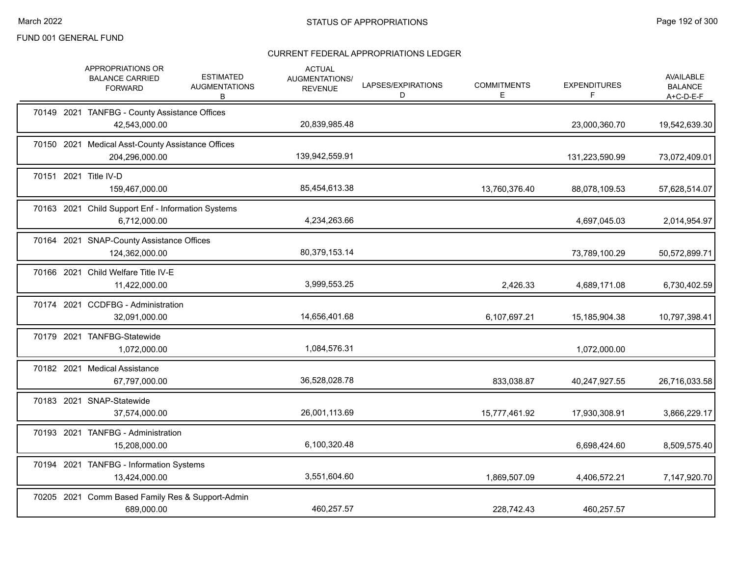FUND 001 GENERAL FUND

## STATUS OF APPROPRIATIONS

### CURRENT FEDERAL APPROPRIATIONS LEDGER

| | APPROPRIATIONS OR BALANCE CARRIED FORWARD | ESTIMATED AUGMENTATIONS B | ACTUAL AUGMENTATIONS/ REVENUE | LAPSES/EXPIRATIONS D | COMMITMENTS E | EXPENDITURES F | AVAILABLE BALANCE A+C-D-E-F |
|---|---|---|---|---|---|---|---|
| 70149 2021 TANFBG - County Assistance Offices | 42,543,000.00 | | 20,839,985.48 | | | 23,000,360.70 | 19,542,639.30 |
| 70150 2021 Medical Asst-County Assistance Offices | 204,296,000.00 | | 139,942,559.91 | | | 131,223,590.99 | 73,072,409.01 |
| 70151 2021 Title IV-D | 159,467,000.00 | | 85,454,613.38 | | 13,760,376.40 | 88,078,109.53 | 57,628,514.07 |
| 70163 2021 Child Support Enf - Information Systems | 6,712,000.00 | | 4,234,263.66 | | | 4,697,045.03 | 2,014,954.97 |
| 70164 2021 SNAP-County Assistance Offices | 124,362,000.00 | | 80,379,153.14 | | | 73,789,100.29 | 50,572,899.71 |
| 70166 2021 Child Welfare Title IV-E | 11,422,000.00 | | 3,999,553.25 | | 2,426.33 | 4,689,171.08 | 6,730,402.59 |
| 70174 2021 CCDFBG - Administration | 32,091,000.00 | | 14,656,401.68 | | 6,107,697.21 | 15,185,904.38 | 10,797,398.41 |
| 70179 2021 TANFBG-Statewide | 1,072,000.00 | | 1,084,576.31 | | | 1,072,000.00 | |
| 70182 2021 Medical Assistance | 67,797,000.00 | | 36,528,028.78 | | 833,038.87 | 40,247,927.55 | 26,716,033.58 |
| 70183 2021 SNAP-Statewide | 37,574,000.00 | | 26,001,113.69 | | 15,777,461.92 | 17,930,308.91 | 3,866,229.17 |
| 70193 2021 TANFBG - Administration | 15,208,000.00 | | 6,100,320.48 | | | 6,698,424.60 | 8,509,575.40 |
| 70194 2021 TANFBG - Information Systems | 13,424,000.00 | | 3,551,604.60 | | 1,869,507.09 | 4,406,572.21 | 7,147,920.70 |
| 70205 2021 Comm Based Family Res & Support-Admin | 689,000.00 | | 460,257.57 | | 228,742.43 | 460,257.57 | |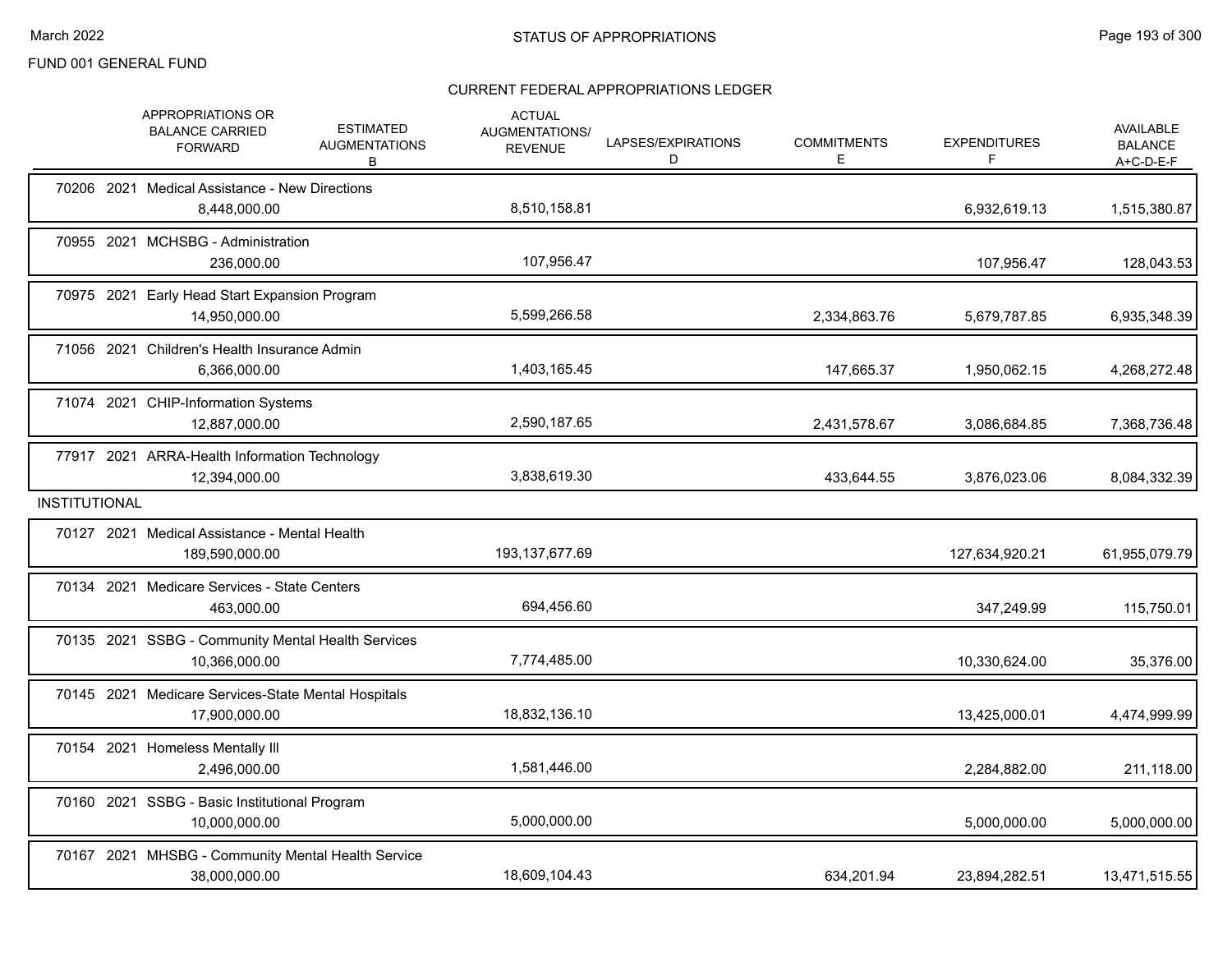FUND 001 GENERAL FUND

## CURRENT FEDERAL APPROPRIATIONS LEDGER

| | APPROPRIATIONS OR BALANCE CARRIED FORWARD | ESTIMATED AUGMENTATIONS B | ACTUAL AUGMENTATIONS/ REVENUE | LAPSES/EXPIRATIONS D | COMMITMENTS E | EXPENDITURES F | AVAILABLE BALANCE A+C-D-E-F |
|---|---|---|---|---|---|---|---|
| 70206 2021 Medical Assistance - New Directions | 8,448,000.00 | | 8,510,158.81 | | | 6,932,619.13 | 1,515,380.87 |
| 70955 2021 MCHSBG - Administration | 236,000.00 | | 107,956.47 | | | 107,956.47 | 128,043.53 |
| 70975 2021 Early Head Start Expansion Program | 14,950,000.00 | | 5,599,266.58 | | 2,334,863.76 | 5,679,787.85 | 6,935,348.39 |
| 71056 2021 Children's Health Insurance Admin | 6,366,000.00 | | 1,403,165.45 | | 147,665.37 | 1,950,062.15 | 4,268,272.48 |
| 71074 2021 CHIP-Information Systems | 12,887,000.00 | | 2,590,187.65 | | 2,431,578.67 | 3,086,684.85 | 7,368,736.48 |
| 77917 2021 ARRA-Health Information Technology | 12,394,000.00 | | 3,838,619.30 | | 433,644.55 | 3,876,023.06 | 8,084,332.39 |
| **INSTITUTIONAL** | | | | | | | |
| 70127 2021 Medical Assistance - Mental Health | 189,590,000.00 | | 193,137,677.69 | | | 127,634,920.21 | 61,955,079.79 |
| 70134 2021 Medicare Services - State Centers | 463,000.00 | | 694,456.60 | | | 347,249.99 | 115,750.01 |
| 70135 2021 SSBG - Community Mental Health Services | 10,366,000.00 | | 7,774,485.00 | | | 10,330,624.00 | 35,376.00 |
| 70145 2021 Medicare Services-State Mental Hospitals | 17,900,000.00 | | 18,832,136.10 | | | 13,425,000.01 | 4,474,999.99 |
| 70154 2021 Homeless Mentally Ill | 2,496,000.00 | | 1,581,446.00 | | | 2,284,882.00 | 211,118.00 |
| 70160 2021 SSBG - Basic Institutional Program | 10,000,000.00 | | 5,000,000.00 | | | 5,000,000.00 | 5,000,000.00 |
| 70167 2021 MHSBG - Community Mental Health Service | 38,000,000.00 | | 18,609,104.43 | | 634,201.94 | 23,894,282.51 | 13,471,515.55 |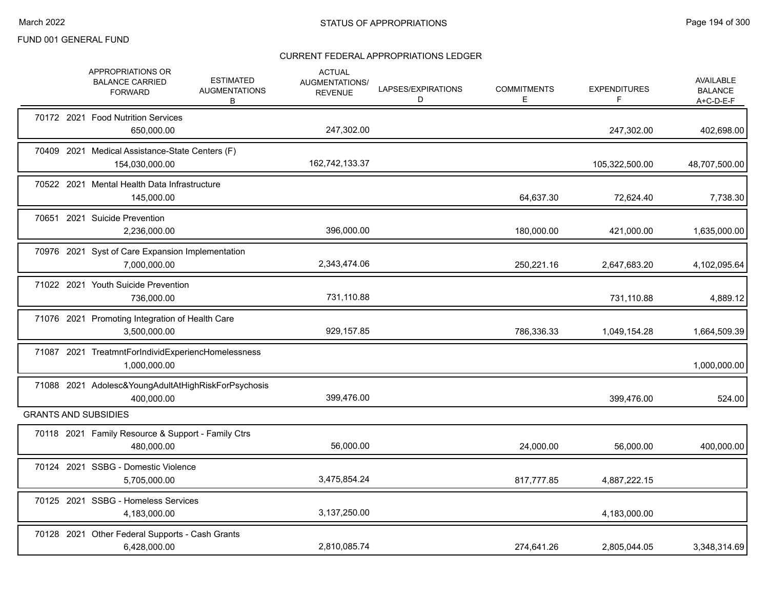FUND 001 GENERAL FUND

## CURRENT FEDERAL APPROPRIATIONS LEDGER

| | APPROPRIATIONS OR BALANCE CARRIED FORWARD | ESTIMATED AUGMENTATIONS B | ACTUAL AUGMENTATIONS/ REVENUE | LAPSES/EXPIRATIONS D | COMMITMENTS E | EXPENDITURES F | AVAILABLE BALANCE A+C-D-E-F |
|---|---|---|---|---|---|---|---|
| 70172 2021 Food Nutrition Services | 650,000.00 | | 247,302.00 | | | 247,302.00 | 402,698.00 |
| 70409 2021 Medical Assistance-State Centers (F) | 154,030,000.00 | | 162,742,133.37 | | | 105,322,500.00 | 48,707,500.00 |
| 70522 2021 Mental Health Data Infrastructure | 145,000.00 | | | | 64,637.30 | 72,624.40 | 7,738.30 |
| 70651 2021 Suicide Prevention | 2,236,000.00 | | 396,000.00 | | 180,000.00 | 421,000.00 | 1,635,000.00 |
| 70976 2021 Syst of Care Expansion Implementation | 7,000,000.00 | | 2,343,474.06 | | 250,221.16 | 2,647,683.20 | 4,102,095.64 |
| 71022 2021 Youth Suicide Prevention | 736,000.00 | | 731,110.88 | | | 731,110.88 | 4,889.12 |
| 71076 2021 Promoting Integration of Health Care | 3,500,000.00 | | 929,157.85 | | 786,336.33 | 1,049,154.28 | 1,664,509.39 |
| 71087 2021 TreatmntForIndividExperiencHomelessness | 1,000,000.00 | | | | | | 1,000,000.00 |
| 71088 2021 Adolesc&YoungAdultAtHighRiskForPsychosis | 400,000.00 | | 399,476.00 | | | 399,476.00 | 524.00 |
| **GRANTS AND SUBSIDIES** | | | | | | | |
| 70118 2021 Family Resource & Support - Family Ctrs | 480,000.00 | | 56,000.00 | | 24,000.00 | 56,000.00 | 400,000.00 |
| 70124 2021 SSBG - Domestic Violence | 5,705,000.00 | | 3,475,854.24 | | 817,777.85 | 4,887,222.15 | |
| 70125 2021 SSBG - Homeless Services | 4,183,000.00 | | 3,137,250.00 | | | 4,183,000.00 | |
| 70128 2021 Other Federal Supports - Cash Grants | 6,428,000.00 | | 2,810,085.74 | | 274,641.26 | 2,805,044.05 | 3,348,314.69 |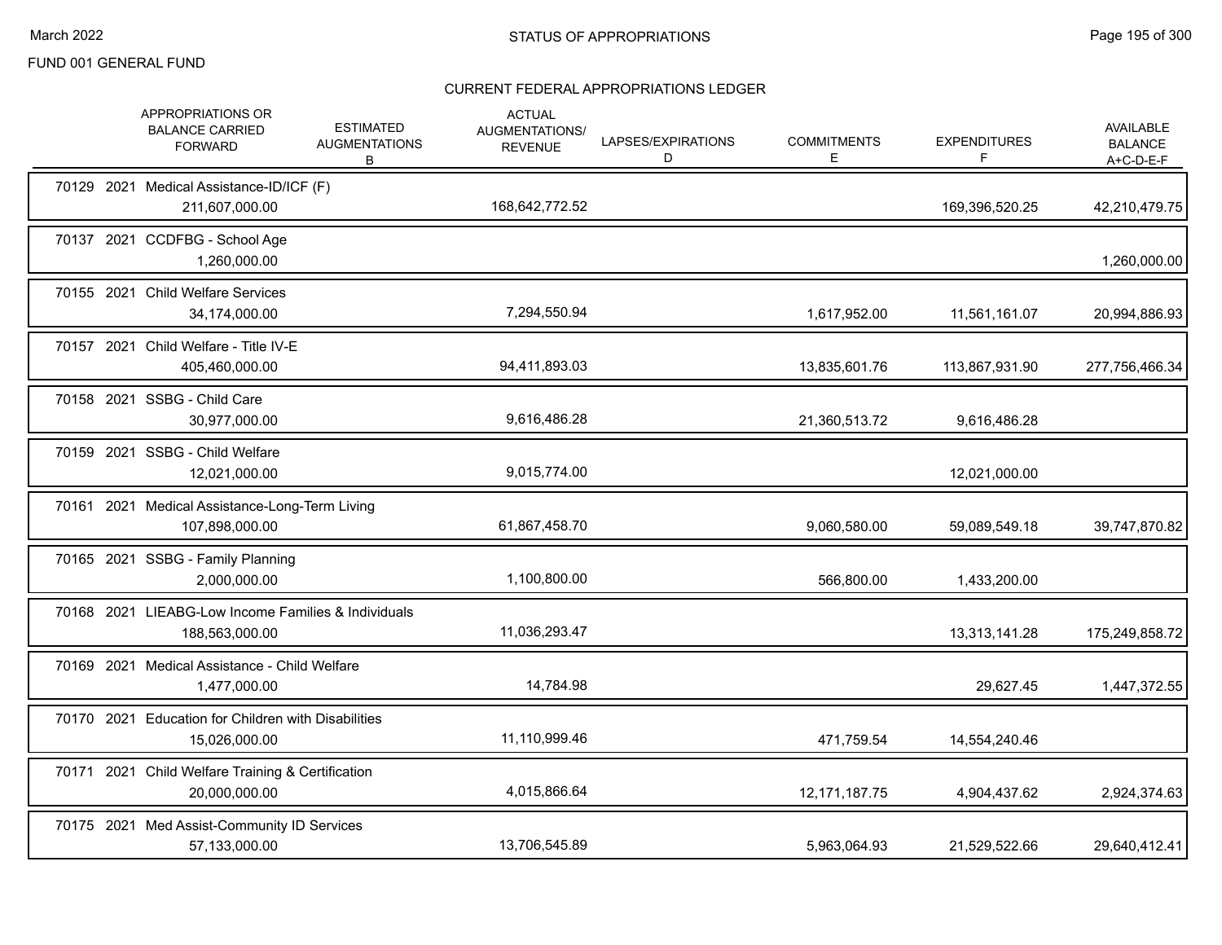FUND 001 GENERAL FUND

## CURRENT FEDERAL APPROPRIATIONS LEDGER

| | APPROPRIATIONS OR BALANCE CARRIED FORWARD | ESTIMATED AUGMENTATIONS B | ACTUAL AUGMENTATIONS/ REVENUE | LAPSES/EXPIRATIONS D | COMMITMENTS E | EXPENDITURES F | AVAILABLE BALANCE A+C-D-E-F |
|---|---|---|---|---|---|---|---|
| 70129 2021 Medical Assistance-ID/ICF (F) | 211,607,000.00 | | 168,642,772.52 | | | 169,396,520.25 | 42,210,479.75 |
| 70137 2021 CCDFBG - School Age | 1,260,000.00 | | | | | | 1,260,000.00 |
| 70155 2021 Child Welfare Services | 34,174,000.00 | | 7,294,550.94 | | 1,617,952.00 | 11,561,161.07 | 20,994,886.93 |
| 70157 2021 Child Welfare - Title IV-E | 405,460,000.00 | | 94,411,893.03 | | 13,835,601.76 | 113,867,931.90 | 277,756,466.34 |
| 70158 2021 SSBG - Child Care | 30,977,000.00 | | 9,616,486.28 | | 21,360,513.72 | 9,616,486.28 | |
| 70159 2021 SSBG - Child Welfare | 12,021,000.00 | | 9,015,774.00 | | | 12,021,000.00 | |
| 70161 2021 Medical Assistance-Long-Term Living | 107,898,000.00 | | 61,867,458.70 | | 9,060,580.00 | 59,089,549.18 | 39,747,870.82 |
| 70165 2021 SSBG - Family Planning | 2,000,000.00 | | 1,100,800.00 | | 566,800.00 | 1,433,200.00 | |
| 70168 2021 LIEABG-Low Income Families & Individuals | 188,563,000.00 | | 11,036,293.47 | | | 13,313,141.28 | 175,249,858.72 |
| 70169 2021 Medical Assistance - Child Welfare | 1,477,000.00 | | 14,784.98 | | | 29,627.45 | 1,447,372.55 |
| 70170 2021 Education for Children with Disabilities | 15,026,000.00 | | 11,110,999.46 | | 471,759.54 | 14,554,240.46 | |
| 70171 2021 Child Welfare Training & Certification | 20,000,000.00 | | 4,015,866.64 | | 12,171,187.75 | 4,904,437.62 | 2,924,374.63 |
| 70175 2021 Med Assist-Community ID Services | 57,133,000.00 | | 13,706,545.89 | | 5,963,064.93 | 21,529,522.66 | 29,640,412.41 |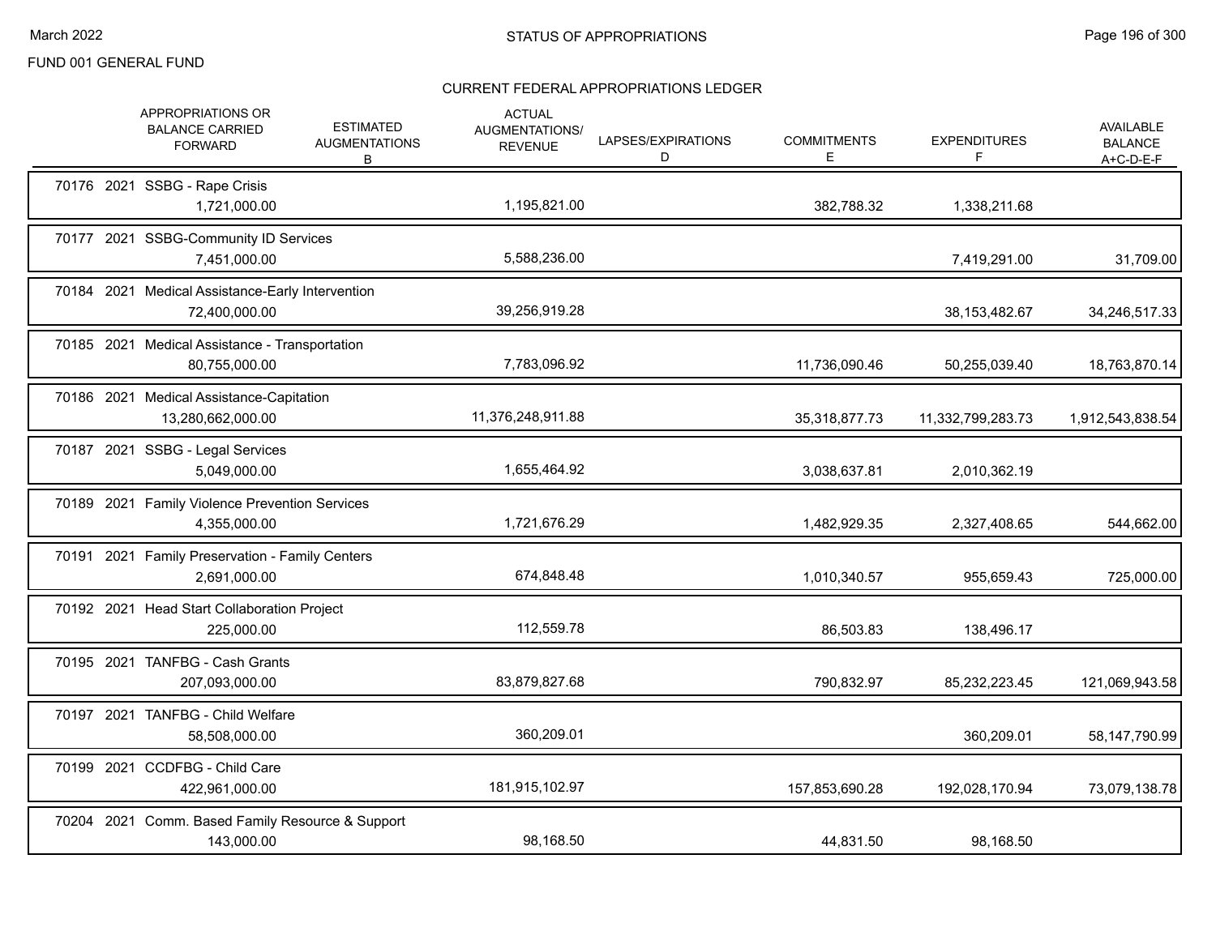FUND 001 GENERAL FUND

## STATUS OF APPROPRIATIONS

### CURRENT FEDERAL APPROPRIATIONS LEDGER

| | APPROPRIATIONS OR BALANCE CARRIED FORWARD | ESTIMATED AUGMENTATIONS B | ACTUAL AUGMENTATIONS/ REVENUE | LAPSES/EXPIRATIONS D | COMMITMENTS E | EXPENDITURES F | AVAILABLE BALANCE A+C-D-E-F |
|---|---|---|---|---|---|---|---|
| 70176 2021 SSBG - Rape Crisis | 1,721,000.00 | | 1,195,821.00 | | 382,788.32 | 1,338,211.68 | |
| 70177 2021 SSBG-Community ID Services | 7,451,000.00 | | 5,588,236.00 | | | 7,419,291.00 | 31,709.00 |
| 70184 2021 Medical Assistance-Early Intervention | 72,400,000.00 | | 39,256,919.28 | | | 38,153,482.67 | 34,246,517.33 |
| 70185 2021 Medical Assistance - Transportation | 80,755,000.00 | | 7,783,096.92 | | 11,736,090.46 | 50,255,039.40 | 18,763,870.14 |
| 70186 2021 Medical Assistance-Capitation | 13,280,662,000.00 | | 11,376,248,911.88 | | 35,318,877.73 | 11,332,799,283.73 | 1,912,543,838.54 |
| 70187 2021 SSBG - Legal Services | 5,049,000.00 | | 1,655,464.92 | | 3,038,637.81 | 2,010,362.19 | |
| 70189 2021 Family Violence Prevention Services | 4,355,000.00 | | 1,721,676.29 | | 1,482,929.35 | 2,327,408.65 | 544,662.00 |
| 70191 2021 Family Preservation - Family Centers | 2,691,000.00 | | 674,848.48 | | 1,010,340.57 | 955,659.43 | 725,000.00 |
| 70192 2021 Head Start Collaboration Project | 225,000.00 | | 112,559.78 | | 86,503.83 | 138,496.17 | |
| 70195 2021 TANFBG - Cash Grants | 207,093,000.00 | | 83,879,827.68 | | 790,832.97 | 85,232,223.45 | 121,069,943.58 |
| 70197 2021 TANFBG - Child Welfare | 58,508,000.00 | | 360,209.01 | | | 360,209.01 | 58,147,790.99 |
| 70199 2021 CCDFBG - Child Care | 422,961,000.00 | | 181,915,102.97 | | 157,853,690.28 | 192,028,170.94 | 73,079,138.78 |
| 70204 2021 Comm. Based Family Resource & Support | 143,000.00 | | 98,168.50 | | 44,831.50 | 98,168.50 | |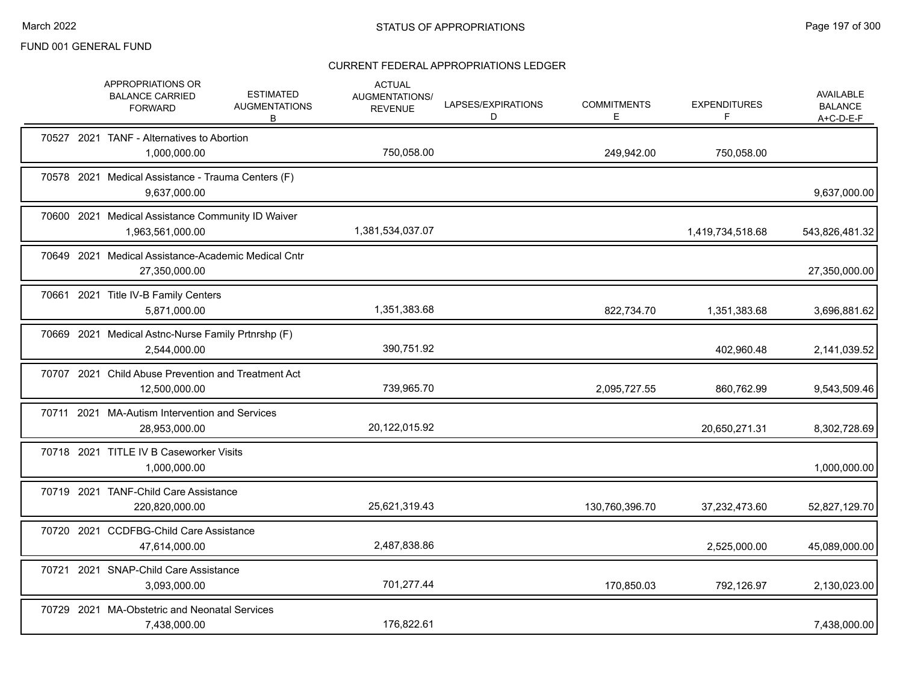FUND 001 GENERAL FUND

## CURRENT FEDERAL APPROPRIATIONS LEDGER

| | APPROPRIATIONS OR BALANCE CARRIED FORWARD | ESTIMATED AUGMENTATIONS B | ACTUAL AUGMENTATIONS/ REVENUE | LAPSES/EXPIRATIONS D | COMMITMENTS E | EXPENDITURES F | AVAILABLE BALANCE A+C-D-E-F |
|---|---|---|---|---|---|---|---|
| 70527 2021 TANF - Alternatives to Abortion | 1,000,000.00 | | 750,058.00 | | 249,942.00 | 750,058.00 | |
| 70578 2021 Medical Assistance - Trauma Centers (F) | 9,637,000.00 | | | | | | 9,637,000.00 |
| 70600 2021 Medical Assistance Community ID Waiver | 1,963,561,000.00 | | 1,381,534,037.07 | | | 1,419,734,518.68 | 543,826,481.32 |
| 70649 2021 Medical Assistance-Academic Medical Cntr | 27,350,000.00 | | | | | | 27,350,000.00 |
| 70661 2021 Title IV-B Family Centers | 5,871,000.00 | | 1,351,383.68 | | 822,734.70 | 1,351,383.68 | 3,696,881.62 |
| 70669 2021 Medical Astnc-Nurse Family Prtnrshp (F) | 2,544,000.00 | | 390,751.92 | | | 402,960.48 | 2,141,039.52 |
| 70707 2021 Child Abuse Prevention and Treatment Act | 12,500,000.00 | | 739,965.70 | | 2,095,727.55 | 860,762.99 | 9,543,509.46 |
| 70711 2021 MA-Autism Intervention and Services | 28,953,000.00 | | 20,122,015.92 | | | 20,650,271.31 | 8,302,728.69 |
| 70718 2021 TITLE IV B Caseworker Visits | 1,000,000.00 | | | | | | 1,000,000.00 |
| 70719 2021 TANF-Child Care Assistance | 220,820,000.00 | | 25,621,319.43 | | 130,760,396.70 | 37,232,473.60 | 52,827,129.70 |
| 70720 2021 CCDFBG-Child Care Assistance | 47,614,000.00 | | 2,487,838.86 | | | 2,525,000.00 | 45,089,000.00 |
| 70721 2021 SNAP-Child Care Assistance | 3,093,000.00 | | 701,277.44 | | 170,850.03 | 792,126.97 | 2,130,023.00 |
| 70729 2021 MA-Obstetric and Neonatal Services | 7,438,000.00 | | 176,822.61 | | | | 7,438,000.00 |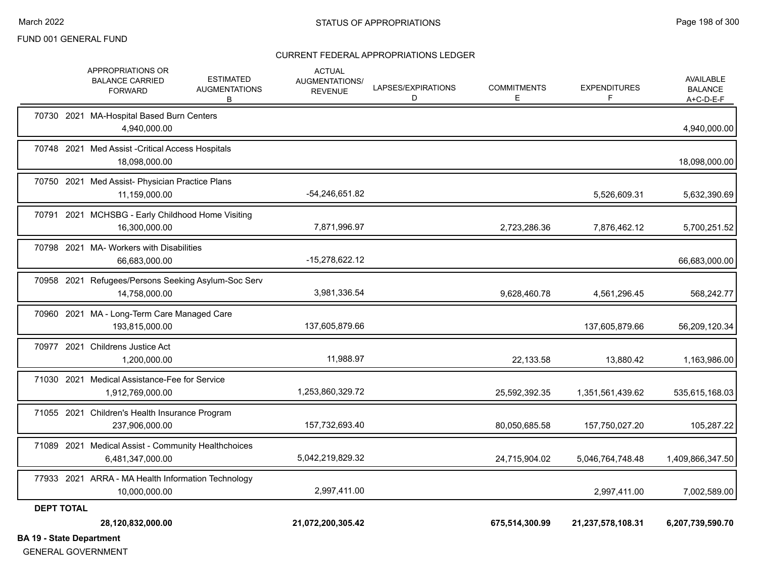FUND 001 GENERAL FUND

CURRENT FEDERAL APPROPRIATIONS LEDGER

| | APPROPRIATIONS OR BALANCE CARRIED FORWARD | ESTIMATED AUGMENTATIONS B | ACTUAL AUGMENTATIONS/ REVENUE | LAPSES/EXPIRATIONS D | COMMITMENTS E | EXPENDITURES F | AVAILABLE BALANCE A+C-D-E-F |
|---|---|---|---|---|---|---|---|
| 70730 2021 MA-Hospital Based Burn Centers | 4,940,000.00 | | | | | | 4,940,000.00 |
| 70748 2021 Med Assist -Critical Access Hospitals | 18,098,000.00 | | | | | | 18,098,000.00 |
| 70750 2021 Med Assist- Physician Practice Plans | 11,159,000.00 | | -54,246,651.82 | | | 5,526,609.31 | 5,632,390.69 |
| 70791 2021 MCHSBG - Early Childhood Home Visiting | 16,300,000.00 | | 7,871,996.97 | | 2,723,286.36 | 7,876,462.12 | 5,700,251.52 |
| 70798 2021 MA- Workers with Disabilities | 66,683,000.00 | | -15,278,622.12 | | | | 66,683,000.00 |
| 70958 2021 Refugees/Persons Seeking Asylum-Soc Serv | 14,758,000.00 | | 3,981,336.54 | | 9,628,460.78 | 4,561,296.45 | 568,242.77 |
| 70960 2021 MA - Long-Term Care Managed Care | 193,815,000.00 | | 137,605,879.66 | | | 137,605,879.66 | 56,209,120.34 |
| 70977 2021 Childrens Justice Act | 1,200,000.00 | | 11,988.97 | | 22,133.58 | 13,880.42 | 1,163,986.00 |
| 71030 2021 Medical Assistance-Fee for Service | 1,912,769,000.00 | | 1,253,860,329.72 | | 25,592,392.35 | 1,351,561,439.62 | 535,615,168.03 |
| 71055 2021 Children's Health Insurance Program | 237,906,000.00 | | 157,732,693.40 | | 80,050,685.58 | 157,750,027.20 | 105,287.22 |
| 71089 2021 Medical Assist - Community Healthchoices | 6,481,347,000.00 | | 5,042,219,829.32 | | 24,715,904.02 | 5,046,764,748.48 | 1,409,866,347.50 |
| 77933 2021 ARRA - MA Health Information Technology | 10,000,000.00 | | 2,997,411.00 | | | 2,997,411.00 | 7,002,589.00 |
| **DEPT TOTAL** | **28,120,832,000.00** | | **21,072,200,305.42** | | **675,514,300.99** | **21,237,578,108.31** | **6,207,739,590.70** |

**BA 19 - State Department**

GENERAL GOVERNMENT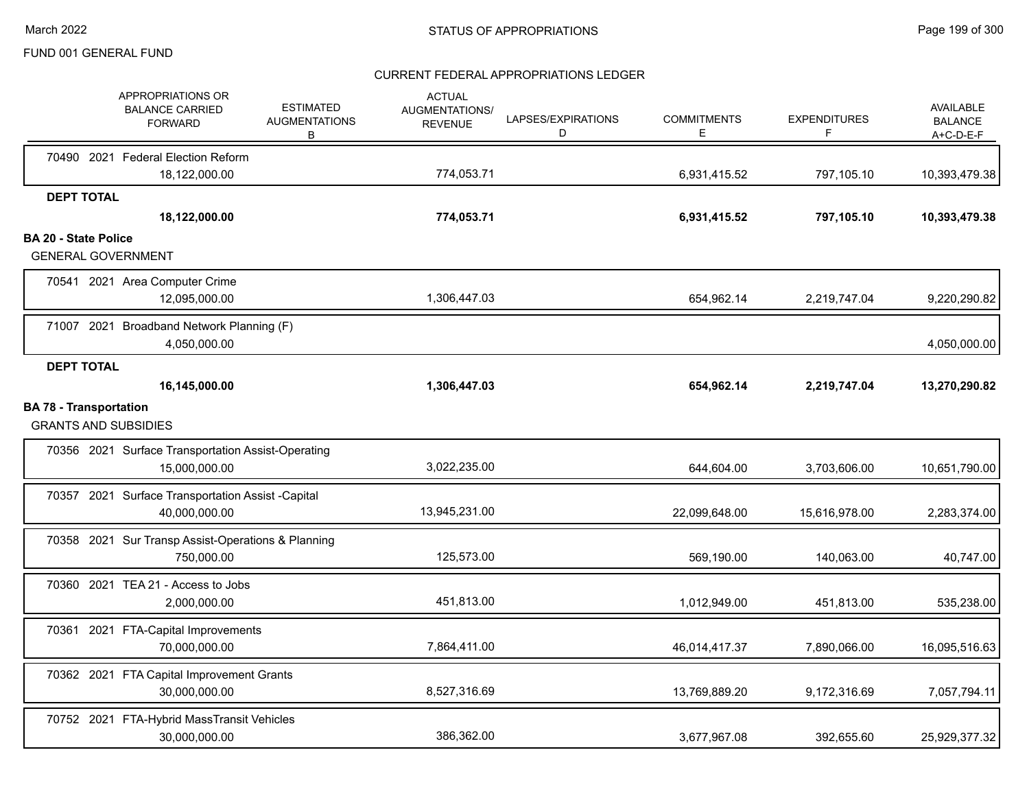FUND 001 GENERAL FUND

STATUS OF APPROPRIATIONS

CURRENT FEDERAL APPROPRIATIONS LEDGER

| | APPROPRIATIONS OR BALANCE CARRIED FORWARD | ESTIMATED AUGMENTATIONS B | ACTUAL AUGMENTATIONS/ REVENUE | LAPSES/EXPIRATIONS D | COMMITMENTS E | EXPENDITURES F | AVAILABLE BALANCE A+C-D-E-F |
|---|---|---|---|---|---|---|---|
| 70490 2021 Federal Election Reform | 18,122,000.00 | | 774,053.71 | | 6,931,415.52 | 797,105.10 | 10,393,479.38 |
| **DEPT TOTAL** | **18,122,000.00** | | **774,053.71** | | **6,931,415.52** | **797,105.10** | **10,393,479.38** |
| **BA 20 - State Police** | | | | | | | |
| GENERAL GOVERNMENT | | | | | | | |
| 70541 2021 Area Computer Crime | 12,095,000.00 | | 1,306,447.03 | | 654,962.14 | 2,219,747.04 | 9,220,290.82 |
| 71007 2021 Broadband Network Planning (F) | 4,050,000.00 | | | | | | 4,050,000.00 |
| **DEPT TOTAL** | **16,145,000.00** | | **1,306,447.03** | | **654,962.14** | **2,219,747.04** | **13,270,290.82** |
| **BA 78 - Transportation** | | | | | | | |
| GRANTS AND SUBSIDIES | | | | | | | |
| 70356 2021 Surface Transportation Assist-Operating | 15,000,000.00 | | 3,022,235.00 | | 644,604.00 | 3,703,606.00 | 10,651,790.00 |
| 70357 2021 Surface Transportation Assist -Capital | 40,000,000.00 | | 13,945,231.00 | | 22,099,648.00 | 15,616,978.00 | 2,283,374.00 |
| 70358 2021 Sur Transp Assist-Operations & Planning | 750,000.00 | | 125,573.00 | | 569,190.00 | 140,063.00 | 40,747.00 |
| 70360 2021 TEA 21 - Access to Jobs | 2,000,000.00 | | 451,813.00 | | 1,012,949.00 | 451,813.00 | 535,238.00 |
| 70361 2021 FTA-Capital Improvements | 70,000,000.00 | | 7,864,411.00 | | 46,014,417.37 | 7,890,066.00 | 16,095,516.63 |
| 70362 2021 FTA Capital Improvement Grants | 30,000,000.00 | | 8,527,316.69 | | 13,769,889.20 | 9,172,316.69 | 7,057,794.11 |
| 70752 2021 FTA-Hybrid MassTransit Vehicles | 30,000,000.00 | | 386,362.00 | | 3,677,967.08 | 392,655.60 | 25,929,377.32 |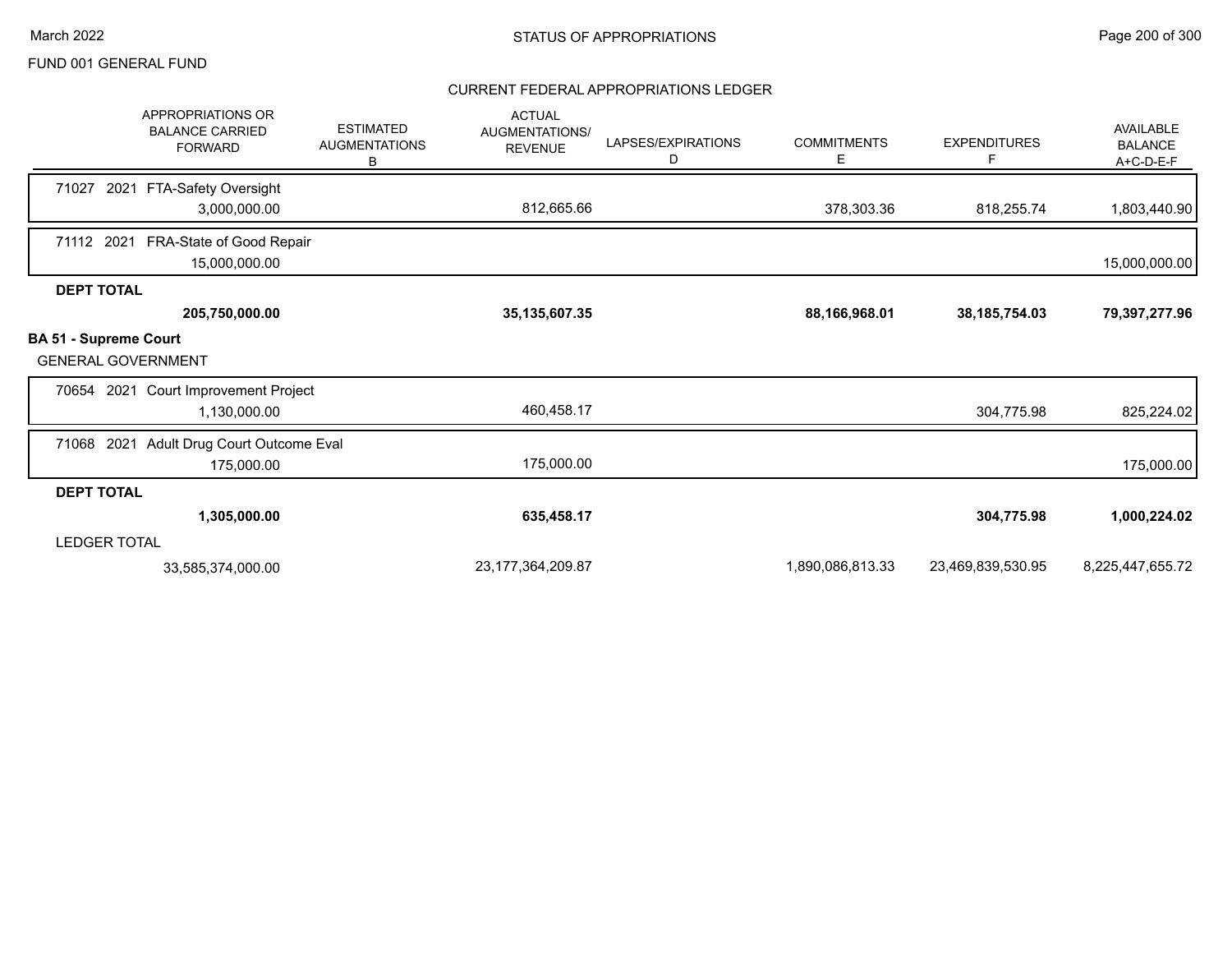FUND 001 GENERAL FUND

## CURRENT FEDERAL APPROPRIATIONS LEDGER

| | APPROPRIATIONS OR BALANCE CARRIED FORWARD | ESTIMATED AUGMENTATIONS B | ACTUAL AUGMENTATIONS/ REVENUE | LAPSES/EXPIRATIONS D | COMMITMENTS E | EXPENDITURES F | AVAILABLE BALANCE A+C-D-E-F |
|---|---|---|---|---|---|---|---|
| 71027 2021 FTA-Safety Oversight | 3,000,000.00 | | 812,665.66 | | 378,303.36 | 818,255.74 | 1,803,440.90 |
| 71112 2021 FRA-State of Good Repair | 15,000,000.00 | | | | | | 15,000,000.00 |
| **DEPT TOTAL** | **205,750,000.00** | | **35,135,607.35** | | **88,166,968.01** | **38,185,754.03** | **79,397,277.96** |
| **BA 51 - Supreme Court** | | | | | | | |
| GENERAL GOVERNMENT | | | | | | | |
| 70654 2021 Court Improvement Project | 1,130,000.00 | | 460,458.17 | | | 304,775.98 | 825,224.02 |
| 71068 2021 Adult Drug Court Outcome Eval | 175,000.00 | | 175,000.00 | | | | 175,000.00 |
| **DEPT TOTAL** | **1,305,000.00** | | **635,458.17** | | | **304,775.98** | **1,000,224.02** |
| LEDGER TOTAL | 33,585,374,000.00 | | 23,177,364,209.87 | | 1,890,086,813.33 | 23,469,839,530.95 | 8,225,447,655.72 |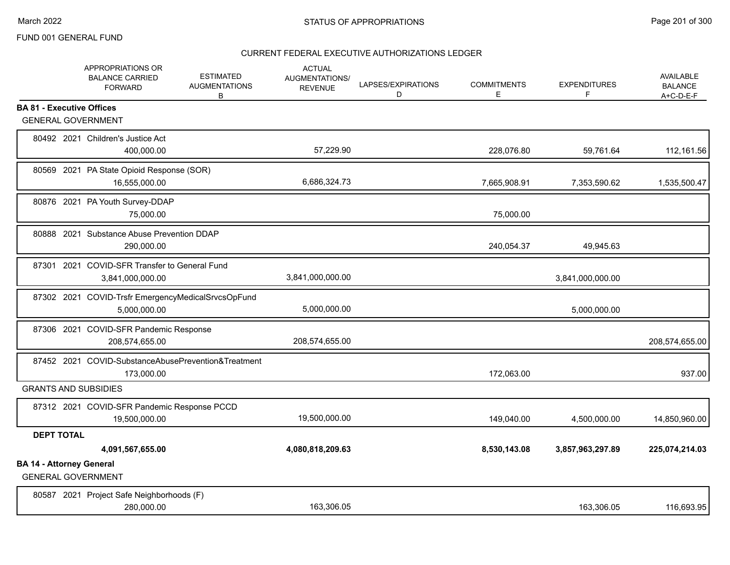FUND 001 GENERAL FUND

## STATUS OF APPROPRIATIONS

### CURRENT FEDERAL EXECUTIVE AUTHORIZATIONS LEDGER

| | APPROPRIATIONS OR BALANCE CARRIED FORWARD | ESTIMATED AUGMENTATIONS B | ACTUAL AUGMENTATIONS/ REVENUE | LAPSES/EXPIRATIONS D | COMMITMENTS E | EXPENDITURES F | AVAILABLE BALANCE A+C-D-E-F |
|---|---|---|---|---|---|---|---|
| **BA 81 - Executive Offices** | | | | | | | |
| GENERAL GOVERNMENT | | | | | | | |
| 80492 2021 Children's Justice Act | 400,000.00 | | 57,229.90 | | 228,076.80 | 59,761.64 | 112,161.56 |
| 80569 2021 PA State Opioid Response (SOR) | 16,555,000.00 | | 6,686,324.73 | | 7,665,908.91 | 7,353,590.62 | 1,535,500.47 |
| 80876 2021 PA Youth Survey-DDAP | 75,000.00 | | | | 75,000.00 | | |
| 80888 2021 Substance Abuse Prevention DDAP | 290,000.00 | | | | 240,054.37 | 49,945.63 | |
| 87301 2021 COVID-SFR Transfer to General Fund | 3,841,000,000.00 | | 3,841,000,000.00 | | | 3,841,000,000.00 | |
| 87302 2021 COVID-Trsfr EmergencyMedicalSrvcsOpFund | 5,000,000.00 | | 5,000,000.00 | | | 5,000,000.00 | |
| 87306 2021 COVID-SFR Pandemic Response | 208,574,655.00 | | 208,574,655.00 | | | | 208,574,655.00 |
| 87452 2021 COVID-SubstanceAbusePrevention&Treatment | 173,000.00 | | | | 172,063.00 | | 937.00 |
| GRANTS AND SUBSIDIES | | | | | | | |
| 87312 2021 COVID-SFR Pandemic Response PCCD | 19,500,000.00 | | 19,500,000.00 | | 149,040.00 | 4,500,000.00 | 14,850,960.00 |
| **DEPT TOTAL** | **4,091,567,655.00** | | **4,080,818,209.63** | | **8,530,143.08** | **3,857,963,297.89** | **225,074,214.03** |
| **BA 14 - Attorney General** | | | | | | | |
| GENERAL GOVERNMENT | | | | | | | |
| 80587 2021 Project Safe Neighborhoods (F) | 280,000.00 | | 163,306.05 | | | 163,306.05 | 116,693.95 |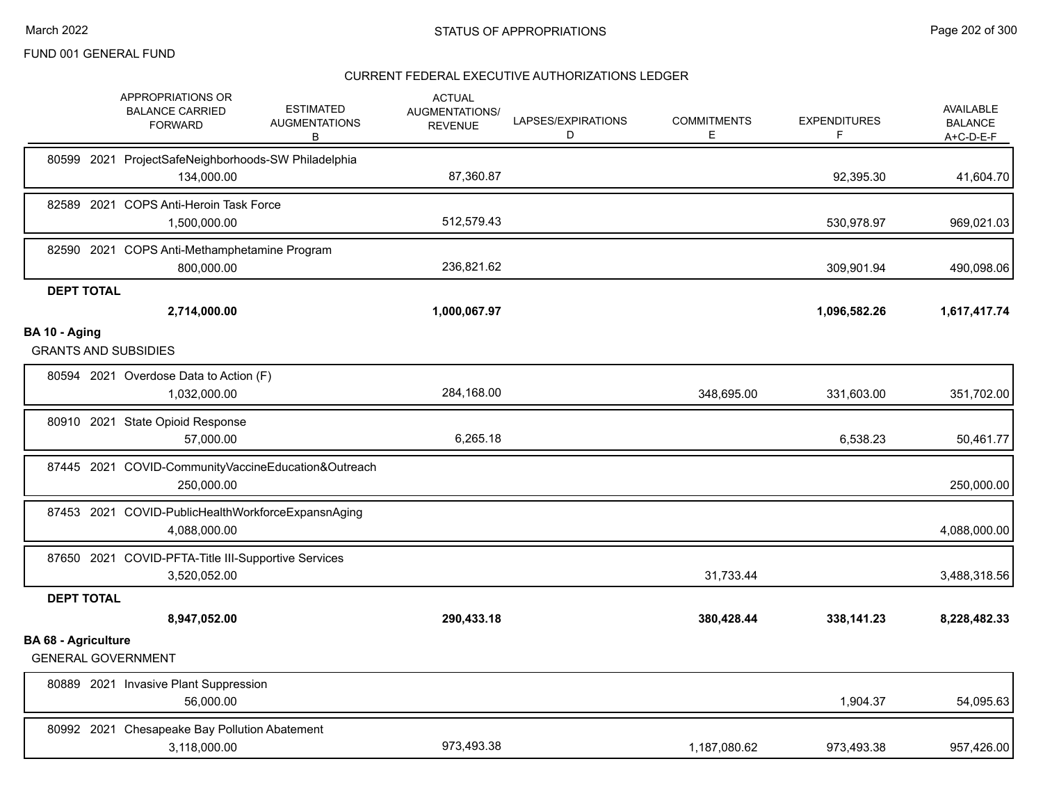FUND 001 GENERAL FUND

## CURRENT FEDERAL EXECUTIVE AUTHORIZATIONS LEDGER

| | APPROPRIATIONS OR BALANCE CARRIED FORWARD | ESTIMATED AUGMENTATIONS B | ACTUAL AUGMENTATIONS/ REVENUE | LAPSES/EXPIRATIONS D | COMMITMENTS E | EXPENDITURES F | AVAILABLE BALANCE A+C-D-E-F |
|---|---|---|---|---|---|---|---|
| 80599 2021 ProjectSafeNeighborhoods-SW Philadelphia | 134,000.00 | | 87,360.87 | | | 92,395.30 | 41,604.70 |
| 82589 2021 COPS Anti-Heroin Task Force | 1,500,000.00 | | 512,579.43 | | | 530,978.97 | 969,021.03 |
| 82590 2021 COPS Anti-Methamphetamine Program | 800,000.00 | | 236,821.62 | | | 309,901.94 | 490,098.06 |
| **DEPT TOTAL** | **2,714,000.00** | | **1,000,067.97** | | | **1,096,582.26** | **1,617,417.74** |
| **BA 10 - Aging** | | | | | | | |
| GRANTS AND SUBSIDIES | | | | | | | |
| 80594 2021 Overdose Data to Action (F) | 1,032,000.00 | | 284,168.00 | | 348,695.00 | 331,603.00 | 351,702.00 |
| 80910 2021 State Opioid Response | 57,000.00 | | 6,265.18 | | | 6,538.23 | 50,461.77 |
| 87445 2021 COVID-CommunityVaccineEducation&Outreach | 250,000.00 | | | | | | 250,000.00 |
| 87453 2021 COVID-PublicHealthWorkforceExpansnAging | 4,088,000.00 | | | | | | 4,088,000.00 |
| 87650 2021 COVID-PFTA-Title III-Supportive Services | 3,520,052.00 | | | | 31,733.44 | | 3,488,318.56 |
| **DEPT TOTAL** | **8,947,052.00** | | **290,433.18** | | **380,428.44** | **338,141.23** | **8,228,482.33** |
| **BA 68 - Agriculture** | | | | | | | |
| GENERAL GOVERNMENT | | | | | | | |
| 80889 2021 Invasive Plant Suppression | 56,000.00 | | | | | 1,904.37 | 54,095.63 |
| 80992 2021 Chesapeake Bay Pollution Abatement | 3,118,000.00 | | 973,493.38 | | 1,187,080.62 | 973,493.38 | 957,426.00 |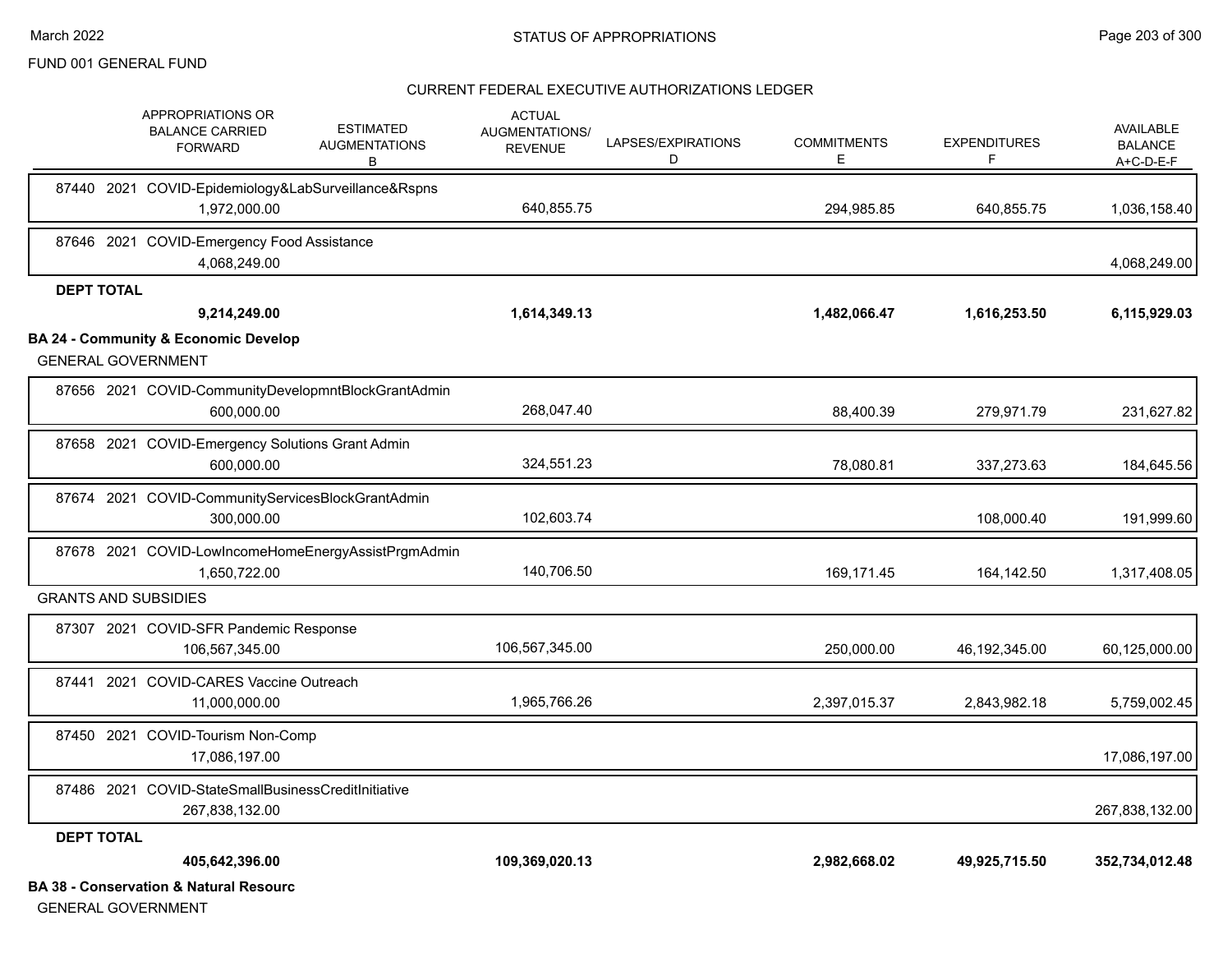FUND 001 GENERAL FUND

CURRENT FEDERAL EXECUTIVE AUTHORIZATIONS LEDGER

| | APPROPRIATIONS OR BALANCE CARRIED FORWARD | ESTIMATED AUGMENTATIONS B | ACTUAL AUGMENTATIONS/ REVENUE | LAPSES/EXPIRATIONS D | COMMITMENTS E | EXPENDITURES F | AVAILABLE BALANCE A+C-D-E-F |
|---|---|---|---|---|---|---|---|
| 87440 2021 COVID-Epidemiology&LabSurveillance&Rspns | 1,972,000.00 | | 640,855.75 | | 294,985.85 | 640,855.75 | 1,036,158.40 |
| 87646 2021 COVID-Emergency Food Assistance | 4,068,249.00 | | | | | | 4,068,249.00 |
| **DEPT TOTAL** | **9,214,249.00** | | **1,614,349.13** | | **1,482,066.47** | **1,616,253.50** | **6,115,929.03** |
| **BA 24 - Community & Economic Develop** | | | | | | | |
| GENERAL GOVERNMENT | | | | | | | |
| 87656 2021 COVID-CommunityDevelopmntBlockGrantAdmin | 600,000.00 | | 268,047.40 | | 88,400.39 | 279,971.79 | 231,627.82 |
| 87658 2021 COVID-Emergency Solutions Grant Admin | 600,000.00 | | 324,551.23 | | 78,080.81 | 337,273.63 | 184,645.56 |
| 87674 2021 COVID-CommunityServicesBlockGrantAdmin | 300,000.00 | | 102,603.74 | | | 108,000.40 | 191,999.60 |
| 87678 2021 COVID-LowIncomeHomeEnergyAssistPrgmAdmin | 1,650,722.00 | | 140,706.50 | | 169,171.45 | 164,142.50 | 1,317,408.05 |
| GRANTS AND SUBSIDIES | | | | | | | |
| 87307 2021 COVID-SFR Pandemic Response | 106,567,345.00 | | 106,567,345.00 | | 250,000.00 | 46,192,345.00 | 60,125,000.00 |
| 87441 2021 COVID-CARES Vaccine Outreach | 11,000,000.00 | | 1,965,766.26 | | 2,397,015.37 | 2,843,982.18 | 5,759,002.45 |
| 87450 2021 COVID-Tourism Non-Comp | 17,086,197.00 | | | | | | 17,086,197.00 |
| 87486 2021 COVID-StateSmallBusinessCreditInitiative | 267,838,132.00 | | | | | | 267,838,132.00 |
| **DEPT TOTAL** | **405,642,396.00** | | **109,369,020.13** | | **2,982,668.02** | **49,925,715.50** | **352,734,012.48** |

**BA 38 - Conservation & Natural Resourc**

GENERAL GOVERNMENT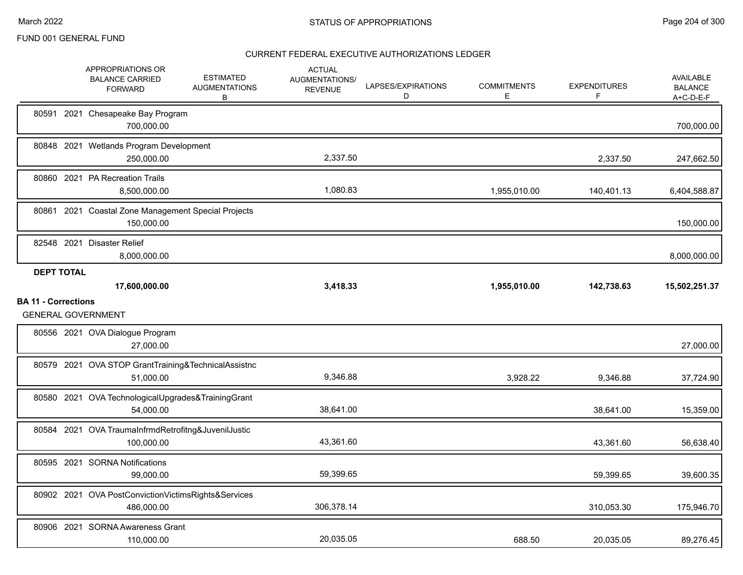FUND 001 GENERAL FUND

## CURRENT FEDERAL EXECUTIVE AUTHORIZATIONS LEDGER

| | APPROPRIATIONS OR BALANCE CARRIED FORWARD | ESTIMATED AUGMENTATIONS B | ACTUAL AUGMENTATIONS/ REVENUE | LAPSES/EXPIRATIONS D | COMMITMENTS E | EXPENDITURES F | AVAILABLE BALANCE A+C-D-E-F |
|---|---|---|---|---|---|---|---|
| 80591 2021 Chesapeake Bay Program | 700,000.00 | | | | | | 700,000.00 |
| 80848 2021 Wetlands Program Development | 250,000.00 | | 2,337.50 | | | 2,337.50 | 247,662.50 |
| 80860 2021 PA Recreation Trails | 8,500,000.00 | | 1,080.83 | | 1,955,010.00 | 140,401.13 | 6,404,588.87 |
| 80861 2021 Coastal Zone Management Special Projects | 150,000.00 | | | | | | 150,000.00 |
| 82548 2021 Disaster Relief | 8,000,000.00 | | | | | | 8,000,000.00 |
| **DEPT TOTAL** | **17,600,000.00** | | **3,418.33** | | **1,955,010.00** | **142,738.63** | **15,502,251.37** |

**BA 11 - Corrections**

GENERAL GOVERNMENT

| | APPROPRIATIONS OR BALANCE CARRIED FORWARD | ESTIMATED AUGMENTATIONS B | ACTUAL AUGMENTATIONS/ REVENUE | LAPSES/EXPIRATIONS D | COMMITMENTS E | EXPENDITURES F | AVAILABLE BALANCE A+C-D-E-F |
|---|---|---|---|---|---|---|---|
| 80556 2021 OVA Dialogue Program | 27,000.00 | | | | | | 27,000.00 |
| 80579 2021 OVA STOP GrantTraining&TechnicalAssistnc | 51,000.00 | | 9,346.88 | | 3,928.22 | 9,346.88 | 37,724.90 |
| 80580 2021 OVA TechnologicalUpgrades&TrainingGrant | 54,000.00 | | 38,641.00 | | | 38,641.00 | 15,359.00 |
| 80584 2021 OVA TraumaInfrmdRetrofitng&JuvenilJustic | 100,000.00 | | 43,361.60 | | | 43,361.60 | 56,638.40 |
| 80595 2021 SORNA Notifications | 99,000.00 | | 59,399.65 | | | 59,399.65 | 39,600.35 |
| 80902 2021 OVA PostConvictionVictimsRights&Services | 486,000.00 | | 306,378.14 | | | 310,053.30 | 175,946.70 |
| 80906 2021 SORNA Awareness Grant | 110,000.00 | | 20,035.05 | | 688.50 | 20,035.05 | 89,276.45 |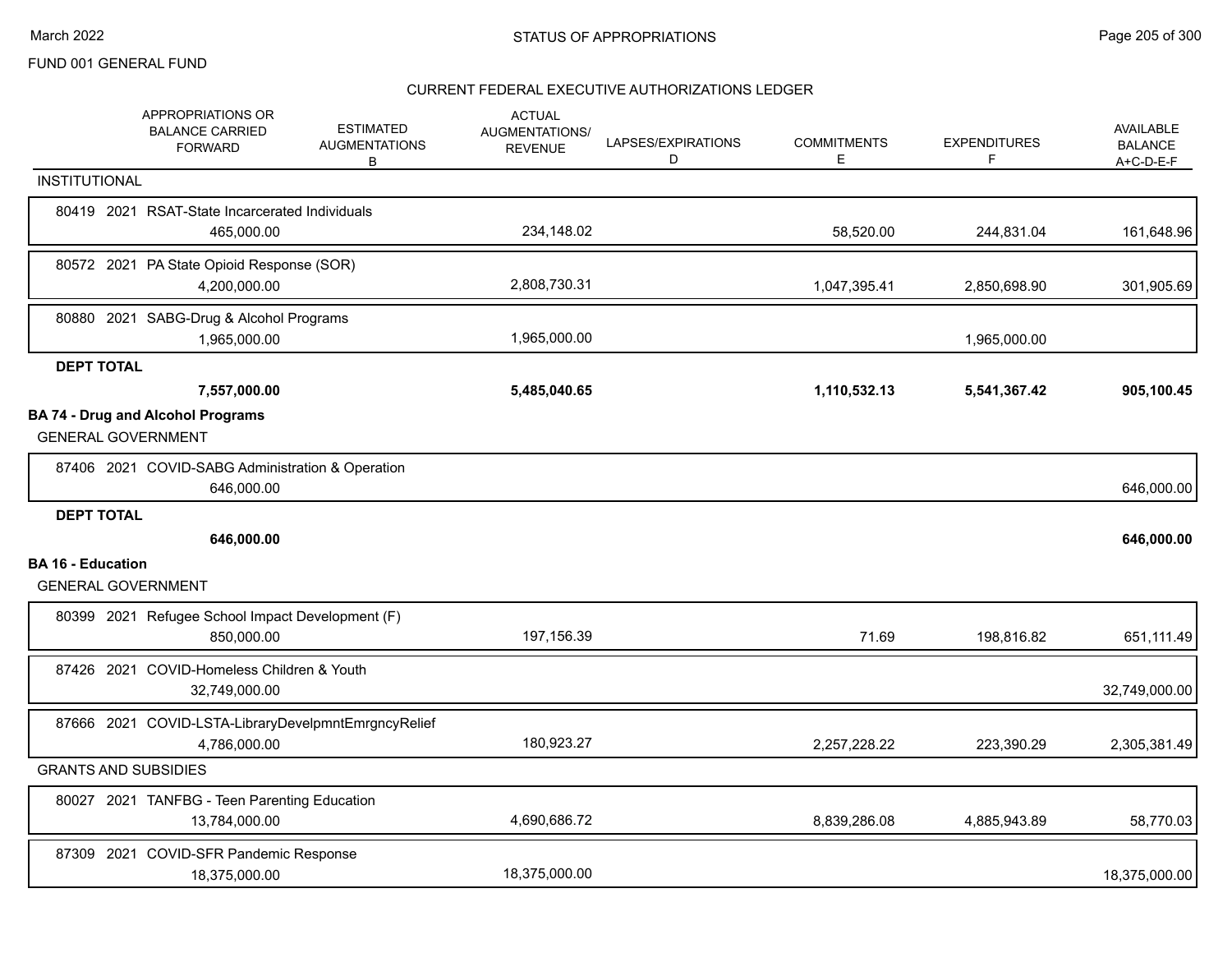FUND 001 GENERAL FUND

## STATUS OF APPROPRIATIONS

### CURRENT FEDERAL EXECUTIVE AUTHORIZATIONS LEDGER

| | APPROPRIATIONS OR BALANCE CARRIED FORWARD | ESTIMATED AUGMENTATIONS B | ACTUAL AUGMENTATIONS/ REVENUE | LAPSES/EXPIRATIONS D | COMMITMENTS E | EXPENDITURES F | AVAILABLE BALANCE A+C-D-E-F |
|---|---|---|---|---|---|---|---|
| **INSTITUTIONAL** | | | | | | | |
| 80419 2021 RSAT-State Incarcerated Individuals | 465,000.00 | | 234,148.02 | | 58,520.00 | 244,831.04 | 161,648.96 |
| 80572 2021 PA State Opioid Response (SOR) | 4,200,000.00 | | 2,808,730.31 | | 1,047,395.41 | 2,850,698.90 | 301,905.69 |
| 80880 2021 SABG-Drug & Alcohol Programs | 1,965,000.00 | | 1,965,000.00 | | | 1,965,000.00 | |
| **DEPT TOTAL** | **7,557,000.00** | | **5,485,040.65** | | **1,110,532.13** | **5,541,367.42** | **905,100.45** |
| **BA 74 - Drug and Alcohol Programs** | | | | | | | |
| GENERAL GOVERNMENT | | | | | | | |
| 87406 2021 COVID-SABG Administration & Operation | 646,000.00 | | | | | | 646,000.00 |
| **DEPT TOTAL** | **646,000.00** | | | | | | **646,000.00** |
| **BA 16 - Education** | | | | | | | |
| GENERAL GOVERNMENT | | | | | | | |
| 80399 2021 Refugee School Impact Development (F) | 850,000.00 | | 197,156.39 | | 71.69 | 198,816.82 | 651,111.49 |
| 87426 2021 COVID-Homeless Children & Youth | 32,749,000.00 | | | | | | 32,749,000.00 |
| 87666 2021 COVID-LSTA-LibraryDevelpmntEmrgncyRelief | 4,786,000.00 | | 180,923.27 | | 2,257,228.22 | 223,390.29 | 2,305,381.49 |
| GRANTS AND SUBSIDIES | | | | | | | |
| 80027 2021 TANFBG - Teen Parenting Education | 13,784,000.00 | | 4,690,686.72 | | 8,839,286.08 | 4,885,943.89 | 58,770.03 |
| 87309 2021 COVID-SFR Pandemic Response | 18,375,000.00 | | 18,375,000.00 | | | | 18,375,000.00 |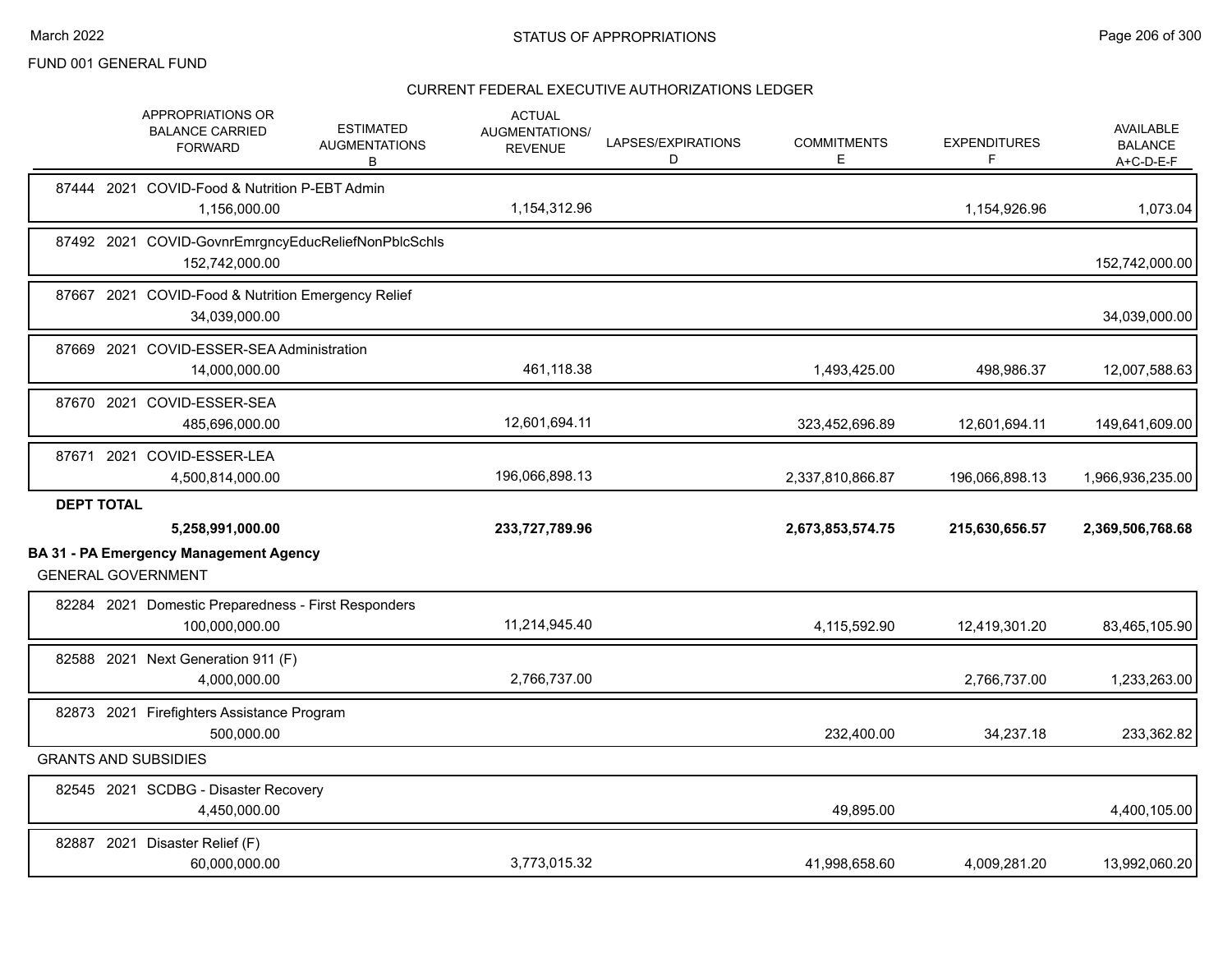FUND 001 GENERAL FUND

## CURRENT FEDERAL EXECUTIVE AUTHORIZATIONS LEDGER

| | APPROPRIATIONS OR BALANCE CARRIED FORWARD | ESTIMATED AUGMENTATIONS B | ACTUAL AUGMENTATIONS/ REVENUE | LAPSES/EXPIRATIONS D | COMMITMENTS E | EXPENDITURES F | AVAILABLE BALANCE A+C-D-E-F |
|---|---|---|---|---|---|---|---|
| 87444 2021 COVID-Food & Nutrition P-EBT Admin | 1,156,000.00 | | 1,154,312.96 | | | 1,154,926.96 | 1,073.04 |
| 87492 2021 COVID-GovnrEmrgncyEducReliefNonPblcSchls | 152,742,000.00 | | | | | | 152,742,000.00 |
| 87667 2021 COVID-Food & Nutrition Emergency Relief | 34,039,000.00 | | | | | | 34,039,000.00 |
| 87669 2021 COVID-ESSER-SEA Administration | 14,000,000.00 | | 461,118.38 | | 1,493,425.00 | 498,986.37 | 12,007,588.63 |
| 87670 2021 COVID-ESSER-SEA | 485,696,000.00 | | 12,601,694.11 | | 323,452,696.89 | 12,601,694.11 | 149,641,609.00 |
| 87671 2021 COVID-ESSER-LEA | 4,500,814,000.00 | | 196,066,898.13 | | 2,337,810,866.87 | 196,066,898.13 | 1,966,936,235.00 |
| **DEPT TOTAL** | **5,258,991,000.00** | | **233,727,789.96** | | **2,673,853,574.75** | **215,630,656.57** | **2,369,506,768.68** |

**BA 31 - PA Emergency Management Agency**

GENERAL GOVERNMENT

| | APPROPRIATIONS OR BALANCE CARRIED FORWARD | ESTIMATED AUGMENTATIONS B | ACTUAL AUGMENTATIONS/ REVENUE | LAPSES/EXPIRATIONS D | COMMITMENTS E | EXPENDITURES F | AVAILABLE BALANCE A+C-D-E-F |
|---|---|---|---|---|---|---|---|
| 82284 2021 Domestic Preparedness - First Responders | 100,000,000.00 | | 11,214,945.40 | | 4,115,592.90 | 12,419,301.20 | 83,465,105.90 |
| 82588 2021 Next Generation 911 (F) | 4,000,000.00 | | 2,766,737.00 | | | 2,766,737.00 | 1,233,263.00 |
| 82873 2021 Firefighters Assistance Program | 500,000.00 | | | | 232,400.00 | 34,237.18 | 233,362.82 |

GRANTS AND SUBSIDIES

| | APPROPRIATIONS OR BALANCE CARRIED FORWARD | ESTIMATED AUGMENTATIONS B | ACTUAL AUGMENTATIONS/ REVENUE | LAPSES/EXPIRATIONS D | COMMITMENTS E | EXPENDITURES F | AVAILABLE BALANCE A+C-D-E-F |
|---|---|---|---|---|---|---|---|
| 82545 2021 SCDBG - Disaster Recovery | 4,450,000.00 | | | | 49,895.00 | | 4,400,105.00 |
| 82887 2021 Disaster Relief (F) | 60,000,000.00 | | 3,773,015.32 | | 41,998,658.60 | 4,009,281.20 | 13,992,060.20 |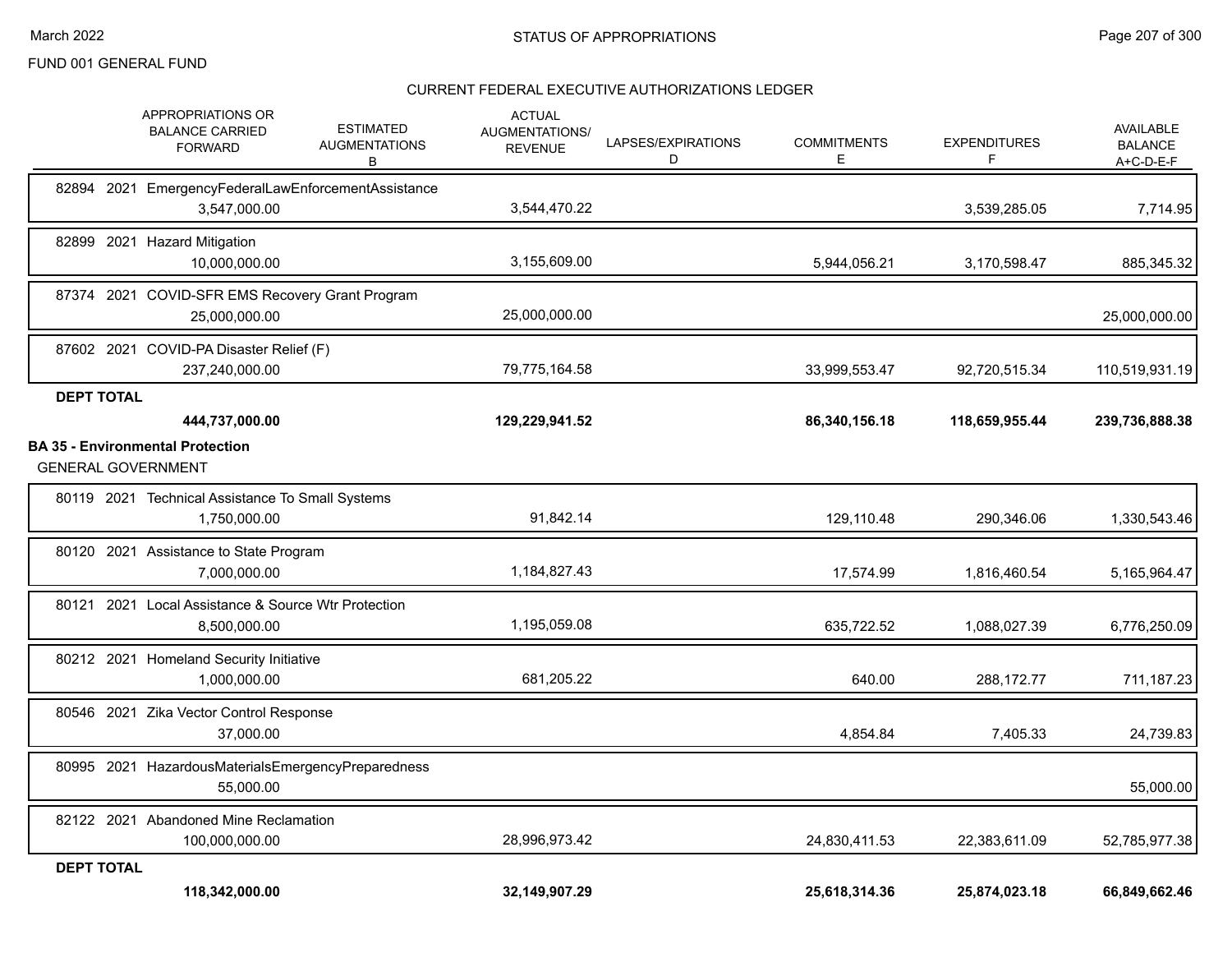FUND 001 GENERAL FUND

## CURRENT FEDERAL EXECUTIVE AUTHORIZATIONS LEDGER

| | APPROPRIATIONS OR BALANCE CARRIED FORWARD | ESTIMATED AUGMENTATIONS B | ACTUAL AUGMENTATIONS/ REVENUE | LAPSES/EXPIRATIONS D | COMMITMENTS E | EXPENDITURES F | AVAILABLE BALANCE A+C-D-E-F |
|---|---|---|---|---|---|---|---|
| 82894 2021 EmergencyFederalLawEnforcementAssistance | 3,547,000.00 | | 3,544,470.22 | | | 3,539,285.05 | 7,714.95 |
| 82899 2021 Hazard Mitigation | 10,000,000.00 | | 3,155,609.00 | | 5,944,056.21 | 3,170,598.47 | 885,345.32 |
| 87374 2021 COVID-SFR EMS Recovery Grant Program | 25,000,000.00 | | 25,000,000.00 | | | | 25,000,000.00 |
| 87602 2021 COVID-PA Disaster Relief (F) | 237,240,000.00 | | 79,775,164.58 | | 33,999,553.47 | 92,720,515.34 | 110,519,931.19 |
| **DEPT TOTAL** | **444,737,000.00** | | **129,229,941.52** | | **86,340,156.18** | **118,659,955.44** | **239,736,888.38** |

## BA 35 - Environmental Protection

GENERAL GOVERNMENT

| | APPROPRIATIONS OR BALANCE CARRIED FORWARD | ESTIMATED AUGMENTATIONS B | ACTUAL AUGMENTATIONS/ REVENUE | LAPSES/EXPIRATIONS D | COMMITMENTS E | EXPENDITURES F | AVAILABLE BALANCE A+C-D-E-F |
|---|---|---|---|---|---|---|---|
| 80119 2021 Technical Assistance To Small Systems | 1,750,000.00 | | 91,842.14 | | 129,110.48 | 290,346.06 | 1,330,543.46 |
| 80120 2021 Assistance to State Program | 7,000,000.00 | | 1,184,827.43 | | 17,574.99 | 1,816,460.54 | 5,165,964.47 |
| 80121 2021 Local Assistance & Source Wtr Protection | 8,500,000.00 | | 1,195,059.08 | | 635,722.52 | 1,088,027.39 | 6,776,250.09 |
| 80212 2021 Homeland Security Initiative | 1,000,000.00 | | 681,205.22 | | 640.00 | 288,172.77 | 711,187.23 |
| 80546 2021 Zika Vector Control Response | 37,000.00 | | | | 4,854.84 | 7,405.33 | 24,739.83 |
| 80995 2021 HazardousMaterialsEmergencyPreparedness | 55,000.00 | | | | | | 55,000.00 |
| 82122 2021 Abandoned Mine Reclamation | 100,000,000.00 | | 28,996,973.42 | | 24,830,411.53 | 22,383,611.09 | 52,785,977.38 |
| **DEPT TOTAL** | **118,342,000.00** | | **32,149,907.29** | | **25,618,314.36** | **25,874,023.18** | **66,849,662.46** |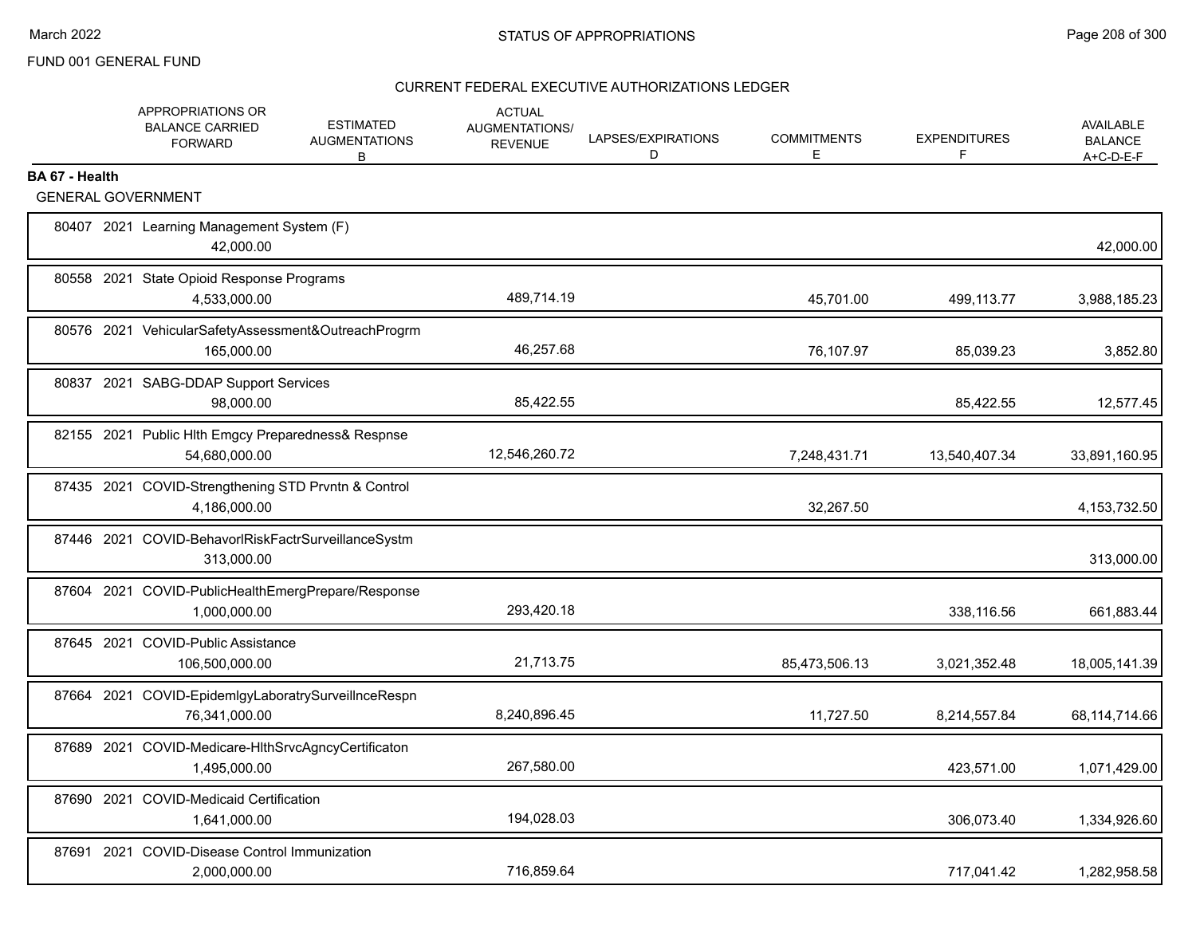FUND 001 GENERAL FUND

## CURRENT FEDERAL EXECUTIVE AUTHORIZATIONS LEDGER

| | APPROPRIATIONS OR BALANCE CARRIED FORWARD | ESTIMATED AUGMENTATIONS B | ACTUAL AUGMENTATIONS/ REVENUE | LAPSES/EXPIRATIONS D | COMMITMENTS E | EXPENDITURES F | AVAILABLE BALANCE A+C-D-E-F |
|---|---|---|---|---|---|---|---|
| **BA 67 - Health** | | | | | | | |
| GENERAL GOVERNMENT | | | | | | | |
| 80407 2021 Learning Management System (F) | 42,000.00 | | | | | | 42,000.00 |
| 80558 2021 State Opioid Response Programs | 4,533,000.00 | | 489,714.19 | | 45,701.00 | 499,113.77 | 3,988,185.23 |
| 80576 2021 VehicularSafetyAssessment&OutreachProgrm | 165,000.00 | | 46,257.68 | | 76,107.97 | 85,039.23 | 3,852.80 |
| 80837 2021 SABG-DDAP Support Services | 98,000.00 | | 85,422.55 | | | 85,422.55 | 12,577.45 |
| 82155 2021 Public Hlth Emgcy Preparedness& Respnse | 54,680,000.00 | | 12,546,260.72 | | 7,248,431.71 | 13,540,407.34 | 33,891,160.95 |
| 87435 2021 COVID-Strengthening STD Prvntn & Control | 4,186,000.00 | | | | 32,267.50 | | 4,153,732.50 |
| 87446 2021 COVID-BehavorlRiskFactrSurveillanceSystm | 313,000.00 | | | | | | 313,000.00 |
| 87604 2021 COVID-PublicHealthEmergPrepare/Response | 1,000,000.00 | | 293,420.18 | | | 338,116.56 | 661,883.44 |
| 87645 2021 COVID-Public Assistance | 106,500,000.00 | | 21,713.75 | | 85,473,506.13 | 3,021,352.48 | 18,005,141.39 |
| 87664 2021 COVID-EpidemlgyLaboratrySurveillnceRespn | 76,341,000.00 | | 8,240,896.45 | | 11,727.50 | 8,214,557.84 | 68,114,714.66 |
| 87689 2021 COVID-Medicare-HlthSrvcAgncyCertificaton | 1,495,000.00 | | 267,580.00 | | | 423,571.00 | 1,071,429.00 |
| 87690 2021 COVID-Medicaid Certification | 1,641,000.00 | | 194,028.03 | | | 306,073.40 | 1,334,926.60 |
| 87691 2021 COVID-Disease Control Immunization | 2,000,000.00 | | 716,859.64 | | | 717,041.42 | 1,282,958.58 |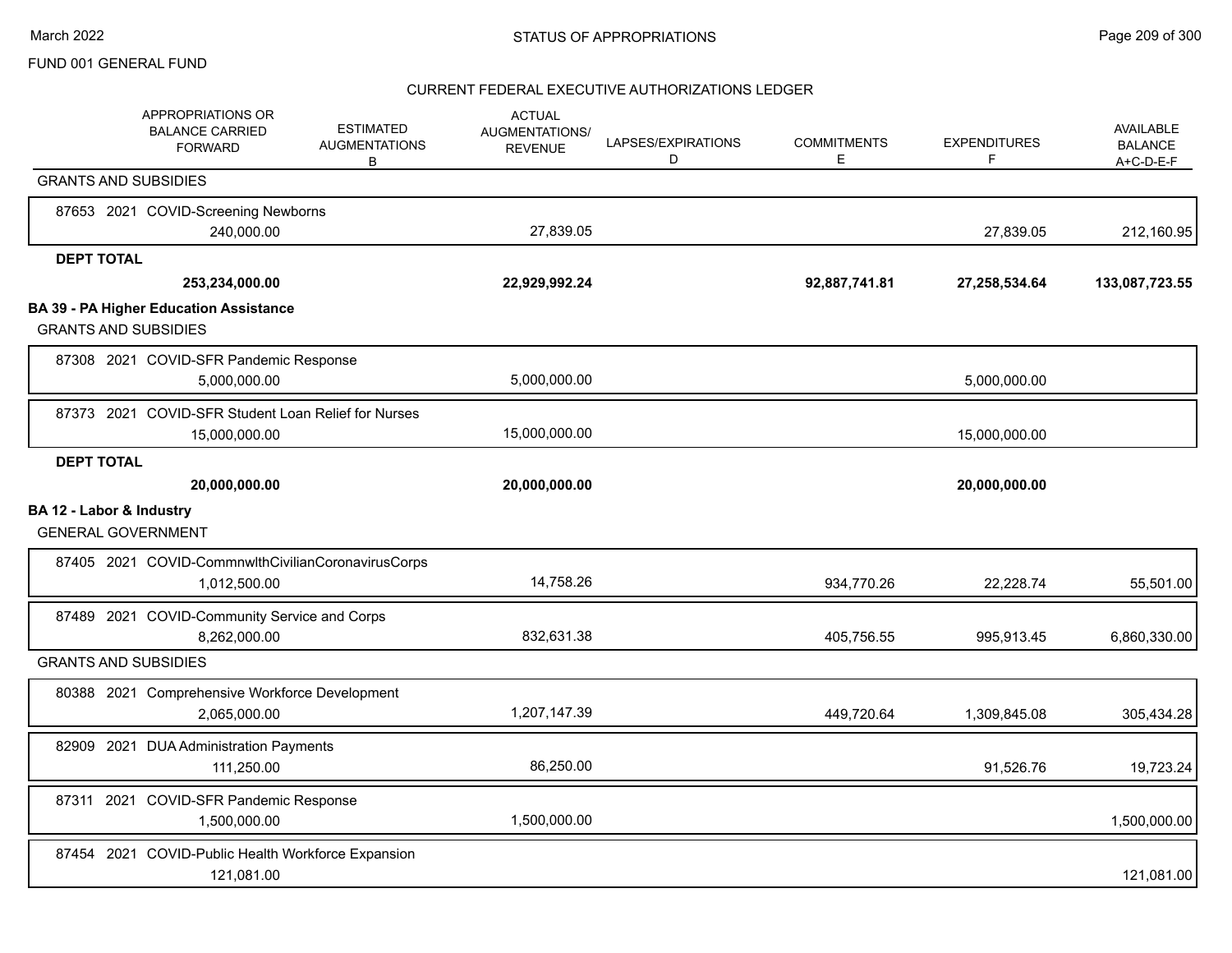FUND 001 GENERAL FUND

STATUS OF APPROPRIATIONS

CURRENT FEDERAL EXECUTIVE AUTHORIZATIONS LEDGER

| APPROPRIATIONS OR BALANCE CARRIED FORWARD | ESTIMATED AUGMENTATIONS B | ACTUAL AUGMENTATIONS/ REVENUE | LAPSES/EXPIRATIONS D | COMMITMENTS E | EXPENDITURES F | AVAILABLE BALANCE A+C-D-E-F |
|---|---|---|---|---|---|---|
| **GRANTS AND SUBSIDIES** | | | | | | |
| 87653 2021 COVID-Screening Newborns | | | | | | |
| 240,000.00 | | 27,839.05 | | | 27,839.05 | 212,160.95 |
| **DEPT TOTAL** | | | | | | |
| **253,234,000.00** | | **22,929,992.24** | | **92,887,741.81** | **27,258,534.64** | **133,087,723.55** |
| **BA 39 - PA Higher Education Assistance** | | | | | | |
| GRANTS AND SUBSIDIES | | | | | | |
| 87308 2021 COVID-SFR Pandemic Response | | | | | | |
| 5,000,000.00 | | 5,000,000.00 | | | 5,000,000.00 | |
| 87373 2021 COVID-SFR Student Loan Relief for Nurses | | | | | | |
| 15,000,000.00 | | 15,000,000.00 | | | 15,000,000.00 | |
| **DEPT TOTAL** | | | | | | |
| **20,000,000.00** | | **20,000,000.00** | | | **20,000,000.00** | |
| **BA 12 - Labor & Industry** | | | | | | |
| GENERAL GOVERNMENT | | | | | | |
| 87405 2021 COVID-CommnwlthCivilianCoronavirusCorps | | | | | | |
| 1,012,500.00 | | 14,758.26 | | 934,770.26 | 22,228.74 | 55,501.00 |
| 87489 2021 COVID-Community Service and Corps | | | | | | |
| 8,262,000.00 | | 832,631.38 | | 405,756.55 | 995,913.45 | 6,860,330.00 |
| GRANTS AND SUBSIDIES | | | | | | |
| 80388 2021 Comprehensive Workforce Development | | | | | | |
| 2,065,000.00 | | 1,207,147.39 | | 449,720.64 | 1,309,845.08 | 305,434.28 |
| 82909 2021 DUA Administration Payments | | | | | | |
| 111,250.00 | | 86,250.00 | | | 91,526.76 | 19,723.24 |
| 87311 2021 COVID-SFR Pandemic Response | | | | | | |
| 1,500,000.00 | | 1,500,000.00 | | | | 1,500,000.00 |
| 87454 2021 COVID-Public Health Workforce Expansion | | | | | | |
| 121,081.00 | | | | | | 121,081.00 |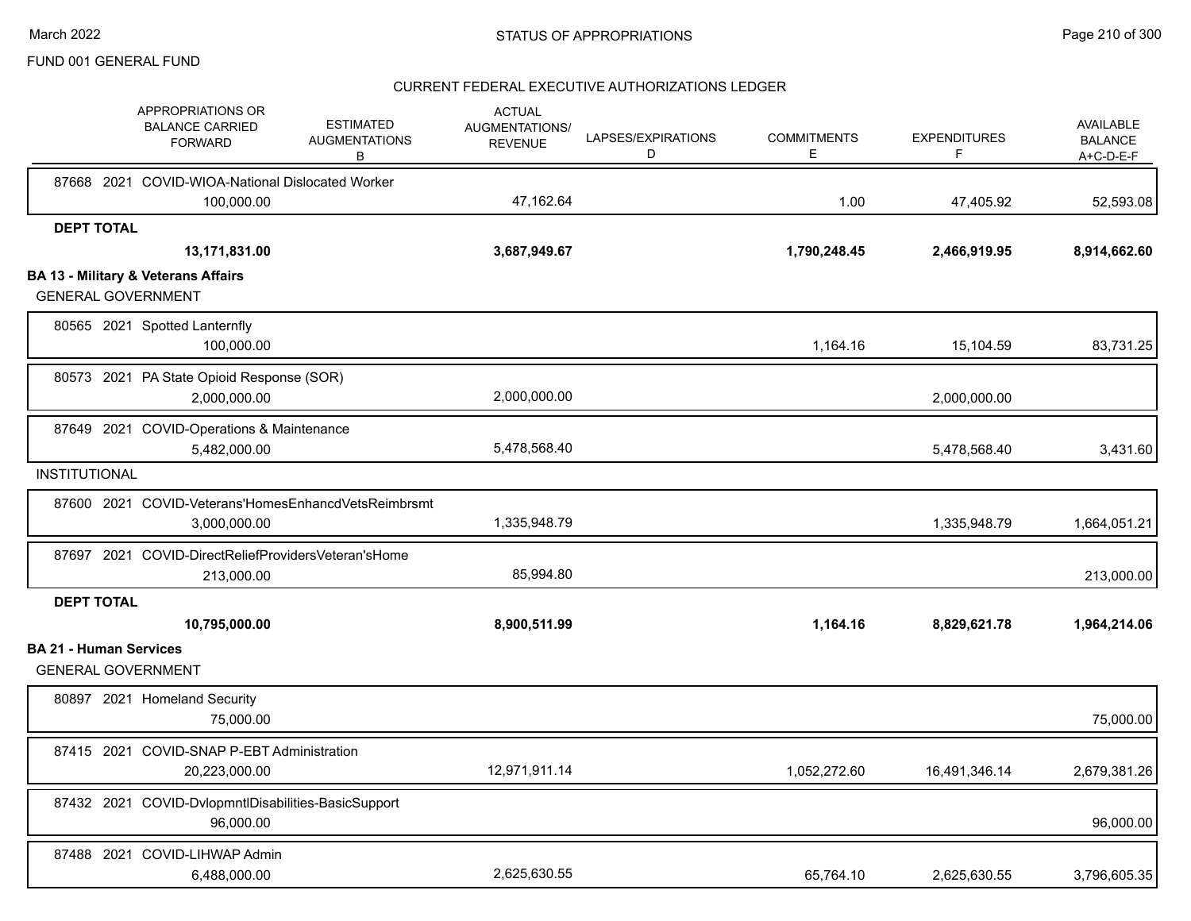FUND 001 GENERAL FUND

## STATUS OF APPROPRIATIONS

### CURRENT FEDERAL EXECUTIVE AUTHORIZATIONS LEDGER

| APPROPRIATIONS OR BALANCE CARRIED FORWARD | ESTIMATED AUGMENTATIONS B | ACTUAL AUGMENTATIONS/ REVENUE | LAPSES/EXPIRATIONS D | COMMITMENTS E | EXPENDITURES F | AVAILABLE BALANCE A+C-D-E-F |
|---|---|---|---|---|---|---|
| 87668 2021 COVID-WIOA-National Dislocated Worker | | | | | | |
| 100,000.00 | | 47,162.64 | | 1.00 | 47,405.92 | 52,593.08 |
| **DEPT TOTAL** | | | | | | |
| **13,171,831.00** | | **3,687,949.67** | | **1,790,248.45** | **2,466,919.95** | **8,914,662.60** |
| **BA 13 - Military & Veterans Affairs** | | | | | | |
| GENERAL GOVERNMENT | | | | | | |
| 80565 2021 Spotted Lanternfly | | | | | | |
| 100,000.00 | | | | 1,164.16 | 15,104.59 | 83,731.25 |
| 80573 2021 PA State Opioid Response (SOR) | | | | | | |
| 2,000,000.00 | | 2,000,000.00 | | | 2,000,000.00 | |
| 87649 2021 COVID-Operations & Maintenance | | | | | | |
| 5,482,000.00 | | 5,478,568.40 | | | 5,478,568.40 | 3,431.60 |
| INSTITUTIONAL | | | | | | |
| 87600 2021 COVID-Veterans'HomesEnhancdVetsReimbrsmt | | | | | | |
| 3,000,000.00 | | 1,335,948.79 | | | 1,335,948.79 | 1,664,051.21 |
| 87697 2021 COVID-DirectReliefProvidersVeteran'sHome | | | | | | |
| 213,000.00 | | 85,994.80 | | | | 213,000.00 |
| **DEPT TOTAL** | | | | | | |
| **10,795,000.00** | | **8,900,511.99** | | **1,164.16** | **8,829,621.78** | **1,964,214.06** |
| **BA 21 - Human Services** | | | | | | |
| GENERAL GOVERNMENT | | | | | | |
| 80897 2021 Homeland Security | | | | | | |
| 75,000.00 | | | | | | 75,000.00 |
| 87415 2021 COVID-SNAP P-EBT Administration | | | | | | |
| 20,223,000.00 | | 12,971,911.14 | | 1,052,272.60 | 16,491,346.14 | 2,679,381.26 |
| 87432 2021 COVID-DvlopmntlDisabilities-BasicSupport | | | | | | |
| 96,000.00 | | | | | | 96,000.00 |
| 87488 2021 COVID-LIHWAP Admin | | | | | | |
| 6,488,000.00 | | 2,625,630.55 | | 65,764.10 | 2,625,630.55 | 3,796,605.35 |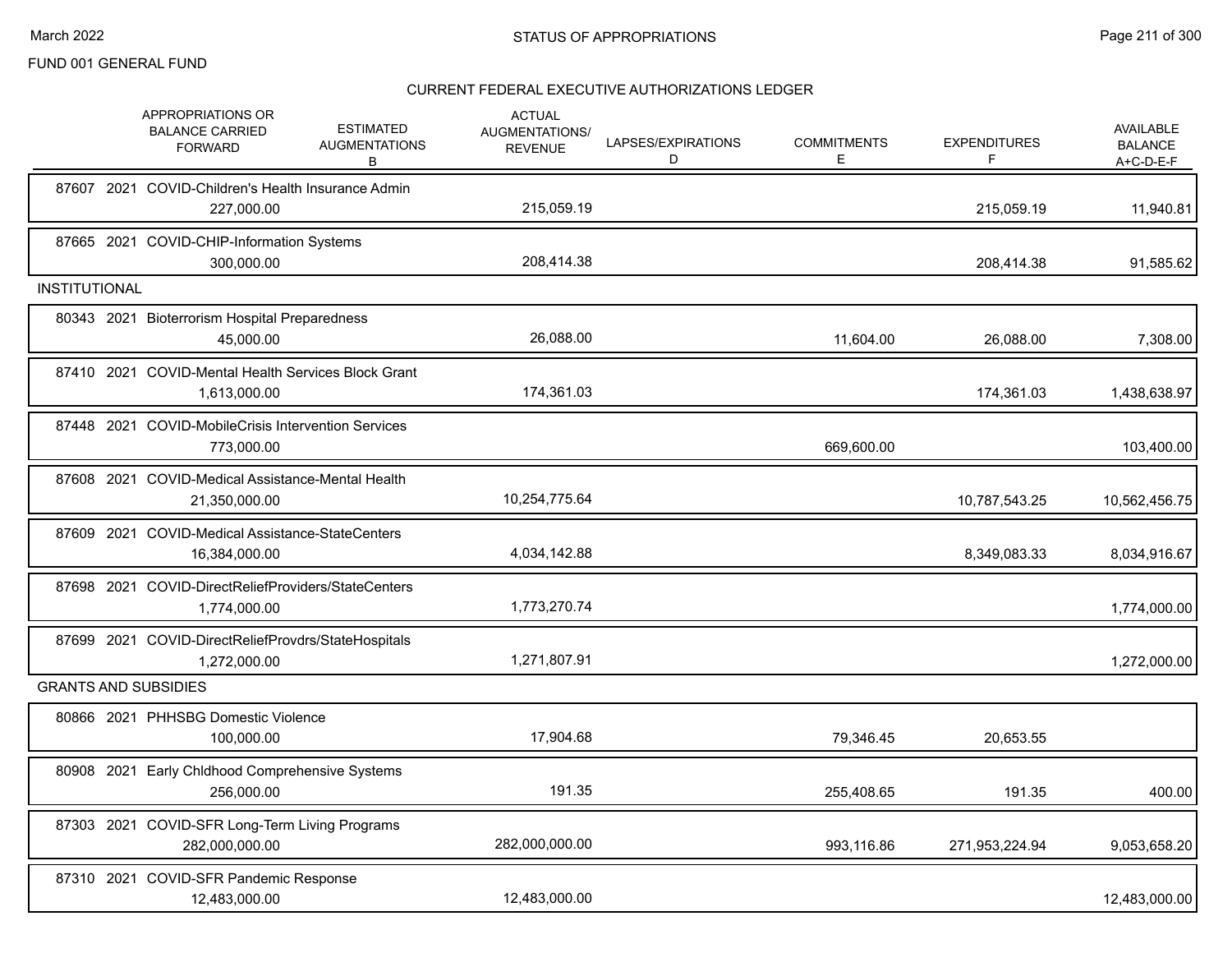FUND 001 GENERAL FUND

## STATUS OF APPROPRIATIONS

### CURRENT FEDERAL EXECUTIVE AUTHORIZATIONS LEDGER

| | APPROPRIATIONS OR BALANCE CARRIED FORWARD | ESTIMATED AUGMENTATIONS B | ACTUAL AUGMENTATIONS/ REVENUE | LAPSES/EXPIRATIONS D | COMMITMENTS E | EXPENDITURES F | AVAILABLE BALANCE A+C-D-E-F |
|---|---|---|---|---|---|---|---|
| 87607 2021 COVID-Children's Health Insurance Admin | 227,000.00 | | 215,059.19 | | | 215,059.19 | 11,940.81 |
| 87665 2021 COVID-CHIP-Information Systems | 300,000.00 | | 208,414.38 | | | 208,414.38 | 91,585.62 |
| **INSTITUTIONAL** | | | | | | | |
| 80343 2021 Bioterrorism Hospital Preparedness | 45,000.00 | | 26,088.00 | | 11,604.00 | 26,088.00 | 7,308.00 |
| 87410 2021 COVID-Mental Health Services Block Grant | 1,613,000.00 | | 174,361.03 | | | 174,361.03 | 1,438,638.97 |
| 87448 2021 COVID-MobileCrisis Intervention Services | 773,000.00 | | | | 669,600.00 | | 103,400.00 |
| 87608 2021 COVID-Medical Assistance-Mental Health | 21,350,000.00 | | 10,254,775.64 | | | 10,787,543.25 | 10,562,456.75 |
| 87609 2021 COVID-Medical Assistance-StateCenters | 16,384,000.00 | | 4,034,142.88 | | | 8,349,083.33 | 8,034,916.67 |
| 87698 2021 COVID-DirectReliefProviders/StateCenters | 1,774,000.00 | | 1,773,270.74 | | | | 1,774,000.00 |
| 87699 2021 COVID-DirectReliefProvdrs/StateHospitals | 1,272,000.00 | | 1,271,807.91 | | | | 1,272,000.00 |
| **GRANTS AND SUBSIDIES** | | | | | | | |
| 80866 2021 PHHSBG Domestic Violence | 100,000.00 | | 17,904.68 | | 79,346.45 | 20,653.55 | |
| 80908 2021 Early Chldhood Comprehensive Systems | 256,000.00 | | 191.35 | | 255,408.65 | 191.35 | 400.00 |
| 87303 2021 COVID-SFR Long-Term Living Programs | 282,000,000.00 | | 282,000,000.00 | | 993,116.86 | 271,953,224.94 | 9,053,658.20 |
| 87310 2021 COVID-SFR Pandemic Response | 12,483,000.00 | | 12,483,000.00 | | | | 12,483,000.00 |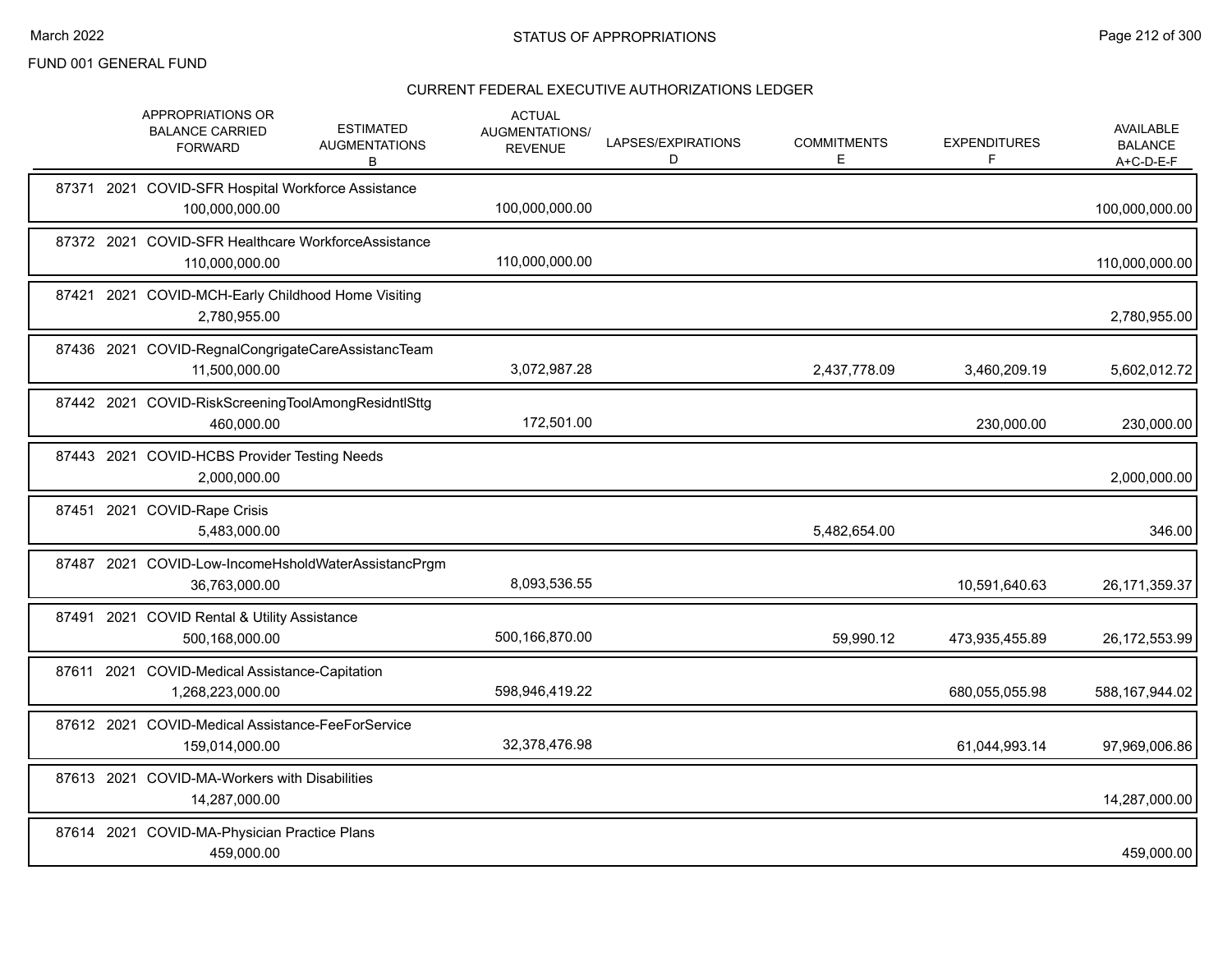FUND 001 GENERAL FUND

# STATUS OF APPROPRIATIONS

## CURRENT FEDERAL EXECUTIVE AUTHORIZATIONS LEDGER

| | APPROPRIATIONS OR BALANCE CARRIED FORWARD | ESTIMATED AUGMENTATIONS B | ACTUAL AUGMENTATIONS/ REVENUE | LAPSES/EXPIRATIONS D | COMMITMENTS E | EXPENDITURES F | AVAILABLE BALANCE A+C-D-E-F |
|---|---|---|---|---|---|---|---|
| 87371 2021 COVID-SFR Hospital Workforce Assistance | 100,000,000.00 | | 100,000,000.00 | | | | 100,000,000.00 |
| 87372 2021 COVID-SFR Healthcare WorkforceAssistance | 110,000,000.00 | | 110,000,000.00 | | | | 110,000,000.00 |
| 87421 2021 COVID-MCH-Early Childhood Home Visiting | 2,780,955.00 | | | | | | 2,780,955.00 |
| 87436 2021 COVID-RegnalCongrigateCareAssistancTeam | 11,500,000.00 | | 3,072,987.28 | | 2,437,778.09 | 3,460,209.19 | 5,602,012.72 |
| 87442 2021 COVID-RiskScreeningToolAmongResidntlSttg | 460,000.00 | | 172,501.00 | | | 230,000.00 | 230,000.00 |
| 87443 2021 COVID-HCBS Provider Testing Needs | 2,000,000.00 | | | | | | 2,000,000.00 |
| 87451 2021 COVID-Rape Crisis | 5,483,000.00 | | | | 5,482,654.00 | | 346.00 |
| 87487 2021 COVID-Low-IncomeHsholdWaterAssistancPrgm | 36,763,000.00 | | 8,093,536.55 | | | 10,591,640.63 | 26,171,359.37 |
| 87491 2021 COVID Rental & Utility Assistance | 500,168,000.00 | | 500,166,870.00 | | 59,990.12 | 473,935,455.89 | 26,172,553.99 |
| 87611 2021 COVID-Medical Assistance-Capitation | 1,268,223,000.00 | | 598,946,419.22 | | | 680,055,055.98 | 588,167,944.02 |
| 87612 2021 COVID-Medical Assistance-FeeForService | 159,014,000.00 | | 32,378,476.98 | | | 61,044,993.14 | 97,969,006.86 |
| 87613 2021 COVID-MA-Workers with Disabilities | 14,287,000.00 | | | | | | 14,287,000.00 |
| 87614 2021 COVID-MA-Physician Practice Plans | 459,000.00 | | | | | | 459,000.00 |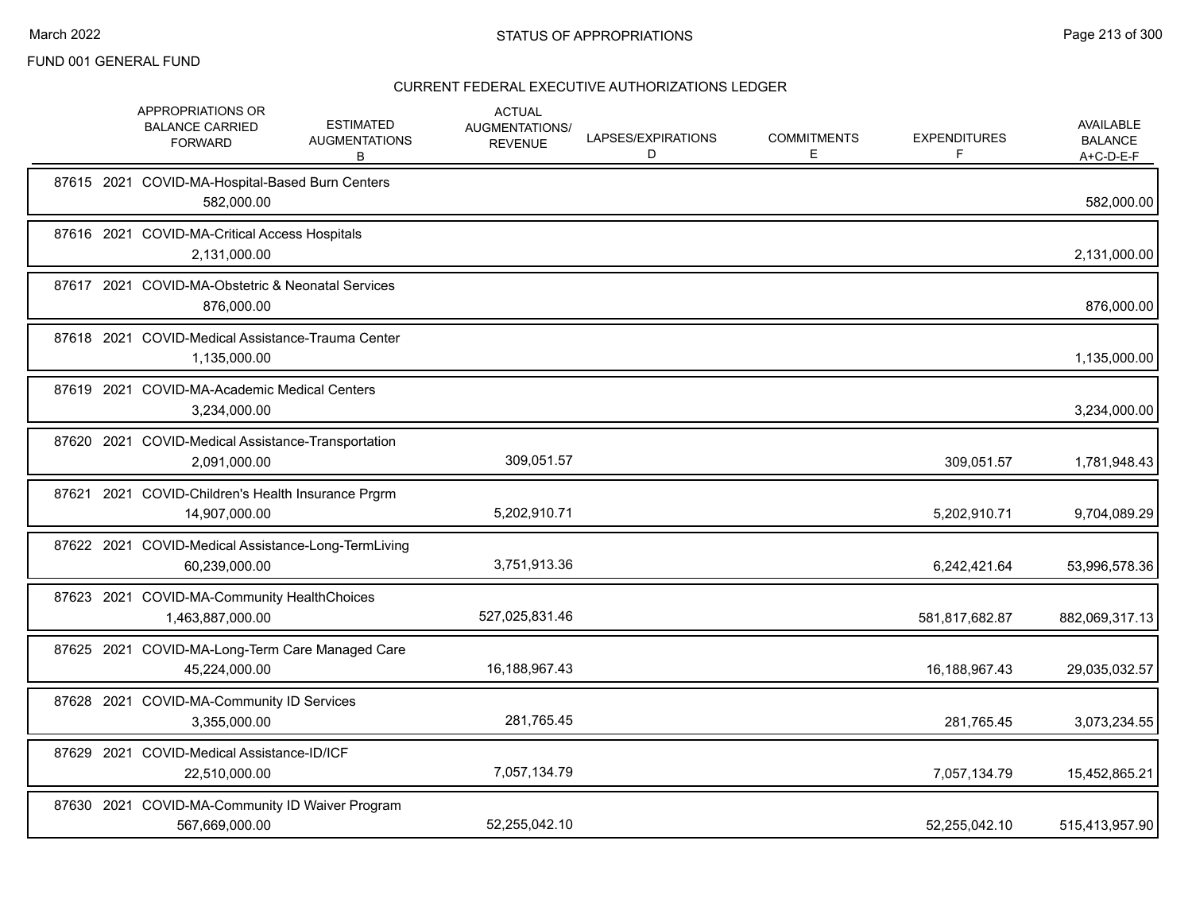FUND 001 GENERAL FUND

## STATUS OF APPROPRIATIONS

### CURRENT FEDERAL EXECUTIVE AUTHORIZATIONS LEDGER

| | APPROPRIATIONS OR BALANCE CARRIED FORWARD | ESTIMATED AUGMENTATIONS B | ACTUAL AUGMENTATIONS/ REVENUE | LAPSES/EXPIRATIONS D | COMMITMENTS E | EXPENDITURES F | AVAILABLE BALANCE A+C-D-E-F |
|---|---|---|---|---|---|---|---|
| 87615 2021 COVID-MA-Hospital-Based Burn Centers | 582,000.00 | | | | | | 582,000.00 |
| 87616 2021 COVID-MA-Critical Access Hospitals | 2,131,000.00 | | | | | | 2,131,000.00 |
| 87617 2021 COVID-MA-Obstetric & Neonatal Services | 876,000.00 | | | | | | 876,000.00 |
| 87618 2021 COVID-Medical Assistance-Trauma Center | 1,135,000.00 | | | | | | 1,135,000.00 |
| 87619 2021 COVID-MA-Academic Medical Centers | 3,234,000.00 | | | | | | 3,234,000.00 |
| 87620 2021 COVID-Medical Assistance-Transportation | 2,091,000.00 | | 309,051.57 | | | 309,051.57 | 1,781,948.43 |
| 87621 2021 COVID-Children's Health Insurance Prgrm | 14,907,000.00 | | 5,202,910.71 | | | 5,202,910.71 | 9,704,089.29 |
| 87622 2021 COVID-Medical Assistance-Long-TermLiving | 60,239,000.00 | | 3,751,913.36 | | | 6,242,421.64 | 53,996,578.36 |
| 87623 2021 COVID-MA-Community HealthChoices | 1,463,887,000.00 | | 527,025,831.46 | | | 581,817,682.87 | 882,069,317.13 |
| 87625 2021 COVID-MA-Long-Term Care Managed Care | 45,224,000.00 | | 16,188,967.43 | | | 16,188,967.43 | 29,035,032.57 |
| 87628 2021 COVID-MA-Community ID Services | 3,355,000.00 | | 281,765.45 | | | 281,765.45 | 3,073,234.55 |
| 87629 2021 COVID-Medical Assistance-ID/ICF | 22,510,000.00 | | 7,057,134.79 | | | 7,057,134.79 | 15,452,865.21 |
| 87630 2021 COVID-MA-Community ID Waiver Program | 567,669,000.00 | | 52,255,042.10 | | | 52,255,042.10 | 515,413,957.90 |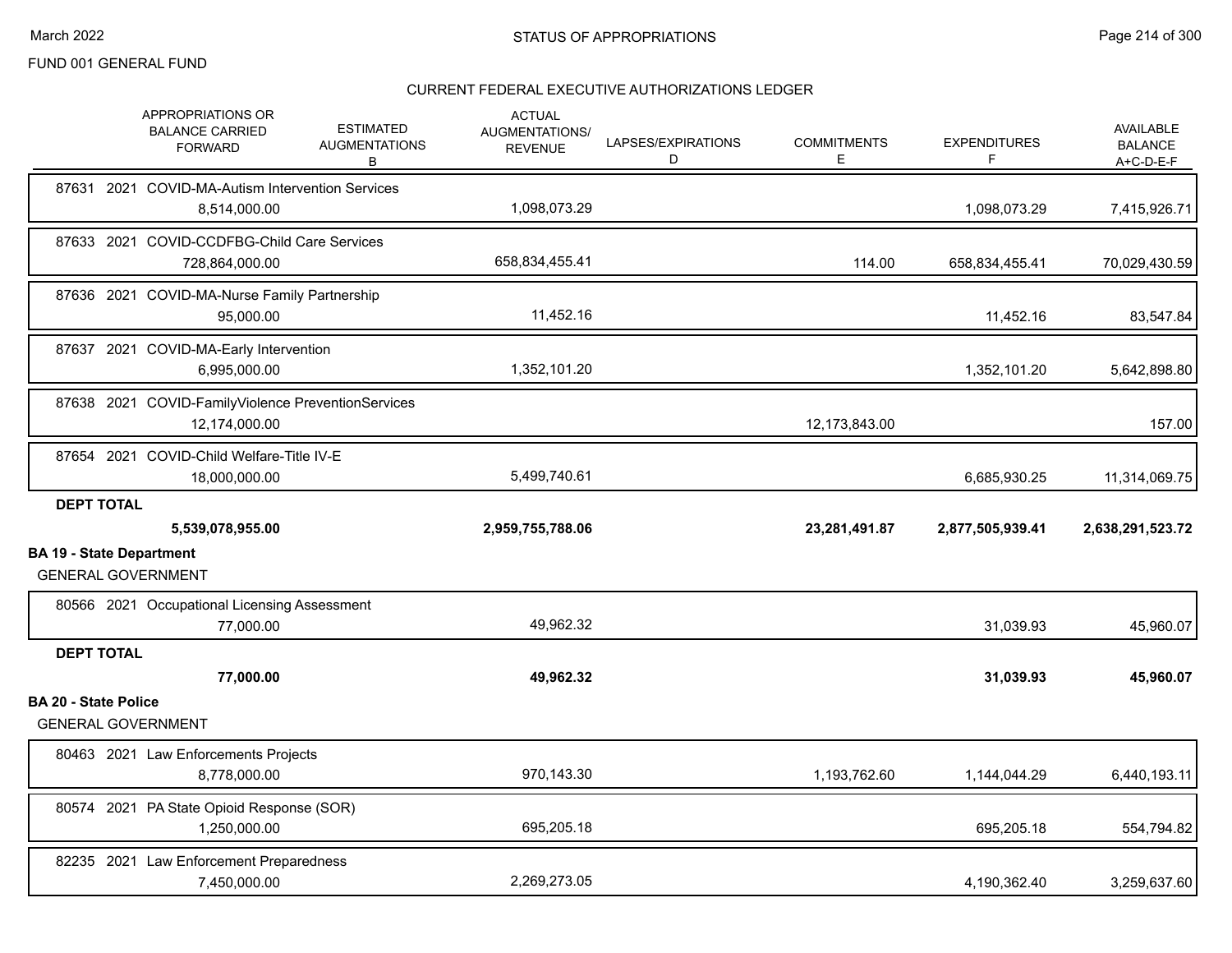FUND 001 GENERAL FUND

STATUS OF APPROPRIATIONS

CURRENT FEDERAL EXECUTIVE AUTHORIZATIONS LEDGER

| | APPROPRIATIONS OR BALANCE CARRIED FORWARD | ESTIMATED AUGMENTATIONS B | ACTUAL AUGMENTATIONS/ REVENUE | LAPSES/EXPIRATIONS D | COMMITMENTS E | EXPENDITURES F | AVAILABLE BALANCE A+C-D-E-F |
|---|---|---|---|---|---|---|---|
| 87631 2021 COVID-MA-Autism Intervention Services | 8,514,000.00 | | 1,098,073.29 | | | 1,098,073.29 | 7,415,926.71 |
| 87633 2021 COVID-CCDFBG-Child Care Services | 728,864,000.00 | | 658,834,455.41 | | 114.00 | 658,834,455.41 | 70,029,430.59 |
| 87636 2021 COVID-MA-Nurse Family Partnership | 95,000.00 | | 11,452.16 | | | 11,452.16 | 83,547.84 |
| 87637 2021 COVID-MA-Early Intervention | 6,995,000.00 | | 1,352,101.20 | | | 1,352,101.20 | 5,642,898.80 |
| 87638 2021 COVID-FamilyViolence PreventionServices | 12,174,000.00 | | | | 12,173,843.00 | | 157.00 |
| 87654 2021 COVID-Child Welfare-Title IV-E | 18,000,000.00 | | 5,499,740.61 | | | 6,685,930.25 | 11,314,069.75 |
| **DEPT TOTAL** | **5,539,078,955.00** | | **2,959,755,788.06** | | **23,281,491.87** | **2,877,505,939.41** | **2,638,291,523.72** |
| **BA 19 - State Department** | | | | | | | |
| GENERAL GOVERNMENT | | | | | | | |
| 80566 2021 Occupational Licensing Assessment | 77,000.00 | | 49,962.32 | | | 31,039.93 | 45,960.07 |
| **DEPT TOTAL** | **77,000.00** | | **49,962.32** | | | **31,039.93** | **45,960.07** |
| **BA 20 - State Police** | | | | | | | |
| GENERAL GOVERNMENT | | | | | | | |
| 80463 2021 Law Enforcements Projects | 8,778,000.00 | | 970,143.30 | | 1,193,762.60 | 1,144,044.29 | 6,440,193.11 |
| 80574 2021 PA State Opioid Response (SOR) | 1,250,000.00 | | 695,205.18 | | | 695,205.18 | 554,794.82 |
| 82235 2021 Law Enforcement Preparedness | 7,450,000.00 | | 2,269,273.05 | | | 4,190,362.40 | 3,259,637.60 |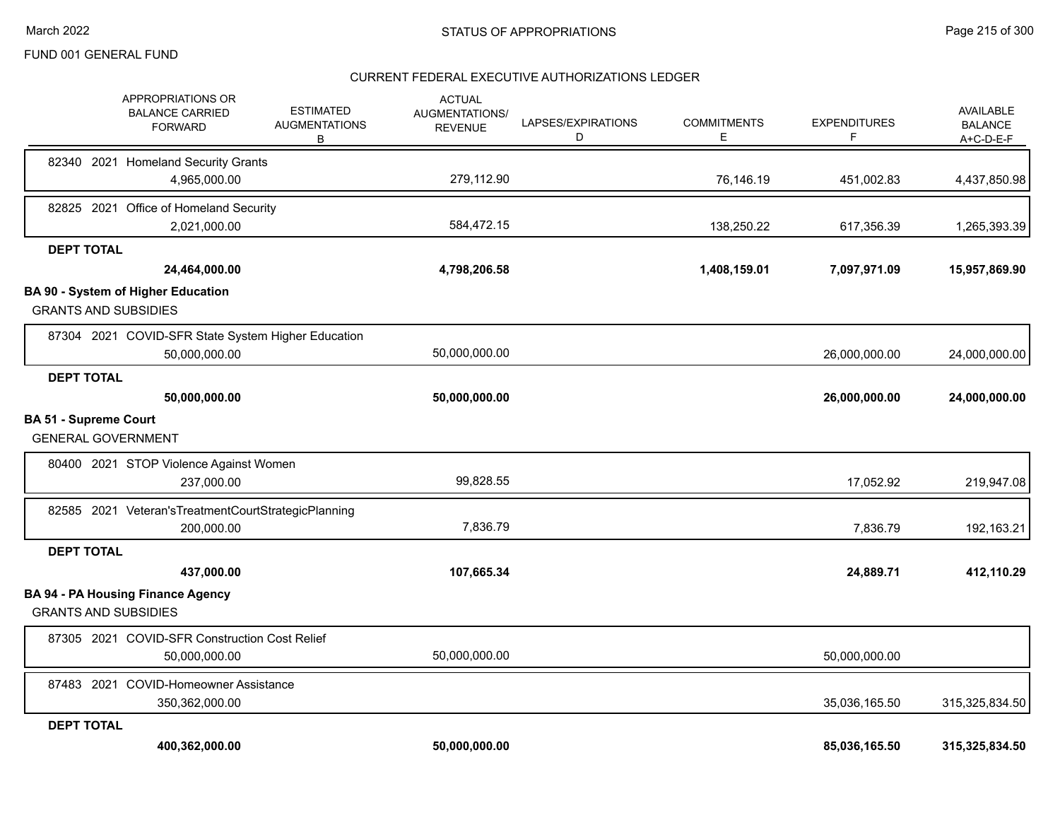FUND 001 GENERAL FUND

CURRENT FEDERAL EXECUTIVE AUTHORIZATIONS LEDGER

| APPROPRIATIONS OR BALANCE CARRIED FORWARD | ESTIMATED AUGMENTATIONS B | ACTUAL AUGMENTATIONS/ REVENUE | LAPSES/EXPIRATIONS D | COMMITMENTS E | EXPENDITURES F | AVAILABLE BALANCE A+C-D-E-F |
|---|---|---|---|---|---|---|
| 82340 2021 Homeland Security Grants | | | | | | |
| 4,965,000.00 | | 279,112.90 | | 76,146.19 | 451,002.83 | 4,437,850.98 |
| 82825 2021 Office of Homeland Security | | | | | | |
| 2,021,000.00 | | 584,472.15 | | 138,250.22 | 617,356.39 | 1,265,393.39 |
| **DEPT TOTAL** | | | | | | |
| **24,464,000.00** | | **4,798,206.58** | | **1,408,159.01** | **7,097,971.09** | **15,957,869.90** |
| **BA 90 - System of Higher Education** | | | | | | |
| GRANTS AND SUBSIDIES | | | | | | |
| 87304 2021 COVID-SFR State System Higher Education | | | | | | |
| 50,000,000.00 | | 50,000,000.00 | | | 26,000,000.00 | 24,000,000.00 |
| **DEPT TOTAL** | | | | | | |
| **50,000,000.00** | | **50,000,000.00** | | | **26,000,000.00** | **24,000,000.00** |
| **BA 51 - Supreme Court** | | | | | | |
| GENERAL GOVERNMENT | | | | | | |
| 80400 2021 STOP Violence Against Women | | | | | | |
| 237,000.00 | | 99,828.55 | | | 17,052.92 | 219,947.08 |
| 82585 2021 Veteran'sTreatmentCourtStrategicPlanning | | | | | | |
| 200,000.00 | | 7,836.79 | | | 7,836.79 | 192,163.21 |
| **DEPT TOTAL** | | | | | | |
| **437,000.00** | | **107,665.34** | | | **24,889.71** | **412,110.29** |
| **BA 94 - PA Housing Finance Agency** | | | | | | |
| GRANTS AND SUBSIDIES | | | | | | |
| 87305 2021 COVID-SFR Construction Cost Relief | | | | | | |
| 50,000,000.00 | | 50,000,000.00 | | | 50,000,000.00 | |
| 87483 2021 COVID-Homeowner Assistance | | | | | | |
| 350,362,000.00 | | | | | 35,036,165.50 | 315,325,834.50 |
| **DEPT TOTAL** | | | | | | |
| **400,362,000.00** | | **50,000,000.00** | | | **85,036,165.50** | **315,325,834.50** |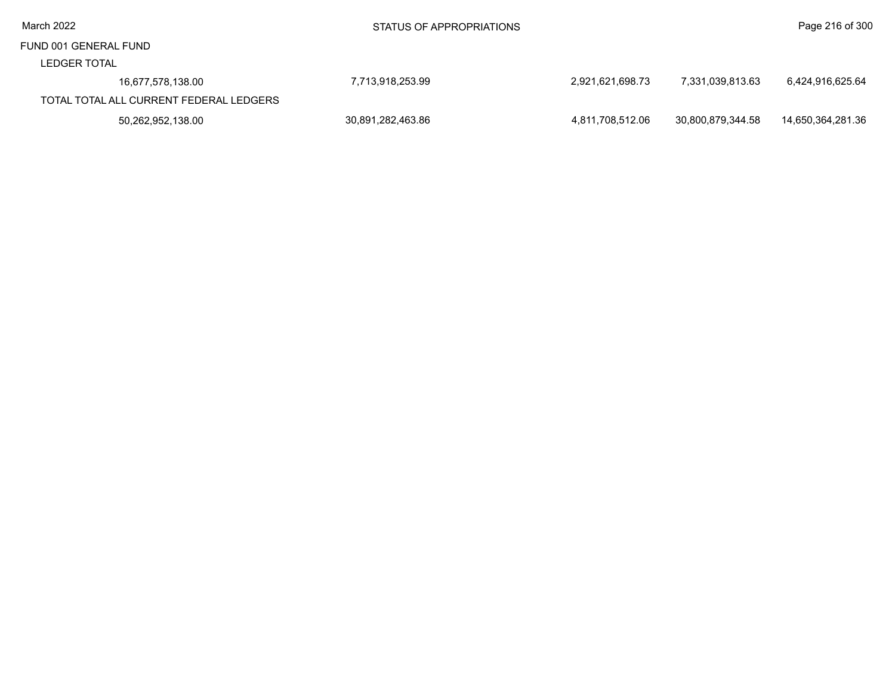FUND 001 GENERAL FUND

LEDGER TOTAL

| | | | | | |
|---|---|---|---|---|---|
| 16,677,578,138.00 | 7,713,918,253.99 | | 2,921,621,698.73 | 7,331,039,813.63 | 6,424,916,625.64 |

TOTAL TOTAL ALL CURRENT FEDERAL LEDGERS

| | | | | | |
|---|---|---|---|---|---|
| 50,262,952,138.00 | 30,891,282,463.86 | | 4,811,708,512.06 | 30,800,879,344.58 | 14,650,364,281.36 |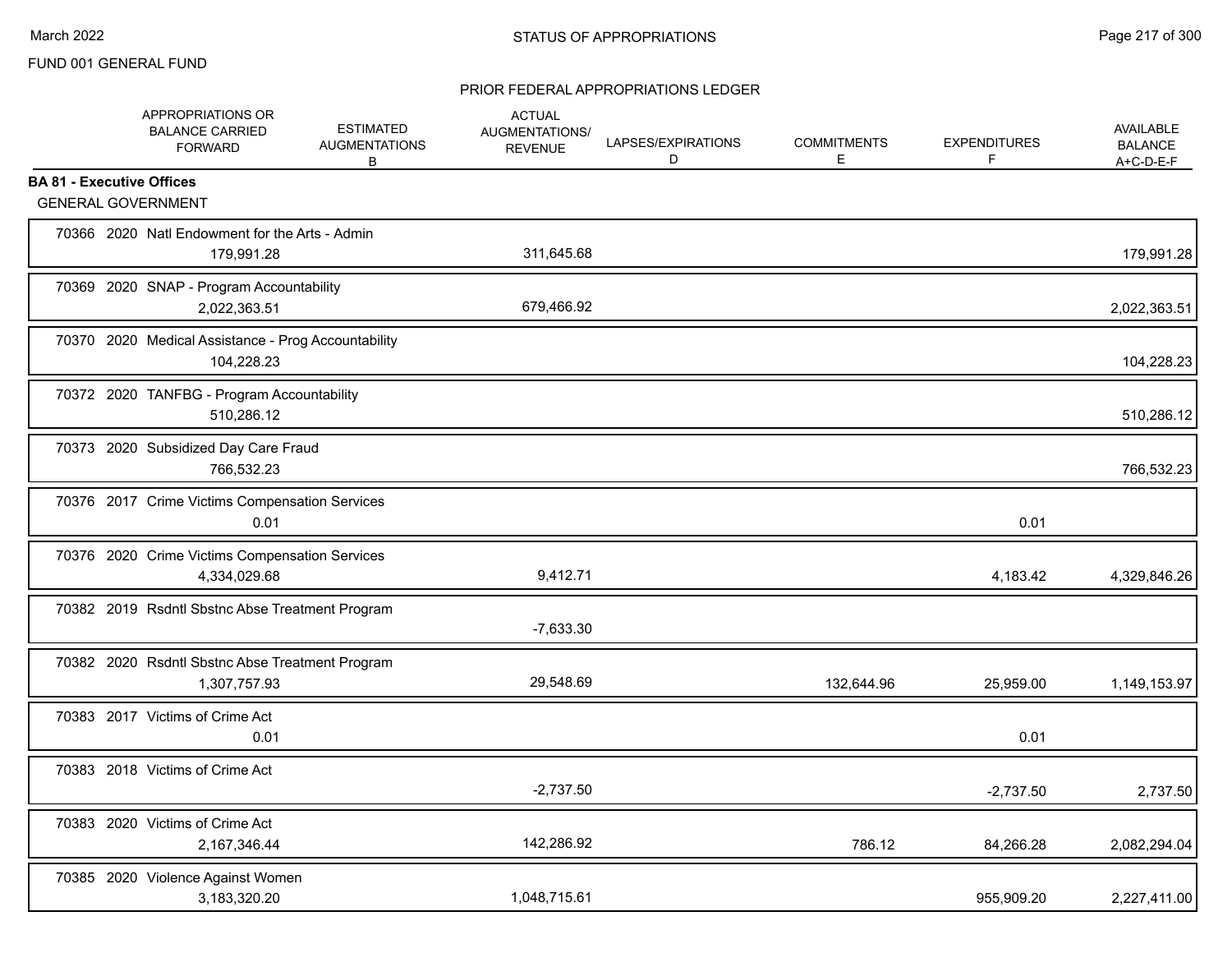FUND 001 GENERAL FUND

PRIOR FEDERAL APPROPRIATIONS LEDGER

## BA 81 - Executive Offices

GENERAL GOVERNMENT

| | APPROPRIATIONS OR BALANCE CARRIED FORWARD | ESTIMATED AUGMENTATIONS B | ACTUAL AUGMENTATIONS/ REVENUE | LAPSES/EXPIRATIONS D | COMMITMENTS E | EXPENDITURES F | AVAILABLE BALANCE A+C-D-E-F |
|---|---|---|---|---|---|---|---|
| 70366 2020 Natl Endowment for the Arts - Admin | 179,991.28 | | 311,645.68 | | | | 179,991.28 |
| 70369 2020 SNAP - Program Accountability | 2,022,363.51 | | 679,466.92 | | | | 2,022,363.51 |
| 70370 2020 Medical Assistance - Prog Accountability | 104,228.23 | | | | | | 104,228.23 |
| 70372 2020 TANFBG - Program Accountability | 510,286.12 | | | | | | 510,286.12 |
| 70373 2020 Subsidized Day Care Fraud | 766,532.23 | | | | | | 766,532.23 |
| 70376 2017 Crime Victims Compensation Services | 0.01 | | | | | 0.01 | |
| 70376 2020 Crime Victims Compensation Services | 4,334,029.68 | | 9,412.71 | | | 4,183.42 | 4,329,846.26 |
| 70382 2019 Rsdntl Sbstnc Abse Treatment Program | | | -7,633.30 | | | | |
| 70382 2020 Rsdntl Sbstnc Abse Treatment Program | 1,307,757.93 | | 29,548.69 | | 132,644.96 | 25,959.00 | 1,149,153.97 |
| 70383 2017 Victims of Crime Act | 0.01 | | | | | 0.01 | |
| 70383 2018 Victims of Crime Act | | | -2,737.50 | | | -2,737.50 | 2,737.50 |
| 70383 2020 Victims of Crime Act | 2,167,346.44 | | 142,286.92 | | 786.12 | 84,266.28 | 2,082,294.04 |
| 70385 2020 Violence Against Women | 3,183,320.20 | | 1,048,715.61 | | | 955,909.20 | 2,227,411.00 |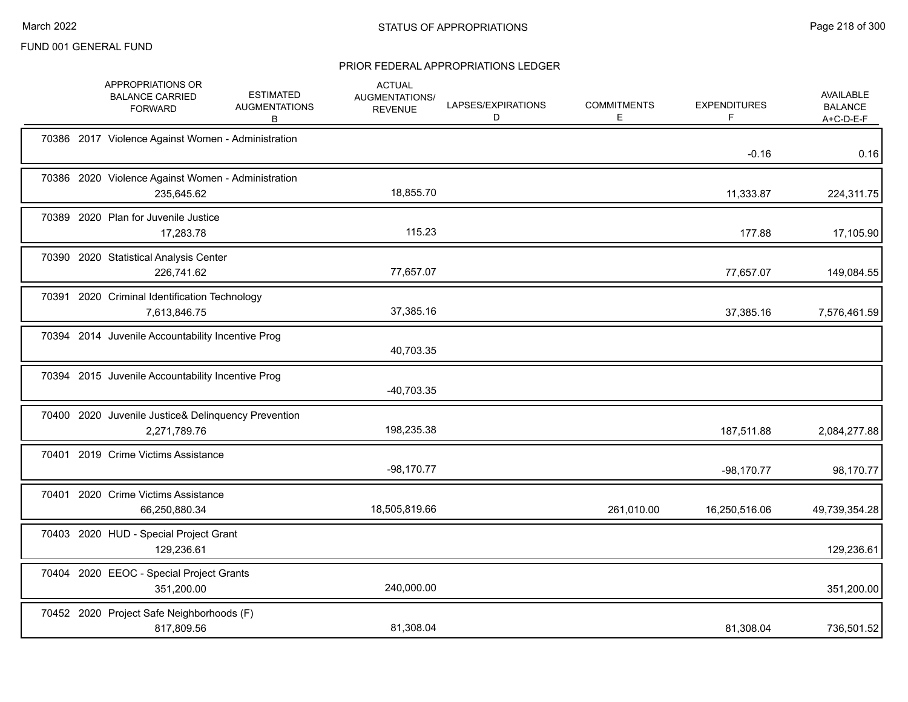FUND 001 GENERAL FUND

## STATUS OF APPROPRIATIONS

### PRIOR FEDERAL APPROPRIATIONS LEDGER

| | APPROPRIATIONS OR BALANCE CARRIED FORWARD | ESTIMATED AUGMENTATIONS B | ACTUAL AUGMENTATIONS/ REVENUE | LAPSES/EXPIRATIONS D | COMMITMENTS E | EXPENDITURES F | AVAILABLE BALANCE A+C-D-E-F |
|---|---|---|---|---|---|---|---|
| 70386 2017 Violence Against Women - Administration | | | | | | -0.16 | 0.16 |
| 70386 2020 Violence Against Women - Administration | 235,645.62 | | 18,855.70 | | | 11,333.87 | 224,311.75 |
| 70389 2020 Plan for Juvenile Justice | 17,283.78 | | 115.23 | | | 177.88 | 17,105.90 |
| 70390 2020 Statistical Analysis Center | 226,741.62 | | 77,657.07 | | | 77,657.07 | 149,084.55 |
| 70391 2020 Criminal Identification Technology | 7,613,846.75 | | 37,385.16 | | | 37,385.16 | 7,576,461.59 |
| 70394 2014 Juvenile Accountability Incentive Prog | | | 40,703.35 | | | | |
| 70394 2015 Juvenile Accountability Incentive Prog | | | -40,703.35 | | | | |
| 70400 2020 Juvenile Justice& Delinquency Prevention | 2,271,789.76 | | 198,235.38 | | | 187,511.88 | 2,084,277.88 |
| 70401 2019 Crime Victims Assistance | | | -98,170.77 | | | -98,170.77 | 98,170.77 |
| 70401 2020 Crime Victims Assistance | 66,250,880.34 | | 18,505,819.66 | | 261,010.00 | 16,250,516.06 | 49,739,354.28 |
| 70403 2020 HUD - Special Project Grant | 129,236.61 | | | | | | 129,236.61 |
| 70404 2020 EEOC - Special Project Grants | 351,200.00 | | 240,000.00 | | | | 351,200.00 |
| 70452 2020 Project Safe Neighborhoods (F) | 817,809.56 | | 81,308.04 | | | 81,308.04 | 736,501.52 |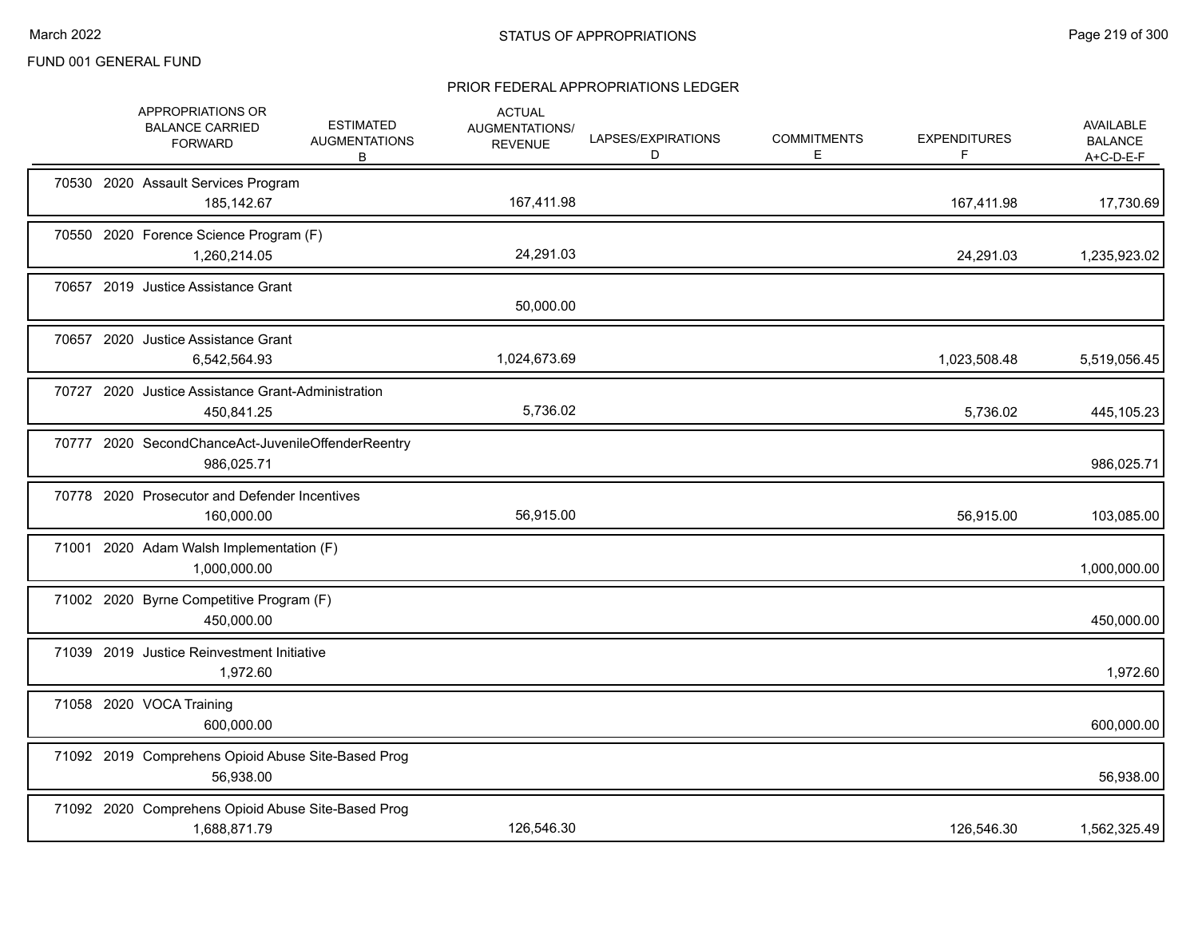FUND 001 GENERAL FUND

## STATUS OF APPROPRIATIONS

### PRIOR FEDERAL APPROPRIATIONS LEDGER

| | APPROPRIATIONS OR BALANCE CARRIED FORWARD | ESTIMATED AUGMENTATIONS B | ACTUAL AUGMENTATIONS/ REVENUE | LAPSES/EXPIRATIONS D | COMMITMENTS E | EXPENDITURES F | AVAILABLE BALANCE A+C-D-E-F |
|---|---|---|---|---|---|---|---|
| 70530 2020 Assault Services Program | 185,142.67 | | 167,411.98 | | | 167,411.98 | 17,730.69 |
| 70550 2020 Forence Science Program (F) | 1,260,214.05 | | 24,291.03 | | | 24,291.03 | 1,235,923.02 |
| 70657 2019 Justice Assistance Grant | | | 50,000.00 | | | | |
| 70657 2020 Justice Assistance Grant | 6,542,564.93 | | 1,024,673.69 | | | 1,023,508.48 | 5,519,056.45 |
| 70727 2020 Justice Assistance Grant-Administration | 450,841.25 | | 5,736.02 | | | 5,736.02 | 445,105.23 |
| 70777 2020 SecondChanceAct-JuvenileOffenderReentry | 986,025.71 | | | | | | 986,025.71 |
| 70778 2020 Prosecutor and Defender Incentives | 160,000.00 | | 56,915.00 | | | 56,915.00 | 103,085.00 |
| 71001 2020 Adam Walsh Implementation (F) | 1,000,000.00 | | | | | | 1,000,000.00 |
| 71002 2020 Byrne Competitive Program (F) | 450,000.00 | | | | | | 450,000.00 |
| 71039 2019 Justice Reinvestment Initiative | 1,972.60 | | | | | | 1,972.60 |
| 71058 2020 VOCA Training | 600,000.00 | | | | | | 600,000.00 |
| 71092 2019 Comprehens Opioid Abuse Site-Based Prog | 56,938.00 | | | | | | 56,938.00 |
| 71092 2020 Comprehens Opioid Abuse Site-Based Prog | 1,688,871.79 | | 126,546.30 | | | 126,546.30 | 1,562,325.49 |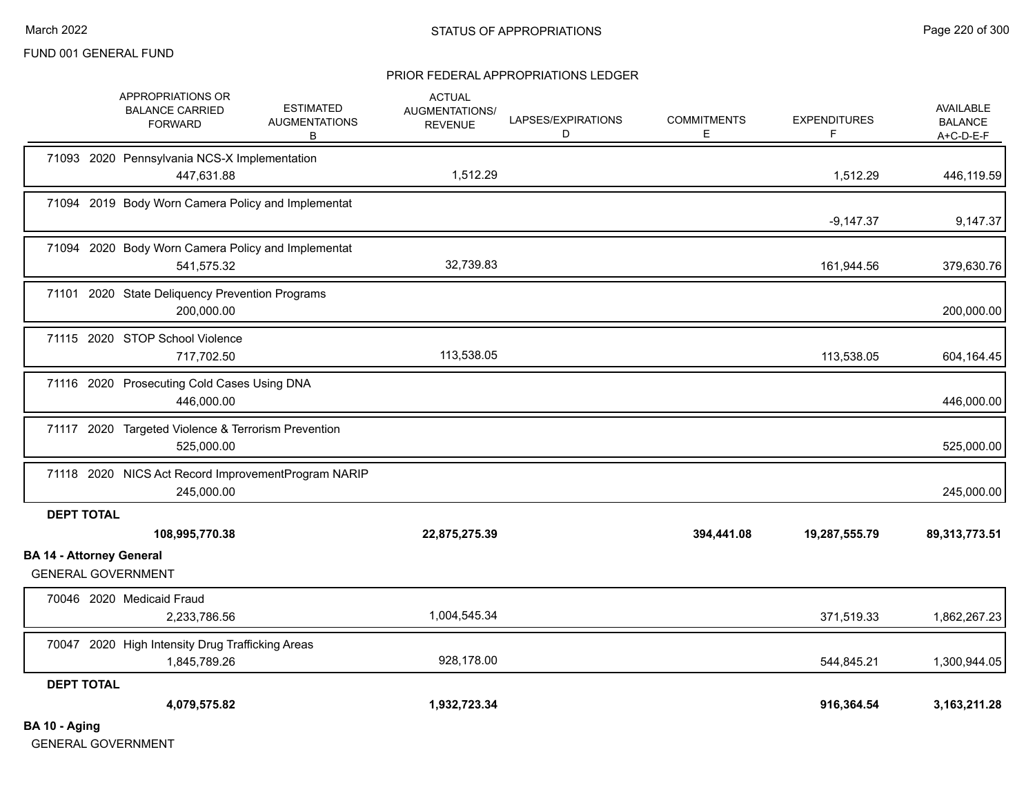## STATUS OF APPROPRIATIONS

FUND 001 GENERAL FUND

### PRIOR FEDERAL APPROPRIATIONS LEDGER

| | APPROPRIATIONS OR BALANCE CARRIED FORWARD | ESTIMATED AUGMENTATIONS B | ACTUAL AUGMENTATIONS/ REVENUE | LAPSES/EXPIRATIONS D | COMMITMENTS E | EXPENDITURES F | AVAILABLE BALANCE A+C-D-E-F |
|---|---|---|---|---|---|---|---|
| 71093 2020 Pennsylvania NCS-X Implementation | 447,631.88 | | 1,512.29 | | | 1,512.29 | 446,119.59 |
| 71094 2019 Body Worn Camera Policy and Implementat | | | | | | -9,147.37 | 9,147.37 |
| 71094 2020 Body Worn Camera Policy and Implementat | 541,575.32 | | 32,739.83 | | | 161,944.56 | 379,630.76 |
| 71101 2020 State Deliquency Prevention Programs | 200,000.00 | | | | | | 200,000.00 |
| 71115 2020 STOP School Violence | 717,702.50 | | 113,538.05 | | | 113,538.05 | 604,164.45 |
| 71116 2020 Prosecuting Cold Cases Using DNA | 446,000.00 | | | | | | 446,000.00 |
| 71117 2020 Targeted Violence & Terrorism Prevention | 525,000.00 | | | | | | 525,000.00 |
| 71118 2020 NICS Act Record ImprovementProgram NARIP | 245,000.00 | | | | | | 245,000.00 |
| **DEPT TOTAL** | **108,995,770.38** | | **22,875,275.39** | | **394,441.08** | **19,287,555.79** | **89,313,773.51** |

**BA 14 - Attorney General**

GENERAL GOVERNMENT

| | APPROPRIATIONS OR BALANCE CARRIED FORWARD | ESTIMATED AUGMENTATIONS B | ACTUAL AUGMENTATIONS/ REVENUE | LAPSES/EXPIRATIONS D | COMMITMENTS E | EXPENDITURES F | AVAILABLE BALANCE A+C-D-E-F |
|---|---|---|---|---|---|---|---|
| 70046 2020 Medicaid Fraud | 2,233,786.56 | | 1,004,545.34 | | | 371,519.33 | 1,862,267.23 |
| 70047 2020 High Intensity Drug Trafficking Areas | 1,845,789.26 | | 928,178.00 | | | 544,845.21 | 1,300,944.05 |
| **DEPT TOTAL** | **4,079,575.82** | | **1,932,723.34** | | | **916,364.54** | **3,163,211.28** |

**BA 10 - Aging**

GENERAL GOVERNMENT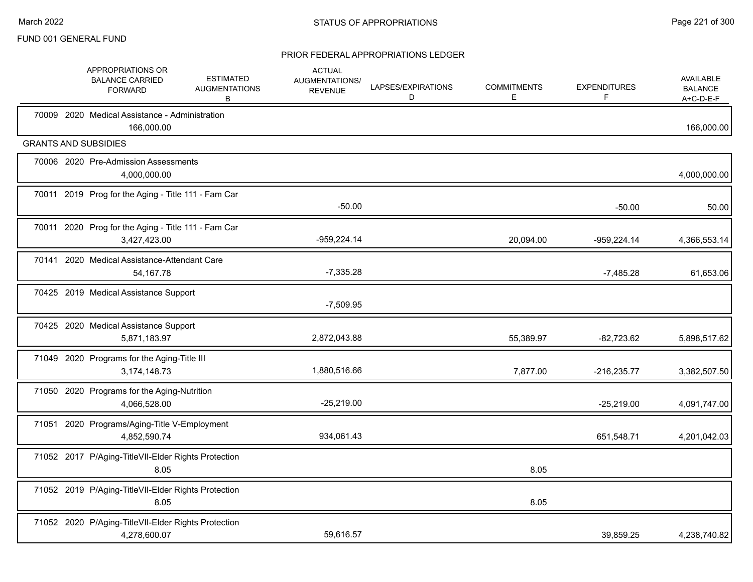FUND 001 GENERAL FUND

## STATUS OF APPROPRIATIONS

### PRIOR FEDERAL APPROPRIATIONS LEDGER

| | APPROPRIATIONS OR BALANCE CARRIED FORWARD | ESTIMATED AUGMENTATIONS B | ACTUAL AUGMENTATIONS/ REVENUE | LAPSES/EXPIRATIONS D | COMMITMENTS E | EXPENDITURES F | AVAILABLE BALANCE A+C-D-E-F |
|---|---|---|---|---|---|---|---|
| 70009 2020 Medical Assistance - Administration | 166,000.00 | | | | | | 166,000.00 |
| **GRANTS AND SUBSIDIES** | | | | | | | |
| 70006 2020 Pre-Admission Assessments | 4,000,000.00 | | | | | | 4,000,000.00 |
| 70011 2019 Prog for the Aging - Title 111 - Fam Car | | | -50.00 | | | -50.00 | 50.00 |
| 70011 2020 Prog for the Aging - Title 111 - Fam Car | 3,427,423.00 | | -959,224.14 | | 20,094.00 | -959,224.14 | 4,366,553.14 |
| 70141 2020 Medical Assistance-Attendant Care | 54,167.78 | | -7,335.28 | | | -7,485.28 | 61,653.06 |
| 70425 2019 Medical Assistance Support | | | -7,509.95 | | | | |
| 70425 2020 Medical Assistance Support | 5,871,183.97 | | 2,872,043.88 | | 55,389.97 | -82,723.62 | 5,898,517.62 |
| 71049 2020 Programs for the Aging-Title III | 3,174,148.73 | | 1,880,516.66 | | 7,877.00 | -216,235.77 | 3,382,507.50 |
| 71050 2020 Programs for the Aging-Nutrition | 4,066,528.00 | | -25,219.00 | | | -25,219.00 | 4,091,747.00 |
| 71051 2020 Programs/Aging-Title V-Employment | 4,852,590.74 | | 934,061.43 | | | 651,548.71 | 4,201,042.03 |
| 71052 2017 P/Aging-TitleVII-Elder Rights Protection | 8.05 | | | | 8.05 | | |
| 71052 2019 P/Aging-TitleVII-Elder Rights Protection | 8.05 | | | | 8.05 | | |
| 71052 2020 P/Aging-TitleVII-Elder Rights Protection | 4,278,600.07 | | 59,616.57 | | | 39,859.25 | 4,238,740.82 |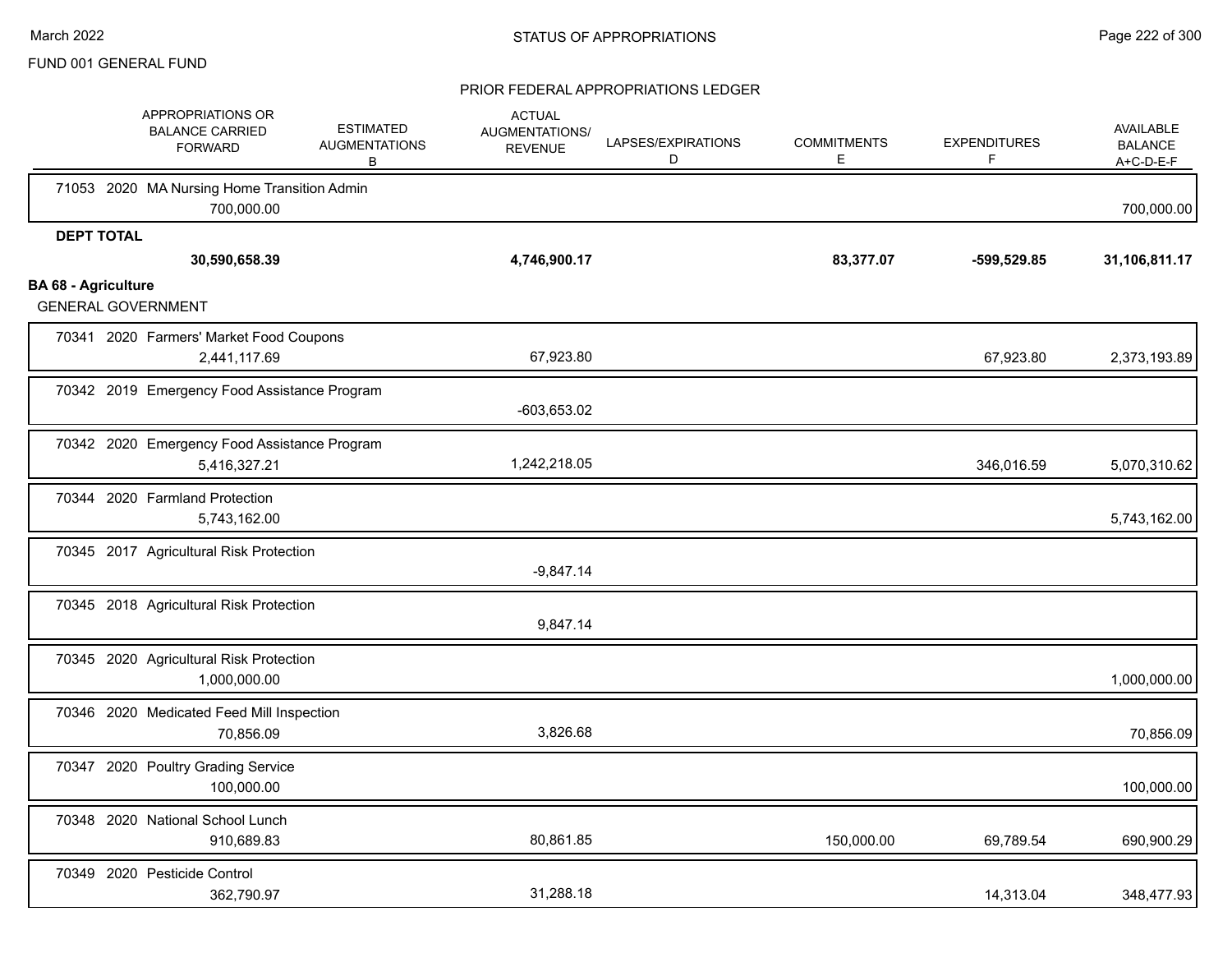FUND 001 GENERAL FUND

## STATUS OF APPROPRIATIONS

### PRIOR FEDERAL APPROPRIATIONS LEDGER

| | APPROPRIATIONS OR BALANCE CARRIED FORWARD | ESTIMATED AUGMENTATIONS B | ACTUAL AUGMENTATIONS/ REVENUE | LAPSES/EXPIRATIONS D | COMMITMENTS E | EXPENDITURES F | AVAILABLE BALANCE A+C-D-E-F |
|---|---|---|---|---|---|---|---|
| 71053 2020 MA Nursing Home Transition Admin | 700,000.00 | | | | | | 700,000.00 |
| **DEPT TOTAL** | **30,590,658.39** | | **4,746,900.17** | | **83,377.07** | **-599,529.85** | **31,106,811.17** |

**BA 68 - Agriculture**

GENERAL GOVERNMENT

| | APPROPRIATIONS OR BALANCE CARRIED FORWARD | ESTIMATED AUGMENTATIONS B | ACTUAL AUGMENTATIONS/ REVENUE | LAPSES/EXPIRATIONS D | COMMITMENTS E | EXPENDITURES F | AVAILABLE BALANCE A+C-D-E-F |
|---|---|---|---|---|---|---|---|
| 70341 2020 Farmers' Market Food Coupons | 2,441,117.69 | | 67,923.80 | | | 67,923.80 | 2,373,193.89 |
| 70342 2019 Emergency Food Assistance Program | | | -603,653.02 | | | | |
| 70342 2020 Emergency Food Assistance Program | 5,416,327.21 | | 1,242,218.05 | | | 346,016.59 | 5,070,310.62 |
| 70344 2020 Farmland Protection | 5,743,162.00 | | | | | | 5,743,162.00 |
| 70345 2017 Agricultural Risk Protection | | | -9,847.14 | | | | |
| 70345 2018 Agricultural Risk Protection | | | 9,847.14 | | | | |
| 70345 2020 Agricultural Risk Protection | 1,000,000.00 | | | | | | 1,000,000.00 |
| 70346 2020 Medicated Feed Mill Inspection | 70,856.09 | | 3,826.68 | | | | 70,856.09 |
| 70347 2020 Poultry Grading Service | 100,000.00 | | | | | | 100,000.00 |
| 70348 2020 National School Lunch | 910,689.83 | | 80,861.85 | | 150,000.00 | 69,789.54 | 690,900.29 |
| 70349 2020 Pesticide Control | 362,790.97 | | 31,288.18 | | | 14,313.04 | 348,477.93 |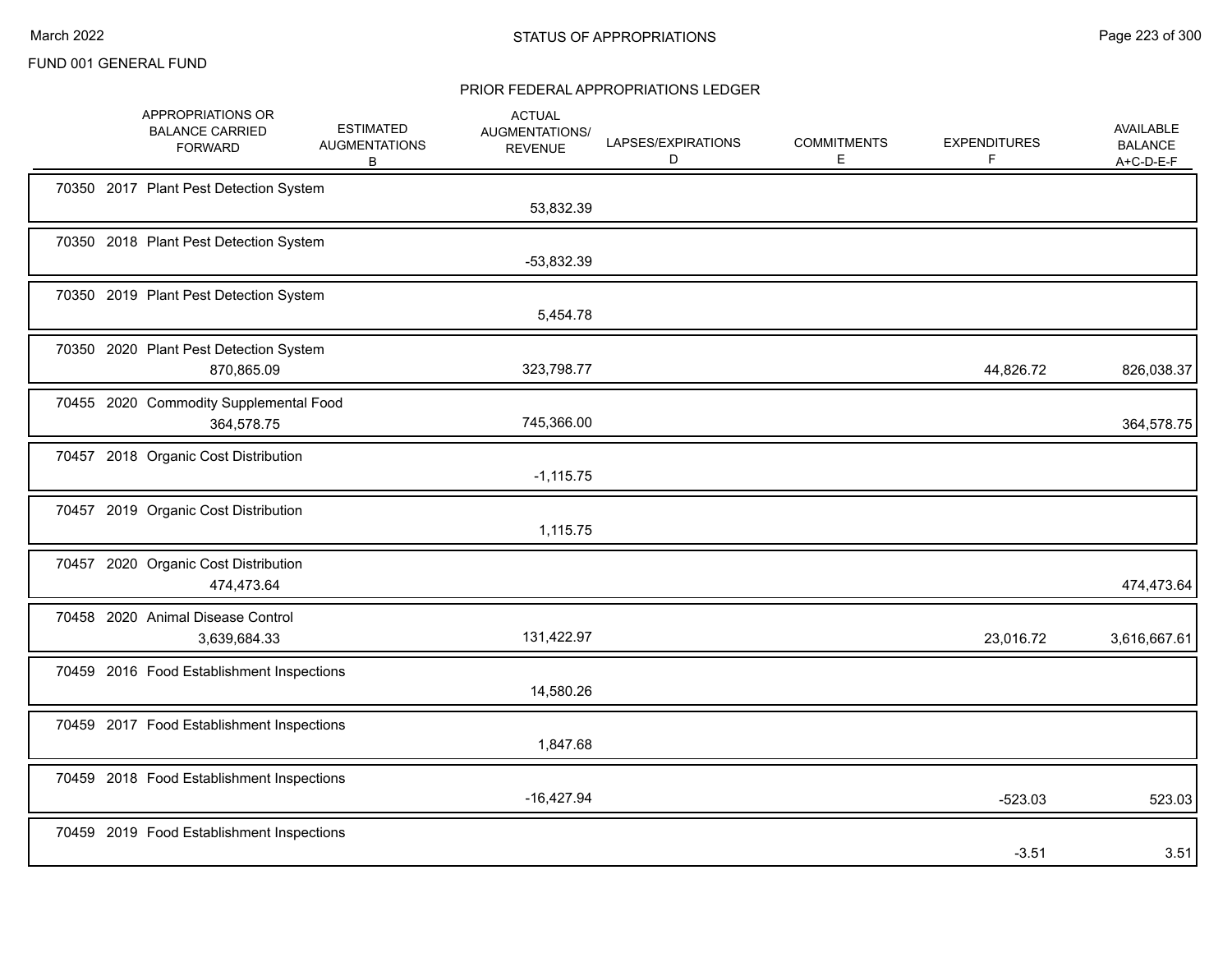FUND 001 GENERAL FUND

## STATUS OF APPROPRIATIONS

### PRIOR FEDERAL APPROPRIATIONS LEDGER

| | APPROPRIATIONS OR BALANCE CARRIED FORWARD | ESTIMATED AUGMENTATIONS B | ACTUAL AUGMENTATIONS/ REVENUE | LAPSES/EXPIRATIONS D | COMMITMENTS E | EXPENDITURES F | AVAILABLE BALANCE A+C-D-E-F |
|---|---|---|---|---|---|---|---|
| 70350 2017 Plant Pest Detection System | | | 53,832.39 | | | | |
| 70350 2018 Plant Pest Detection System | | | -53,832.39 | | | | |
| 70350 2019 Plant Pest Detection System | | | 5,454.78 | | | | |
| 70350 2020 Plant Pest Detection System | 870,865.09 | | 323,798.77 | | | 44,826.72 | 826,038.37 |
| 70455 2020 Commodity Supplemental Food | 364,578.75 | | 745,366.00 | | | | 364,578.75 |
| 70457 2018 Organic Cost Distribution | | | -1,115.75 | | | | |
| 70457 2019 Organic Cost Distribution | | | 1,115.75 | | | | |
| 70457 2020 Organic Cost Distribution | 474,473.64 | | | | | | 474,473.64 |
| 70458 2020 Animal Disease Control | 3,639,684.33 | | 131,422.97 | | | 23,016.72 | 3,616,667.61 |
| 70459 2016 Food Establishment Inspections | | | 14,580.26 | | | | |
| 70459 2017 Food Establishment Inspections | | | 1,847.68 | | | | |
| 70459 2018 Food Establishment Inspections | | | -16,427.94 | | | -523.03 | 523.03 |
| 70459 2019 Food Establishment Inspections | | | | | | -3.51 | 3.51 |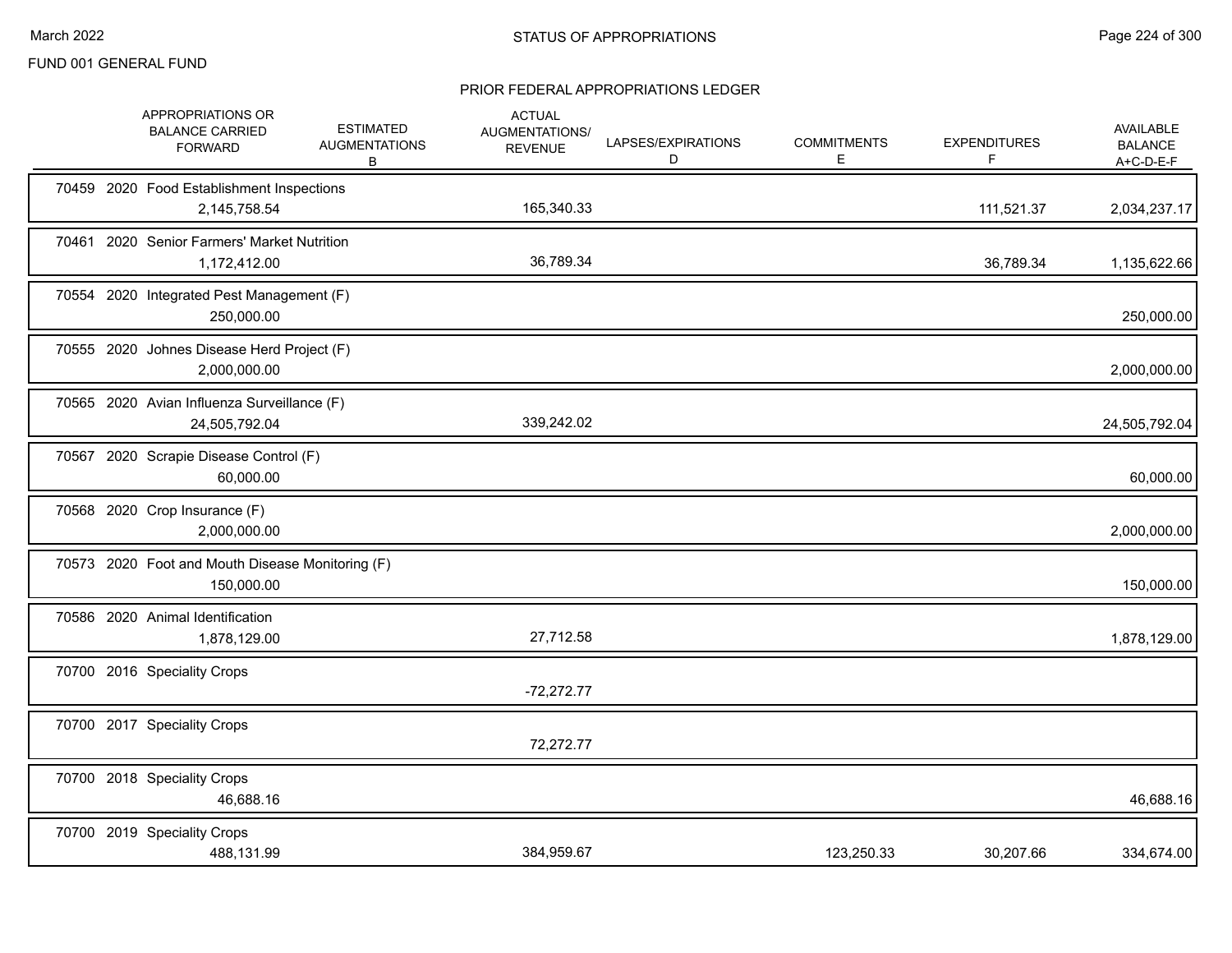FUND 001 GENERAL FUND

## STATUS OF APPROPRIATIONS

### PRIOR FEDERAL APPROPRIATIONS LEDGER

| | APPROPRIATIONS OR BALANCE CARRIED FORWARD | ESTIMATED AUGMENTATIONS B | ACTUAL AUGMENTATIONS/ REVENUE | LAPSES/EXPIRATIONS D | COMMITMENTS E | EXPENDITURES F | AVAILABLE BALANCE A+C-D-E-F |
|---|---|---|---|---|---|---|---|
| 70459 2020 Food Establishment Inspections | 2,145,758.54 | | 165,340.33 | | | 111,521.37 | 2,034,237.17 |
| 70461 2020 Senior Farmers' Market Nutrition | 1,172,412.00 | | 36,789.34 | | | 36,789.34 | 1,135,622.66 |
| 70554 2020 Integrated Pest Management (F) | 250,000.00 | | | | | | 250,000.00 |
| 70555 2020 Johnes Disease Herd Project (F) | 2,000,000.00 | | | | | | 2,000,000.00 |
| 70565 2020 Avian Influenza Surveillance (F) | 24,505,792.04 | | 339,242.02 | | | | 24,505,792.04 |
| 70567 2020 Scrapie Disease Control (F) | 60,000.00 | | | | | | 60,000.00 |
| 70568 2020 Crop Insurance (F) | 2,000,000.00 | | | | | | 2,000,000.00 |
| 70573 2020 Foot and Mouth Disease Monitoring (F) | 150,000.00 | | | | | | 150,000.00 |
| 70586 2020 Animal Identification | 1,878,129.00 | | 27,712.58 | | | | 1,878,129.00 |
| 70700 2016 Speciality Crops | | | -72,272.77 | | | | |
| 70700 2017 Speciality Crops | | | 72,272.77 | | | | |
| 70700 2018 Speciality Crops | 46,688.16 | | | | | | 46,688.16 |
| 70700 2019 Speciality Crops | 488,131.99 | | 384,959.67 | | 123,250.33 | 30,207.66 | 334,674.00 |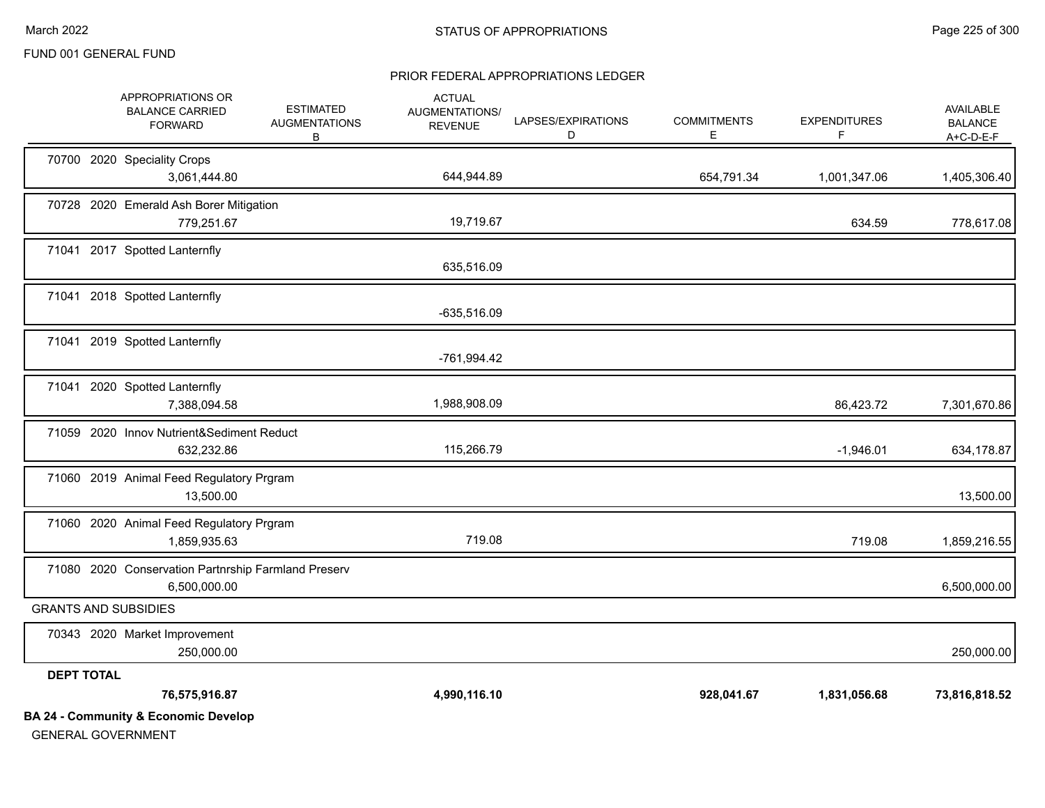FUND 001 GENERAL FUND

PRIOR FEDERAL APPROPRIATIONS LEDGER

| APPROPRIATIONS OR BALANCE CARRIED FORWARD | ESTIMATED AUGMENTATIONS B | ACTUAL AUGMENTATIONS/ REVENUE | LAPSES/EXPIRATIONS D | COMMITMENTS E | EXPENDITURES F | AVAILABLE BALANCE A+C-D-E-F |
|---|---|---|---|---|---|---|
| 70700 2020 Speciality Crops | | | | | | |
| 3,061,444.80 | | 644,944.89 | | 654,791.34 | 1,001,347.06 | 1,405,306.40 |
| 70728 2020 Emerald Ash Borer Mitigation | | | | | | |
| 779,251.67 | | 19,719.67 | | | 634.59 | 778,617.08 |
| 71041 2017 Spotted Lanternfly | | | | | | |
| | | 635,516.09 | | | | |
| 71041 2018 Spotted Lanternfly | | | | | | |
| | | -635,516.09 | | | | |
| 71041 2019 Spotted Lanternfly | | | | | | |
| | | -761,994.42 | | | | |
| 71041 2020 Spotted Lanternfly | | | | | | |
| 7,388,094.58 | | 1,988,908.09 | | | 86,423.72 | 7,301,670.86 |
| 71059 2020 Innov Nutrient&Sediment Reduct | | | | | | |
| 632,232.86 | | 115,266.79 | | | -1,946.01 | 634,178.87 |
| 71060 2019 Animal Feed Regulatory Prgram | | | | | | |
| 13,500.00 | | | | | | 13,500.00 |
| 71060 2020 Animal Feed Regulatory Prgram | | | | | | |
| 1,859,935.63 | | 719.08 | | | 719.08 | 1,859,216.55 |
| 71080 2020 Conservation Partnrship Farmland Preserv | | | | | | |
| 6,500,000.00 | | | | | | 6,500,000.00 |
| GRANTS AND SUBSIDIES | | | | | | |
| 70343 2020 Market Improvement | | | | | | |
| 250,000.00 | | | | | | 250,000.00 |
| **DEPT TOTAL** | | | | | | |
| **76,575,916.87** | | **4,990,116.10** | | **928,041.67** | **1,831,056.68** | **73,816,818.52** |

**BA 24 - Community & Economic Develop**

GENERAL GOVERNMENT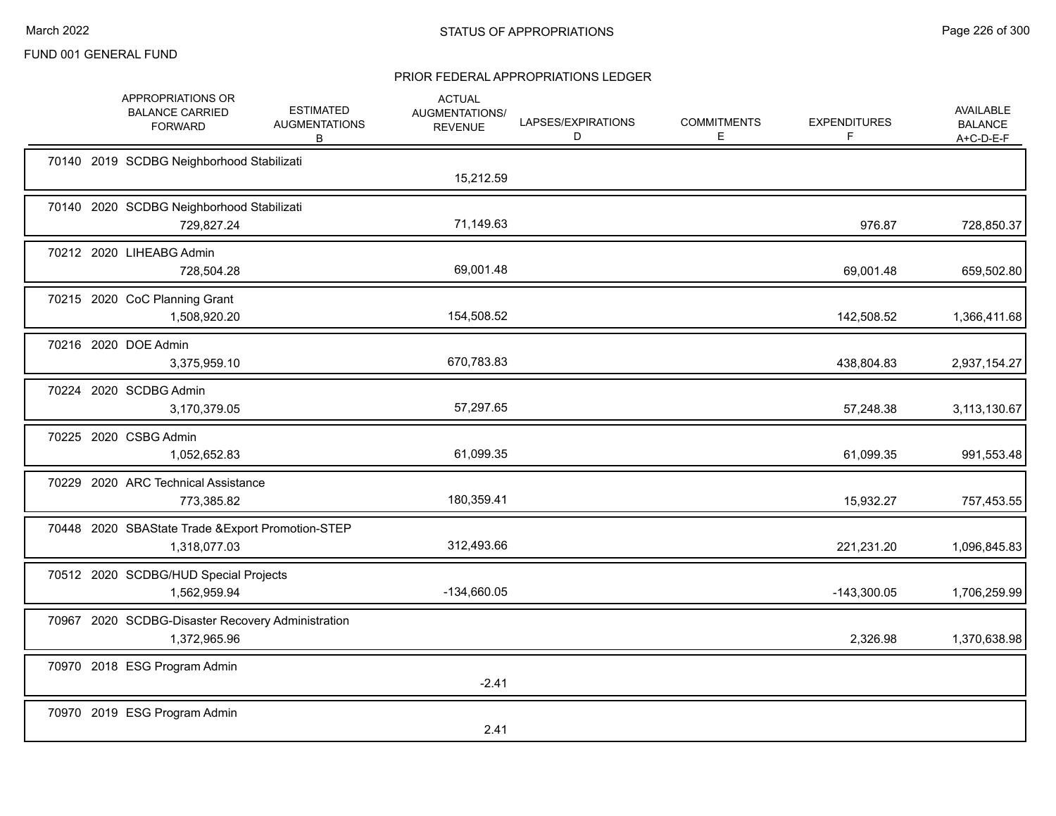FUND 001 GENERAL FUND

## STATUS OF APPROPRIATIONS

### PRIOR FEDERAL APPROPRIATIONS LEDGER

| | APPROPRIATIONS OR BALANCE CARRIED FORWARD | ESTIMATED AUGMENTATIONS B | ACTUAL AUGMENTATIONS/ REVENUE | LAPSES/EXPIRATIONS D | COMMITMENTS E | EXPENDITURES F | AVAILABLE BALANCE A+C-D-E-F |
|---|---|---|---|---|---|---|---|
| 70140 2019 SCDBG Neighborhood Stabilizati | | | 15,212.59 | | | | |
| 70140 2020 SCDBG Neighborhood Stabilizati | 729,827.24 | | 71,149.63 | | | 976.87 | 728,850.37 |
| 70212 2020 LIHEABG Admin | 728,504.28 | | 69,001.48 | | | 69,001.48 | 659,502.80 |
| 70215 2020 CoC Planning Grant | 1,508,920.20 | | 154,508.52 | | | 142,508.52 | 1,366,411.68 |
| 70216 2020 DOE Admin | 3,375,959.10 | | 670,783.83 | | | 438,804.83 | 2,937,154.27 |
| 70224 2020 SCDBG Admin | 3,170,379.05 | | 57,297.65 | | | 57,248.38 | 3,113,130.67 |
| 70225 2020 CSBG Admin | 1,052,652.83 | | 61,099.35 | | | 61,099.35 | 991,553.48 |
| 70229 2020 ARC Technical Assistance | 773,385.82 | | 180,359.41 | | | 15,932.27 | 757,453.55 |
| 70448 2020 SBAState Trade &Export Promotion-STEP | 1,318,077.03 | | 312,493.66 | | | 221,231.20 | 1,096,845.83 |
| 70512 2020 SCDBG/HUD Special Projects | 1,562,959.94 | | -134,660.05 | | | -143,300.05 | 1,706,259.99 |
| 70967 2020 SCDBG-Disaster Recovery Administration | 1,372,965.96 | | | | | 2,326.98 | 1,370,638.98 |
| 70970 2018 ESG Program Admin | | | -2.41 | | | | |
| 70970 2019 ESG Program Admin | | | 2.41 | | | | |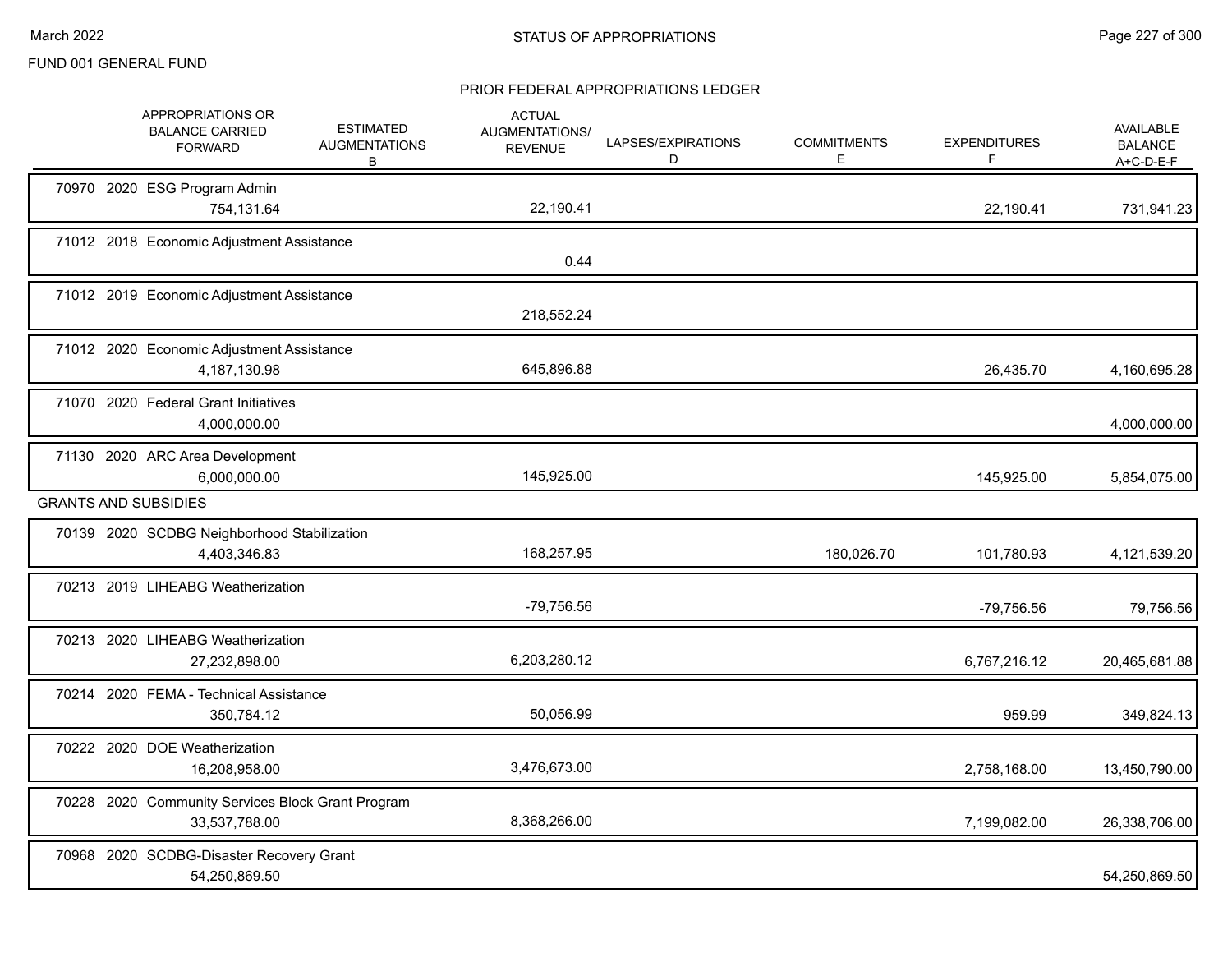FUND 001 GENERAL FUND

## STATUS OF APPROPRIATIONS

### PRIOR FEDERAL APPROPRIATIONS LEDGER

| | APPROPRIATIONS OR BALANCE CARRIED FORWARD | ESTIMATED AUGMENTATIONS B | ACTUAL AUGMENTATIONS/ REVENUE | LAPSES/EXPIRATIONS D | COMMITMENTS E | EXPENDITURES F | AVAILABLE BALANCE A+C-D-E-F |
|---|---|---|---|---|---|---|---|
| 70970 2020 ESG Program Admin | 754,131.64 | | 22,190.41 | | | 22,190.41 | 731,941.23 |
| 71012 2018 Economic Adjustment Assistance | | | 0.44 | | | | |
| 71012 2019 Economic Adjustment Assistance | | | 218,552.24 | | | | |
| 71012 2020 Economic Adjustment Assistance | 4,187,130.98 | | 645,896.88 | | | 26,435.70 | 4,160,695.28 |
| 71070 2020 Federal Grant Initiatives | 4,000,000.00 | | | | | | 4,000,000.00 |
| 71130 2020 ARC Area Development | 6,000,000.00 | | 145,925.00 | | | 145,925.00 | 5,854,075.00 |
| **GRANTS AND SUBSIDIES** | | | | | | | |
| 70139 2020 SCDBG Neighborhood Stabilization | 4,403,346.83 | | 168,257.95 | | 180,026.70 | 101,780.93 | 4,121,539.20 |
| 70213 2019 LIHEABG Weatherization | | | -79,756.56 | | | -79,756.56 | 79,756.56 |
| 70213 2020 LIHEABG Weatherization | 27,232,898.00 | | 6,203,280.12 | | | 6,767,216.12 | 20,465,681.88 |
| 70214 2020 FEMA - Technical Assistance | 350,784.12 | | 50,056.99 | | | 959.99 | 349,824.13 |
| 70222 2020 DOE Weatherization | 16,208,958.00 | | 3,476,673.00 | | | 2,758,168.00 | 13,450,790.00 |
| 70228 2020 Community Services Block Grant Program | 33,537,788.00 | | 8,368,266.00 | | | 7,199,082.00 | 26,338,706.00 |
| 70968 2020 SCDBG-Disaster Recovery Grant | 54,250,869.50 | | | | | | 54,250,869.50 |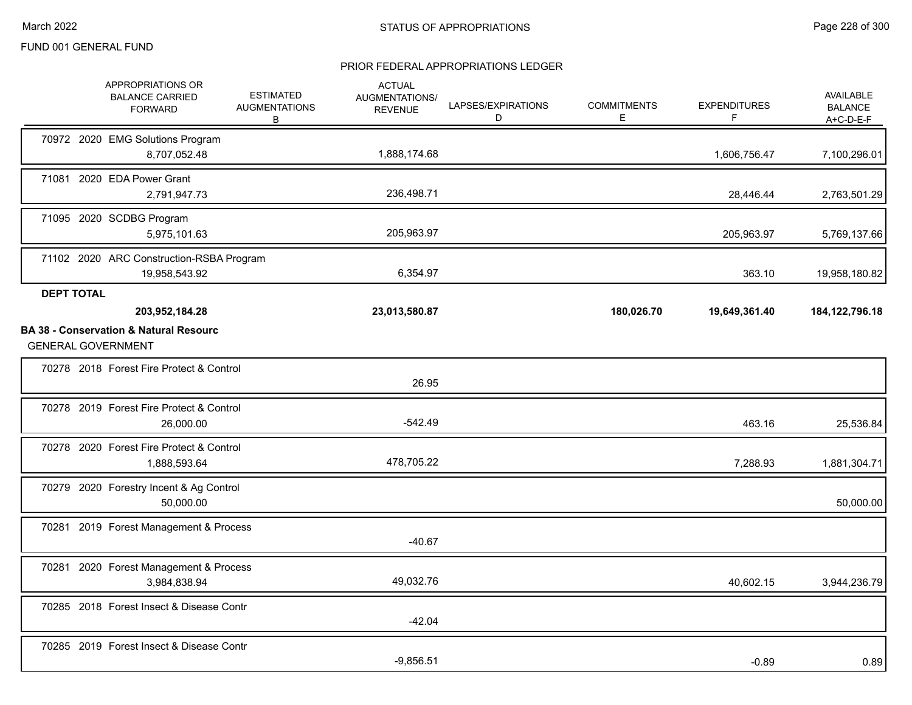FUND 001 GENERAL FUND

## STATUS OF APPROPRIATIONS

### PRIOR FEDERAL APPROPRIATIONS LEDGER

| | APPROPRIATIONS OR BALANCE CARRIED FORWARD | ESTIMATED AUGMENTATIONS B | ACTUAL AUGMENTATIONS/ REVENUE | LAPSES/EXPIRATIONS D | COMMITMENTS E | EXPENDITURES F | AVAILABLE BALANCE A+C-D-E-F |
|---|---|---|---|---|---|---|---|
| 70972 2020 EMG Solutions Program | 8,707,052.48 | | 1,888,174.68 | | | 1,606,756.47 | 7,100,296.01 |
| 71081 2020 EDA Power Grant | 2,791,947.73 | | 236,498.71 | | | 28,446.44 | 2,763,501.29 |
| 71095 2020 SCDBG Program | 5,975,101.63 | | 205,963.97 | | | 205,963.97 | 5,769,137.66 |
| 71102 2020 ARC Construction-RSBA Program | 19,958,543.92 | | 6,354.97 | | | 363.10 | 19,958,180.82 |
| **DEPT TOTAL** | **203,952,184.28** | | **23,013,580.87** | | **180,026.70** | **19,649,361.40** | **184,122,796.18** |
| **BA 38 - Conservation & Natural Resourc** | | | | | | | |
| GENERAL GOVERNMENT | | | | | | | |
| 70278 2018 Forest Fire Protect & Control | | | 26.95 | | | | |
| 70278 2019 Forest Fire Protect & Control | 26,000.00 | | -542.49 | | | 463.16 | 25,536.84 |
| 70278 2020 Forest Fire Protect & Control | 1,888,593.64 | | 478,705.22 | | | 7,288.93 | 1,881,304.71 |
| 70279 2020 Forestry Incent & Ag Control | 50,000.00 | | | | | | 50,000.00 |
| 70281 2019 Forest Management & Process | | | -40.67 | | | | |
| 70281 2020 Forest Management & Process | 3,984,838.94 | | 49,032.76 | | | 40,602.15 | 3,944,236.79 |
| 70285 2018 Forest Insect & Disease Contr | | | -42.04 | | | | |
| 70285 2019 Forest Insect & Disease Contr | | | -9,856.51 | | | -0.89 | 0.89 |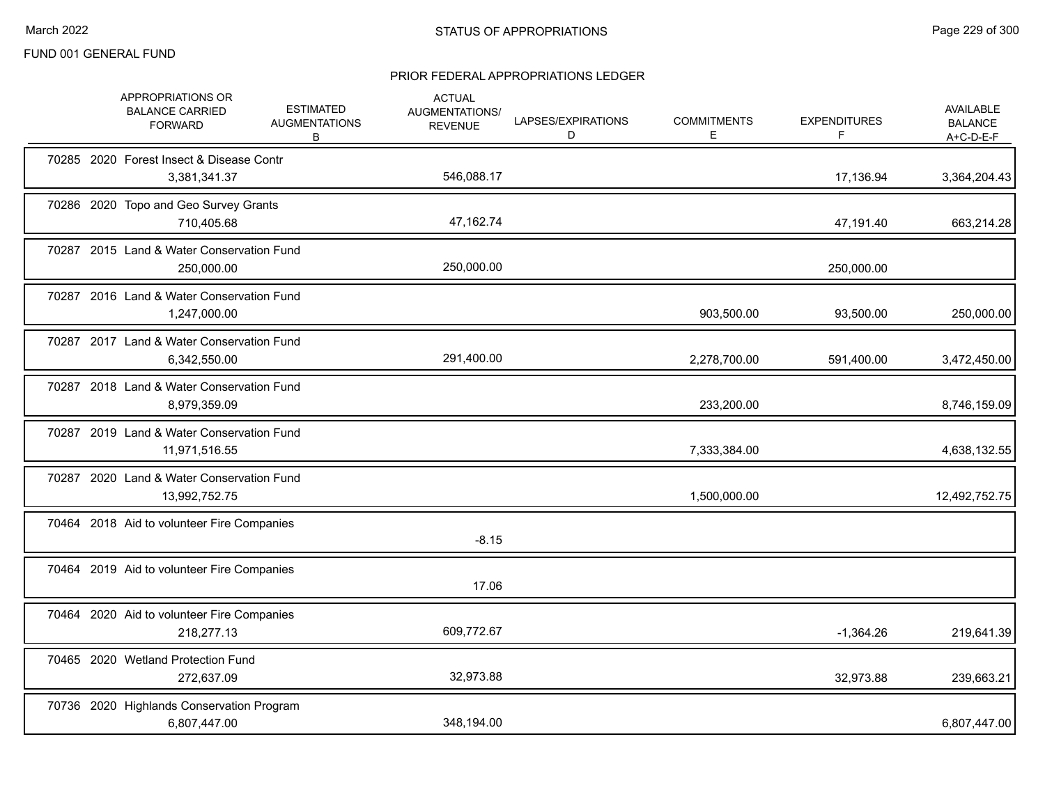FUND 001 GENERAL FUND

## STATUS OF APPROPRIATIONS

### PRIOR FEDERAL APPROPRIATIONS LEDGER

| | APPROPRIATIONS OR BALANCE CARRIED FORWARD | ESTIMATED AUGMENTATIONS B | ACTUAL AUGMENTATIONS/ REVENUE | LAPSES/EXPIRATIONS D | COMMITMENTS E | EXPENDITURES F | AVAILABLE BALANCE A+C-D-E-F |
|---|---|---|---|---|---|---|---|
| 70285 2020 Forest Insect & Disease Contr | 3,381,341.37 | | 546,088.17 | | | 17,136.94 | 3,364,204.43 |
| 70286 2020 Topo and Geo Survey Grants | 710,405.68 | | 47,162.74 | | | 47,191.40 | 663,214.28 |
| 70287 2015 Land & Water Conservation Fund | 250,000.00 | | 250,000.00 | | | 250,000.00 | |
| 70287 2016 Land & Water Conservation Fund | 1,247,000.00 | | | | 903,500.00 | 93,500.00 | 250,000.00 |
| 70287 2017 Land & Water Conservation Fund | 6,342,550.00 | | 291,400.00 | | 2,278,700.00 | 591,400.00 | 3,472,450.00 |
| 70287 2018 Land & Water Conservation Fund | 8,979,359.09 | | | | 233,200.00 | | 8,746,159.09 |
| 70287 2019 Land & Water Conservation Fund | 11,971,516.55 | | | | 7,333,384.00 | | 4,638,132.55 |
| 70287 2020 Land & Water Conservation Fund | 13,992,752.75 | | | | 1,500,000.00 | | 12,492,752.75 |
| 70464 2018 Aid to volunteer Fire Companies | | | -8.15 | | | | |
| 70464 2019 Aid to volunteer Fire Companies | | | 17.06 | | | | |
| 70464 2020 Aid to volunteer Fire Companies | 218,277.13 | | 609,772.67 | | | -1,364.26 | 219,641.39 |
| 70465 2020 Wetland Protection Fund | 272,637.09 | | 32,973.88 | | | 32,973.88 | 239,663.21 |
| 70736 2020 Highlands Conservation Program | 6,807,447.00 | | 348,194.00 | | | | 6,807,447.00 |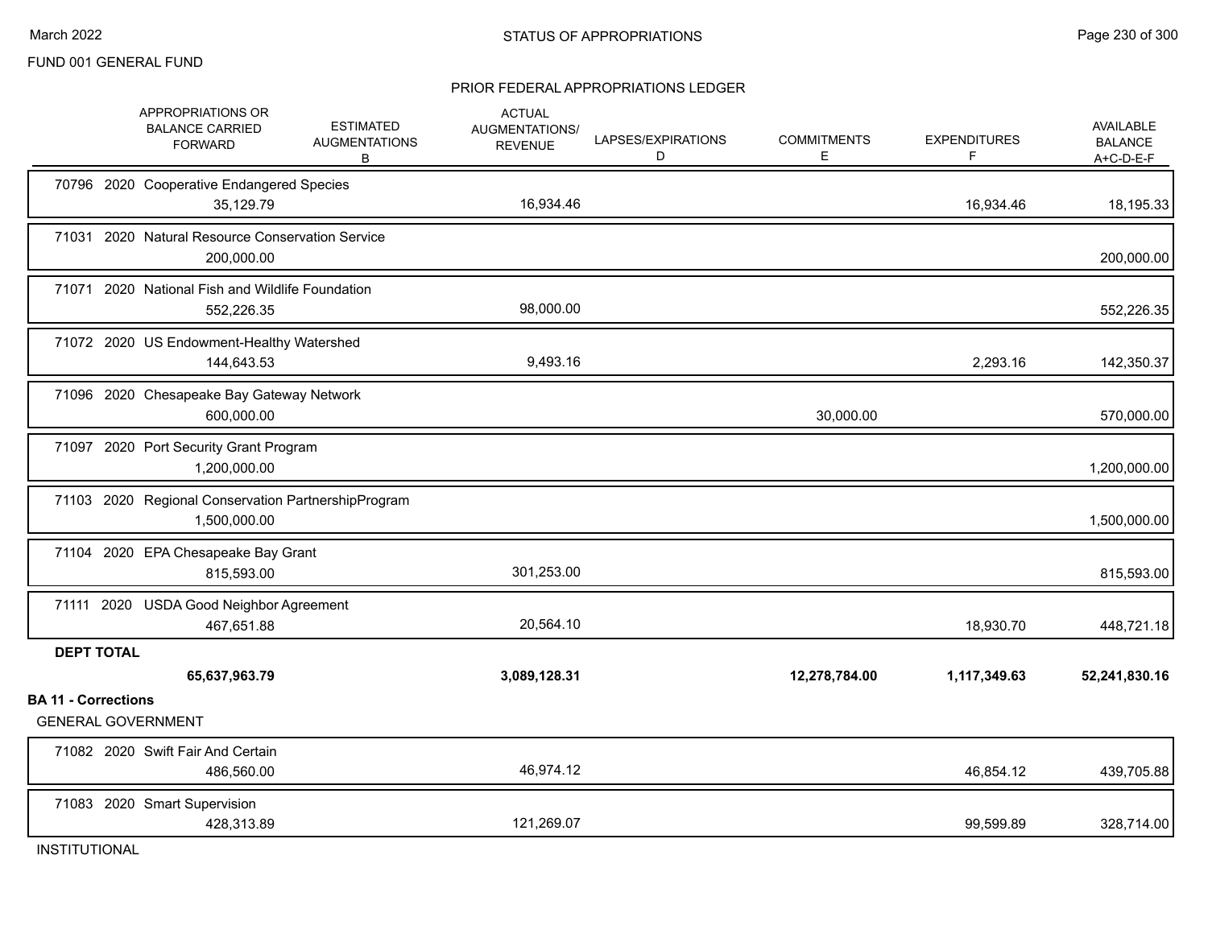FUND 001 GENERAL FUND

## STATUS OF APPROPRIATIONS

### PRIOR FEDERAL APPROPRIATIONS LEDGER

| | APPROPRIATIONS OR BALANCE CARRIED FORWARD | ESTIMATED AUGMENTATIONS B | ACTUAL AUGMENTATIONS/ REVENUE | LAPSES/EXPIRATIONS D | COMMITMENTS E | EXPENDITURES F | AVAILABLE BALANCE A+C-D-E-F |
|---|---|---|---|---|---|---|---|
| 70796 2020 Cooperative Endangered Species | 35,129.79 | | 16,934.46 | | | 16,934.46 | 18,195.33 |
| 71031 2020 Natural Resource Conservation Service | 200,000.00 | | | | | | 200,000.00 |
| 71071 2020 National Fish and Wildlife Foundation | 552,226.35 | | 98,000.00 | | | | 552,226.35 |
| 71072 2020 US Endowment-Healthy Watershed | 144,643.53 | | 9,493.16 | | | 2,293.16 | 142,350.37 |
| 71096 2020 Chesapeake Bay Gateway Network | 600,000.00 | | | | 30,000.00 | | 570,000.00 |
| 71097 2020 Port Security Grant Program | 1,200,000.00 | | | | | | 1,200,000.00 |
| 71103 2020 Regional Conservation PartnershipProgram | 1,500,000.00 | | | | | | 1,500,000.00 |
| 71104 2020 EPA Chesapeake Bay Grant | 815,593.00 | | 301,253.00 | | | | 815,593.00 |
| 71111 2020 USDA Good Neighbor Agreement | 467,651.88 | | 20,564.10 | | | 18,930.70 | 448,721.18 |
| **DEPT TOTAL** | **65,637,963.79** | | **3,089,128.31** | | **12,278,784.00** | **1,117,349.63** | **52,241,830.16** |

**BA 11 - Corrections**

GENERAL GOVERNMENT

| | APPROPRIATIONS OR BALANCE CARRIED FORWARD | ESTIMATED AUGMENTATIONS B | ACTUAL AUGMENTATIONS/ REVENUE | LAPSES/EXPIRATIONS D | COMMITMENTS E | EXPENDITURES F | AVAILABLE BALANCE A+C-D-E-F |
|---|---|---|---|---|---|---|---|
| 71082 2020 Swift Fair And Certain | 486,560.00 | | 46,974.12 | | | 46,854.12 | 439,705.88 |
| 71083 2020 Smart Supervision | 428,313.89 | | 121,269.07 | | | 99,599.89 | 328,714.00 |

INSTITUTIONAL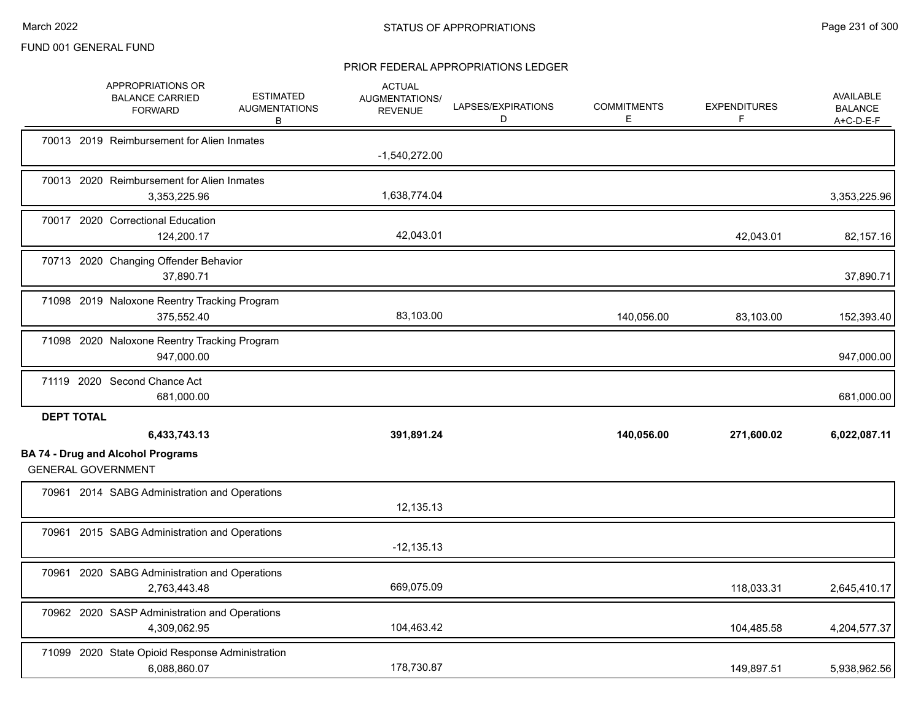FUND 001 GENERAL FUND

STATUS OF APPROPRIATIONS

PRIOR FEDERAL APPROPRIATIONS LEDGER

| | APPROPRIATIONS OR BALANCE CARRIED FORWARD | ESTIMATED AUGMENTATIONS B | ACTUAL AUGMENTATIONS/ REVENUE | LAPSES/EXPIRATIONS D | COMMITMENTS E | EXPENDITURES F | AVAILABLE BALANCE A+C-D-E-F |
|---|---|---|---|---|---|---|---|
| 70013 2019 Reimbursement for Alien Inmates | | | -1,540,272.00 | | | | |
| 70013 2020 Reimbursement for Alien Inmates | 3,353,225.96 | | 1,638,774.04 | | | | 3,353,225.96 |
| 70017 2020 Correctional Education | 124,200.17 | | 42,043.01 | | | 42,043.01 | 82,157.16 |
| 70713 2020 Changing Offender Behavior | 37,890.71 | | | | | | 37,890.71 |
| 71098 2019 Naloxone Reentry Tracking Program | 375,552.40 | | 83,103.00 | | 140,056.00 | 83,103.00 | 152,393.40 |
| 71098 2020 Naloxone Reentry Tracking Program | 947,000.00 | | | | | | 947,000.00 |
| 71119 2020 Second Chance Act | 681,000.00 | | | | | | 681,000.00 |
| **DEPT TOTAL** | **6,433,743.13** | | **391,891.24** | | **140,056.00** | **271,600.02** | **6,022,087.11** |

**BA 74 - Drug and Alcohol Programs**

GENERAL GOVERNMENT

| | APPROPRIATIONS OR BALANCE CARRIED FORWARD | ESTIMATED AUGMENTATIONS B | ACTUAL AUGMENTATIONS/ REVENUE | LAPSES/EXPIRATIONS D | COMMITMENTS E | EXPENDITURES F | AVAILABLE BALANCE A+C-D-E-F |
|---|---|---|---|---|---|---|---|
| 70961 2014 SABG Administration and Operations | | | 12,135.13 | | | | |
| 70961 2015 SABG Administration and Operations | | | -12,135.13 | | | | |
| 70961 2020 SABG Administration and Operations | 2,763,443.48 | | 669,075.09 | | | 118,033.31 | 2,645,410.17 |
| 70962 2020 SASP Administration and Operations | 4,309,062.95 | | 104,463.42 | | | 104,485.58 | 4,204,577.37 |
| 71099 2020 State Opioid Response Administration | 6,088,860.07 | | 178,730.87 | | | 149,897.51 | 5,938,962.56 |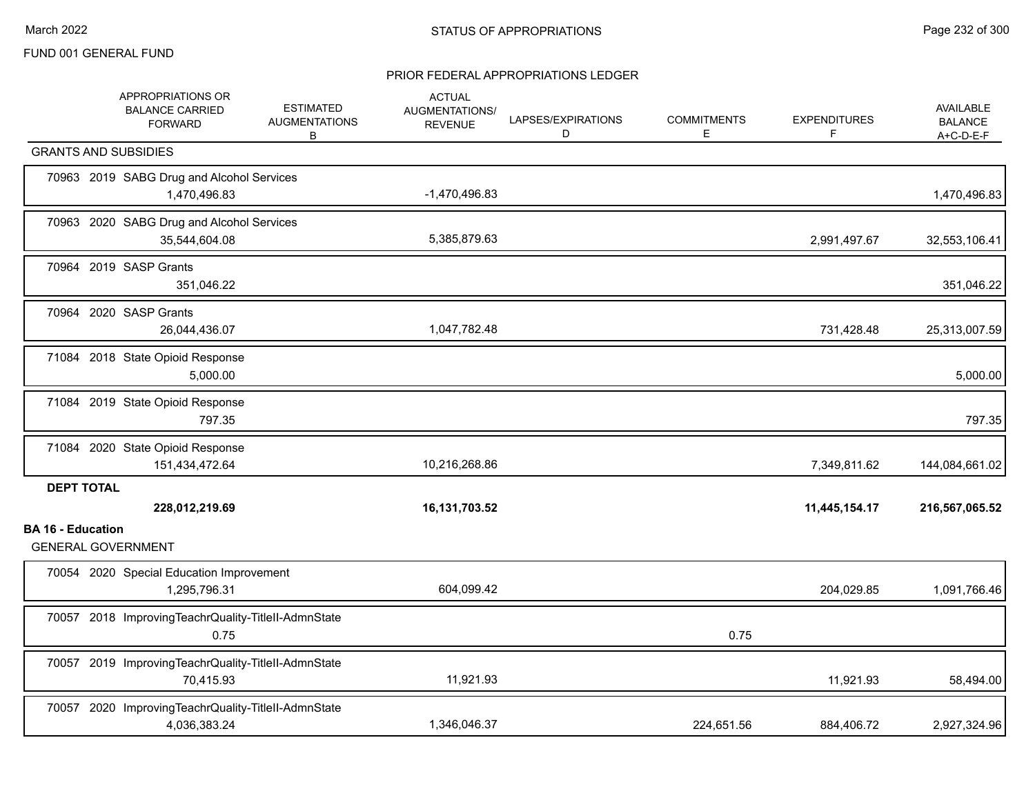FUND 001 GENERAL FUND

PRIOR FEDERAL APPROPRIATIONS LEDGER

| | APPROPRIATIONS OR BALANCE CARRIED FORWARD | ESTIMATED AUGMENTATIONS B | ACTUAL AUGMENTATIONS/ REVENUE | LAPSES/EXPIRATIONS D | COMMITMENTS E | EXPENDITURES F | AVAILABLE BALANCE A+C-D-E-F |
|---|---|---|---|---|---|---|---|
| **GRANTS AND SUBSIDIES** | | | | | | | |
| 70963 2019 SABG Drug and Alcohol Services | 1,470,496.83 | | -1,470,496.83 | | | | 1,470,496.83 |
| 70963 2020 SABG Drug and Alcohol Services | 35,544,604.08 | | 5,385,879.63 | | | 2,991,497.67 | 32,553,106.41 |
| 70964 2019 SASP Grants | 351,046.22 | | | | | | 351,046.22 |
| 70964 2020 SASP Grants | 26,044,436.07 | | 1,047,782.48 | | | 731,428.48 | 25,313,007.59 |
| 71084 2018 State Opioid Response | 5,000.00 | | | | | | 5,000.00 |
| 71084 2019 State Opioid Response | 797.35 | | | | | | 797.35 |
| 71084 2020 State Opioid Response | 151,434,472.64 | | 10,216,268.86 | | | 7,349,811.62 | 144,084,661.02 |
| **DEPT TOTAL** | **228,012,219.69** | | **16,131,703.52** | | | **11,445,154.17** | **216,567,065.52** |
| **BA 16 - Education** | | | | | | | |
| GENERAL GOVERNMENT | | | | | | | |
| 70054 2020 Special Education Improvement | 1,295,796.31 | | 604,099.42 | | | 204,029.85 | 1,091,766.46 |
| 70057 2018 ImprovingTeachrQuality-TitleII-AdmnState | 0.75 | | | | 0.75 | | |
| 70057 2019 ImprovingTeachrQuality-TitleII-AdmnState | 70,415.93 | | 11,921.93 | | | 11,921.93 | 58,494.00 |
| 70057 2020 ImprovingTeachrQuality-TitleII-AdmnState | 4,036,383.24 | | 1,346,046.37 | | 224,651.56 | 884,406.72 | 2,927,324.96 |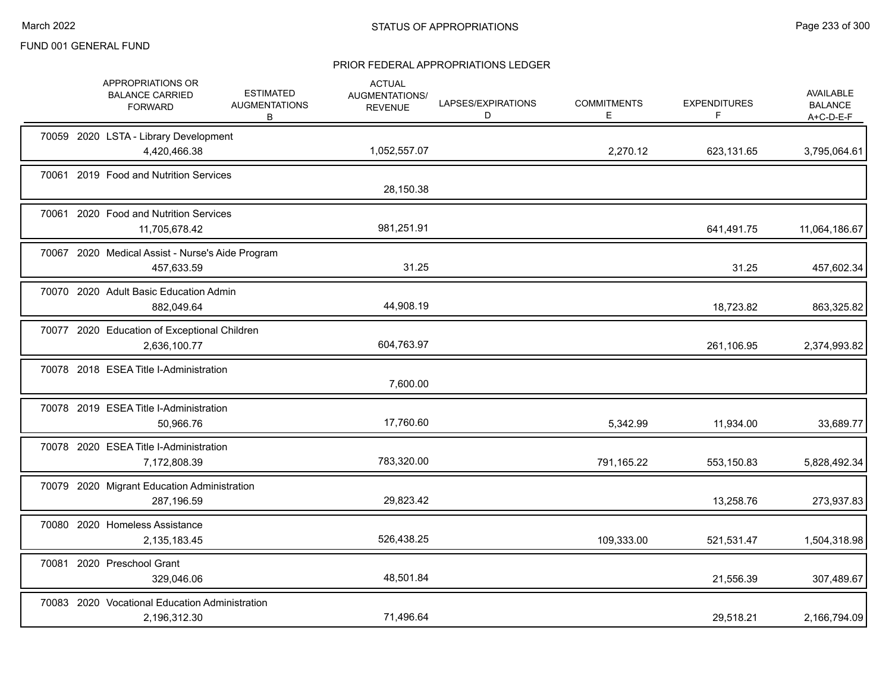FUND 001 GENERAL FUND

## STATUS OF APPROPRIATIONS

### PRIOR FEDERAL APPROPRIATIONS LEDGER

| | APPROPRIATIONS OR BALANCE CARRIED FORWARD | ESTIMATED AUGMENTATIONS B | ACTUAL AUGMENTATIONS/ REVENUE | LAPSES/EXPIRATIONS D | COMMITMENTS E | EXPENDITURES F | AVAILABLE BALANCE A+C-D-E-F |
|---|---|---|---|---|---|---|---|
| 70059 2020 LSTA - Library Development | 4,420,466.38 | | 1,052,557.07 | | 2,270.12 | 623,131.65 | 3,795,064.61 |
| 70061 2019 Food and Nutrition Services | | | 28,150.38 | | | | |
| 70061 2020 Food and Nutrition Services | 11,705,678.42 | | 981,251.91 | | | 641,491.75 | 11,064,186.67 |
| 70067 2020 Medical Assist - Nurse's Aide Program | 457,633.59 | | 31.25 | | | 31.25 | 457,602.34 |
| 70070 2020 Adult Basic Education Admin | 882,049.64 | | 44,908.19 | | | 18,723.82 | 863,325.82 |
| 70077 2020 Education of Exceptional Children | 2,636,100.77 | | 604,763.97 | | | 261,106.95 | 2,374,993.82 |
| 70078 2018 ESEA Title I-Administration | | | 7,600.00 | | | | |
| 70078 2019 ESEA Title I-Administration | 50,966.76 | | 17,760.60 | | 5,342.99 | 11,934.00 | 33,689.77 |
| 70078 2020 ESEA Title I-Administration | 7,172,808.39 | | 783,320.00 | | 791,165.22 | 553,150.83 | 5,828,492.34 |
| 70079 2020 Migrant Education Administration | 287,196.59 | | 29,823.42 | | | 13,258.76 | 273,937.83 |
| 70080 2020 Homeless Assistance | 2,135,183.45 | | 526,438.25 | | 109,333.00 | 521,531.47 | 1,504,318.98 |
| 70081 2020 Preschool Grant | 329,046.06 | | 48,501.84 | | | 21,556.39 | 307,489.67 |
| 70083 2020 Vocational Education Administration | 2,196,312.30 | | 71,496.64 | | | 29,518.21 | 2,166,794.09 |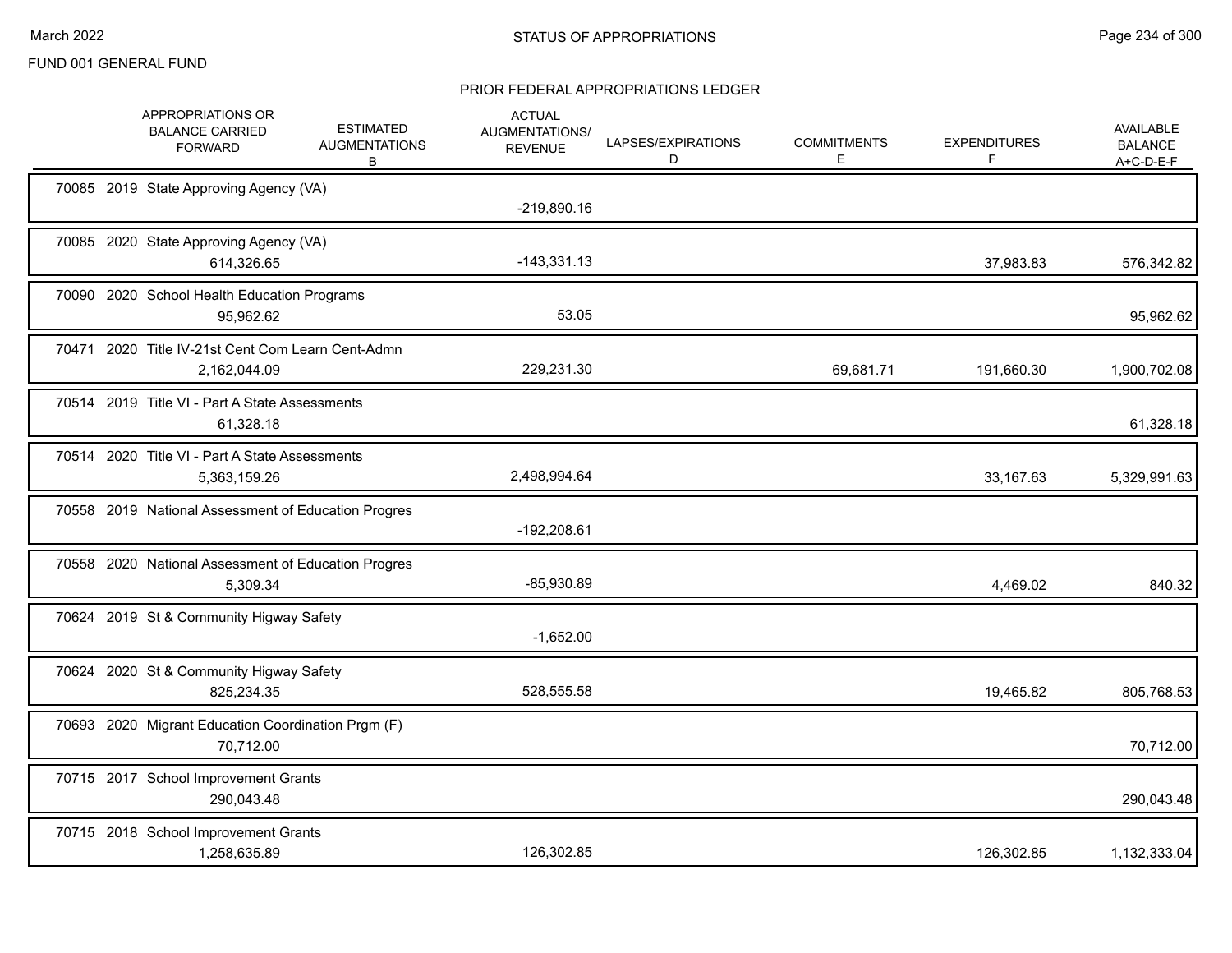FUND 001 GENERAL FUND

## STATUS OF APPROPRIATIONS

### PRIOR FEDERAL APPROPRIATIONS LEDGER

| | APPROPRIATIONS OR BALANCE CARRIED FORWARD | ESTIMATED AUGMENTATIONS B | ACTUAL AUGMENTATIONS/ REVENUE | LAPSES/EXPIRATIONS D | COMMITMENTS E | EXPENDITURES F | AVAILABLE BALANCE A+C-D-E-F |
|---|---|---|---|---|---|---|---|
| 70085 2019 State Approving Agency (VA) | | | -219,890.16 | | | | |
| 70085 2020 State Approving Agency (VA) | 614,326.65 | | -143,331.13 | | | 37,983.83 | 576,342.82 |
| 70090 2020 School Health Education Programs | 95,962.62 | | 53.05 | | | | 95,962.62 |
| 70471 2020 Title IV-21st Cent Com Learn Cent-Admn | 2,162,044.09 | | 229,231.30 | | 69,681.71 | 191,660.30 | 1,900,702.08 |
| 70514 2019 Title VI - Part A State Assessments | 61,328.18 | | | | | | 61,328.18 |
| 70514 2020 Title VI - Part A State Assessments | 5,363,159.26 | | 2,498,994.64 | | | 33,167.63 | 5,329,991.63 |
| 70558 2019 National Assessment of Education Progres | | | -192,208.61 | | | | |
| 70558 2020 National Assessment of Education Progres | 5,309.34 | | -85,930.89 | | | 4,469.02 | 840.32 |
| 70624 2019 St & Community Higway Safety | | | -1,652.00 | | | | |
| 70624 2020 St & Community Higway Safety | 825,234.35 | | 528,555.58 | | | 19,465.82 | 805,768.53 |
| 70693 2020 Migrant Education Coordination Prgm (F) | 70,712.00 | | | | | | 70,712.00 |
| 70715 2017 School Improvement Grants | 290,043.48 | | | | | | 290,043.48 |
| 70715 2018 School Improvement Grants | 1,258,635.89 | | 126,302.85 | | | 126,302.85 | 1,132,333.04 |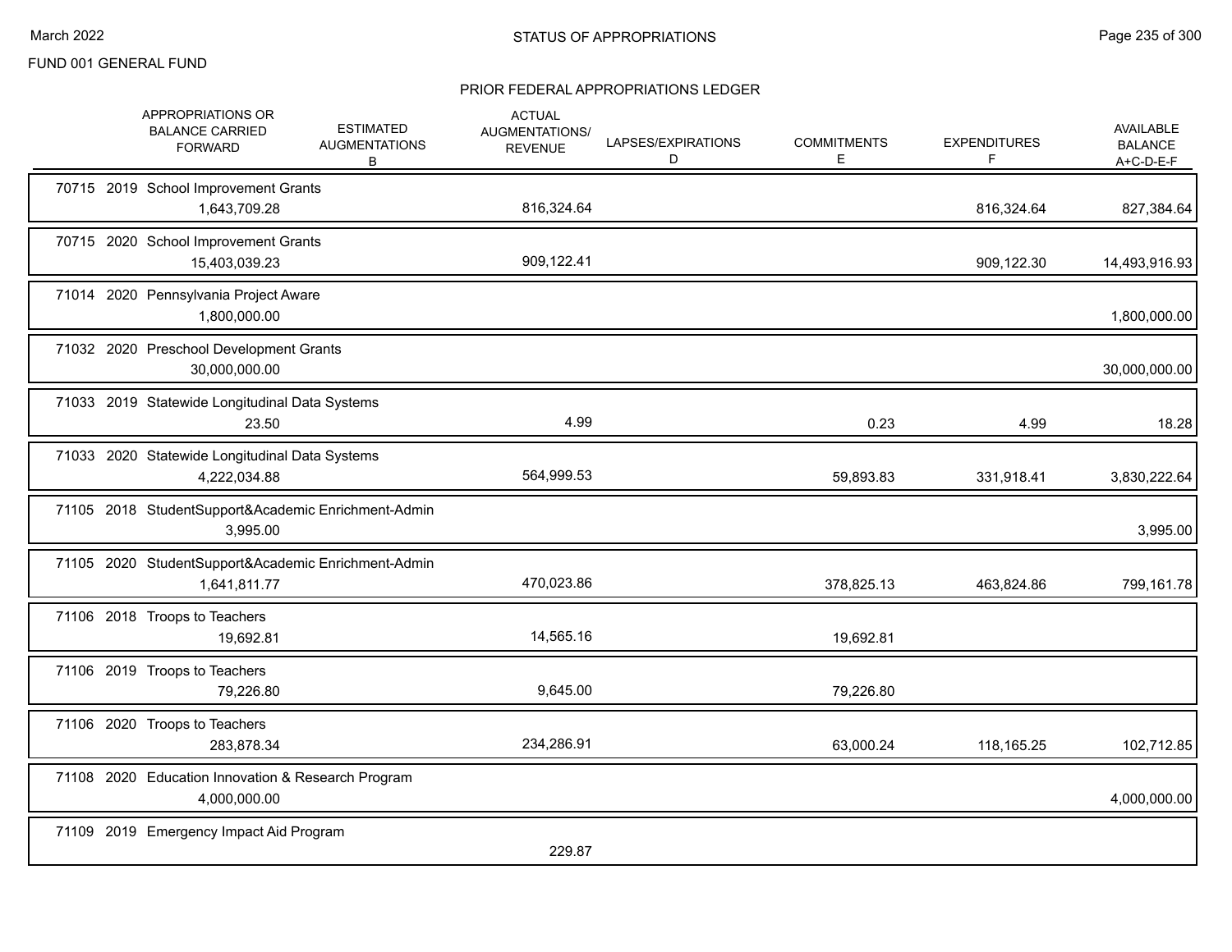FUND 001 GENERAL FUND

## STATUS OF APPROPRIATIONS

### PRIOR FEDERAL APPROPRIATIONS LEDGER

| | APPROPRIATIONS OR BALANCE CARRIED FORWARD | ESTIMATED AUGMENTATIONS B | ACTUAL AUGMENTATIONS/ REVENUE | LAPSES/EXPIRATIONS D | COMMITMENTS E | EXPENDITURES F | AVAILABLE BALANCE A+C-D-E-F |
|---|---|---|---|---|---|---|---|
| 70715 2019 School Improvement Grants | 1,643,709.28 | | 816,324.64 | | | 816,324.64 | 827,384.64 |
| 70715 2020 School Improvement Grants | 15,403,039.23 | | 909,122.41 | | | 909,122.30 | 14,493,916.93 |
| 71014 2020 Pennsylvania Project Aware | 1,800,000.00 | | | | | | 1,800,000.00 |
| 71032 2020 Preschool Development Grants | 30,000,000.00 | | | | | | 30,000,000.00 |
| 71033 2019 Statewide Longitudinal Data Systems | 23.50 | | 4.99 | | 0.23 | 4.99 | 18.28 |
| 71033 2020 Statewide Longitudinal Data Systems | 4,222,034.88 | | 564,999.53 | | 59,893.83 | 331,918.41 | 3,830,222.64 |
| 71105 2018 StudentSupport&Academic Enrichment-Admin | 3,995.00 | | | | | | 3,995.00 |
| 71105 2020 StudentSupport&Academic Enrichment-Admin | 1,641,811.77 | | 470,023.86 | | 378,825.13 | 463,824.86 | 799,161.78 |
| 71106 2018 Troops to Teachers | 19,692.81 | | 14,565.16 | | 19,692.81 | | |
| 71106 2019 Troops to Teachers | 79,226.80 | | 9,645.00 | | 79,226.80 | | |
| 71106 2020 Troops to Teachers | 283,878.34 | | 234,286.91 | | 63,000.24 | 118,165.25 | 102,712.85 |
| 71108 2020 Education Innovation & Research Program | 4,000,000.00 | | | | | | 4,000,000.00 |
| 71109 2019 Emergency Impact Aid Program | | | 229.87 | | | | |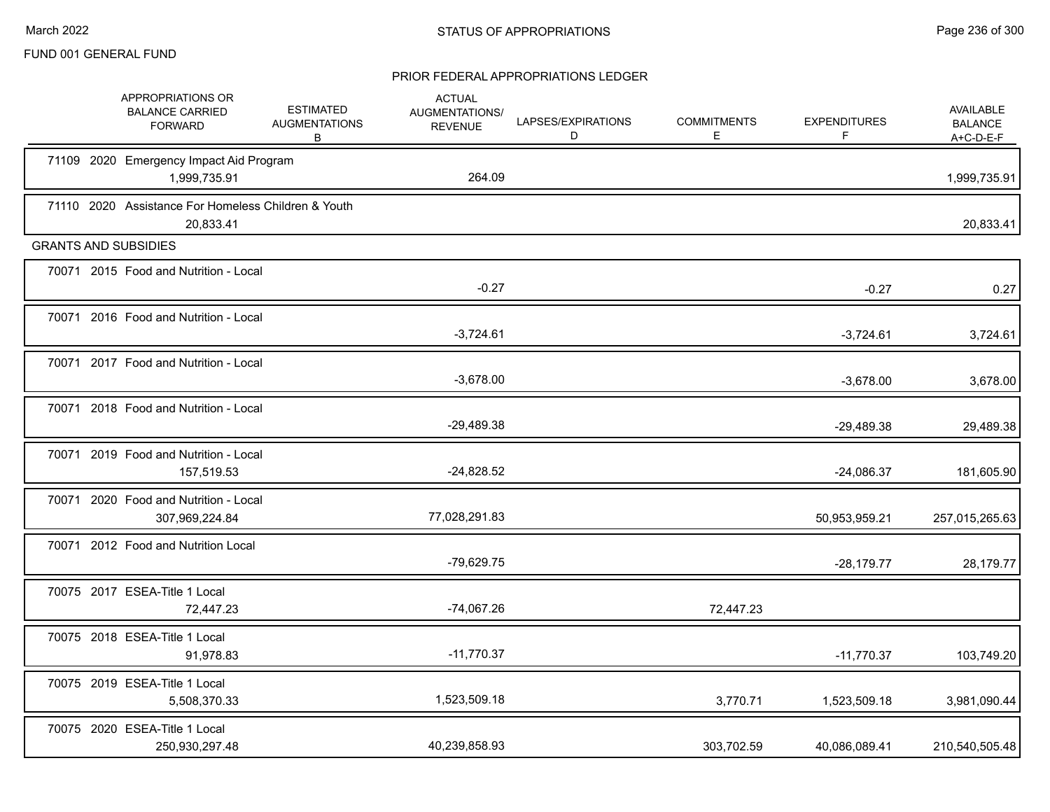FUND 001 GENERAL FUND

## PRIOR FEDERAL APPROPRIATIONS LEDGER

| | APPROPRIATIONS OR BALANCE CARRIED FORWARD | ESTIMATED AUGMENTATIONS B | ACTUAL AUGMENTATIONS/ REVENUE | LAPSES/EXPIRATIONS D | COMMITMENTS E | EXPENDITURES F | AVAILABLE BALANCE A+C-D-E-F |
|---|---|---|---|---|---|---|---|
| 71109 2020 Emergency Impact Aid Program | 1,999,735.91 | | 264.09 | | | | 1,999,735.91 |
| 71110 2020 Assistance For Homeless Children & Youth | 20,833.41 | | | | | | 20,833.41 |
| GRANTS AND SUBSIDIES | | | | | | | |
| 70071 2015 Food and Nutrition - Local | | | -0.27 | | | -0.27 | 0.27 |
| 70071 2016 Food and Nutrition - Local | | | -3,724.61 | | | -3,724.61 | 3,724.61 |
| 70071 2017 Food and Nutrition - Local | | | -3,678.00 | | | -3,678.00 | 3,678.00 |
| 70071 2018 Food and Nutrition - Local | | | -29,489.38 | | | -29,489.38 | 29,489.38 |
| 70071 2019 Food and Nutrition - Local | 157,519.53 | | -24,828.52 | | | -24,086.37 | 181,605.90 |
| 70071 2020 Food and Nutrition - Local | 307,969,224.84 | | 77,028,291.83 | | | 50,953,959.21 | 257,015,265.63 |
| 70071 2012 Food and Nutrition Local | | | -79,629.75 | | | -28,179.77 | 28,179.77 |
| 70075 2017 ESEA-Title 1 Local | 72,447.23 | | -74,067.26 | | 72,447.23 | | |
| 70075 2018 ESEA-Title 1 Local | 91,978.83 | | -11,770.37 | | | -11,770.37 | 103,749.20 |
| 70075 2019 ESEA-Title 1 Local | 5,508,370.33 | | 1,523,509.18 | | 3,770.71 | 1,523,509.18 | 3,981,090.44 |
| 70075 2020 ESEA-Title 1 Local | 250,930,297.48 | | 40,239,858.93 | | 303,702.59 | 40,086,089.41 | 210,540,505.48 |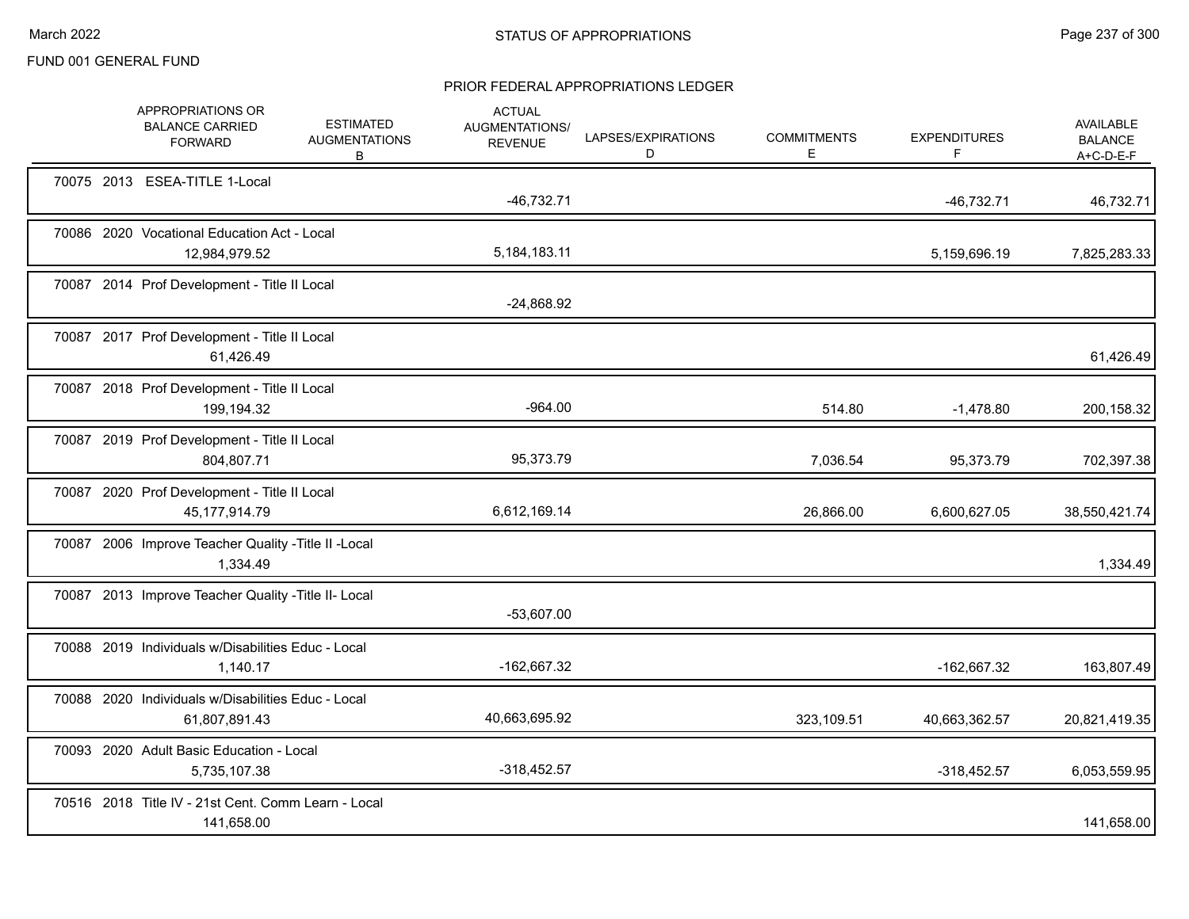FUND 001 GENERAL FUND

## STATUS OF APPROPRIATIONS

### PRIOR FEDERAL APPROPRIATIONS LEDGER

| | APPROPRIATIONS OR BALANCE CARRIED FORWARD | ESTIMATED AUGMENTATIONS B | ACTUAL AUGMENTATIONS/ REVENUE | LAPSES/EXPIRATIONS D | COMMITMENTS E | EXPENDITURES F | AVAILABLE BALANCE A+C-D-E-F |
|---|---|---|---|---|---|---|---|
| 70075 2013 ESEA-TITLE 1-Local | | | -46,732.71 | | | -46,732.71 | 46,732.71 |
| 70086 2020 Vocational Education Act - Local | 12,984,979.52 | | 5,184,183.11 | | | 5,159,696.19 | 7,825,283.33 |
| 70087 2014 Prof Development - Title II Local | | | -24,868.92 | | | | |
| 70087 2017 Prof Development - Title II Local | 61,426.49 | | | | | | 61,426.49 |
| 70087 2018 Prof Development - Title II Local | 199,194.32 | | -964.00 | | 514.80 | -1,478.80 | 200,158.32 |
| 70087 2019 Prof Development - Title II Local | 804,807.71 | | 95,373.79 | | 7,036.54 | 95,373.79 | 702,397.38 |
| 70087 2020 Prof Development - Title II Local | 45,177,914.79 | | 6,612,169.14 | | 26,866.00 | 6,600,627.05 | 38,550,421.74 |
| 70087 2006 Improve Teacher Quality -Title II -Local | 1,334.49 | | | | | | 1,334.49 |
| 70087 2013 Improve Teacher Quality -Title II- Local | | | -53,607.00 | | | | |
| 70088 2019 Individuals w/Disabilities Educ - Local | 1,140.17 | | -162,667.32 | | | -162,667.32 | 163,807.49 |
| 70088 2020 Individuals w/Disabilities Educ - Local | 61,807,891.43 | | 40,663,695.92 | | 323,109.51 | 40,663,362.57 | 20,821,419.35 |
| 70093 2020 Adult Basic Education - Local | 5,735,107.38 | | -318,452.57 | | | -318,452.57 | 6,053,559.95 |
| 70516 2018 Title IV - 21st Cent. Comm Learn - Local | 141,658.00 | | | | | | 141,658.00 |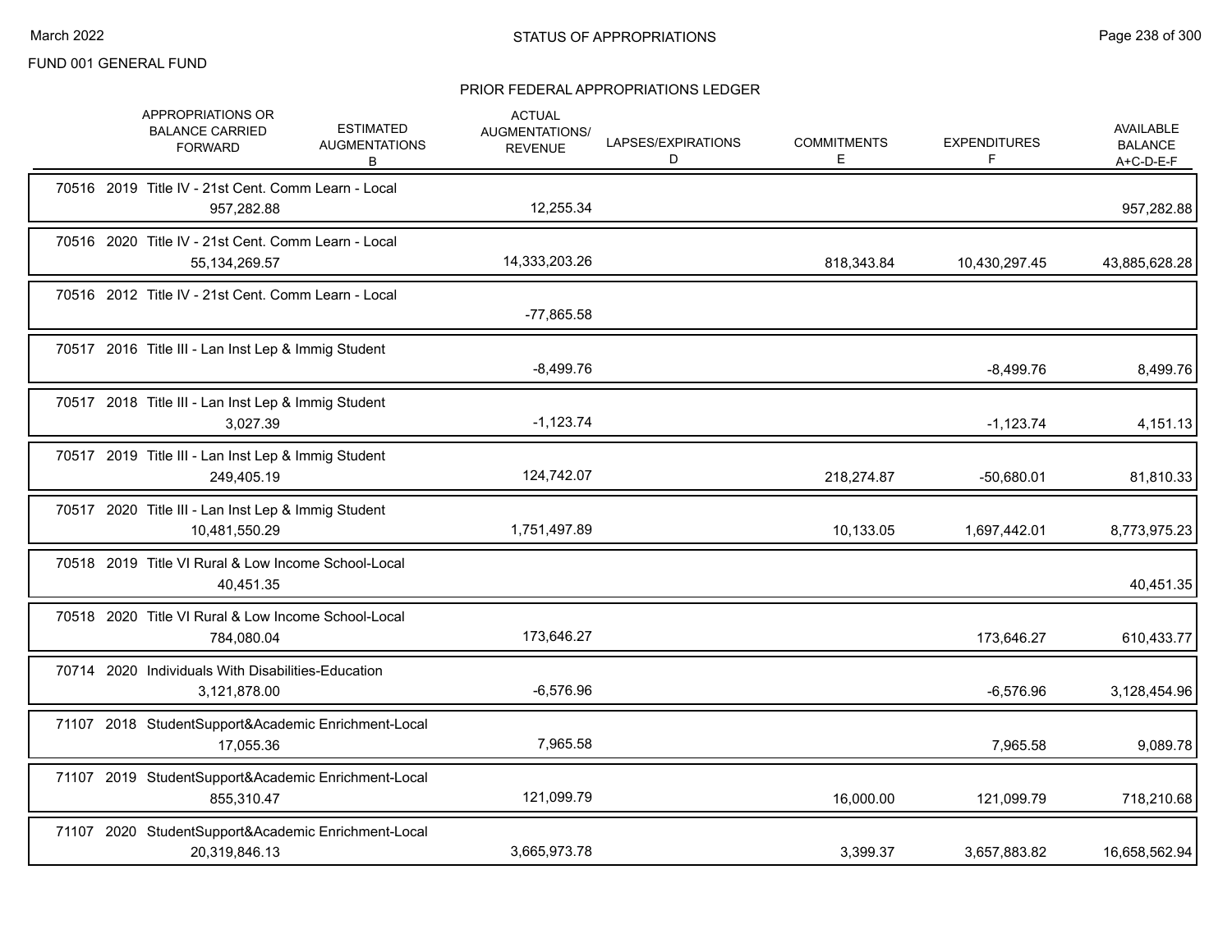FUND 001 GENERAL FUND

## PRIOR FEDERAL APPROPRIATIONS LEDGER

| | APPROPRIATIONS OR BALANCE CARRIED FORWARD | ESTIMATED AUGMENTATIONS B | ACTUAL AUGMENTATIONS/ REVENUE | LAPSES/EXPIRATIONS D | COMMITMENTS E | EXPENDITURES F | AVAILABLE BALANCE A+C-D-E-F |
|---|---|---|---|---|---|---|---|
| 70516 2019 Title IV - 21st Cent. Comm Learn - Local | 957,282.88 | | 12,255.34 | | | | 957,282.88 |
| 70516 2020 Title IV - 21st Cent. Comm Learn - Local | 55,134,269.57 | | 14,333,203.26 | | 818,343.84 | 10,430,297.45 | 43,885,628.28 |
| 70516 2012 Title IV - 21st Cent. Comm Learn - Local | | | -77,865.58 | | | | |
| 70517 2016 Title III - Lan Inst Lep & Immig Student | | | -8,499.76 | | | -8,499.76 | 8,499.76 |
| 70517 2018 Title III - Lan Inst Lep & Immig Student | 3,027.39 | | -1,123.74 | | | -1,123.74 | 4,151.13 |
| 70517 2019 Title III - Lan Inst Lep & Immig Student | 249,405.19 | | 124,742.07 | | 218,274.87 | -50,680.01 | 81,810.33 |
| 70517 2020 Title III - Lan Inst Lep & Immig Student | 10,481,550.29 | | 1,751,497.89 | | 10,133.05 | 1,697,442.01 | 8,773,975.23 |
| 70518 2019 Title VI Rural & Low Income School-Local | 40,451.35 | | | | | | 40,451.35 |
| 70518 2020 Title VI Rural & Low Income School-Local | 784,080.04 | | 173,646.27 | | | 173,646.27 | 610,433.77 |
| 70714 2020 Individuals With Disabilities-Education | 3,121,878.00 | | -6,576.96 | | | -6,576.96 | 3,128,454.96 |
| 71107 2018 StudentSupport&Academic Enrichment-Local | 17,055.36 | | 7,965.58 | | | 7,965.58 | 9,089.78 |
| 71107 2019 StudentSupport&Academic Enrichment-Local | 855,310.47 | | 121,099.79 | | 16,000.00 | 121,099.79 | 718,210.68 |
| 71107 2020 StudentSupport&Academic Enrichment-Local | 20,319,846.13 | | 3,665,973.78 | | 3,399.37 | 3,657,883.82 | 16,658,562.94 |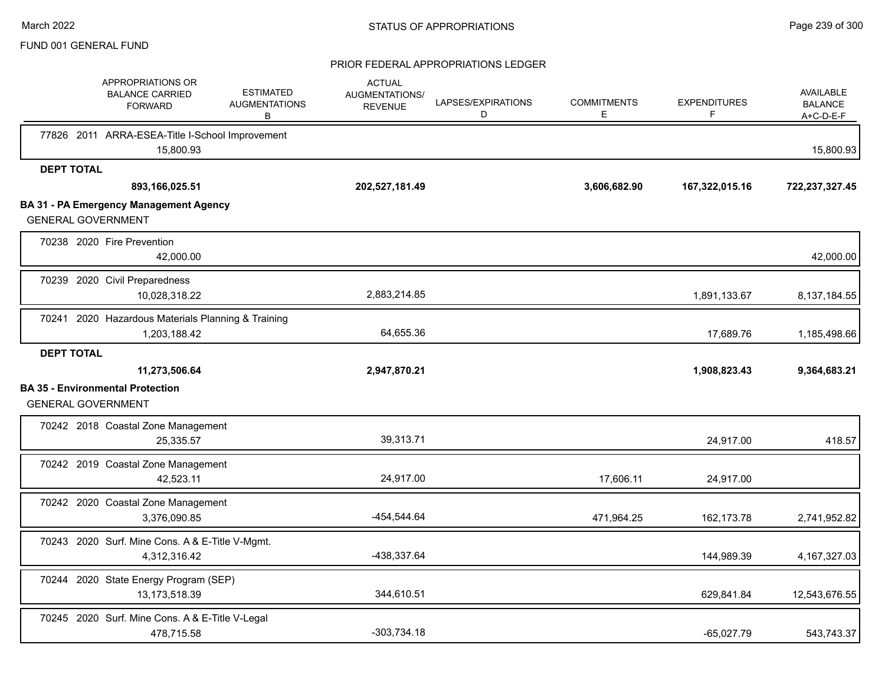FUND 001 GENERAL FUND

## STATUS OF APPROPRIATIONS

### PRIOR FEDERAL APPROPRIATIONS LEDGER

| APPROPRIATIONS OR BALANCE CARRIED FORWARD | ESTIMATED AUGMENTATIONS B | ACTUAL AUGMENTATIONS/ REVENUE | LAPSES/EXPIRATIONS D | COMMITMENTS E | EXPENDITURES F | AVAILABLE BALANCE A+C-D-E-F |
|---|---|---|---|---|---|---|
| 77826 2011 ARRA-ESEA-Title I-School Improvement | | | | | | |
| 15,800.93 | | | | | | 15,800.93 |
| **DEPT TOTAL** | | | | | | |
| **893,166,025.51** | | **202,527,181.49** | | **3,606,682.90** | **167,322,015.16** | **722,237,327.45** |
| **BA 31 - PA Emergency Management Agency** | | | | | | |
| GENERAL GOVERNMENT | | | | | | |
| 70238 2020 Fire Prevention | | | | | | |
| 42,000.00 | | | | | | 42,000.00 |
| 70239 2020 Civil Preparedness | | | | | | |
| 10,028,318.22 | | 2,883,214.85 | | | 1,891,133.67 | 8,137,184.55 |
| 70241 2020 Hazardous Materials Planning & Training | | | | | | |
| 1,203,188.42 | | 64,655.36 | | | 17,689.76 | 1,185,498.66 |
| **DEPT TOTAL** | | | | | | |
| **11,273,506.64** | | **2,947,870.21** | | | **1,908,823.43** | **9,364,683.21** |
| **BA 35 - Environmental Protection** | | | | | | |
| GENERAL GOVERNMENT | | | | | | |
| 70242 2018 Coastal Zone Management | | | | | | |
| 25,335.57 | | 39,313.71 | | | 24,917.00 | 418.57 |
| 70242 2019 Coastal Zone Management | | | | | | |
| 42,523.11 | | 24,917.00 | | 17,606.11 | 24,917.00 | |
| 70242 2020 Coastal Zone Management | | | | | | |
| 3,376,090.85 | | -454,544.64 | | 471,964.25 | 162,173.78 | 2,741,952.82 |
| 70243 2020 Surf. Mine Cons. A & E-Title V-Mgmt. | | | | | | |
| 4,312,316.42 | | -438,337.64 | | | 144,989.39 | 4,167,327.03 |
| 70244 2020 State Energy Program (SEP) | | | | | | |
| 13,173,518.39 | | 344,610.51 | | | 629,841.84 | 12,543,676.55 |
| 70245 2020 Surf. Mine Cons. A & E-Title V-Legal | | | | | | |
| 478,715.58 | | -303,734.18 | | | -65,027.79 | 543,743.37 |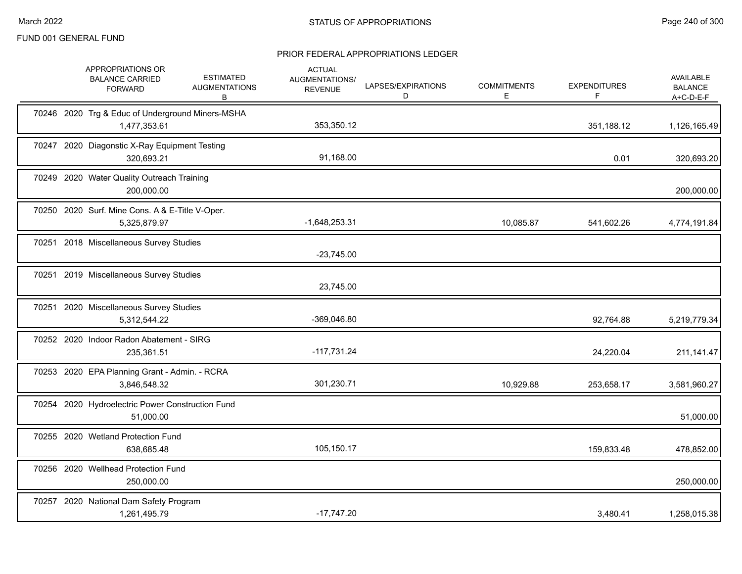FUND 001 GENERAL FUND

## STATUS OF APPROPRIATIONS

### PRIOR FEDERAL APPROPRIATIONS LEDGER

| | APPROPRIATIONS OR BALANCE CARRIED FORWARD | ESTIMATED AUGMENTATIONS B | ACTUAL AUGMENTATIONS/ REVENUE | LAPSES/EXPIRATIONS D | COMMITMENTS E | EXPENDITURES F | AVAILABLE BALANCE A+C-D-E-F |
|---|---|---|---|---|---|---|---|
| 70246 2020 Trg & Educ of Underground Miners-MSHA | 1,477,353.61 | | 353,350.12 | | | 351,188.12 | 1,126,165.49 |
| 70247 2020 Diagonstic X-Ray Equipment Testing | 320,693.21 | | 91,168.00 | | | 0.01 | 320,693.20 |
| 70249 2020 Water Quality Outreach Training | 200,000.00 | | | | | | 200,000.00 |
| 70250 2020 Surf. Mine Cons. A & E-Title V-Oper. | 5,325,879.97 | | -1,648,253.31 | | 10,085.87 | 541,602.26 | 4,774,191.84 |
| 70251 2018 Miscellaneous Survey Studies | | | -23,745.00 | | | | |
| 70251 2019 Miscellaneous Survey Studies | | | 23,745.00 | | | | |
| 70251 2020 Miscellaneous Survey Studies | 5,312,544.22 | | -369,046.80 | | | 92,764.88 | 5,219,779.34 |
| 70252 2020 Indoor Radon Abatement - SIRG | 235,361.51 | | -117,731.24 | | | 24,220.04 | 211,141.47 |
| 70253 2020 EPA Planning Grant - Admin. - RCRA | 3,846,548.32 | | 301,230.71 | | 10,929.88 | 253,658.17 | 3,581,960.27 |
| 70254 2020 Hydroelectric Power Construction Fund | 51,000.00 | | | | | | 51,000.00 |
| 70255 2020 Wetland Protection Fund | 638,685.48 | | 105,150.17 | | | 159,833.48 | 478,852.00 |
| 70256 2020 Wellhead Protection Fund | 250,000.00 | | | | | | 250,000.00 |
| 70257 2020 National Dam Safety Program | 1,261,495.79 | | -17,747.20 | | | 3,480.41 | 1,258,015.38 |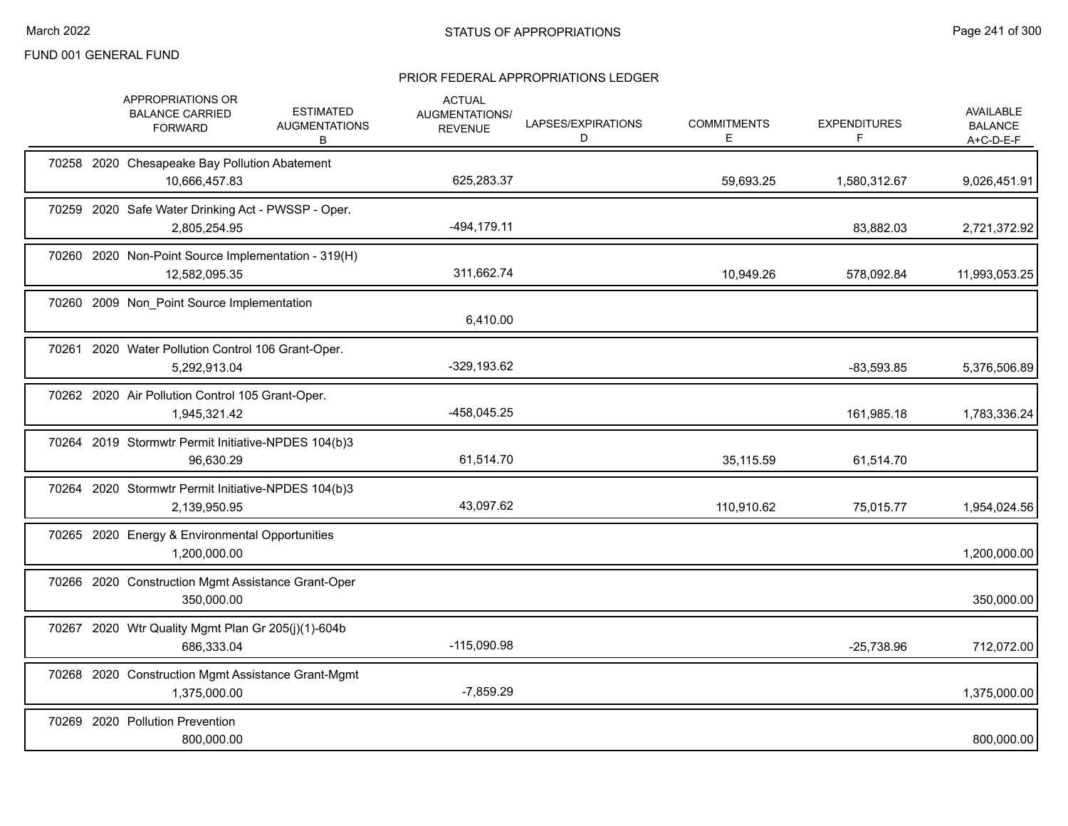FUND 001 GENERAL FUND

STATUS OF APPROPRIATIONS

PRIOR FEDERAL APPROPRIATIONS LEDGER

| | APPROPRIATIONS OR BALANCE CARRIED FORWARD | ESTIMATED AUGMENTATIONS B | ACTUAL AUGMENTATIONS/ REVENUE | LAPSES/EXPIRATIONS D | COMMITMENTS E | EXPENDITURES F | AVAILABLE BALANCE A+C-D-E-F |
|---|---|---|---|---|---|---|---|
| 70258 2020 Chesapeake Bay Pollution Abatement | 10,666,457.83 | | 625,283.37 | | 59,693.25 | 1,580,312.67 | 9,026,451.91 |
| 70259 2020 Safe Water Drinking Act - PWSSP - Oper. | 2,805,254.95 | | -494,179.11 | | | 83,882.03 | 2,721,372.92 |
| 70260 2020 Non-Point Source Implementation - 319(H) | 12,582,095.35 | | 311,662.74 | | 10,949.26 | 578,092.84 | 11,993,053.25 |
| 70260 2009 Non_Point Source Implementation | | | 6,410.00 | | | | |
| 70261 2020 Water Pollution Control 106 Grant-Oper. | 5,292,913.04 | | -329,193.62 | | | -83,593.85 | 5,376,506.89 |
| 70262 2020 Air Pollution Control 105 Grant-Oper. | 1,945,321.42 | | -458,045.25 | | | 161,985.18 | 1,783,336.24 |
| 70264 2019 Stormwtr Permit Initiative-NPDES 104(b)3 | 96,630.29 | | 61,514.70 | | 35,115.59 | 61,514.70 | |
| 70264 2020 Stormwtr Permit Initiative-NPDES 104(b)3 | 2,139,950.95 | | 43,097.62 | | 110,910.62 | 75,015.77 | 1,954,024.56 |
| 70265 2020 Energy & Environmental Opportunities | 1,200,000.00 | | | | | | 1,200,000.00 |
| 70266 2020 Construction Mgmt Assistance Grant-Oper | 350,000.00 | | | | | | 350,000.00 |
| 70267 2020 Wtr Quality Mgmt Plan Gr 205(j)(1)-604b | 686,333.04 | | -115,090.98 | | | -25,738.96 | 712,072.00 |
| 70268 2020 Construction Mgmt Assistance Grant-Mgmt | 1,375,000.00 | | -7,859.29 | | | | 1,375,000.00 |
| 70269 2020 Pollution Prevention | 800,000.00 | | | | | | 800,000.00 |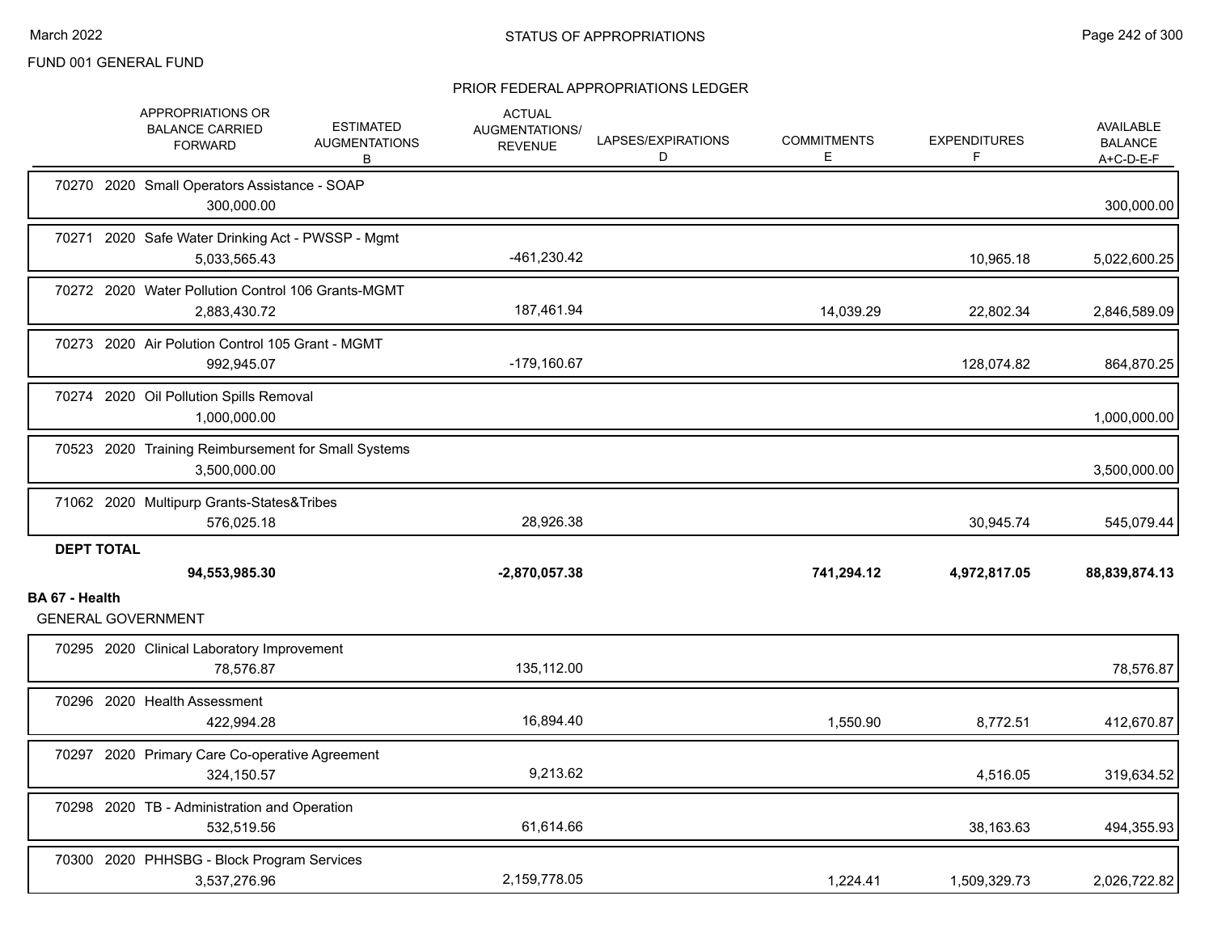FUND 001 GENERAL FUND

## PRIOR FEDERAL APPROPRIATIONS LEDGER

| | APPROPRIATIONS OR BALANCE CARRIED FORWARD | ESTIMATED AUGMENTATIONS B | ACTUAL AUGMENTATIONS/ REVENUE | LAPSES/EXPIRATIONS D | COMMITMENTS E | EXPENDITURES F | AVAILABLE BALANCE A+C-D-E-F |
|---|---|---|---|---|---|---|---|
| 70270 2020 Small Operators Assistance - SOAP | 300,000.00 | | | | | | 300,000.00 |
| 70271 2020 Safe Water Drinking Act - PWSSP - Mgmt | 5,033,565.43 | | -461,230.42 | | | 10,965.18 | 5,022,600.25 |
| 70272 2020 Water Pollution Control 106 Grants-MGMT | 2,883,430.72 | | 187,461.94 | | 14,039.29 | 22,802.34 | 2,846,589.09 |
| 70273 2020 Air Polution Control 105 Grant - MGMT | 992,945.07 | | -179,160.67 | | | 128,074.82 | 864,870.25 |
| 70274 2020 Oil Pollution Spills Removal | 1,000,000.00 | | | | | | 1,000,000.00 |
| 70523 2020 Training Reimbursement for Small Systems | 3,500,000.00 | | | | | | 3,500,000.00 |
| 71062 2020 Multipurp Grants-States&Tribes | 576,025.18 | | 28,926.38 | | | 30,945.74 | 545,079.44 |
| **DEPT TOTAL** | **94,553,985.30** | | **-2,870,057.38** | | **741,294.12** | **4,972,817.05** | **88,839,874.13** |

**BA 67 - Health**

GENERAL GOVERNMENT

| | APPROPRIATIONS OR BALANCE CARRIED FORWARD | ESTIMATED AUGMENTATIONS B | ACTUAL AUGMENTATIONS/ REVENUE | LAPSES/EXPIRATIONS D | COMMITMENTS E | EXPENDITURES F | AVAILABLE BALANCE A+C-D-E-F |
|---|---|---|---|---|---|---|---|
| 70295 2020 Clinical Laboratory Improvement | 78,576.87 | | 135,112.00 | | | | 78,576.87 |
| 70296 2020 Health Assessment | 422,994.28 | | 16,894.40 | | 1,550.90 | 8,772.51 | 412,670.87 |
| 70297 2020 Primary Care Co-operative Agreement | 324,150.57 | | 9,213.62 | | | 4,516.05 | 319,634.52 |
| 70298 2020 TB - Administration and Operation | 532,519.56 | | 61,614.66 | | | 38,163.63 | 494,355.93 |
| 70300 2020 PHHSBG - Block Program Services | 3,537,276.96 | | 2,159,778.05 | | 1,224.41 | 1,509,329.73 | 2,026,722.82 |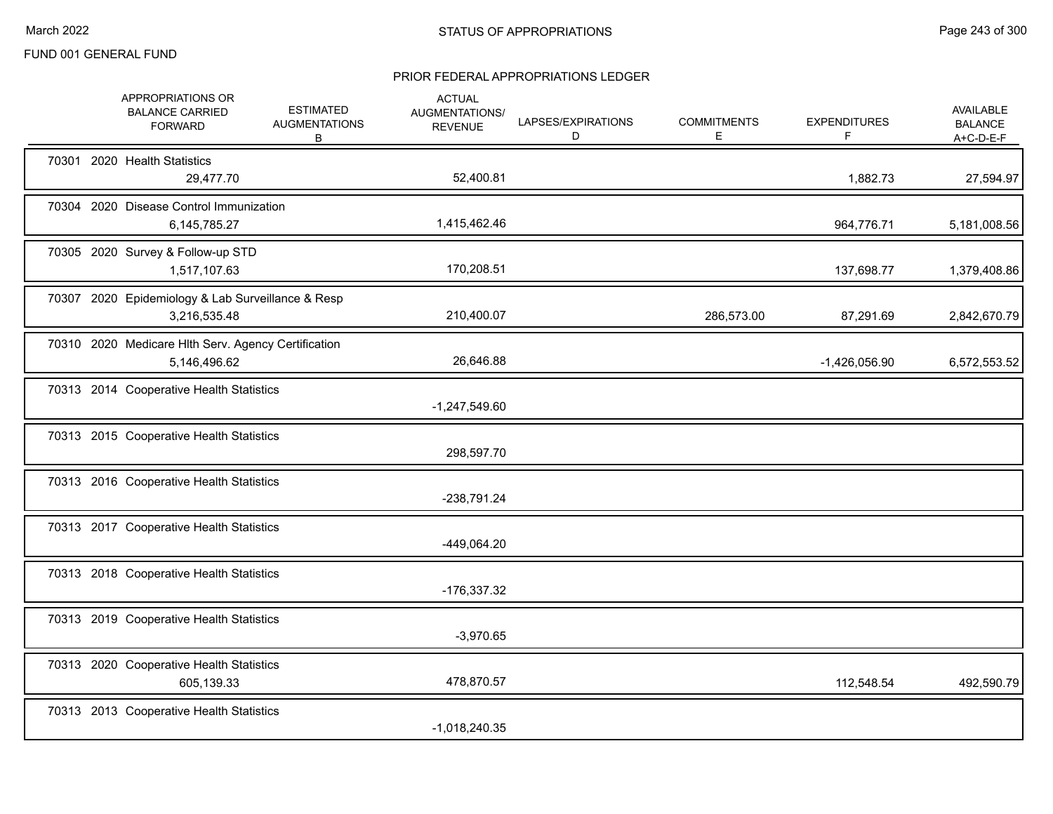FUND 001 GENERAL FUND

## STATUS OF APPROPRIATIONS

### PRIOR FEDERAL APPROPRIATIONS LEDGER

| | APPROPRIATIONS OR BALANCE CARRIED FORWARD | ESTIMATED AUGMENTATIONS B | ACTUAL AUGMENTATIONS/ REVENUE | LAPSES/EXPIRATIONS D | COMMITMENTS E | EXPENDITURES F | AVAILABLE BALANCE A+C-D-E-F |
|---|---|---|---|---|---|---|---|
| 70301 2020 Health Statistics | 29,477.70 | | 52,400.81 | | | 1,882.73 | 27,594.97 |
| 70304 2020 Disease Control Immunization | 6,145,785.27 | | 1,415,462.46 | | | 964,776.71 | 5,181,008.56 |
| 70305 2020 Survey & Follow-up STD | 1,517,107.63 | | 170,208.51 | | | 137,698.77 | 1,379,408.86 |
| 70307 2020 Epidemiology & Lab Surveillance & Resp | 3,216,535.48 | | 210,400.07 | | 286,573.00 | 87,291.69 | 2,842,670.79 |
| 70310 2020 Medicare Hlth Serv. Agency Certification | 5,146,496.62 | | 26,646.88 | | | -1,426,056.90 | 6,572,553.52 |
| 70313 2014 Cooperative Health Statistics | | | -1,247,549.60 | | | | |
| 70313 2015 Cooperative Health Statistics | | | 298,597.70 | | | | |
| 70313 2016 Cooperative Health Statistics | | | -238,791.24 | | | | |
| 70313 2017 Cooperative Health Statistics | | | -449,064.20 | | | | |
| 70313 2018 Cooperative Health Statistics | | | -176,337.32 | | | | |
| 70313 2019 Cooperative Health Statistics | | | -3,970.65 | | | | |
| 70313 2020 Cooperative Health Statistics | 605,139.33 | | 478,870.57 | | | 112,548.54 | 492,590.79 |
| 70313 2013 Cooperative Health Statistics | | | -1,018,240.35 | | | | |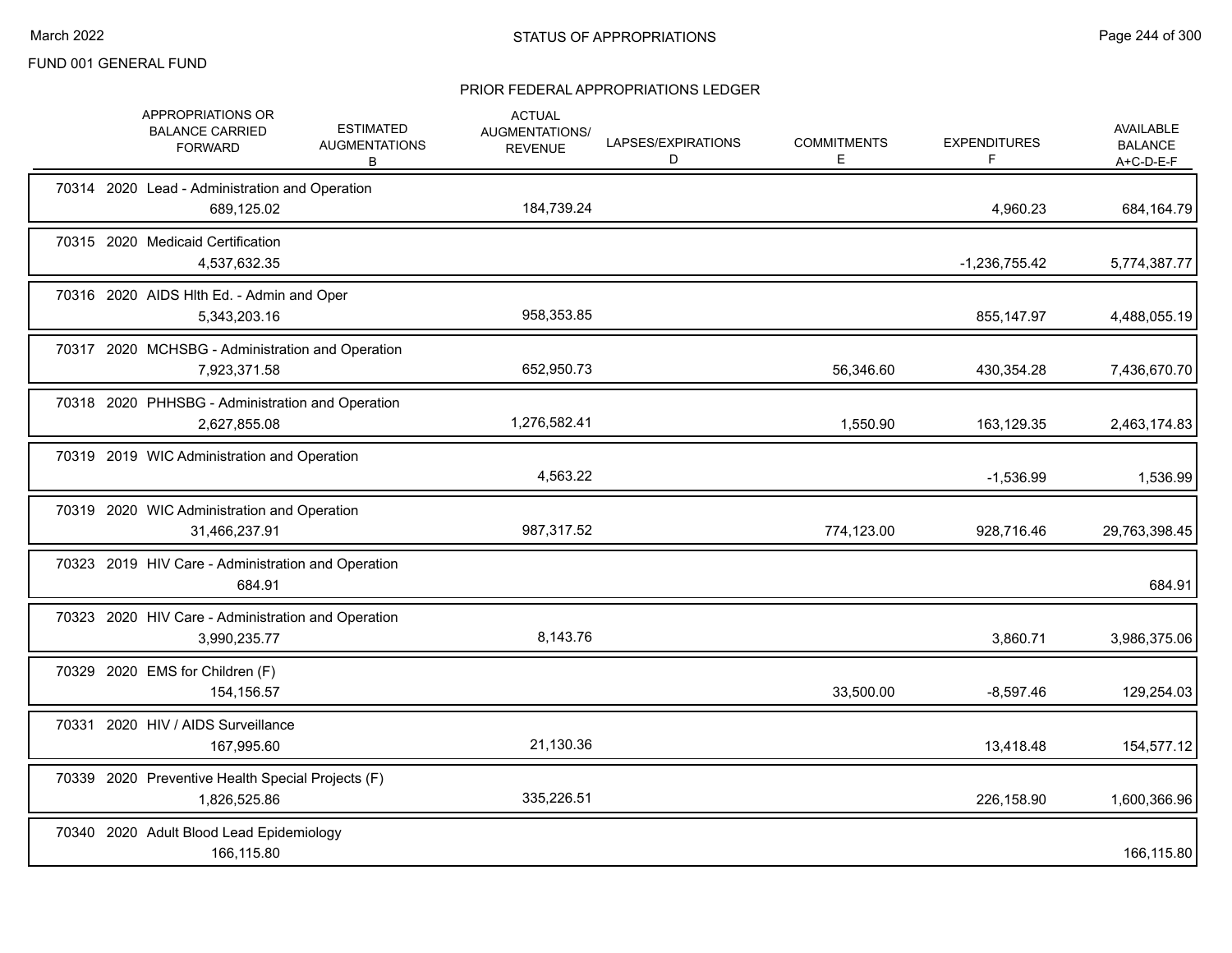FUND 001 GENERAL FUND

## STATUS OF APPROPRIATIONS

### PRIOR FEDERAL APPROPRIATIONS LEDGER

| | APPROPRIATIONS OR BALANCE CARRIED FORWARD | ESTIMATED AUGMENTATIONS B | ACTUAL AUGMENTATIONS/ REVENUE | LAPSES/EXPIRATIONS D | COMMITMENTS E | EXPENDITURES F | AVAILABLE BALANCE A+C-D-E-F |
|---|---|---|---|---|---|---|---|
| 70314 2020 Lead - Administration and Operation | 689,125.02 | | 184,739.24 | | | 4,960.23 | 684,164.79 |
| 70315 2020 Medicaid Certification | 4,537,632.35 | | | | | -1,236,755.42 | 5,774,387.77 |
| 70316 2020 AIDS Hlth Ed. - Admin and Oper | 5,343,203.16 | | 958,353.85 | | | 855,147.97 | 4,488,055.19 |
| 70317 2020 MCHSBG - Administration and Operation | 7,923,371.58 | | 652,950.73 | | 56,346.60 | 430,354.28 | 7,436,670.70 |
| 70318 2020 PHHSBG - Administration and Operation | 2,627,855.08 | | 1,276,582.41 | | 1,550.90 | 163,129.35 | 2,463,174.83 |
| 70319 2019 WIC Administration and Operation | | | 4,563.22 | | | -1,536.99 | 1,536.99 |
| 70319 2020 WIC Administration and Operation | 31,466,237.91 | | 987,317.52 | | 774,123.00 | 928,716.46 | 29,763,398.45 |
| 70323 2019 HIV Care - Administration and Operation | 684.91 | | | | | | 684.91 |
| 70323 2020 HIV Care - Administration and Operation | 3,990,235.77 | | 8,143.76 | | | 3,860.71 | 3,986,375.06 |
| 70329 2020 EMS for Children (F) | 154,156.57 | | | | 33,500.00 | -8,597.46 | 129,254.03 |
| 70331 2020 HIV / AIDS Surveillance | 167,995.60 | | 21,130.36 | | | 13,418.48 | 154,577.12 |
| 70339 2020 Preventive Health Special Projects (F) | 1,826,525.86 | | 335,226.51 | | | 226,158.90 | 1,600,366.96 |
| 70340 2020 Adult Blood Lead Epidemiology | 166,115.80 | | | | | | 166,115.80 |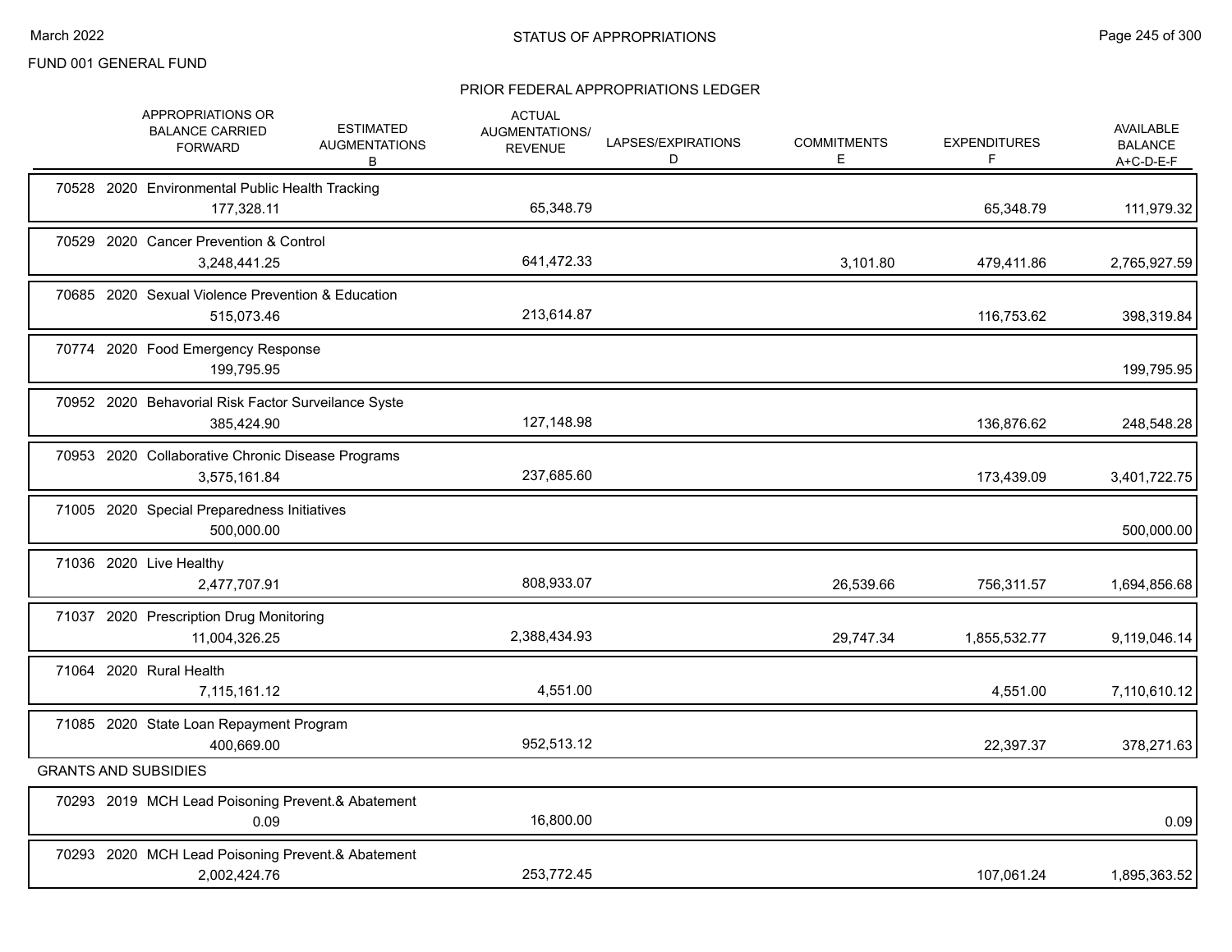FUND 001 GENERAL FUND

# STATUS OF APPROPRIATIONS

## PRIOR FEDERAL APPROPRIATIONS LEDGER

| | APPROPRIATIONS OR BALANCE CARRIED FORWARD | ESTIMATED AUGMENTATIONS B | ACTUAL AUGMENTATIONS/ REVENUE | LAPSES/EXPIRATIONS D | COMMITMENTS E | EXPENDITURES F | AVAILABLE BALANCE A+C-D-E-F |
|---|---|---|---|---|---|---|---|
| 70528 2020 Environmental Public Health Tracking | 177,328.11 | | 65,348.79 | | | 65,348.79 | 111,979.32 |
| 70529 2020 Cancer Prevention & Control | 3,248,441.25 | | 641,472.33 | | 3,101.80 | 479,411.86 | 2,765,927.59 |
| 70685 2020 Sexual Violence Prevention & Education | 515,073.46 | | 213,614.87 | | | 116,753.62 | 398,319.84 |
| 70774 2020 Food Emergency Response | 199,795.95 | | | | | | 199,795.95 |
| 70952 2020 Behavorial Risk Factor Surveilance Syste | 385,424.90 | | 127,148.98 | | | 136,876.62 | 248,548.28 |
| 70953 2020 Collaborative Chronic Disease Programs | 3,575,161.84 | | 237,685.60 | | | 173,439.09 | 3,401,722.75 |
| 71005 2020 Special Preparedness Initiatives | 500,000.00 | | | | | | 500,000.00 |
| 71036 2020 Live Healthy | 2,477,707.91 | | 808,933.07 | | 26,539.66 | 756,311.57 | 1,694,856.68 |
| 71037 2020 Prescription Drug Monitoring | 11,004,326.25 | | 2,388,434.93 | | 29,747.34 | 1,855,532.77 | 9,119,046.14 |
| 71064 2020 Rural Health | 7,115,161.12 | | 4,551.00 | | | 4,551.00 | 7,110,610.12 |
| 71085 2020 State Loan Repayment Program | 400,669.00 | | 952,513.12 | | | 22,397.37 | 378,271.63 |
| **GRANTS AND SUBSIDIES** | | | | | | | |
| 70293 2019 MCH Lead Poisoning Prevent.& Abatement | 0.09 | | 16,800.00 | | | | 0.09 |
| 70293 2020 MCH Lead Poisoning Prevent.& Abatement | 2,002,424.76 | | 253,772.45 | | | 107,061.24 | 1,895,363.52 |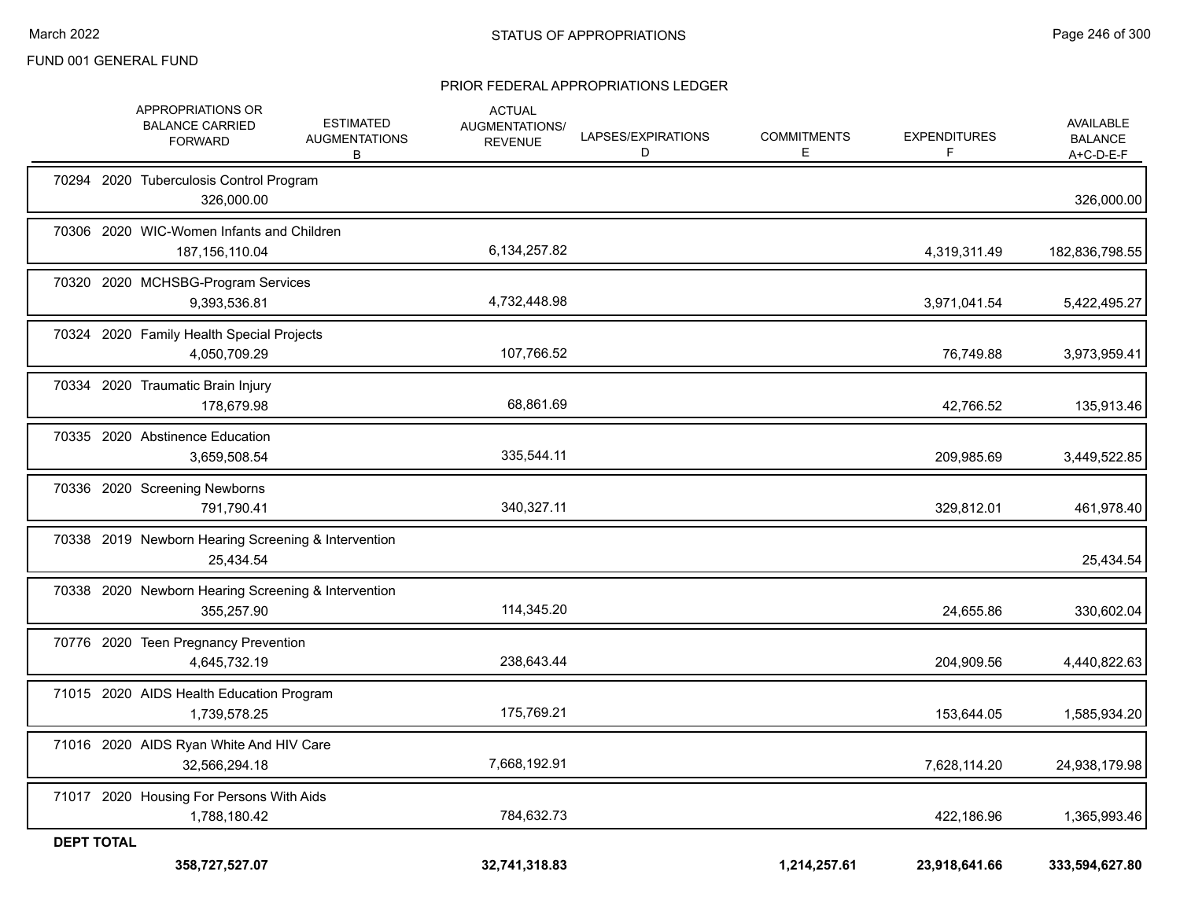FUND 001 GENERAL FUND

## STATUS OF APPROPRIATIONS

### PRIOR FEDERAL APPROPRIATIONS LEDGER

| | APPROPRIATIONS OR BALANCE CARRIED FORWARD | ESTIMATED AUGMENTATIONS B | ACTUAL AUGMENTATIONS/ REVENUE | LAPSES/EXPIRATIONS D | COMMITMENTS E | EXPENDITURES F | AVAILABLE BALANCE A+C-D-E-F |
|---|---|---|---|---|---|---|---|
| 70294 2020 Tuberculosis Control Program | 326,000.00 | | | | | | 326,000.00 |
| 70306 2020 WIC-Women Infants and Children | 187,156,110.04 | | 6,134,257.82 | | | 4,319,311.49 | 182,836,798.55 |
| 70320 2020 MCHSBG-Program Services | 9,393,536.81 | | 4,732,448.98 | | | 3,971,041.54 | 5,422,495.27 |
| 70324 2020 Family Health Special Projects | 4,050,709.29 | | 107,766.52 | | | 76,749.88 | 3,973,959.41 |
| 70334 2020 Traumatic Brain Injury | 178,679.98 | | 68,861.69 | | | 42,766.52 | 135,913.46 |
| 70335 2020 Abstinence Education | 3,659,508.54 | | 335,544.11 | | | 209,985.69 | 3,449,522.85 |
| 70336 2020 Screening Newborns | 791,790.41 | | 340,327.11 | | | 329,812.01 | 461,978.40 |
| 70338 2019 Newborn Hearing Screening & Intervention | 25,434.54 | | | | | | 25,434.54 |
| 70338 2020 Newborn Hearing Screening & Intervention | 355,257.90 | | 114,345.20 | | | 24,655.86 | 330,602.04 |
| 70776 2020 Teen Pregnancy Prevention | 4,645,732.19 | | 238,643.44 | | | 204,909.56 | 4,440,822.63 |
| 71015 2020 AIDS Health Education Program | 1,739,578.25 | | 175,769.21 | | | 153,644.05 | 1,585,934.20 |
| 71016 2020 AIDS Ryan White And HIV Care | 32,566,294.18 | | 7,668,192.91 | | | 7,628,114.20 | 24,938,179.98 |
| 71017 2020 Housing For Persons With Aids | 1,788,180.42 | | 784,632.73 | | | 422,186.96 | 1,365,993.46 |
| **DEPT TOTAL** | **358,727,527.07** | | **32,741,318.83** | | **1,214,257.61** | **23,918,641.66** | **333,594,627.80** |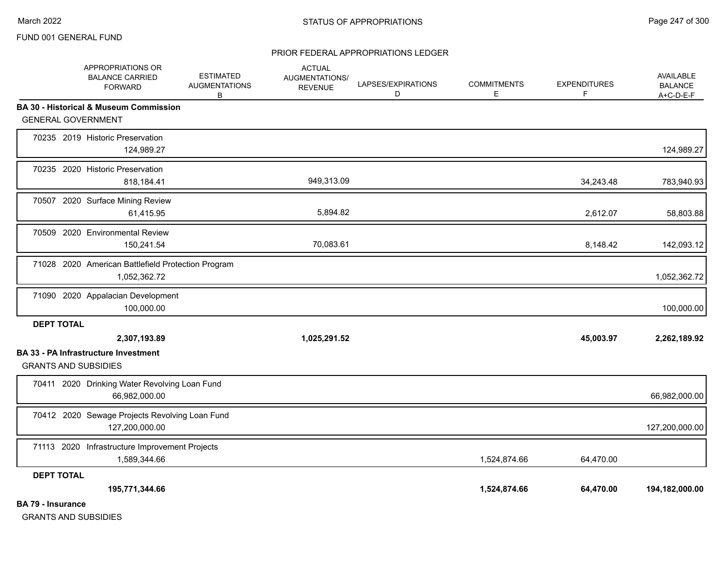FUND 001 GENERAL FUND

PRIOR FEDERAL APPROPRIATIONS LEDGER

| | APPROPRIATIONS OR BALANCE CARRIED FORWARD | ESTIMATED AUGMENTATIONS B | ACTUAL AUGMENTATIONS/ REVENUE | LAPSES/EXPIRATIONS D | COMMITMENTS E | EXPENDITURES F | AVAILABLE BALANCE A+C-D-E-F |
|---|---|---|---|---|---|---|---|
| **BA 30 - Historical & Museum Commission** | | | | | | | |
| GENERAL GOVERNMENT | | | | | | | |
| 70235 2019 Historic Preservation | 124,989.27 | | | | | | 124,989.27 |
| 70235 2020 Historic Preservation | 818,184.41 | | 949,313.09 | | | 34,243.48 | 783,940.93 |
| 70507 2020 Surface Mining Review | 61,415.95 | | 5,894.82 | | | 2,612.07 | 58,803.88 |
| 70509 2020 Environmental Review | 150,241.54 | | 70,083.61 | | | 8,148.42 | 142,093.12 |
| 71028 2020 American Battlefield Protection Program | 1,052,362.72 | | | | | | 1,052,362.72 |
| 71090 2020 Appalacian Development | 100,000.00 | | | | | | 100,000.00 |
| **DEPT TOTAL** | **2,307,193.89** | | **1,025,291.52** | | | **45,003.97** | **2,262,189.92** |
| **BA 33 - PA Infrastructure Investment** | | | | | | | |
| GRANTS AND SUBSIDIES | | | | | | | |
| 70411 2020 Drinking Water Revolving Loan Fund | 66,982,000.00 | | | | | | 66,982,000.00 |
| 70412 2020 Sewage Projects Revolving Loan Fund | 127,200,000.00 | | | | | | 127,200,000.00 |
| 71113 2020 Infrastructure Improvement Projects | 1,589,344.66 | | | | 1,524,874.66 | 64,470.00 | |
| **DEPT TOTAL** | **195,771,344.66** | | | | **1,524,874.66** | **64,470.00** | **194,182,000.00** |
| **BA 79 - Insurance** | | | | | | | |
| GRANTS AND SUBSIDIES | | | | | | | |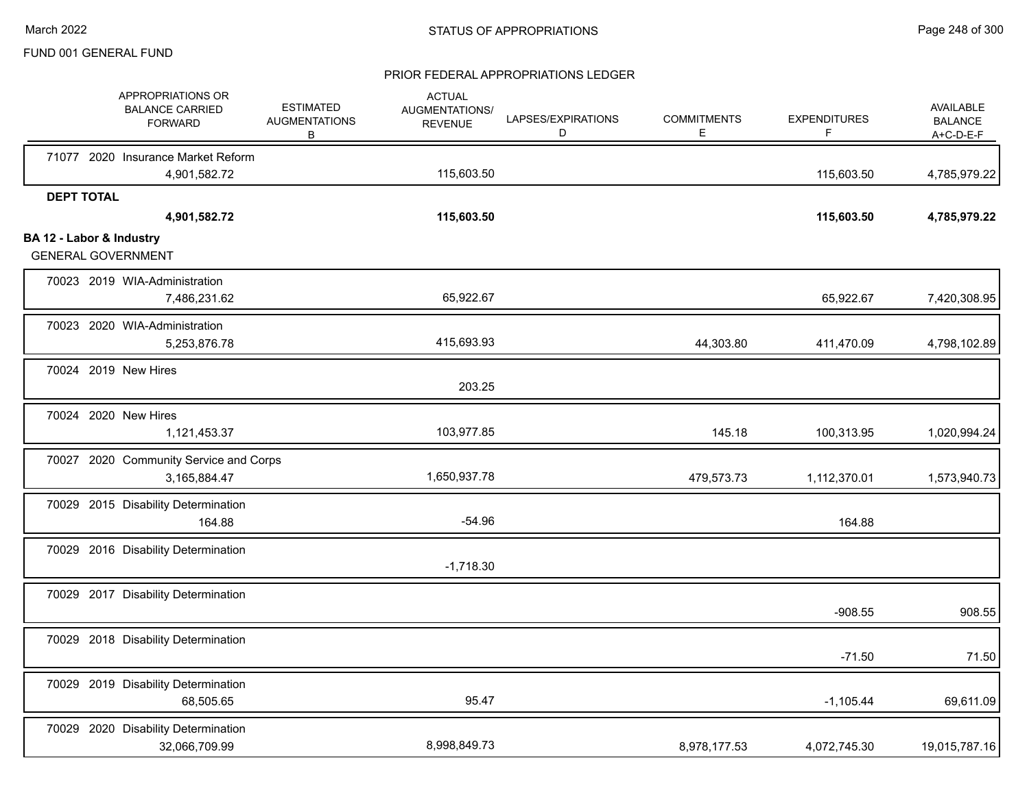## PRIOR FEDERAL APPROPRIATIONS LEDGER

FUND 001 GENERAL FUND

| | APPROPRIATIONS OR BALANCE CARRIED FORWARD | ESTIMATED AUGMENTATIONS B | ACTUAL AUGMENTATIONS/ REVENUE | LAPSES/EXPIRATIONS D | COMMITMENTS E | EXPENDITURES F | AVAILABLE BALANCE A+C-D-E-F |
|---|---|---|---|---|---|---|---|
| 71077 2020 Insurance Market Reform | 4,901,582.72 | | 115,603.50 | | | 115,603.50 | 4,785,979.22 |
| **DEPT TOTAL** | **4,901,582.72** | | **115,603.50** | | | **115,603.50** | **4,785,979.22** |
| **BA 12 - Labor & Industry** | | | | | | | |
| GENERAL GOVERNMENT | | | | | | | |
| 70023 2019 WIA-Administration | 7,486,231.62 | | 65,922.67 | | | 65,922.67 | 7,420,308.95 |
| 70023 2020 WIA-Administration | 5,253,876.78 | | 415,693.93 | | 44,303.80 | 411,470.09 | 4,798,102.89 |
| 70024 2019 New Hires | | | 203.25 | | | | |
| 70024 2020 New Hires | 1,121,453.37 | | 103,977.85 | | 145.18 | 100,313.95 | 1,020,994.24 |
| 70027 2020 Community Service and Corps | 3,165,884.47 | | 1,650,937.78 | | 479,573.73 | 1,112,370.01 | 1,573,940.73 |
| 70029 2015 Disability Determination | 164.88 | | -54.96 | | | 164.88 | |
| 70029 2016 Disability Determination | | | -1,718.30 | | | | |
| 70029 2017 Disability Determination | | | | | | -908.55 | 908.55 |
| 70029 2018 Disability Determination | | | | | | -71.50 | 71.50 |
| 70029 2019 Disability Determination | 68,505.65 | | 95.47 | | | -1,105.44 | 69,611.09 |
| 70029 2020 Disability Determination | 32,066,709.99 | | 8,998,849.73 | | 8,978,177.53 | 4,072,745.30 | 19,015,787.16 |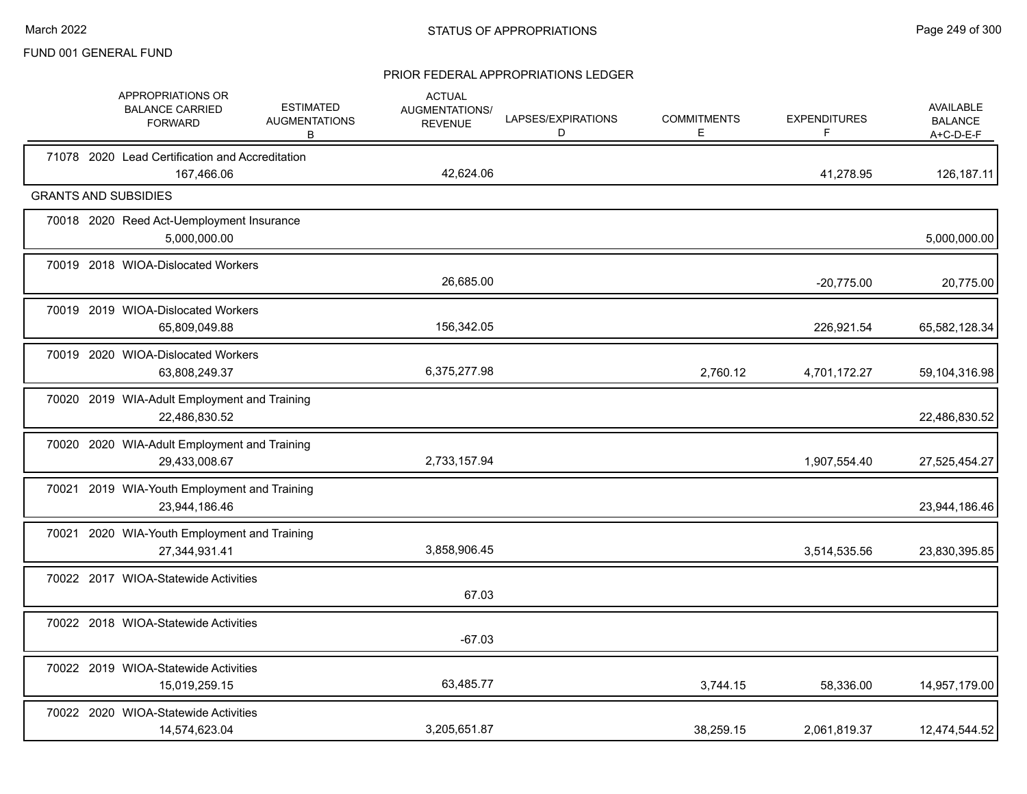FUND 001 GENERAL FUND

## STATUS OF APPROPRIATIONS

### PRIOR FEDERAL APPROPRIATIONS LEDGER

| | APPROPRIATIONS OR BALANCE CARRIED FORWARD | ESTIMATED AUGMENTATIONS B | ACTUAL AUGMENTATIONS/ REVENUE | LAPSES/EXPIRATIONS D | COMMITMENTS E | EXPENDITURES F | AVAILABLE BALANCE A+C-D-E-F |
|---|---|---|---|---|---|---|---|
| 71078 2020 Lead Certification and Accreditation | 167,466.06 | | 42,624.06 | | | 41,278.95 | 126,187.11 |
| **GRANTS AND SUBSIDIES** | | | | | | | |
| 70018 2020 Reed Act-Uemployment Insurance | 5,000,000.00 | | | | | | 5,000,000.00 |
| 70019 2018 WIOA-Dislocated Workers | | | 26,685.00 | | | -20,775.00 | 20,775.00 |
| 70019 2019 WIOA-Dislocated Workers | 65,809,049.88 | | 156,342.05 | | | 226,921.54 | 65,582,128.34 |
| 70019 2020 WIOA-Dislocated Workers | 63,808,249.37 | | 6,375,277.98 | | 2,760.12 | 4,701,172.27 | 59,104,316.98 |
| 70020 2019 WIA-Adult Employment and Training | 22,486,830.52 | | | | | | 22,486,830.52 |
| 70020 2020 WIA-Adult Employment and Training | 29,433,008.67 | | 2,733,157.94 | | | 1,907,554.40 | 27,525,454.27 |
| 70021 2019 WIA-Youth Employment and Training | 23,944,186.46 | | | | | | 23,944,186.46 |
| 70021 2020 WIA-Youth Employment and Training | 27,344,931.41 | | 3,858,906.45 | | | 3,514,535.56 | 23,830,395.85 |
| 70022 2017 WIOA-Statewide Activities | | | 67.03 | | | | |
| 70022 2018 WIOA-Statewide Activities | | | -67.03 | | | | |
| 70022 2019 WIOA-Statewide Activities | 15,019,259.15 | | 63,485.77 | | 3,744.15 | 58,336.00 | 14,957,179.00 |
| 70022 2020 WIOA-Statewide Activities | 14,574,623.04 | | 3,205,651.87 | | 38,259.15 | 2,061,819.37 | 12,474,544.52 |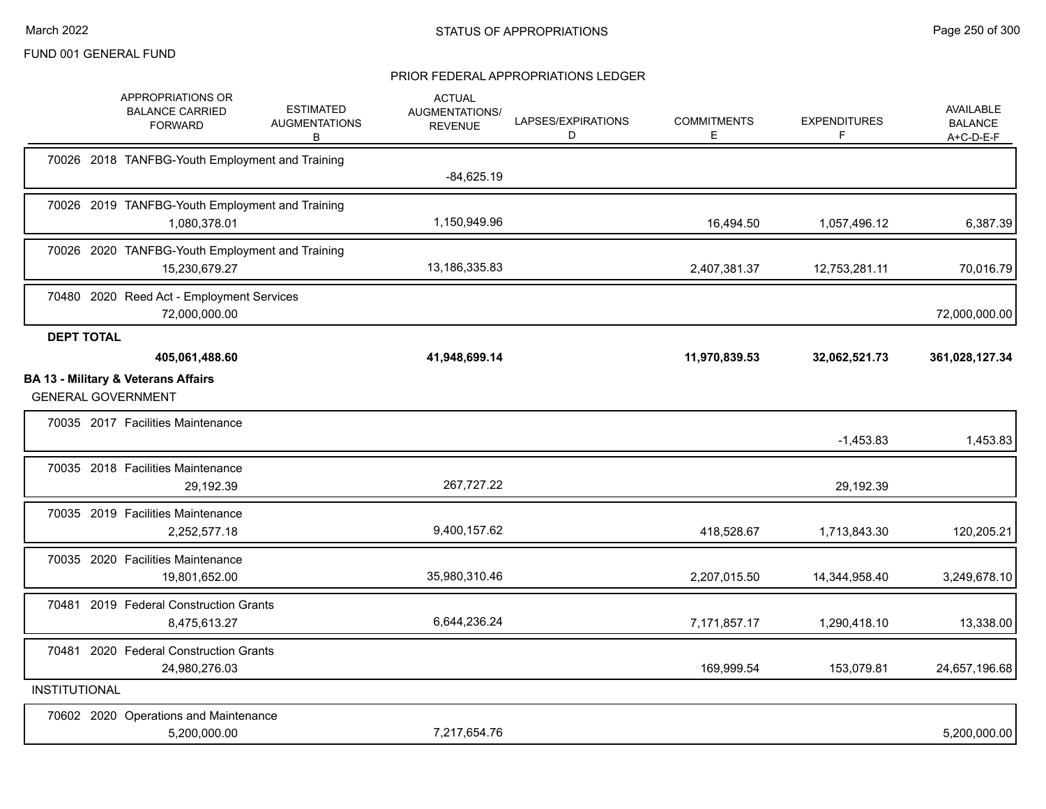FUND 001 GENERAL FUND

STATUS OF APPROPRIATIONS

PRIOR FEDERAL APPROPRIATIONS LEDGER

| | APPROPRIATIONS OR BALANCE CARRIED FORWARD | ESTIMATED AUGMENTATIONS B | ACTUAL AUGMENTATIONS/ REVENUE | LAPSES/EXPIRATIONS D | COMMITMENTS E | EXPENDITURES F | AVAILABLE BALANCE A+C-D-E-F |
|---|---|---|---|---|---|---|---|
| 70026 2018 TANFBG-Youth Employment and Training | | | -84,625.19 | | | | |
| 70026 2019 TANFBG-Youth Employment and Training | 1,080,378.01 | | 1,150,949.96 | | 16,494.50 | 1,057,496.12 | 6,387.39 |
| 70026 2020 TANFBG-Youth Employment and Training | 15,230,679.27 | | 13,186,335.83 | | 2,407,381.37 | 12,753,281.11 | 70,016.79 |
| 70480 2020 Reed Act - Employment Services | 72,000,000.00 | | | | | | 72,000,000.00 |
| **DEPT TOTAL** | **405,061,488.60** | | **41,948,699.14** | | **11,970,839.53** | **32,062,521.73** | **361,028,127.34** |
| **BA 13 - Military & Veterans Affairs** | | | | | | | |
| GENERAL GOVERNMENT | | | | | | | |
| 70035 2017 Facilities Maintenance | | | | | | -1,453.83 | 1,453.83 |
| 70035 2018 Facilities Maintenance | 29,192.39 | | 267,727.22 | | | 29,192.39 | |
| 70035 2019 Facilities Maintenance | 2,252,577.18 | | 9,400,157.62 | | 418,528.67 | 1,713,843.30 | 120,205.21 |
| 70035 2020 Facilities Maintenance | 19,801,652.00 | | 35,980,310.46 | | 2,207,015.50 | 14,344,958.40 | 3,249,678.10 |
| 70481 2019 Federal Construction Grants | 8,475,613.27 | | 6,644,236.24 | | 7,171,857.17 | 1,290,418.10 | 13,338.00 |
| 70481 2020 Federal Construction Grants | 24,980,276.03 | | | | 169,999.54 | 153,079.81 | 24,657,196.68 |
| INSTITUTIONAL | | | | | | | |
| 70602 2020 Operations and Maintenance | 5,200,000.00 | | 7,217,654.76 | | | | 5,200,000.00 |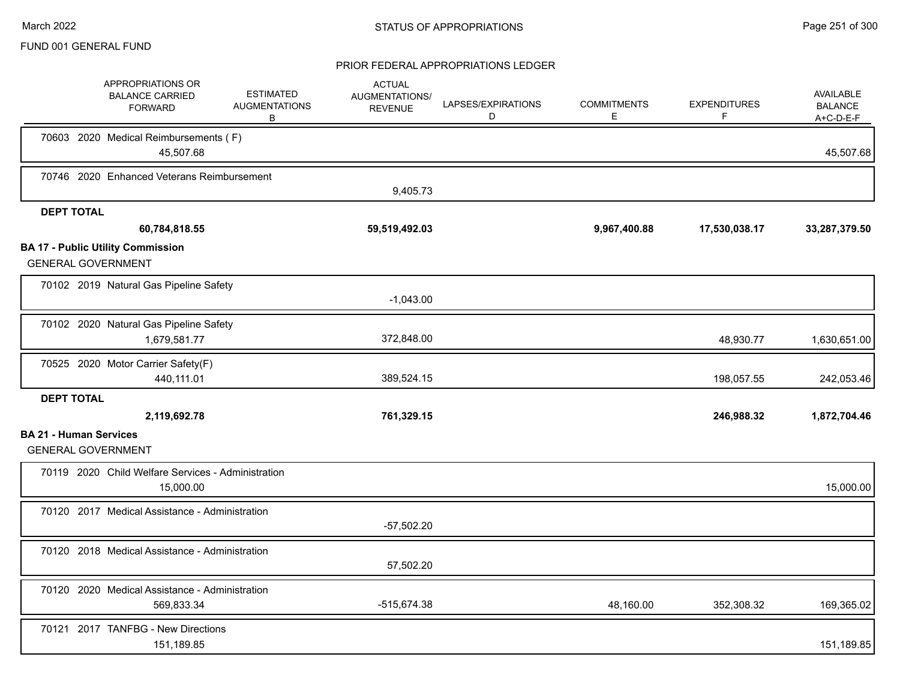FUND 001 GENERAL FUND

STATUS OF APPROPRIATIONS

## PRIOR FEDERAL APPROPRIATIONS LEDGER

| APPROPRIATIONS OR BALANCE CARRIED FORWARD | ESTIMATED AUGMENTATIONS B | ACTUAL AUGMENTATIONS/ REVENUE | LAPSES/EXPIRATIONS D | COMMITMENTS E | EXPENDITURES F | AVAILABLE BALANCE A+C-D-E-F |
|---|---|---|---|---|---|---|
| 70603 2020 Medical Reimbursements ( F) | | | | | | |
| 45,507.68 | | | | | | 45,507.68 |
| 70746 2020 Enhanced Veterans Reimbursement | | | | | | |
| | | 9,405.73 | | | | |
| **DEPT TOTAL** | | | | | | |
| **60,784,818.55** | | **59,519,492.03** | | **9,967,400.88** | **17,530,038.17** | **33,287,379.50** |
| **BA 17 - Public Utility Commission** | | | | | | |
| GENERAL GOVERNMENT | | | | | | |
| 70102 2019 Natural Gas Pipeline Safety | | | | | | |
| | | -1,043.00 | | | | |
| 70102 2020 Natural Gas Pipeline Safety | | | | | | |
| 1,679,581.77 | | 372,848.00 | | | 48,930.77 | 1,630,651.00 |
| 70525 2020 Motor Carrier Safety(F) | | | | | | |
| 440,111.01 | | 389,524.15 | | | 198,057.55 | 242,053.46 |
| **DEPT TOTAL** | | | | | | |
| **2,119,692.78** | | **761,329.15** | | | **246,988.32** | **1,872,704.46** |
| **BA 21 - Human Services** | | | | | | |
| GENERAL GOVERNMENT | | | | | | |
| 70119 2020 Child Welfare Services - Administration | | | | | | |
| 15,000.00 | | | | | | 15,000.00 |
| 70120 2017 Medical Assistance - Administration | | | | | | |
| | | -57,502.20 | | | | |
| 70120 2018 Medical Assistance - Administration | | | | | | |
| | | 57,502.20 | | | | |
| 70120 2020 Medical Assistance - Administration | | | | | | |
| 569,833.34 | | -515,674.38 | | 48,160.00 | 352,308.32 | 169,365.02 |
| 70121 2017 TANFBG - New Directions | | | | | | |
| 151,189.85 | | | | | | 151,189.85 |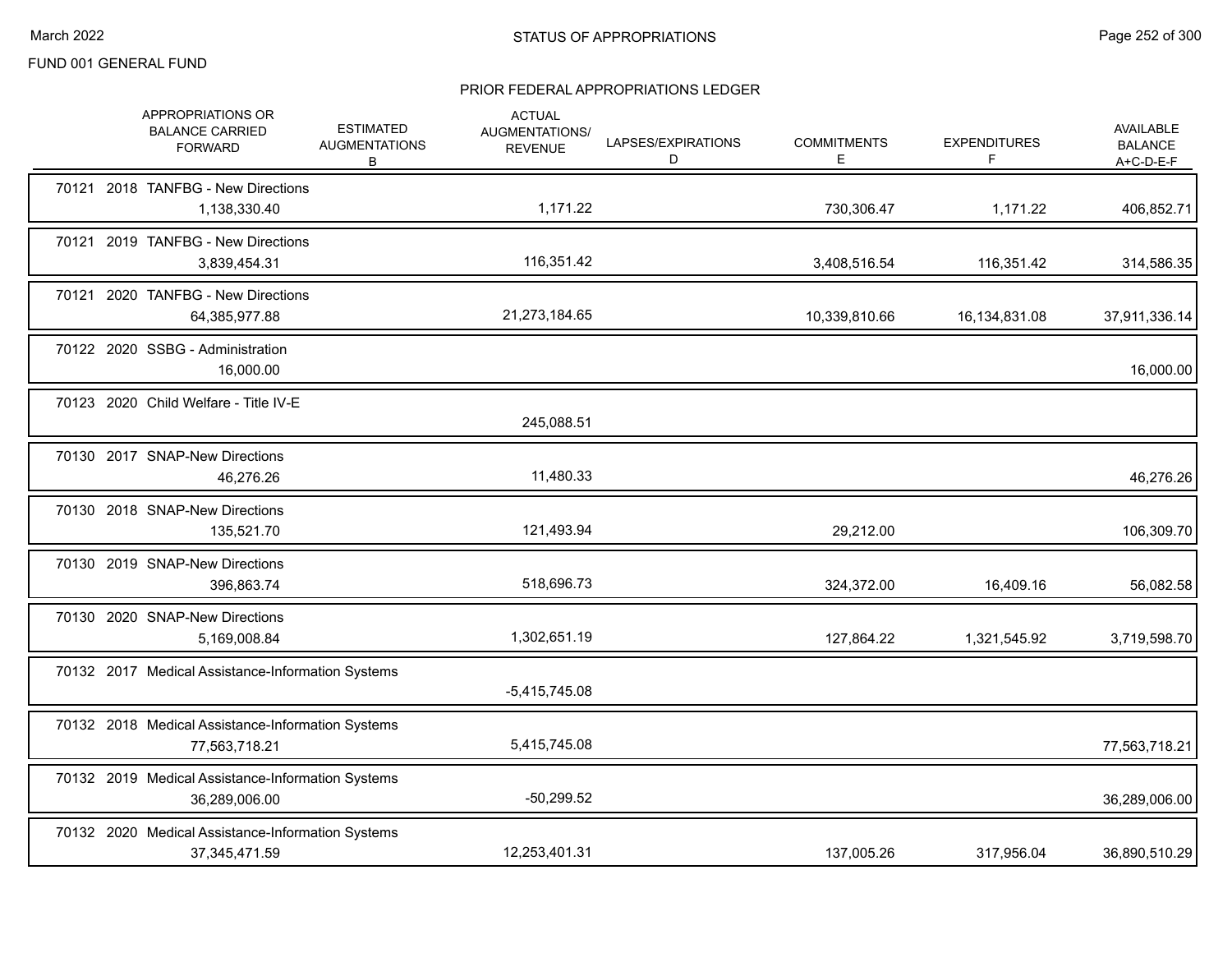FUND 001 GENERAL FUND

# STATUS OF APPROPRIATIONS

## PRIOR FEDERAL APPROPRIATIONS LEDGER

| | APPROPRIATIONS OR BALANCE CARRIED FORWARD | ESTIMATED AUGMENTATIONS B | ACTUAL AUGMENTATIONS/ REVENUE | LAPSES/EXPIRATIONS D | COMMITMENTS E | EXPENDITURES F | AVAILABLE BALANCE A+C-D-E-F |
|---|---|---|---|---|---|---|---|
| 70121 2018 TANFBG - New Directions | 1,138,330.40 | | 1,171.22 | | 730,306.47 | 1,171.22 | 406,852.71 |
| 70121 2019 TANFBG - New Directions | 3,839,454.31 | | 116,351.42 | | 3,408,516.54 | 116,351.42 | 314,586.35 |
| 70121 2020 TANFBG - New Directions | 64,385,977.88 | | 21,273,184.65 | | 10,339,810.66 | 16,134,831.08 | 37,911,336.14 |
| 70122 2020 SSBG - Administration | 16,000.00 | | | | | | 16,000.00 |
| 70123 2020 Child Welfare - Title IV-E | | | 245,088.51 | | | | |
| 70130 2017 SNAP-New Directions | 46,276.26 | | 11,480.33 | | | | 46,276.26 |
| 70130 2018 SNAP-New Directions | 135,521.70 | | 121,493.94 | | 29,212.00 | | 106,309.70 |
| 70130 2019 SNAP-New Directions | 396,863.74 | | 518,696.73 | | 324,372.00 | 16,409.16 | 56,082.58 |
| 70130 2020 SNAP-New Directions | 5,169,008.84 | | 1,302,651.19 | | 127,864.22 | 1,321,545.92 | 3,719,598.70 |
| 70132 2017 Medical Assistance-Information Systems | | | -5,415,745.08 | | | | |
| 70132 2018 Medical Assistance-Information Systems | 77,563,718.21 | | 5,415,745.08 | | | | 77,563,718.21 |
| 70132 2019 Medical Assistance-Information Systems | 36,289,006.00 | | -50,299.52 | | | | 36,289,006.00 |
| 70132 2020 Medical Assistance-Information Systems | 37,345,471.59 | | 12,253,401.31 | | 137,005.26 | 317,956.04 | 36,890,510.29 |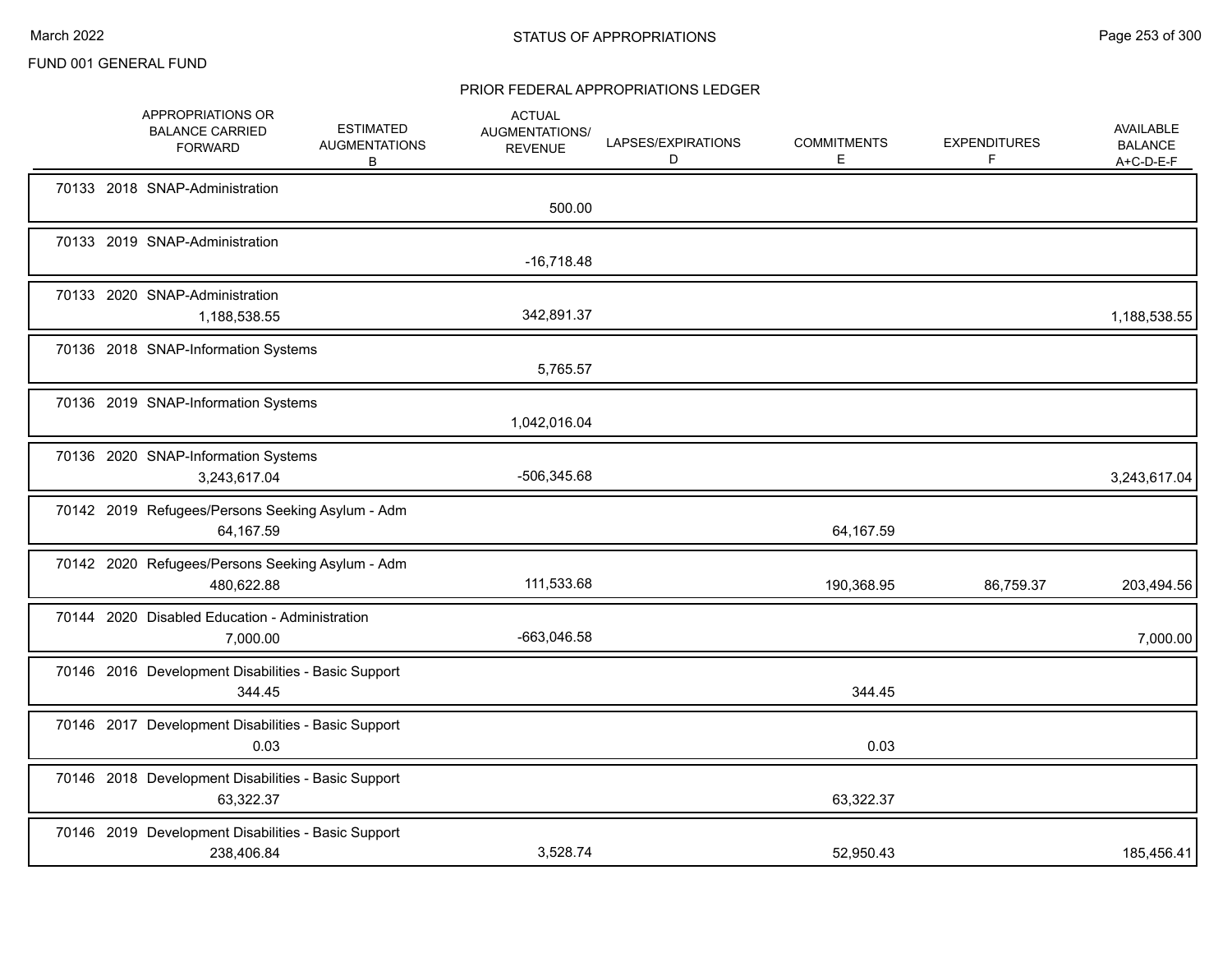FUND 001 GENERAL FUND

## PRIOR FEDERAL APPROPRIATIONS LEDGER

| | APPROPRIATIONS OR BALANCE CARRIED FORWARD | ESTIMATED AUGMENTATIONS B | ACTUAL AUGMENTATIONS/ REVENUE | LAPSES/EXPIRATIONS D | COMMITMENTS E | EXPENDITURES F | AVAILABLE BALANCE A+C-D-E-F |
|---|---|---|---|---|---|---|---|
| 70133 2018 SNAP-Administration | | | 500.00 | | | | |
| 70133 2019 SNAP-Administration | | | -16,718.48 | | | | |
| 70133 2020 SNAP-Administration | 1,188,538.55 | | 342,891.37 | | | | 1,188,538.55 |
| 70136 2018 SNAP-Information Systems | | | 5,765.57 | | | | |
| 70136 2019 SNAP-Information Systems | | | 1,042,016.04 | | | | |
| 70136 2020 SNAP-Information Systems | 3,243,617.04 | | -506,345.68 | | | | 3,243,617.04 |
| 70142 2019 Refugees/Persons Seeking Asylum - Adm | 64,167.59 | | | | 64,167.59 | | |
| 70142 2020 Refugees/Persons Seeking Asylum - Adm | 480,622.88 | | 111,533.68 | | 190,368.95 | 86,759.37 | 203,494.56 |
| 70144 2020 Disabled Education - Administration | 7,000.00 | | -663,046.58 | | | | 7,000.00 |
| 70146 2016 Development Disabilities - Basic Support | 344.45 | | | | 344.45 | | |
| 70146 2017 Development Disabilities - Basic Support | 0.03 | | | | 0.03 | | |
| 70146 2018 Development Disabilities - Basic Support | 63,322.37 | | | | 63,322.37 | | |
| 70146 2019 Development Disabilities - Basic Support | 238,406.84 | | 3,528.74 | | 52,950.43 | | 185,456.41 |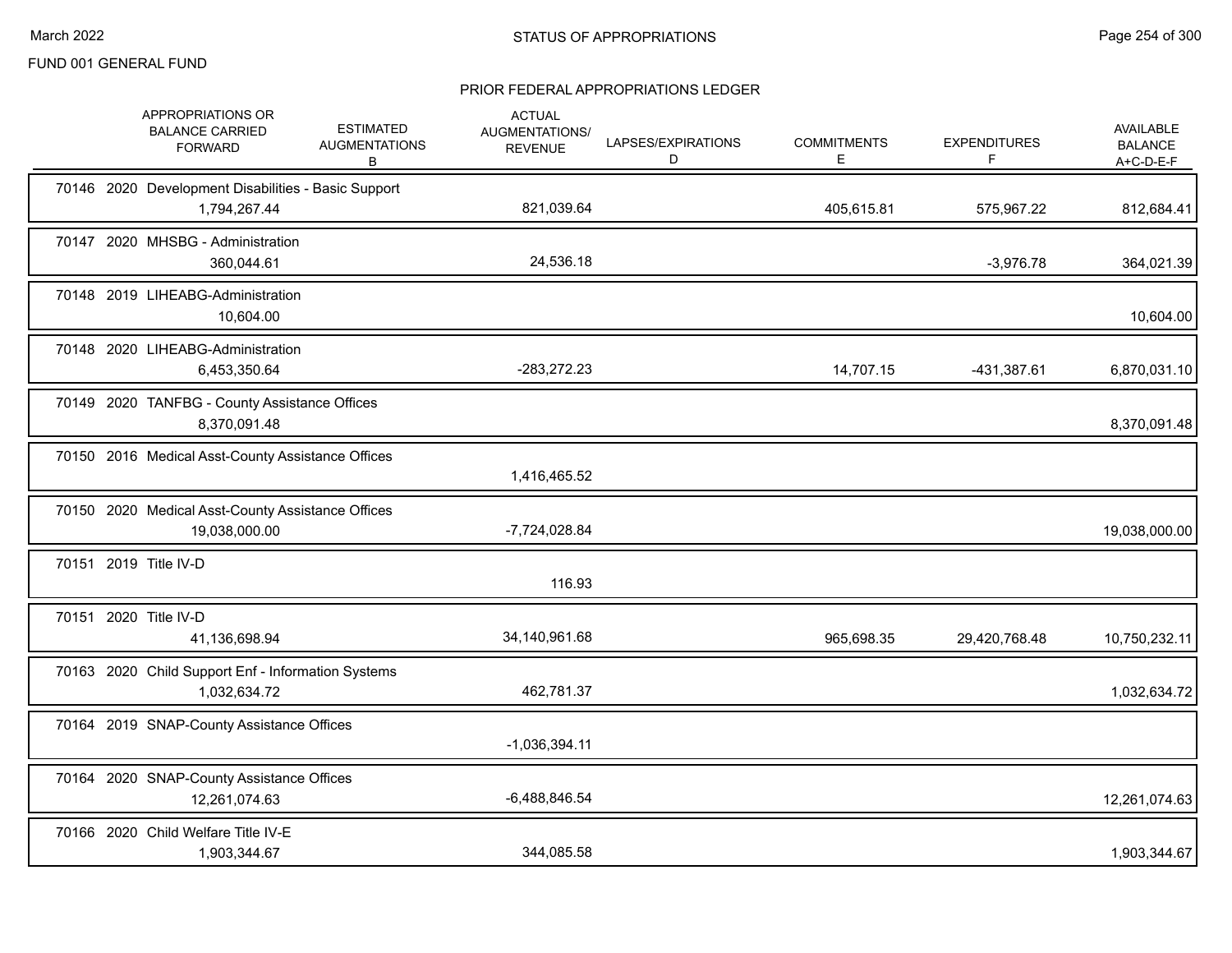FUND 001 GENERAL FUND

# STATUS OF APPROPRIATIONS

## PRIOR FEDERAL APPROPRIATIONS LEDGER

| | APPROPRIATIONS OR BALANCE CARRIED FORWARD | ESTIMATED AUGMENTATIONS B | ACTUAL AUGMENTATIONS/ REVENUE | LAPSES/EXPIRATIONS D | COMMITMENTS E | EXPENDITURES F | AVAILABLE BALANCE A+C-D-E-F |
|---|---|---|---|---|---|---|---|
| 70146 2020 Development Disabilities - Basic Support | 1,794,267.44 | | 821,039.64 | | 405,615.81 | 575,967.22 | 812,684.41 |
| 70147 2020 MHSBG - Administration | 360,044.61 | | 24,536.18 | | | -3,976.78 | 364,021.39 |
| 70148 2019 LIHEABG-Administration | 10,604.00 | | | | | | 10,604.00 |
| 70148 2020 LIHEABG-Administration | 6,453,350.64 | | -283,272.23 | | 14,707.15 | -431,387.61 | 6,870,031.10 |
| 70149 2020 TANFBG - County Assistance Offices | 8,370,091.48 | | | | | | 8,370,091.48 |
| 70150 2016 Medical Asst-County Assistance Offices | | | 1,416,465.52 | | | | |
| 70150 2020 Medical Asst-County Assistance Offices | 19,038,000.00 | | -7,724,028.84 | | | | 19,038,000.00 |
| 70151 2019 Title IV-D | | | 116.93 | | | | |
| 70151 2020 Title IV-D | 41,136,698.94 | | 34,140,961.68 | | 965,698.35 | 29,420,768.48 | 10,750,232.11 |
| 70163 2020 Child Support Enf - Information Systems | 1,032,634.72 | | 462,781.37 | | | | 1,032,634.72 |
| 70164 2019 SNAP-County Assistance Offices | | | -1,036,394.11 | | | | |
| 70164 2020 SNAP-County Assistance Offices | 12,261,074.63 | | -6,488,846.54 | | | | 12,261,074.63 |
| 70166 2020 Child Welfare Title IV-E | 1,903,344.67 | | 344,085.58 | | | | 1,903,344.67 |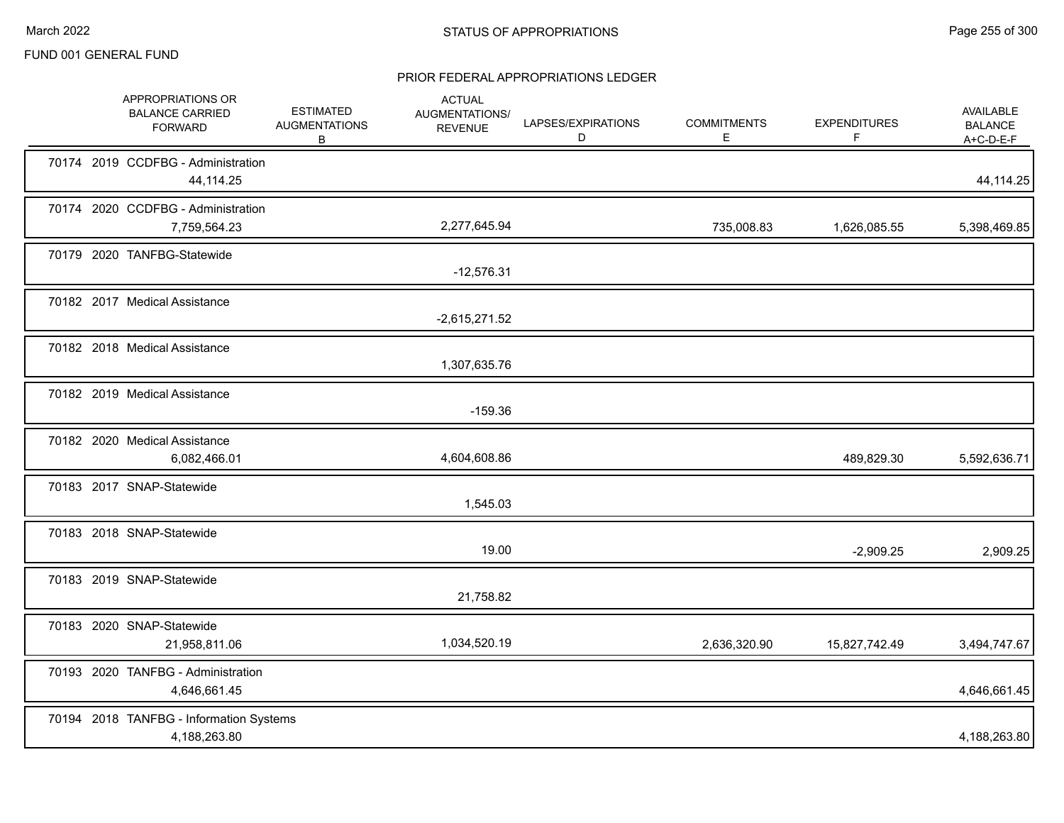FUND 001 GENERAL FUND

## STATUS OF APPROPRIATIONS

### PRIOR FEDERAL APPROPRIATIONS LEDGER

| | APPROPRIATIONS OR BALANCE CARRIED FORWARD | ESTIMATED AUGMENTATIONS B | ACTUAL AUGMENTATIONS/ REVENUE | LAPSES/EXPIRATIONS D | COMMITMENTS E | EXPENDITURES F | AVAILABLE BALANCE A+C-D-E-F |
|---|---|---|---|---|---|---|---|
| 70174 2019 CCDFBG - Administration | 44,114.25 | | | | | | 44,114.25 |
| 70174 2020 CCDFBG - Administration | 7,759,564.23 | | 2,277,645.94 | | 735,008.83 | 1,626,085.55 | 5,398,469.85 |
| 70179 2020 TANFBG-Statewide | | | -12,576.31 | | | | |
| 70182 2017 Medical Assistance | | | -2,615,271.52 | | | | |
| 70182 2018 Medical Assistance | | | 1,307,635.76 | | | | |
| 70182 2019 Medical Assistance | | | -159.36 | | | | |
| 70182 2020 Medical Assistance | 6,082,466.01 | | 4,604,608.86 | | | 489,829.30 | 5,592,636.71 |
| 70183 2017 SNAP-Statewide | | | 1,545.03 | | | | |
| 70183 2018 SNAP-Statewide | | | 19.00 | | | -2,909.25 | 2,909.25 |
| 70183 2019 SNAP-Statewide | | | 21,758.82 | | | | |
| 70183 2020 SNAP-Statewide | 21,958,811.06 | | 1,034,520.19 | | 2,636,320.90 | 15,827,742.49 | 3,494,747.67 |
| 70193 2020 TANFBG - Administration | 4,646,661.45 | | | | | | 4,646,661.45 |
| 70194 2018 TANFBG - Information Systems | 4,188,263.80 | | | | | | 4,188,263.80 |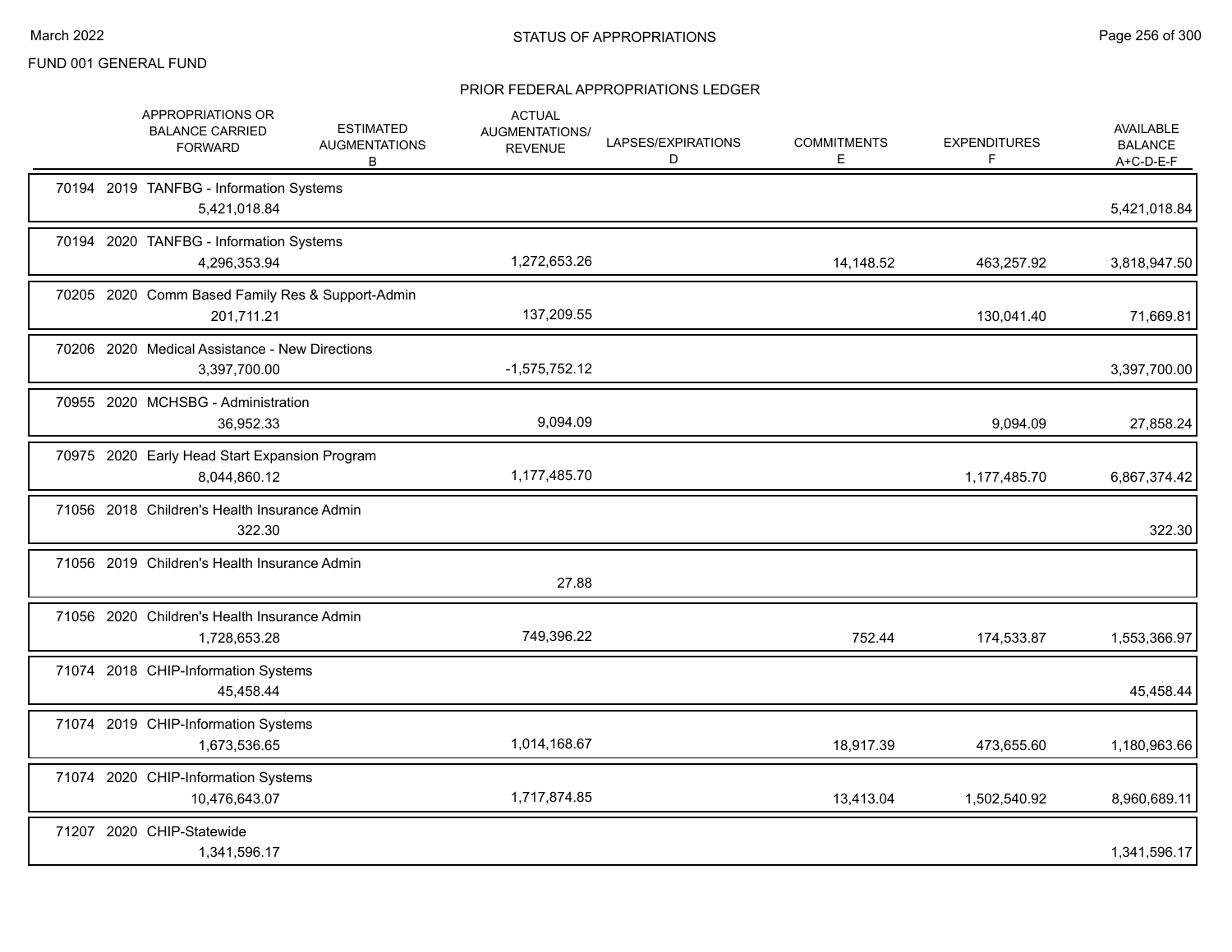FUND 001 GENERAL FUND

## STATUS OF APPROPRIATIONS

### PRIOR FEDERAL APPROPRIATIONS LEDGER

| | APPROPRIATIONS OR BALANCE CARRIED FORWARD | ESTIMATED AUGMENTATIONS B | ACTUAL AUGMENTATIONS/ REVENUE | LAPSES/EXPIRATIONS D | COMMITMENTS E | EXPENDITURES F | AVAILABLE BALANCE A+C-D-E-F |
|---|---|---|---|---|---|---|---|
| 70194 2019 TANFBG - Information Systems | 5,421,018.84 | | | | | | 5,421,018.84 |
| 70194 2020 TANFBG - Information Systems | 4,296,353.94 | | 1,272,653.26 | | 14,148.52 | 463,257.92 | 3,818,947.50 |
| 70205 2020 Comm Based Family Res & Support-Admin | 201,711.21 | | 137,209.55 | | | 130,041.40 | 71,669.81 |
| 70206 2020 Medical Assistance - New Directions | 3,397,700.00 | | -1,575,752.12 | | | | 3,397,700.00 |
| 70955 2020 MCHSBG - Administration | 36,952.33 | | 9,094.09 | | | 9,094.09 | 27,858.24 |
| 70975 2020 Early Head Start Expansion Program | 8,044,860.12 | | 1,177,485.70 | | | 1,177,485.70 | 6,867,374.42 |
| 71056 2018 Children's Health Insurance Admin | 322.30 | | | | | | 322.30 |
| 71056 2019 Children's Health Insurance Admin | | | 27.88 | | | | |
| 71056 2020 Children's Health Insurance Admin | 1,728,653.28 | | 749,396.22 | | 752.44 | 174,533.87 | 1,553,366.97 |
| 71074 2018 CHIP-Information Systems | 45,458.44 | | | | | | 45,458.44 |
| 71074 2019 CHIP-Information Systems | 1,673,536.65 | | 1,014,168.67 | | 18,917.39 | 473,655.60 | 1,180,963.66 |
| 71074 2020 CHIP-Information Systems | 10,476,643.07 | | 1,717,874.85 | | 13,413.04 | 1,502,540.92 | 8,960,689.11 |
| 71207 2020 CHIP-Statewide | 1,341,596.17 | | | | | | 1,341,596.17 |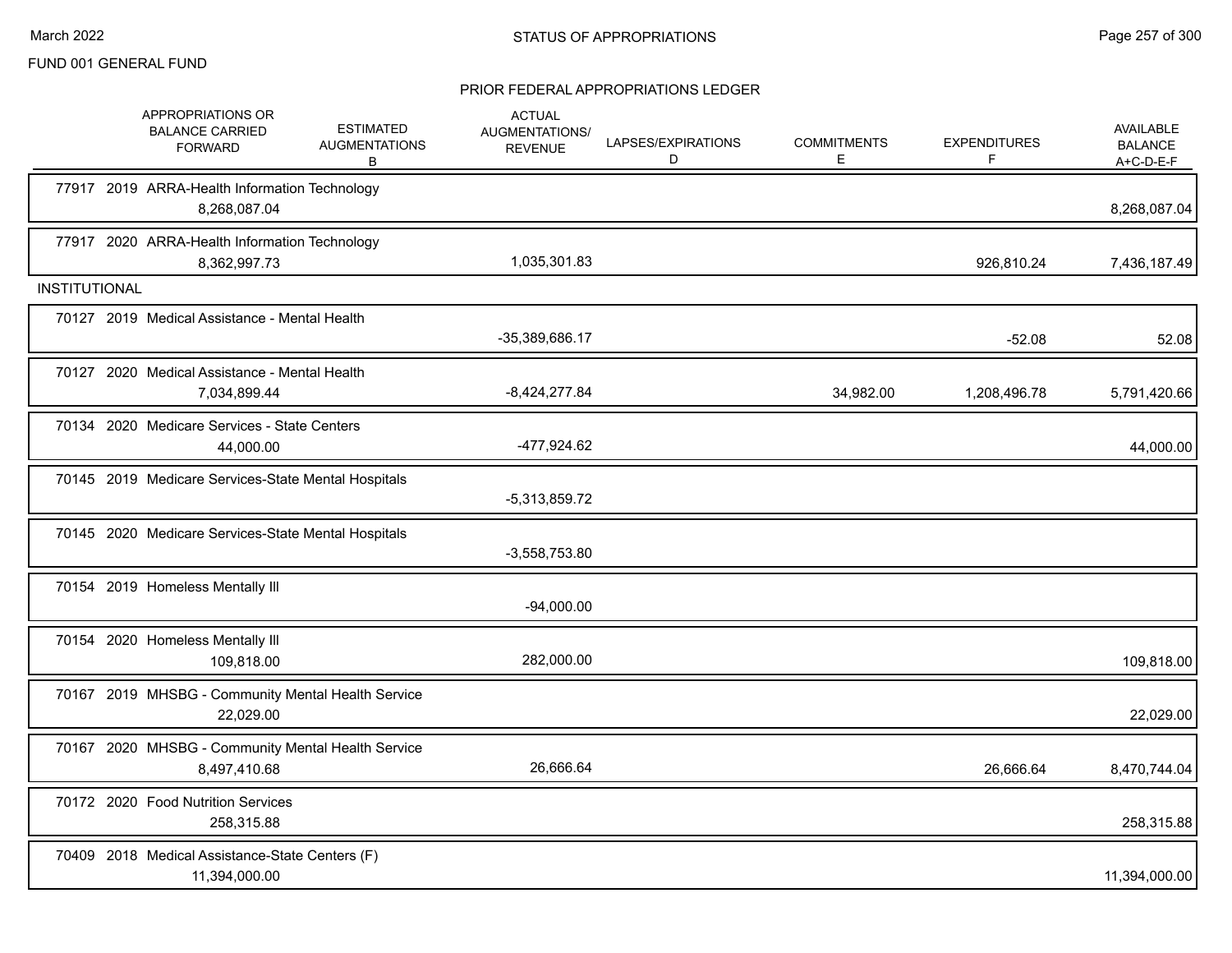FUND 001 GENERAL FUND

## STATUS OF APPROPRIATIONS

### PRIOR FEDERAL APPROPRIATIONS LEDGER

| | APPROPRIATIONS OR BALANCE CARRIED FORWARD | ESTIMATED AUGMENTATIONS B | ACTUAL AUGMENTATIONS/ REVENUE | LAPSES/EXPIRATIONS D | COMMITMENTS E | EXPENDITURES F | AVAILABLE BALANCE A+C-D-E-F |
|---|---|---|---|---|---|---|---|
| 77917 2019 ARRA-Health Information Technology | 8,268,087.04 | | | | | | 8,268,087.04 |
| 77917 2020 ARRA-Health Information Technology | 8,362,997.73 | | 1,035,301.83 | | | 926,810.24 | 7,436,187.49 |
| **INSTITUTIONAL** | | | | | | | |
| 70127 2019 Medical Assistance - Mental Health | | | -35,389,686.17 | | | -52.08 | 52.08 |
| 70127 2020 Medical Assistance - Mental Health | 7,034,899.44 | | -8,424,277.84 | | 34,982.00 | 1,208,496.78 | 5,791,420.66 |
| 70134 2020 Medicare Services - State Centers | 44,000.00 | | -477,924.62 | | | | 44,000.00 |
| 70145 2019 Medicare Services-State Mental Hospitals | | | -5,313,859.72 | | | | |
| 70145 2020 Medicare Services-State Mental Hospitals | | | -3,558,753.80 | | | | |
| 70154 2019 Homeless Mentally Ill | | | -94,000.00 | | | | |
| 70154 2020 Homeless Mentally Ill | 109,818.00 | | 282,000.00 | | | | 109,818.00 |
| 70167 2019 MHSBG - Community Mental Health Service | 22,029.00 | | | | | | 22,029.00 |
| 70167 2020 MHSBG - Community Mental Health Service | 8,497,410.68 | | 26,666.64 | | | 26,666.64 | 8,470,744.04 |
| 70172 2020 Food Nutrition Services | 258,315.88 | | | | | | 258,315.88 |
| 70409 2018 Medical Assistance-State Centers (F) | 11,394,000.00 | | | | | | 11,394,000.00 |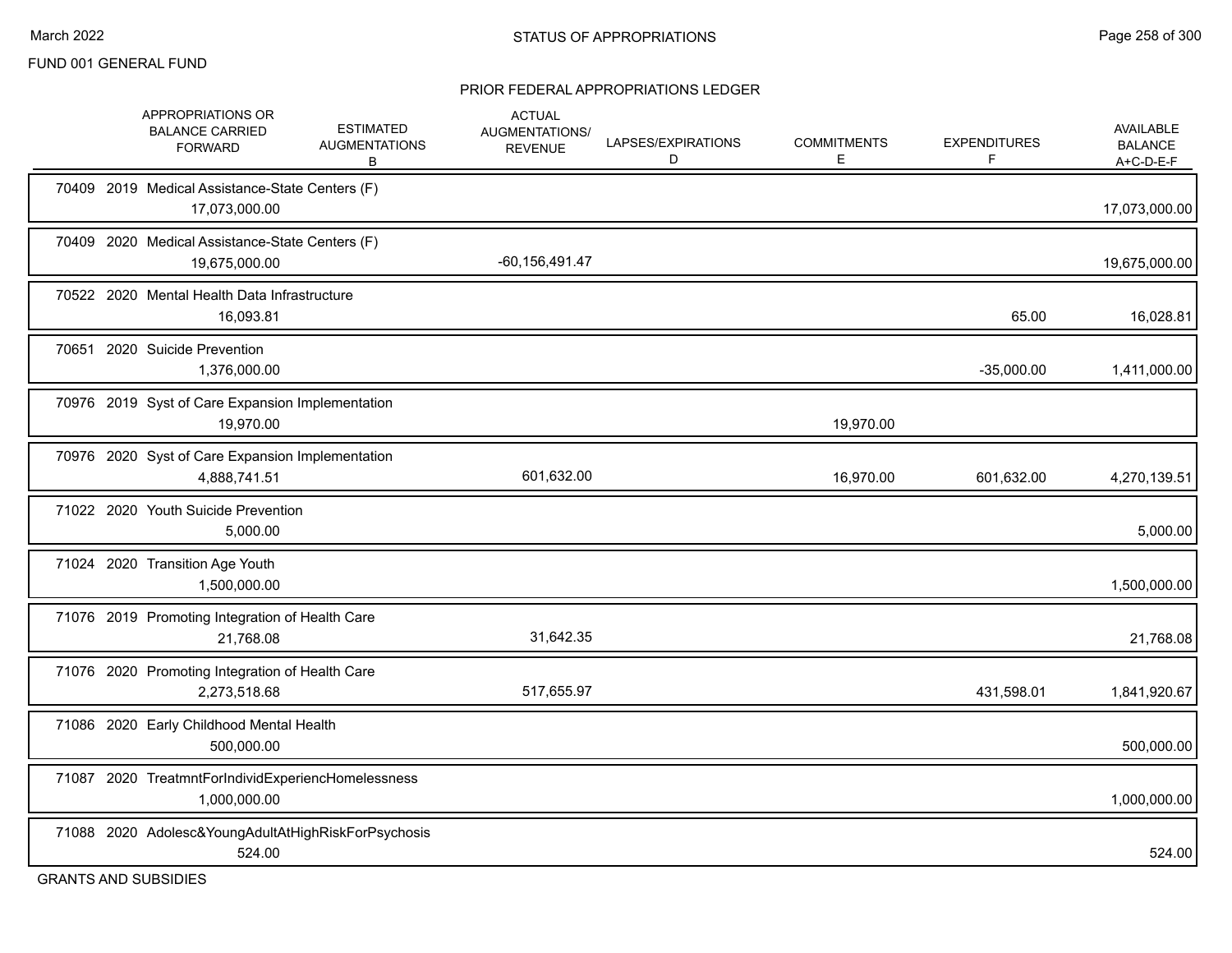FUND 001 GENERAL FUND

STATUS OF APPROPRIATIONS

PRIOR FEDERAL APPROPRIATIONS LEDGER

| | APPROPRIATIONS OR BALANCE CARRIED FORWARD | ESTIMATED AUGMENTATIONS B | ACTUAL AUGMENTATIONS/ REVENUE | LAPSES/EXPIRATIONS D | COMMITMENTS E | EXPENDITURES F | AVAILABLE BALANCE A+C-D-E-F |
|---|---|---|---|---|---|---|---|
| 70409 2019 Medical Assistance-State Centers (F) | 17,073,000.00 | | | | | | 17,073,000.00 |
| 70409 2020 Medical Assistance-State Centers (F) | 19,675,000.00 | | -60,156,491.47 | | | | 19,675,000.00 |
| 70522 2020 Mental Health Data Infrastructure | 16,093.81 | | | | | 65.00 | 16,028.81 |
| 70651 2020 Suicide Prevention | 1,376,000.00 | | | | | -35,000.00 | 1,411,000.00 |
| 70976 2019 Syst of Care Expansion Implementation | 19,970.00 | | | | 19,970.00 | | |
| 70976 2020 Syst of Care Expansion Implementation | 4,888,741.51 | | 601,632.00 | | 16,970.00 | 601,632.00 | 4,270,139.51 |
| 71022 2020 Youth Suicide Prevention | 5,000.00 | | | | | | 5,000.00 |
| 71024 2020 Transition Age Youth | 1,500,000.00 | | | | | | 1,500,000.00 |
| 71076 2019 Promoting Integration of Health Care | 21,768.08 | | 31,642.35 | | | | 21,768.08 |
| 71076 2020 Promoting Integration of Health Care | 2,273,518.68 | | 517,655.97 | | | 431,598.01 | 1,841,920.67 |
| 71086 2020 Early Childhood Mental Health | 500,000.00 | | | | | | 500,000.00 |
| 71087 2020 TreatmntForIndividExperiencHomelessness | 1,000,000.00 | | | | | | 1,000,000.00 |
| 71088 2020 Adolesc&YoungAdultAtHighRiskForPsychosis | 524.00 | | | | | | 524.00 |

GRANTS AND SUBSIDIES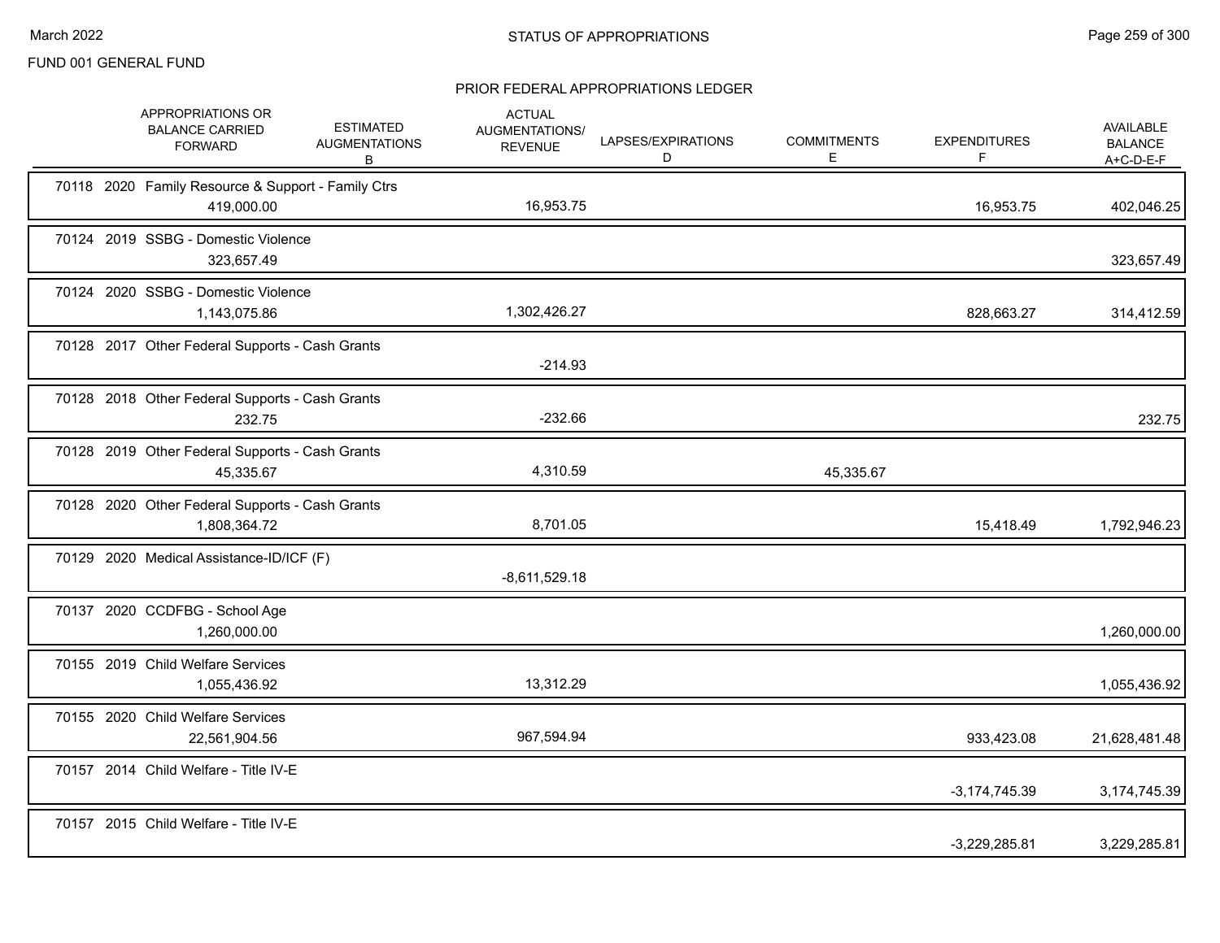FUND 001 GENERAL FUND

## STATUS OF APPROPRIATIONS

### PRIOR FEDERAL APPROPRIATIONS LEDGER

| | APPROPRIATIONS OR BALANCE CARRIED FORWARD | ESTIMATED AUGMENTATIONS B | ACTUAL AUGMENTATIONS/ REVENUE | LAPSES/EXPIRATIONS D | COMMITMENTS E | EXPENDITURES F | AVAILABLE BALANCE A+C-D-E-F |
|---|---|---|---|---|---|---|---|
| 70118 2020 Family Resource & Support - Family Ctrs | 419,000.00 | | 16,953.75 | | | 16,953.75 | 402,046.25 |
| 70124 2019 SSBG - Domestic Violence | 323,657.49 | | | | | | 323,657.49 |
| 70124 2020 SSBG - Domestic Violence | 1,143,075.86 | | 1,302,426.27 | | | 828,663.27 | 314,412.59 |
| 70128 2017 Other Federal Supports - Cash Grants | | | -214.93 | | | | |
| 70128 2018 Other Federal Supports - Cash Grants | 232.75 | | -232.66 | | | | 232.75 |
| 70128 2019 Other Federal Supports - Cash Grants | 45,335.67 | | 4,310.59 | | 45,335.67 | | |
| 70128 2020 Other Federal Supports - Cash Grants | 1,808,364.72 | | 8,701.05 | | | 15,418.49 | 1,792,946.23 |
| 70129 2020 Medical Assistance-ID/ICF (F) | | | -8,611,529.18 | | | | |
| 70137 2020 CCDFBG - School Age | 1,260,000.00 | | | | | | 1,260,000.00 |
| 70155 2019 Child Welfare Services | 1,055,436.92 | | 13,312.29 | | | | 1,055,436.92 |
| 70155 2020 Child Welfare Services | 22,561,904.56 | | 967,594.94 | | | 933,423.08 | 21,628,481.48 |
| 70157 2014 Child Welfare - Title IV-E | | | | | | -3,174,745.39 | 3,174,745.39 |
| 70157 2015 Child Welfare - Title IV-E | | | | | | -3,229,285.81 | 3,229,285.81 |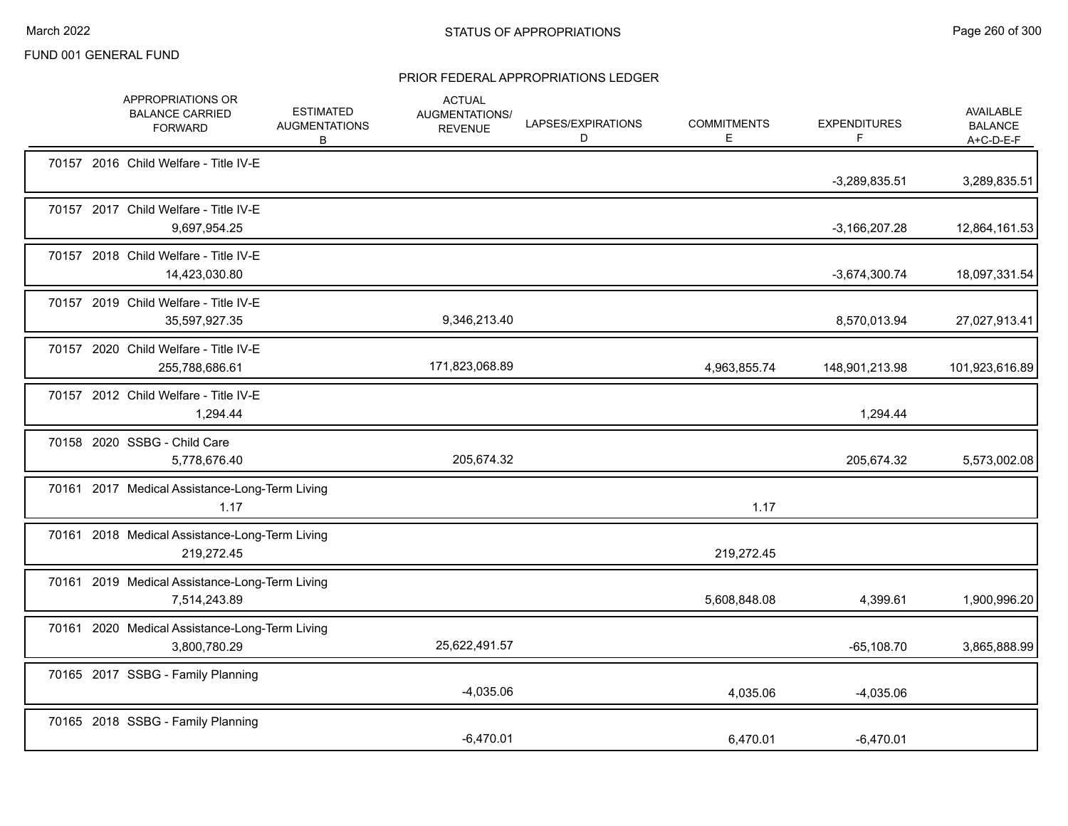FUND 001 GENERAL FUND

## STATUS OF APPROPRIATIONS

### PRIOR FEDERAL APPROPRIATIONS LEDGER

| | APPROPRIATIONS OR BALANCE CARRIED FORWARD | ESTIMATED AUGMENTATIONS B | ACTUAL AUGMENTATIONS/ REVENUE | LAPSES/EXPIRATIONS D | COMMITMENTS E | EXPENDITURES F | AVAILABLE BALANCE A+C-D-E-F |
|---|---|---|---|---|---|---|---|
| 70157 2016 Child Welfare - Title IV-E | | | | | | -3,289,835.51 | 3,289,835.51 |
| 70157 2017 Child Welfare - Title IV-E | 9,697,954.25 | | | | | -3,166,207.28 | 12,864,161.53 |
| 70157 2018 Child Welfare - Title IV-E | 14,423,030.80 | | | | | -3,674,300.74 | 18,097,331.54 |
| 70157 2019 Child Welfare - Title IV-E | 35,597,927.35 | | 9,346,213.40 | | | 8,570,013.94 | 27,027,913.41 |
| 70157 2020 Child Welfare - Title IV-E | 255,788,686.61 | | 171,823,068.89 | | 4,963,855.74 | 148,901,213.98 | 101,923,616.89 |
| 70157 2012 Child Welfare - Title IV-E | 1,294.44 | | | | | 1,294.44 | |
| 70158 2020 SSBG - Child Care | 5,778,676.40 | | 205,674.32 | | | 205,674.32 | 5,573,002.08 |
| 70161 2017 Medical Assistance-Long-Term Living | 1.17 | | | | 1.17 | | |
| 70161 2018 Medical Assistance-Long-Term Living | 219,272.45 | | | | 219,272.45 | | |
| 70161 2019 Medical Assistance-Long-Term Living | 7,514,243.89 | | | | 5,608,848.08 | 4,399.61 | 1,900,996.20 |
| 70161 2020 Medical Assistance-Long-Term Living | 3,800,780.29 | | 25,622,491.57 | | | -65,108.70 | 3,865,888.99 |
| 70165 2017 SSBG - Family Planning | | | -4,035.06 | | 4,035.06 | -4,035.06 | |
| 70165 2018 SSBG - Family Planning | | | -6,470.01 | | 6,470.01 | -6,470.01 | |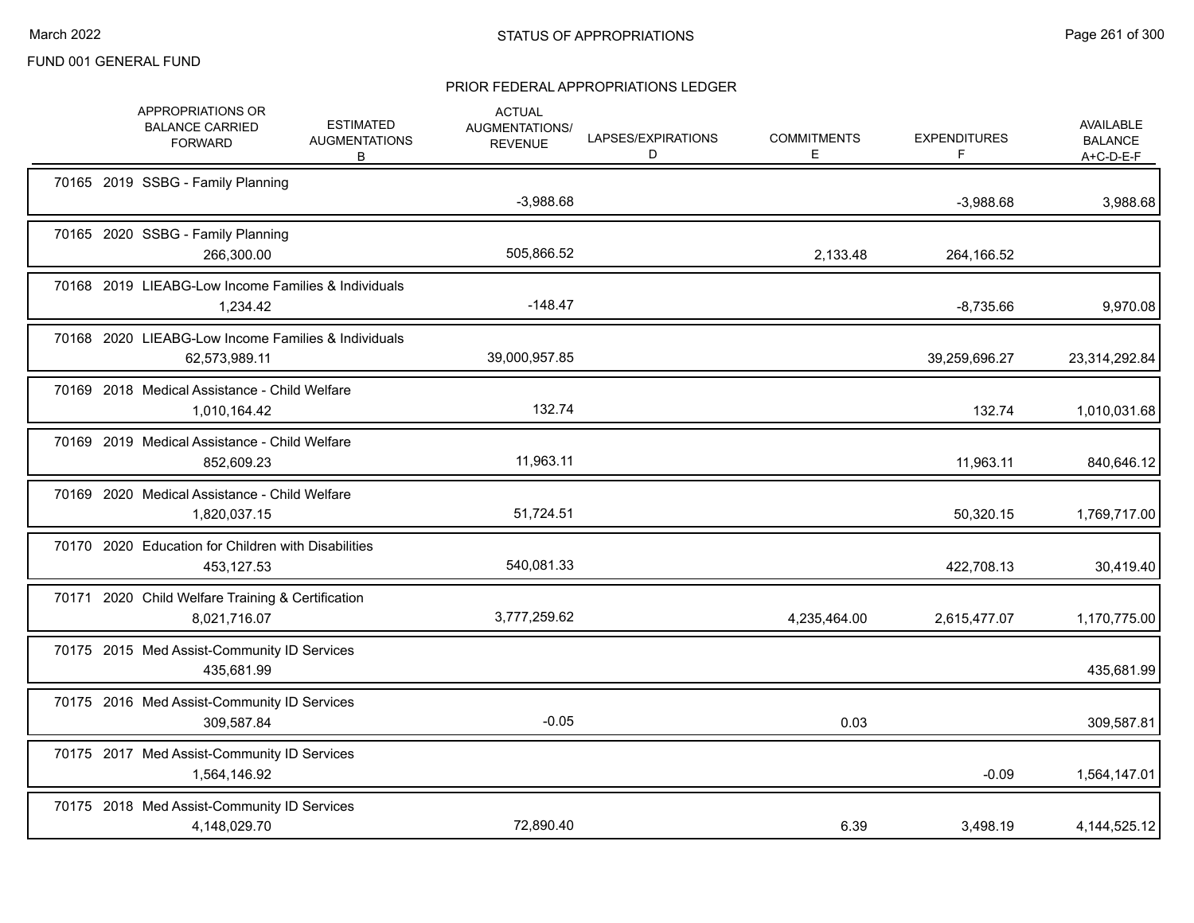FUND 001 GENERAL FUND

## STATUS OF APPROPRIATIONS

### PRIOR FEDERAL APPROPRIATIONS LEDGER

| | APPROPRIATIONS OR BALANCE CARRIED FORWARD | ESTIMATED AUGMENTATIONS B | ACTUAL AUGMENTATIONS/ REVENUE | LAPSES/EXPIRATIONS D | COMMITMENTS E | EXPENDITURES F | AVAILABLE BALANCE A+C-D-E-F |
|---|---|---|---|---|---|---|---|
| 70165 2019 SSBG - Family Planning | | | -3,988.68 | | | -3,988.68 | 3,988.68 |
| 70165 2020 SSBG - Family Planning | 266,300.00 | | 505,866.52 | | 2,133.48 | 264,166.52 | |
| 70168 2019 LIEABG-Low Income Families & Individuals | 1,234.42 | | -148.47 | | | -8,735.66 | 9,970.08 |
| 70168 2020 LIEABG-Low Income Families & Individuals | 62,573,989.11 | | 39,000,957.85 | | | 39,259,696.27 | 23,314,292.84 |
| 70169 2018 Medical Assistance - Child Welfare | 1,010,164.42 | | 132.74 | | | 132.74 | 1,010,031.68 |
| 70169 2019 Medical Assistance - Child Welfare | 852,609.23 | | 11,963.11 | | | 11,963.11 | 840,646.12 |
| 70169 2020 Medical Assistance - Child Welfare | 1,820,037.15 | | 51,724.51 | | | 50,320.15 | 1,769,717.00 |
| 70170 2020 Education for Children with Disabilities | 453,127.53 | | 540,081.33 | | | 422,708.13 | 30,419.40 |
| 70171 2020 Child Welfare Training & Certification | 8,021,716.07 | | 3,777,259.62 | | 4,235,464.00 | 2,615,477.07 | 1,170,775.00 |
| 70175 2015 Med Assist-Community ID Services | 435,681.99 | | | | | | 435,681.99 |
| 70175 2016 Med Assist-Community ID Services | 309,587.84 | | -0.05 | | 0.03 | | 309,587.81 |
| 70175 2017 Med Assist-Community ID Services | 1,564,146.92 | | | | | -0.09 | 1,564,147.01 |
| 70175 2018 Med Assist-Community ID Services | 4,148,029.70 | | 72,890.40 | | 6.39 | 3,498.19 | 4,144,525.12 |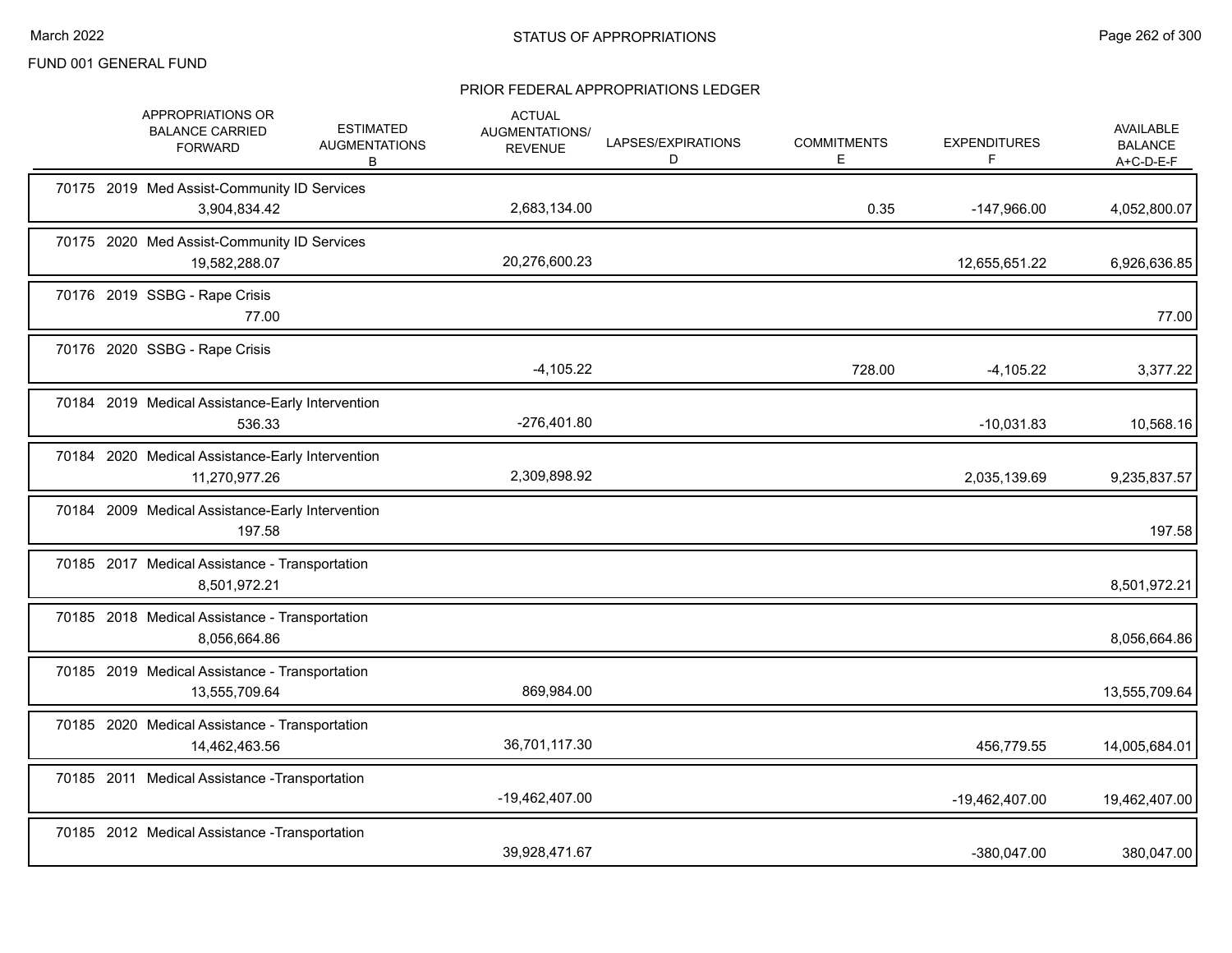FUND 001 GENERAL FUND

## PRIOR FEDERAL APPROPRIATIONS LEDGER

| | APPROPRIATIONS OR BALANCE CARRIED FORWARD | ESTIMATED AUGMENTATIONS B | ACTUAL AUGMENTATIONS/ REVENUE | LAPSES/EXPIRATIONS D | COMMITMENTS E | EXPENDITURES F | AVAILABLE BALANCE A+C-D-E-F |
|---|---|---|---|---|---|---|---|
| 70175 2019 Med Assist-Community ID Services | 3,904,834.42 | | 2,683,134.00 | | 0.35 | -147,966.00 | 4,052,800.07 |
| 70175 2020 Med Assist-Community ID Services | 19,582,288.07 | | 20,276,600.23 | | | 12,655,651.22 | 6,926,636.85 |
| 70176 2019 SSBG - Rape Crisis | 77.00 | | | | | | 77.00 |
| 70176 2020 SSBG - Rape Crisis | | | -4,105.22 | | 728.00 | -4,105.22 | 3,377.22 |
| 70184 2019 Medical Assistance-Early Intervention | 536.33 | | -276,401.80 | | | -10,031.83 | 10,568.16 |
| 70184 2020 Medical Assistance-Early Intervention | 11,270,977.26 | | 2,309,898.92 | | | 2,035,139.69 | 9,235,837.57 |
| 70184 2009 Medical Assistance-Early Intervention | 197.58 | | | | | | 197.58 |
| 70185 2017 Medical Assistance - Transportation | 8,501,972.21 | | | | | | 8,501,972.21 |
| 70185 2018 Medical Assistance - Transportation | 8,056,664.86 | | | | | | 8,056,664.86 |
| 70185 2019 Medical Assistance - Transportation | 13,555,709.64 | | 869,984.00 | | | | 13,555,709.64 |
| 70185 2020 Medical Assistance - Transportation | 14,462,463.56 | | 36,701,117.30 | | | 456,779.55 | 14,005,684.01 |
| 70185 2011 Medical Assistance -Transportation | | | -19,462,407.00 | | | -19,462,407.00 | 19,462,407.00 |
| 70185 2012 Medical Assistance -Transportation | | | 39,928,471.67 | | | -380,047.00 | 380,047.00 |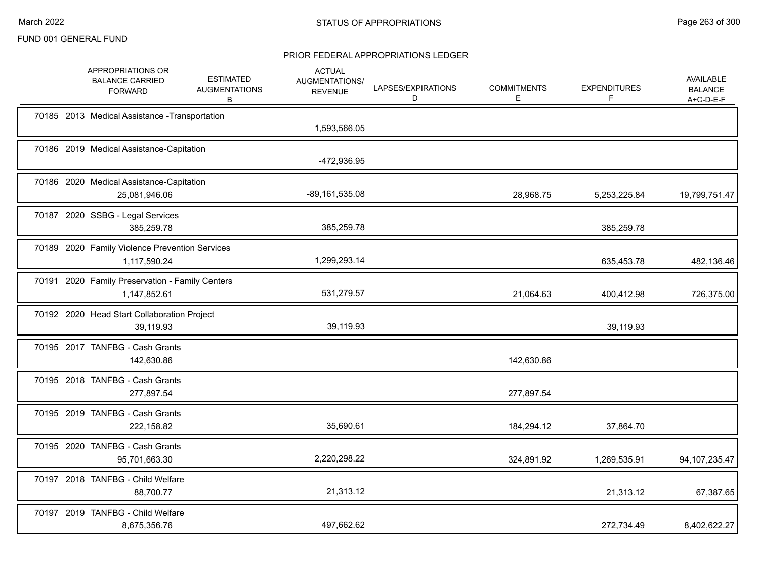FUND 001 GENERAL FUND

## STATUS OF APPROPRIATIONS

### PRIOR FEDERAL APPROPRIATIONS LEDGER

| | APPROPRIATIONS OR BALANCE CARRIED FORWARD | ESTIMATED AUGMENTATIONS B | ACTUAL AUGMENTATIONS/ REVENUE | LAPSES/EXPIRATIONS D | COMMITMENTS E | EXPENDITURES F | AVAILABLE BALANCE A+C-D-E-F |
|---|---|---|---|---|---|---|---|
| 70185 2013 Medical Assistance -Transportation | | | 1,593,566.05 | | | | |
| 70186 2019 Medical Assistance-Capitation | | | -472,936.95 | | | | |
| 70186 2020 Medical Assistance-Capitation | 25,081,946.06 | | -89,161,535.08 | | 28,968.75 | 5,253,225.84 | 19,799,751.47 |
| 70187 2020 SSBG - Legal Services | 385,259.78 | | 385,259.78 | | | 385,259.78 | |
| 70189 2020 Family Violence Prevention Services | 1,117,590.24 | | 1,299,293.14 | | | 635,453.78 | 482,136.46 |
| 70191 2020 Family Preservation - Family Centers | 1,147,852.61 | | 531,279.57 | | 21,064.63 | 400,412.98 | 726,375.00 |
| 70192 2020 Head Start Collaboration Project | 39,119.93 | | 39,119.93 | | | 39,119.93 | |
| 70195 2017 TANFBG - Cash Grants | 142,630.86 | | | | 142,630.86 | | |
| 70195 2018 TANFBG - Cash Grants | 277,897.54 | | | | 277,897.54 | | |
| 70195 2019 TANFBG - Cash Grants | 222,158.82 | | 35,690.61 | | 184,294.12 | 37,864.70 | |
| 70195 2020 TANFBG - Cash Grants | 95,701,663.30 | | 2,220,298.22 | | 324,891.92 | 1,269,535.91 | 94,107,235.47 |
| 70197 2018 TANFBG - Child Welfare | 88,700.77 | | 21,313.12 | | | 21,313.12 | 67,387.65 |
| 70197 2019 TANFBG - Child Welfare | 8,675,356.76 | | 497,662.62 | | | 272,734.49 | 8,402,622.27 |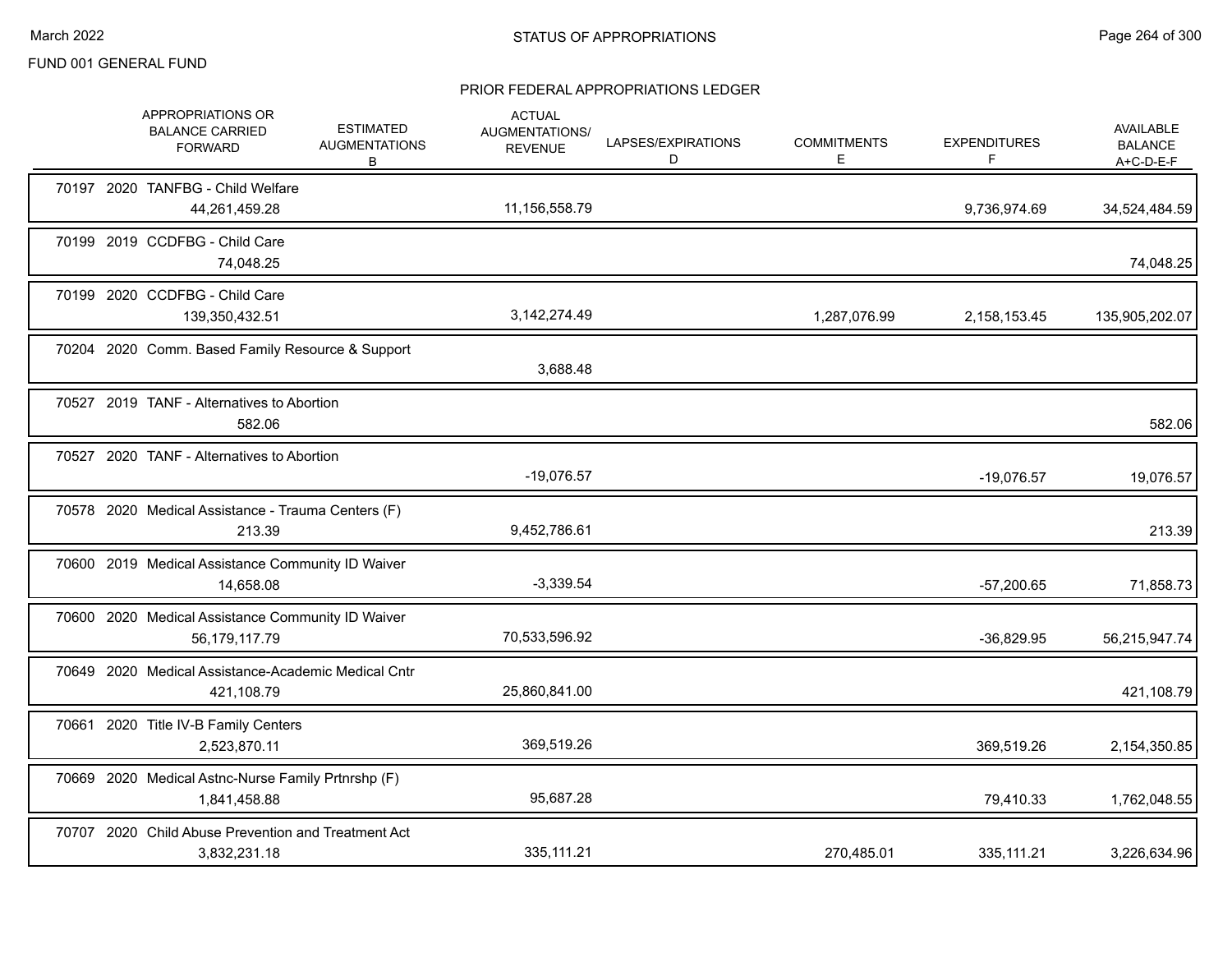FUND 001 GENERAL FUND

## PRIOR FEDERAL APPROPRIATIONS LEDGER

| | APPROPRIATIONS OR BALANCE CARRIED FORWARD | ESTIMATED AUGMENTATIONS B | ACTUAL AUGMENTATIONS/ REVENUE | LAPSES/EXPIRATIONS D | COMMITMENTS E | EXPENDITURES F | AVAILABLE BALANCE A+C-D-E-F |
|---|---|---|---|---|---|---|---|
| 70197 2020 TANFBG - Child Welfare | 44,261,459.28 | | 11,156,558.79 | | | 9,736,974.69 | 34,524,484.59 |
| 70199 2019 CCDFBG - Child Care | 74,048.25 | | | | | | 74,048.25 |
| 70199 2020 CCDFBG - Child Care | 139,350,432.51 | | 3,142,274.49 | | 1,287,076.99 | 2,158,153.45 | 135,905,202.07 |
| 70204 2020 Comm. Based Family Resource & Support | | | 3,688.48 | | | | |
| 70527 2019 TANF - Alternatives to Abortion | 582.06 | | | | | | 582.06 |
| 70527 2020 TANF - Alternatives to Abortion | | | -19,076.57 | | | -19,076.57 | 19,076.57 |
| 70578 2020 Medical Assistance - Trauma Centers (F) | 213.39 | | 9,452,786.61 | | | | 213.39 |
| 70600 2019 Medical Assistance Community ID Waiver | 14,658.08 | | -3,339.54 | | | -57,200.65 | 71,858.73 |
| 70600 2020 Medical Assistance Community ID Waiver | 56,179,117.79 | | 70,533,596.92 | | | -36,829.95 | 56,215,947.74 |
| 70649 2020 Medical Assistance-Academic Medical Cntr | 421,108.79 | | 25,860,841.00 | | | | 421,108.79 |
| 70661 2020 Title IV-B Family Centers | 2,523,870.11 | | 369,519.26 | | | 369,519.26 | 2,154,350.85 |
| 70669 2020 Medical Astnc-Nurse Family Prtnrshp (F) | 1,841,458.88 | | 95,687.28 | | | 79,410.33 | 1,762,048.55 |
| 70707 2020 Child Abuse Prevention and Treatment Act | 3,832,231.18 | | 335,111.21 | | 270,485.01 | 335,111.21 | 3,226,634.96 |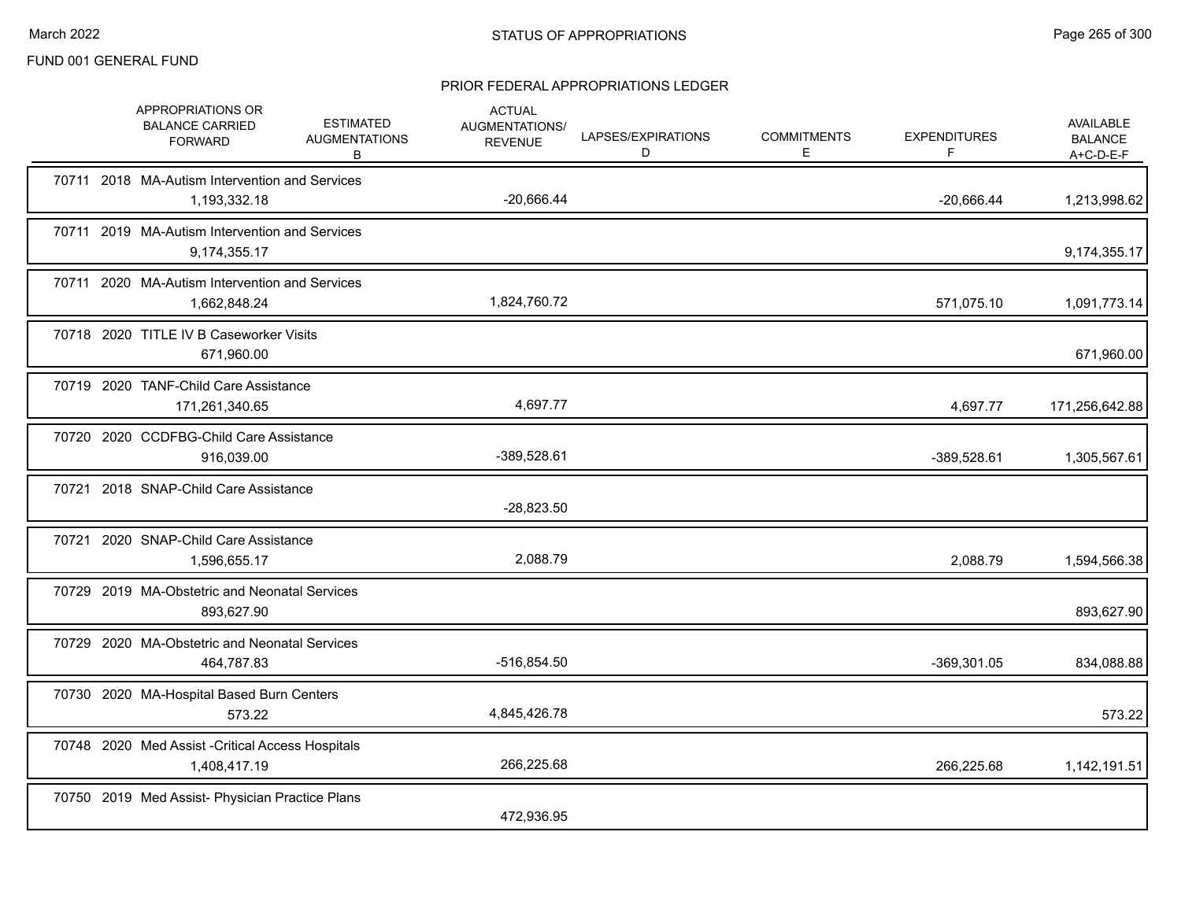FUND 001 GENERAL FUND

# STATUS OF APPROPRIATIONS

## PRIOR FEDERAL APPROPRIATIONS LEDGER

| | APPROPRIATIONS OR BALANCE CARRIED FORWARD | ESTIMATED AUGMENTATIONS B | ACTUAL AUGMENTATIONS/ REVENUE | LAPSES/EXPIRATIONS D | COMMITMENTS E | EXPENDITURES F | AVAILABLE BALANCE A+C-D-E-F |
|---|---|---|---|---|---|---|---|
| 70711 2018 MA-Autism Intervention and Services | 1,193,332.18 | | -20,666.44 | | | -20,666.44 | 1,213,998.62 |
| 70711 2019 MA-Autism Intervention and Services | 9,174,355.17 | | | | | | 9,174,355.17 |
| 70711 2020 MA-Autism Intervention and Services | 1,662,848.24 | | 1,824,760.72 | | | 571,075.10 | 1,091,773.14 |
| 70718 2020 TITLE IV B Caseworker Visits | 671,960.00 | | | | | | 671,960.00 |
| 70719 2020 TANF-Child Care Assistance | 171,261,340.65 | | 4,697.77 | | | 4,697.77 | 171,256,642.88 |
| 70720 2020 CCDFBG-Child Care Assistance | 916,039.00 | | -389,528.61 | | | -389,528.61 | 1,305,567.61 |
| 70721 2018 SNAP-Child Care Assistance | | | -28,823.50 | | | | |
| 70721 2020 SNAP-Child Care Assistance | 1,596,655.17 | | 2,088.79 | | | 2,088.79 | 1,594,566.38 |
| 70729 2019 MA-Obstetric and Neonatal Services | 893,627.90 | | | | | | 893,627.90 |
| 70729 2020 MA-Obstetric and Neonatal Services | 464,787.83 | | -516,854.50 | | | -369,301.05 | 834,088.88 |
| 70730 2020 MA-Hospital Based Burn Centers | 573.22 | | 4,845,426.78 | | | | 573.22 |
| 70748 2020 Med Assist -Critical Access Hospitals | 1,408,417.19 | | 266,225.68 | | | 266,225.68 | 1,142,191.51 |
| 70750 2019 Med Assist- Physician Practice Plans | | | 472,936.95 | | | | |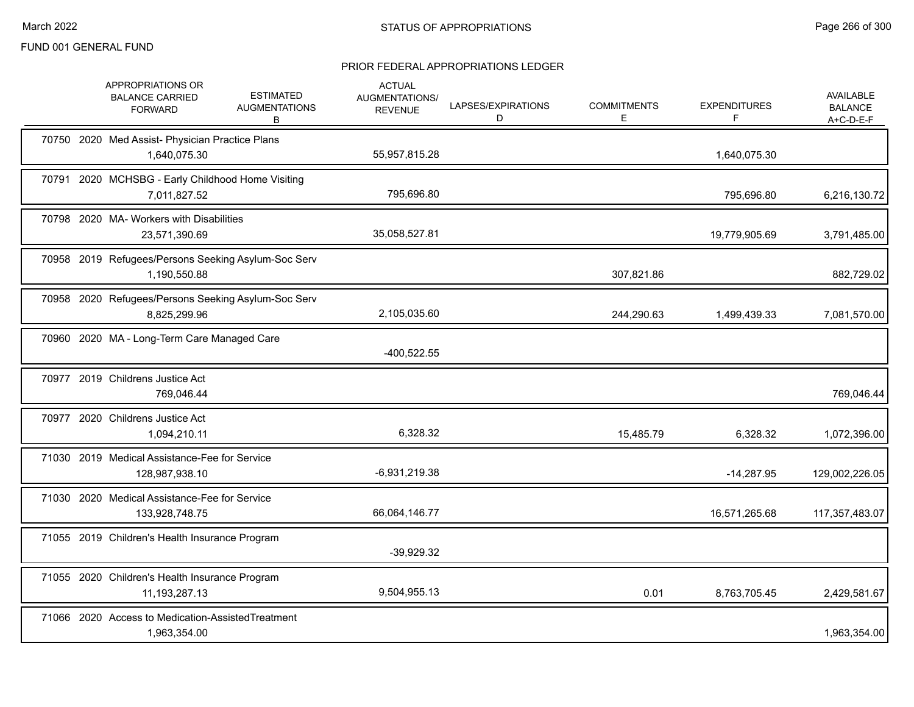FUND 001 GENERAL FUND

## STATUS OF APPROPRIATIONS

### PRIOR FEDERAL APPROPRIATIONS LEDGER

| | APPROPRIATIONS OR BALANCE CARRIED FORWARD | ESTIMATED AUGMENTATIONS B | ACTUAL AUGMENTATIONS/ REVENUE | LAPSES/EXPIRATIONS D | COMMITMENTS E | EXPENDITURES F | AVAILABLE BALANCE A+C-D-E-F |
|---|---|---|---|---|---|---|---|
| 70750 2020 Med Assist- Physician Practice Plans | 1,640,075.30 | | 55,957,815.28 | | | 1,640,075.30 | |
| 70791 2020 MCHSBG - Early Childhood Home Visiting | 7,011,827.52 | | 795,696.80 | | | 795,696.80 | 6,216,130.72 |
| 70798 2020 MA- Workers with Disabilities | 23,571,390.69 | | 35,058,527.81 | | | 19,779,905.69 | 3,791,485.00 |
| 70958 2019 Refugees/Persons Seeking Asylum-Soc Serv | 1,190,550.88 | | | | 307,821.86 | | 882,729.02 |
| 70958 2020 Refugees/Persons Seeking Asylum-Soc Serv | 8,825,299.96 | | 2,105,035.60 | | 244,290.63 | 1,499,439.33 | 7,081,570.00 |
| 70960 2020 MA - Long-Term Care Managed Care | | | -400,522.55 | | | | |
| 70977 2019 Childrens Justice Act | 769,046.44 | | | | | | 769,046.44 |
| 70977 2020 Childrens Justice Act | 1,094,210.11 | | 6,328.32 | | 15,485.79 | 6,328.32 | 1,072,396.00 |
| 71030 2019 Medical Assistance-Fee for Service | 128,987,938.10 | | -6,931,219.38 | | | -14,287.95 | 129,002,226.05 |
| 71030 2020 Medical Assistance-Fee for Service | 133,928,748.75 | | 66,064,146.77 | | | 16,571,265.68 | 117,357,483.07 |
| 71055 2019 Children's Health Insurance Program | | | -39,929.32 | | | | |
| 71055 2020 Children's Health Insurance Program | 11,193,287.13 | | 9,504,955.13 | | 0.01 | 8,763,705.45 | 2,429,581.67 |
| 71066 2020 Access to Medication-AssistedTreatment | 1,963,354.00 | | | | | | 1,963,354.00 |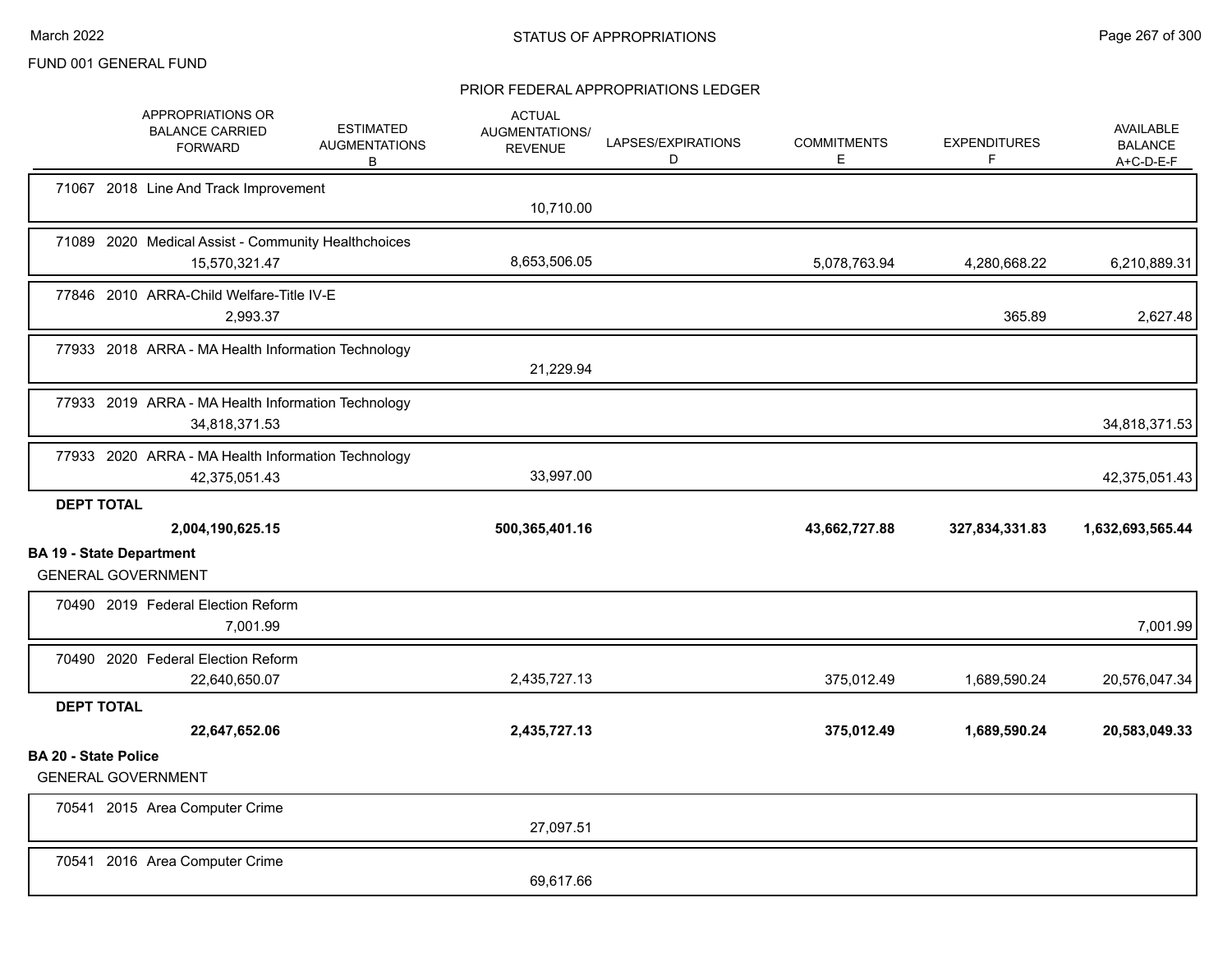FUND 001 GENERAL FUND

PRIOR FEDERAL APPROPRIATIONS LEDGER

| | APPROPRIATIONS OR BALANCE CARRIED FORWARD | ESTIMATED AUGMENTATIONS B | ACTUAL AUGMENTATIONS/ REVENUE | LAPSES/EXPIRATIONS D | COMMITMENTS E | EXPENDITURES F | AVAILABLE BALANCE A+C-D-E-F |
|---|---|---|---|---|---|---|---|
| 71067 2018 Line And Track Improvement | | | 10,710.00 | | | | |
| 71089 2020 Medical Assist - Community Healthchoices | 15,570,321.47 | | 8,653,506.05 | | 5,078,763.94 | 4,280,668.22 | 6,210,889.31 |
| 77846 2010 ARRA-Child Welfare-Title IV-E | 2,993.37 | | | | | 365.89 | 2,627.48 |
| 77933 2018 ARRA - MA Health Information Technology | | | 21,229.94 | | | | |
| 77933 2019 ARRA - MA Health Information Technology | 34,818,371.53 | | | | | | 34,818,371.53 |
| 77933 2020 ARRA - MA Health Information Technology | 42,375,051.43 | | 33,997.00 | | | | 42,375,051.43 |
| **DEPT TOTAL** | **2,004,190,625.15** | | **500,365,401.16** | | **43,662,727.88** | **327,834,331.83** | **1,632,693,565.44** |

**BA 19 - State Department**

GENERAL GOVERNMENT

| | APPROPRIATIONS OR BALANCE CARRIED FORWARD | ESTIMATED AUGMENTATIONS B | ACTUAL AUGMENTATIONS/ REVENUE | LAPSES/EXPIRATIONS D | COMMITMENTS E | EXPENDITURES F | AVAILABLE BALANCE A+C-D-E-F |
|---|---|---|---|---|---|---|---|
| 70490 2019 Federal Election Reform | 7,001.99 | | | | | | 7,001.99 |
| 70490 2020 Federal Election Reform | 22,640,650.07 | | 2,435,727.13 | | 375,012.49 | 1,689,590.24 | 20,576,047.34 |
| **DEPT TOTAL** | **22,647,652.06** | | **2,435,727.13** | | **375,012.49** | **1,689,590.24** | **20,583,049.33** |

**BA 20 - State Police**

GENERAL GOVERNMENT

| | APPROPRIATIONS OR BALANCE CARRIED FORWARD | ESTIMATED AUGMENTATIONS B | ACTUAL AUGMENTATIONS/ REVENUE | LAPSES/EXPIRATIONS D | COMMITMENTS E | EXPENDITURES F | AVAILABLE BALANCE A+C-D-E-F |
|---|---|---|---|---|---|---|---|
| 70541 2015 Area Computer Crime | | | 27,097.51 | | | | |
| 70541 2016 Area Computer Crime | | | 69,617.66 | | | | |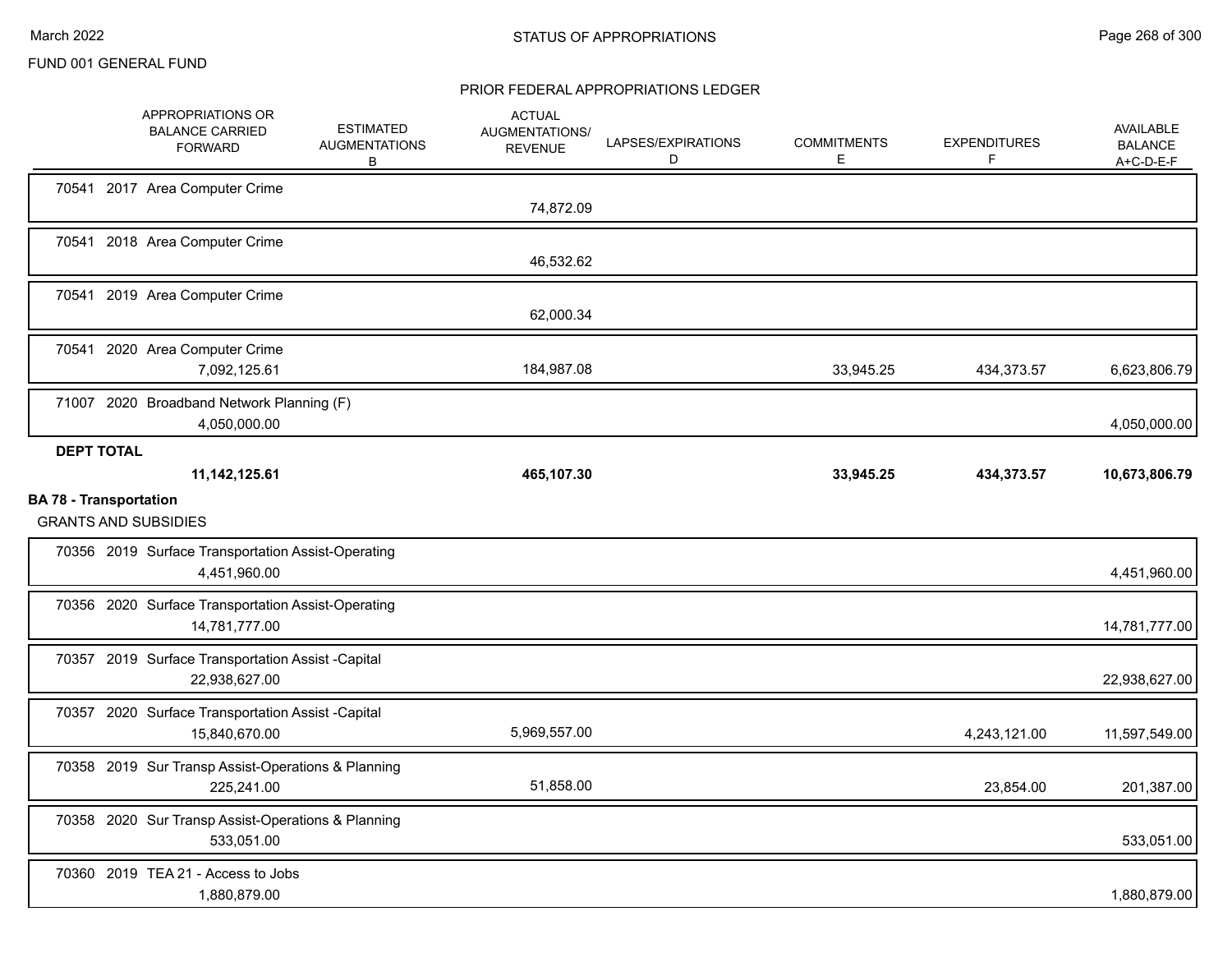FUND 001 GENERAL FUND

PRIOR FEDERAL APPROPRIATIONS LEDGER

| | APPROPRIATIONS OR BALANCE CARRIED FORWARD | ESTIMATED AUGMENTATIONS B | ACTUAL AUGMENTATIONS/ REVENUE | LAPSES/EXPIRATIONS D | COMMITMENTS E | EXPENDITURES F | AVAILABLE BALANCE A+C-D-E-F |
|---|---|---|---|---|---|---|---|
| 70541 2017 Area Computer Crime | | | 74,872.09 | | | | |
| 70541 2018 Area Computer Crime | | | 46,532.62 | | | | |
| 70541 2019 Area Computer Crime | | | 62,000.34 | | | | |
| 70541 2020 Area Computer Crime | 7,092,125.61 | | 184,987.08 | | 33,945.25 | 434,373.57 | 6,623,806.79 |
| 71007 2020 Broadband Network Planning (F) | 4,050,000.00 | | | | | | 4,050,000.00 |
| **DEPT TOTAL** | **11,142,125.61** | | **465,107.30** | | **33,945.25** | **434,373.57** | **10,673,806.79** |

**BA 78 - Transportation**

GRANTS AND SUBSIDIES

| | APPROPRIATIONS OR BALANCE CARRIED FORWARD | ESTIMATED AUGMENTATIONS B | ACTUAL AUGMENTATIONS/ REVENUE | LAPSES/EXPIRATIONS D | COMMITMENTS E | EXPENDITURES F | AVAILABLE BALANCE A+C-D-E-F |
|---|---|---|---|---|---|---|---|
| 70356 2019 Surface Transportation Assist-Operating | 4,451,960.00 | | | | | | 4,451,960.00 |
| 70356 2020 Surface Transportation Assist-Operating | 14,781,777.00 | | | | | | 14,781,777.00 |
| 70357 2019 Surface Transportation Assist -Capital | 22,938,627.00 | | | | | | 22,938,627.00 |
| 70357 2020 Surface Transportation Assist -Capital | 15,840,670.00 | | 5,969,557.00 | | | 4,243,121.00 | 11,597,549.00 |
| 70358 2019 Sur Transp Assist-Operations & Planning | 225,241.00 | | 51,858.00 | | | 23,854.00 | 201,387.00 |
| 70358 2020 Sur Transp Assist-Operations & Planning | 533,051.00 | | | | | | 533,051.00 |
| 70360 2019 TEA 21 - Access to Jobs | 1,880,879.00 | | | | | | 1,880,879.00 |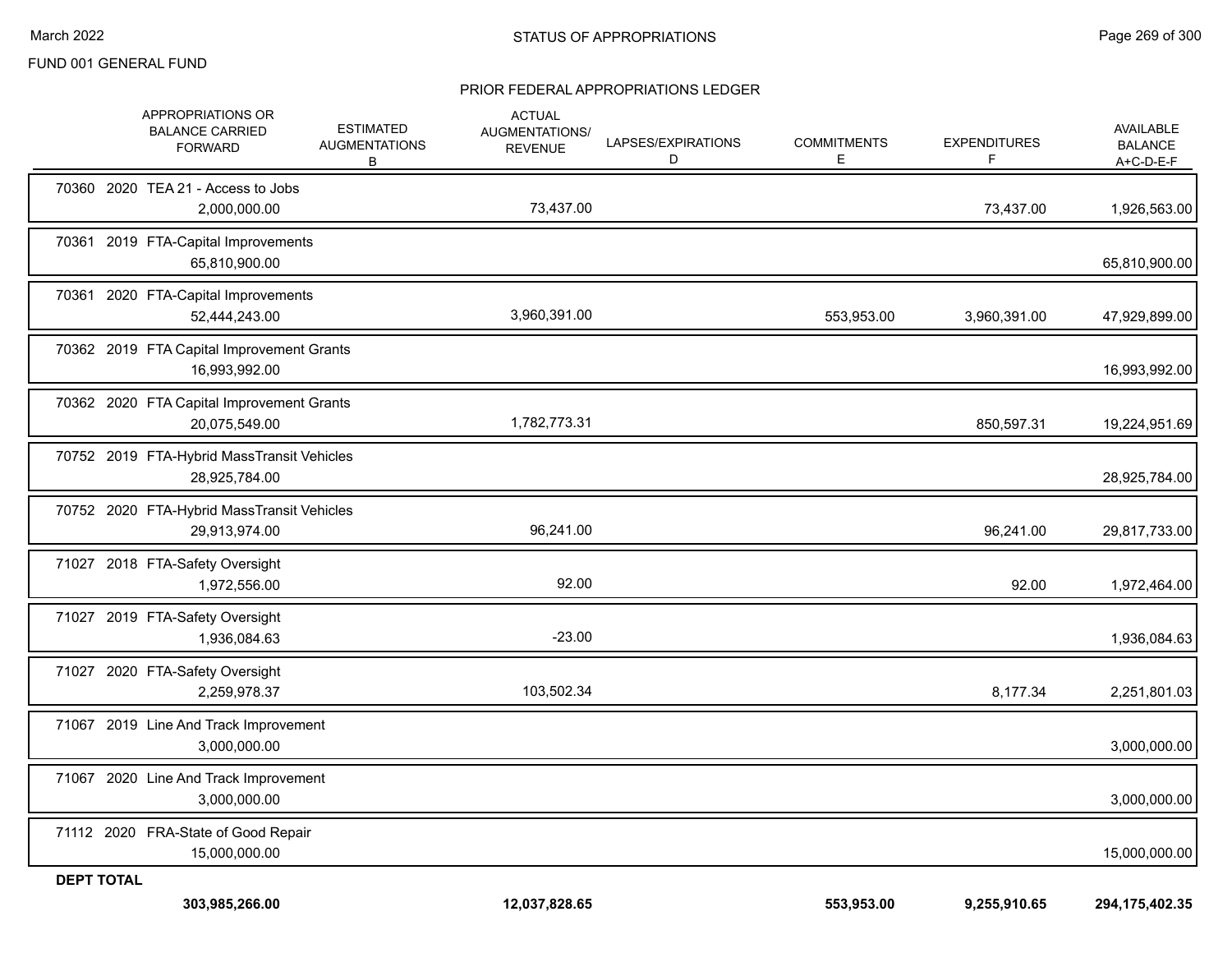FUND 001 GENERAL FUND

## STATUS OF APPROPRIATIONS

### PRIOR FEDERAL APPROPRIATIONS LEDGER

| | APPROPRIATIONS OR BALANCE CARRIED FORWARD | ESTIMATED AUGMENTATIONS B | ACTUAL AUGMENTATIONS/ REVENUE | LAPSES/EXPIRATIONS D | COMMITMENTS E | EXPENDITURES F | AVAILABLE BALANCE A+C-D-E-F |
|---|---|---|---|---|---|---|---|
| 70360 2020 TEA 21 - Access to Jobs | 2,000,000.00 | | 73,437.00 | | | 73,437.00 | 1,926,563.00 |
| 70361 2019 FTA-Capital Improvements | 65,810,900.00 | | | | | | 65,810,900.00 |
| 70361 2020 FTA-Capital Improvements | 52,444,243.00 | | 3,960,391.00 | | 553,953.00 | 3,960,391.00 | 47,929,899.00 |
| 70362 2019 FTA Capital Improvement Grants | 16,993,992.00 | | | | | | 16,993,992.00 |
| 70362 2020 FTA Capital Improvement Grants | 20,075,549.00 | | 1,782,773.31 | | | 850,597.31 | 19,224,951.69 |
| 70752 2019 FTA-Hybrid MassTransit Vehicles | 28,925,784.00 | | | | | | 28,925,784.00 |
| 70752 2020 FTA-Hybrid MassTransit Vehicles | 29,913,974.00 | | 96,241.00 | | | 96,241.00 | 29,817,733.00 |
| 71027 2018 FTA-Safety Oversight | 1,972,556.00 | | 92.00 | | | 92.00 | 1,972,464.00 |
| 71027 2019 FTA-Safety Oversight | 1,936,084.63 | | -23.00 | | | | 1,936,084.63 |
| 71027 2020 FTA-Safety Oversight | 2,259,978.37 | | 103,502.34 | | | 8,177.34 | 2,251,801.03 |
| 71067 2019 Line And Track Improvement | 3,000,000.00 | | | | | | 3,000,000.00 |
| 71067 2020 Line And Track Improvement | 3,000,000.00 | | | | | | 3,000,000.00 |
| 71112 2020 FRA-State of Good Repair | 15,000,000.00 | | | | | | 15,000,000.00 |
| **DEPT TOTAL** | **303,985,266.00** | | **12,037,828.65** | | **553,953.00** | **9,255,910.65** | **294,175,402.35** |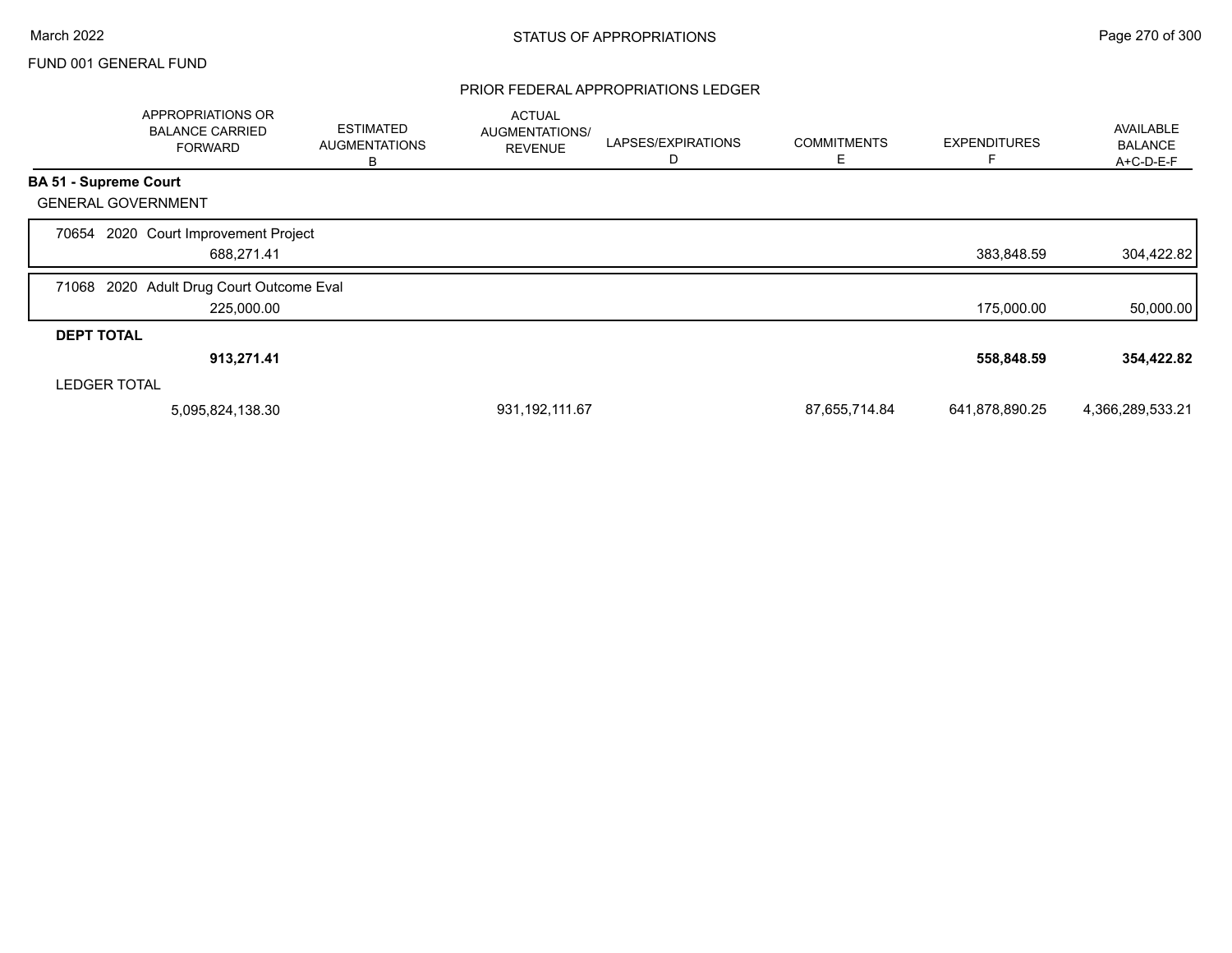FUND 001 GENERAL FUND

## STATUS OF APPROPRIATIONS

### PRIOR FEDERAL APPROPRIATIONS LEDGER

| | APPROPRIATIONS OR BALANCE CARRIED FORWARD | ESTIMATED AUGMENTATIONS B | ACTUAL AUGMENTATIONS/ REVENUE | LAPSES/EXPIRATIONS D | COMMITMENTS E | EXPENDITURES F | AVAILABLE BALANCE A+C-D-E-F |
|---|---|---|---|---|---|---|---|
| **BA 51 - Supreme Court** | | | | | | | |
| GENERAL GOVERNMENT | | | | | | | |
| 70654 2020 Court Improvement Project | 688,271.41 | | | | | 383,848.59 | 304,422.82 |
| 71068 2020 Adult Drug Court Outcome Eval | 225,000.00 | | | | | 175,000.00 | 50,000.00 |
| **DEPT TOTAL** | **913,271.41** | | | | | **558,848.59** | **354,422.82** |
| LEDGER TOTAL | 5,095,824,138.30 | | 931,192,111.67 | | 87,655,714.84 | 641,878,890.25 | 4,366,289,533.21 |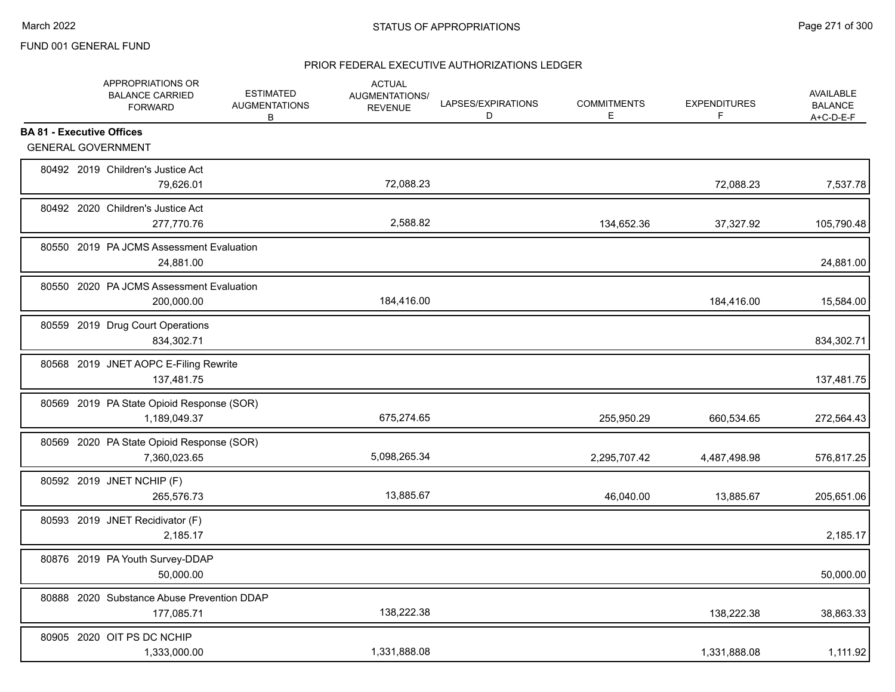FUND 001 GENERAL FUND

## STATUS OF APPROPRIATIONS

### PRIOR FEDERAL EXECUTIVE AUTHORIZATIONS LEDGER

| | APPROPRIATIONS OR BALANCE CARRIED FORWARD | ESTIMATED AUGMENTATIONS B | ACTUAL AUGMENTATIONS/ REVENUE | LAPSES/EXPIRATIONS D | COMMITMENTS E | EXPENDITURES F | AVAILABLE BALANCE A+C-D-E-F |
|---|---|---|---|---|---|---|---|
| **BA 81 - Executive Offices** | | | | | | | |
| GENERAL GOVERNMENT | | | | | | | |
| 80492 2019 Children's Justice Act | 79,626.01 | | 72,088.23 | | | 72,088.23 | 7,537.78 |
| 80492 2020 Children's Justice Act | 277,770.76 | | 2,588.82 | | 134,652.36 | 37,327.92 | 105,790.48 |
| 80550 2019 PA JCMS Assessment Evaluation | 24,881.00 | | | | | | 24,881.00 |
| 80550 2020 PA JCMS Assessment Evaluation | 200,000.00 | | 184,416.00 | | | 184,416.00 | 15,584.00 |
| 80559 2019 Drug Court Operations | 834,302.71 | | | | | | 834,302.71 |
| 80568 2019 JNET AOPC E-Filing Rewrite | 137,481.75 | | | | | | 137,481.75 |
| 80569 2019 PA State Opioid Response (SOR) | 1,189,049.37 | | 675,274.65 | | 255,950.29 | 660,534.65 | 272,564.43 |
| 80569 2020 PA State Opioid Response (SOR) | 7,360,023.65 | | 5,098,265.34 | | 2,295,707.42 | 4,487,498.98 | 576,817.25 |
| 80592 2019 JNET NCHIP (F) | 265,576.73 | | 13,885.67 | | 46,040.00 | 13,885.67 | 205,651.06 |
| 80593 2019 JNET Recidivator (F) | 2,185.17 | | | | | | 2,185.17 |
| 80876 2019 PA Youth Survey-DDAP | 50,000.00 | | | | | | 50,000.00 |
| 80888 2020 Substance Abuse Prevention DDAP | 177,085.71 | | 138,222.38 | | | 138,222.38 | 38,863.33 |
| 80905 2020 OIT PS DC NCHIP | 1,333,000.00 | | 1,331,888.08 | | | 1,331,888.08 | 1,111.92 |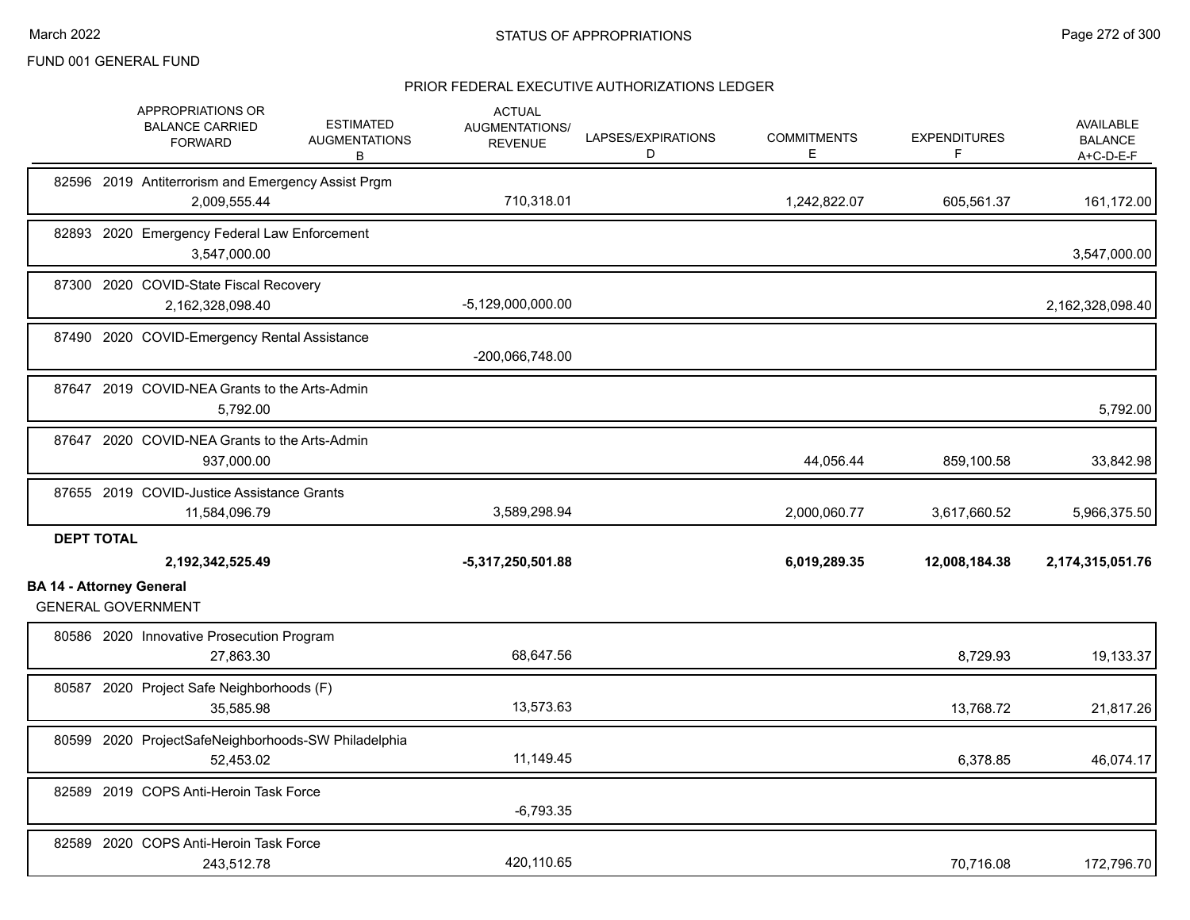FUND 001 GENERAL FUND

STATUS OF APPROPRIATIONS

PRIOR FEDERAL EXECUTIVE AUTHORIZATIONS LEDGER

| | APPROPRIATIONS OR BALANCE CARRIED FORWARD | ESTIMATED AUGMENTATIONS B | ACTUAL AUGMENTATIONS/ REVENUE | LAPSES/EXPIRATIONS D | COMMITMENTS E | EXPENDITURES F | AVAILABLE BALANCE A+C-D-E-F |
|---|---|---|---|---|---|---|---|
| 82596 2019 Antiterrorism and Emergency Assist Prgm | 2,009,555.44 | | 710,318.01 | | 1,242,822.07 | 605,561.37 | 161,172.00 |
| 82893 2020 Emergency Federal Law Enforcement | 3,547,000.00 | | | | | | 3,547,000.00 |
| 87300 2020 COVID-State Fiscal Recovery | 2,162,328,098.40 | | -5,129,000,000.00 | | | | 2,162,328,098.40 |
| 87490 2020 COVID-Emergency Rental Assistance | | | -200,066,748.00 | | | | |
| 87647 2019 COVID-NEA Grants to the Arts-Admin | 5,792.00 | | | | | | 5,792.00 |
| 87647 2020 COVID-NEA Grants to the Arts-Admin | 937,000.00 | | | | 44,056.44 | 859,100.58 | 33,842.98 |
| 87655 2019 COVID-Justice Assistance Grants | 11,584,096.79 | | 3,589,298.94 | | 2,000,060.77 | 3,617,660.52 | 5,966,375.50 |
| **DEPT TOTAL** | **2,192,342,525.49** | | **-5,317,250,501.88** | | **6,019,289.35** | **12,008,184.38** | **2,174,315,051.76** |

**BA 14 - Attorney General**

GENERAL GOVERNMENT

| | APPROPRIATIONS OR BALANCE CARRIED FORWARD | ESTIMATED AUGMENTATIONS B | ACTUAL AUGMENTATIONS/ REVENUE | LAPSES/EXPIRATIONS D | COMMITMENTS E | EXPENDITURES F | AVAILABLE BALANCE A+C-D-E-F |
|---|---|---|---|---|---|---|---|
| 80586 2020 Innovative Prosecution Program | 27,863.30 | | 68,647.56 | | | 8,729.93 | 19,133.37 |
| 80587 2020 Project Safe Neighborhoods (F) | 35,585.98 | | 13,573.63 | | | 13,768.72 | 21,817.26 |
| 80599 2020 ProjectSafeNeighborhoods-SW Philadelphia | 52,453.02 | | 11,149.45 | | | 6,378.85 | 46,074.17 |
| 82589 2019 COPS Anti-Heroin Task Force | | | -6,793.35 | | | | |
| 82589 2020 COPS Anti-Heroin Task Force | 243,512.78 | | 420,110.65 | | | 70,716.08 | 172,796.70 |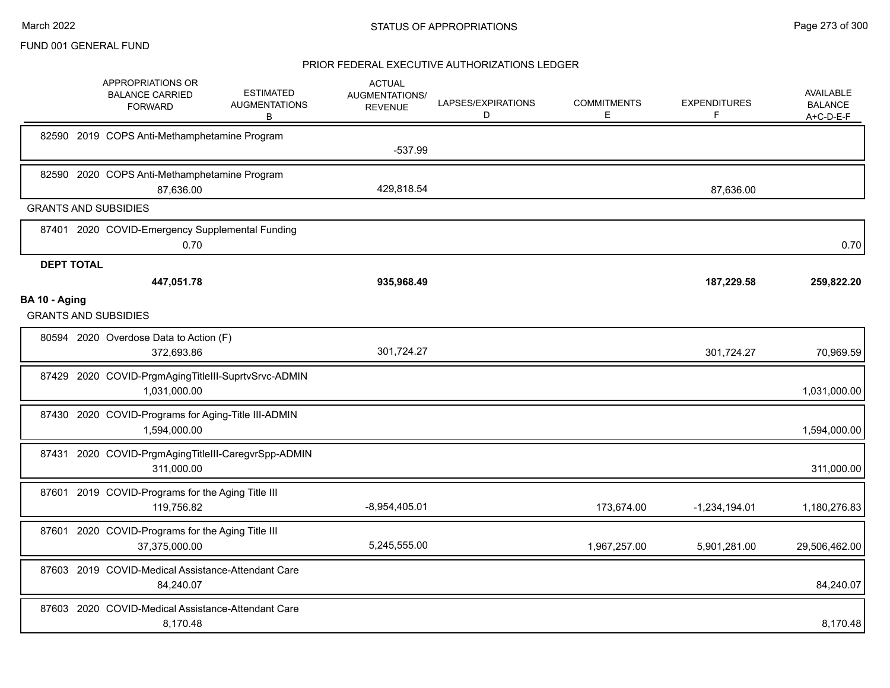## STATUS OF APPROPRIATIONS

FUND 001 GENERAL FUND

### PRIOR FEDERAL EXECUTIVE AUTHORIZATIONS LEDGER

| | APPROPRIATIONS OR BALANCE CARRIED FORWARD | ESTIMATED AUGMENTATIONS B | ACTUAL AUGMENTATIONS/ REVENUE | LAPSES/EXPIRATIONS D | COMMITMENTS E | EXPENDITURES F | AVAILABLE BALANCE A+C-D-E-F |
|---|---|---|---|---|---|---|---|
| 82590 2019 COPS Anti-Methamphetamine Program | | | -537.99 | | | | |
| 82590 2020 COPS Anti-Methamphetamine Program | 87,636.00 | | 429,818.54 | | | 87,636.00 | |
| **GRANTS AND SUBSIDIES** | | | | | | | |
| 87401 2020 COVID-Emergency Supplemental Funding | 0.70 | | | | | | 0.70 |
| **DEPT TOTAL** | **447,051.78** | | **935,968.49** | | | **187,229.58** | **259,822.20** |
| **BA 10 - Aging** | | | | | | | |
| **GRANTS AND SUBSIDIES** | | | | | | | |
| 80594 2020 Overdose Data to Action (F) | 372,693.86 | | 301,724.27 | | | 301,724.27 | 70,969.59 |
| 87429 2020 COVID-PrgmAgingTitleIII-SuprtvSrvc-ADMIN | 1,031,000.00 | | | | | | 1,031,000.00 |
| 87430 2020 COVID-Programs for Aging-Title III-ADMIN | 1,594,000.00 | | | | | | 1,594,000.00 |
| 87431 2020 COVID-PrgmAgingTitleIII-CaregvrSpp-ADMIN | 311,000.00 | | | | | | 311,000.00 |
| 87601 2019 COVID-Programs for the Aging Title III | 119,756.82 | | -8,954,405.01 | | 173,674.00 | -1,234,194.01 | 1,180,276.83 |
| 87601 2020 COVID-Programs for the Aging Title III | 37,375,000.00 | | 5,245,555.00 | | 1,967,257.00 | 5,901,281.00 | 29,506,462.00 |
| 87603 2019 COVID-Medical Assistance-Attendant Care | 84,240.07 | | | | | | 84,240.07 |
| 87603 2020 COVID-Medical Assistance-Attendant Care | 8,170.48 | | | | | | 8,170.48 |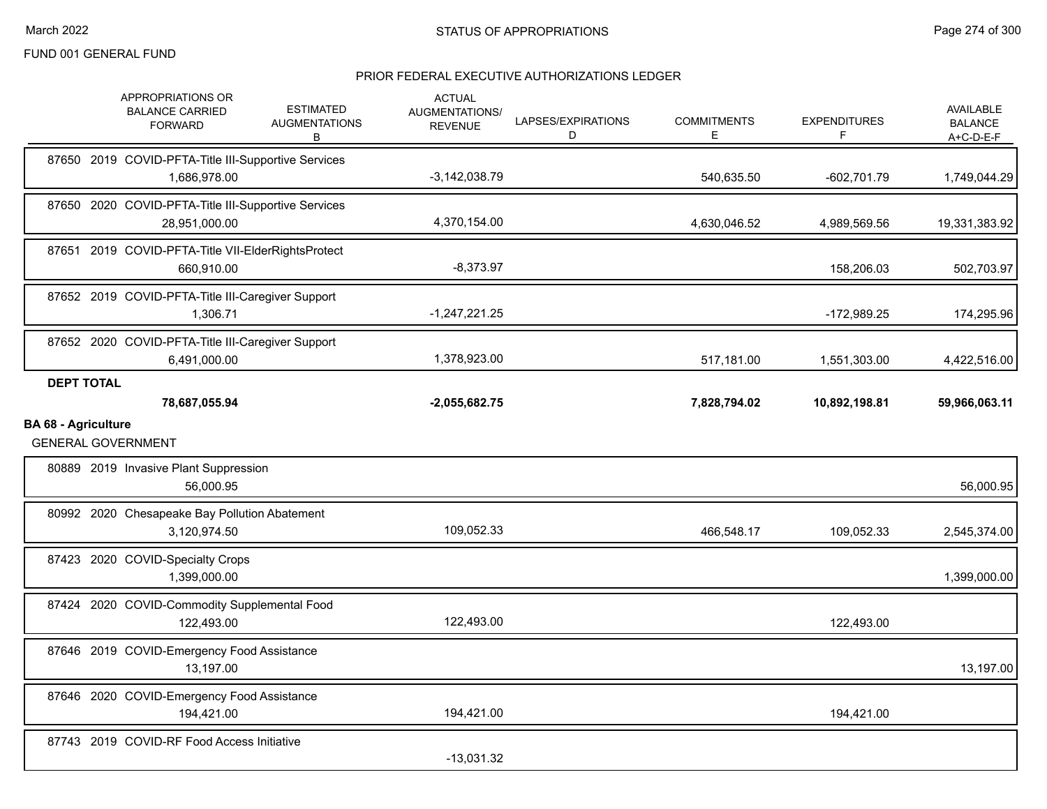## PRIOR FEDERAL EXECUTIVE AUTHORIZATIONS LEDGER

| | APPROPRIATIONS OR BALANCE CARRIED FORWARD | ESTIMATED AUGMENTATIONS B | ACTUAL AUGMENTATIONS/ REVENUE | LAPSES/EXPIRATIONS D | COMMITMENTS E | EXPENDITURES F | AVAILABLE BALANCE A+C-D-E-F |
|---|---|---|---|---|---|---|---|
| 87650 2019 COVID-PFTA-Title III-Supportive Services | 1,686,978.00 | | -3,142,038.79 | | 540,635.50 | -602,701.79 | 1,749,044.29 |
| 87650 2020 COVID-PFTA-Title III-Supportive Services | 28,951,000.00 | | 4,370,154.00 | | 4,630,046.52 | 4,989,569.56 | 19,331,383.92 |
| 87651 2019 COVID-PFTA-Title VII-ElderRightsProtect | 660,910.00 | | -8,373.97 | | | 158,206.03 | 502,703.97 |
| 87652 2019 COVID-PFTA-Title III-Caregiver Support | 1,306.71 | | -1,247,221.25 | | | -172,989.25 | 174,295.96 |
| 87652 2020 COVID-PFTA-Title III-Caregiver Support | 6,491,000.00 | | 1,378,923.00 | | 517,181.00 | 1,551,303.00 | 4,422,516.00 |
| **DEPT TOTAL** | **78,687,055.94** | | **-2,055,682.75** | | **7,828,794.02** | **10,892,198.81** | **59,966,063.11** |

**BA 68 - Agriculture**

GENERAL GOVERNMENT

| | APPROPRIATIONS OR BALANCE CARRIED FORWARD | ESTIMATED AUGMENTATIONS B | ACTUAL AUGMENTATIONS/ REVENUE | LAPSES/EXPIRATIONS D | COMMITMENTS E | EXPENDITURES F | AVAILABLE BALANCE A+C-D-E-F |
|---|---|---|---|---|---|---|---|
| 80889 2019 Invasive Plant Suppression | 56,000.95 | | | | | | 56,000.95 |
| 80992 2020 Chesapeake Bay Pollution Abatement | 3,120,974.50 | | 109,052.33 | | 466,548.17 | 109,052.33 | 2,545,374.00 |
| 87423 2020 COVID-Specialty Crops | 1,399,000.00 | | | | | | 1,399,000.00 |
| 87424 2020 COVID-Commodity Supplemental Food | 122,493.00 | | 122,493.00 | | | 122,493.00 | |
| 87646 2019 COVID-Emergency Food Assistance | 13,197.00 | | | | | | 13,197.00 |
| 87646 2020 COVID-Emergency Food Assistance | 194,421.00 | | 194,421.00 | | | 194,421.00 | |
| 87743 2019 COVID-RF Food Access Initiative | | | -13,031.32 | | | | |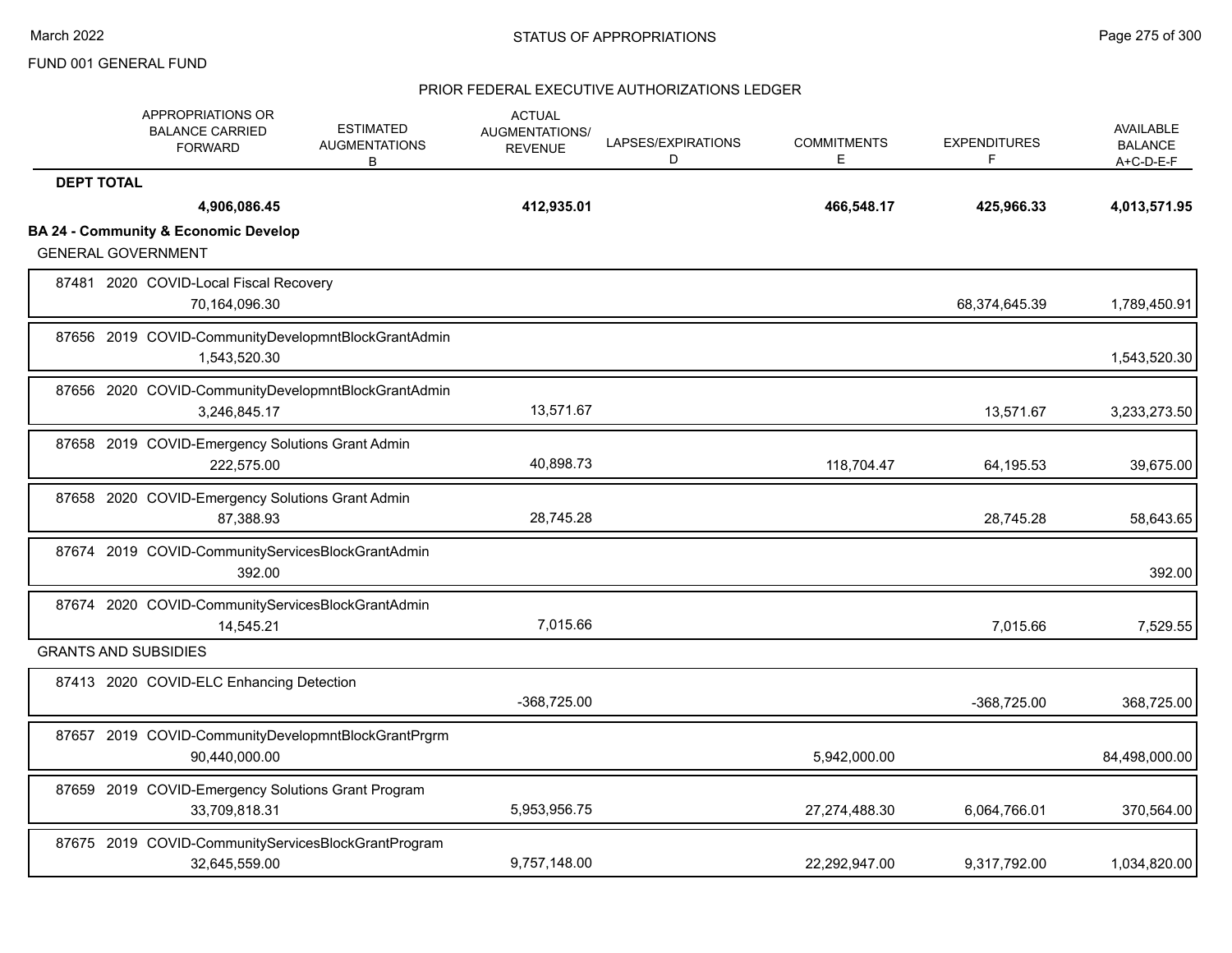FUND 001 GENERAL FUND

PRIOR FEDERAL EXECUTIVE AUTHORIZATIONS LEDGER

| | APPROPRIATIONS OR BALANCE CARRIED FORWARD | ESTIMATED AUGMENTATIONS B | ACTUAL AUGMENTATIONS/ REVENUE | LAPSES/EXPIRATIONS D | COMMITMENTS E | EXPENDITURES F | AVAILABLE BALANCE A+C-D-E-F |
|---|---|---|---|---|---|---|---|
| **DEPT TOTAL** | **4,906,086.45** | | **412,935.01** | | **466,548.17** | **425,966.33** | **4,013,571.95** |
| **BA 24 - Community & Economic Develop** | | | | | | | |
| GENERAL GOVERNMENT | | | | | | | |
| 87481 2020 COVID-Local Fiscal Recovery | 70,164,096.30 | | | | | 68,374,645.39 | 1,789,450.91 |
| 87656 2019 COVID-CommunityDevelopmntBlockGrantAdmin | 1,543,520.30 | | | | | | 1,543,520.30 |
| 87656 2020 COVID-CommunityDevelopmntBlockGrantAdmin | 3,246,845.17 | | 13,571.67 | | | 13,571.67 | 3,233,273.50 |
| 87658 2019 COVID-Emergency Solutions Grant Admin | 222,575.00 | | 40,898.73 | | 118,704.47 | 64,195.53 | 39,675.00 |
| 87658 2020 COVID-Emergency Solutions Grant Admin | 87,388.93 | | 28,745.28 | | | 28,745.28 | 58,643.65 |
| 87674 2019 COVID-CommunityServicesBlockGrantAdmin | 392.00 | | | | | | 392.00 |
| 87674 2020 COVID-CommunityServicesBlockGrantAdmin | 14,545.21 | | 7,015.66 | | | 7,015.66 | 7,529.55 |
| GRANTS AND SUBSIDIES | | | | | | | |
| 87413 2020 COVID-ELC Enhancing Detection | | | -368,725.00 | | | -368,725.00 | 368,725.00 |
| 87657 2019 COVID-CommunityDevelopmntBlockGrantPrgrm | 90,440,000.00 | | | | 5,942,000.00 | | 84,498,000.00 |
| 87659 2019 COVID-Emergency Solutions Grant Program | 33,709,818.31 | | 5,953,956.75 | | 27,274,488.30 | 6,064,766.01 | 370,564.00 |
| 87675 2019 COVID-CommunityServicesBlockGrantProgram | 32,645,559.00 | | 9,757,148.00 | | 22,292,947.00 | 9,317,792.00 | 1,034,820.00 |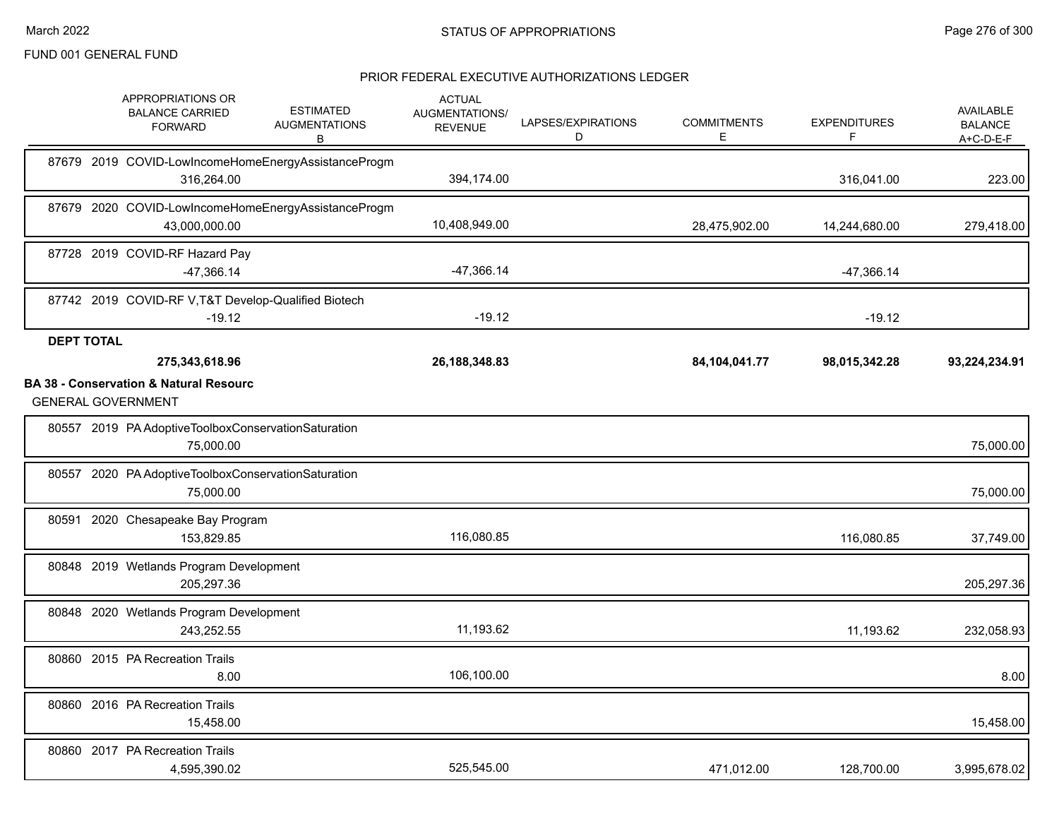FUND 001 GENERAL FUND

## STATUS OF APPROPRIATIONS

### PRIOR FEDERAL EXECUTIVE AUTHORIZATIONS LEDGER

| | APPROPRIATIONS OR BALANCE CARRIED FORWARD | ESTIMATED AUGMENTATIONS B | ACTUAL AUGMENTATIONS/ REVENUE | LAPSES/EXPIRATIONS D | COMMITMENTS E | EXPENDITURES F | AVAILABLE BALANCE A+C-D-E-F |
|---|---|---|---|---|---|---|---|
| 87679 2019 COVID-LowIncomeHomeEnergyAssistanceProgm | 316,264.00 | | 394,174.00 | | | 316,041.00 | 223.00 |
| 87679 2020 COVID-LowIncomeHomeEnergyAssistanceProgm | 43,000,000.00 | | 10,408,949.00 | | 28,475,902.00 | 14,244,680.00 | 279,418.00 |
| 87728 2019 COVID-RF Hazard Pay | -47,366.14 | | -47,366.14 | | | -47,366.14 | |
| 87742 2019 COVID-RF V,T&T Develop-Qualified Biotech | -19.12 | | -19.12 | | | -19.12 | |
| **DEPT TOTAL** | **275,343,618.96** | | **26,188,348.83** | | **84,104,041.77** | **98,015,342.28** | **93,224,234.91** |

**BA 38 - Conservation & Natural Resourc**

GENERAL GOVERNMENT

| | APPROPRIATIONS OR BALANCE CARRIED FORWARD | ESTIMATED AUGMENTATIONS B | ACTUAL AUGMENTATIONS/ REVENUE | LAPSES/EXPIRATIONS D | COMMITMENTS E | EXPENDITURES F | AVAILABLE BALANCE A+C-D-E-F |
|---|---|---|---|---|---|---|---|
| 80557 2019 PA AdoptiveToolboxConservationSaturation | 75,000.00 | | | | | | 75,000.00 |
| 80557 2020 PA AdoptiveToolboxConservationSaturation | 75,000.00 | | | | | | 75,000.00 |
| 80591 2020 Chesapeake Bay Program | 153,829.85 | | 116,080.85 | | | 116,080.85 | 37,749.00 |
| 80848 2019 Wetlands Program Development | 205,297.36 | | | | | | 205,297.36 |
| 80848 2020 Wetlands Program Development | 243,252.55 | | 11,193.62 | | | 11,193.62 | 232,058.93 |
| 80860 2015 PA Recreation Trails | 8.00 | | 106,100.00 | | | | 8.00 |
| 80860 2016 PA Recreation Trails | 15,458.00 | | | | | | 15,458.00 |
| 80860 2017 PA Recreation Trails | 4,595,390.02 | | 525,545.00 | | 471,012.00 | 128,700.00 | 3,995,678.02 |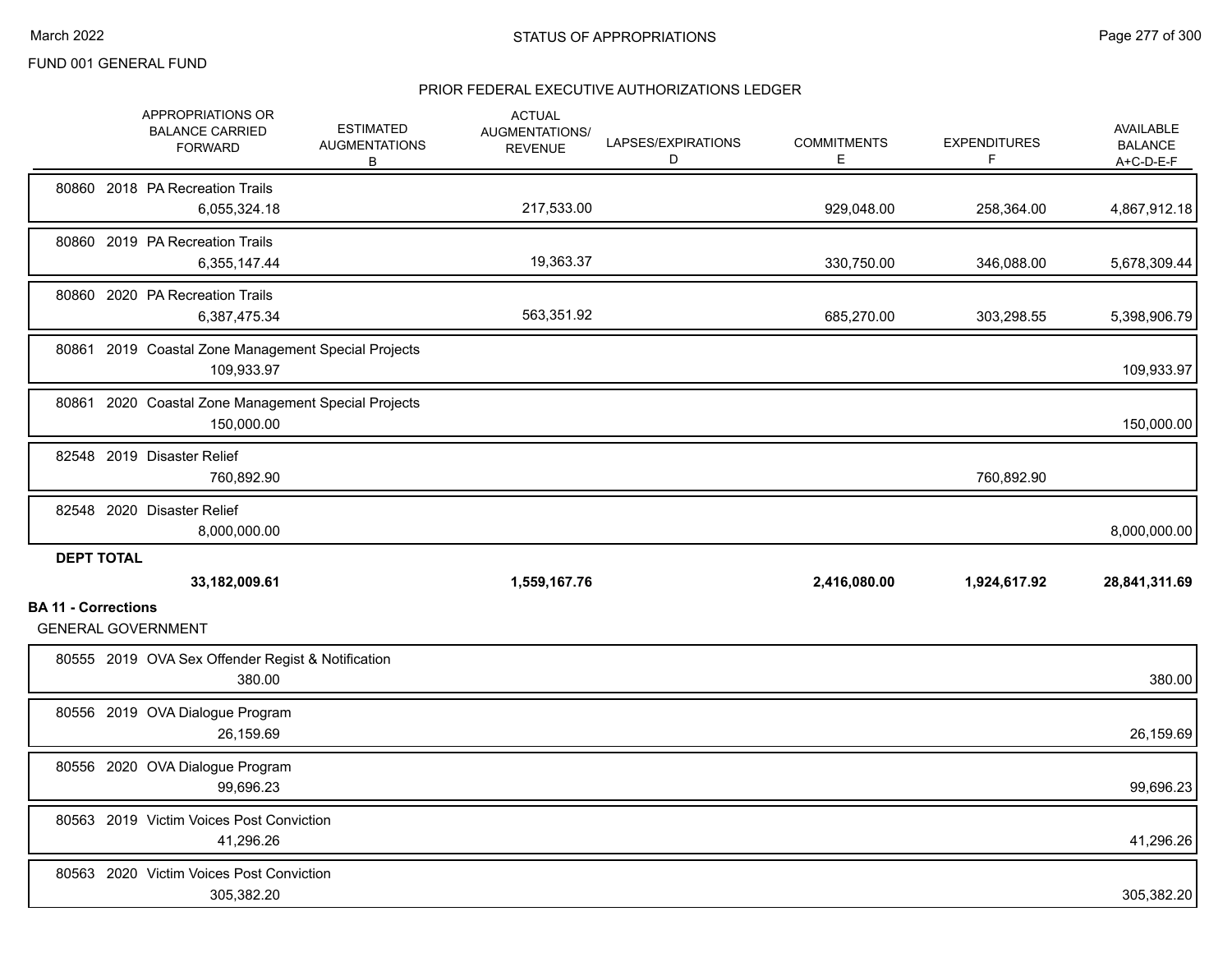FUND 001 GENERAL FUND

## STATUS OF APPROPRIATIONS

### PRIOR FEDERAL EXECUTIVE AUTHORIZATIONS LEDGER

| | APPROPRIATIONS OR BALANCE CARRIED FORWARD | ESTIMATED AUGMENTATIONS B | ACTUAL AUGMENTATIONS/ REVENUE | LAPSES/EXPIRATIONS D | COMMITMENTS E | EXPENDITURES F | AVAILABLE BALANCE A+C-D-E-F |
|---|---|---|---|---|---|---|---|
| 80860 2018 PA Recreation Trails | 6,055,324.18 | | 217,533.00 | | 929,048.00 | 258,364.00 | 4,867,912.18 |
| 80860 2019 PA Recreation Trails | 6,355,147.44 | | 19,363.37 | | 330,750.00 | 346,088.00 | 5,678,309.44 |
| 80860 2020 PA Recreation Trails | 6,387,475.34 | | 563,351.92 | | 685,270.00 | 303,298.55 | 5,398,906.79 |
| 80861 2019 Coastal Zone Management Special Projects | 109,933.97 | | | | | | 109,933.97 |
| 80861 2020 Coastal Zone Management Special Projects | 150,000.00 | | | | | | 150,000.00 |
| 82548 2019 Disaster Relief | 760,892.90 | | | | | 760,892.90 | |
| 82548 2020 Disaster Relief | 8,000,000.00 | | | | | | 8,000,000.00 |
| **DEPT TOTAL** | **33,182,009.61** | | **1,559,167.76** | | **2,416,080.00** | **1,924,617.92** | **28,841,311.69** |

**BA 11 - Corrections**

GENERAL GOVERNMENT

| | APPROPRIATIONS OR BALANCE CARRIED FORWARD | ESTIMATED AUGMENTATIONS B | ACTUAL AUGMENTATIONS/ REVENUE | LAPSES/EXPIRATIONS D | COMMITMENTS E | EXPENDITURES F | AVAILABLE BALANCE A+C-D-E-F |
|---|---|---|---|---|---|---|---|
| 80555 2019 OVA Sex Offender Regist & Notification | 380.00 | | | | | | 380.00 |
| 80556 2019 OVA Dialogue Program | 26,159.69 | | | | | | 26,159.69 |
| 80556 2020 OVA Dialogue Program | 99,696.23 | | | | | | 99,696.23 |
| 80563 2019 Victim Voices Post Conviction | 41,296.26 | | | | | | 41,296.26 |
| 80563 2020 Victim Voices Post Conviction | 305,382.20 | | | | | | 305,382.20 |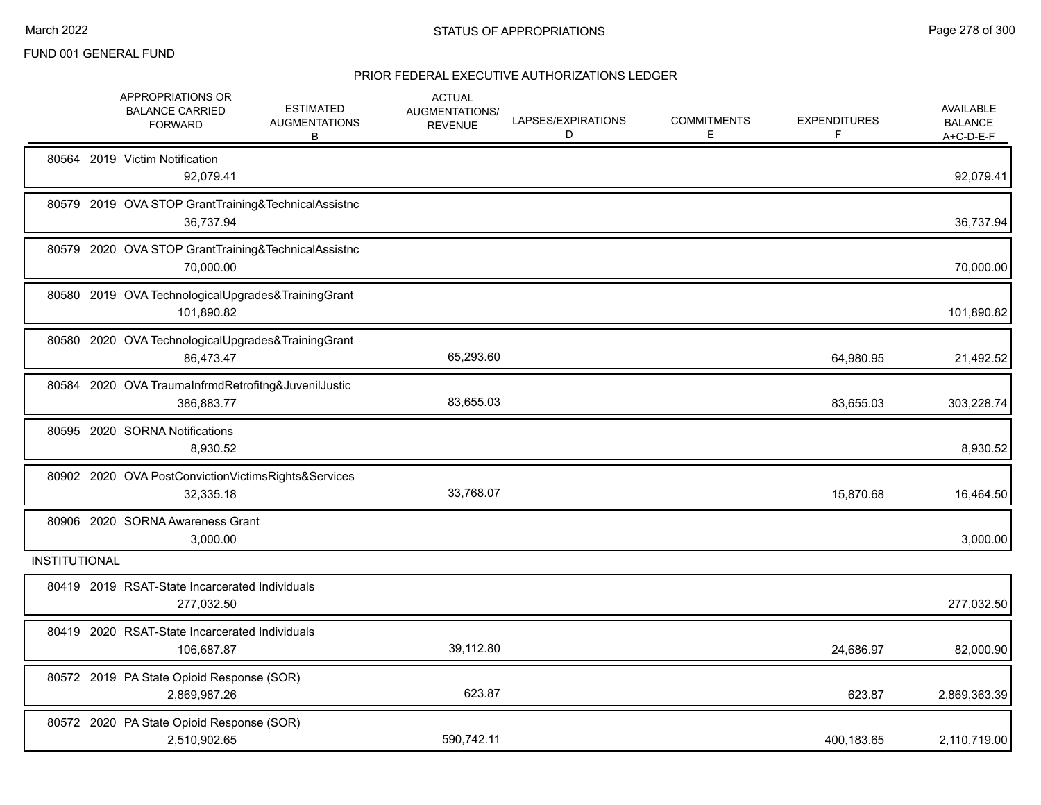FUND 001 GENERAL FUND

## STATUS OF APPROPRIATIONS

### PRIOR FEDERAL EXECUTIVE AUTHORIZATIONS LEDGER

| | APPROPRIATIONS OR BALANCE CARRIED FORWARD | ESTIMATED AUGMENTATIONS B | ACTUAL AUGMENTATIONS/ REVENUE | LAPSES/EXPIRATIONS D | COMMITMENTS E | EXPENDITURES F | AVAILABLE BALANCE A+C-D-E-F |
|---|---|---|---|---|---|---|---|
| 80564 2019 Victim Notification | 92,079.41 | | | | | | 92,079.41 |
| 80579 2019 OVA STOP GrantTraining&TechnicalAssistnc | 36,737.94 | | | | | | 36,737.94 |
| 80579 2020 OVA STOP GrantTraining&TechnicalAssistnc | 70,000.00 | | | | | | 70,000.00 |
| 80580 2019 OVA TechnologicalUpgrades&TrainingGrant | 101,890.82 | | | | | | 101,890.82 |
| 80580 2020 OVA TechnologicalUpgrades&TrainingGrant | 86,473.47 | | 65,293.60 | | | 64,980.95 | 21,492.52 |
| 80584 2020 OVA TraumaInfrmdRetrofitng&JuvenilJustic | 386,883.77 | | 83,655.03 | | | 83,655.03 | 303,228.74 |
| 80595 2020 SORNA Notifications | 8,930.52 | | | | | | 8,930.52 |
| 80902 2020 OVA PostConvictionVictimsRights&Services | 32,335.18 | | 33,768.07 | | | 15,870.68 | 16,464.50 |
| 80906 2020 SORNA Awareness Grant | 3,000.00 | | | | | | 3,000.00 |
| **INSTITUTIONAL** | | | | | | | |
| 80419 2019 RSAT-State Incarcerated Individuals | 277,032.50 | | | | | | 277,032.50 |
| 80419 2020 RSAT-State Incarcerated Individuals | 106,687.87 | | 39,112.80 | | | 24,686.97 | 82,000.90 |
| 80572 2019 PA State Opioid Response (SOR) | 2,869,987.26 | | 623.87 | | | 623.87 | 2,869,363.39 |
| 80572 2020 PA State Opioid Response (SOR) | 2,510,902.65 | | 590,742.11 | | | 400,183.65 | 2,110,719.00 |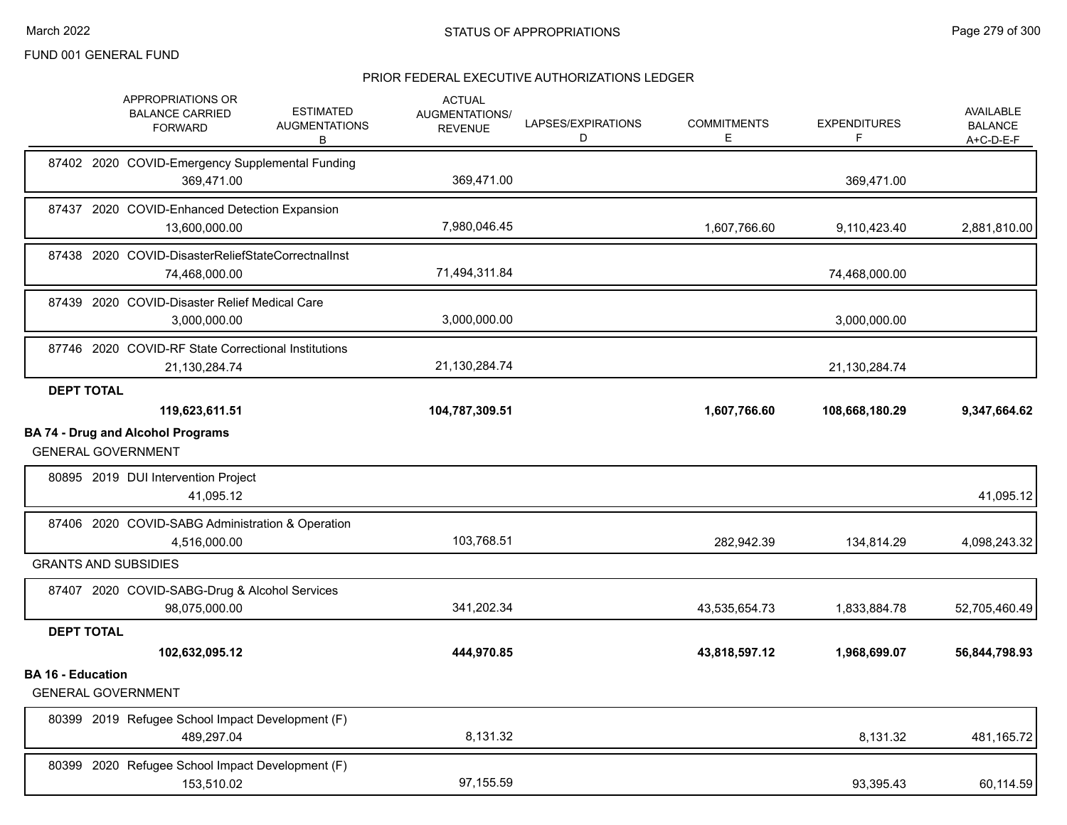FUND 001 GENERAL FUND

## PRIOR FEDERAL EXECUTIVE AUTHORIZATIONS LEDGER

| | APPROPRIATIONS OR BALANCE CARRIED FORWARD | ESTIMATED AUGMENTATIONS B | ACTUAL AUGMENTATIONS/ REVENUE C | LAPSES/EXPIRATIONS D | COMMITMENTS E | EXPENDITURES F | AVAILABLE BALANCE A+C-D-E-F |
|---|---|---|---|---|---|---|---|
| 87402 2020 COVID-Emergency Supplemental Funding | 369,471.00 | | 369,471.00 | | | 369,471.00 | |
| 87437 2020 COVID-Enhanced Detection Expansion | 13,600,000.00 | | 7,980,046.45 | | 1,607,766.60 | 9,110,423.40 | 2,881,810.00 |
| 87438 2020 COVID-DisasterReliefStateCorrectnalInst | 74,468,000.00 | | 71,494,311.84 | | | 74,468,000.00 | |
| 87439 2020 COVID-Disaster Relief Medical Care | 3,000,000.00 | | 3,000,000.00 | | | 3,000,000.00 | |
| 87746 2020 COVID-RF State Correctional Institutions | 21,130,284.74 | | 21,130,284.74 | | | 21,130,284.74 | |
| **DEPT TOTAL** | **119,623,611.51** | | **104,787,309.51** | | **1,607,766.60** | **108,668,180.29** | **9,347,664.62** |

### BA 74 - Drug and Alcohol Programs

| | APPROPRIATIONS OR BALANCE CARRIED FORWARD | ESTIMATED AUGMENTATIONS B | ACTUAL AUGMENTATIONS/ REVENUE C | LAPSES/EXPIRATIONS D | COMMITMENTS E | EXPENDITURES F | AVAILABLE BALANCE A+C-D-E-F |
|---|---|---|---|---|---|---|---|
| **GENERAL GOVERNMENT** | | | | | | | |
| 80895 2019 DUI Intervention Project | 41,095.12 | | | | | | 41,095.12 |
| 87406 2020 COVID-SABG Administration & Operation | 4,516,000.00 | | 103,768.51 | | 282,942.39 | 134,814.29 | 4,098,243.32 |
| **GRANTS AND SUBSIDIES** | | | | | | | |
| 87407 2020 COVID-SABG-Drug & Alcohol Services | 98,075,000.00 | | 341,202.34 | | 43,535,654.73 | 1,833,884.78 | 52,705,460.49 |
| **DEPT TOTAL** | **102,632,095.12** | | **444,970.85** | | **43,818,597.12** | **1,968,699.07** | **56,844,798.93** |

### BA 16 - Education

| | APPROPRIATIONS OR BALANCE CARRIED FORWARD | ESTIMATED AUGMENTATIONS B | ACTUAL AUGMENTATIONS/ REVENUE C | LAPSES/EXPIRATIONS D | COMMITMENTS E | EXPENDITURES F | AVAILABLE BALANCE A+C-D-E-F |
|---|---|---|---|---|---|---|---|
| **GENERAL GOVERNMENT** | | | | | | | |
| 80399 2019 Refugee School Impact Development (F) | 489,297.04 | | 8,131.32 | | | 8,131.32 | 481,165.72 |
| 80399 2020 Refugee School Impact Development (F) | 153,510.02 | | 97,155.59 | | | 93,395.43 | 60,114.59 |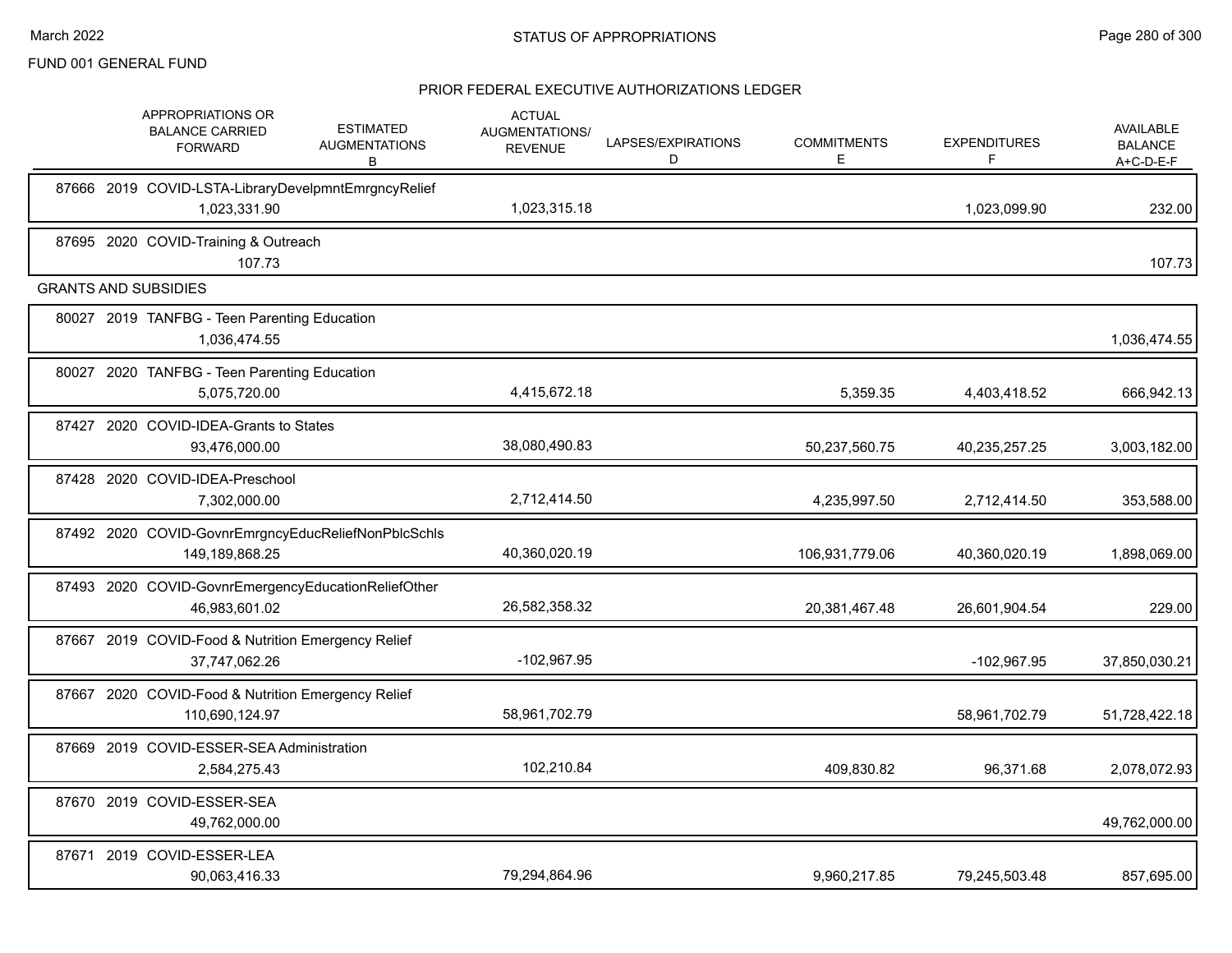FUND 001 GENERAL FUND

## PRIOR FEDERAL EXECUTIVE AUTHORIZATIONS LEDGER

| | APPROPRIATIONS OR BALANCE CARRIED FORWARD | ESTIMATED AUGMENTATIONS B | ACTUAL AUGMENTATIONS/ REVENUE | LAPSES/EXPIRATIONS D | COMMITMENTS E | EXPENDITURES F | AVAILABLE BALANCE A+C-D-E-F |
|---|---|---|---|---|---|---|---|
| 87666 2019 COVID-LSTA-LibraryDevelpmntEmrgncyRelief | 1,023,331.90 | | 1,023,315.18 | | | 1,023,099.90 | 232.00 |
| 87695 2020 COVID-Training & Outreach | 107.73 | | | | | | 107.73 |
| **GRANTS AND SUBSIDIES** | | | | | | | |
| 80027 2019 TANFBG - Teen Parenting Education | 1,036,474.55 | | | | | | 1,036,474.55 |
| 80027 2020 TANFBG - Teen Parenting Education | 5,075,720.00 | | 4,415,672.18 | | 5,359.35 | 4,403,418.52 | 666,942.13 |
| 87427 2020 COVID-IDEA-Grants to States | 93,476,000.00 | | 38,080,490.83 | | 50,237,560.75 | 40,235,257.25 | 3,003,182.00 |
| 87428 2020 COVID-IDEA-Preschool | 7,302,000.00 | | 2,712,414.50 | | 4,235,997.50 | 2,712,414.50 | 353,588.00 |
| 87492 2020 COVID-GovnrEmrgncyEducReliefNonPblcSchls | 149,189,868.25 | | 40,360,020.19 | | 106,931,779.06 | 40,360,020.19 | 1,898,069.00 |
| 87493 2020 COVID-GovnrEmergencyEducationReliefOther | 46,983,601.02 | | 26,582,358.32 | | 20,381,467.48 | 26,601,904.54 | 229.00 |
| 87667 2019 COVID-Food & Nutrition Emergency Relief | 37,747,062.26 | | -102,967.95 | | | -102,967.95 | 37,850,030.21 |
| 87667 2020 COVID-Food & Nutrition Emergency Relief | 110,690,124.97 | | 58,961,702.79 | | | 58,961,702.79 | 51,728,422.18 |
| 87669 2019 COVID-ESSER-SEA Administration | 2,584,275.43 | | 102,210.84 | | 409,830.82 | 96,371.68 | 2,078,072.93 |
| 87670 2019 COVID-ESSER-SEA | 49,762,000.00 | | | | | | 49,762,000.00 |
| 87671 2019 COVID-ESSER-LEA | 90,063,416.33 | | 79,294,864.96 | | 9,960,217.85 | 79,245,503.48 | 857,695.00 |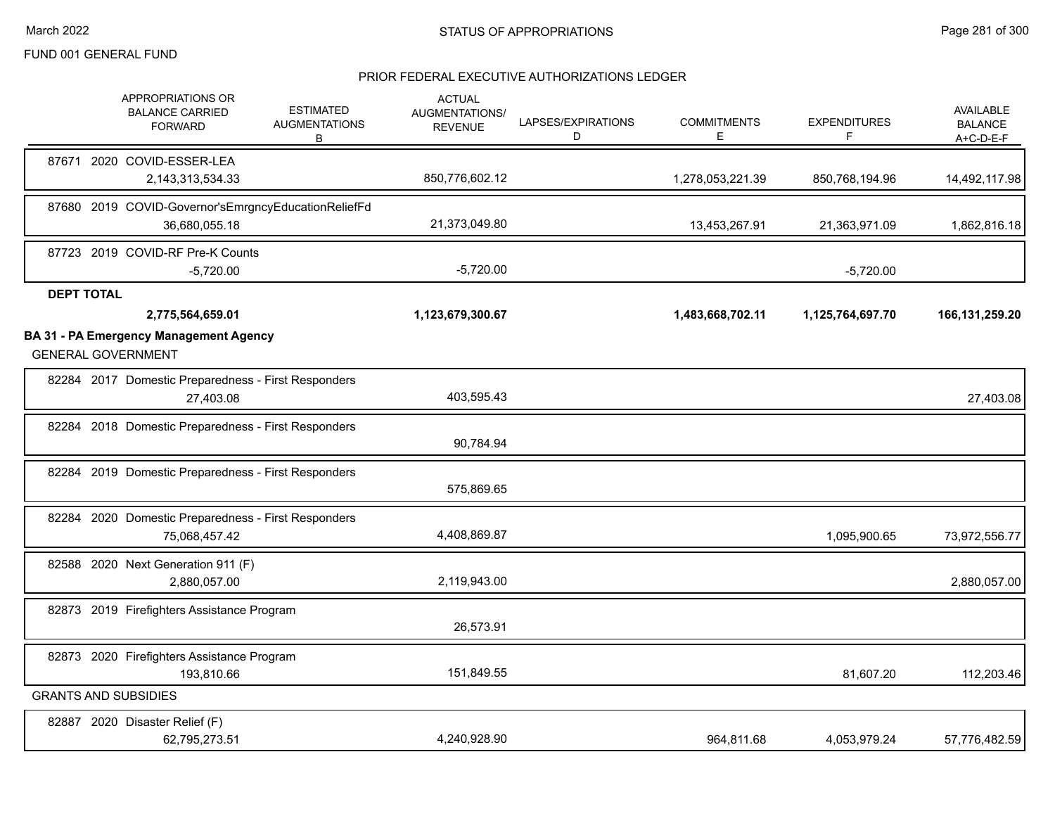FUND 001 GENERAL FUND

## STATUS OF APPROPRIATIONS

### PRIOR FEDERAL EXECUTIVE AUTHORIZATIONS LEDGER

| | APPROPRIATIONS OR BALANCE CARRIED FORWARD | ESTIMATED AUGMENTATIONS B | ACTUAL AUGMENTATIONS/ REVENUE | LAPSES/EXPIRATIONS D | COMMITMENTS E | EXPENDITURES F | AVAILABLE BALANCE A+C-D-E-F |
|---|---|---|---|---|---|---|---|
| 87671 2020 COVID-ESSER-LEA | 2,143,313,534.33 | | 850,776,602.12 | | 1,278,053,221.39 | 850,768,194.96 | 14,492,117.98 |
| 87680 2019 COVID-Governor'sEmrgncyEducationReliefFd | 36,680,055.18 | | 21,373,049.80 | | 13,453,267.91 | 21,363,971.09 | 1,862,816.18 |
| 87723 2019 COVID-RF Pre-K Counts | -5,720.00 | | -5,720.00 | | | -5,720.00 | |
| **DEPT TOTAL** | **2,775,564,659.01** | | **1,123,679,300.67** | | **1,483,668,702.11** | **1,125,764,697.70** | **166,131,259.20** |
| **BA 31 - PA Emergency Management Agency** | | | | | | | |
| GENERAL GOVERNMENT | | | | | | | |
| 82284 2017 Domestic Preparedness - First Responders | 27,403.08 | | 403,595.43 | | | | 27,403.08 |
| 82284 2018 Domestic Preparedness - First Responders | | | 90,784.94 | | | | |
| 82284 2019 Domestic Preparedness - First Responders | | | 575,869.65 | | | | |
| 82284 2020 Domestic Preparedness - First Responders | 75,068,457.42 | | 4,408,869.87 | | | 1,095,900.65 | 73,972,556.77 |
| 82588 2020 Next Generation 911 (F) | 2,880,057.00 | | 2,119,943.00 | | | | 2,880,057.00 |
| 82873 2019 Firefighters Assistance Program | | | 26,573.91 | | | | |
| 82873 2020 Firefighters Assistance Program | 193,810.66 | | 151,849.55 | | | 81,607.20 | 112,203.46 |
| GRANTS AND SUBSIDIES | | | | | | | |
| 82887 2020 Disaster Relief (F) | 62,795,273.51 | | 4,240,928.90 | | 964,811.68 | 4,053,979.24 | 57,776,482.59 |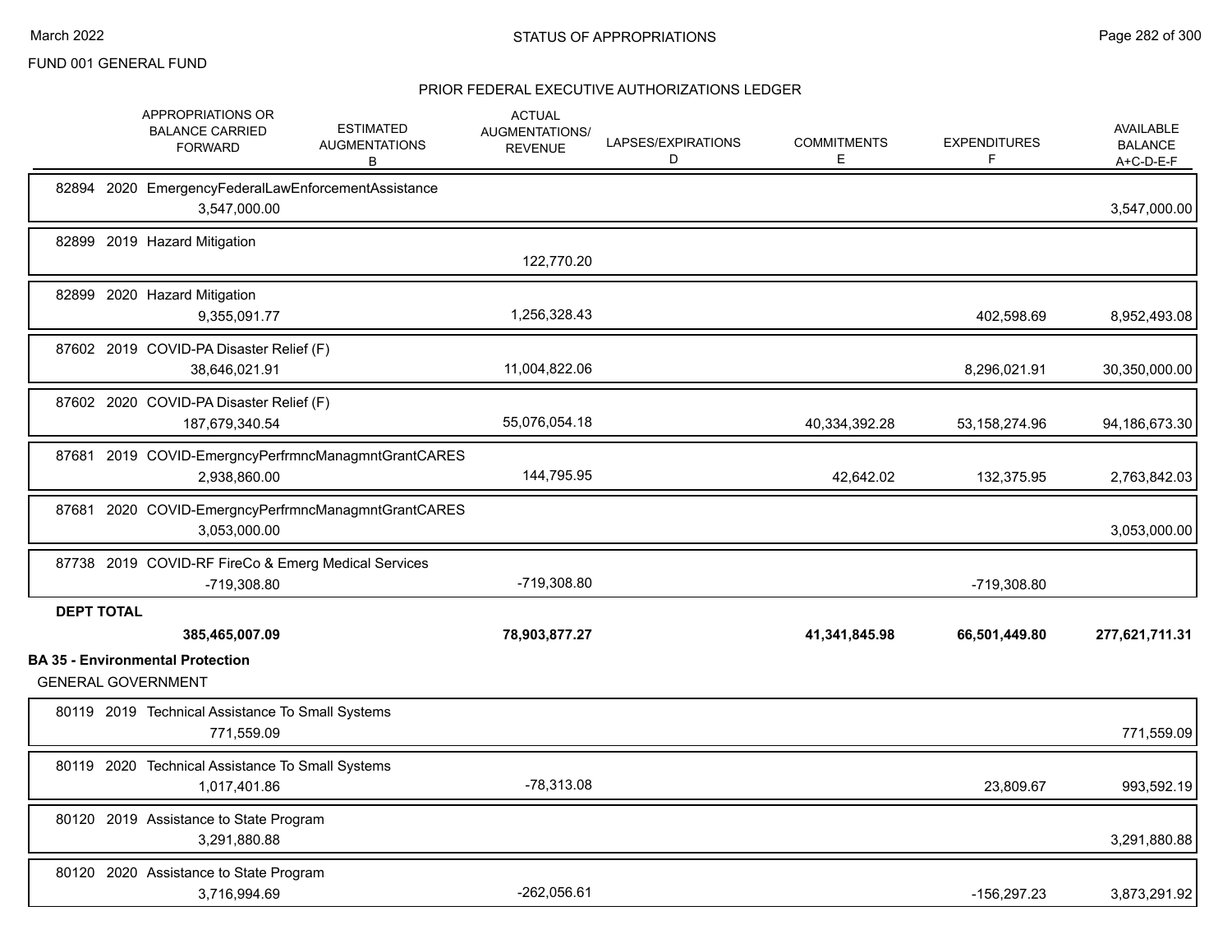FUND 001 GENERAL FUND

STATUS OF APPROPRIATIONS

## PRIOR FEDERAL EXECUTIVE AUTHORIZATIONS LEDGER

| | APPROPRIATIONS OR BALANCE CARRIED FORWARD | ESTIMATED AUGMENTATIONS B | ACTUAL AUGMENTATIONS/ REVENUE | LAPSES/EXPIRATIONS D | COMMITMENTS E | EXPENDITURES F | AVAILABLE BALANCE A+C-D-E-F |
|---|---|---|---|---|---|---|---|
| 82894 2020 EmergencyFederalLawEnforcementAssistance | 3,547,000.00 | | | | | | 3,547,000.00 |
| 82899 2019 Hazard Mitigation | | | 122,770.20 | | | | |
| 82899 2020 Hazard Mitigation | 9,355,091.77 | | 1,256,328.43 | | | 402,598.69 | 8,952,493.08 |
| 87602 2019 COVID-PA Disaster Relief (F) | 38,646,021.91 | | 11,004,822.06 | | | 8,296,021.91 | 30,350,000.00 |
| 87602 2020 COVID-PA Disaster Relief (F) | 187,679,340.54 | | 55,076,054.18 | | 40,334,392.28 | 53,158,274.96 | 94,186,673.30 |
| 87681 2019 COVID-EmergncyPerfrmncManagmntGrantCARES | 2,938,860.00 | | 144,795.95 | | 42,642.02 | 132,375.95 | 2,763,842.03 |
| 87681 2020 COVID-EmergncyPerfrmncManagmntGrantCARES | 3,053,000.00 | | | | | | 3,053,000.00 |
| 87738 2019 COVID-RF FireCo & Emerg Medical Services | -719,308.80 | | -719,308.80 | | | -719,308.80 | |
| **DEPT TOTAL** | **385,465,007.09** | | **78,903,877.27** | | **41,341,845.98** | **66,501,449.80** | **277,621,711.31** |

**BA 35 - Environmental Protection**

GENERAL GOVERNMENT

| | APPROPRIATIONS OR BALANCE CARRIED FORWARD | ESTIMATED AUGMENTATIONS B | ACTUAL AUGMENTATIONS/ REVENUE | LAPSES/EXPIRATIONS D | COMMITMENTS E | EXPENDITURES F | AVAILABLE BALANCE A+C-D-E-F |
|---|---|---|---|---|---|---|---|
| 80119 2019 Technical Assistance To Small Systems | 771,559.09 | | | | | | 771,559.09 |
| 80119 2020 Technical Assistance To Small Systems | 1,017,401.86 | | -78,313.08 | | | 23,809.67 | 993,592.19 |
| 80120 2019 Assistance to State Program | 3,291,880.88 | | | | | | 3,291,880.88 |
| 80120 2020 Assistance to State Program | 3,716,994.69 | | -262,056.61 | | | -156,297.23 | 3,873,291.92 |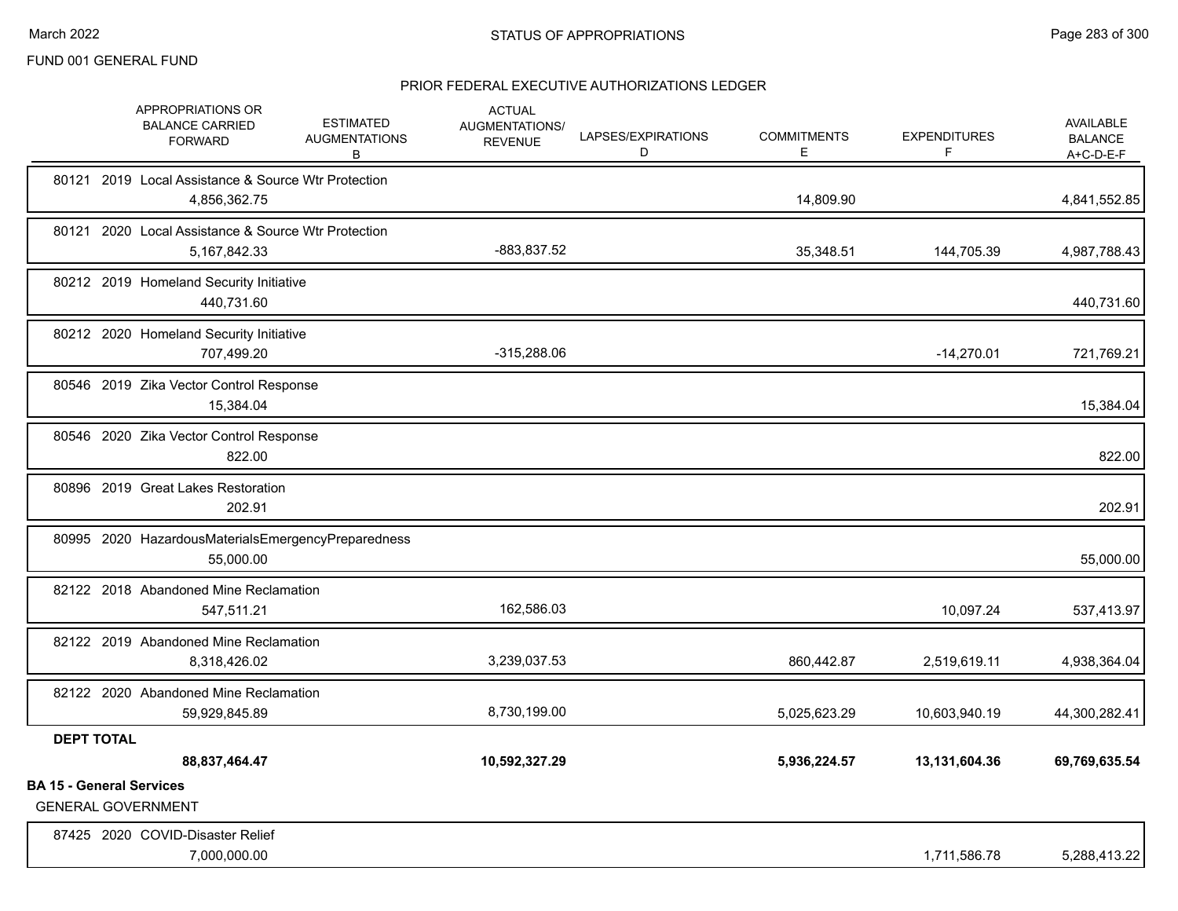FUND 001 GENERAL FUND

## PRIOR FEDERAL EXECUTIVE AUTHORIZATIONS LEDGER

| | APPROPRIATIONS OR BALANCE CARRIED FORWARD | ESTIMATED AUGMENTATIONS B | ACTUAL AUGMENTATIONS/ REVENUE | LAPSES/EXPIRATIONS D | COMMITMENTS E | EXPENDITURES F | AVAILABLE BALANCE A+C-D-E-F |
|---|---|---|---|---|---|---|---|
| 80121 2019 Local Assistance & Source Wtr Protection | 4,856,362.75 | | | | 14,809.90 | | 4,841,552.85 |
| 80121 2020 Local Assistance & Source Wtr Protection | 5,167,842.33 | | -883,837.52 | | 35,348.51 | 144,705.39 | 4,987,788.43 |
| 80212 2019 Homeland Security Initiative | 440,731.60 | | | | | | 440,731.60 |
| 80212 2020 Homeland Security Initiative | 707,499.20 | | -315,288.06 | | | -14,270.01 | 721,769.21 |
| 80546 2019 Zika Vector Control Response | 15,384.04 | | | | | | 15,384.04 |
| 80546 2020 Zika Vector Control Response | 822.00 | | | | | | 822.00 |
| 80896 2019 Great Lakes Restoration | 202.91 | | | | | | 202.91 |
| 80995 2020 HazardousMaterialsEmergencyPreparedness | 55,000.00 | | | | | | 55,000.00 |
| 82122 2018 Abandoned Mine Reclamation | 547,511.21 | | 162,586.03 | | | 10,097.24 | 537,413.97 |
| 82122 2019 Abandoned Mine Reclamation | 8,318,426.02 | | 3,239,037.53 | | 860,442.87 | 2,519,619.11 | 4,938,364.04 |
| 82122 2020 Abandoned Mine Reclamation | 59,929,845.89 | | 8,730,199.00 | | 5,025,623.29 | 10,603,940.19 | 44,300,282.41 |
| **DEPT TOTAL** | **88,837,464.47** | | **10,592,327.29** | | **5,936,224.57** | **13,131,604.36** | **69,769,635.54** |

**BA 15 - General Services**

GENERAL GOVERNMENT

| | APPROPRIATIONS OR BALANCE CARRIED FORWARD | ESTIMATED AUGMENTATIONS B | ACTUAL AUGMENTATIONS/ REVENUE | LAPSES/EXPIRATIONS D | COMMITMENTS E | EXPENDITURES F | AVAILABLE BALANCE A+C-D-E-F |
|---|---|---|---|---|---|---|---|
| 87425 2020 COVID-Disaster Relief | 7,000,000.00 | | | | | 1,711,586.78 | 5,288,413.22 |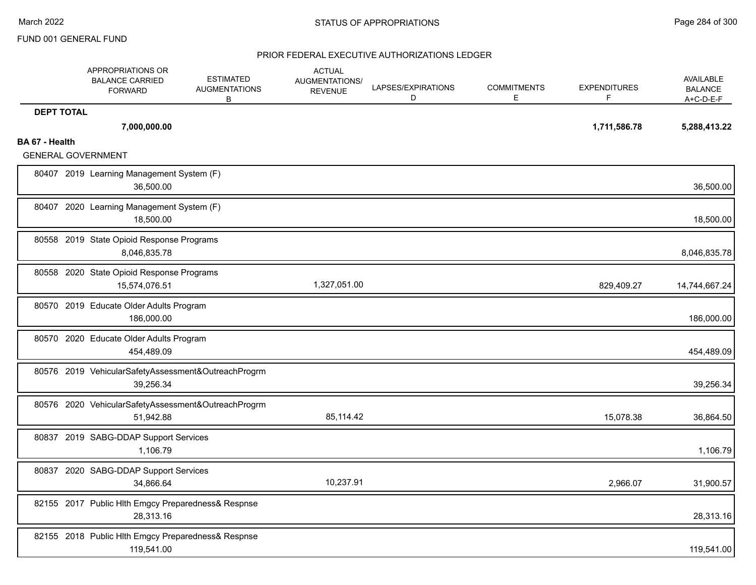## FUND 001 GENERAL FUND

### STATUS OF APPROPRIATIONS

### PRIOR FEDERAL EXECUTIVE AUTHORIZATIONS LEDGER

| | APPROPRIATIONS OR BALANCE CARRIED FORWARD | ESTIMATED AUGMENTATIONS B | ACTUAL AUGMENTATIONS/ REVENUE | LAPSES/EXPIRATIONS D | COMMITMENTS E | EXPENDITURES F | AVAILABLE BALANCE A+C-D-E-F |
|---|---|---|---|---|---|---|---|
| **DEPT TOTAL** | **7,000,000.00** | | | | | **1,711,586.78** | **5,288,413.22** |
| **BA 67 - Health** | | | | | | | |
| GENERAL GOVERNMENT | | | | | | | |
| 80407 2019 Learning Management System (F) | 36,500.00 | | | | | | 36,500.00 |
| 80407 2020 Learning Management System (F) | 18,500.00 | | | | | | 18,500.00 |
| 80558 2019 State Opioid Response Programs | 8,046,835.78 | | | | | | 8,046,835.78 |
| 80558 2020 State Opioid Response Programs | 15,574,076.51 | | 1,327,051.00 | | | 829,409.27 | 14,744,667.24 |
| 80570 2019 Educate Older Adults Program | 186,000.00 | | | | | | 186,000.00 |
| 80570 2020 Educate Older Adults Program | 454,489.09 | | | | | | 454,489.09 |
| 80576 2019 VehicularSafetyAssessment&OutreachProgrm | 39,256.34 | | | | | | 39,256.34 |
| 80576 2020 VehicularSafetyAssessment&OutreachProgrm | 51,942.88 | | 85,114.42 | | | 15,078.38 | 36,864.50 |
| 80837 2019 SABG-DDAP Support Services | 1,106.79 | | | | | | 1,106.79 |
| 80837 2020 SABG-DDAP Support Services | 34,866.64 | | 10,237.91 | | | 2,966.07 | 31,900.57 |
| 82155 2017 Public Hlth Emgcy Preparedness& Respnse | 28,313.16 | | | | | | 28,313.16 |
| 82155 2018 Public Hlth Emgcy Preparedness& Respnse | 119,541.00 | | | | | | 119,541.00 |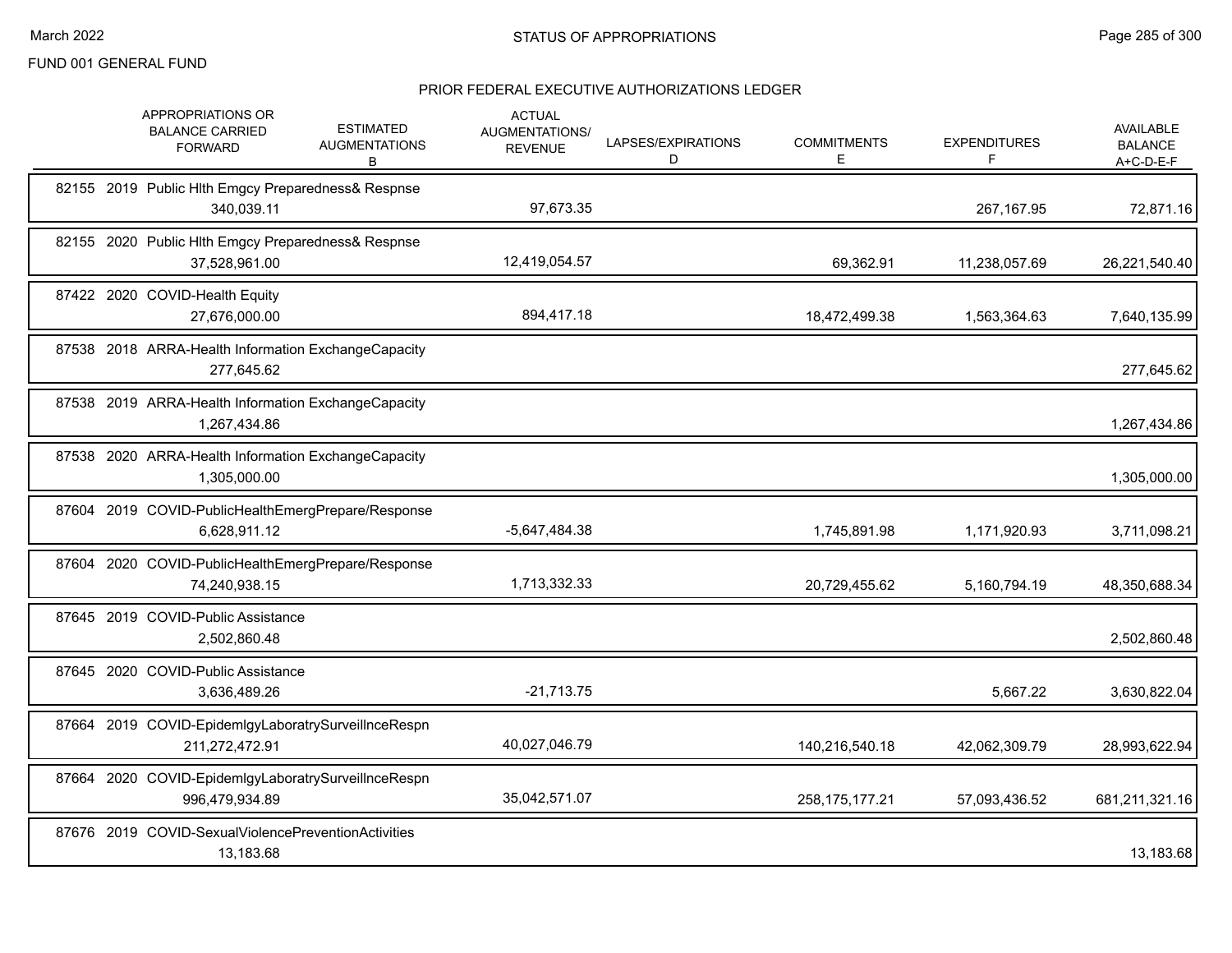FUND 001 GENERAL FUND

## PRIOR FEDERAL EXECUTIVE AUTHORIZATIONS LEDGER

| | APPROPRIATIONS OR BALANCE CARRIED FORWARD | ESTIMATED AUGMENTATIONS B | ACTUAL AUGMENTATIONS/ REVENUE | LAPSES/EXPIRATIONS D | COMMITMENTS E | EXPENDITURES F | AVAILABLE BALANCE A+C-D-E-F |
|---|---|---|---|---|---|---|---|
| 82155 2019 Public Hlth Emgcy Preparedness& Respnse | 340,039.11 | | 97,673.35 | | | 267,167.95 | 72,871.16 |
| 82155 2020 Public Hlth Emgcy Preparedness& Respnse | 37,528,961.00 | | 12,419,054.57 | | 69,362.91 | 11,238,057.69 | 26,221,540.40 |
| 87422 2020 COVID-Health Equity | 27,676,000.00 | | 894,417.18 | | 18,472,499.38 | 1,563,364.63 | 7,640,135.99 |
| 87538 2018 ARRA-Health Information ExchangeCapacity | 277,645.62 | | | | | | 277,645.62 |
| 87538 2019 ARRA-Health Information ExchangeCapacity | 1,267,434.86 | | | | | | 1,267,434.86 |
| 87538 2020 ARRA-Health Information ExchangeCapacity | 1,305,000.00 | | | | | | 1,305,000.00 |
| 87604 2019 COVID-PublicHealthEmergPrepare/Response | 6,628,911.12 | | -5,647,484.38 | | 1,745,891.98 | 1,171,920.93 | 3,711,098.21 |
| 87604 2020 COVID-PublicHealthEmergPrepare/Response | 74,240,938.15 | | 1,713,332.33 | | 20,729,455.62 | 5,160,794.19 | 48,350,688.34 |
| 87645 2019 COVID-Public Assistance | 2,502,860.48 | | | | | | 2,502,860.48 |
| 87645 2020 COVID-Public Assistance | 3,636,489.26 | | -21,713.75 | | | 5,667.22 | 3,630,822.04 |
| 87664 2019 COVID-EpidemlgyLaboratrySurveillnceRespn | 211,272,472.91 | | 40,027,046.79 | | 140,216,540.18 | 42,062,309.79 | 28,993,622.94 |
| 87664 2020 COVID-EpidemlgyLaboratrySurveillnceRespn | 996,479,934.89 | | 35,042,571.07 | | 258,175,177.21 | 57,093,436.52 | 681,211,321.16 |
| 87676 2019 COVID-SexualViolencePreventionActivities | 13,183.68 | | | | | | 13,183.68 |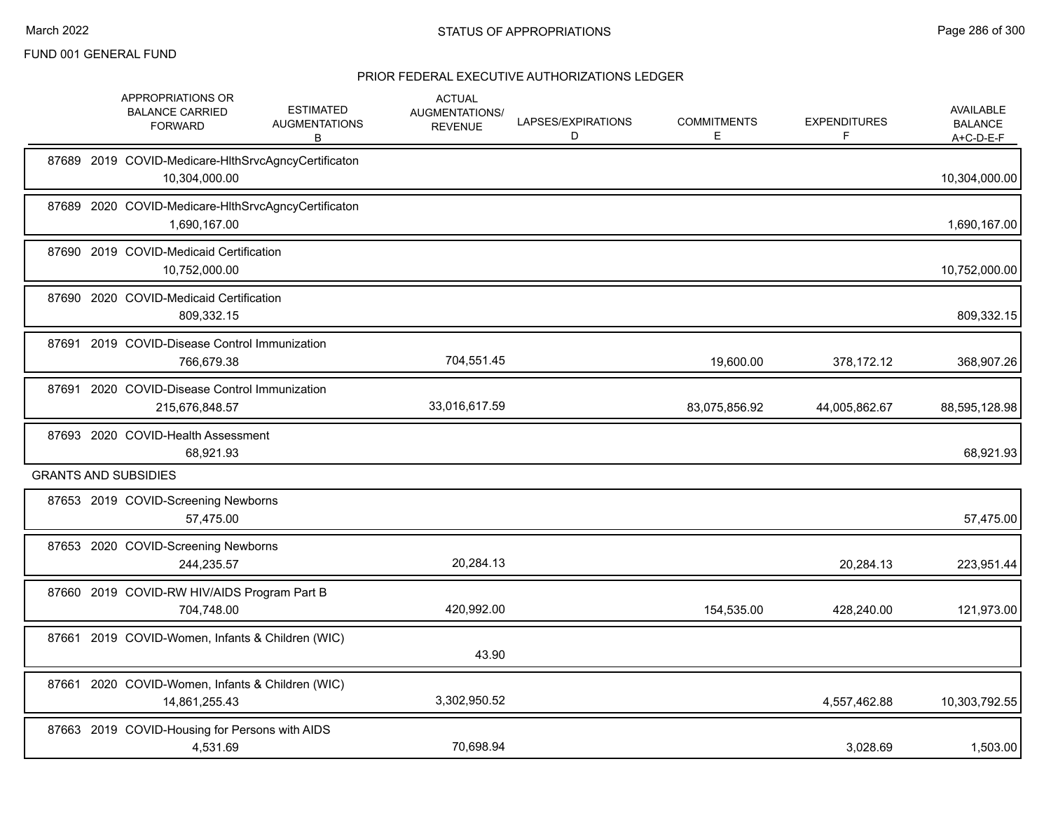FUND 001 GENERAL FUND

## STATUS OF APPROPRIATIONS

### PRIOR FEDERAL EXECUTIVE AUTHORIZATIONS LEDGER

| | APPROPRIATIONS OR BALANCE CARRIED FORWARD | ESTIMATED AUGMENTATIONS B | ACTUAL AUGMENTATIONS/ REVENUE | LAPSES/EXPIRATIONS D | COMMITMENTS E | EXPENDITURES F | AVAILABLE BALANCE A+C-D-E-F |
|---|---|---|---|---|---|---|---|
| 87689 2019 COVID-Medicare-HlthSrvcAgncyCertificaton | 10,304,000.00 | | | | | | 10,304,000.00 |
| 87689 2020 COVID-Medicare-HlthSrvcAgncyCertificaton | 1,690,167.00 | | | | | | 1,690,167.00 |
| 87690 2019 COVID-Medicaid Certification | 10,752,000.00 | | | | | | 10,752,000.00 |
| 87690 2020 COVID-Medicaid Certification | 809,332.15 | | | | | | 809,332.15 |
| 87691 2019 COVID-Disease Control Immunization | 766,679.38 | | 704,551.45 | | 19,600.00 | 378,172.12 | 368,907.26 |
| 87691 2020 COVID-Disease Control Immunization | 215,676,848.57 | | 33,016,617.59 | | 83,075,856.92 | 44,005,862.67 | 88,595,128.98 |
| 87693 2020 COVID-Health Assessment | 68,921.93 | | | | | | 68,921.93 |
| **GRANTS AND SUBSIDIES** | | | | | | | |
| 87653 2019 COVID-Screening Newborns | 57,475.00 | | | | | | 57,475.00 |
| 87653 2020 COVID-Screening Newborns | 244,235.57 | | 20,284.13 | | | 20,284.13 | 223,951.44 |
| 87660 2019 COVID-RW HIV/AIDS Program Part B | 704,748.00 | | 420,992.00 | | 154,535.00 | 428,240.00 | 121,973.00 |
| 87661 2019 COVID-Women, Infants & Children (WIC) | | | 43.90 | | | | |
| 87661 2020 COVID-Women, Infants & Children (WIC) | 14,861,255.43 | | 3,302,950.52 | | | 4,557,462.88 | 10,303,792.55 |
| 87663 2019 COVID-Housing for Persons with AIDS | 4,531.69 | | 70,698.94 | | | 3,028.69 | 1,503.00 |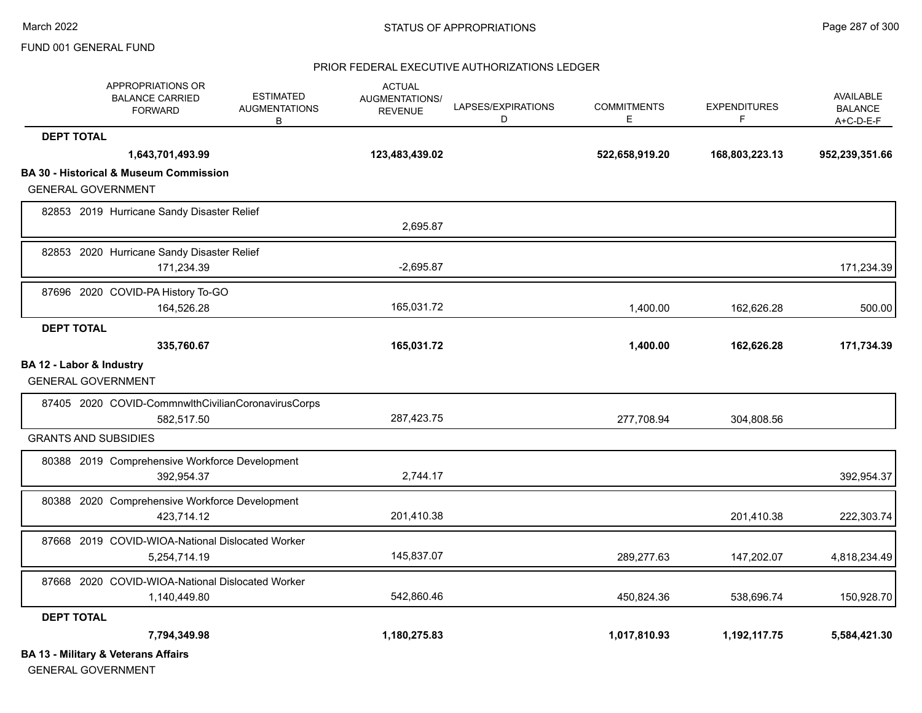FUND 001 GENERAL FUND

PRIOR FEDERAL EXECUTIVE AUTHORIZATIONS LEDGER

| | APPROPRIATIONS OR BALANCE CARRIED FORWARD | ESTIMATED AUGMENTATIONS B | ACTUAL AUGMENTATIONS/ REVENUE | LAPSES/EXPIRATIONS D | COMMITMENTS E | EXPENDITURES F | AVAILABLE BALANCE A+C-D-E-F |
|---|---|---|---|---|---|---|---|
| **DEPT TOTAL** | **1,643,701,493.99** | | **123,483,439.02** | | **522,658,919.20** | **168,803,223.13** | **952,239,351.66** |
| **BA 30 - Historical & Museum Commission** | | | | | | | |
| GENERAL GOVERNMENT | | | | | | | |
| 82853 2019 Hurricane Sandy Disaster Relief | | | 2,695.87 | | | | |
| 82853 2020 Hurricane Sandy Disaster Relief | 171,234.39 | | -2,695.87 | | | | 171,234.39 |
| 87696 2020 COVID-PA History To-GO | 164,526.28 | | 165,031.72 | | 1,400.00 | 162,626.28 | 500.00 |
| **DEPT TOTAL** | **335,760.67** | | **165,031.72** | | **1,400.00** | **162,626.28** | **171,734.39** |
| **BA 12 - Labor & Industry** | | | | | | | |
| GENERAL GOVERNMENT | | | | | | | |
| 87405 2020 COVID-CommnwlthCivilianCoronavirusCorps | 582,517.50 | | 287,423.75 | | 277,708.94 | 304,808.56 | |
| GRANTS AND SUBSIDIES | | | | | | | |
| 80388 2019 Comprehensive Workforce Development | 392,954.37 | | 2,744.17 | | | | 392,954.37 |
| 80388 2020 Comprehensive Workforce Development | 423,714.12 | | 201,410.38 | | | 201,410.38 | 222,303.74 |
| 87668 2019 COVID-WIOA-National Dislocated Worker | 5,254,714.19 | | 145,837.07 | | 289,277.63 | 147,202.07 | 4,818,234.49 |
| 87668 2020 COVID-WIOA-National Dislocated Worker | 1,140,449.80 | | 542,860.46 | | 450,824.36 | 538,696.74 | 150,928.70 |
| **DEPT TOTAL** | **7,794,349.98** | | **1,180,275.83** | | **1,017,810.93** | **1,192,117.75** | **5,584,421.30** |
| **BA 13 - Military & Veterans Affairs** | | | | | | | |
| GENERAL GOVERNMENT | | | | | | | |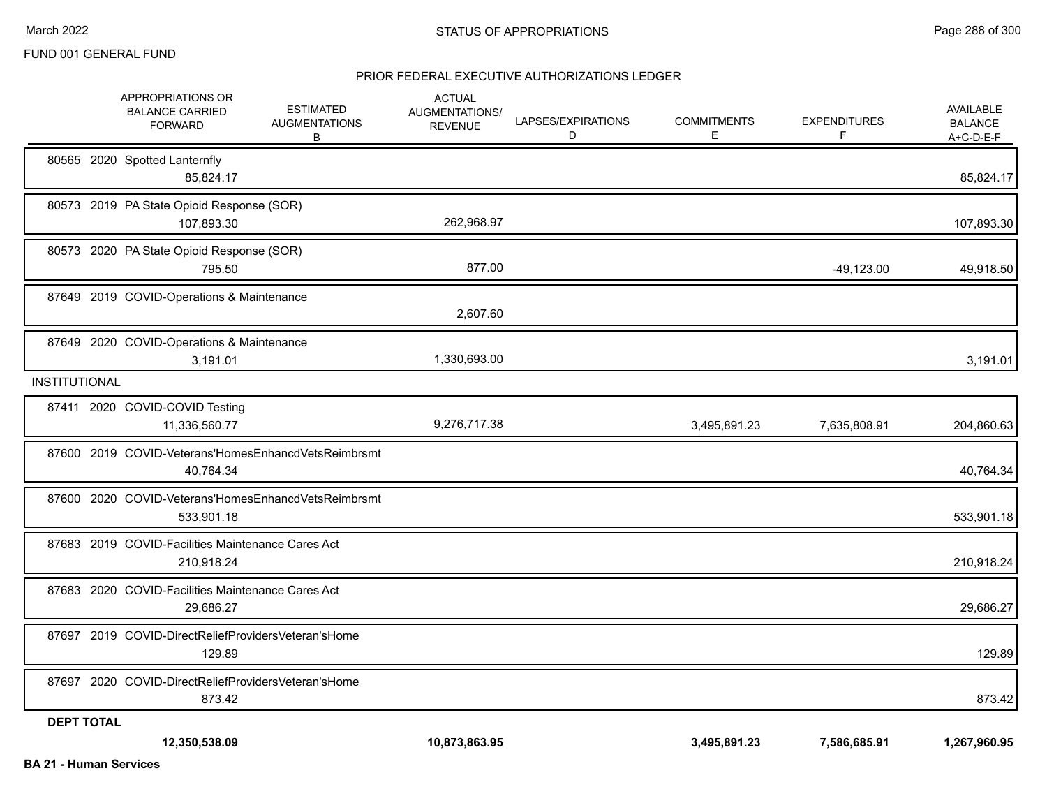FUND 001 GENERAL FUND

STATUS OF APPROPRIATIONS

PRIOR FEDERAL EXECUTIVE AUTHORIZATIONS LEDGER

| | APPROPRIATIONS OR BALANCE CARRIED FORWARD | ESTIMATED AUGMENTATIONS B | ACTUAL AUGMENTATIONS/ REVENUE | LAPSES/EXPIRATIONS D | COMMITMENTS E | EXPENDITURES F | AVAILABLE BALANCE A+C-D-E-F |
|---|---|---|---|---|---|---|---|
| 80565 2020 Spotted Lanternfly | 85,824.17 | | | | | | 85,824.17 |
| 80573 2019 PA State Opioid Response (SOR) | 107,893.30 | | 262,968.97 | | | | 107,893.30 |
| 80573 2020 PA State Opioid Response (SOR) | 795.50 | | 877.00 | | | -49,123.00 | 49,918.50 |
| 87649 2019 COVID-Operations & Maintenance | | | 2,607.60 | | | | |
| 87649 2020 COVID-Operations & Maintenance | 3,191.01 | | 1,330,693.00 | | | | 3,191.01 |
| **INSTITUTIONAL** | | | | | | | |
| 87411 2020 COVID-COVID Testing | 11,336,560.77 | | 9,276,717.38 | | 3,495,891.23 | 7,635,808.91 | 204,860.63 |
| 87600 2019 COVID-Veterans'HomesEnhancdVetsReimbrsmt | 40,764.34 | | | | | | 40,764.34 |
| 87600 2020 COVID-Veterans'HomesEnhancdVetsReimbrsmt | 533,901.18 | | | | | | 533,901.18 |
| 87683 2019 COVID-Facilities Maintenance Cares Act | 210,918.24 | | | | | | 210,918.24 |
| 87683 2020 COVID-Facilities Maintenance Cares Act | 29,686.27 | | | | | | 29,686.27 |
| 87697 2019 COVID-DirectReliefProvidersVeteran'sHome | 129.89 | | | | | | 129.89 |
| 87697 2020 COVID-DirectReliefProvidersVeteran'sHome | 873.42 | | | | | | 873.42 |
| **DEPT TOTAL** | **12,350,538.09** | | **10,873,863.95** | | **3,495,891.23** | **7,586,685.91** | **1,267,960.95** |

**BA 21 - Human Services**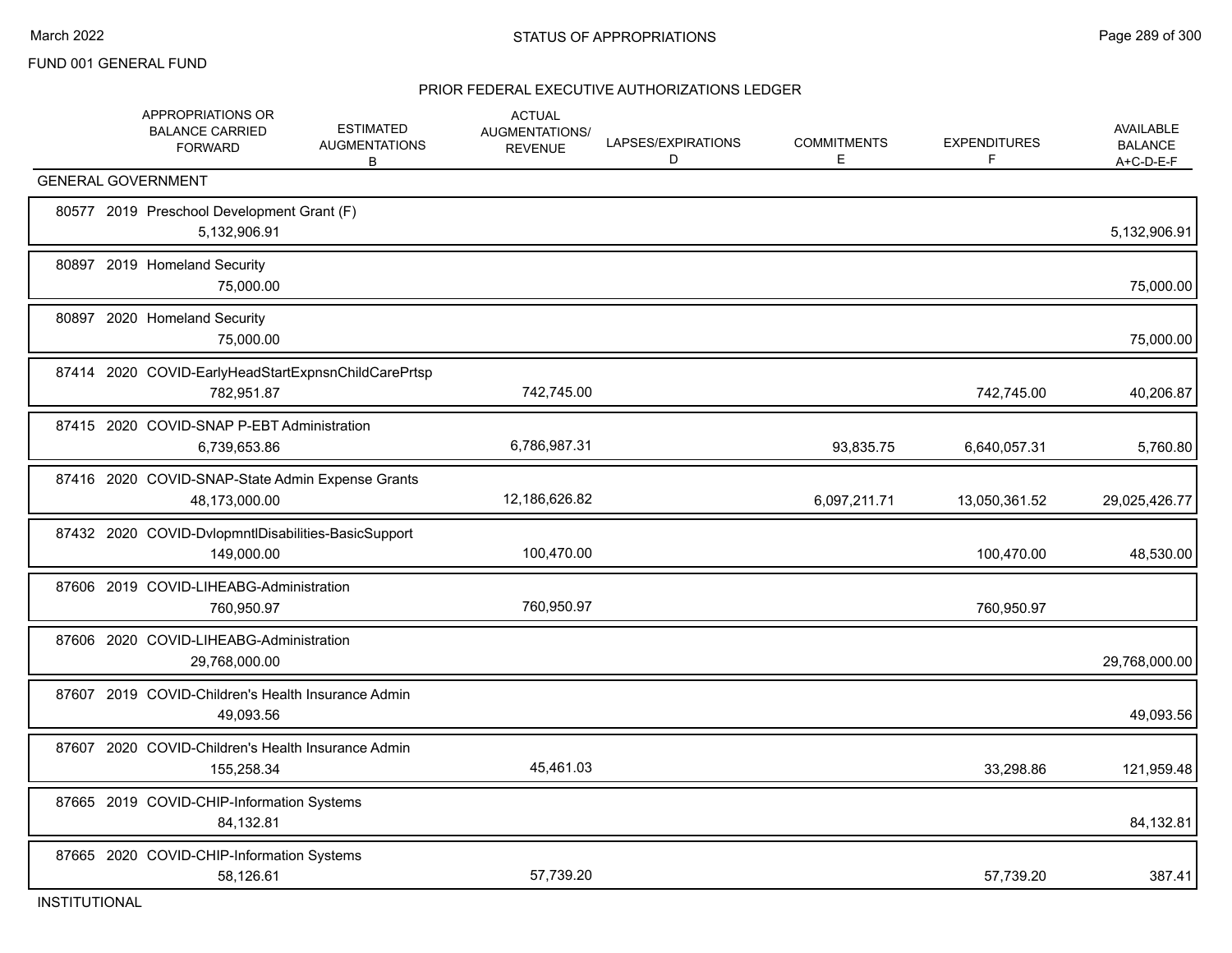FUND 001 GENERAL FUND

## PRIOR FEDERAL EXECUTIVE AUTHORIZATIONS LEDGER

| | APPROPRIATIONS OR BALANCE CARRIED FORWARD | ESTIMATED AUGMENTATIONS B | ACTUAL AUGMENTATIONS/ REVENUE | LAPSES/EXPIRATIONS D | COMMITMENTS E | EXPENDITURES F | AVAILABLE BALANCE A+C-D-E-F |
|---|---|---|---|---|---|---|---|
| **GENERAL GOVERNMENT** | | | | | | | |
| 80577 2019 Preschool Development Grant (F) | 5,132,906.91 | | | | | | 5,132,906.91 |
| 80897 2019 Homeland Security | 75,000.00 | | | | | | 75,000.00 |
| 80897 2020 Homeland Security | 75,000.00 | | | | | | 75,000.00 |
| 87414 2020 COVID-EarlyHeadStartExpnsnChildCarePrtsp | 782,951.87 | | 742,745.00 | | | 742,745.00 | 40,206.87 |
| 87415 2020 COVID-SNAP P-EBT Administration | 6,739,653.86 | | 6,786,987.31 | | 93,835.75 | 6,640,057.31 | 5,760.80 |
| 87416 2020 COVID-SNAP-State Admin Expense Grants | 48,173,000.00 | | 12,186,626.82 | | 6,097,211.71 | 13,050,361.52 | 29,025,426.77 |
| 87432 2020 COVID-DvlopmntlDisabilities-BasicSupport | 149,000.00 | | 100,470.00 | | | 100,470.00 | 48,530.00 |
| 87606 2019 COVID-LIHEABG-Administration | 760,950.97 | | 760,950.97 | | | 760,950.97 | |
| 87606 2020 COVID-LIHEABG-Administration | 29,768,000.00 | | | | | | 29,768,000.00 |
| 87607 2019 COVID-Children's Health Insurance Admin | 49,093.56 | | | | | | 49,093.56 |
| 87607 2020 COVID-Children's Health Insurance Admin | 155,258.34 | | 45,461.03 | | | 33,298.86 | 121,959.48 |
| 87665 2019 COVID-CHIP-Information Systems | 84,132.81 | | | | | | 84,132.81 |
| 87665 2020 COVID-CHIP-Information Systems | 58,126.61 | | 57,739.20 | | | 57,739.20 | 387.41 |

INSTITUTIONAL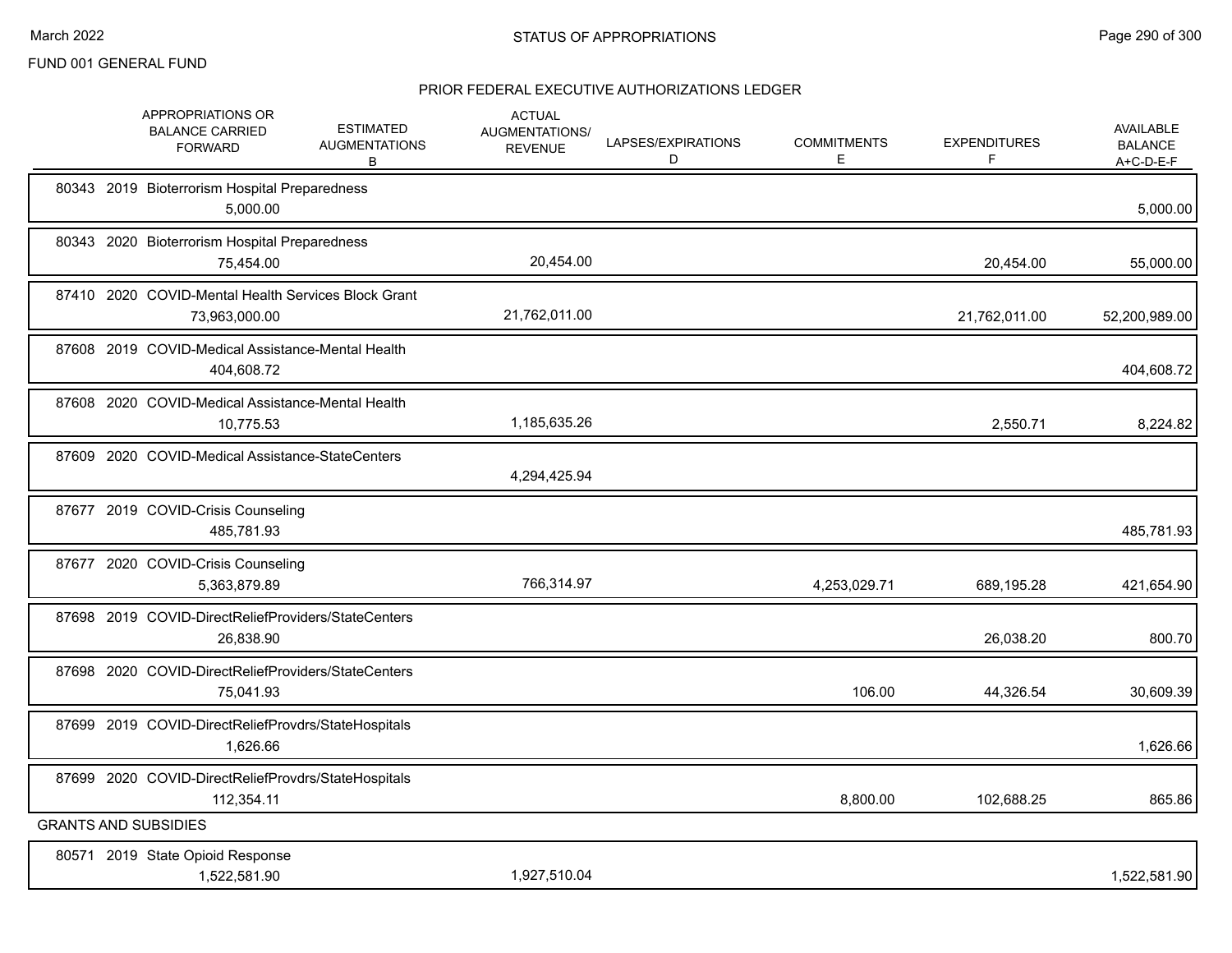FUND 001 GENERAL FUND

## STATUS OF APPROPRIATIONS

### PRIOR FEDERAL EXECUTIVE AUTHORIZATIONS LEDGER

| | APPROPRIATIONS OR BALANCE CARRIED FORWARD | ESTIMATED AUGMENTATIONS B | ACTUAL AUGMENTATIONS/ REVENUE | LAPSES/EXPIRATIONS D | COMMITMENTS E | EXPENDITURES F | AVAILABLE BALANCE A+C-D-E-F |
|---|---|---|---|---|---|---|---|
| 80343 2019 Bioterrorism Hospital Preparedness | 5,000.00 | | | | | | 5,000.00 |
| 80343 2020 Bioterrorism Hospital Preparedness | 75,454.00 | | 20,454.00 | | | 20,454.00 | 55,000.00 |
| 87410 2020 COVID-Mental Health Services Block Grant | 73,963,000.00 | | 21,762,011.00 | | | 21,762,011.00 | 52,200,989.00 |
| 87608 2019 COVID-Medical Assistance-Mental Health | 404,608.72 | | | | | | 404,608.72 |
| 87608 2020 COVID-Medical Assistance-Mental Health | 10,775.53 | | 1,185,635.26 | | | 2,550.71 | 8,224.82 |
| 87609 2020 COVID-Medical Assistance-StateCenters | | | 4,294,425.94 | | | | |
| 87677 2019 COVID-Crisis Counseling | 485,781.93 | | | | | | 485,781.93 |
| 87677 2020 COVID-Crisis Counseling | 5,363,879.89 | | 766,314.97 | | 4,253,029.71 | 689,195.28 | 421,654.90 |
| 87698 2019 COVID-DirectReliefProviders/StateCenters | 26,838.90 | | | | | 26,038.20 | 800.70 |
| 87698 2020 COVID-DirectReliefProviders/StateCenters | 75,041.93 | | | | 106.00 | 44,326.54 | 30,609.39 |
| 87699 2019 COVID-DirectReliefProvdrs/StateHospitals | 1,626.66 | | | | | | 1,626.66 |
| 87699 2020 COVID-DirectReliefProvdrs/StateHospitals | 112,354.11 | | | | 8,800.00 | 102,688.25 | 865.86 |
| **GRANTS AND SUBSIDIES** | | | | | | | |
| 80571 2019 State Opioid Response | 1,522,581.90 | | 1,927,510.04 | | | | 1,522,581.90 |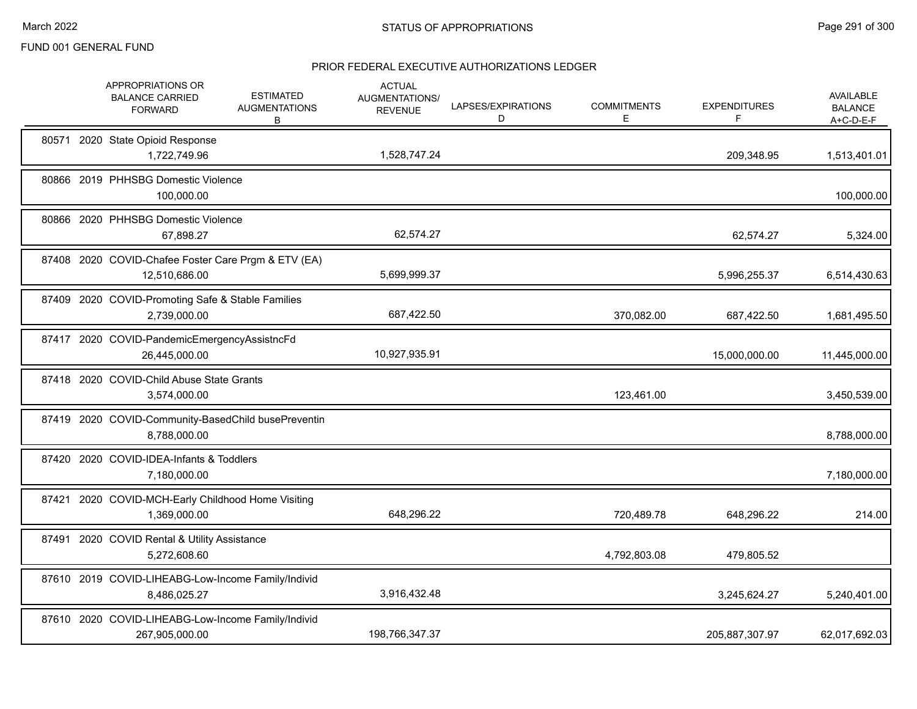FUND 001 GENERAL FUND

## PRIOR FEDERAL EXECUTIVE AUTHORIZATIONS LEDGER

| | APPROPRIATIONS OR BALANCE CARRIED FORWARD | ESTIMATED AUGMENTATIONS B | ACTUAL AUGMENTATIONS/ REVENUE | LAPSES/EXPIRATIONS D | COMMITMENTS E | EXPENDITURES F | AVAILABLE BALANCE A+C-D-E-F |
|---|---|---|---|---|---|---|---|
| 80571 2020 State Opioid Response | 1,722,749.96 | | 1,528,747.24 | | | 209,348.95 | 1,513,401.01 |
| 80866 2019 PHHSBG Domestic Violence | 100,000.00 | | | | | | 100,000.00 |
| 80866 2020 PHHSBG Domestic Violence | 67,898.27 | | 62,574.27 | | | 62,574.27 | 5,324.00 |
| 87408 2020 COVID-Chafee Foster Care Prgm & ETV (EA) | 12,510,686.00 | | 5,699,999.37 | | | 5,996,255.37 | 6,514,430.63 |
| 87409 2020 COVID-Promoting Safe & Stable Families | 2,739,000.00 | | 687,422.50 | | 370,082.00 | 687,422.50 | 1,681,495.50 |
| 87417 2020 COVID-PandemicEmergencyAssistncFd | 26,445,000.00 | | 10,927,935.91 | | | 15,000,000.00 | 11,445,000.00 |
| 87418 2020 COVID-Child Abuse State Grants | 3,574,000.00 | | | | 123,461.00 | | 3,450,539.00 |
| 87419 2020 COVID-Community-BasedChild busePreventin | 8,788,000.00 | | | | | | 8,788,000.00 |
| 87420 2020 COVID-IDEA-Infants & Toddlers | 7,180,000.00 | | | | | | 7,180,000.00 |
| 87421 2020 COVID-MCH-Early Childhood Home Visiting | 1,369,000.00 | | 648,296.22 | | 720,489.78 | 648,296.22 | 214.00 |
| 87491 2020 COVID Rental & Utility Assistance | 5,272,608.60 | | | | 4,792,803.08 | 479,805.52 | |
| 87610 2019 COVID-LIHEABG-Low-Income Family/Individ | 8,486,025.27 | | 3,916,432.48 | | | 3,245,624.27 | 5,240,401.00 |
| 87610 2020 COVID-LIHEABG-Low-Income Family/Individ | 267,905,000.00 | | 198,766,347.37 | | | 205,887,307.97 | 62,017,692.03 |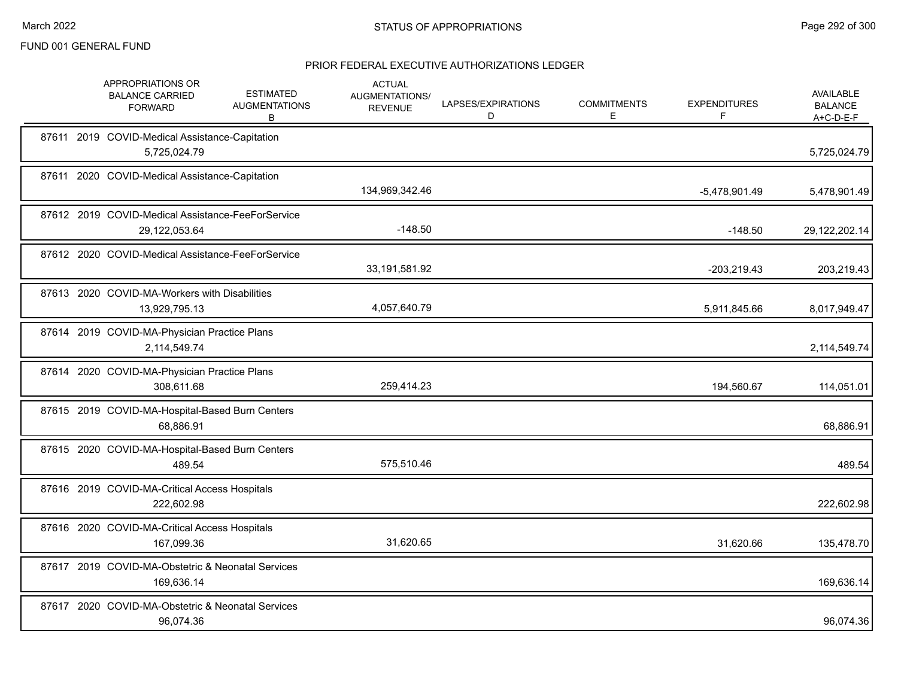FUND 001 GENERAL FUND

## STATUS OF APPROPRIATIONS

### PRIOR FEDERAL EXECUTIVE AUTHORIZATIONS LEDGER

| | APPROPRIATIONS OR BALANCE CARRIED FORWARD | ESTIMATED AUGMENTATIONS B | ACTUAL AUGMENTATIONS/ REVENUE | LAPSES/EXPIRATIONS D | COMMITMENTS E | EXPENDITURES F | AVAILABLE BALANCE A+C-D-E-F |
|---|---|---|---|---|---|---|---|
| 87611 2019 COVID-Medical Assistance-Capitation | 5,725,024.79 | | | | | | 5,725,024.79 |
| 87611 2020 COVID-Medical Assistance-Capitation | | | 134,969,342.46 | | | -5,478,901.49 | 5,478,901.49 |
| 87612 2019 COVID-Medical Assistance-FeeForService | 29,122,053.64 | | -148.50 | | | -148.50 | 29,122,202.14 |
| 87612 2020 COVID-Medical Assistance-FeeForService | | | 33,191,581.92 | | | -203,219.43 | 203,219.43 |
| 87613 2020 COVID-MA-Workers with Disabilities | 13,929,795.13 | | 4,057,640.79 | | | 5,911,845.66 | 8,017,949.47 |
| 87614 2019 COVID-MA-Physician Practice Plans | 2,114,549.74 | | | | | | 2,114,549.74 |
| 87614 2020 COVID-MA-Physician Practice Plans | 308,611.68 | | 259,414.23 | | | 194,560.67 | 114,051.01 |
| 87615 2019 COVID-MA-Hospital-Based Burn Centers | 68,886.91 | | | | | | 68,886.91 |
| 87615 2020 COVID-MA-Hospital-Based Burn Centers | 489.54 | | 575,510.46 | | | | 489.54 |
| 87616 2019 COVID-MA-Critical Access Hospitals | 222,602.98 | | | | | | 222,602.98 |
| 87616 2020 COVID-MA-Critical Access Hospitals | 167,099.36 | | 31,620.65 | | | 31,620.66 | 135,478.70 |
| 87617 2019 COVID-MA-Obstetric & Neonatal Services | 169,636.14 | | | | | | 169,636.14 |
| 87617 2020 COVID-MA-Obstetric & Neonatal Services | 96,074.36 | | | | | | 96,074.36 |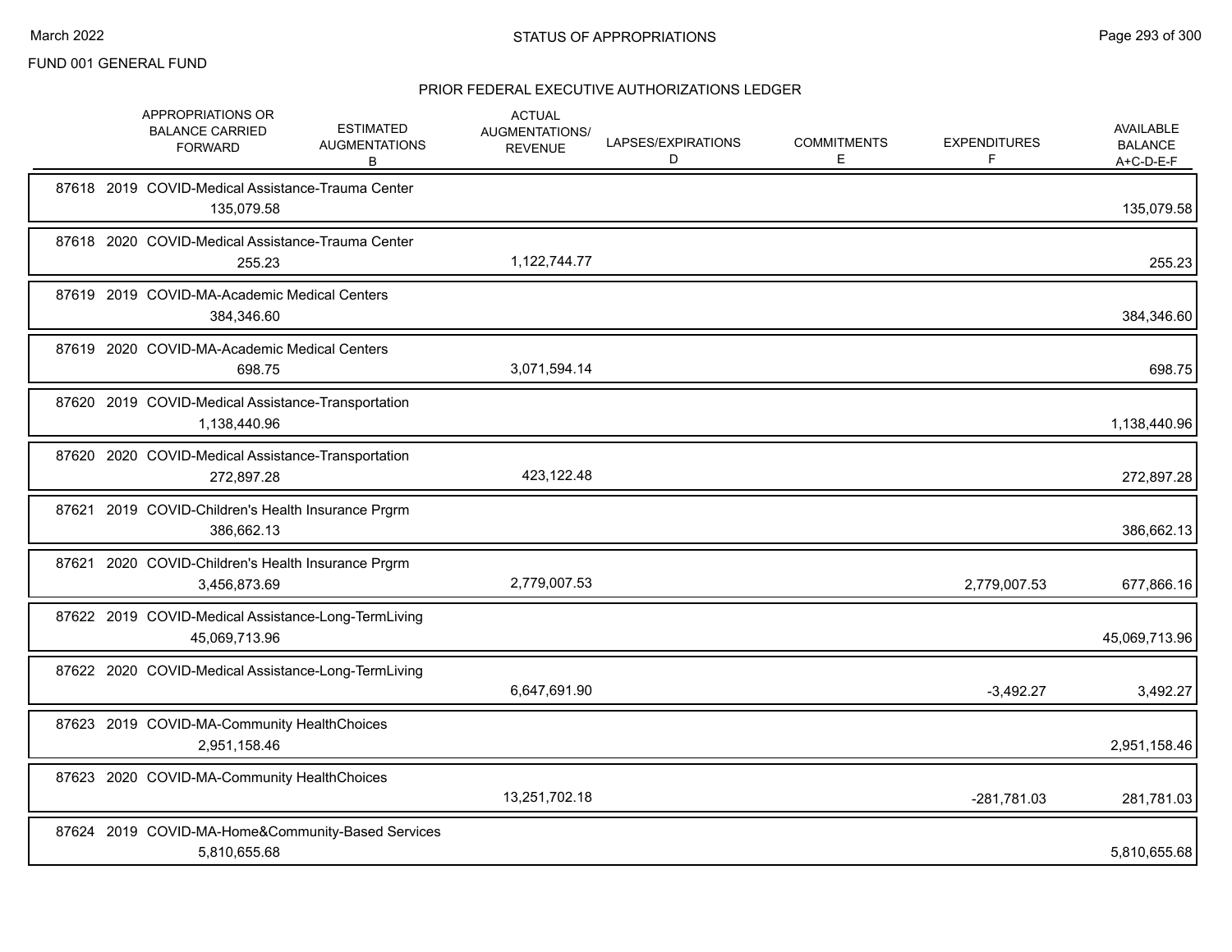FUND 001 GENERAL FUND

## PRIOR FEDERAL EXECUTIVE AUTHORIZATIONS LEDGER

| | APPROPRIATIONS OR BALANCE CARRIED FORWARD | ESTIMATED AUGMENTATIONS B | ACTUAL AUGMENTATIONS/ REVENUE | LAPSES/EXPIRATIONS D | COMMITMENTS E | EXPENDITURES F | AVAILABLE BALANCE A+C-D-E-F |
|---|---|---|---|---|---|---|---|
| 87618 2019 COVID-Medical Assistance-Trauma Center | 135,079.58 | | | | | | 135,079.58 |
| 87618 2020 COVID-Medical Assistance-Trauma Center | 255.23 | | 1,122,744.77 | | | | 255.23 |
| 87619 2019 COVID-MA-Academic Medical Centers | 384,346.60 | | | | | | 384,346.60 |
| 87619 2020 COVID-MA-Academic Medical Centers | 698.75 | | 3,071,594.14 | | | | 698.75 |
| 87620 2019 COVID-Medical Assistance-Transportation | 1,138,440.96 | | | | | | 1,138,440.96 |
| 87620 2020 COVID-Medical Assistance-Transportation | 272,897.28 | | 423,122.48 | | | | 272,897.28 |
| 87621 2019 COVID-Children's Health Insurance Prgrm | 386,662.13 | | | | | | 386,662.13 |
| 87621 2020 COVID-Children's Health Insurance Prgrm | 3,456,873.69 | | 2,779,007.53 | | | 2,779,007.53 | 677,866.16 |
| 87622 2019 COVID-Medical Assistance-Long-TermLiving | 45,069,713.96 | | | | | | 45,069,713.96 |
| 87622 2020 COVID-Medical Assistance-Long-TermLiving | | | 6,647,691.90 | | | -3,492.27 | 3,492.27 |
| 87623 2019 COVID-MA-Community HealthChoices | 2,951,158.46 | | | | | | 2,951,158.46 |
| 87623 2020 COVID-MA-Community HealthChoices | | | 13,251,702.18 | | | -281,781.03 | 281,781.03 |
| 87624 2019 COVID-MA-Home&Community-Based Services | 5,810,655.68 | | | | | | 5,810,655.68 |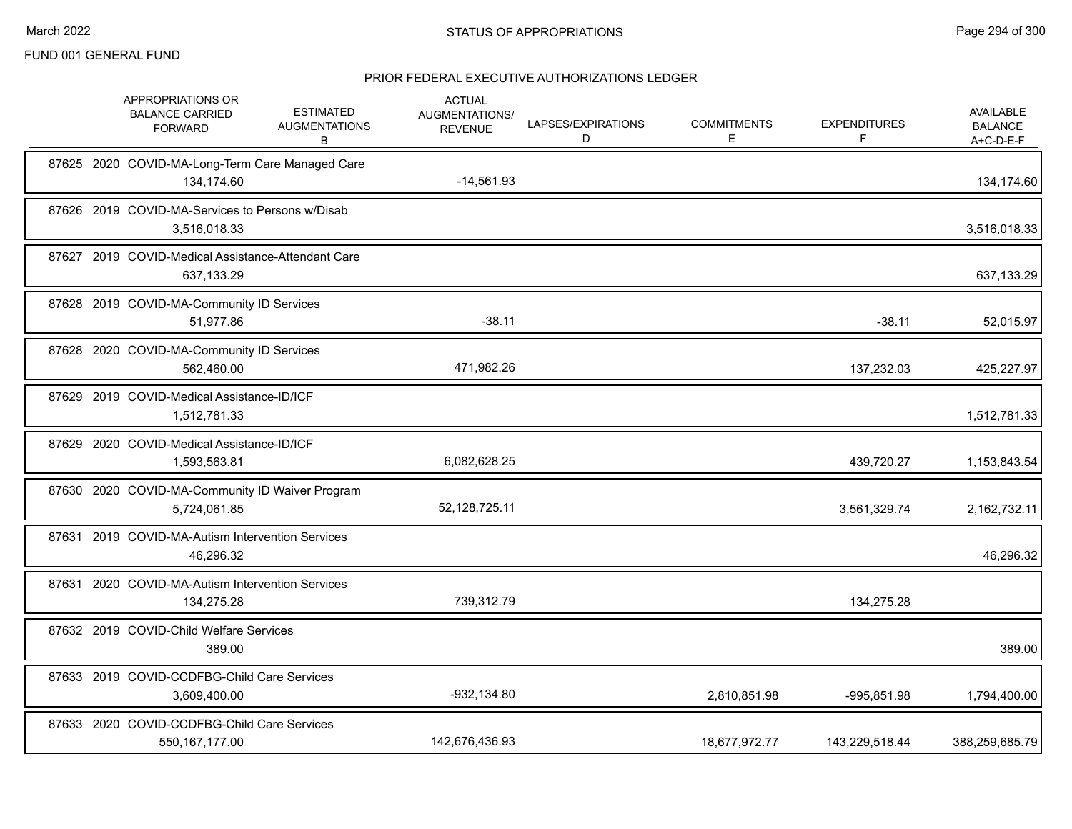FUND 001 GENERAL FUND

## STATUS OF APPROPRIATIONS

### PRIOR FEDERAL EXECUTIVE AUTHORIZATIONS LEDGER

| | APPROPRIATIONS OR BALANCE CARRIED FORWARD | ESTIMATED AUGMENTATIONS B | ACTUAL AUGMENTATIONS/ REVENUE | LAPSES/EXPIRATIONS D | COMMITMENTS E | EXPENDITURES F | AVAILABLE BALANCE A+C-D-E-F |
|---|---|---|---|---|---|---|---|
| 87625 2020 COVID-MA-Long-Term Care Managed Care | 134,174.60 | | -14,561.93 | | | | 134,174.60 |
| 87626 2019 COVID-MA-Services to Persons w/Disab | 3,516,018.33 | | | | | | 3,516,018.33 |
| 87627 2019 COVID-Medical Assistance-Attendant Care | 637,133.29 | | | | | | 637,133.29 |
| 87628 2019 COVID-MA-Community ID Services | 51,977.86 | | -38.11 | | | -38.11 | 52,015.97 |
| 87628 2020 COVID-MA-Community ID Services | 562,460.00 | | 471,982.26 | | | 137,232.03 | 425,227.97 |
| 87629 2019 COVID-Medical Assistance-ID/ICF | 1,512,781.33 | | | | | | 1,512,781.33 |
| 87629 2020 COVID-Medical Assistance-ID/ICF | 1,593,563.81 | | 6,082,628.25 | | | 439,720.27 | 1,153,843.54 |
| 87630 2020 COVID-MA-Community ID Waiver Program | 5,724,061.85 | | 52,128,725.11 | | | 3,561,329.74 | 2,162,732.11 |
| 87631 2019 COVID-MA-Autism Intervention Services | 46,296.32 | | | | | | 46,296.32 |
| 87631 2020 COVID-MA-Autism Intervention Services | 134,275.28 | | 739,312.79 | | | 134,275.28 | |
| 87632 2019 COVID-Child Welfare Services | 389.00 | | | | | | 389.00 |
| 87633 2019 COVID-CCDFBG-Child Care Services | 3,609,400.00 | | -932,134.80 | | 2,810,851.98 | -995,851.98 | 1,794,400.00 |
| 87633 2020 COVID-CCDFBG-Child Care Services | 550,167,177.00 | | 142,676,436.93 | | 18,677,972.77 | 143,229,518.44 | 388,259,685.79 |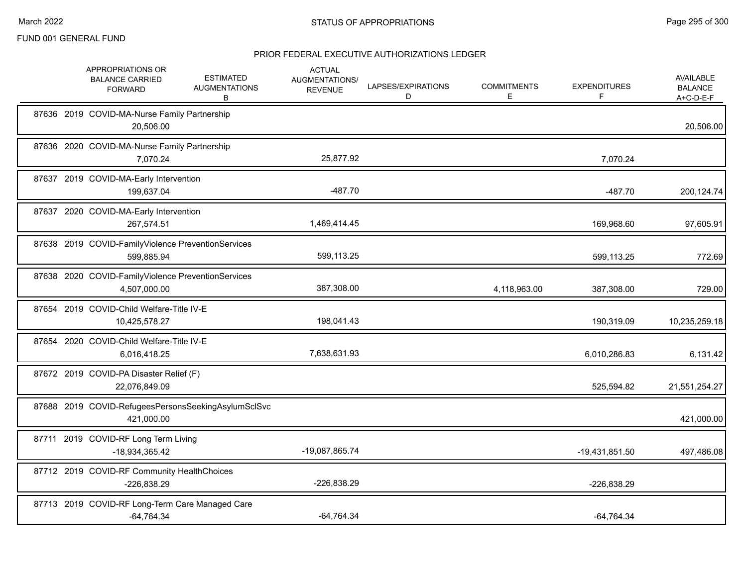FUND 001 GENERAL FUND

STATUS OF APPROPRIATIONS

## PRIOR FEDERAL EXECUTIVE AUTHORIZATIONS LEDGER

| | APPROPRIATIONS OR BALANCE CARRIED FORWARD | ESTIMATED AUGMENTATIONS B | ACTUAL AUGMENTATIONS/ REVENUE | LAPSES/EXPIRATIONS D | COMMITMENTS E | EXPENDITURES F | AVAILABLE BALANCE A+C-D-E-F |
|---|---|---|---|---|---|---|---|
| 87636 2019 COVID-MA-Nurse Family Partnership | 20,506.00 | | | | | | 20,506.00 |
| 87636 2020 COVID-MA-Nurse Family Partnership | 7,070.24 | | 25,877.92 | | | 7,070.24 | |
| 87637 2019 COVID-MA-Early Intervention | 199,637.04 | | -487.70 | | | -487.70 | 200,124.74 |
| 87637 2020 COVID-MA-Early Intervention | 267,574.51 | | 1,469,414.45 | | | 169,968.60 | 97,605.91 |
| 87638 2019 COVID-FamilyViolence PreventionServices | 599,885.94 | | 599,113.25 | | | 599,113.25 | 772.69 |
| 87638 2020 COVID-FamilyViolence PreventionServices | 4,507,000.00 | | 387,308.00 | | 4,118,963.00 | 387,308.00 | 729.00 |
| 87654 2019 COVID-Child Welfare-Title IV-E | 10,425,578.27 | | 198,041.43 | | | 190,319.09 | 10,235,259.18 |
| 87654 2020 COVID-Child Welfare-Title IV-E | 6,016,418.25 | | 7,638,631.93 | | | 6,010,286.83 | 6,131.42 |
| 87672 2019 COVID-PA Disaster Relief (F) | 22,076,849.09 | | | | | 525,594.82 | 21,551,254.27 |
| 87688 2019 COVID-RefugeesPersonsSeekingAsylumSclSvc | 421,000.00 | | | | | | 421,000.00 |
| 87711 2019 COVID-RF Long Term Living | -18,934,365.42 | | -19,087,865.74 | | | -19,431,851.50 | 497,486.08 |
| 87712 2019 COVID-RF Community HealthChoices | -226,838.29 | | -226,838.29 | | | -226,838.29 | |
| 87713 2019 COVID-RF Long-Term Care Managed Care | -64,764.34 | | -64,764.34 | | | -64,764.34 | |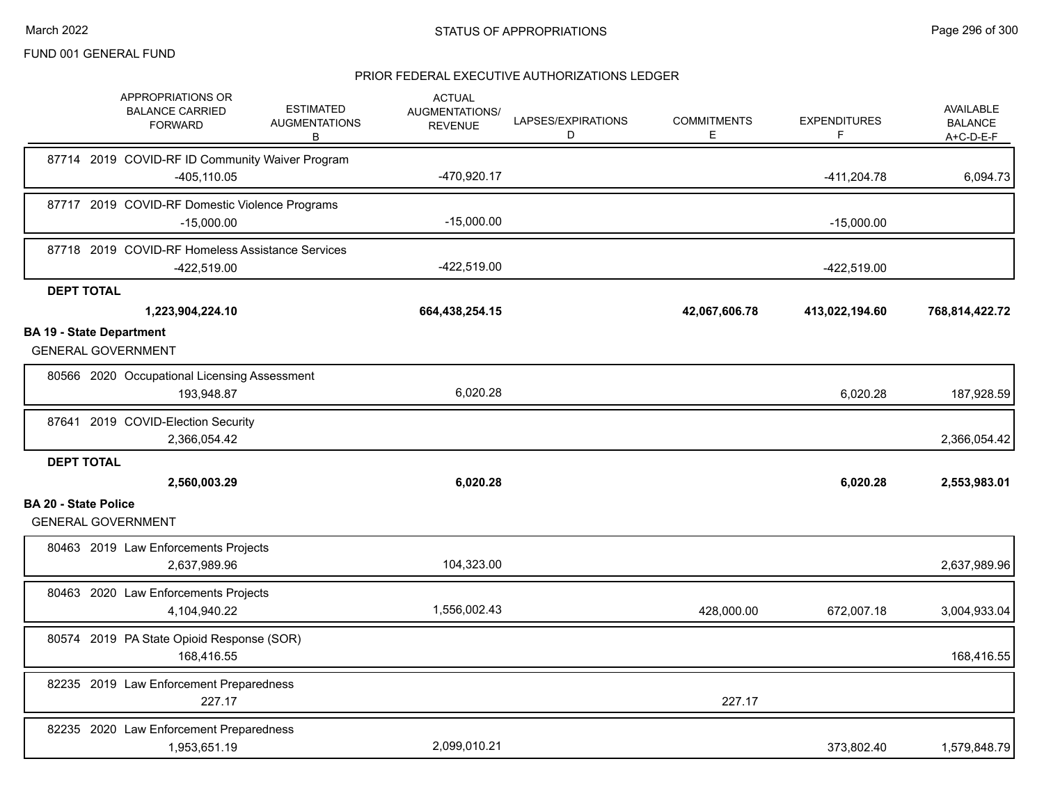FUND 001 GENERAL FUND

## PRIOR FEDERAL EXECUTIVE AUTHORIZATIONS LEDGER

| | APPROPRIATIONS OR BALANCE CARRIED FORWARD | ESTIMATED AUGMENTATIONS B | ACTUAL AUGMENTATIONS/ REVENUE | LAPSES/EXPIRATIONS D | COMMITMENTS E | EXPENDITURES F | AVAILABLE BALANCE A+C-D-E-F |
|---|---|---|---|---|---|---|---|
| 87714 2019 COVID-RF ID Community Waiver Program | -405,110.05 | | -470,920.17 | | | -411,204.78 | 6,094.73 |
| 87717 2019 COVID-RF Domestic Violence Programs | -15,000.00 | | -15,000.00 | | | -15,000.00 | |
| 87718 2019 COVID-RF Homeless Assistance Services | -422,519.00 | | -422,519.00 | | | -422,519.00 | |
| **DEPT TOTAL** | **1,223,904,224.10** | | **664,438,254.15** | | **42,067,606.78** | **413,022,194.60** | **768,814,422.72** |
| **BA 19 - State Department** | | | | | | | |
| GENERAL GOVERNMENT | | | | | | | |
| 80566 2020 Occupational Licensing Assessment | 193,948.87 | | 6,020.28 | | | 6,020.28 | 187,928.59 |
| 87641 2019 COVID-Election Security | 2,366,054.42 | | | | | | 2,366,054.42 |
| **DEPT TOTAL** | **2,560,003.29** | | **6,020.28** | | | **6,020.28** | **2,553,983.01** |
| **BA 20 - State Police** | | | | | | | |
| GENERAL GOVERNMENT | | | | | | | |
| 80463 2019 Law Enforcements Projects | 2,637,989.96 | | 104,323.00 | | | | 2,637,989.96 |
| 80463 2020 Law Enforcements Projects | 4,104,940.22 | | 1,556,002.43 | | 428,000.00 | 672,007.18 | 3,004,933.04 |
| 80574 2019 PA State Opioid Response (SOR) | 168,416.55 | | | | | | 168,416.55 |
| 82235 2019 Law Enforcement Preparedness | 227.17 | | | | 227.17 | | |
| 82235 2020 Law Enforcement Preparedness | 1,953,651.19 | | 2,099,010.21 | | | 373,802.40 | 1,579,848.79 |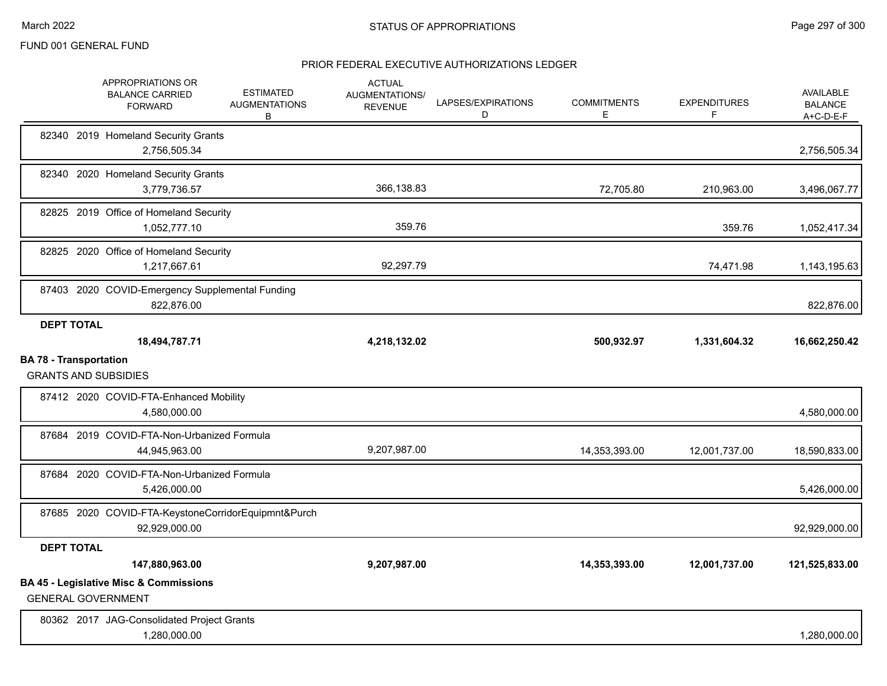## PRIOR FEDERAL EXECUTIVE AUTHORIZATIONS LEDGER

| | APPROPRIATIONS OR BALANCE CARRIED FORWARD | ESTIMATED AUGMENTATIONS B | ACTUAL AUGMENTATIONS/ REVENUE | LAPSES/EXPIRATIONS D | COMMITMENTS E | EXPENDITURES F | AVAILABLE BALANCE A+C-D-E-F |
|---|---|---|---|---|---|---|---|
| 82340 2019 Homeland Security Grants | 2,756,505.34 | | | | | | 2,756,505.34 |
| 82340 2020 Homeland Security Grants | 3,779,736.57 | | 366,138.83 | | 72,705.80 | 210,963.00 | 3,496,067.77 |
| 82825 2019 Office of Homeland Security | 1,052,777.10 | | 359.76 | | | 359.76 | 1,052,417.34 |
| 82825 2020 Office of Homeland Security | 1,217,667.61 | | 92,297.79 | | | 74,471.98 | 1,143,195.63 |
| 87403 2020 COVID-Emergency Supplemental Funding | 822,876.00 | | | | | | 822,876.00 |
| **DEPT TOTAL** | **18,494,787.71** | | **4,218,132.02** | | **500,932.97** | **1,331,604.32** | **16,662,250.42** |

**BA 78 - Transportation**

GRANTS AND SUBSIDIES

| | APPROPRIATIONS OR BALANCE CARRIED FORWARD | ESTIMATED AUGMENTATIONS B | ACTUAL AUGMENTATIONS/ REVENUE | LAPSES/EXPIRATIONS D | COMMITMENTS E | EXPENDITURES F | AVAILABLE BALANCE A+C-D-E-F |
|---|---|---|---|---|---|---|---|
| 87412 2020 COVID-FTA-Enhanced Mobility | 4,580,000.00 | | | | | | 4,580,000.00 |
| 87684 2019 COVID-FTA-Non-Urbanized Formula | 44,945,963.00 | | 9,207,987.00 | | 14,353,393.00 | 12,001,737.00 | 18,590,833.00 |
| 87684 2020 COVID-FTA-Non-Urbanized Formula | 5,426,000.00 | | | | | | 5,426,000.00 |
| 87685 2020 COVID-FTA-KeystoneCorridorEquipmnt&Purch | 92,929,000.00 | | | | | | 92,929,000.00 |
| **DEPT TOTAL** | **147,880,963.00** | | **9,207,987.00** | | **14,353,393.00** | **12,001,737.00** | **121,525,833.00** |

**BA 45 - Legislative Misc & Commissions**

GENERAL GOVERNMENT

| | APPROPRIATIONS OR BALANCE CARRIED FORWARD | ESTIMATED AUGMENTATIONS B | ACTUAL AUGMENTATIONS/ REVENUE | LAPSES/EXPIRATIONS D | COMMITMENTS E | EXPENDITURES F | AVAILABLE BALANCE A+C-D-E-F |
|---|---|---|---|---|---|---|---|
| 80362 2017 JAG-Consolidated Project Grants | 1,280,000.00 | | | | | | 1,280,000.00 |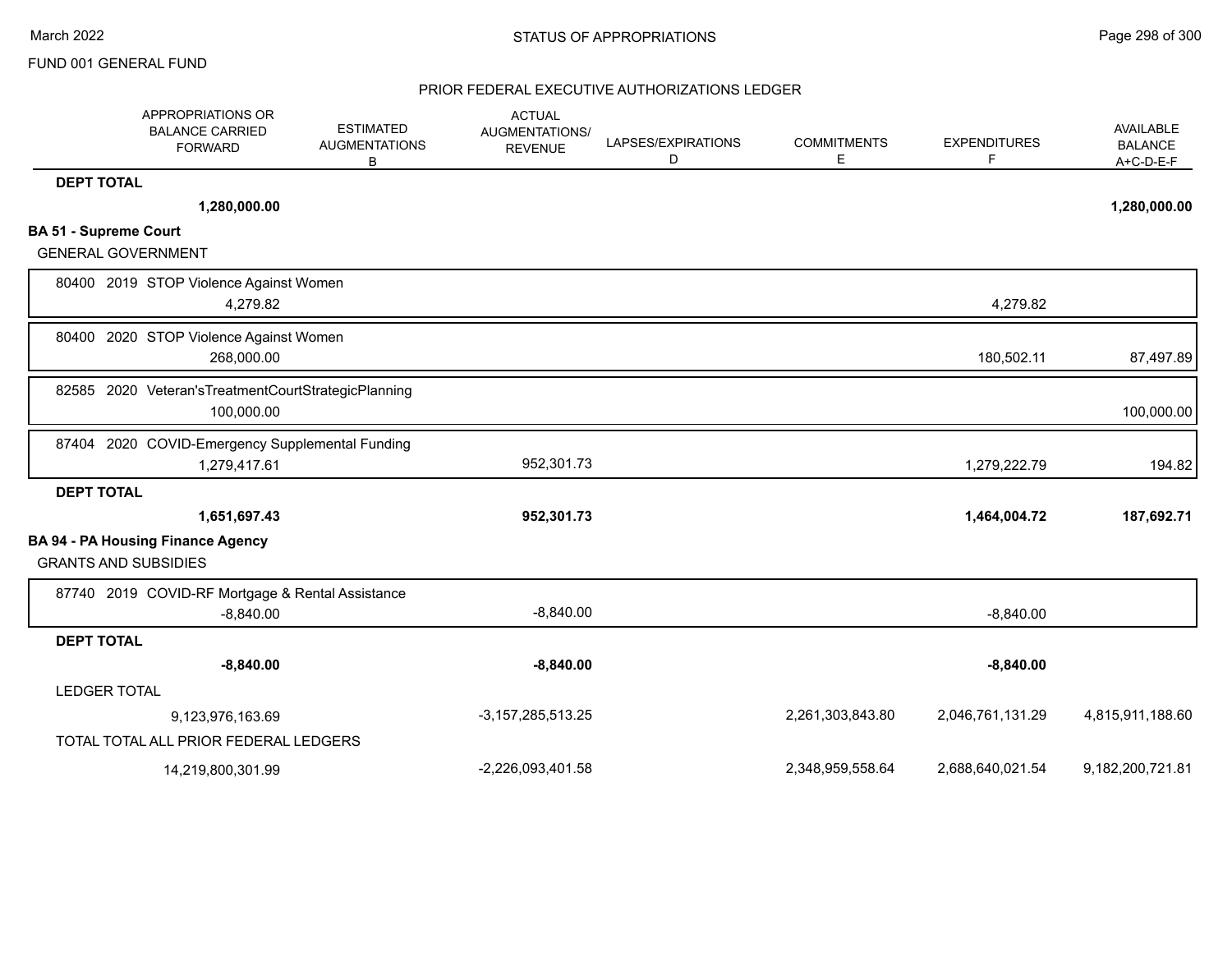FUND 001 GENERAL FUND

STATUS OF APPROPRIATIONS

PRIOR FEDERAL EXECUTIVE AUTHORIZATIONS LEDGER

| APPROPRIATIONS OR BALANCE CARRIED FORWARD | ESTIMATED AUGMENTATIONS B | ACTUAL AUGMENTATIONS/ REVENUE | LAPSES/EXPIRATIONS D | COMMITMENTS E | EXPENDITURES F | AVAILABLE BALANCE A+C-D-E-F |
|---|---|---|---|---|---|---|
| **DEPT TOTAL** | | | | | | |
| **1,280,000.00** | | | | | | **1,280,000.00** |
| **BA 51 - Supreme Court** | | | | | | |
| GENERAL GOVERNMENT | | | | | | |
| 80400 2019 STOP Violence Against Women | | | | | | |
| 4,279.82 | | | | | 4,279.82 | |
| 80400 2020 STOP Violence Against Women | | | | | | |
| 268,000.00 | | | | | 180,502.11 | 87,497.89 |
| 82585 2020 Veteran'sTreatmentCourtStrategicPlanning | | | | | | |
| 100,000.00 | | | | | | 100,000.00 |
| 87404 2020 COVID-Emergency Supplemental Funding | | | | | | |
| 1,279,417.61 | | 952,301.73 | | | 1,279,222.79 | 194.82 |
| **DEPT TOTAL** | | | | | | |
| **1,651,697.43** | | **952,301.73** | | | **1,464,004.72** | **187,692.71** |
| **BA 94 - PA Housing Finance Agency** | | | | | | |
| GRANTS AND SUBSIDIES | | | | | | |
| 87740 2019 COVID-RF Mortgage & Rental Assistance | | | | | | |
| -8,840.00 | | -8,840.00 | | | -8,840.00 | |
| **DEPT TOTAL** | | | | | | |
| **-8,840.00** | | **-8,840.00** | | | **-8,840.00** | |
| LEDGER TOTAL | | | | | | |
| 9,123,976,163.69 | | -3,157,285,513.25 | | 2,261,303,843.80 | 2,046,761,131.29 | 4,815,911,188.60 |
| TOTAL TOTAL ALL PRIOR FEDERAL LEDGERS | | | | | | |
| 14,219,800,301.99 | | -2,226,093,401.58 | | 2,348,959,558.64 | 2,688,640,021.54 | 9,182,200,721.81 |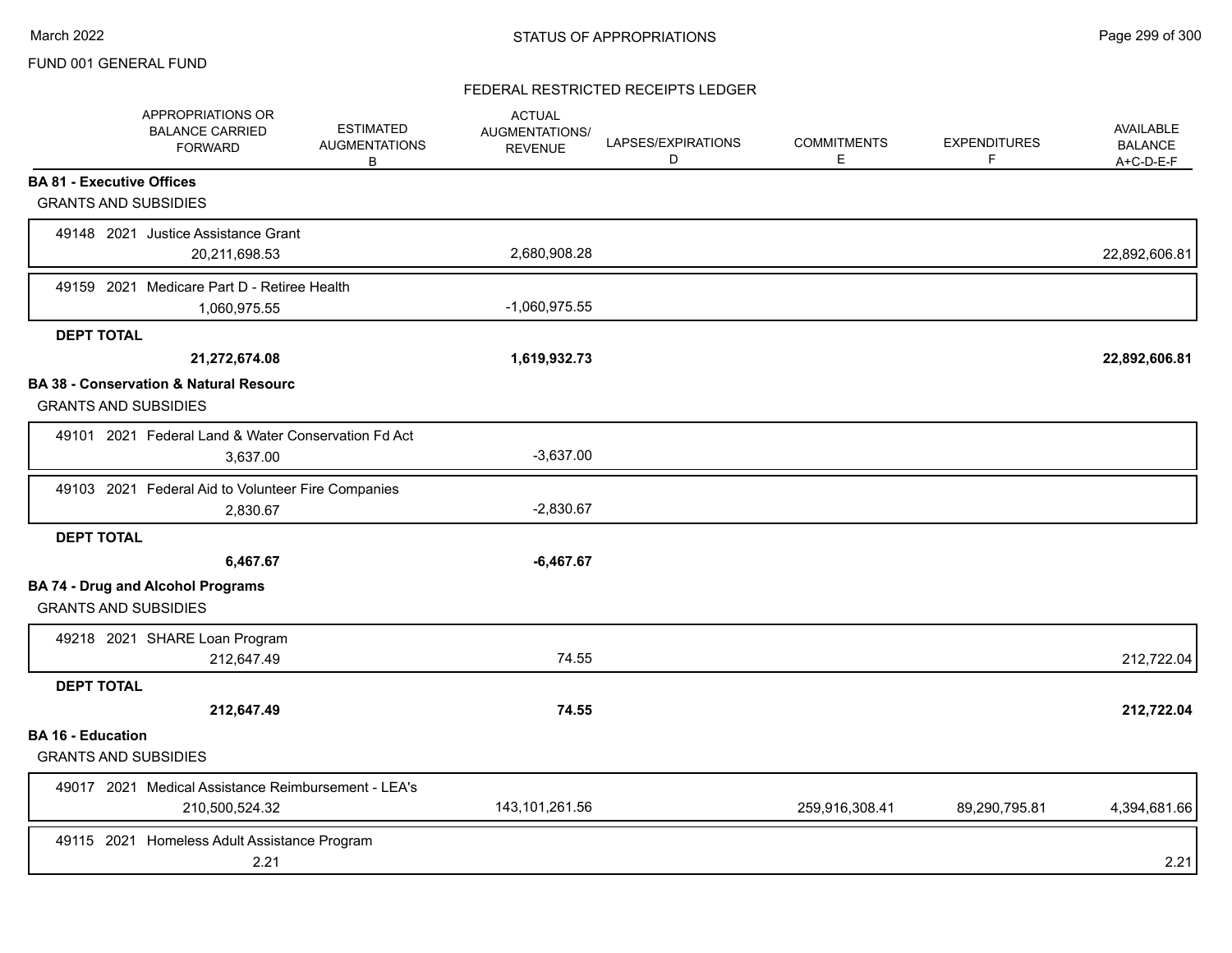FUND 001 GENERAL FUND

STATUS OF APPROPRIATIONS

FEDERAL RESTRICTED RECEIPTS LEDGER

| | APPROPRIATIONS OR BALANCE CARRIED FORWARD | ESTIMATED AUGMENTATIONS B | ACTUAL AUGMENTATIONS/ REVENUE | LAPSES/EXPIRATIONS D | COMMITMENTS E | EXPENDITURES F | AVAILABLE BALANCE A+C-D-E-F |
|---|---|---|---|---|---|---|---|
| **BA 81 - Executive Offices** | | | | | | | |
| GRANTS AND SUBSIDIES | | | | | | | |
| 49148 2021 Justice Assistance Grant | 20,211,698.53 | | 2,680,908.28 | | | | 22,892,606.81 |
| 49159 2021 Medicare Part D - Retiree Health | 1,060,975.55 | | -1,060,975.55 | | | | |
| **DEPT TOTAL** | **21,272,674.08** | | **1,619,932.73** | | | | **22,892,606.81** |
| **BA 38 - Conservation & Natural Resourc** | | | | | | | |
| GRANTS AND SUBSIDIES | | | | | | | |
| 49101 2021 Federal Land & Water Conservation Fd Act | 3,637.00 | | -3,637.00 | | | | |
| 49103 2021 Federal Aid to Volunteer Fire Companies | 2,830.67 | | -2,830.67 | | | | |
| **DEPT TOTAL** | **6,467.67** | | **-6,467.67** | | | | |
| **BA 74 - Drug and Alcohol Programs** | | | | | | | |
| GRANTS AND SUBSIDIES | | | | | | | |
| 49218 2021 SHARE Loan Program | 212,647.49 | | 74.55 | | | | 212,722.04 |
| **DEPT TOTAL** | **212,647.49** | | **74.55** | | | | **212,722.04** |
| **BA 16 - Education** | | | | | | | |
| GRANTS AND SUBSIDIES | | | | | | | |
| 49017 2021 Medical Assistance Reimbursement - LEA's | 210,500,524.32 | | 143,101,261.56 | | 259,916,308.41 | 89,290,795.81 | 4,394,681.66 |
| 49115 2021 Homeless Adult Assistance Program | 2.21 | | | | | | 2.21 |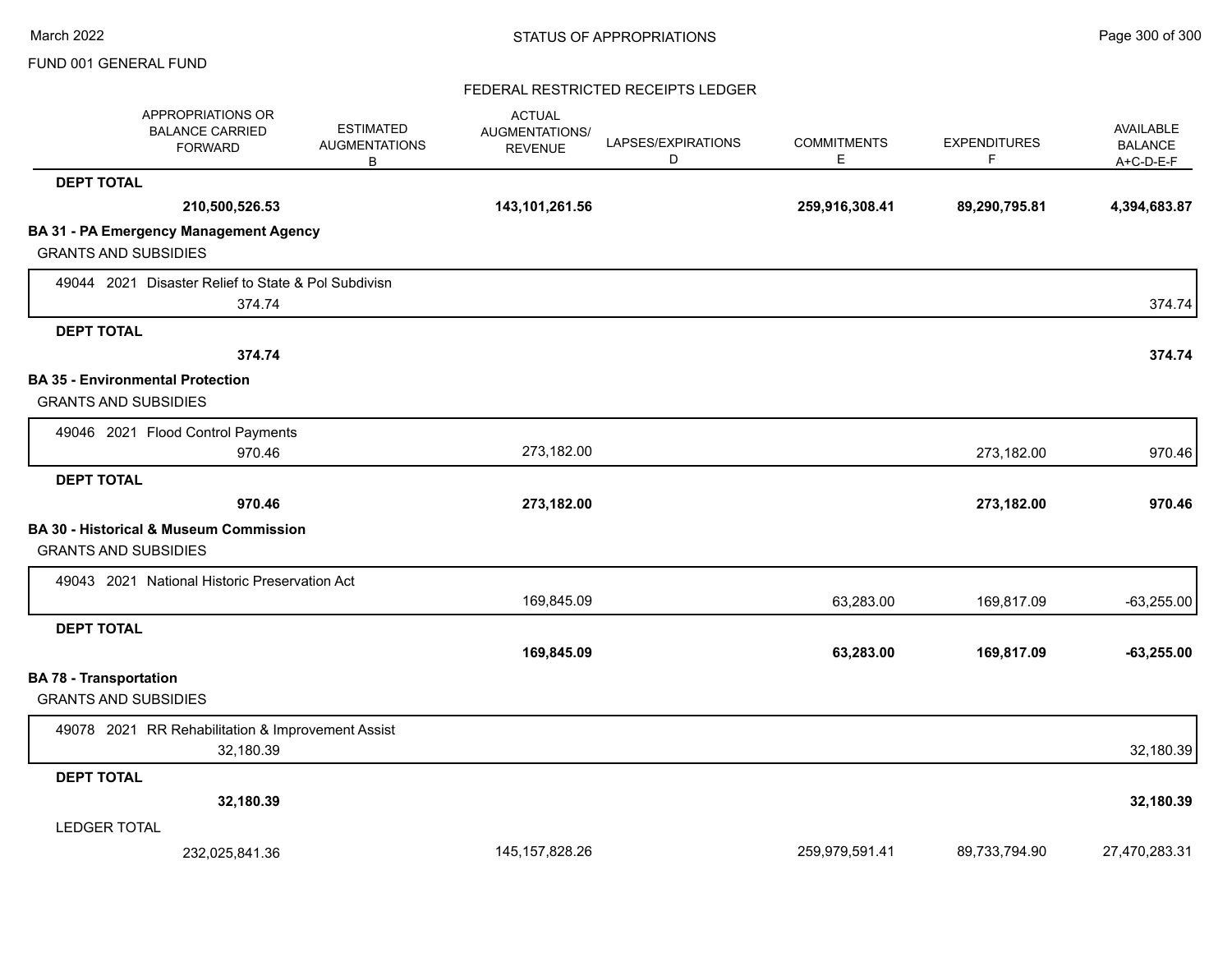FUND 001 GENERAL FUND

STATUS OF APPROPRIATIONS

FEDERAL RESTRICTED RECEIPTS LEDGER

| | APPROPRIATIONS OR BALANCE CARRIED FORWARD | ESTIMATED AUGMENTATIONS B | ACTUAL AUGMENTATIONS/ REVENUE | LAPSES/EXPIRATIONS D | COMMITMENTS E | EXPENDITURES F | AVAILABLE BALANCE A+C-D-E-F |
|---|---|---|---|---|---|---|---|
| **DEPT TOTAL** | **210,500,526.53** | | **143,101,261.56** | | **259,916,308.41** | **89,290,795.81** | **4,394,683.87** |
| **BA 31 - PA Emergency Management Agency** | | | | | | | |
| GRANTS AND SUBSIDIES | | | | | | | |
| 49044 2021 Disaster Relief to State & Pol Subdivisn | 374.74 | | | | | | 374.74 |
| **DEPT TOTAL** | **374.74** | | | | | | **374.74** |
| **BA 35 - Environmental Protection** | | | | | | | |
| GRANTS AND SUBSIDIES | | | | | | | |
| 49046 2021 Flood Control Payments | 970.46 | | 273,182.00 | | | 273,182.00 | 970.46 |
| **DEPT TOTAL** | **970.46** | | **273,182.00** | | | **273,182.00** | **970.46** |
| **BA 30 - Historical & Museum Commission** | | | | | | | |
| GRANTS AND SUBSIDIES | | | | | | | |
| 49043 2021 National Historic Preservation Act | | | 169,845.09 | | 63,283.00 | 169,817.09 | -63,255.00 |
| **DEPT TOTAL** | | | **169,845.09** | | **63,283.00** | **169,817.09** | **-63,255.00** |
| **BA 78 - Transportation** | | | | | | | |
| GRANTS AND SUBSIDIES | | | | | | | |
| 49078 2021 RR Rehabilitation & Improvement Assist | 32,180.39 | | | | | | 32,180.39 |
| **DEPT TOTAL** | **32,180.39** | | | | | | **32,180.39** |
| LEDGER TOTAL | 232,025,841.36 | | 145,157,828.26 | | 259,979,591.41 | 89,733,794.90 | 27,470,283.31 |